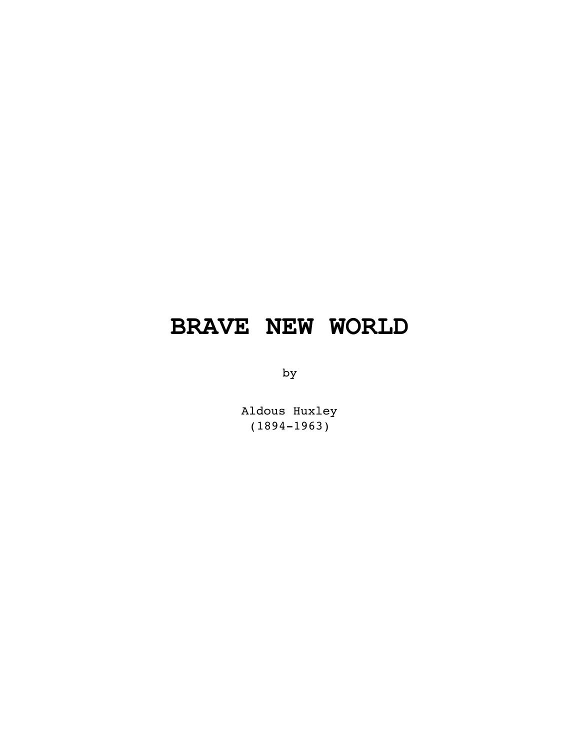# BRAVE NEW WORLD

by

Aldous Huxley
(1894-1963)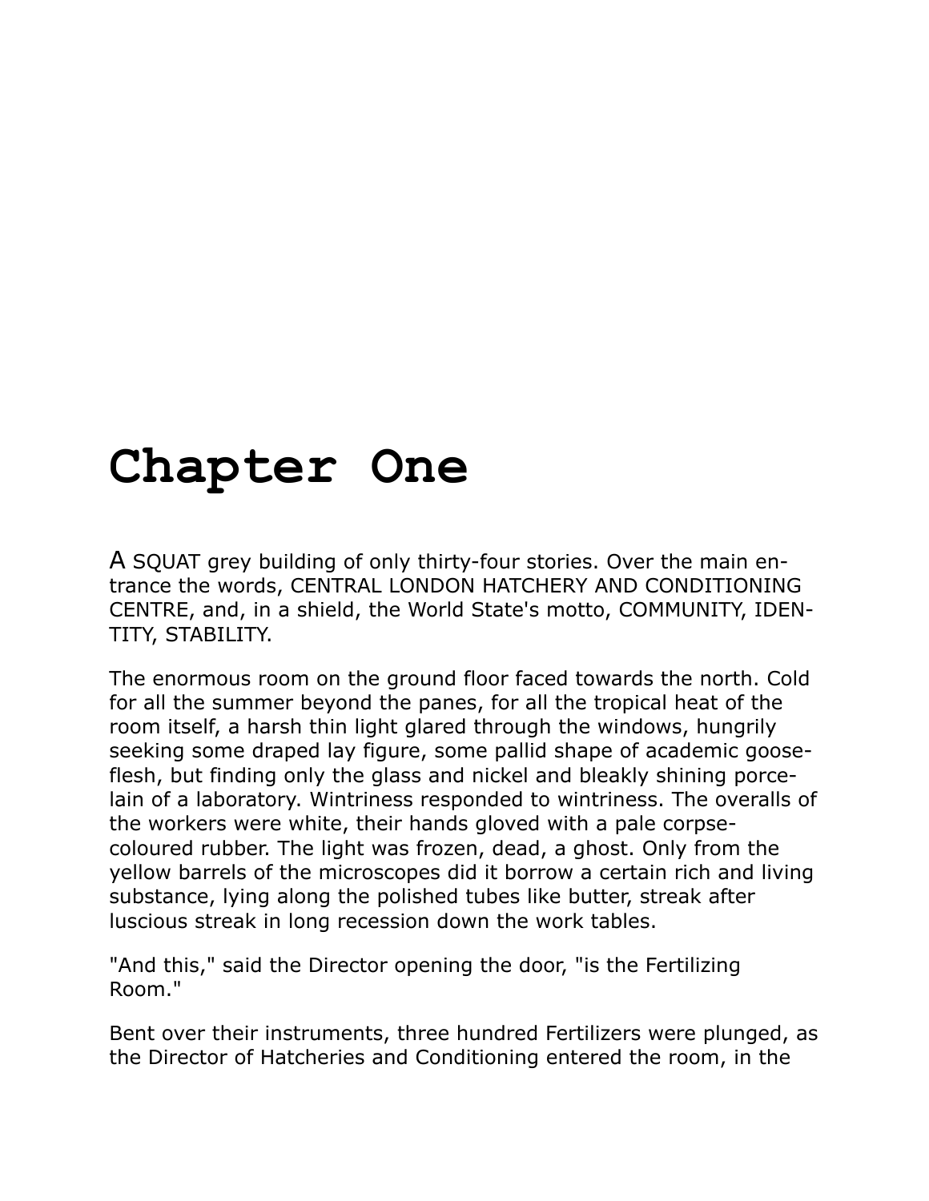# Chapter One

A SQUAT grey building of only thirty-four stories. Over the main entrance the words, CENTRAL LONDON HATCHERY AND CONDITIONING CENTRE, and, in a shield, the World State's motto, COMMUNITY, IDENTITY, STABILITY.

The enormous room on the ground floor faced towards the north. Cold for all the summer beyond the panes, for all the tropical heat of the room itself, a harsh thin light glared through the windows, hungrily seeking some draped lay figure, some pallid shape of academic goose-flesh, but finding only the glass and nickel and bleakly shining porcelain of a laboratory. Wintriness responded to wintriness. The overalls of the workers were white, their hands gloved with a pale corpse-coloured rubber. The light was frozen, dead, a ghost. Only from the yellow barrels of the microscopes did it borrow a certain rich and living substance, lying along the polished tubes like butter, streak after luscious streak in long recession down the work tables.

"And this," said the Director opening the door, "is the Fertilizing Room."

Bent over their instruments, three hundred Fertilizers were plunged, as the Director of Hatcheries and Conditioning entered the room, in the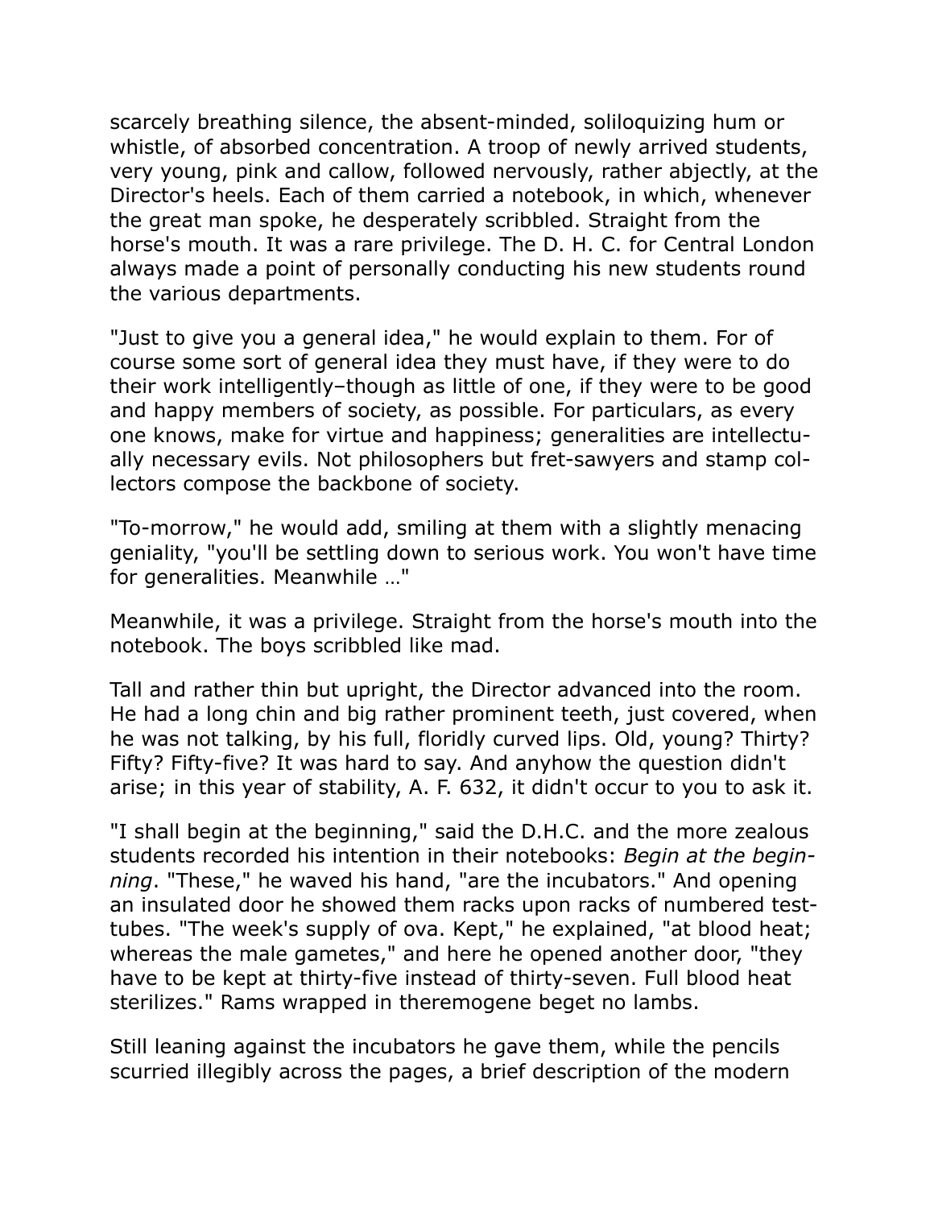scarcely breathing silence, the absent-minded, soliloquizing hum or whistle, of absorbed concentration. A troop of newly arrived students, very young, pink and callow, followed nervously, rather abjectly, at the Director's heels. Each of them carried a notebook, in which, whenever the great man spoke, he desperately scribbled. Straight from the horse's mouth. It was a rare privilege. The D. H. C. for Central London always made a point of personally conducting his new students round the various departments.

"Just to give you a general idea," he would explain to them. For of course some sort of general idea they must have, if they were to do their work intelligently–though as little of one, if they were to be good and happy members of society, as possible. For particulars, as every one knows, make for virtue and happiness; generalities are intellectually necessary evils. Not philosophers but fret-sawyers and stamp collectors compose the backbone of society.

"To-morrow," he would add, smiling at them with a slightly menacing geniality, "you'll be settling down to serious work. You won't have time for generalities. Meanwhile …"

Meanwhile, it was a privilege. Straight from the horse's mouth into the notebook. The boys scribbled like mad.

Tall and rather thin but upright, the Director advanced into the room. He had a long chin and big rather prominent teeth, just covered, when he was not talking, by his full, floridly curved lips. Old, young? Thirty? Fifty? Fifty-five? It was hard to say. And anyhow the question didn't arise; in this year of stability, A. F. 632, it didn't occur to you to ask it.

"I shall begin at the beginning," said the D.H.C. and the more zealous students recorded his intention in their notebooks: *Begin at the beginning*. "These," he waved his hand, "are the incubators." And opening an insulated door he showed them racks upon racks of numbered test-tubes. "The week's supply of ova. Kept," he explained, "at blood heat; whereas the male gametes," and here he opened another door, "they have to be kept at thirty-five instead of thirty-seven. Full blood heat sterilizes." Rams wrapped in theremogene beget no lambs.

Still leaning against the incubators he gave them, while the pencils scurried illegibly across the pages, a brief description of the modern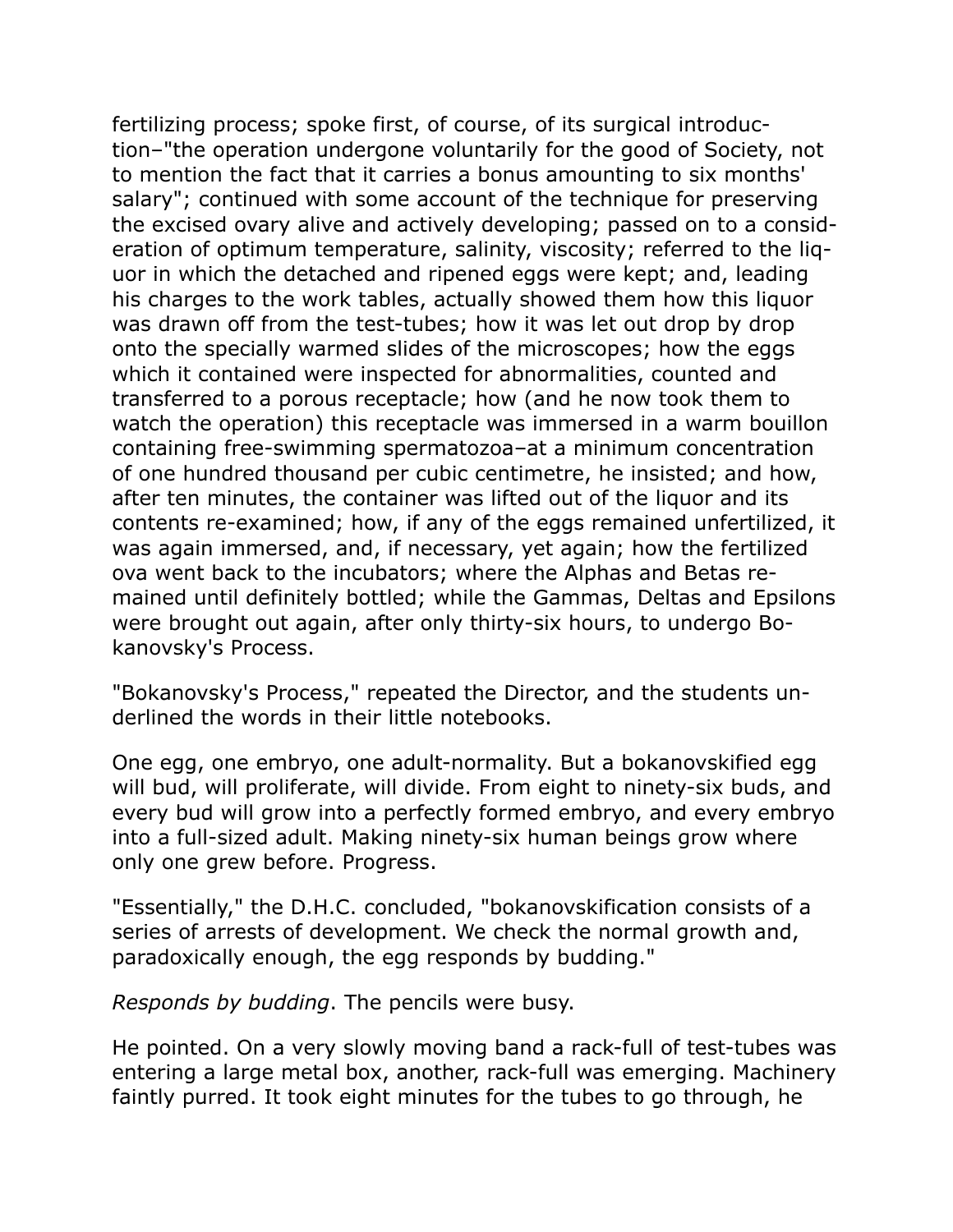fertilizing process; spoke first, of course, of its surgical introduction–"the operation undergone voluntarily for the good of Society, not to mention the fact that it carries a bonus amounting to six months' salary"; continued with some account of the technique for preserving the excised ovary alive and actively developing; passed on to a consideration of optimum temperature, salinity, viscosity; referred to the liquor in which the detached and ripened eggs were kept; and, leading his charges to the work tables, actually showed them how this liquor was drawn off from the test-tubes; how it was let out drop by drop onto the specially warmed slides of the microscopes; how the eggs which it contained were inspected for abnormalities, counted and transferred to a porous receptacle; how (and he now took them to watch the operation) this receptacle was immersed in a warm bouillon containing free-swimming spermatozoa–at a minimum concentration of one hundred thousand per cubic centimetre, he insisted; and how, after ten minutes, the container was lifted out of the liquor and its contents re-examined; how, if any of the eggs remained unfertilized, it was again immersed, and, if necessary, yet again; how the fertilized ova went back to the incubators; where the Alphas and Betas remained until definitely bottled; while the Gammas, Deltas and Epsilons were brought out again, after only thirty-six hours, to undergo Bokanovsky's Process.

"Bokanovsky's Process," repeated the Director, and the students underlined the words in their little notebooks.

One egg, one embryo, one adult-normality. But a bokanovskified egg will bud, will proliferate, will divide. From eight to ninety-six buds, and every bud will grow into a perfectly formed embryo, and every embryo into a full-sized adult. Making ninety-six human beings grow where only one grew before. Progress.

"Essentially," the D.H.C. concluded, "bokanovskification consists of a series of arrests of development. We check the normal growth and, paradoxically enough, the egg responds by budding."

*Responds by budding*. The pencils were busy.

He pointed. On a very slowly moving band a rack-full of test-tubes was entering a large metal box, another, rack-full was emerging. Machinery faintly purred. It took eight minutes for the tubes to go through, he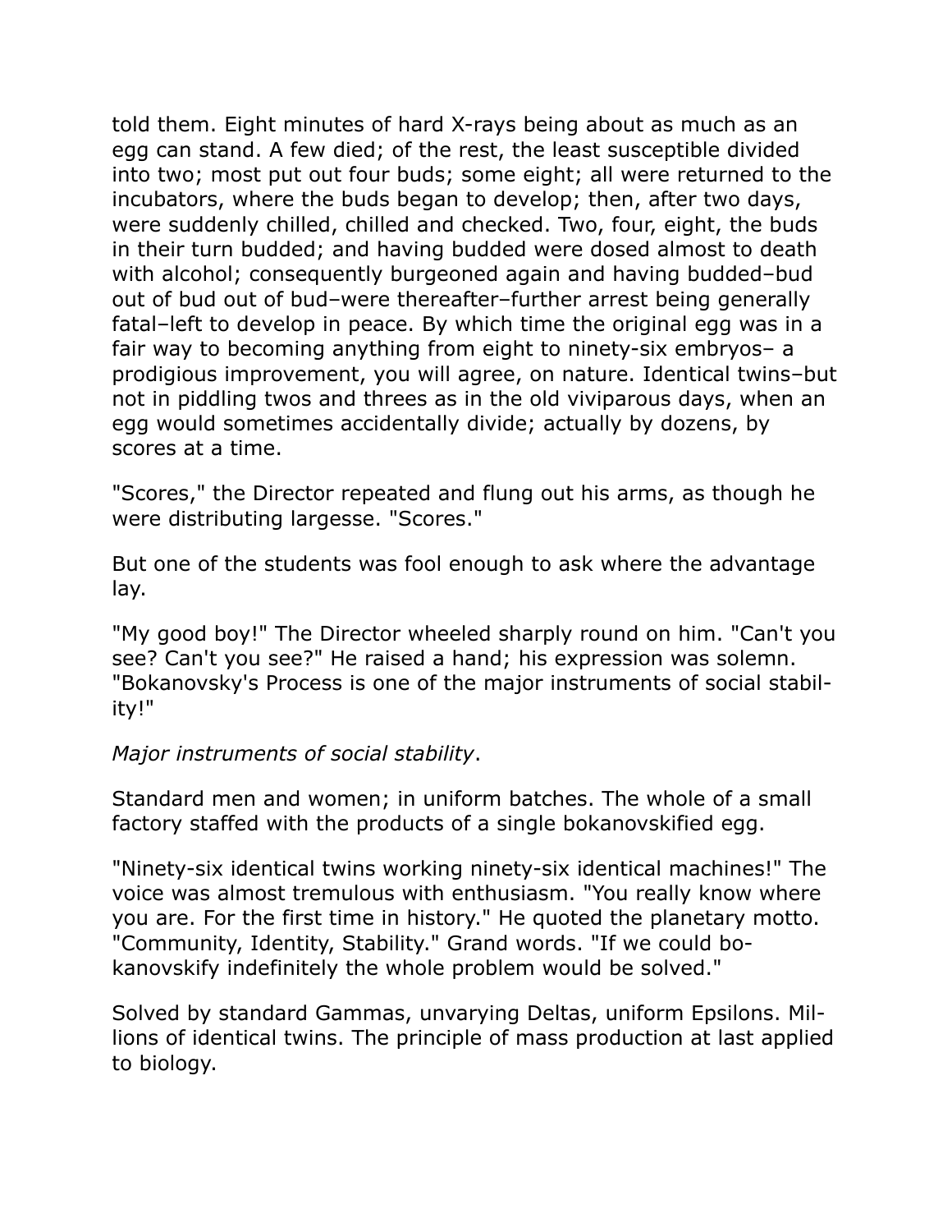told them. Eight minutes of hard X-rays being about as much as an egg can stand. A few died; of the rest, the least susceptible divided into two; most put out four buds; some eight; all were returned to the incubators, where the buds began to develop; then, after two days, were suddenly chilled, chilled and checked. Two, four, eight, the buds in their turn budded; and having budded were dosed almost to death with alcohol; consequently burgeoned again and having budded–bud out of bud out of bud–were thereafter–further arrest being generally fatal–left to develop in peace. By which time the original egg was in a fair way to becoming anything from eight to ninety-six embryos– a prodigious improvement, you will agree, on nature. Identical twins–but not in piddling twos and threes as in the old viviparous days, when an egg would sometimes accidentally divide; actually by dozens, by scores at a time.

"Scores," the Director repeated and flung out his arms, as though he were distributing largesse. "Scores."

But one of the students was fool enough to ask where the advantage lay.

"My good boy!" The Director wheeled sharply round on him. "Can't you see? Can't you see?" He raised a hand; his expression was solemn. "Bokanovsky's Process is one of the major instruments of social stability!"

*Major instruments of social stability*.

Standard men and women; in uniform batches. The whole of a small factory staffed with the products of a single bokanovskified egg.

"Ninety-six identical twins working ninety-six identical machines!" The voice was almost tremulous with enthusiasm. "You really know where you are. For the first time in history." He quoted the planetary motto. "Community, Identity, Stability." Grand words. "If we could bokanovskify indefinitely the whole problem would be solved."

Solved by standard Gammas, unvarying Deltas, uniform Epsilons. Millions of identical twins. The principle of mass production at last applied to biology.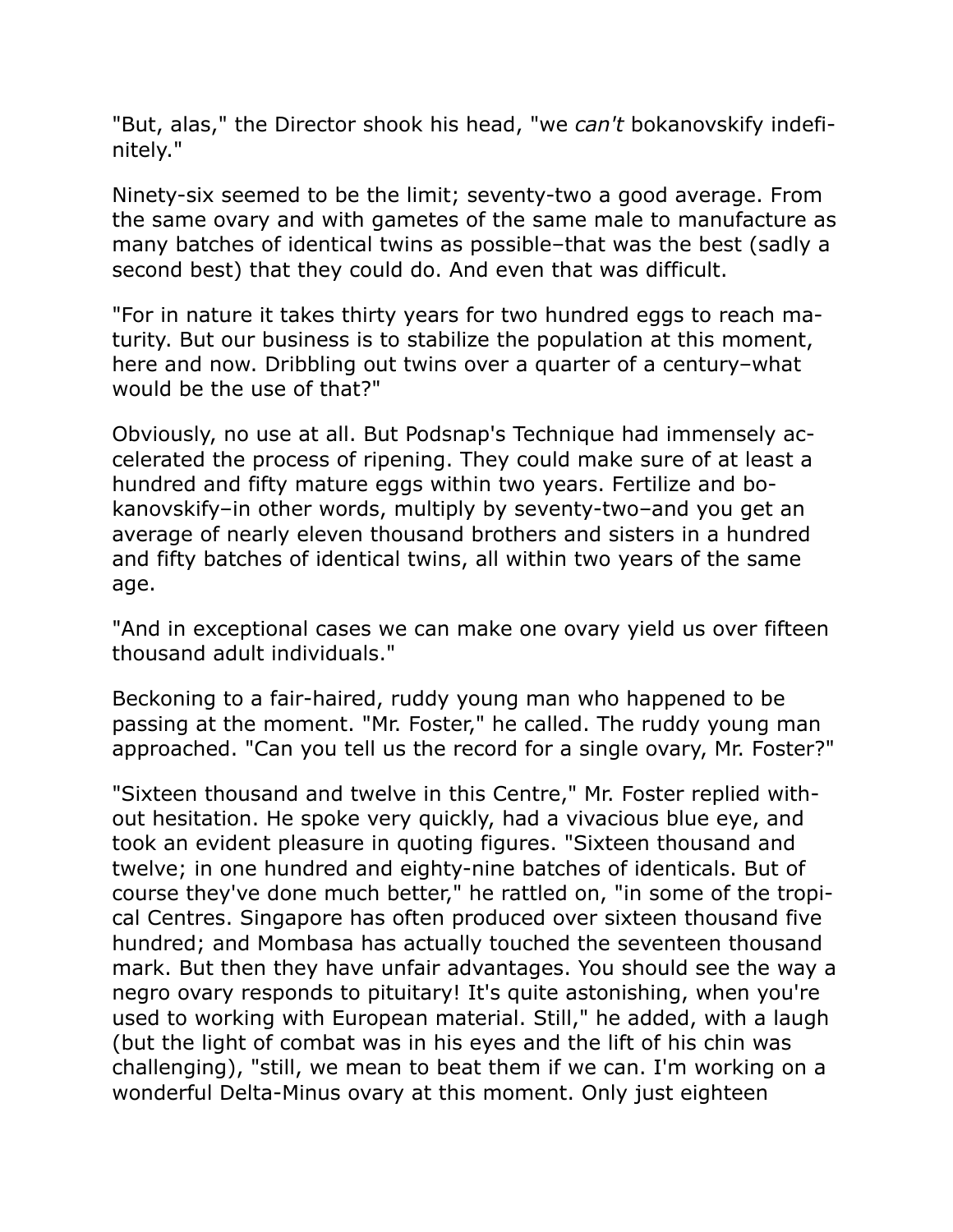"But, alas," the Director shook his head, "we *can't* bokanovskify indefinitely."

Ninety-six seemed to be the limit; seventy-two a good average. From the same ovary and with gametes of the same male to manufacture as many batches of identical twins as possible–that was the best (sadly a second best) that they could do. And even that was difficult.

"For in nature it takes thirty years for two hundred eggs to reach maturity. But our business is to stabilize the population at this moment, here and now. Dribbling out twins over a quarter of a century–what would be the use of that?"

Obviously, no use at all. But Podsnap's Technique had immensely accelerated the process of ripening. They could make sure of at least a hundred and fifty mature eggs within two years. Fertilize and bokanovskify–in other words, multiply by seventy-two–and you get an average of nearly eleven thousand brothers and sisters in a hundred and fifty batches of identical twins, all within two years of the same age.

"And in exceptional cases we can make one ovary yield us over fifteen thousand adult individuals."

Beckoning to a fair-haired, ruddy young man who happened to be passing at the moment. "Mr. Foster," he called. The ruddy young man approached. "Can you tell us the record for a single ovary, Mr. Foster?"

"Sixteen thousand and twelve in this Centre," Mr. Foster replied without hesitation. He spoke very quickly, had a vivacious blue eye, and took an evident pleasure in quoting figures. "Sixteen thousand and twelve; in one hundred and eighty-nine batches of identicals. But of course they've done much better," he rattled on, "in some of the tropical Centres. Singapore has often produced over sixteen thousand five hundred; and Mombasa has actually touched the seventeen thousand mark. But then they have unfair advantages. You should see the way a negro ovary responds to pituitary! It's quite astonishing, when you're used to working with European material. Still," he added, with a laugh (but the light of combat was in his eyes and the lift of his chin was challenging), "still, we mean to beat them if we can. I'm working on a wonderful Delta-Minus ovary at this moment. Only just eighteen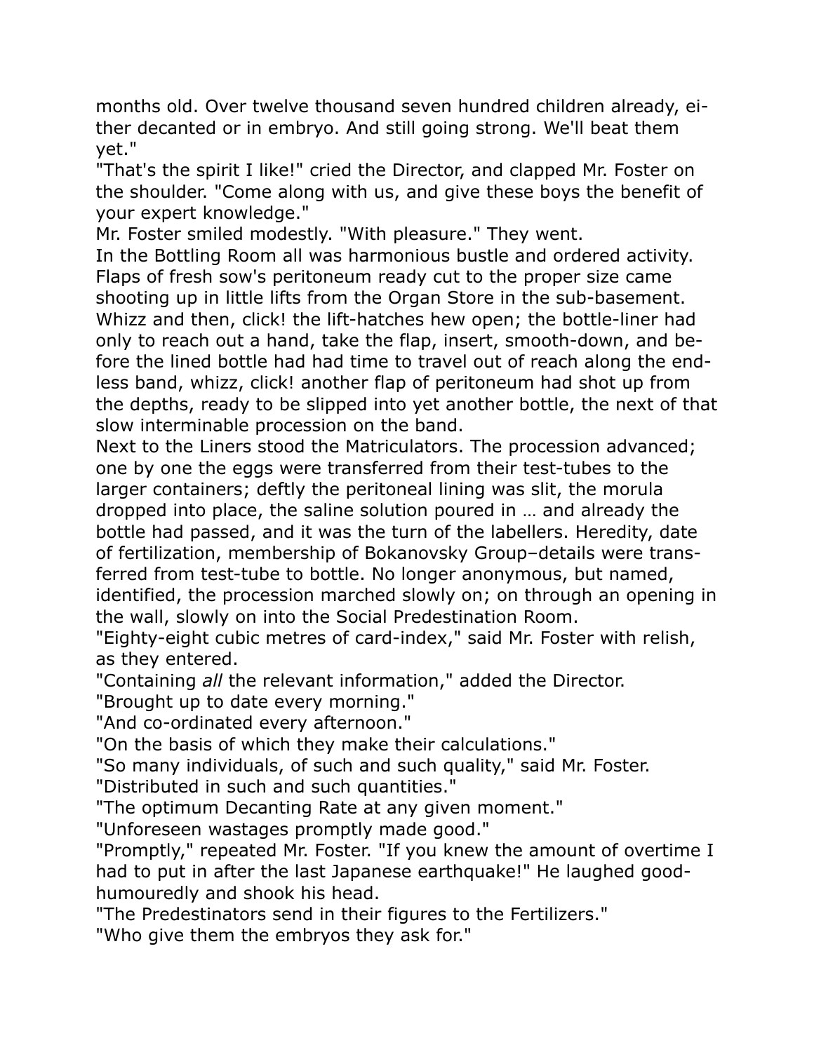months old. Over twelve thousand seven hundred children already, either decanted or in embryo. And still going strong. We'll beat them yet."

"That's the spirit I like!" cried the Director, and clapped Mr. Foster on the shoulder. "Come along with us, and give these boys the benefit of your expert knowledge."

Mr. Foster smiled modestly. "With pleasure." They went.

In the Bottling Room all was harmonious bustle and ordered activity. Flaps of fresh sow's peritoneum ready cut to the proper size came shooting up in little lifts from the Organ Store in the sub-basement. Whizz and then, click! the lift-hatches hew open; the bottle-liner had only to reach out a hand, take the flap, insert, smooth-down, and before the lined bottle had had time to travel out of reach along the endless band, whizz, click! another flap of peritoneum had shot up from the depths, ready to be slipped into yet another bottle, the next of that slow interminable procession on the band.

Next to the Liners stood the Matriculators. The procession advanced; one by one the eggs were transferred from their test-tubes to the larger containers; deftly the peritoneal lining was slit, the morula dropped into place, the saline solution poured in … and already the bottle had passed, and it was the turn of the labellers. Heredity, date of fertilization, membership of Bokanovsky Group–details were transferred from test-tube to bottle. No longer anonymous, but named, identified, the procession marched slowly on; on through an opening in the wall, slowly on into the Social Predestination Room.

"Eighty-eight cubic metres of card-index," said Mr. Foster with relish, as they entered.

"Containing *all* the relevant information," added the Director.

"Brought up to date every morning."

"And co-ordinated every afternoon."

"On the basis of which they make their calculations."

"So many individuals, of such and such quality," said Mr. Foster.

"Distributed in such and such quantities."

"The optimum Decanting Rate at any given moment."

"Unforeseen wastages promptly made good."

"Promptly," repeated Mr. Foster. "If you knew the amount of overtime I had to put in after the last Japanese earthquake!" He laughed good-humouredly and shook his head.

"The Predestinators send in their figures to the Fertilizers."

"Who give them the embryos they ask for."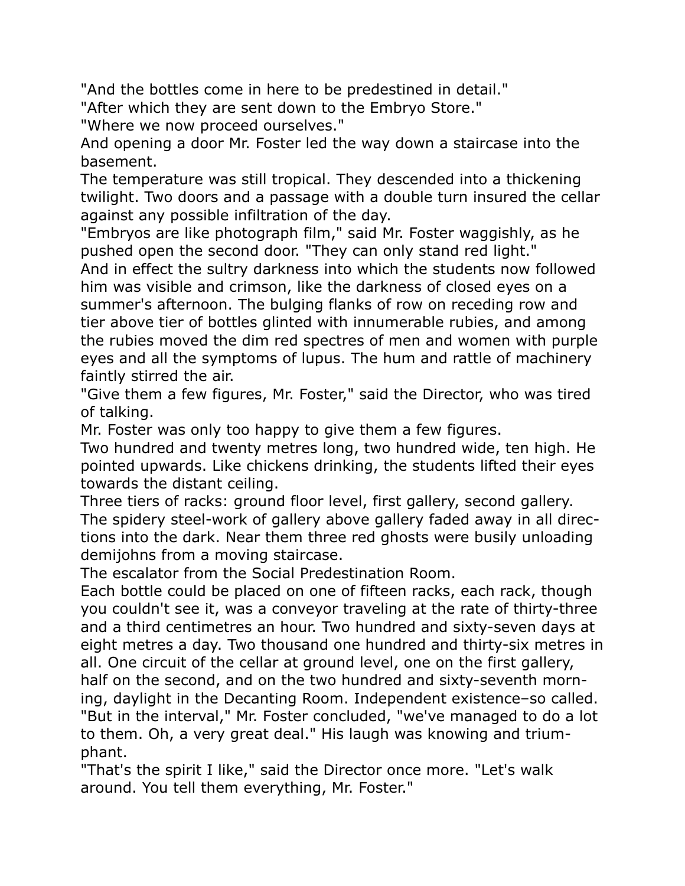"And the bottles come in here to be predestined in detail."

"After which they are sent down to the Embryo Store."

"Where we now proceed ourselves."

And opening a door Mr. Foster led the way down a staircase into the basement.

The temperature was still tropical. They descended into a thickening twilight. Two doors and a passage with a double turn insured the cellar against any possible infiltration of the day.

"Embryos are like photograph film," said Mr. Foster waggishly, as he pushed open the second door. "They can only stand red light."

And in effect the sultry darkness into which the students now followed him was visible and crimson, like the darkness of closed eyes on a summer's afternoon. The bulging flanks of row on receding row and tier above tier of bottles glinted with innumerable rubies, and among the rubies moved the dim red spectres of men and women with purple eyes and all the symptoms of lupus. The hum and rattle of machinery faintly stirred the air.

"Give them a few figures, Mr. Foster," said the Director, who was tired of talking.

Mr. Foster was only too happy to give them a few figures.

Two hundred and twenty metres long, two hundred wide, ten high. He pointed upwards. Like chickens drinking, the students lifted their eyes towards the distant ceiling.

Three tiers of racks: ground floor level, first gallery, second gallery. The spidery steel-work of gallery above gallery faded away in all directions into the dark. Near them three red ghosts were busily unloading demijohns from a moving staircase.

The escalator from the Social Predestination Room.

Each bottle could be placed on one of fifteen racks, each rack, though you couldn't see it, was a conveyor traveling at the rate of thirty-three and a third centimetres an hour. Two hundred and sixty-seven days at eight metres a day. Two thousand one hundred and thirty-six metres in all. One circuit of the cellar at ground level, one on the first gallery, half on the second, and on the two hundred and sixty-seventh morning, daylight in the Decanting Room. Independent existence–so called.

"But in the interval," Mr. Foster concluded, "we've managed to do a lot to them. Oh, a very great deal." His laugh was knowing and triumphant.

"That's the spirit I like," said the Director once more. "Let's walk around. You tell them everything, Mr. Foster."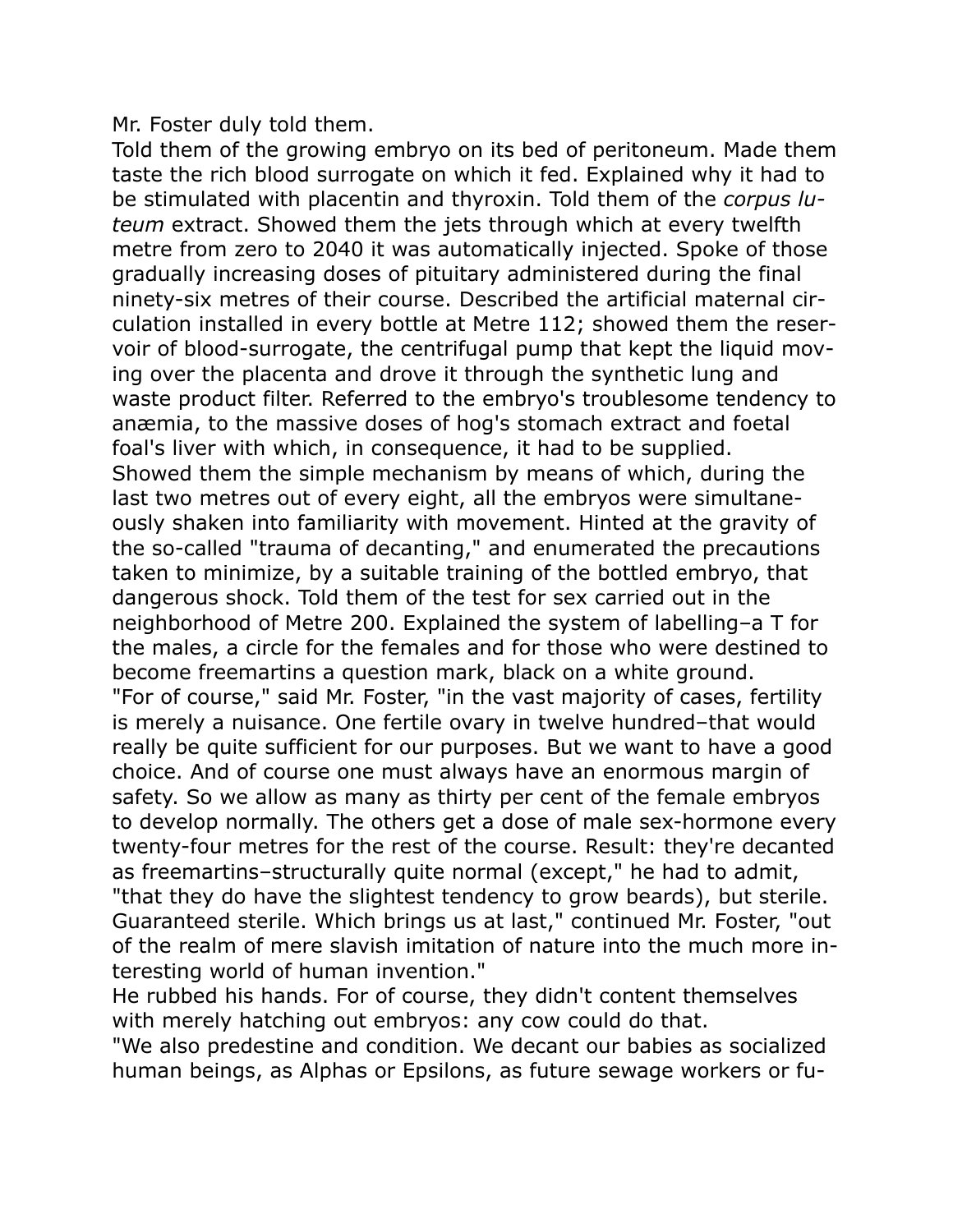Mr. Foster duly told them.

Told them of the growing embryo on its bed of peritoneum. Made them taste the rich blood surrogate on which it fed. Explained why it had to be stimulated with placentin and thyroxin. Told them of the *corpus luteum* extract. Showed them the jets through which at every twelfth metre from zero to 2040 it was automatically injected. Spoke of those gradually increasing doses of pituitary administered during the final ninety-six metres of their course. Described the artificial maternal circulation installed in every bottle at Metre 112; showed them the reservoir of blood-surrogate, the centrifugal pump that kept the liquid moving over the placenta and drove it through the synthetic lung and waste product filter. Referred to the embryo's troublesome tendency to anæmia, to the massive doses of hog's stomach extract and foetal foal's liver with which, in consequence, it had to be supplied.

Showed them the simple mechanism by means of which, during the last two metres out of every eight, all the embryos were simultaneously shaken into familiarity with movement. Hinted at the gravity of the so-called "trauma of decanting," and enumerated the precautions taken to minimize, by a suitable training of the bottled embryo, that dangerous shock. Told them of the test for sex carried out in the neighborhood of Metre 200. Explained the system of labelling–a T for the males, a circle for the females and for those who were destined to become freemartins a question mark, black on a white ground.

"For of course," said Mr. Foster, "in the vast majority of cases, fertility is merely a nuisance. One fertile ovary in twelve hundred–that would really be quite sufficient for our purposes. But we want to have a good choice. And of course one must always have an enormous margin of safety. So we allow as many as thirty per cent of the female embryos to develop normally. The others get a dose of male sex-hormone every twenty-four metres for the rest of the course. Result: they're decanted as freemartins–structurally quite normal (except," he had to admit, "that they do have the slightest tendency to grow beards), but sterile. Guaranteed sterile. Which brings us at last," continued Mr. Foster, "out of the realm of mere slavish imitation of nature into the much more interesting world of human invention."

He rubbed his hands. For of course, they didn't content themselves with merely hatching out embryos: any cow could do that.

"We also predestine and condition. We decant our babies as socialized human beings, as Alphas or Epsilons, as future sewage workers or fu-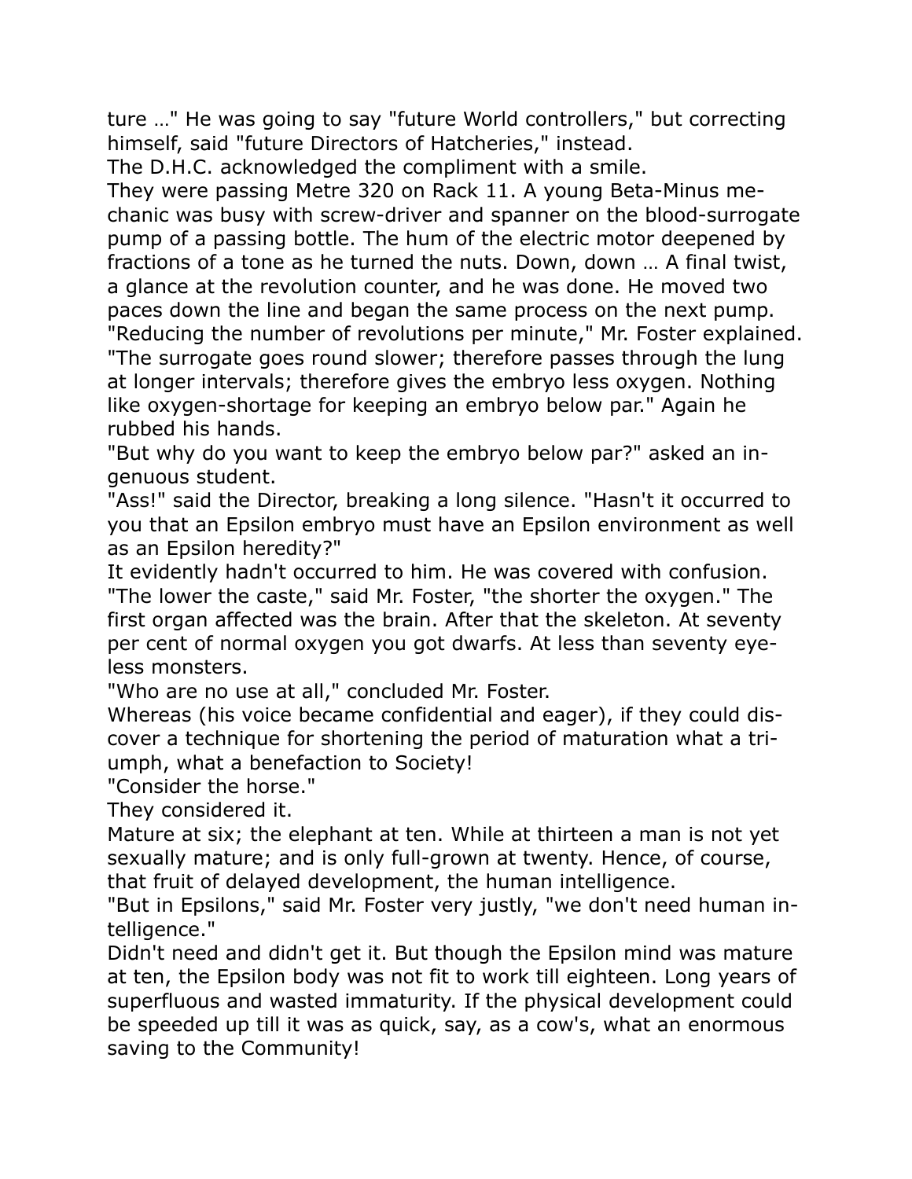ture …" He was going to say "future World controllers," but correcting himself, said "future Directors of Hatcheries," instead.

The D.H.C. acknowledged the compliment with a smile.

They were passing Metre 320 on Rack 11. A young Beta-Minus mechanic was busy with screw-driver and spanner on the blood-surrogate pump of a passing bottle. The hum of the electric motor deepened by fractions of a tone as he turned the nuts. Down, down … A final twist, a glance at the revolution counter, and he was done. He moved two paces down the line and began the same process on the next pump.

"Reducing the number of revolutions per minute," Mr. Foster explained. "The surrogate goes round slower; therefore passes through the lung at longer intervals; therefore gives the embryo less oxygen. Nothing like oxygen-shortage for keeping an embryo below par." Again he rubbed his hands.

"But why do you want to keep the embryo below par?" asked an ingenuous student.

"Ass!" said the Director, breaking a long silence. "Hasn't it occurred to you that an Epsilon embryo must have an Epsilon environment as well as an Epsilon heredity?"

It evidently hadn't occurred to him. He was covered with confusion.

"The lower the caste," said Mr. Foster, "the shorter the oxygen." The first organ affected was the brain. After that the skeleton. At seventy per cent of normal oxygen you got dwarfs. At less than seventy eyeless monsters.

"Who are no use at all," concluded Mr. Foster.

Whereas (his voice became confidential and eager), if they could discover a technique for shortening the period of maturation what a triumph, what a benefaction to Society!

"Consider the horse."

They considered it.

Mature at six; the elephant at ten. While at thirteen a man is not yet sexually mature; and is only full-grown at twenty. Hence, of course, that fruit of delayed development, the human intelligence.

"But in Epsilons," said Mr. Foster very justly, "we don't need human intelligence."

Didn't need and didn't get it. But though the Epsilon mind was mature at ten, the Epsilon body was not fit to work till eighteen. Long years of superfluous and wasted immaturity. If the physical development could be speeded up till it was as quick, say, as a cow's, what an enormous saving to the Community!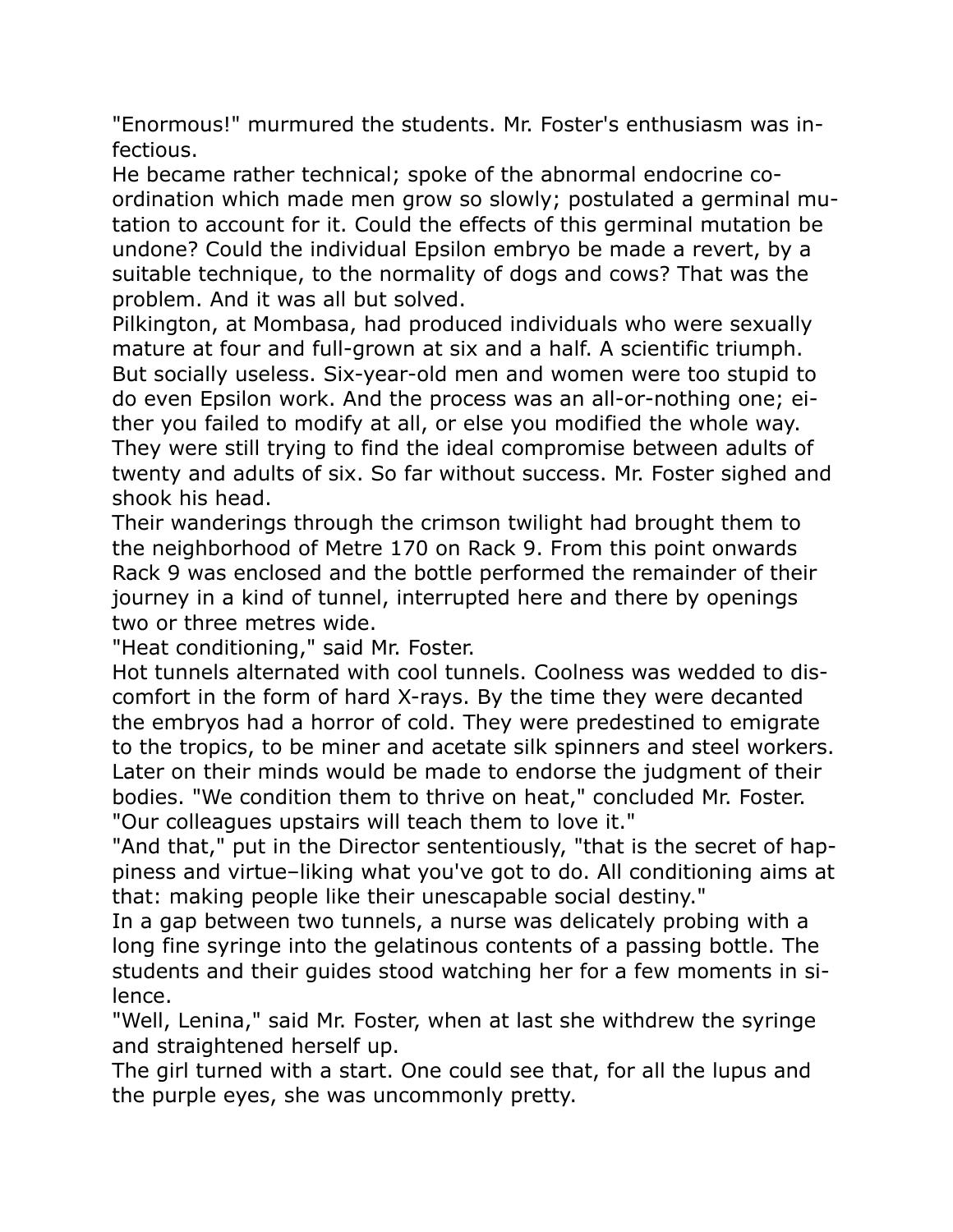"Enormous!" murmured the students. Mr. Foster's enthusiasm was infectious.

He became rather technical; spoke of the abnormal endocrine coordination which made men grow so slowly; postulated a germinal mutation to account for it. Could the effects of this germinal mutation be undone? Could the individual Epsilon embryo be made a revert, by a suitable technique, to the normality of dogs and cows? That was the problem. And it was all but solved.

Pilkington, at Mombasa, had produced individuals who were sexually mature at four and full-grown at six and a half. A scientific triumph. But socially useless. Six-year-old men and women were too stupid to do even Epsilon work. And the process was an all-or-nothing one; either you failed to modify at all, or else you modified the whole way. They were still trying to find the ideal compromise between adults of twenty and adults of six. So far without success. Mr. Foster sighed and shook his head.

Their wanderings through the crimson twilight had brought them to the neighborhood of Metre 170 on Rack 9. From this point onwards Rack 9 was enclosed and the bottle performed the remainder of their journey in a kind of tunnel, interrupted here and there by openings two or three metres wide.

"Heat conditioning," said Mr. Foster.

Hot tunnels alternated with cool tunnels. Coolness was wedded to discomfort in the form of hard X-rays. By the time they were decanted the embryos had a horror of cold. They were predestined to emigrate to the tropics, to be miner and acetate silk spinners and steel workers. Later on their minds would be made to endorse the judgment of their bodies. "We condition them to thrive on heat," concluded Mr. Foster. "Our colleagues upstairs will teach them to love it."

"And that," put in the Director sententiously, "that is the secret of happiness and virtue–liking what you've got to do. All conditioning aims at that: making people like their unescapable social destiny."

In a gap between two tunnels, a nurse was delicately probing with a long fine syringe into the gelatinous contents of a passing bottle. The students and their guides stood watching her for a few moments in silence.

"Well, Lenina," said Mr. Foster, when at last she withdrew the syringe and straightened herself up.

The girl turned with a start. One could see that, for all the lupus and the purple eyes, she was uncommonly pretty.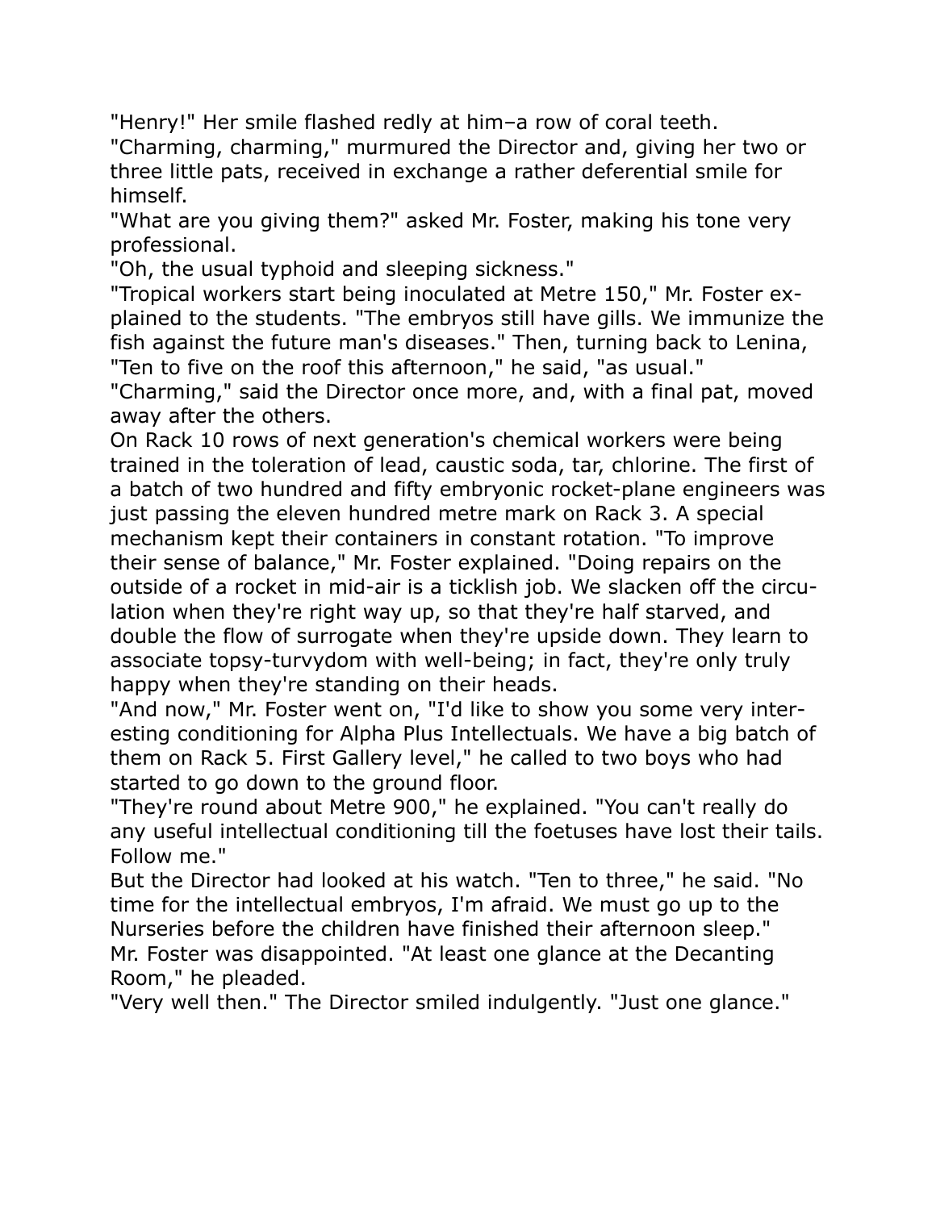"Henry!" Her smile flashed redly at him–a row of coral teeth.

"Charming, charming," murmured the Director and, giving her two or three little pats, received in exchange a rather deferential smile for himself.

"What are you giving them?" asked Mr. Foster, making his tone very professional.

"Oh, the usual typhoid and sleeping sickness."

"Tropical workers start being inoculated at Metre 150," Mr. Foster explained to the students. "The embryos still have gills. We immunize the fish against the future man's diseases." Then, turning back to Lenina, "Ten to five on the roof this afternoon," he said, "as usual."

"Charming," said the Director once more, and, with a final pat, moved away after the others.

On Rack 10 rows of next generation's chemical workers were being trained in the toleration of lead, caustic soda, tar, chlorine. The first of a batch of two hundred and fifty embryonic rocket-plane engineers was just passing the eleven hundred metre mark on Rack 3. A special mechanism kept their containers in constant rotation. "To improve their sense of balance," Mr. Foster explained. "Doing repairs on the outside of a rocket in mid-air is a ticklish job. We slacken off the circulation when they're right way up, so that they're half starved, and double the flow of surrogate when they're upside down. They learn to associate topsy-turvydom with well-being; in fact, they're only truly happy when they're standing on their heads.

"And now," Mr. Foster went on, "I'd like to show you some very interesting conditioning for Alpha Plus Intellectuals. We have a big batch of them on Rack 5. First Gallery level," he called to two boys who had started to go down to the ground floor.

"They're round about Metre 900," he explained. "You can't really do any useful intellectual conditioning till the foetuses have lost their tails. Follow me."

But the Director had looked at his watch. "Ten to three," he said. "No time for the intellectual embryos, I'm afraid. We must go up to the Nurseries before the children have finished their afternoon sleep."

Mr. Foster was disappointed. "At least one glance at the Decanting Room," he pleaded.

"Very well then." The Director smiled indulgently. "Just one glance."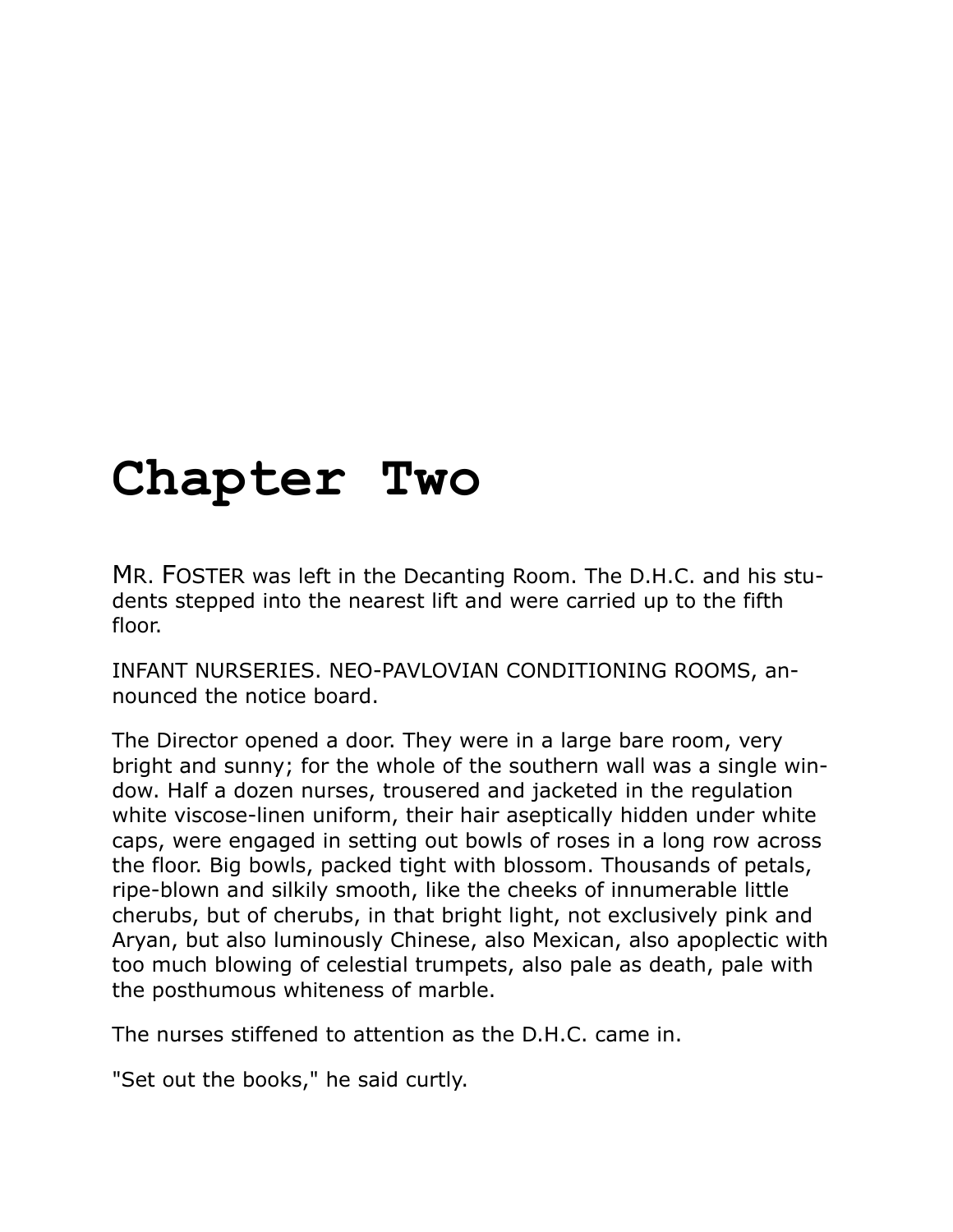# Chapter Two

MR. FOSTER was left in the Decanting Room. The D.H.C. and his students stepped into the nearest lift and were carried up to the fifth floor.

INFANT NURSERIES. NEO-PAVLOVIAN CONDITIONING ROOMS, announced the notice board.

The Director opened a door. They were in a large bare room, very bright and sunny; for the whole of the southern wall was a single window. Half a dozen nurses, trousered and jacketed in the regulation white viscose-linen uniform, their hair aseptically hidden under white caps, were engaged in setting out bowls of roses in a long row across the floor. Big bowls, packed tight with blossom. Thousands of petals, ripe-blown and silkily smooth, like the cheeks of innumerable little cherubs, but of cherubs, in that bright light, not exclusively pink and Aryan, but also luminously Chinese, also Mexican, also apoplectic with too much blowing of celestial trumpets, also pale as death, pale with the posthumous whiteness of marble.

The nurses stiffened to attention as the D.H.C. came in.

"Set out the books," he said curtly.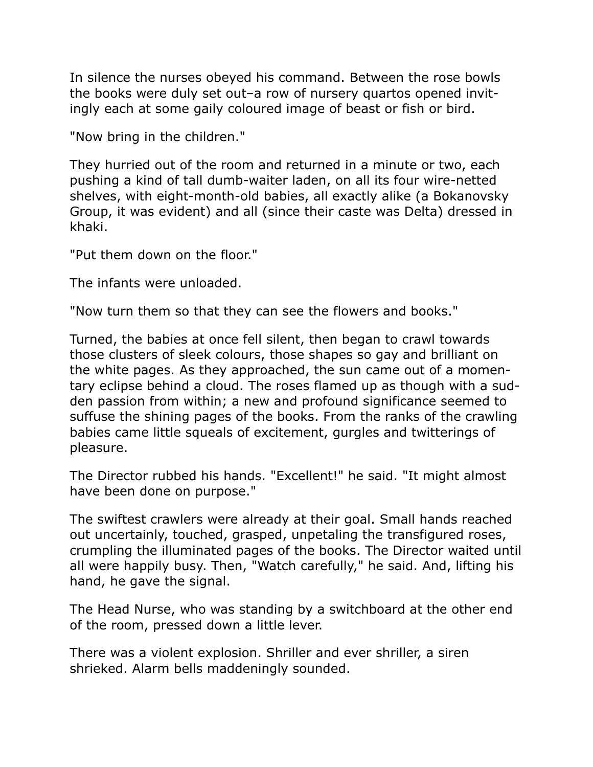In silence the nurses obeyed his command. Between the rose bowls the books were duly set out–a row of nursery quartos opened invitingly each at some gaily coloured image of beast or fish or bird.

"Now bring in the children."

They hurried out of the room and returned in a minute or two, each pushing a kind of tall dumb-waiter laden, on all its four wire-netted shelves, with eight-month-old babies, all exactly alike (a Bokanovsky Group, it was evident) and all (since their caste was Delta) dressed in khaki.

"Put them down on the floor."

The infants were unloaded.

"Now turn them so that they can see the flowers and books."

Turned, the babies at once fell silent, then began to crawl towards those clusters of sleek colours, those shapes so gay and brilliant on the white pages. As they approached, the sun came out of a momentary eclipse behind a cloud. The roses flamed up as though with a sudden passion from within; a new and profound significance seemed to suffuse the shining pages of the books. From the ranks of the crawling babies came little squeals of excitement, gurgles and twitterings of pleasure.

The Director rubbed his hands. "Excellent!" he said. "It might almost have been done on purpose."

The swiftest crawlers were already at their goal. Small hands reached out uncertainly, touched, grasped, unpetaling the transfigured roses, crumpling the illuminated pages of the books. The Director waited until all were happily busy. Then, "Watch carefully," he said. And, lifting his hand, he gave the signal.

The Head Nurse, who was standing by a switchboard at the other end of the room, pressed down a little lever.

There was a violent explosion. Shriller and ever shriller, a siren shrieked. Alarm bells maddeningly sounded.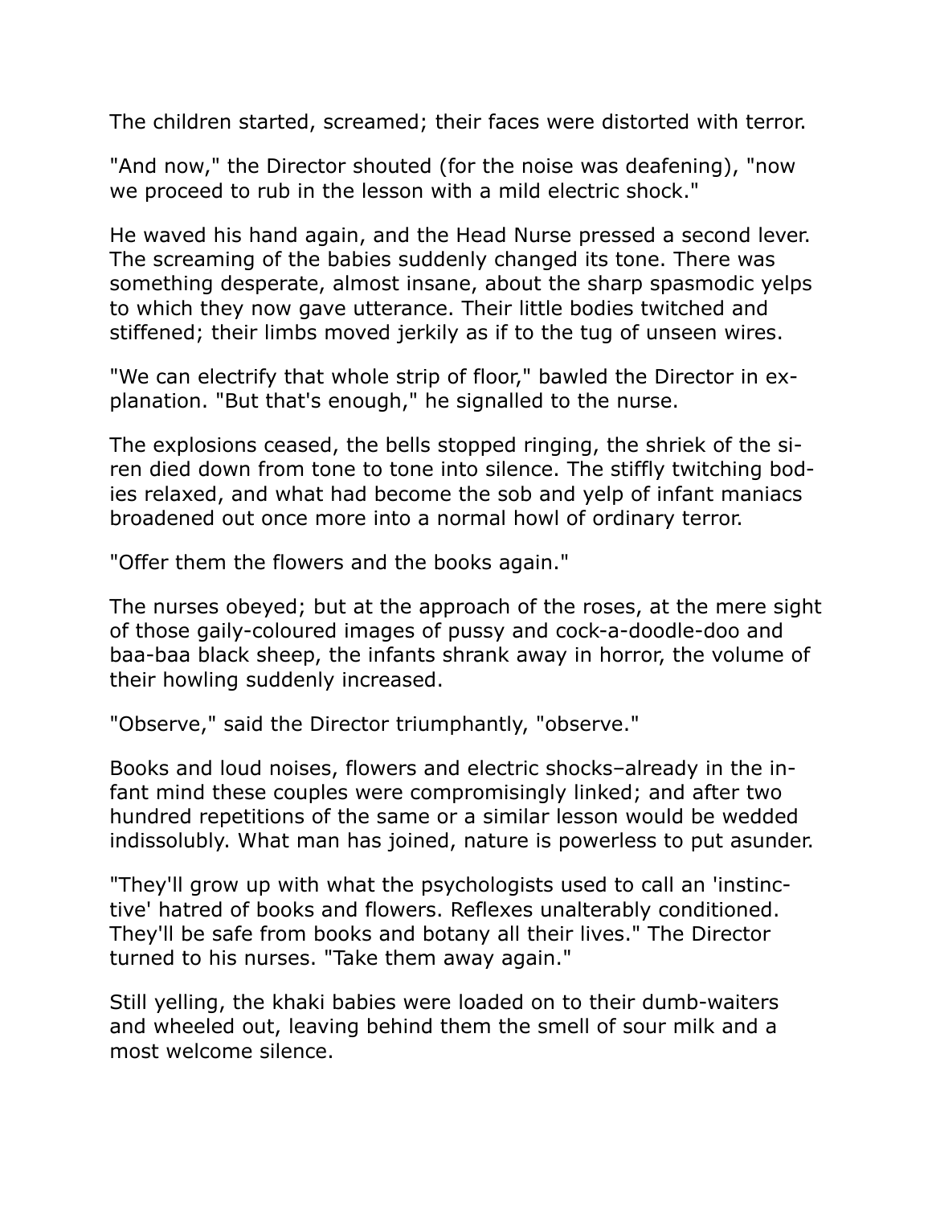The children started, screamed; their faces were distorted with terror.

"And now," the Director shouted (for the noise was deafening), "now we proceed to rub in the lesson with a mild electric shock."

He waved his hand again, and the Head Nurse pressed a second lever. The screaming of the babies suddenly changed its tone. There was something desperate, almost insane, about the sharp spasmodic yelps to which they now gave utterance. Their little bodies twitched and stiffened; their limbs moved jerkily as if to the tug of unseen wires.

"We can electrify that whole strip of floor," bawled the Director in explanation. "But that's enough," he signalled to the nurse.

The explosions ceased, the bells stopped ringing, the shriek of the siren died down from tone to tone into silence. The stiffly twitching bodies relaxed, and what had become the sob and yelp of infant maniacs broadened out once more into a normal howl of ordinary terror.

"Offer them the flowers and the books again."

The nurses obeyed; but at the approach of the roses, at the mere sight of those gaily-coloured images of pussy and cock-a-doodle-doo and baa-baa black sheep, the infants shrank away in horror, the volume of their howling suddenly increased.

"Observe," said the Director triumphantly, "observe."

Books and loud noises, flowers and electric shocks–already in the infant mind these couples were compromisingly linked; and after two hundred repetitions of the same or a similar lesson would be wedded indissolubly. What man has joined, nature is powerless to put asunder.

"They'll grow up with what the psychologists used to call an 'instinctive' hatred of books and flowers. Reflexes unalterably conditioned. They'll be safe from books and botany all their lives." The Director turned to his nurses. "Take them away again."

Still yelling, the khaki babies were loaded on to their dumb-waiters and wheeled out, leaving behind them the smell of sour milk and a most welcome silence.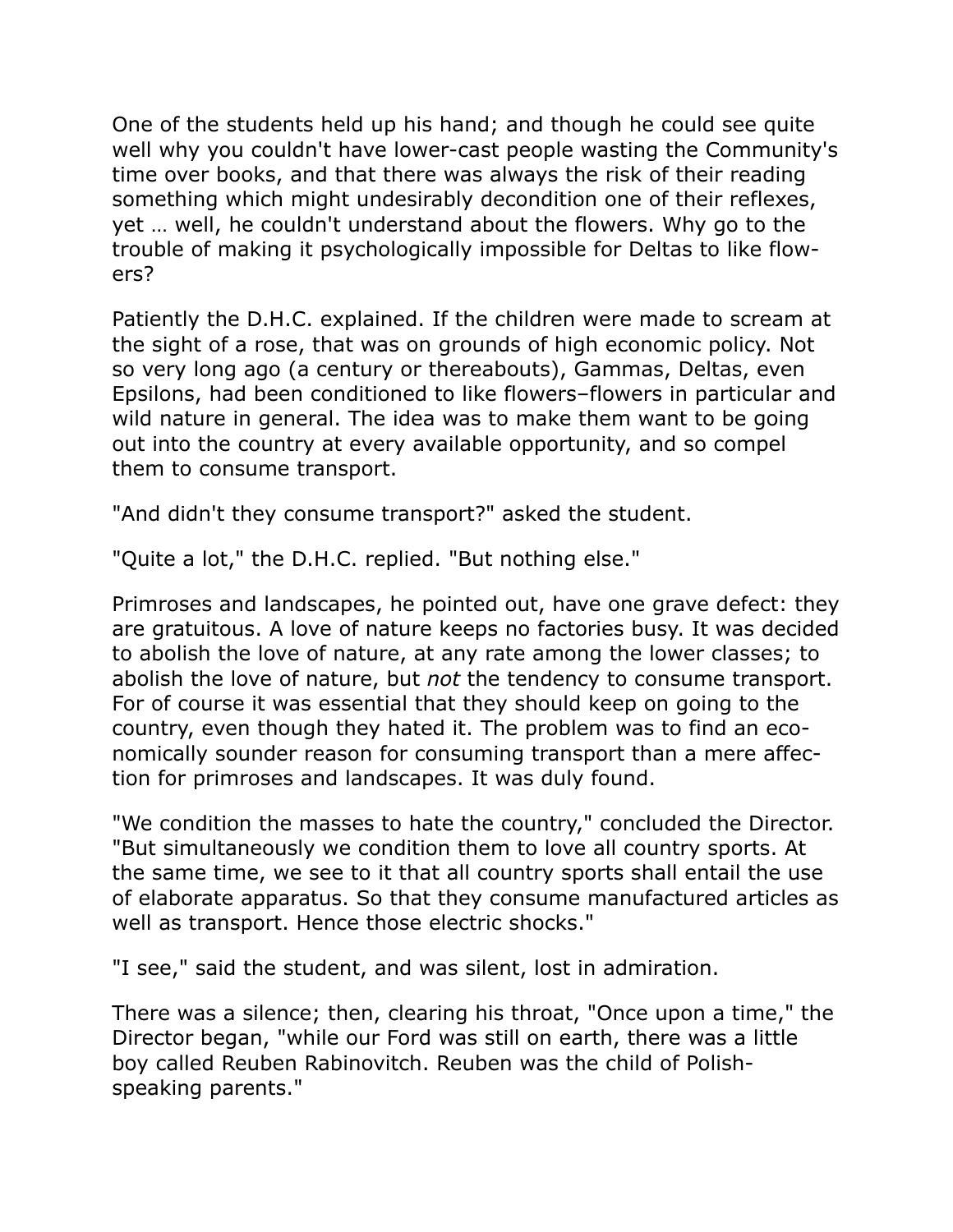One of the students held up his hand; and though he could see quite well why you couldn't have lower-cast people wasting the Community's time over books, and that there was always the risk of their reading something which might undesirably decondition one of their reflexes, yet … well, he couldn't understand about the flowers. Why go to the trouble of making it psychologically impossible for Deltas to like flowers?

Patiently the D.H.C. explained. If the children were made to scream at the sight of a rose, that was on grounds of high economic policy. Not so very long ago (a century or thereabouts), Gammas, Deltas, even Epsilons, had been conditioned to like flowers–flowers in particular and wild nature in general. The idea was to make them want to be going out into the country at every available opportunity, and so compel them to consume transport.

"And didn't they consume transport?" asked the student.

"Quite a lot," the D.H.C. replied. "But nothing else."

Primroses and landscapes, he pointed out, have one grave defect: they are gratuitous. A love of nature keeps no factories busy. It was decided to abolish the love of nature, at any rate among the lower classes; to abolish the love of nature, but *not* the tendency to consume transport. For of course it was essential that they should keep on going to the country, even though they hated it. The problem was to find an economically sounder reason for consuming transport than a mere affection for primroses and landscapes. It was duly found.

"We condition the masses to hate the country," concluded the Director. "But simultaneously we condition them to love all country sports. At the same time, we see to it that all country sports shall entail the use of elaborate apparatus. So that they consume manufactured articles as well as transport. Hence those electric shocks."

"I see," said the student, and was silent, lost in admiration.

There was a silence; then, clearing his throat, "Once upon a time," the Director began, "while our Ford was still on earth, there was a little boy called Reuben Rabinovitch. Reuben was the child of Polish-speaking parents."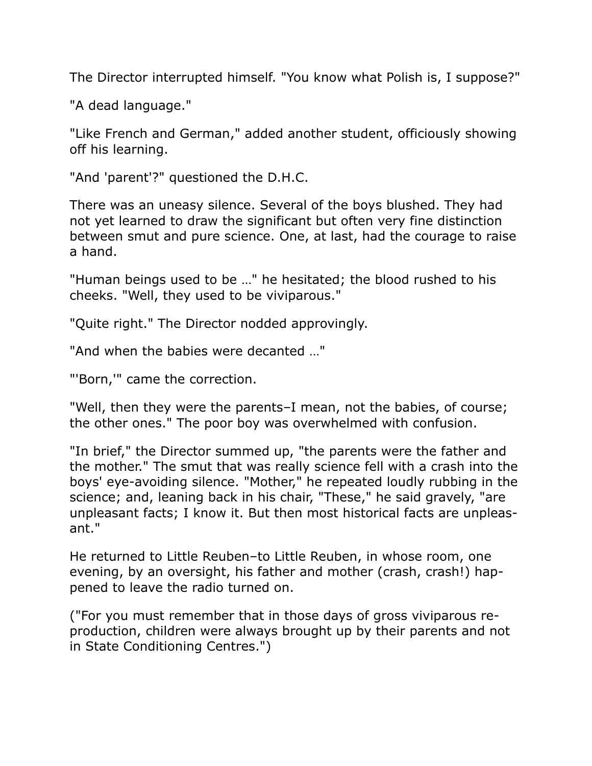The Director interrupted himself. "You know what Polish is, I suppose?"

"A dead language."

"Like French and German," added another student, officiously showing off his learning.

"And 'parent'?" questioned the D.H.C.

There was an uneasy silence. Several of the boys blushed. They had not yet learned to draw the significant but often very fine distinction between smut and pure science. One, at last, had the courage to raise a hand.

"Human beings used to be …" he hesitated; the blood rushed to his cheeks. "Well, they used to be viviparous."

"Quite right." The Director nodded approvingly.

"And when the babies were decanted …"

"'Born,'" came the correction.

"Well, then they were the parents–I mean, not the babies, of course; the other ones." The poor boy was overwhelmed with confusion.

"In brief," the Director summed up, "the parents were the father and the mother." The smut that was really science fell with a crash into the boys' eye-avoiding silence. "Mother," he repeated loudly rubbing in the science; and, leaning back in his chair, "These," he said gravely, "are unpleasant facts; I know it. But then most historical facts are unpleasant."

He returned to Little Reuben–to Little Reuben, in whose room, one evening, by an oversight, his father and mother (crash, crash!) happened to leave the radio turned on.

("For you must remember that in those days of gross viviparous reproduction, children were always brought up by their parents and not in State Conditioning Centres.")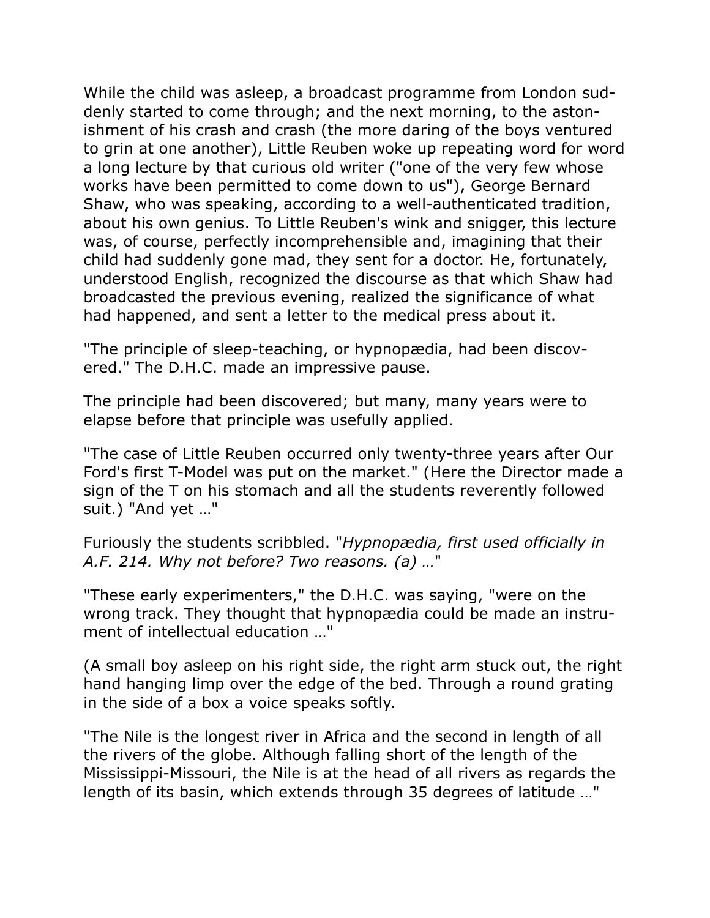While the child was asleep, a broadcast programme from London suddenly started to come through; and the next morning, to the astonishment of his crash and crash (the more daring of the boys ventured to grin at one another), Little Reuben woke up repeating word for word a long lecture by that curious old writer ("one of the very few whose works have been permitted to come down to us"), George Bernard Shaw, who was speaking, according to a well-authenticated tradition, about his own genius. To Little Reuben's wink and snigger, this lecture was, of course, perfectly incomprehensible and, imagining that their child had suddenly gone mad, they sent for a doctor. He, fortunately, understood English, recognized the discourse as that which Shaw had broadcasted the previous evening, realized the significance of what had happened, and sent a letter to the medical press about it.

"The principle of sleep-teaching, or hypnopædia, had been discovered." The D.H.C. made an impressive pause.

The principle had been discovered; but many, many years were to elapse before that principle was usefully applied.

"The case of Little Reuben occurred only twenty-three years after Our Ford's first T-Model was put on the market." (Here the Director made a sign of the T on his stomach and all the students reverently followed suit.) "And yet …"

Furiously the students scribbled. "*Hypnopædia, first used officially in A.F. 214. Why not before? Two reasons. (a) …*"

"These early experimenters," the D.H.C. was saying, "were on the wrong track. They thought that hypnopædia could be made an instrument of intellectual education …"

(A small boy asleep on his right side, the right arm stuck out, the right hand hanging limp over the edge of the bed. Through a round grating in the side of a box a voice speaks softly.

"The Nile is the longest river in Africa and the second in length of all the rivers of the globe. Although falling short of the length of the Mississippi-Missouri, the Nile is at the head of all rivers as regards the length of its basin, which extends through 35 degrees of latitude …"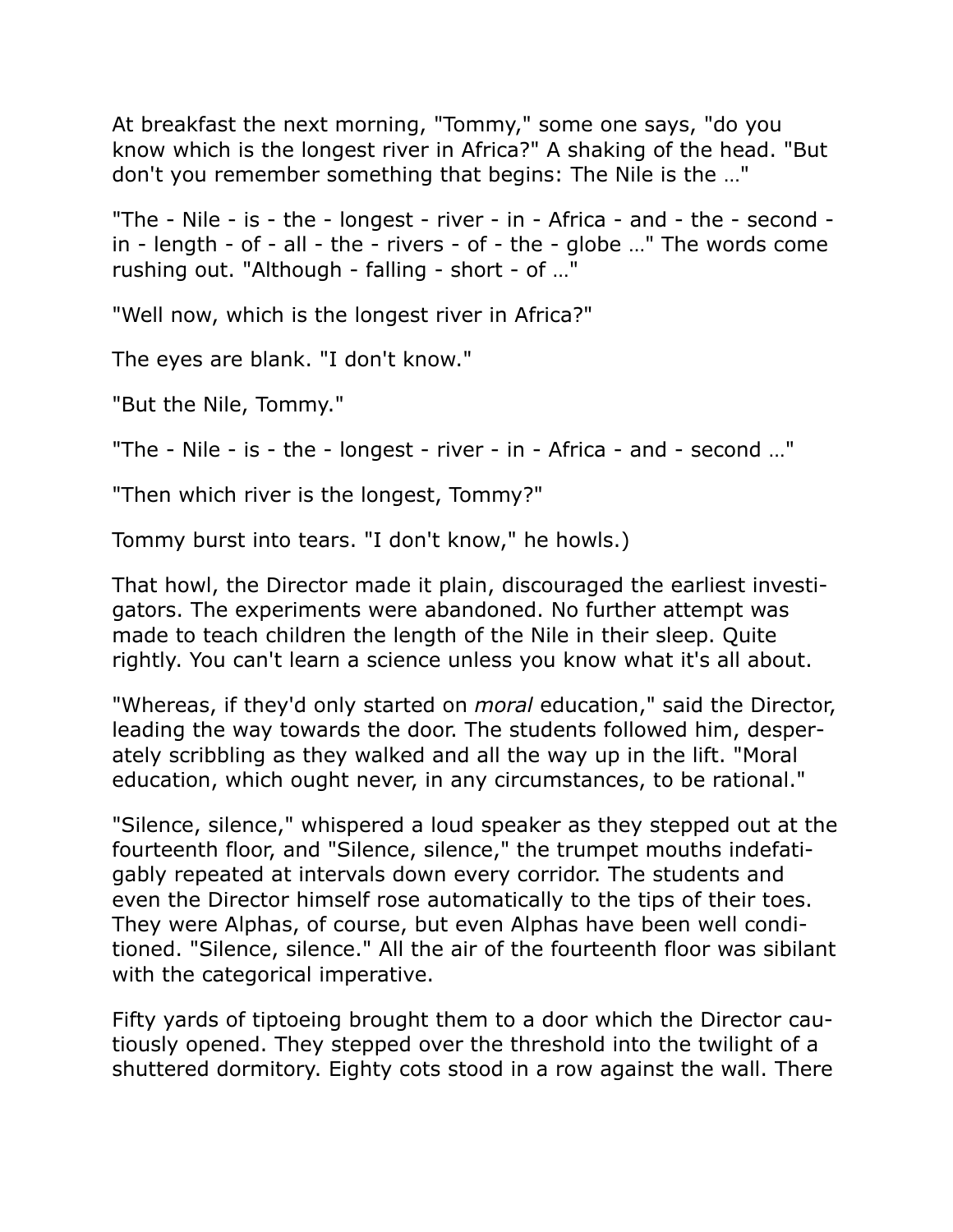At breakfast the next morning, "Tommy," some one says, "do you know which is the longest river in Africa?" A shaking of the head. "But don't you remember something that begins: The Nile is the …"

"The - Nile - is - the - longest - river - in - Africa - and - the - second - in - length - of - all - the - rivers - of - the - globe …" The words come rushing out. "Although - falling - short - of …"

"Well now, which is the longest river in Africa?"

The eyes are blank. "I don't know."

"But the Nile, Tommy."

"The - Nile - is - the - longest - river - in - Africa - and - second …"

"Then which river is the longest, Tommy?"

Tommy burst into tears. "I don't know," he howls.)

That howl, the Director made it plain, discouraged the earliest investigators. The experiments were abandoned. No further attempt was made to teach children the length of the Nile in their sleep. Quite rightly. You can't learn a science unless you know what it's all about.

"Whereas, if they'd only started on *moral* education," said the Director, leading the way towards the door. The students followed him, desperately scribbling as they walked and all the way up in the lift. "Moral education, which ought never, in any circumstances, to be rational."

"Silence, silence," whispered a loud speaker as they stepped out at the fourteenth floor, and "Silence, silence," the trumpet mouths indefatigably repeated at intervals down every corridor. The students and even the Director himself rose automatically to the tips of their toes. They were Alphas, of course, but even Alphas have been well conditioned. "Silence, silence." All the air of the fourteenth floor was sibilant with the categorical imperative.

Fifty yards of tiptoeing brought them to a door which the Director cautiously opened. They stepped over the threshold into the twilight of a shuttered dormitory. Eighty cots stood in a row against the wall. There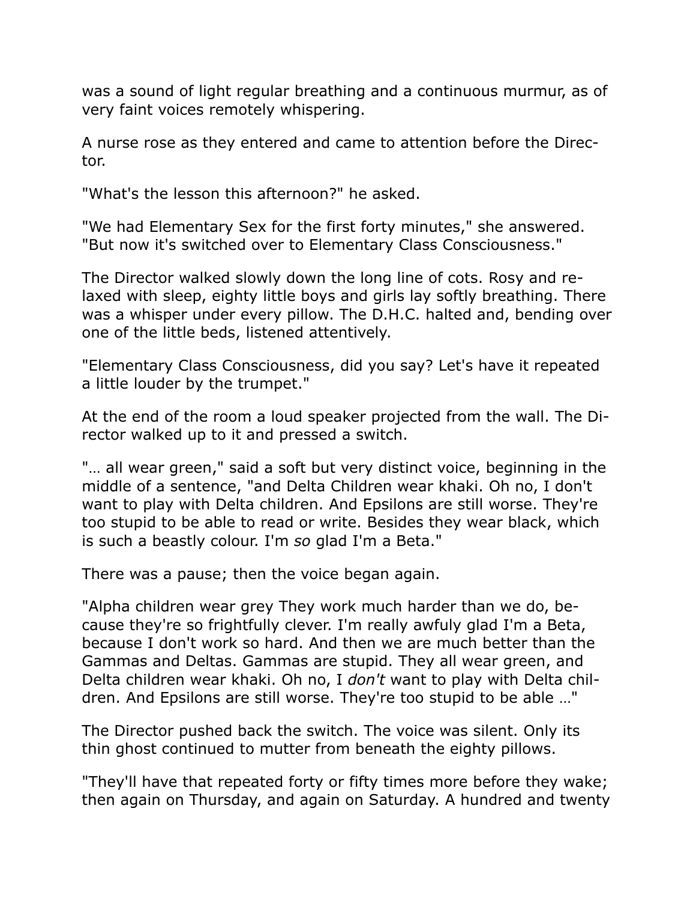was a sound of light regular breathing and a continuous murmur, as of very faint voices remotely whispering.

A nurse rose as they entered and came to attention before the Director.

"What's the lesson this afternoon?" he asked.

"We had Elementary Sex for the first forty minutes," she answered. "But now it's switched over to Elementary Class Consciousness."

The Director walked slowly down the long line of cots. Rosy and relaxed with sleep, eighty little boys and girls lay softly breathing. There was a whisper under every pillow. The D.H.C. halted and, bending over one of the little beds, listened attentively.

"Elementary Class Consciousness, did you say? Let's have it repeated a little louder by the trumpet."

At the end of the room a loud speaker projected from the wall. The Director walked up to it and pressed a switch.

"… all wear green," said a soft but very distinct voice, beginning in the middle of a sentence, "and Delta Children wear khaki. Oh no, I don't want to play with Delta children. And Epsilons are still worse. They're too stupid to be able to read or write. Besides they wear black, which is such a beastly colour. I'm *so* glad I'm a Beta."

There was a pause; then the voice began again.

"Alpha children wear grey They work much harder than we do, because they're so frightfully clever. I'm really awfuly glad I'm a Beta, because I don't work so hard. And then we are much better than the Gammas and Deltas. Gammas are stupid. They all wear green, and Delta children wear khaki. Oh no, I *don't* want to play with Delta children. And Epsilons are still worse. They're too stupid to be able …"

The Director pushed back the switch. The voice was silent. Only its thin ghost continued to mutter from beneath the eighty pillows.

"They'll have that repeated forty or fifty times more before they wake; then again on Thursday, and again on Saturday. A hundred and twenty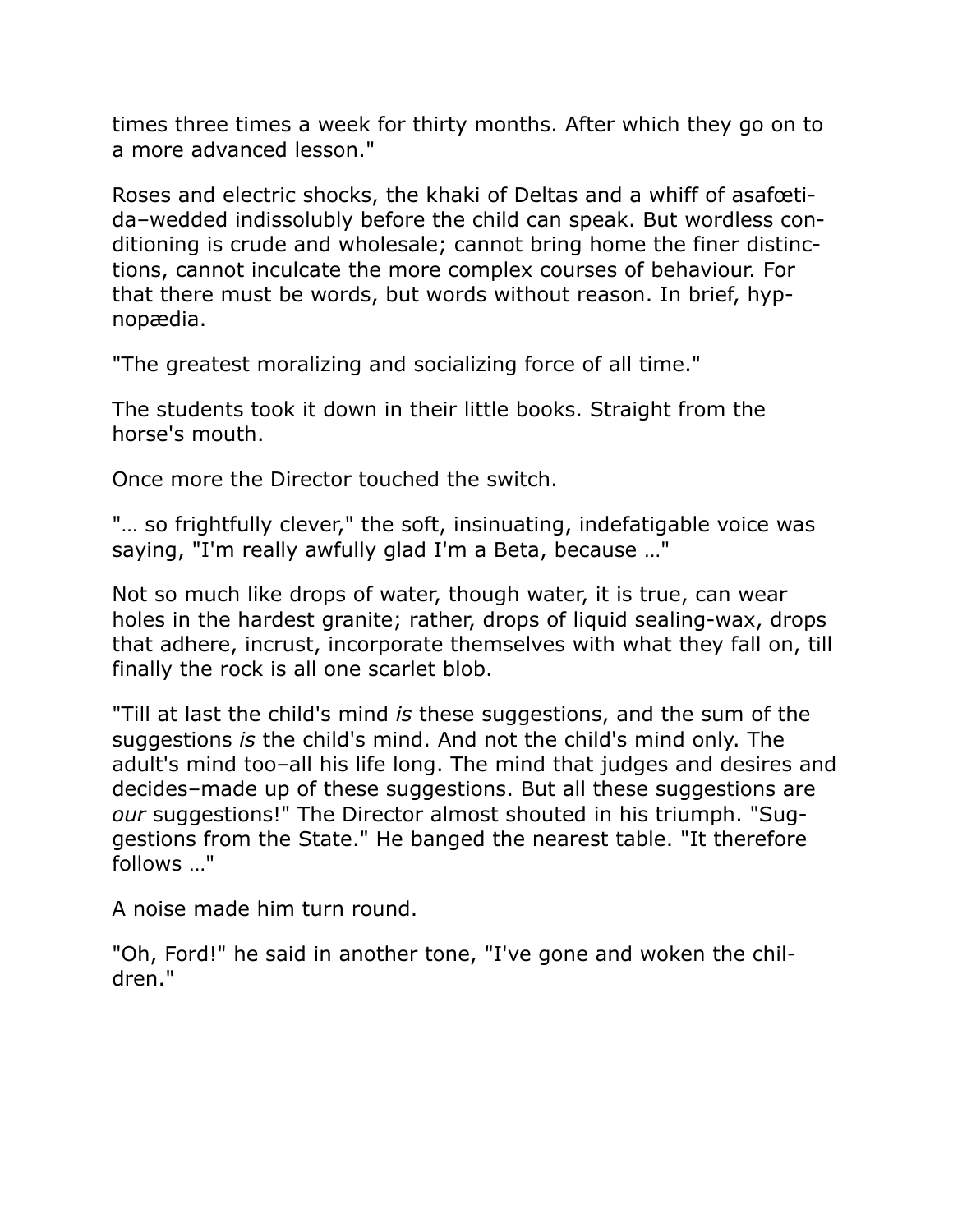times three times a week for thirty months. After which they go on to a more advanced lesson."

Roses and electric shocks, the khaki of Deltas and a whiff of asafœtida–wedded indissolubly before the child can speak. But wordless conditioning is crude and wholesale; cannot bring home the finer distinctions, cannot inculcate the more complex courses of behaviour. For that there must be words, but words without reason. In brief, hypnopædia.

"The greatest moralizing and socializing force of all time."

The students took it down in their little books. Straight from the horse's mouth.

Once more the Director touched the switch.

"… so frightfully clever," the soft, insinuating, indefatigable voice was saying, "I'm really awfully glad I'm a Beta, because …"

Not so much like drops of water, though water, it is true, can wear holes in the hardest granite; rather, drops of liquid sealing-wax, drops that adhere, incrust, incorporate themselves with what they fall on, till finally the rock is all one scarlet blob.

"Till at last the child's mind *is* these suggestions, and the sum of the suggestions *is* the child's mind. And not the child's mind only. The adult's mind too–all his life long. The mind that judges and desires and decides–made up of these suggestions. But all these suggestions are *our* suggestions!" The Director almost shouted in his triumph. "Suggestions from the State." He banged the nearest table. "It therefore follows …"

A noise made him turn round.

"Oh, Ford!" he said in another tone, "I've gone and woken the children."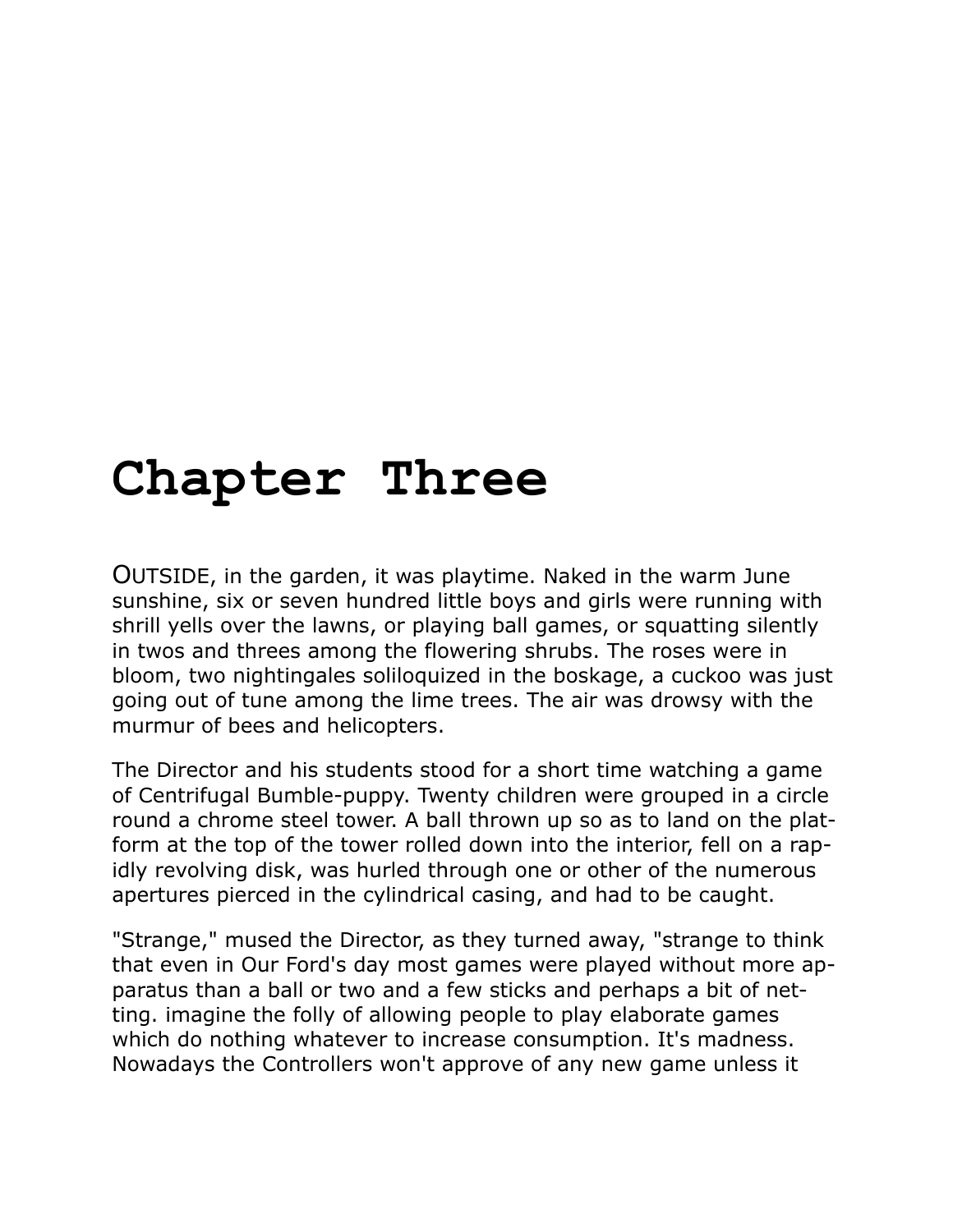# Chapter Three

OUTSIDE, in the garden, it was playtime. Naked in the warm June sunshine, six or seven hundred little boys and girls were running with shrill yells over the lawns, or playing ball games, or squatting silently in twos and threes among the flowering shrubs. The roses were in bloom, two nightingales soliloquized in the boskage, a cuckoo was just going out of tune among the lime trees. The air was drowsy with the murmur of bees and helicopters.

The Director and his students stood for a short time watching a game of Centrifugal Bumble-puppy. Twenty children were grouped in a circle round a chrome steel tower. A ball thrown up so as to land on the platform at the top of the tower rolled down into the interior, fell on a rapidly revolving disk, was hurled through one or other of the numerous apertures pierced in the cylindrical casing, and had to be caught.

"Strange," mused the Director, as they turned away, "strange to think that even in Our Ford's day most games were played without more apparatus than a ball or two and a few sticks and perhaps a bit of netting. imagine the folly of allowing people to play elaborate games which do nothing whatever to increase consumption. It's madness. Nowadays the Controllers won't approve of any new game unless it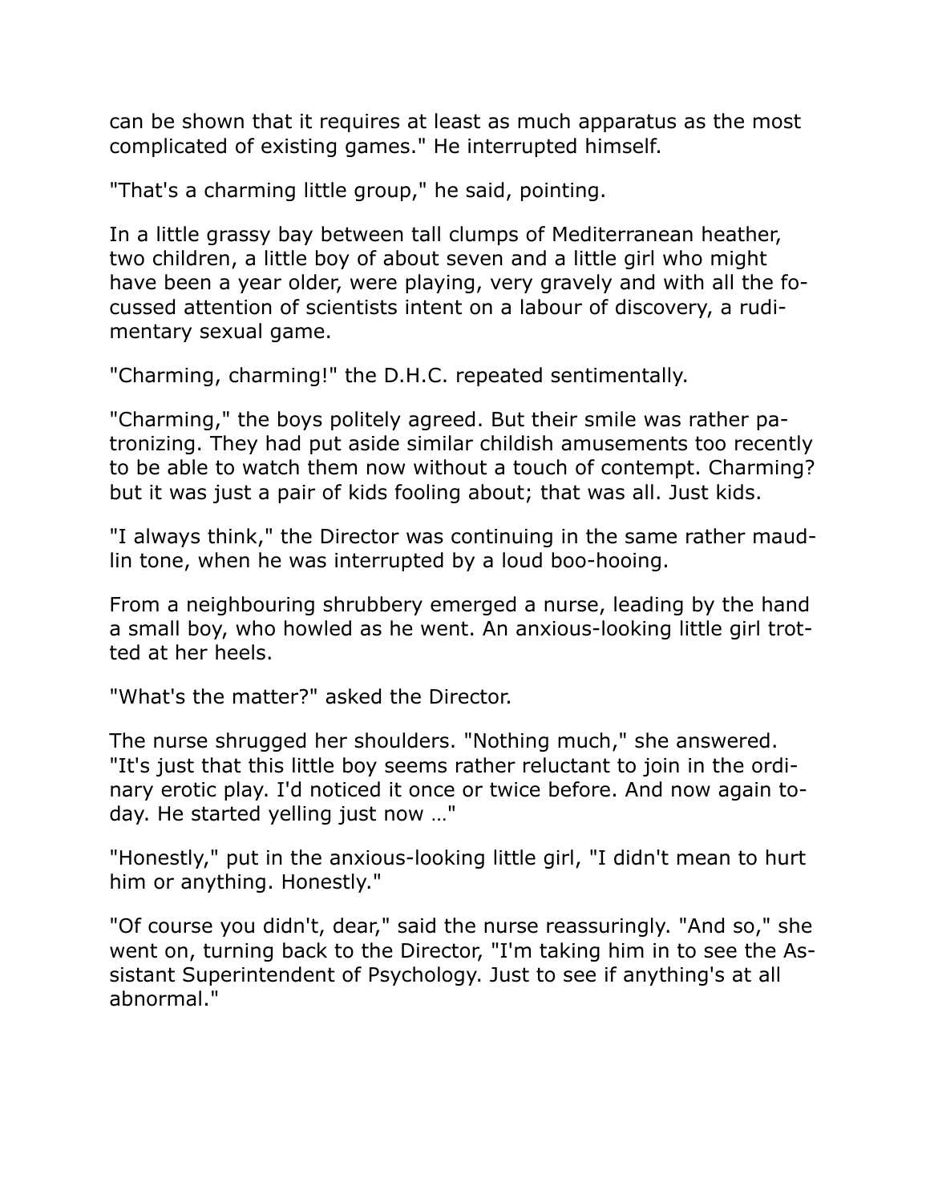can be shown that it requires at least as much apparatus as the most complicated of existing games." He interrupted himself.

"That's a charming little group," he said, pointing.

In a little grassy bay between tall clumps of Mediterranean heather, two children, a little boy of about seven and a little girl who might have been a year older, were playing, very gravely and with all the focussed attention of scientists intent on a labour of discovery, a rudimentary sexual game.

"Charming, charming!" the D.H.C. repeated sentimentally.

"Charming," the boys politely agreed. But their smile was rather patronizing. They had put aside similar childish amusements too recently to be able to watch them now without a touch of contempt. Charming? but it was just a pair of kids fooling about; that was all. Just kids.

"I always think," the Director was continuing in the same rather maudlin tone, when he was interrupted by a loud boo-hooing.

From a neighbouring shrubbery emerged a nurse, leading by the hand a small boy, who howled as he went. An anxious-looking little girl trotted at her heels.

"What's the matter?" asked the Director.

The nurse shrugged her shoulders. "Nothing much," she answered. "It's just that this little boy seems rather reluctant to join in the ordinary erotic play. I'd noticed it once or twice before. And now again to-day. He started yelling just now …"

"Honestly," put in the anxious-looking little girl, "I didn't mean to hurt him or anything. Honestly."

"Of course you didn't, dear," said the nurse reassuringly. "And so," she went on, turning back to the Director, "I'm taking him in to see the Assistant Superintendent of Psychology. Just to see if anything's at all abnormal."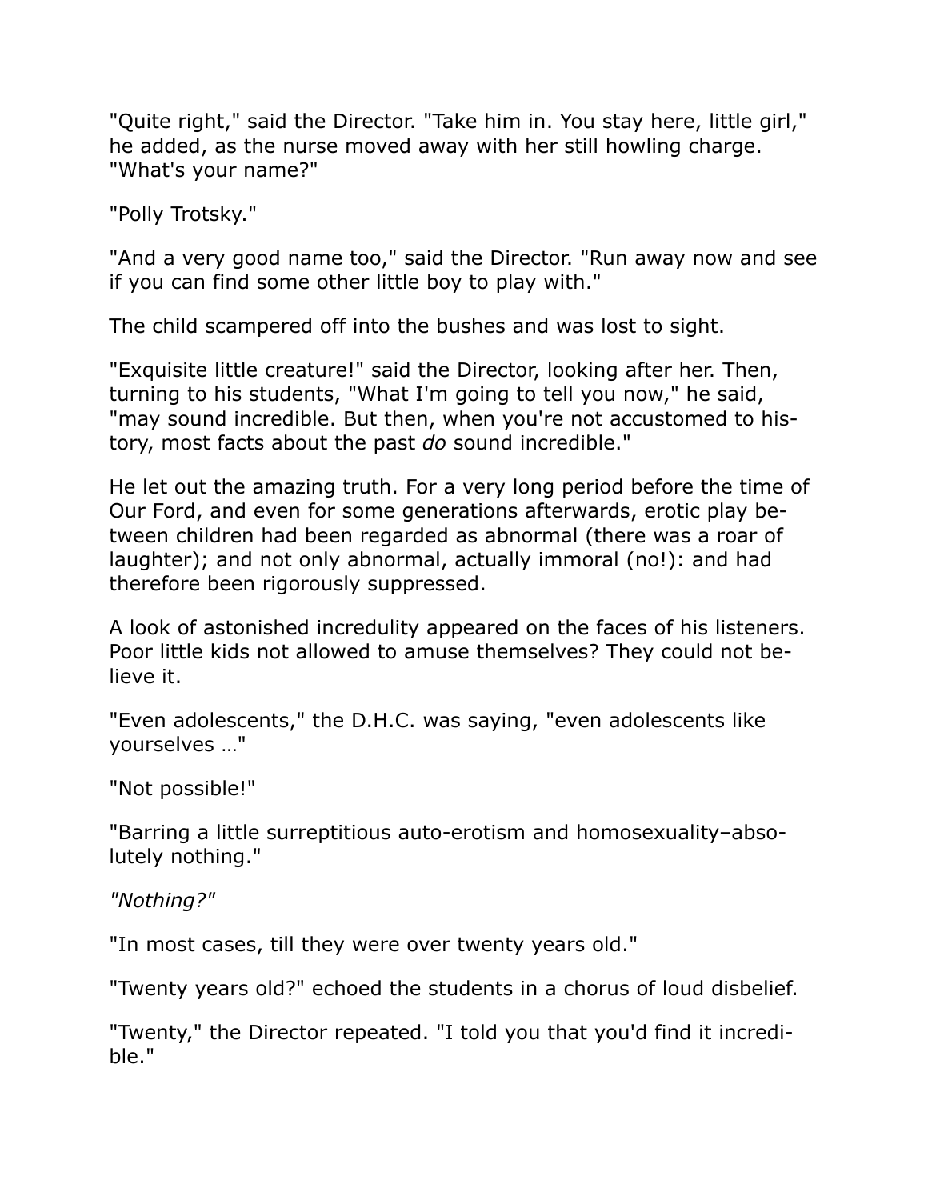"Quite right," said the Director. "Take him in. You stay here, little girl," he added, as the nurse moved away with her still howling charge. "What's your name?"

"Polly Trotsky."

"And a very good name too," said the Director. "Run away now and see if you can find some other little boy to play with."

The child scampered off into the bushes and was lost to sight.

"Exquisite little creature!" said the Director, looking after her. Then, turning to his students, "What I'm going to tell you now," he said, "may sound incredible. But then, when you're not accustomed to history, most facts about the past *do* sound incredible."

He let out the amazing truth. For a very long period before the time of Our Ford, and even for some generations afterwards, erotic play between children had been regarded as abnormal (there was a roar of laughter); and not only abnormal, actually immoral (no!): and had therefore been rigorously suppressed.

A look of astonished incredulity appeared on the faces of his listeners. Poor little kids not allowed to amuse themselves? They could not believe it.

"Even adolescents," the D.H.C. was saying, "even adolescents like yourselves …"

"Not possible!"

"Barring a little surreptitious auto-erotism and homosexuality–absolutely nothing."

*"Nothing?"*

"In most cases, till they were over twenty years old."

"Twenty years old?" echoed the students in a chorus of loud disbelief.

"Twenty," the Director repeated. "I told you that you'd find it incredible."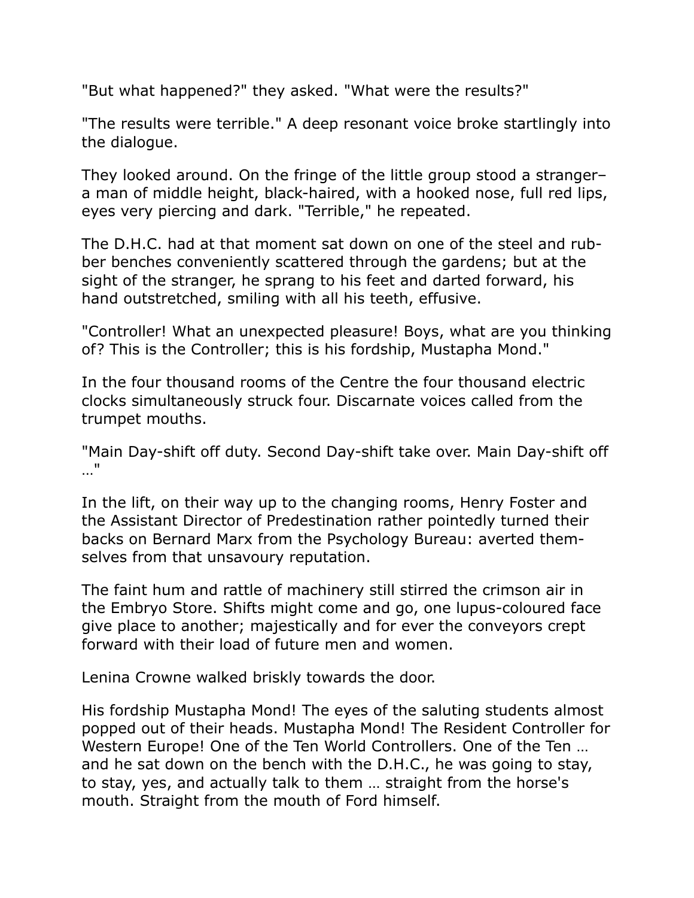"But what happened?" they asked. "What were the results?"

"The results were terrible." A deep resonant voice broke startlingly into the dialogue.

They looked around. On the fringe of the little group stood a stranger–a man of middle height, black-haired, with a hooked nose, full red lips, eyes very piercing and dark. "Terrible," he repeated.

The D.H.C. had at that moment sat down on one of the steel and rubber benches conveniently scattered through the gardens; but at the sight of the stranger, he sprang to his feet and darted forward, his hand outstretched, smiling with all his teeth, effusive.

"Controller! What an unexpected pleasure! Boys, what are you thinking of? This is the Controller; this is his fordship, Mustapha Mond."

In the four thousand rooms of the Centre the four thousand electric clocks simultaneously struck four. Discarnate voices called from the trumpet mouths.

"Main Day-shift off duty. Second Day-shift take over. Main Day-shift off …"

In the lift, on their way up to the changing rooms, Henry Foster and the Assistant Director of Predestination rather pointedly turned their backs on Bernard Marx from the Psychology Bureau: averted themselves from that unsavoury reputation.

The faint hum and rattle of machinery still stirred the crimson air in the Embryo Store. Shifts might come and go, one lupus-coloured face give place to another; majestically and for ever the conveyors crept forward with their load of future men and women.

Lenina Crowne walked briskly towards the door.

His fordship Mustapha Mond! The eyes of the saluting students almost popped out of their heads. Mustapha Mond! The Resident Controller for Western Europe! One of the Ten World Controllers. One of the Ten … and he sat down on the bench with the D.H.C., he was going to stay, to stay, yes, and actually talk to them … straight from the horse's mouth. Straight from the mouth of Ford himself.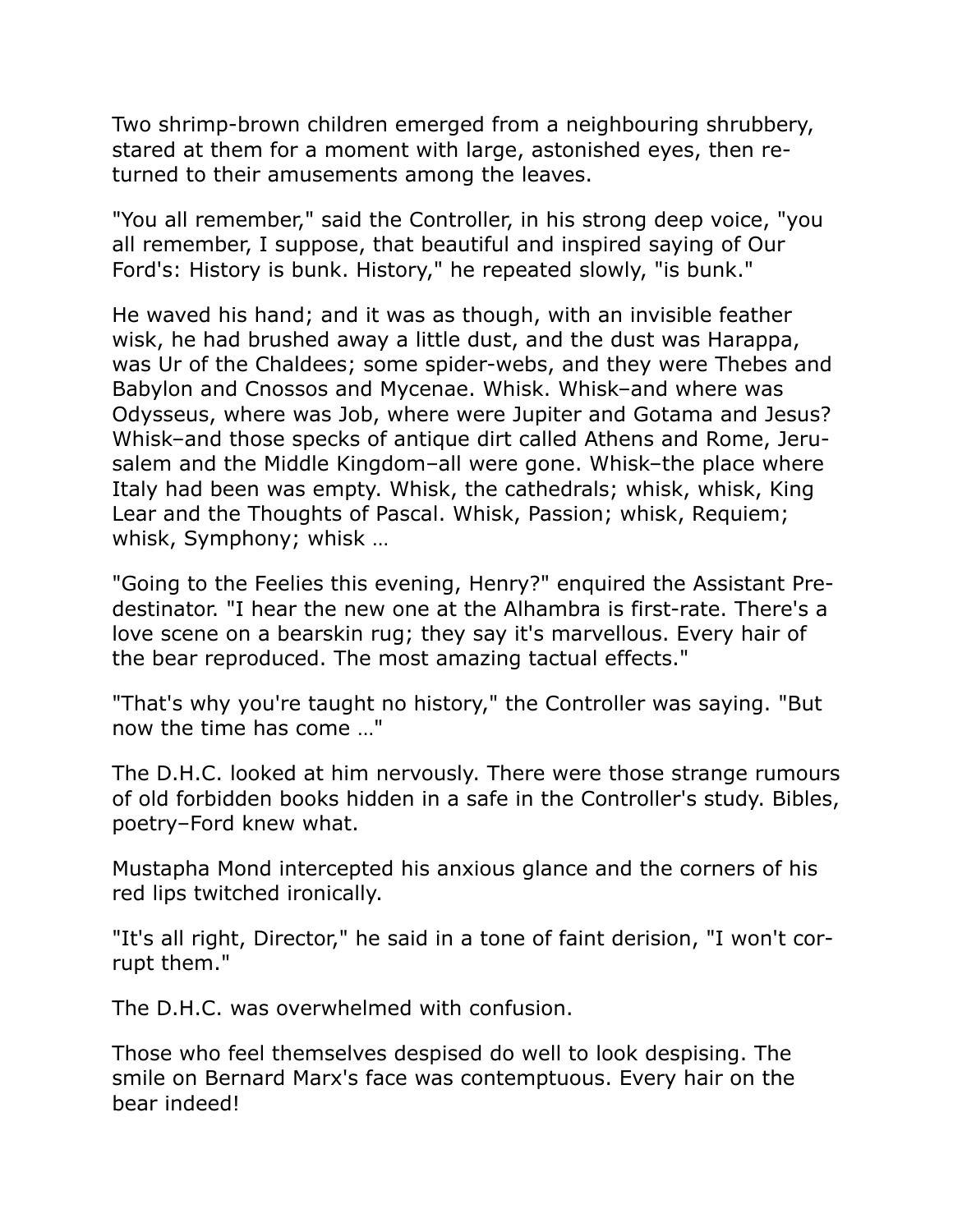Two shrimp-brown children emerged from a neighbouring shrubbery, stared at them for a moment with large, astonished eyes, then returned to their amusements among the leaves.

"You all remember," said the Controller, in his strong deep voice, "you all remember, I suppose, that beautiful and inspired saying of Our Ford's: History is bunk. History," he repeated slowly, "is bunk."

He waved his hand; and it was as though, with an invisible feather wisk, he had brushed away a little dust, and the dust was Harappa, was Ur of the Chaldees; some spider-webs, and they were Thebes and Babylon and Cnossos and Mycenae. Whisk. Whisk–and where was Odysseus, where was Job, where were Jupiter and Gotama and Jesus? Whisk–and those specks of antique dirt called Athens and Rome, Jerusalem and the Middle Kingdom–all were gone. Whisk–the place where Italy had been was empty. Whisk, the cathedrals; whisk, whisk, King Lear and the Thoughts of Pascal. Whisk, Passion; whisk, Requiem; whisk, Symphony; whisk …

"Going to the Feelies this evening, Henry?" enquired the Assistant Predestinator. "I hear the new one at the Alhambra is first-rate. There's a love scene on a bearskin rug; they say it's marvellous. Every hair of the bear reproduced. The most amazing tactual effects."

"That's why you're taught no history," the Controller was saying. "But now the time has come …"

The D.H.C. looked at him nervously. There were those strange rumours of old forbidden books hidden in a safe in the Controller's study. Bibles, poetry–Ford knew what.

Mustapha Mond intercepted his anxious glance and the corners of his red lips twitched ironically.

"It's all right, Director," he said in a tone of faint derision, "I won't corrupt them."

The D.H.C. was overwhelmed with confusion.

Those who feel themselves despised do well to look despising. The smile on Bernard Marx's face was contemptuous. Every hair on the bear indeed!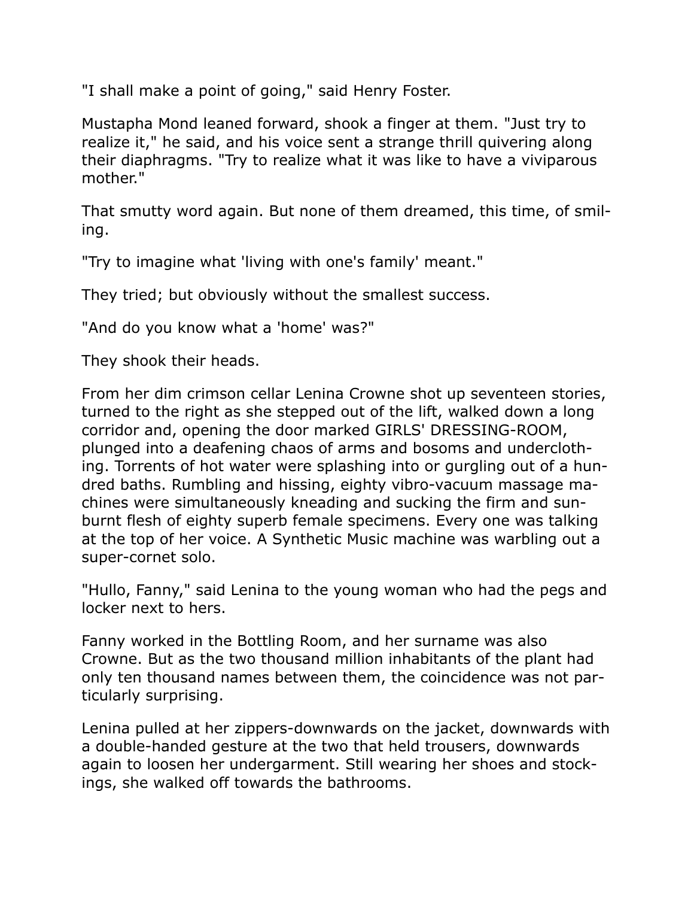"I shall make a point of going," said Henry Foster.

Mustapha Mond leaned forward, shook a finger at them. "Just try to realize it," he said, and his voice sent a strange thrill quivering along their diaphragms. "Try to realize what it was like to have a viviparous mother."

That smutty word again. But none of them dreamed, this time, of smiling.

"Try to imagine what 'living with one's family' meant."

They tried; but obviously without the smallest success.

"And do you know what a 'home' was?"

They shook their heads.

From her dim crimson cellar Lenina Crowne shot up seventeen stories, turned to the right as she stepped out of the lift, walked down a long corridor and, opening the door marked GIRLS' DRESSING-ROOM, plunged into a deafening chaos of arms and bosoms and underclothing. Torrents of hot water were splashing into or gurgling out of a hundred baths. Rumbling and hissing, eighty vibro-vacuum massage machines were simultaneously kneading and sucking the firm and sunburnt flesh of eighty superb female specimens. Every one was talking at the top of her voice. A Synthetic Music machine was warbling out a super-cornet solo.

"Hullo, Fanny," said Lenina to the young woman who had the pegs and locker next to hers.

Fanny worked in the Bottling Room, and her surname was also Crowne. But as the two thousand million inhabitants of the plant had only ten thousand names between them, the coincidence was not particularly surprising.

Lenina pulled at her zippers-downwards on the jacket, downwards with a double-handed gesture at the two that held trousers, downwards again to loosen her undergarment. Still wearing her shoes and stockings, she walked off towards the bathrooms.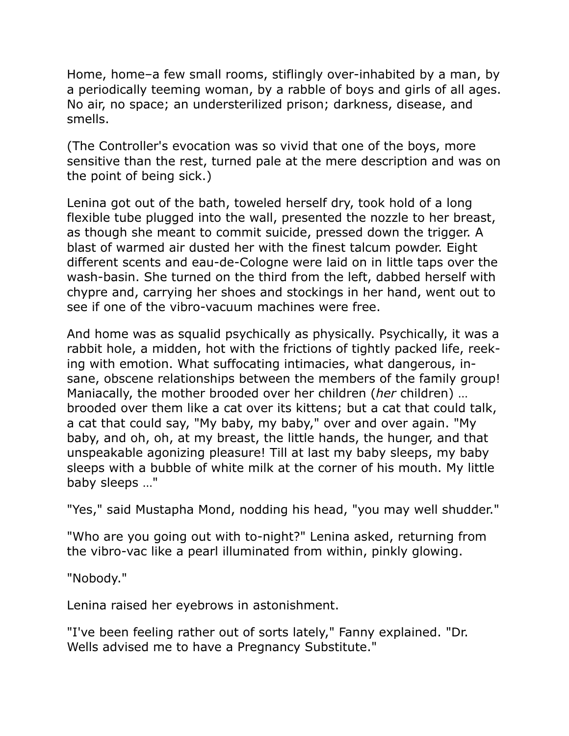Home, home–a few small rooms, stiflingly over-inhabited by a man, by a periodically teeming woman, by a rabble of boys and girls of all ages. No air, no space; an understerilized prison; darkness, disease, and smells.

(The Controller's evocation was so vivid that one of the boys, more sensitive than the rest, turned pale at the mere description and was on the point of being sick.)

Lenina got out of the bath, toweled herself dry, took hold of a long flexible tube plugged into the wall, presented the nozzle to her breast, as though she meant to commit suicide, pressed down the trigger. A blast of warmed air dusted her with the finest talcum powder. Eight different scents and eau-de-Cologne were laid on in little taps over the wash-basin. She turned on the third from the left, dabbed herself with chypre and, carrying her shoes and stockings in her hand, went out to see if one of the vibro-vacuum machines were free.

And home was as squalid psychically as physically. Psychically, it was a rabbit hole, a midden, hot with the frictions of tightly packed life, reeking with emotion. What suffocating intimacies, what dangerous, insane, obscene relationships between the members of the family group! Maniacally, the mother brooded over her children (*her* children) … brooded over them like a cat over its kittens; but a cat that could talk, a cat that could say, "My baby, my baby," over and over again. "My baby, and oh, oh, at my breast, the little hands, the hunger, and that unspeakable agonizing pleasure! Till at last my baby sleeps, my baby sleeps with a bubble of white milk at the corner of his mouth. My little baby sleeps …"

"Yes," said Mustapha Mond, nodding his head, "you may well shudder."

"Who are you going out with to-night?" Lenina asked, returning from the vibro-vac like a pearl illuminated from within, pinkly glowing.

"Nobody."

Lenina raised her eyebrows in astonishment.

"I've been feeling rather out of sorts lately," Fanny explained. "Dr. Wells advised me to have a Pregnancy Substitute."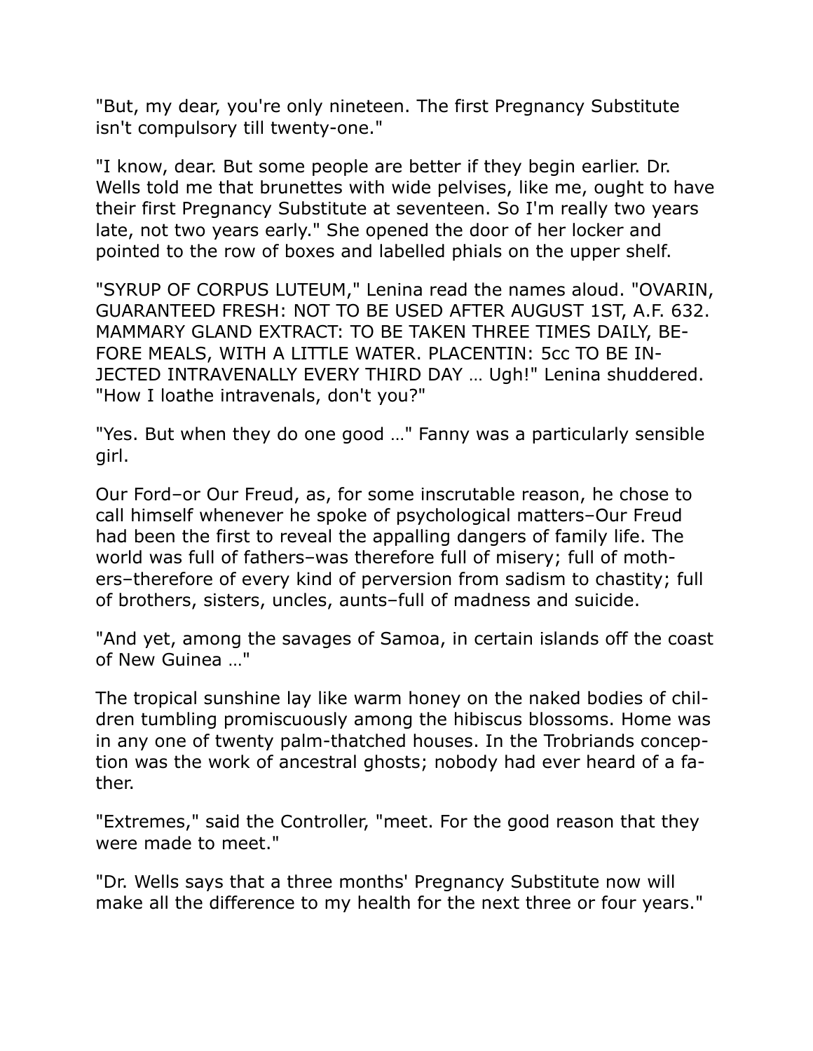"But, my dear, you're only nineteen. The first Pregnancy Substitute isn't compulsory till twenty-one."

"I know, dear. But some people are better if they begin earlier. Dr. Wells told me that brunettes with wide pelvises, like me, ought to have their first Pregnancy Substitute at seventeen. So I'm really two years late, not two years early." She opened the door of her locker and pointed to the row of boxes and labelled phials on the upper shelf.

"SYRUP OF CORPUS LUTEUM," Lenina read the names aloud. "OVARIN, GUARANTEED FRESH: NOT TO BE USED AFTER AUGUST 1ST, A.F. 632. MAMMARY GLAND EXTRACT: TO BE TAKEN THREE TIMES DAILY, BEFORE MEALS, WITH A LITTLE WATER. PLACENTIN: 5cc TO BE INJECTED INTRAVENALLY EVERY THIRD DAY … Ugh!" Lenina shuddered. "How I loathe intravenals, don't you?"

"Yes. But when they do one good …" Fanny was a particularly sensible girl.

Our Ford–or Our Freud, as, for some inscrutable reason, he chose to call himself whenever he spoke of psychological matters–Our Freud had been the first to reveal the appalling dangers of family life. The world was full of fathers–was therefore full of misery; full of mothers–therefore of every kind of perversion from sadism to chastity; full of brothers, sisters, uncles, aunts–full of madness and suicide.

"And yet, among the savages of Samoa, in certain islands off the coast of New Guinea …"

The tropical sunshine lay like warm honey on the naked bodies of children tumbling promiscuously among the hibiscus blossoms. Home was in any one of twenty palm-thatched houses. In the Trobriands conception was the work of ancestral ghosts; nobody had ever heard of a father.

"Extremes," said the Controller, "meet. For the good reason that they were made to meet."

"Dr. Wells says that a three months' Pregnancy Substitute now will make all the difference to my health for the next three or four years."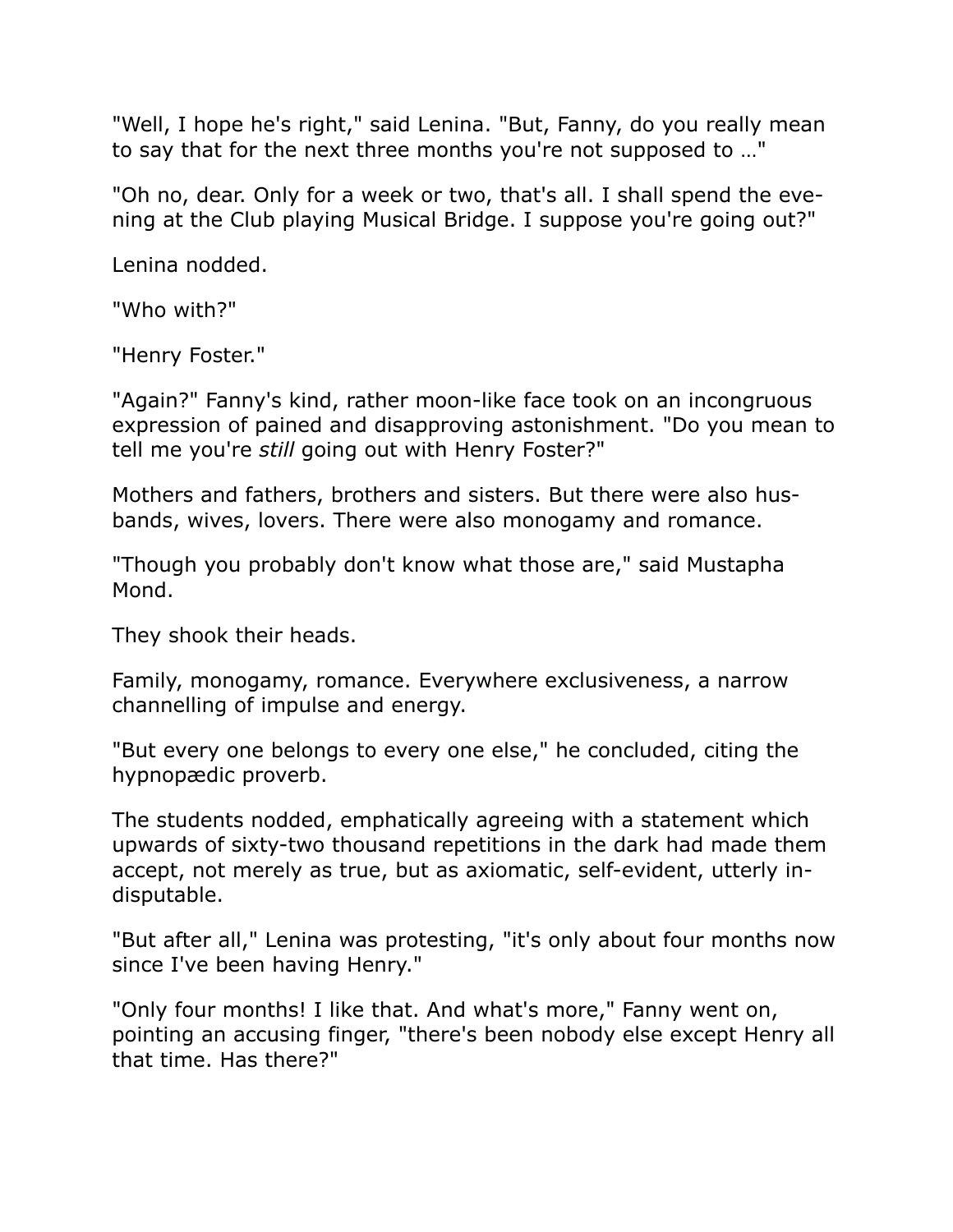"Well, I hope he's right," said Lenina. "But, Fanny, do you really mean to say that for the next three months you're not supposed to …"

"Oh no, dear. Only for a week or two, that's all. I shall spend the evening at the Club playing Musical Bridge. I suppose you're going out?"

Lenina nodded.

"Who with?"

"Henry Foster."

"Again?" Fanny's kind, rather moon-like face took on an incongruous expression of pained and disapproving astonishment. "Do you mean to tell me you're *still* going out with Henry Foster?"

Mothers and fathers, brothers and sisters. But there were also husbands, wives, lovers. There were also monogamy and romance.

"Though you probably don't know what those are," said Mustapha Mond.

They shook their heads.

Family, monogamy, romance. Everywhere exclusiveness, a narrow channelling of impulse and energy.

"But every one belongs to every one else," he concluded, citing the hypnopædic proverb.

The students nodded, emphatically agreeing with a statement which upwards of sixty-two thousand repetitions in the dark had made them accept, not merely as true, but as axiomatic, self-evident, utterly indisputable.

"But after all," Lenina was protesting, "it's only about four months now since I've been having Henry."

"Only four months! I like that. And what's more," Fanny went on, pointing an accusing finger, "there's been nobody else except Henry all that time. Has there?"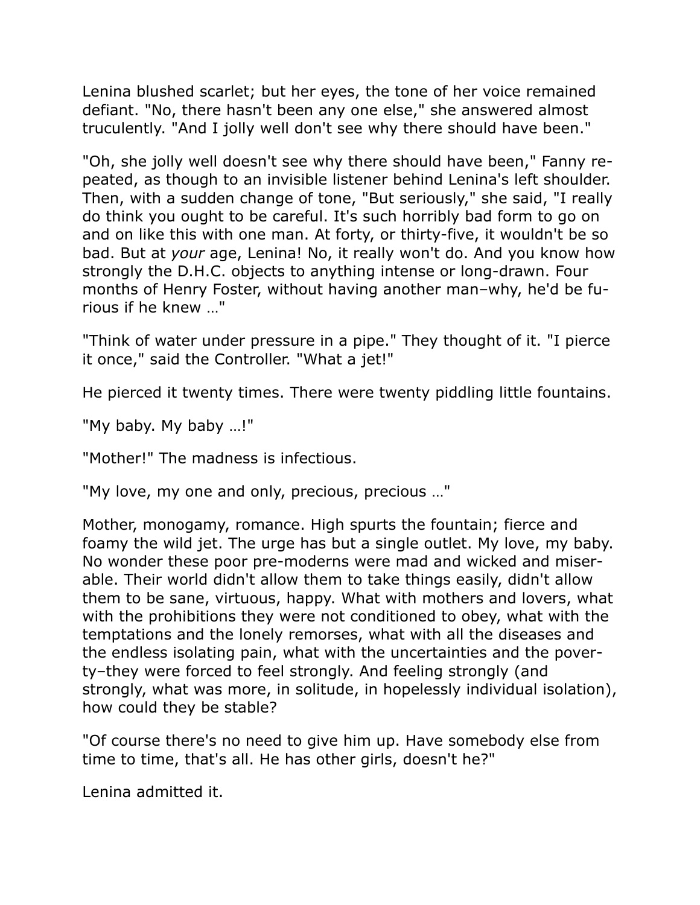Lenina blushed scarlet; but her eyes, the tone of her voice remained defiant. "No, there hasn't been any one else," she answered almost truculently. "And I jolly well don't see why there should have been."

"Oh, she jolly well doesn't see why there should have been," Fanny repeated, as though to an invisible listener behind Lenina's left shoulder. Then, with a sudden change of tone, "But seriously," she said, "I really do think you ought to be careful. It's such horribly bad form to go on and on like this with one man. At forty, or thirty-five, it wouldn't be so bad. But at *your* age, Lenina! No, it really won't do. And you know how strongly the D.H.C. objects to anything intense or long-drawn. Four months of Henry Foster, without having another man–why, he'd be furious if he knew …"

"Think of water under pressure in a pipe." They thought of it. "I pierce it once," said the Controller. "What a jet!"

He pierced it twenty times. There were twenty piddling little fountains.

"My baby. My baby …!"

"Mother!" The madness is infectious.

"My love, my one and only, precious, precious …"

Mother, monogamy, romance. High spurts the fountain; fierce and foamy the wild jet. The urge has but a single outlet. My love, my baby. No wonder these poor pre-moderns were mad and wicked and miserable. Their world didn't allow them to take things easily, didn't allow them to be sane, virtuous, happy. What with mothers and lovers, what with the prohibitions they were not conditioned to obey, what with the temptations and the lonely remorses, what with all the diseases and the endless isolating pain, what with the uncertainties and the poverty–they were forced to feel strongly. And feeling strongly (and strongly, what was more, in solitude, in hopelessly individual isolation), how could they be stable?

"Of course there's no need to give him up. Have somebody else from time to time, that's all. He has other girls, doesn't he?"

Lenina admitted it.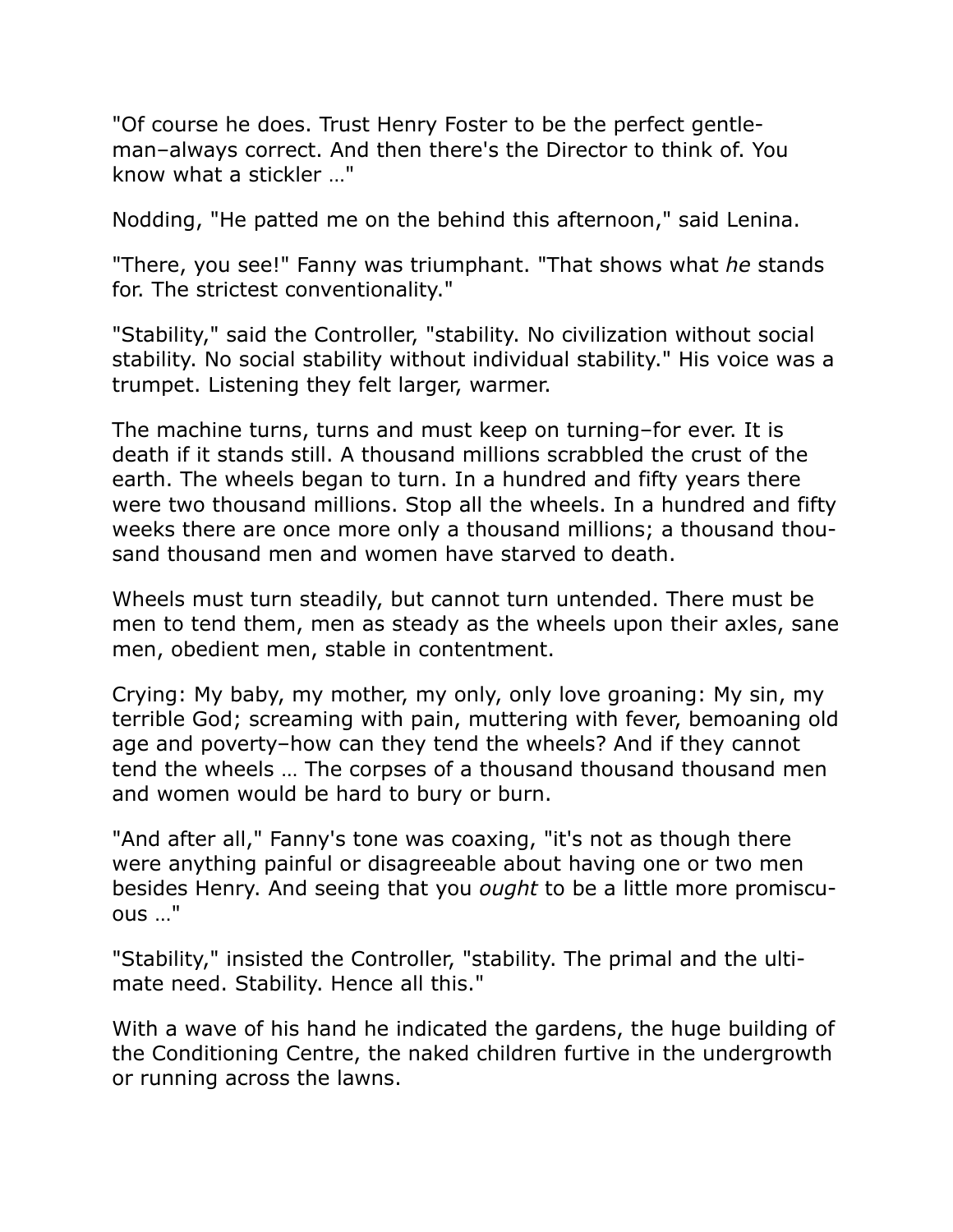"Of course he does. Trust Henry Foster to be the perfect gentleman–always correct. And then there's the Director to think of. You know what a stickler …"

Nodding, "He patted me on the behind this afternoon," said Lenina.

"There, you see!" Fanny was triumphant. "That shows what *he* stands for. The strictest conventionality."

"Stability," said the Controller, "stability. No civilization without social stability. No social stability without individual stability." His voice was a trumpet. Listening they felt larger, warmer.

The machine turns, turns and must keep on turning–for ever. It is death if it stands still. A thousand millions scrabbled the crust of the earth. The wheels began to turn. In a hundred and fifty years there were two thousand millions. Stop all the wheels. In a hundred and fifty weeks there are once more only a thousand millions; a thousand thousand thousand men and women have starved to death.

Wheels must turn steadily, but cannot turn untended. There must be men to tend them, men as steady as the wheels upon their axles, sane men, obedient men, stable in contentment.

Crying: My baby, my mother, my only, only love groaning: My sin, my terrible God; screaming with pain, muttering with fever, bemoaning old age and poverty–how can they tend the wheels? And if they cannot tend the wheels … The corpses of a thousand thousand thousand men and women would be hard to bury or burn.

"And after all," Fanny's tone was coaxing, "it's not as though there were anything painful or disagreeable about having one or two men besides Henry. And seeing that you *ought* to be a little more promiscuous …"

"Stability," insisted the Controller, "stability. The primal and the ultimate need. Stability. Hence all this."

With a wave of his hand he indicated the gardens, the huge building of the Conditioning Centre, the naked children furtive in the undergrowth or running across the lawns.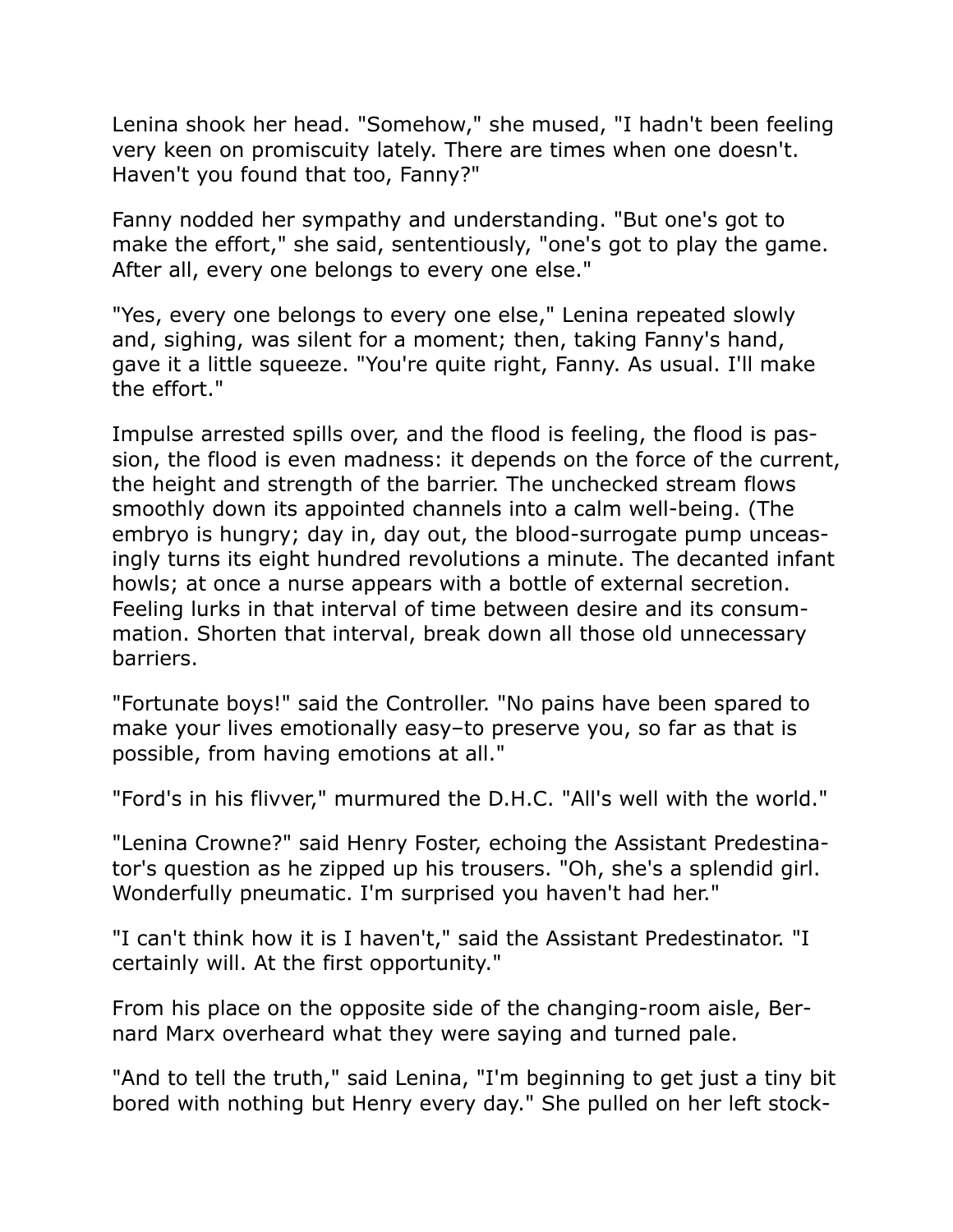Lenina shook her head. "Somehow," she mused, "I hadn't been feeling very keen on promiscuity lately. There are times when one doesn't. Haven't you found that too, Fanny?"

Fanny nodded her sympathy and understanding. "But one's got to make the effort," she said, sententiously, "one's got to play the game. After all, every one belongs to every one else."

"Yes, every one belongs to every one else," Lenina repeated slowly and, sighing, was silent for a moment; then, taking Fanny's hand, gave it a little squeeze. "You're quite right, Fanny. As usual. I'll make the effort."

Impulse arrested spills over, and the flood is feeling, the flood is passion, the flood is even madness: it depends on the force of the current, the height and strength of the barrier. The unchecked stream flows smoothly down its appointed channels into a calm well-being. (The embryo is hungry; day in, day out, the blood-surrogate pump unceasingly turns its eight hundred revolutions a minute. The decanted infant howls; at once a nurse appears with a bottle of external secretion. Feeling lurks in that interval of time between desire and its consummation. Shorten that interval, break down all those old unnecessary barriers.

"Fortunate boys!" said the Controller. "No pains have been spared to make your lives emotionally easy–to preserve you, so far as that is possible, from having emotions at all."

"Ford's in his flivver," murmured the D.H.C. "All's well with the world."

"Lenina Crowne?" said Henry Foster, echoing the Assistant Predestinator's question as he zipped up his trousers. "Oh, she's a splendid girl. Wonderfully pneumatic. I'm surprised you haven't had her."

"I can't think how it is I haven't," said the Assistant Predestinator. "I certainly will. At the first opportunity."

From his place on the opposite side of the changing-room aisle, Bernard Marx overheard what they were saying and turned pale.

"And to tell the truth," said Lenina, "I'm beginning to get just a tiny bit bored with nothing but Henry every day." She pulled on her left stock-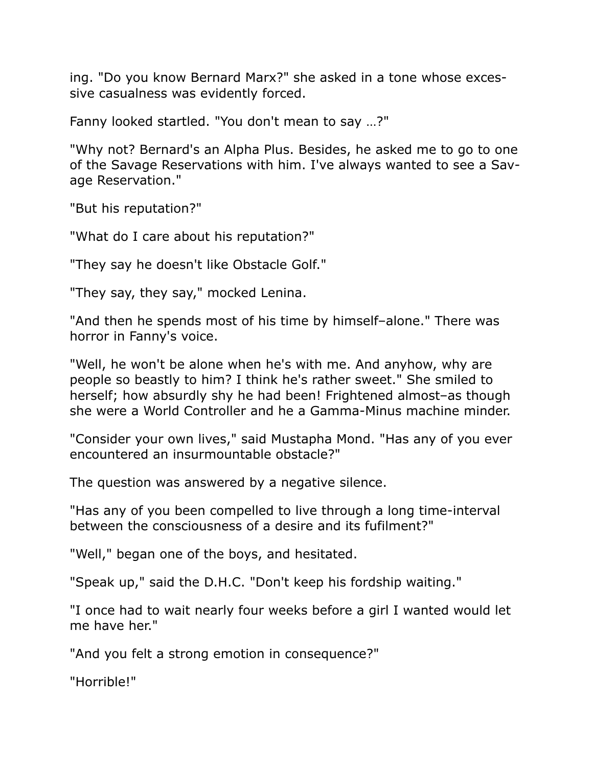ing. "Do you know Bernard Marx?" she asked in a tone whose excessive casualness was evidently forced.

Fanny looked startled. "You don't mean to say …?"

"Why not? Bernard's an Alpha Plus. Besides, he asked me to go to one of the Savage Reservations with him. I've always wanted to see a Savage Reservation."

"But his reputation?"

"What do I care about his reputation?"

"They say he doesn't like Obstacle Golf."

"They say, they say," mocked Lenina.

"And then he spends most of his time by himself–alone." There was horror in Fanny's voice.

"Well, he won't be alone when he's with me. And anyhow, why are people so beastly to him? I think he's rather sweet." She smiled to herself; how absurdly shy he had been! Frightened almost–as though she were a World Controller and he a Gamma-Minus machine minder.

"Consider your own lives," said Mustapha Mond. "Has any of you ever encountered an insurmountable obstacle?"

The question was answered by a negative silence.

"Has any of you been compelled to live through a long time-interval between the consciousness of a desire and its fufilment?"

"Well," began one of the boys, and hesitated.

"Speak up," said the D.H.C. "Don't keep his fordship waiting."

"I once had to wait nearly four weeks before a girl I wanted would let me have her."

"And you felt a strong emotion in consequence?"

"Horrible!"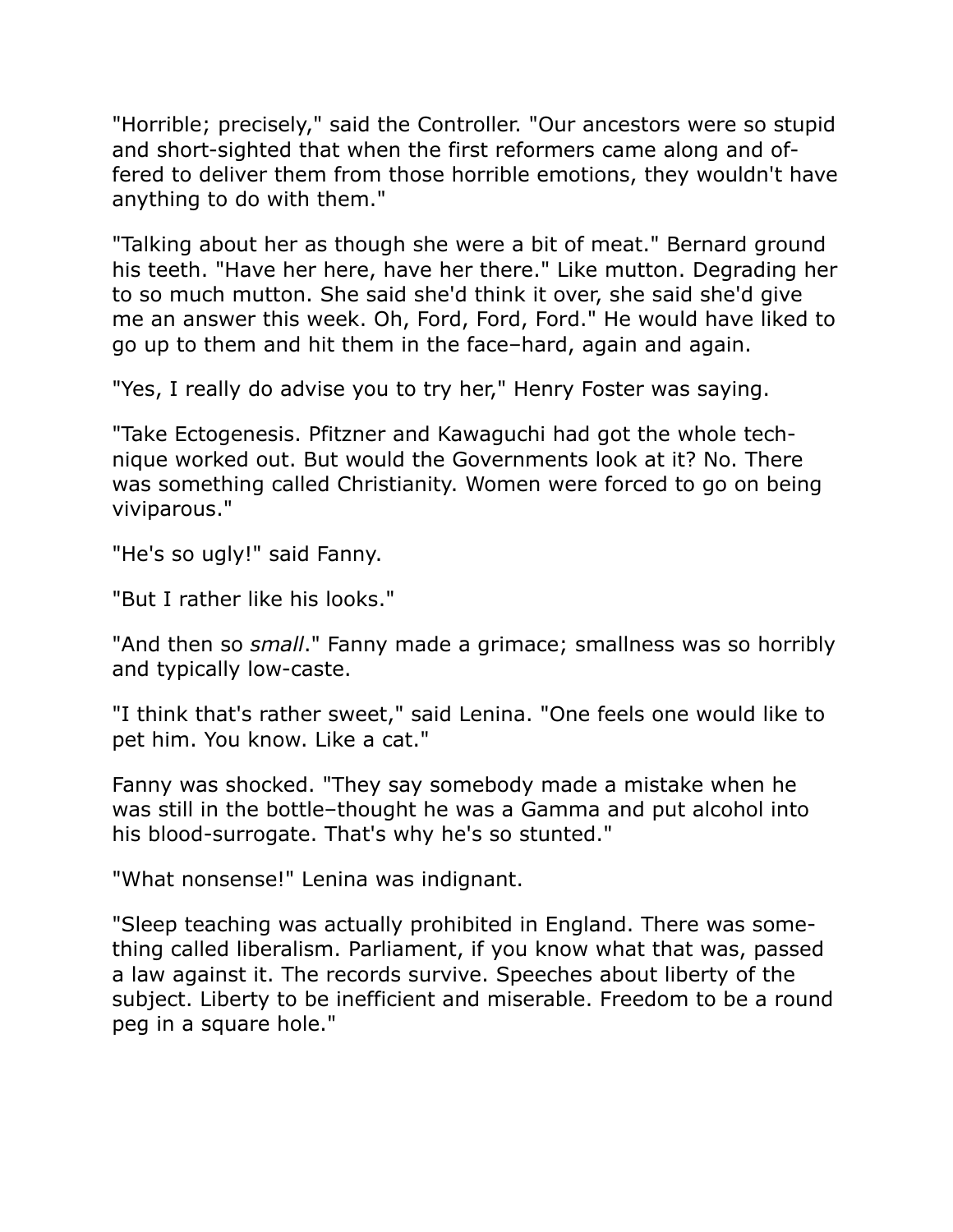"Horrible; precisely," said the Controller. "Our ancestors were so stupid and short-sighted that when the first reformers came along and offered to deliver them from those horrible emotions, they wouldn't have anything to do with them."

"Talking about her as though she were a bit of meat." Bernard ground his teeth. "Have her here, have her there." Like mutton. Degrading her to so much mutton. She said she'd think it over, she said she'd give me an answer this week. Oh, Ford, Ford, Ford." He would have liked to go up to them and hit them in the face–hard, again and again.

"Yes, I really do advise you to try her," Henry Foster was saying.

"Take Ectogenesis. Pfitzner and Kawaguchi had got the whole technique worked out. But would the Governments look at it? No. There was something called Christianity. Women were forced to go on being viviparous."

"He's so ugly!" said Fanny.

"But I rather like his looks."

"And then so *small*." Fanny made a grimace; smallness was so horribly and typically low-caste.

"I think that's rather sweet," said Lenina. "One feels one would like to pet him. You know. Like a cat."

Fanny was shocked. "They say somebody made a mistake when he was still in the bottle–thought he was a Gamma and put alcohol into his blood-surrogate. That's why he's so stunted."

"What nonsense!" Lenina was indignant.

"Sleep teaching was actually prohibited in England. There was something called liberalism. Parliament, if you know what that was, passed a law against it. The records survive. Speeches about liberty of the subject. Liberty to be inefficient and miserable. Freedom to be a round peg in a square hole."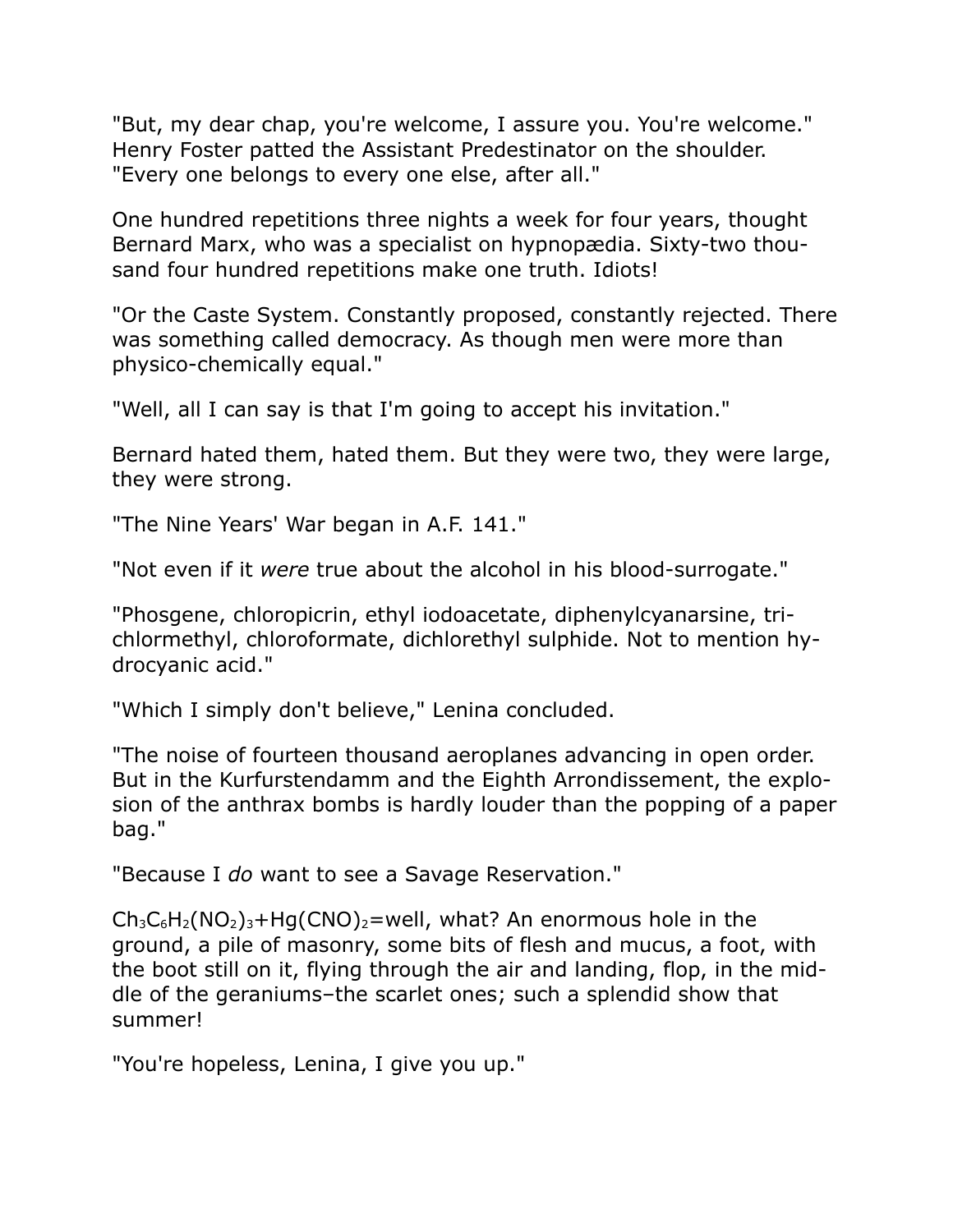"But, my dear chap, you're welcome, I assure you. You're welcome." Henry Foster patted the Assistant Predestinator on the shoulder. "Every one belongs to every one else, after all."

One hundred repetitions three nights a week for four years, thought Bernard Marx, who was a specialist on hypnopædia. Sixty-two thousand four hundred repetitions make one truth. Idiots!

"Or the Caste System. Constantly proposed, constantly rejected. There was something called democracy. As though men were more than physico-chemically equal."

"Well, all I can say is that I'm going to accept his invitation."

Bernard hated them, hated them. But they were two, they were large, they were strong.

"The Nine Years' War began in A.F. 141."

"Not even if it *were* true about the alcohol in his blood-surrogate."

"Phosgene, chloropicrin, ethyl iodoacetate, diphenylcyanarsine, trichlormethyl, chloroformate, dichlorethyl sulphide. Not to mention hydrocyanic acid."

"Which I simply don't believe," Lenina concluded.

"The noise of fourteen thousand aeroplanes advancing in open order. But in the Kurfurstendamm and the Eighth Arrondissement, the explosion of the anthrax bombs is hardly louder than the popping of a paper bag."

"Because I *do* want to see a Savage Reservation."

$Ch_3C_6H_2(NO_2)_3+Hg(CNO)_2$=well, what? An enormous hole in the ground, a pile of masonry, some bits of flesh and mucus, a foot, with the boot still on it, flying through the air and landing, flop, in the middle of the geraniums–the scarlet ones; such a splendid show that summer!

"You're hopeless, Lenina, I give you up."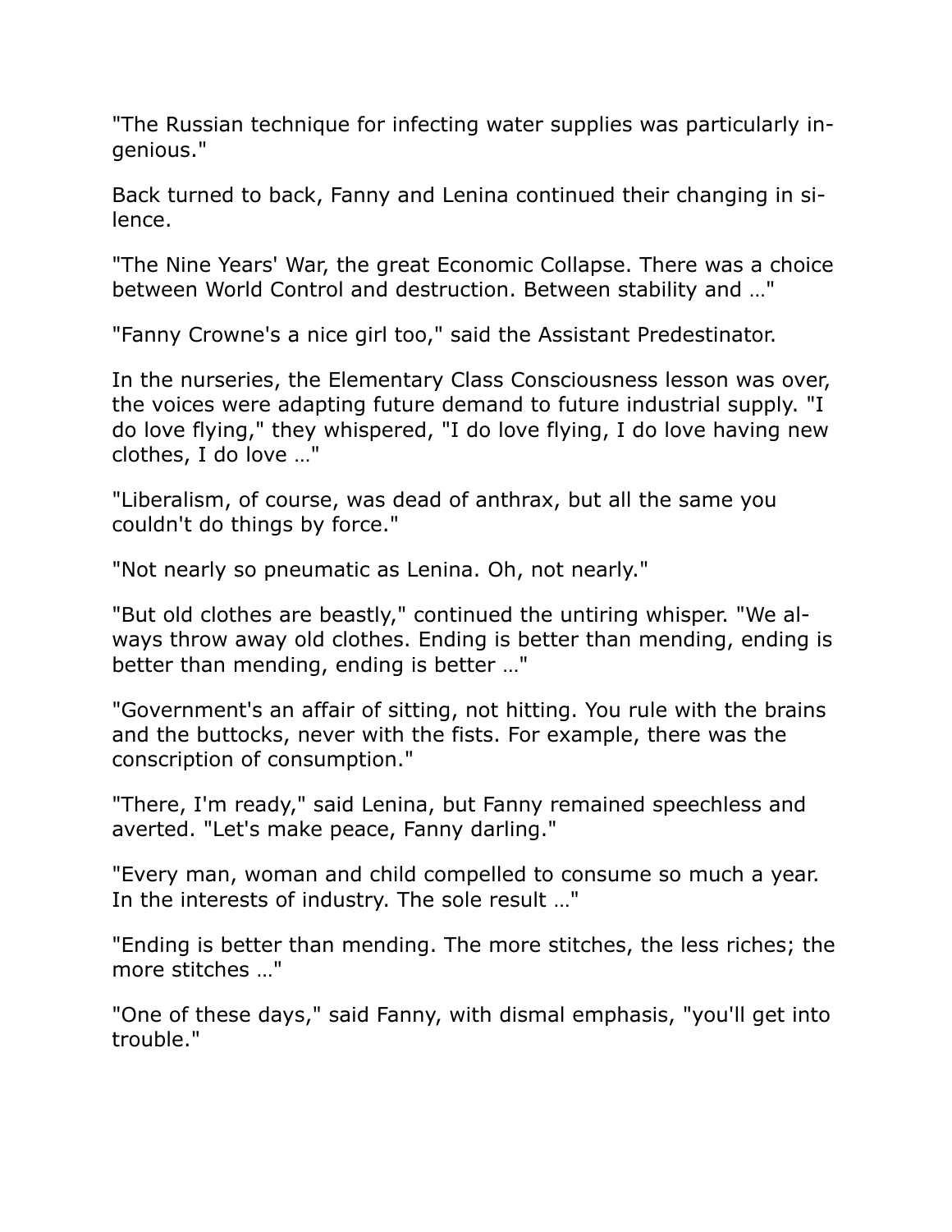"The Russian technique for infecting water supplies was particularly ingenious."

Back turned to back, Fanny and Lenina continued their changing in silence.

"The Nine Years' War, the great Economic Collapse. There was a choice between World Control and destruction. Between stability and …"

"Fanny Crowne's a nice girl too," said the Assistant Predestinator.

In the nurseries, the Elementary Class Consciousness lesson was over, the voices were adapting future demand to future industrial supply. "I do love flying," they whispered, "I do love flying, I do love having new clothes, I do love …"

"Liberalism, of course, was dead of anthrax, but all the same you couldn't do things by force."

"Not nearly so pneumatic as Lenina. Oh, not nearly."

"But old clothes are beastly," continued the untiring whisper. "We always throw away old clothes. Ending is better than mending, ending is better than mending, ending is better …"

"Government's an affair of sitting, not hitting. You rule with the brains and the buttocks, never with the fists. For example, there was the conscription of consumption."

"There, I'm ready," said Lenina, but Fanny remained speechless and averted. "Let's make peace, Fanny darling."

"Every man, woman and child compelled to consume so much a year. In the interests of industry. The sole result …"

"Ending is better than mending. The more stitches, the less riches; the more stitches …"

"One of these days," said Fanny, with dismal emphasis, "you'll get into trouble."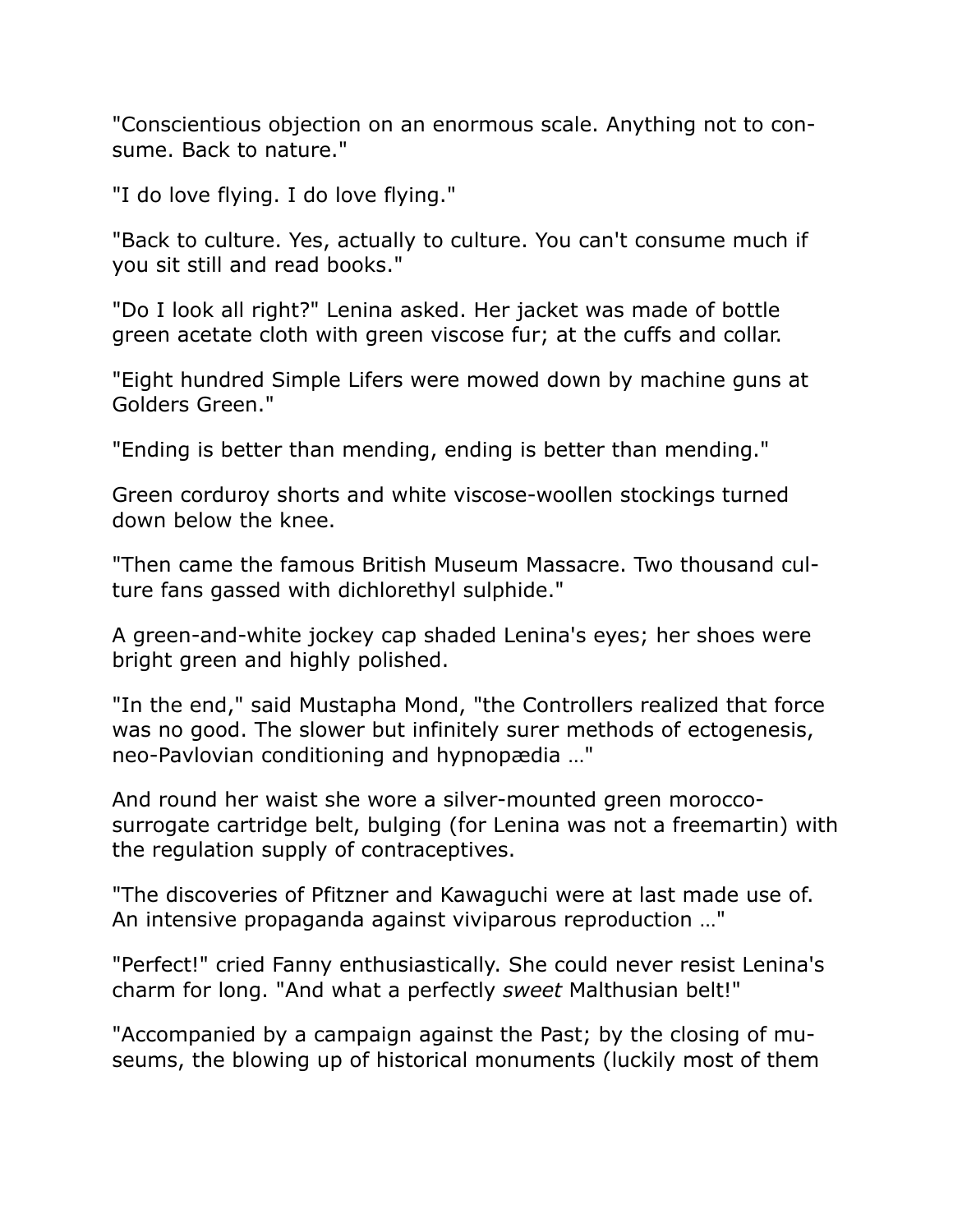"Conscientious objection on an enormous scale. Anything not to consume. Back to nature."

"I do love flying. I do love flying."

"Back to culture. Yes, actually to culture. You can't consume much if you sit still and read books."

"Do I look all right?" Lenina asked. Her jacket was made of bottle green acetate cloth with green viscose fur; at the cuffs and collar.

"Eight hundred Simple Lifers were mowed down by machine guns at Golders Green."

"Ending is better than mending, ending is better than mending."

Green corduroy shorts and white viscose-woollen stockings turned down below the knee.

"Then came the famous British Museum Massacre. Two thousand culture fans gassed with dichlorethyl sulphide."

A green-and-white jockey cap shaded Lenina's eyes; her shoes were bright green and highly polished.

"In the end," said Mustapha Mond, "the Controllers realized that force was no good. The slower but infinitely surer methods of ectogenesis, neo-Pavlovian conditioning and hypnopædia …"

And round her waist she wore a silver-mounted green morocco-surrogate cartridge belt, bulging (for Lenina was not a freemartin) with the regulation supply of contraceptives.

"The discoveries of Pfitzner and Kawaguchi were at last made use of. An intensive propaganda against viviparous reproduction …"

"Perfect!" cried Fanny enthusiastically. She could never resist Lenina's charm for long. "And what a perfectly *sweet* Malthusian belt!"

"Accompanied by a campaign against the Past; by the closing of museums, the blowing up of historical monuments (luckily most of them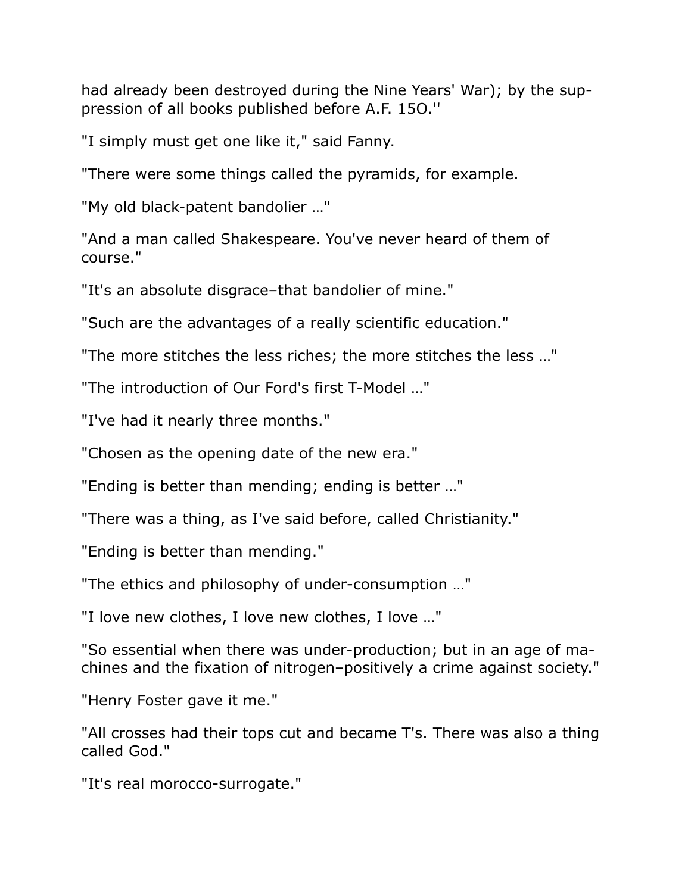had already been destroyed during the Nine Years' War); by the suppression of all books published before A.F. 15O.''

"I simply must get one like it," said Fanny.

"There were some things called the pyramids, for example.

"My old black-patent bandolier …"

"And a man called Shakespeare. You've never heard of them of course."

"It's an absolute disgrace–that bandolier of mine."

"Such are the advantages of a really scientific education."

"The more stitches the less riches; the more stitches the less …"

"The introduction of Our Ford's first T-Model …"

"I've had it nearly three months."

"Chosen as the opening date of the new era."

"Ending is better than mending; ending is better …"

"There was a thing, as I've said before, called Christianity."

"Ending is better than mending."

"The ethics and philosophy of under-consumption …"

"I love new clothes, I love new clothes, I love …"

"So essential when there was under-production; but in an age of machines and the fixation of nitrogen–positively a crime against society."

"Henry Foster gave it me."

"All crosses had their tops cut and became T's. There was also a thing called God."

"It's real morocco-surrogate."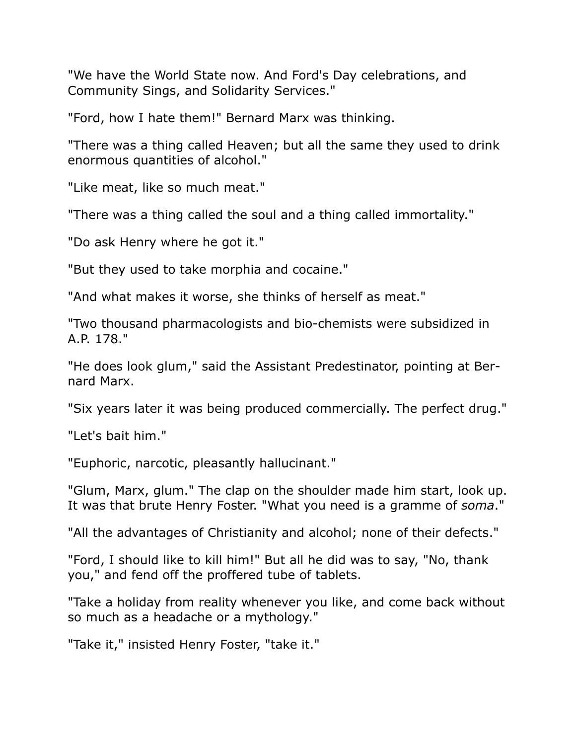"We have the World State now. And Ford's Day celebrations, and Community Sings, and Solidarity Services."

"Ford, how I hate them!" Bernard Marx was thinking.

"There was a thing called Heaven; but all the same they used to drink enormous quantities of alcohol."

"Like meat, like so much meat."

"There was a thing called the soul and a thing called immortality."

"Do ask Henry where he got it."

"But they used to take morphia and cocaine."

"And what makes it worse, she thinks of herself as meat."

"Two thousand pharmacologists and bio-chemists were subsidized in A.P. 178."

"He does look glum," said the Assistant Predestinator, pointing at Bernard Marx.

"Six years later it was being produced commercially. The perfect drug."

"Let's bait him."

"Euphoric, narcotic, pleasantly hallucinant."

"Glum, Marx, glum." The clap on the shoulder made him start, look up. It was that brute Henry Foster. "What you need is a gramme of *soma*."

"All the advantages of Christianity and alcohol; none of their defects."

"Ford, I should like to kill him!" But all he did was to say, "No, thank you," and fend off the proffered tube of tablets.

"Take a holiday from reality whenever you like, and come back without so much as a headache or a mythology."

"Take it," insisted Henry Foster, "take it."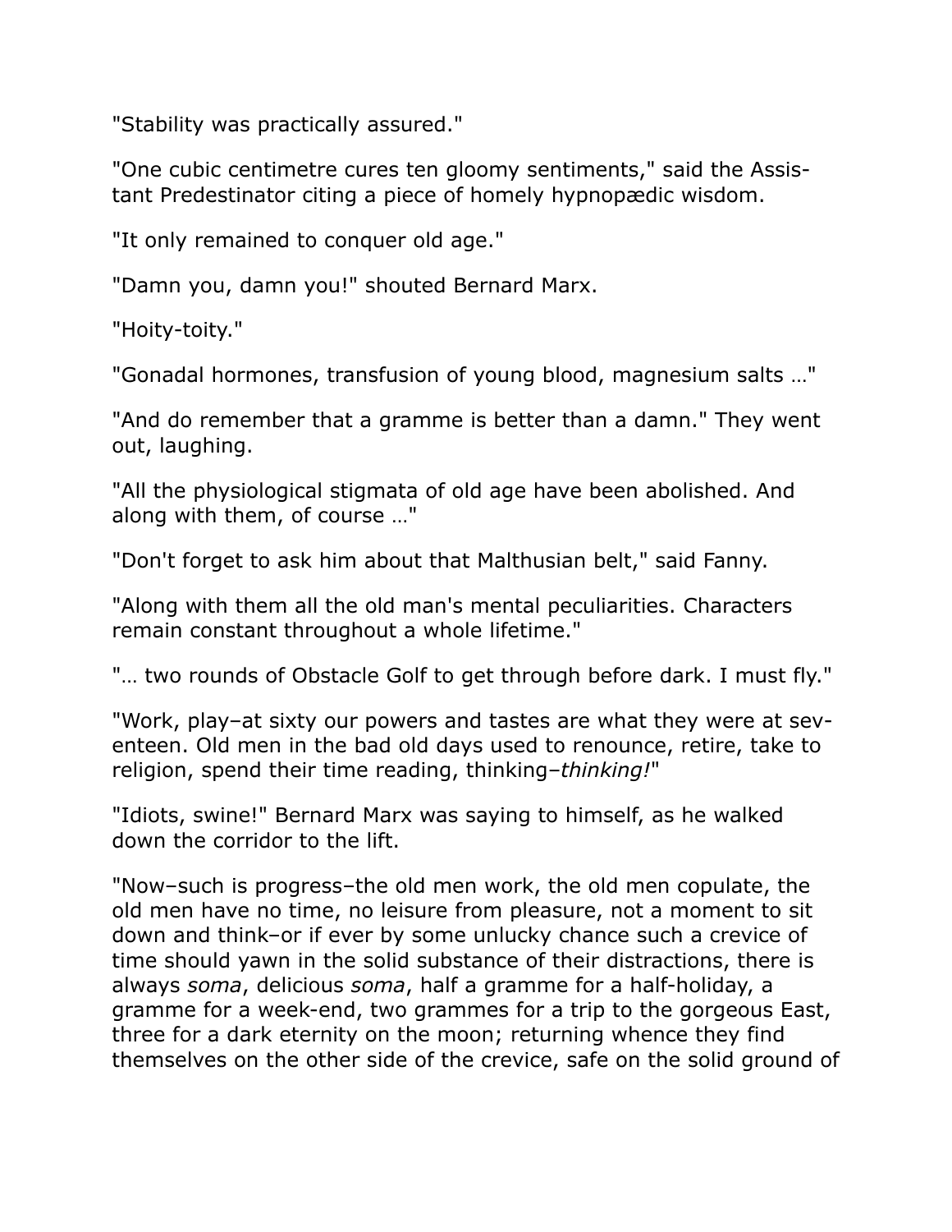"Stability was practically assured."

"One cubic centimetre cures ten gloomy sentiments," said the Assistant Predestinator citing a piece of homely hypnopædic wisdom.

"It only remained to conquer old age."

"Damn you, damn you!" shouted Bernard Marx.

"Hoity-toity."

"Gonadal hormones, transfusion of young blood, magnesium salts …"

"And do remember that a gramme is better than a damn." They went out, laughing.

"All the physiological stigmata of old age have been abolished. And along with them, of course …"

"Don't forget to ask him about that Malthusian belt," said Fanny.

"Along with them all the old man's mental peculiarities. Characters remain constant throughout a whole lifetime."

"… two rounds of Obstacle Golf to get through before dark. I must fly."

"Work, play–at sixty our powers and tastes are what they were at seventeen. Old men in the bad old days used to renounce, retire, take to religion, spend their time reading, thinking–*thinking!*"

"Idiots, swine!" Bernard Marx was saying to himself, as he walked down the corridor to the lift.

"Now–such is progress–the old men work, the old men copulate, the old men have no time, no leisure from pleasure, not a moment to sit down and think–or if ever by some unlucky chance such a crevice of time should yawn in the solid substance of their distractions, there is always *soma*, delicious *soma*, half a gramme for a half-holiday, a gramme for a week-end, two grammes for a trip to the gorgeous East, three for a dark eternity on the moon; returning whence they find themselves on the other side of the crevice, safe on the solid ground of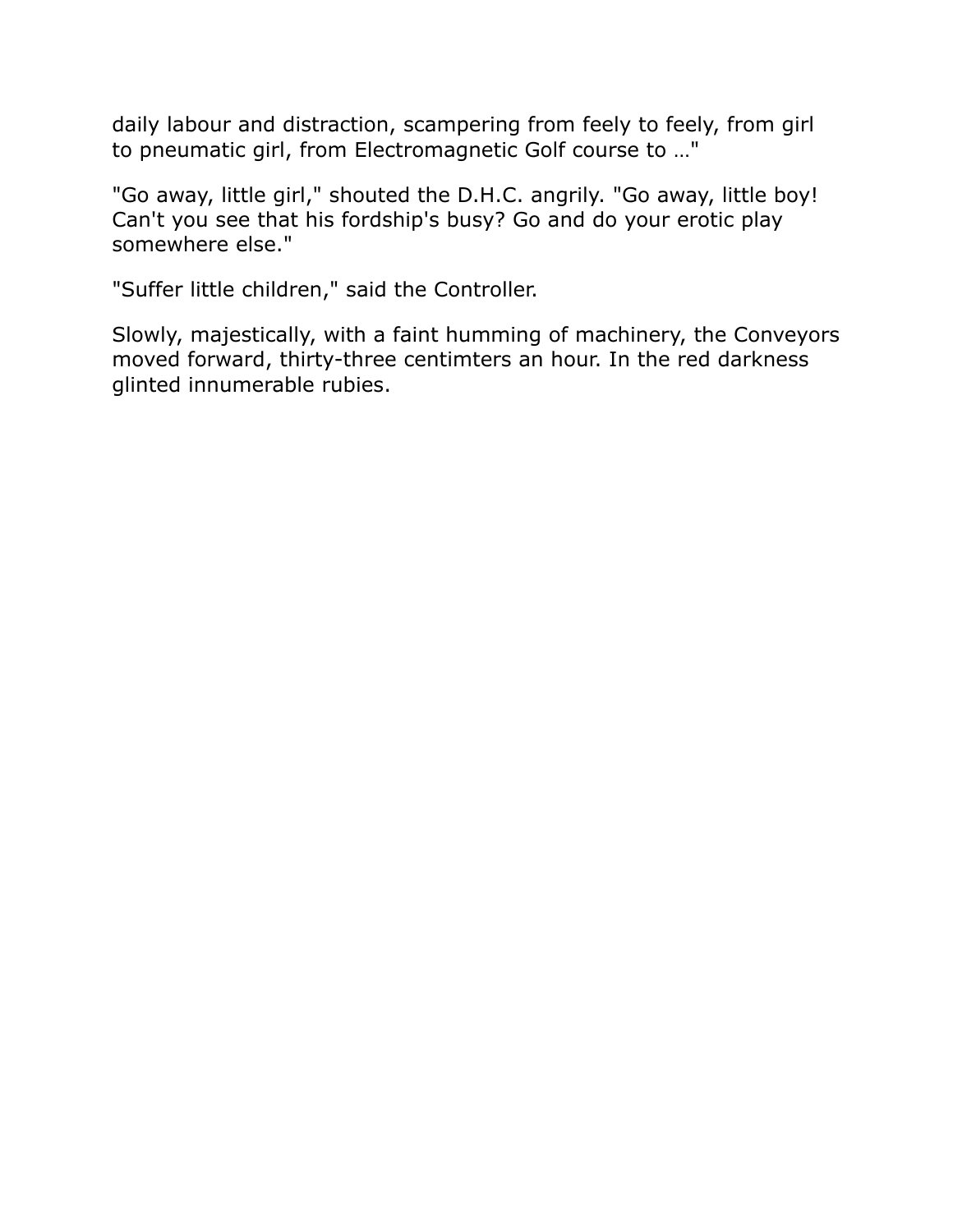daily labour and distraction, scampering from feely to feely, from girl to pneumatic girl, from Electromagnetic Golf course to …"

"Go away, little girl," shouted the D.H.C. angrily. "Go away, little boy! Can't you see that his fordship's busy? Go and do your erotic play somewhere else."

"Suffer little children," said the Controller.

Slowly, majestically, with a faint humming of machinery, the Conveyors moved forward, thirty-three centimters an hour. In the red darkness glinted innumerable rubies.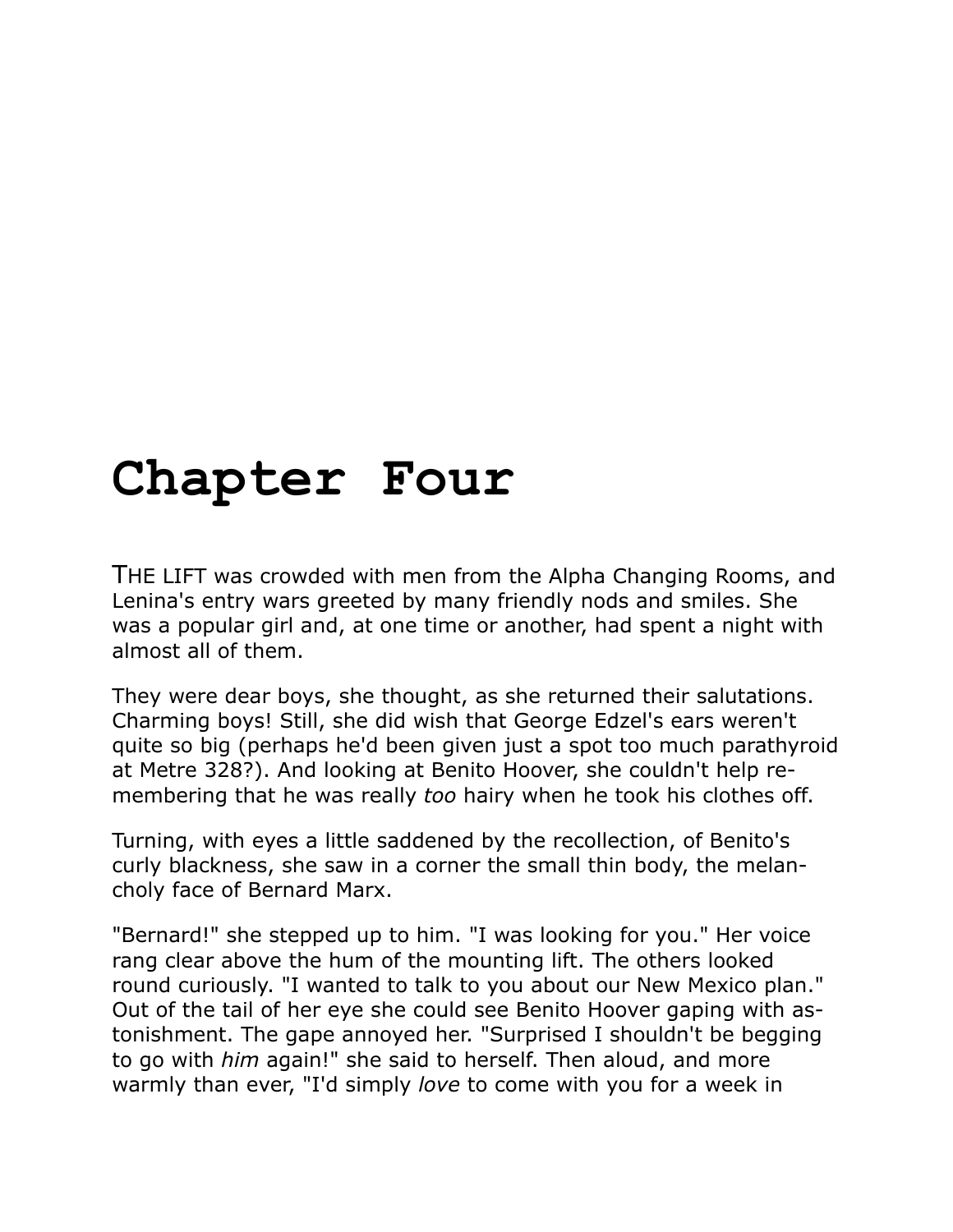# Chapter Four

THE LIFT was crowded with men from the Alpha Changing Rooms, and Lenina's entry wars greeted by many friendly nods and smiles. She was a popular girl and, at one time or another, had spent a night with almost all of them.

They were dear boys, she thought, as she returned their salutations. Charming boys! Still, she did wish that George Edzel's ears weren't quite so big (perhaps he'd been given just a spot too much parathyroid at Metre 328?). And looking at Benito Hoover, she couldn't help remembering that he was really *too* hairy when he took his clothes off.

Turning, with eyes a little saddened by the recollection, of Benito's curly blackness, she saw in a corner the small thin body, the melancholy face of Bernard Marx.

"Bernard!" she stepped up to him. "I was looking for you." Her voice rang clear above the hum of the mounting lift. The others looked round curiously. "I wanted to talk to you about our New Mexico plan." Out of the tail of her eye she could see Benito Hoover gaping with astonishment. The gape annoyed her. "Surprised I shouldn't be begging to go with *him* again!" she said to herself. Then aloud, and more warmly than ever, "I'd simply *love* to come with you for a week in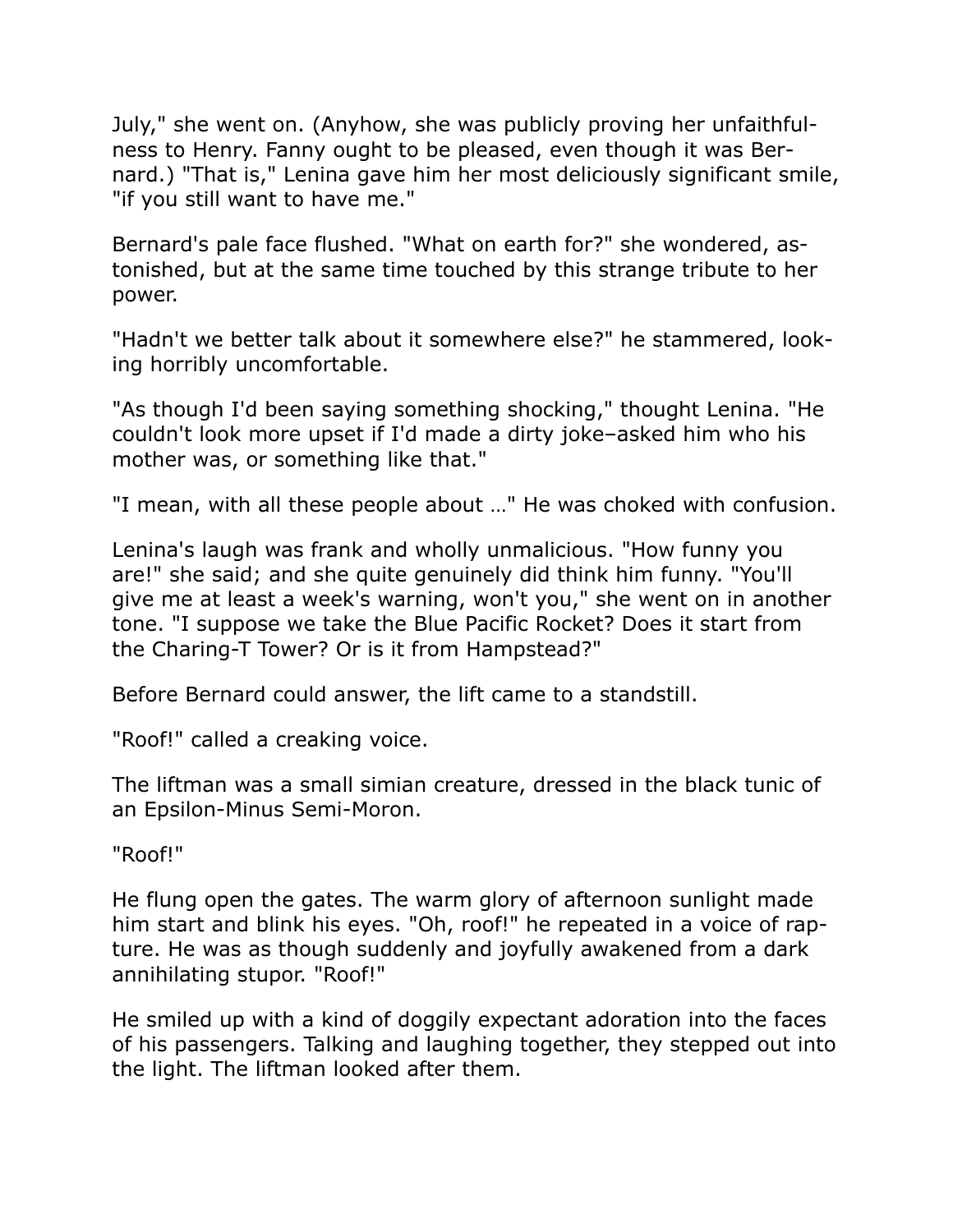July," she went on. (Anyhow, she was publicly proving her unfaithfulness to Henry. Fanny ought to be pleased, even though it was Bernard.) "That is," Lenina gave him her most deliciously significant smile, "if you still want to have me."

Bernard's pale face flushed. "What on earth for?" she wondered, astonished, but at the same time touched by this strange tribute to her power.

"Hadn't we better talk about it somewhere else?" he stammered, looking horribly uncomfortable.

"As though I'd been saying something shocking," thought Lenina. "He couldn't look more upset if I'd made a dirty joke–asked him who his mother was, or something like that."

"I mean, with all these people about …" He was choked with confusion.

Lenina's laugh was frank and wholly unmalicious. "How funny you are!" she said; and she quite genuinely did think him funny. "You'll give me at least a week's warning, won't you," she went on in another tone. "I suppose we take the Blue Pacific Rocket? Does it start from the Charing-T Tower? Or is it from Hampstead?"

Before Bernard could answer, the lift came to a standstill.

"Roof!" called a creaking voice.

The liftman was a small simian creature, dressed in the black tunic of an Epsilon-Minus Semi-Moron.

"Roof!"

He flung open the gates. The warm glory of afternoon sunlight made him start and blink his eyes. "Oh, roof!" he repeated in a voice of rapture. He was as though suddenly and joyfully awakened from a dark annihilating stupor. "Roof!"

He smiled up with a kind of doggily expectant adoration into the faces of his passengers. Talking and laughing together, they stepped out into the light. The liftman looked after them.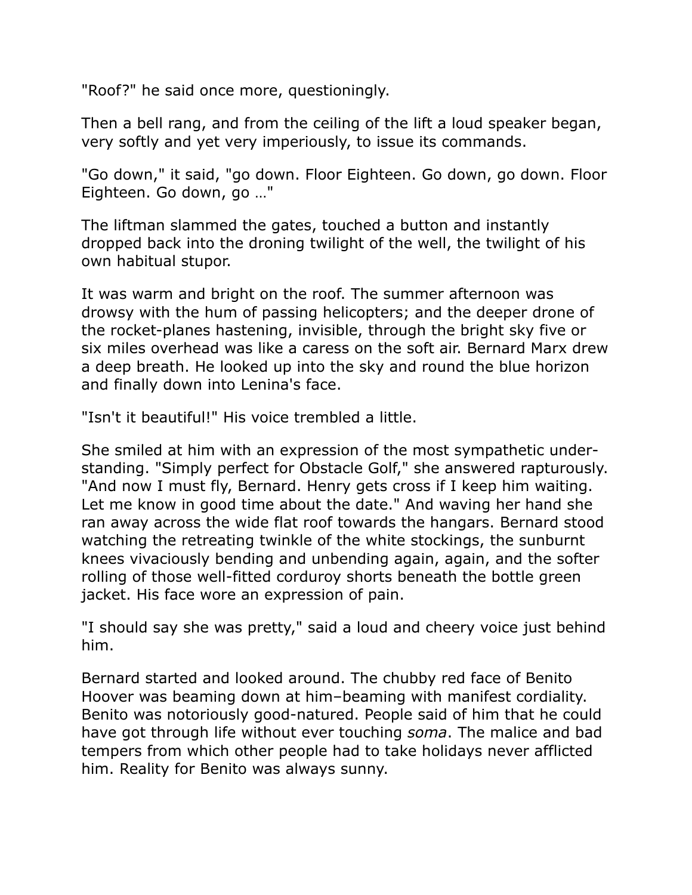"Roof?" he said once more, questioningly.

Then a bell rang, and from the ceiling of the lift a loud speaker began, very softly and yet very imperiously, to issue its commands.

"Go down," it said, "go down. Floor Eighteen. Go down, go down. Floor Eighteen. Go down, go …"

The liftman slammed the gates, touched a button and instantly dropped back into the droning twilight of the well, the twilight of his own habitual stupor.

It was warm and bright on the roof. The summer afternoon was drowsy with the hum of passing helicopters; and the deeper drone of the rocket-planes hastening, invisible, through the bright sky five or six miles overhead was like a caress on the soft air. Bernard Marx drew a deep breath. He looked up into the sky and round the blue horizon and finally down into Lenina's face.

"Isn't it beautiful!" His voice trembled a little.

She smiled at him with an expression of the most sympathetic understanding. "Simply perfect for Obstacle Golf," she answered rapturously. "And now I must fly, Bernard. Henry gets cross if I keep him waiting. Let me know in good time about the date." And waving her hand she ran away across the wide flat roof towards the hangars. Bernard stood watching the retreating twinkle of the white stockings, the sunburnt knees vivaciously bending and unbending again, again, and the softer rolling of those well-fitted corduroy shorts beneath the bottle green jacket. His face wore an expression of pain.

"I should say she was pretty," said a loud and cheery voice just behind him.

Bernard started and looked around. The chubby red face of Benito Hoover was beaming down at him–beaming with manifest cordiality. Benito was notoriously good-natured. People said of him that he could have got through life without ever touching *soma*. The malice and bad tempers from which other people had to take holidays never afflicted him. Reality for Benito was always sunny.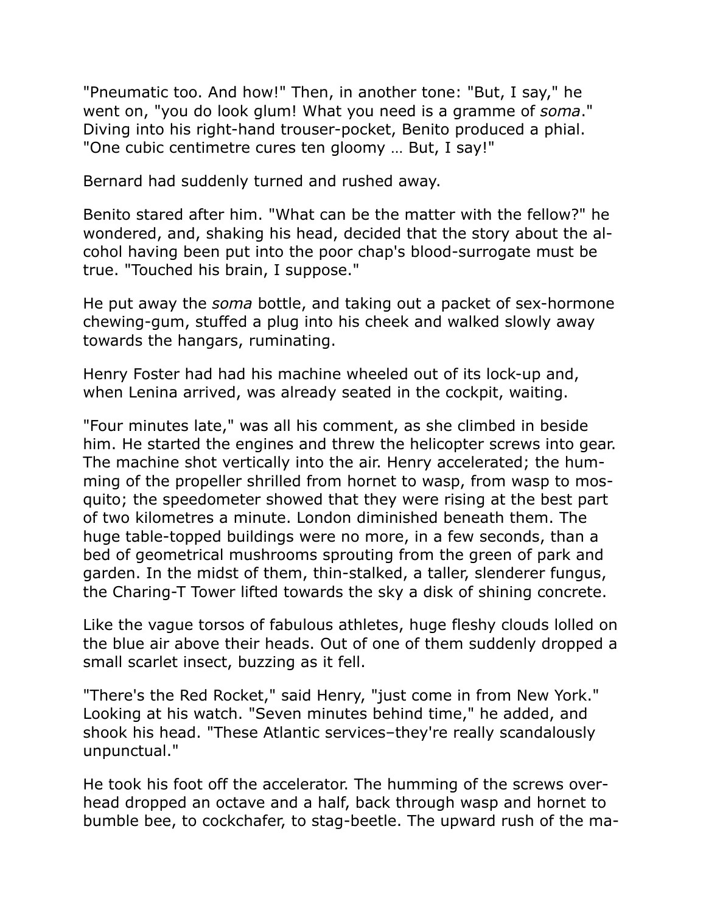"Pneumatic too. And how!" Then, in another tone: "But, I say," he went on, "you do look glum! What you need is a gramme of *soma*." Diving into his right-hand trouser-pocket, Benito produced a phial. "One cubic centimetre cures ten gloomy … But, I say!"

Bernard had suddenly turned and rushed away.

Benito stared after him. "What can be the matter with the fellow?" he wondered, and, shaking his head, decided that the story about the alcohol having been put into the poor chap's blood-surrogate must be true. "Touched his brain, I suppose."

He put away the *soma* bottle, and taking out a packet of sex-hormone chewing-gum, stuffed a plug into his cheek and walked slowly away towards the hangars, ruminating.

Henry Foster had had his machine wheeled out of its lock-up and, when Lenina arrived, was already seated in the cockpit, waiting.

"Four minutes late," was all his comment, as she climbed in beside him. He started the engines and threw the helicopter screws into gear. The machine shot vertically into the air. Henry accelerated; the humming of the propeller shrilled from hornet to wasp, from wasp to mosquito; the speedometer showed that they were rising at the best part of two kilometres a minute. London diminished beneath them. The huge table-topped buildings were no more, in a few seconds, than a bed of geometrical mushrooms sprouting from the green of park and garden. In the midst of them, thin-stalked, a taller, slenderer fungus, the Charing-T Tower lifted towards the sky a disk of shining concrete.

Like the vague torsos of fabulous athletes, huge fleshy clouds lolled on the blue air above their heads. Out of one of them suddenly dropped a small scarlet insect, buzzing as it fell.

"There's the Red Rocket," said Henry, "just come in from New York." Looking at his watch. "Seven minutes behind time," he added, and shook his head. "These Atlantic services–they're really scandalously unpunctual."

He took his foot off the accelerator. The humming of the screws overhead dropped an octave and a half, back through wasp and hornet to bumble bee, to cockchafer, to stag-beetle. The upward rush of the ma-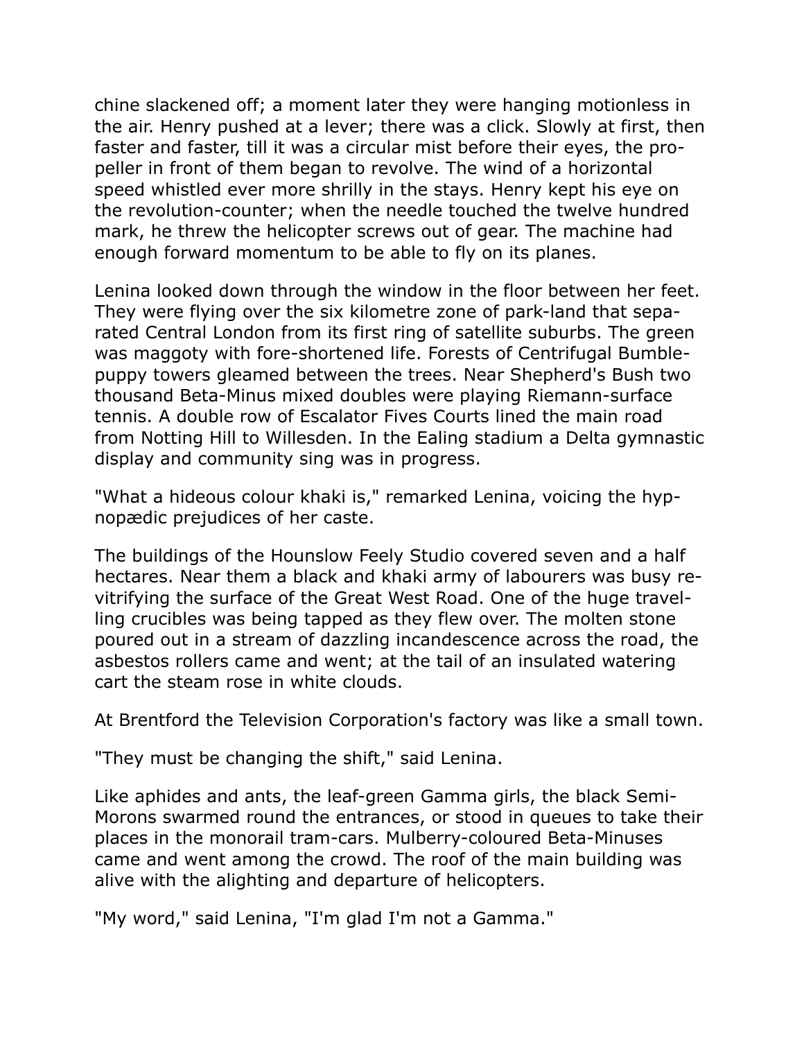chine slackened off; a moment later they were hanging motionless in the air. Henry pushed at a lever; there was a click. Slowly at first, then faster and faster, till it was a circular mist before their eyes, the propeller in front of them began to revolve. The wind of a horizontal speed whistled ever more shrilly in the stays. Henry kept his eye on the revolution-counter; when the needle touched the twelve hundred mark, he threw the helicopter screws out of gear. The machine had enough forward momentum to be able to fly on its planes.

Lenina looked down through the window in the floor between her feet. They were flying over the six kilometre zone of park-land that separated Central London from its first ring of satellite suburbs. The green was maggoty with fore-shortened life. Forests of Centrifugal Bumble-puppy towers gleamed between the trees. Near Shepherd's Bush two thousand Beta-Minus mixed doubles were playing Riemann-surface tennis. A double row of Escalator Fives Courts lined the main road from Notting Hill to Willesden. In the Ealing stadium a Delta gymnastic display and community sing was in progress.

"What a hideous colour khaki is," remarked Lenina, voicing the hypnopædic prejudices of her caste.

The buildings of the Hounslow Feely Studio covered seven and a half hectares. Near them a black and khaki army of labourers was busy re-vitrifying the surface of the Great West Road. One of the huge travelling crucibles was being tapped as they flew over. The molten stone poured out in a stream of dazzling incandescence across the road, the asbestos rollers came and went; at the tail of an insulated watering cart the steam rose in white clouds.

At Brentford the Television Corporation's factory was like a small town.

"They must be changing the shift," said Lenina.

Like aphides and ants, the leaf-green Gamma girls, the black Semi-Morons swarmed round the entrances, or stood in queues to take their places in the monorail tram-cars. Mulberry-coloured Beta-Minuses came and went among the crowd. The roof of the main building was alive with the alighting and departure of helicopters.

"My word," said Lenina, "I'm glad I'm not a Gamma."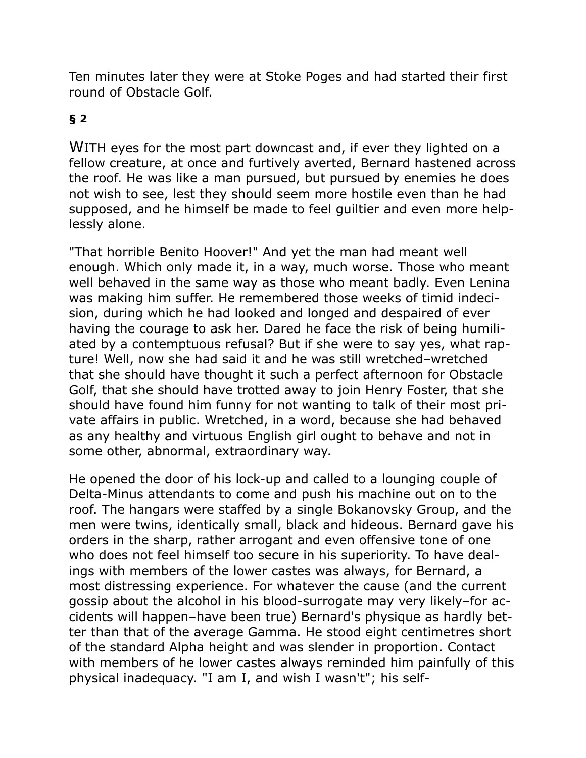Ten minutes later they were at Stoke Poges and had started their first round of Obstacle Golf.

**§ 2**

WITH eyes for the most part downcast and, if ever they lighted on a fellow creature, at once and furtively averted, Bernard hastened across the roof. He was like a man pursued, but pursued by enemies he does not wish to see, lest they should seem more hostile even than he had supposed, and he himself be made to feel guiltier and even more helplessly alone.

"That horrible Benito Hoover!" And yet the man had meant well enough. Which only made it, in a way, much worse. Those who meant well behaved in the same way as those who meant badly. Even Lenina was making him suffer. He remembered those weeks of timid indecision, during which he had looked and longed and despaired of ever having the courage to ask her. Dared he face the risk of being humiliated by a contemptuous refusal? But if she were to say yes, what rapture! Well, now she had said it and he was still wretched–wretched that she should have thought it such a perfect afternoon for Obstacle Golf, that she should have trotted away to join Henry Foster, that she should have found him funny for not wanting to talk of their most private affairs in public. Wretched, in a word, because she had behaved as any healthy and virtuous English girl ought to behave and not in some other, abnormal, extraordinary way.

He opened the door of his lock-up and called to a lounging couple of Delta-Minus attendants to come and push his machine out on to the roof. The hangars were staffed by a single Bokanovsky Group, and the men were twins, identically small, black and hideous. Bernard gave his orders in the sharp, rather arrogant and even offensive tone of one who does not feel himself too secure in his superiority. To have dealings with members of the lower castes was always, for Bernard, a most distressing experience. For whatever the cause (and the current gossip about the alcohol in his blood-surrogate may very likely–for accidents will happen–have been true) Bernard's physique as hardly better than that of the average Gamma. He stood eight centimetres short of the standard Alpha height and was slender in proportion. Contact with members of he lower castes always reminded him painfully of this physical inadequacy. "I am I, and wish I wasn't"; his self-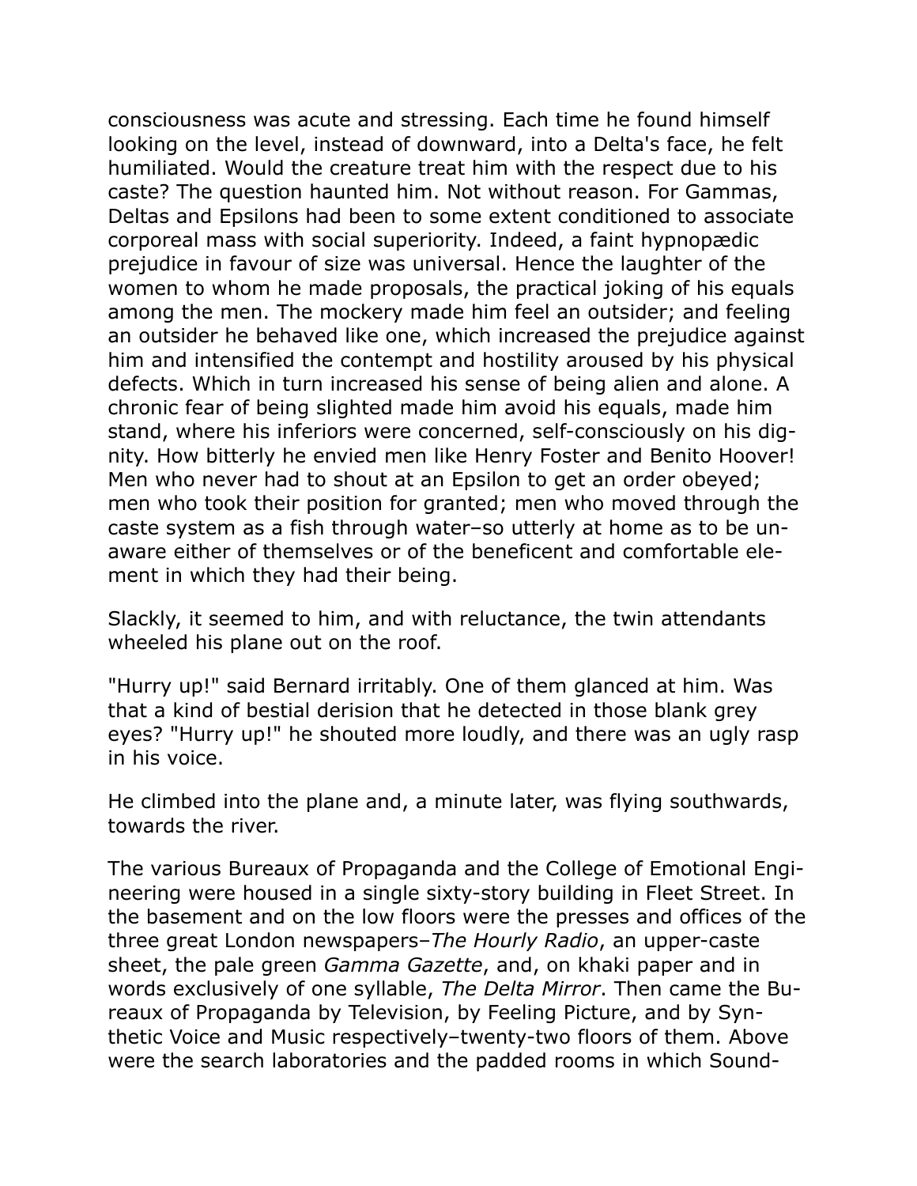consciousness was acute and stressing. Each time he found himself looking on the level, instead of downward, into a Delta's face, he felt humiliated. Would the creature treat him with the respect due to his caste? The question haunted him. Not without reason. For Gammas, Deltas and Epsilons had been to some extent conditioned to associate corporeal mass with social superiority. Indeed, a faint hypnopædic prejudice in favour of size was universal. Hence the laughter of the women to whom he made proposals, the practical joking of his equals among the men. The mockery made him feel an outsider; and feeling an outsider he behaved like one, which increased the prejudice against him and intensified the contempt and hostility aroused by his physical defects. Which in turn increased his sense of being alien and alone. A chronic fear of being slighted made him avoid his equals, made him stand, where his inferiors were concerned, self-consciously on his dignity. How bitterly he envied men like Henry Foster and Benito Hoover! Men who never had to shout at an Epsilon to get an order obeyed; men who took their position for granted; men who moved through the caste system as a fish through water–so utterly at home as to be unaware either of themselves or of the beneficent and comfortable element in which they had their being.

Slackly, it seemed to him, and with reluctance, the twin attendants wheeled his plane out on the roof.

"Hurry up!" said Bernard irritably. One of them glanced at him. Was that a kind of bestial derision that he detected in those blank grey eyes? "Hurry up!" he shouted more loudly, and there was an ugly rasp in his voice.

He climbed into the plane and, a minute later, was flying southwards, towards the river.

The various Bureaux of Propaganda and the College of Emotional Engineering were housed in a single sixty-story building in Fleet Street. In the basement and on the low floors were the presses and offices of the three great London newspapers–*The Hourly Radio*, an upper-caste sheet, the pale green *Gamma Gazette*, and, on khaki paper and in words exclusively of one syllable, *The Delta Mirror*. Then came the Bureaux of Propaganda by Television, by Feeling Picture, and by Synthetic Voice and Music respectively–twenty-two floors of them. Above were the search laboratories and the padded rooms in which Sound-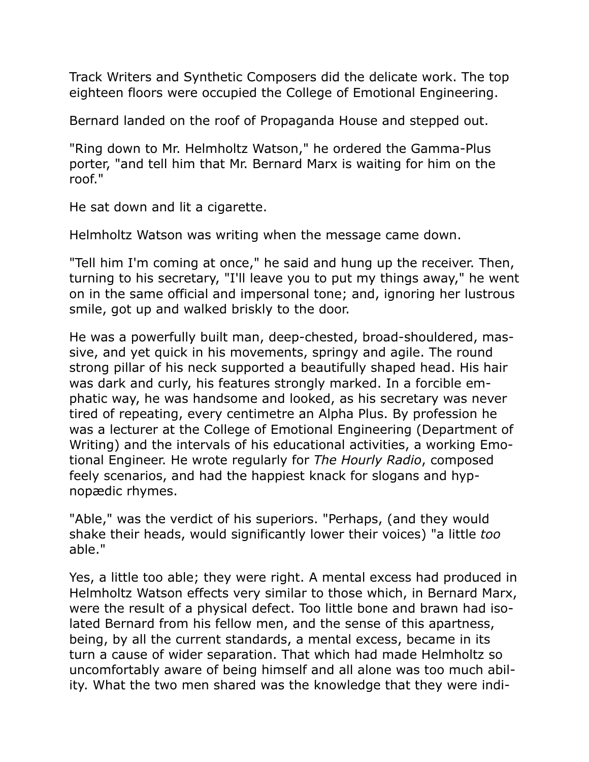Track Writers and Synthetic Composers did the delicate work. The top eighteen floors were occupied the College of Emotional Engineering.

Bernard landed on the roof of Propaganda House and stepped out.

"Ring down to Mr. Helmholtz Watson," he ordered the Gamma-Plus porter, "and tell him that Mr. Bernard Marx is waiting for him on the roof."

He sat down and lit a cigarette.

Helmholtz Watson was writing when the message came down.

"Tell him I'm coming at once," he said and hung up the receiver. Then, turning to his secretary, "I'll leave you to put my things away," he went on in the same official and impersonal tone; and, ignoring her lustrous smile, got up and walked briskly to the door.

He was a powerfully built man, deep-chested, broad-shouldered, massive, and yet quick in his movements, springy and agile. The round strong pillar of his neck supported a beautifully shaped head. His hair was dark and curly, his features strongly marked. In a forcible emphatic way, he was handsome and looked, as his secretary was never tired of repeating, every centimetre an Alpha Plus. By profession he was a lecturer at the College of Emotional Engineering (Department of Writing) and the intervals of his educational activities, a working Emotional Engineer. He wrote regularly for *The Hourly Radio*, composed feely scenarios, and had the happiest knack for slogans and hypnopædic rhymes.

"Able," was the verdict of his superiors. "Perhaps, (and they would shake their heads, would significantly lower their voices) "a little *too* able."

Yes, a little too able; they were right. A mental excess had produced in Helmholtz Watson effects very similar to those which, in Bernard Marx, were the result of a physical defect. Too little bone and brawn had isolated Bernard from his fellow men, and the sense of this apartness, being, by all the current standards, a mental excess, became in its turn a cause of wider separation. That which had made Helmholtz so uncomfortably aware of being himself and all alone was too much ability. What the two men shared was the knowledge that they were indi-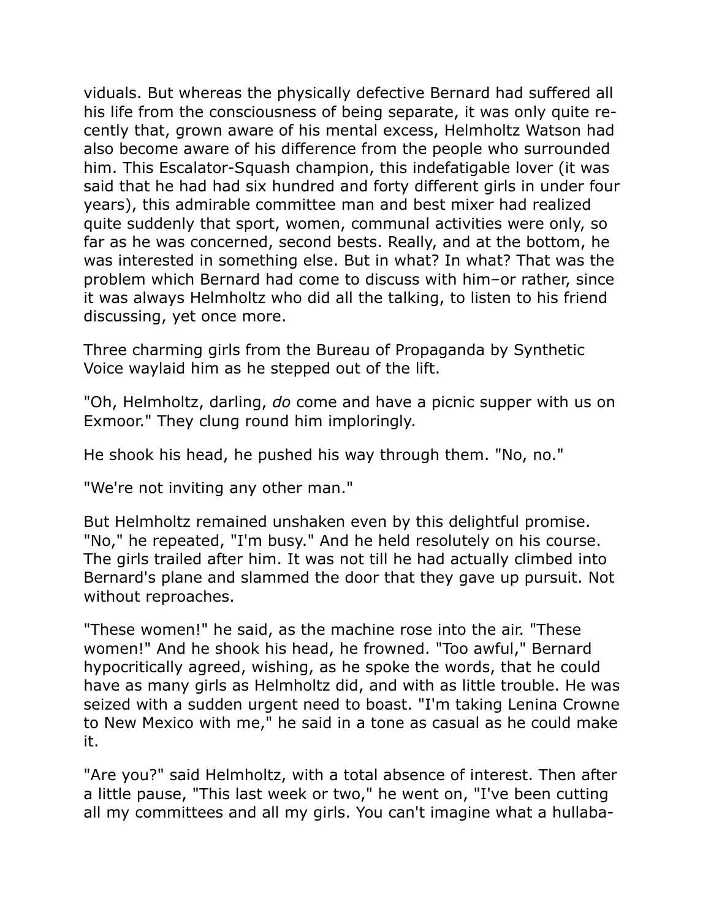viduals. But whereas the physically defective Bernard had suffered all his life from the consciousness of being separate, it was only quite recently that, grown aware of his mental excess, Helmholtz Watson had also become aware of his difference from the people who surrounded him. This Escalator-Squash champion, this indefatigable lover (it was said that he had had six hundred and forty different girls in under four years), this admirable committee man and best mixer had realized quite suddenly that sport, women, communal activities were only, so far as he was concerned, second bests. Really, and at the bottom, he was interested in something else. But in what? In what? That was the problem which Bernard had come to discuss with him–or rather, since it was always Helmholtz who did all the talking, to listen to his friend discussing, yet once more.

Three charming girls from the Bureau of Propaganda by Synthetic Voice waylaid him as he stepped out of the lift.

"Oh, Helmholtz, darling, *do* come and have a picnic supper with us on Exmoor." They clung round him imploringly.

He shook his head, he pushed his way through them. "No, no."

"We're not inviting any other man."

But Helmholtz remained unshaken even by this delightful promise. "No," he repeated, "I'm busy." And he held resolutely on his course. The girls trailed after him. It was not till he had actually climbed into Bernard's plane and slammed the door that they gave up pursuit. Not without reproaches.

"These women!" he said, as the machine rose into the air. "These women!" And he shook his head, he frowned. "Too awful," Bernard hypocritically agreed, wishing, as he spoke the words, that he could have as many girls as Helmholtz did, and with as little trouble. He was seized with a sudden urgent need to boast. "I'm taking Lenina Crowne to New Mexico with me," he said in a tone as casual as he could make it.

"Are you?" said Helmholtz, with a total absence of interest. Then after a little pause, "This last week or two," he went on, "I've been cutting all my committees and all my girls. You can't imagine what a hullaba-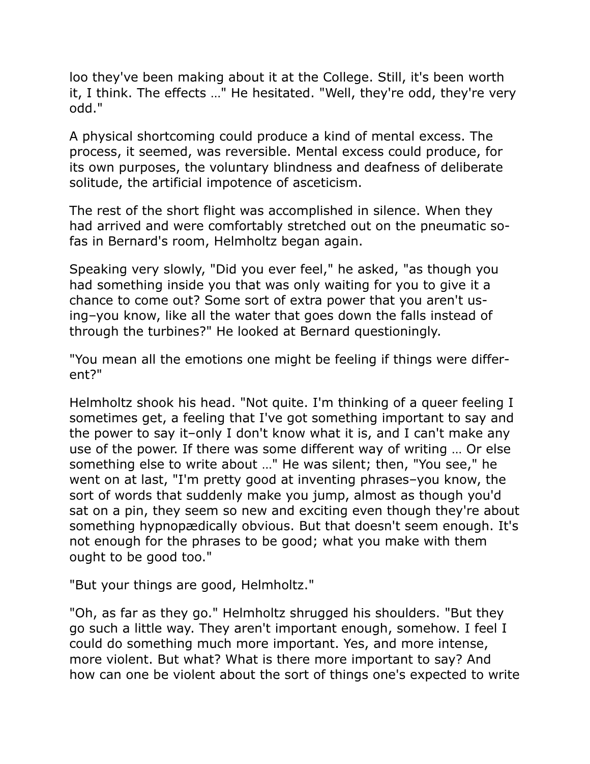loo they've been making about it at the College. Still, it's been worth it, I think. The effects …" He hesitated. "Well, they're odd, they're very odd."

A physical shortcoming could produce a kind of mental excess. The process, it seemed, was reversible. Mental excess could produce, for its own purposes, the voluntary blindness and deafness of deliberate solitude, the artificial impotence of asceticism.

The rest of the short flight was accomplished in silence. When they had arrived and were comfortably stretched out on the pneumatic sofas in Bernard's room, Helmholtz began again.

Speaking very slowly, "Did you ever feel," he asked, "as though you had something inside you that was only waiting for you to give it a chance to come out? Some sort of extra power that you aren't using–you know, like all the water that goes down the falls instead of through the turbines?" He looked at Bernard questioningly.

"You mean all the emotions one might be feeling if things were different?"

Helmholtz shook his head. "Not quite. I'm thinking of a queer feeling I sometimes get, a feeling that I've got something important to say and the power to say it–only I don't know what it is, and I can't make any use of the power. If there was some different way of writing … Or else something else to write about …" He was silent; then, "You see," he went on at last, "I'm pretty good at inventing phrases–you know, the sort of words that suddenly make you jump, almost as though you'd sat on a pin, they seem so new and exciting even though they're about something hypnopædically obvious. But that doesn't seem enough. It's not enough for the phrases to be good; what you make with them ought to be good too."

"But your things are good, Helmholtz."

"Oh, as far as they go." Helmholtz shrugged his shoulders. "But they go such a little way. They aren't important enough, somehow. I feel I could do something much more important. Yes, and more intense, more violent. But what? What is there more important to say? And how can one be violent about the sort of things one's expected to write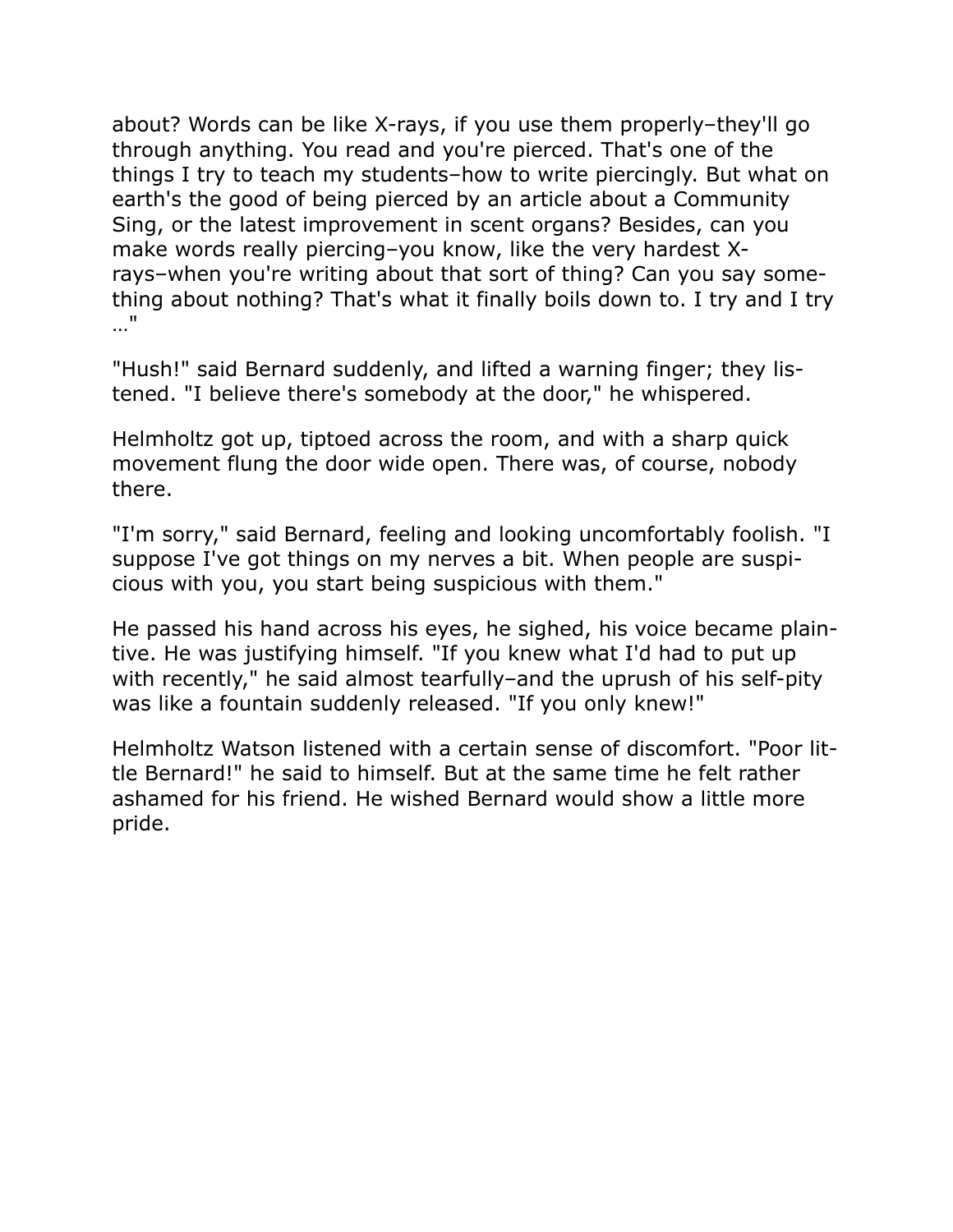about? Words can be like X-rays, if you use them properly–they'll go through anything. You read and you're pierced. That's one of the things I try to teach my students–how to write piercingly. But what on earth's the good of being pierced by an article about a Community Sing, or the latest improvement in scent organs? Besides, can you make words really piercing–you know, like the very hardest X-rays–when you're writing about that sort of thing? Can you say something about nothing? That's what it finally boils down to. I try and I try …"

"Hush!" said Bernard suddenly, and lifted a warning finger; they listened. "I believe there's somebody at the door," he whispered.

Helmholtz got up, tiptoed across the room, and with a sharp quick movement flung the door wide open. There was, of course, nobody there.

"I'm sorry," said Bernard, feeling and looking uncomfortably foolish. "I suppose I've got things on my nerves a bit. When people are suspicious with you, you start being suspicious with them."

He passed his hand across his eyes, he sighed, his voice became plaintive. He was justifying himself. "If you knew what I'd had to put up with recently," he said almost tearfully–and the uprush of his self-pity was like a fountain suddenly released. "If you only knew!"

Helmholtz Watson listened with a certain sense of discomfort. "Poor little Bernard!" he said to himself. But at the same time he felt rather ashamed for his friend. He wished Bernard would show a little more pride.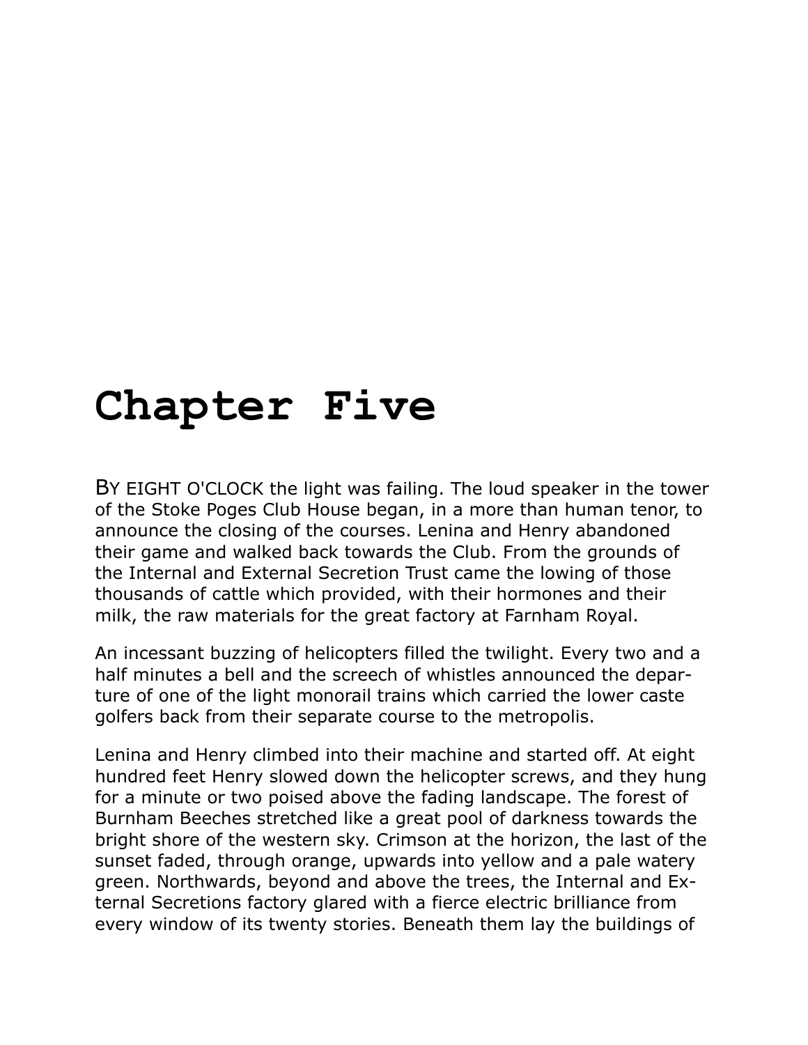# Chapter Five

BY EIGHT O'CLOCK the light was failing. The loud speaker in the tower of the Stoke Poges Club House began, in a more than human tenor, to announce the closing of the courses. Lenina and Henry abandoned their game and walked back towards the Club. From the grounds of the Internal and External Secretion Trust came the lowing of those thousands of cattle which provided, with their hormones and their milk, the raw materials for the great factory at Farnham Royal.

An incessant buzzing of helicopters filled the twilight. Every two and a half minutes a bell and the screech of whistles announced the departure of one of the light monorail trains which carried the lower caste golfers back from their separate course to the metropolis.

Lenina and Henry climbed into their machine and started off. At eight hundred feet Henry slowed down the helicopter screws, and they hung for a minute or two poised above the fading landscape. The forest of Burnham Beeches stretched like a great pool of darkness towards the bright shore of the western sky. Crimson at the horizon, the last of the sunset faded, through orange, upwards into yellow and a pale watery green. Northwards, beyond and above the trees, the Internal and External Secretions factory glared with a fierce electric brilliance from every window of its twenty stories. Beneath them lay the buildings of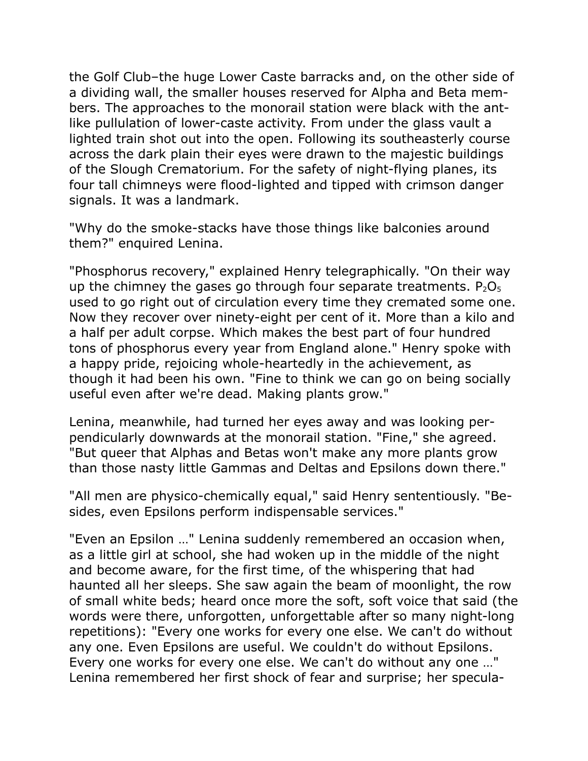the Golf Club–the huge Lower Caste barracks and, on the other side of a dividing wall, the smaller houses reserved for Alpha and Beta members. The approaches to the monorail station were black with the ant-like pullulation of lower-caste activity. From under the glass vault a lighted train shot out into the open. Following its southeasterly course across the dark plain their eyes were drawn to the majestic buildings of the Slough Crematorium. For the safety of night-flying planes, its four tall chimneys were flood-lighted and tipped with crimson danger signals. It was a landmark.

"Why do the smoke-stacks have those things like balconies around them?" enquired Lenina.

"Phosphorus recovery," explained Henry telegraphically. "On their way up the chimney the gases go through four separate treatments. $P_2O_5$ used to go right out of circulation every time they cremated some one. Now they recover over ninety-eight per cent of it. More than a kilo and a half per adult corpse. Which makes the best part of four hundred tons of phosphorus every year from England alone." Henry spoke with a happy pride, rejoicing whole-heartedly in the achievement, as though it had been his own. "Fine to think we can go on being socially useful even after we're dead. Making plants grow."

Lenina, meanwhile, had turned her eyes away and was looking perpendicularly downwards at the monorail station. "Fine," she agreed. "But queer that Alphas and Betas won't make any more plants grow than those nasty little Gammas and Deltas and Epsilons down there."

"All men are physico-chemically equal," said Henry sententiously. "Besides, even Epsilons perform indispensable services."

"Even an Epsilon …" Lenina suddenly remembered an occasion when, as a little girl at school, she had woken up in the middle of the night and become aware, for the first time, of the whispering that had haunted all her sleeps. She saw again the beam of moonlight, the row of small white beds; heard once more the soft, soft voice that said (the words were there, unforgotten, unforgettable after so many night-long repetitions): "Every one works for every one else. We can't do without any one. Even Epsilons are useful. We couldn't do without Epsilons. Every one works for every one else. We can't do without any one …" Lenina remembered her first shock of fear and surprise; her specula-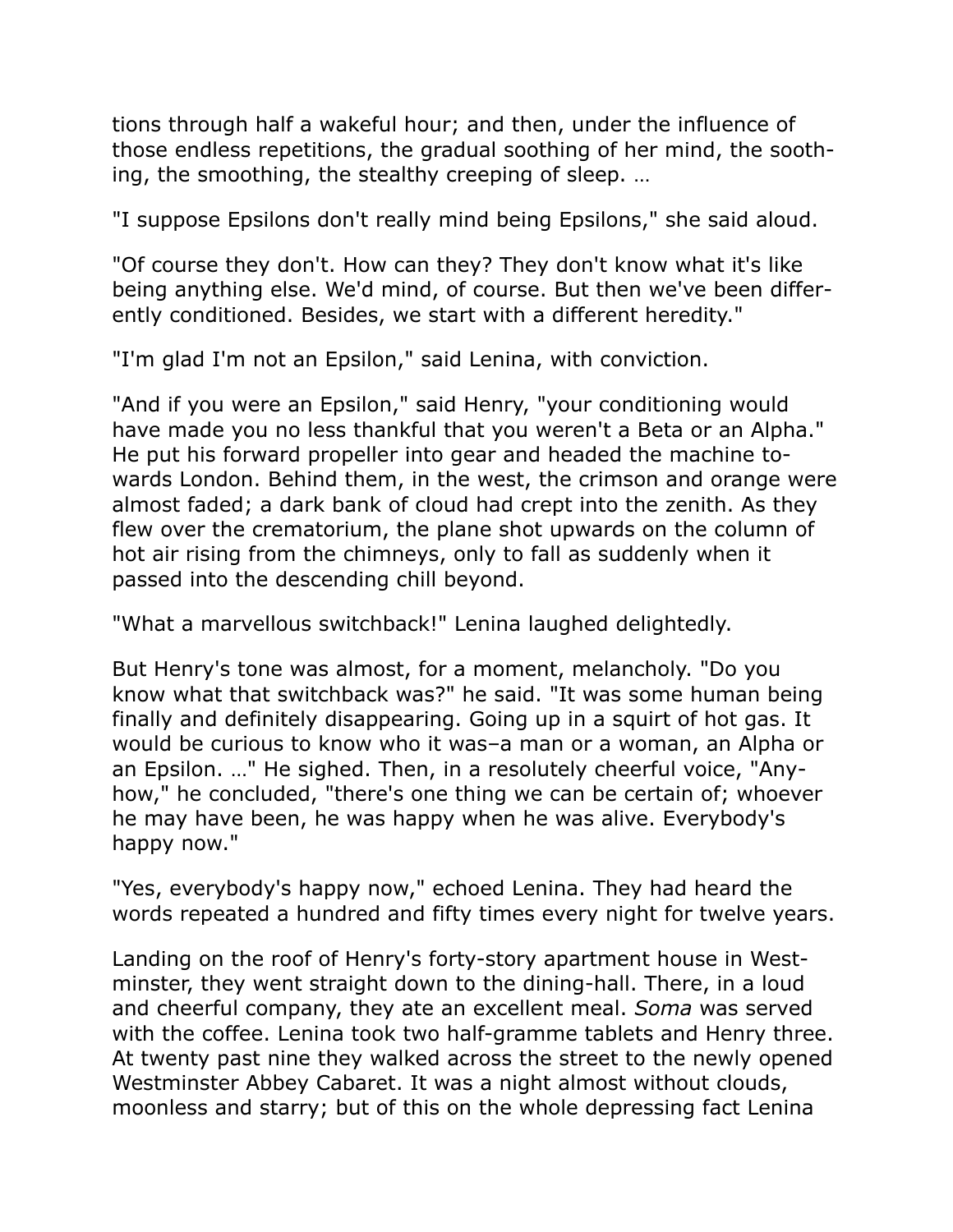tions through half a wakeful hour; and then, under the influence of those endless repetitions, the gradual soothing of her mind, the soothing, the smoothing, the stealthy creeping of sleep. …

"I suppose Epsilons don't really mind being Epsilons," she said aloud.

"Of course they don't. How can they? They don't know what it's like being anything else. We'd mind, of course. But then we've been differently conditioned. Besides, we start with a different heredity."

"I'm glad I'm not an Epsilon," said Lenina, with conviction.

"And if you were an Epsilon," said Henry, "your conditioning would have made you no less thankful that you weren't a Beta or an Alpha." He put his forward propeller into gear and headed the machine towards London. Behind them, in the west, the crimson and orange were almost faded; a dark bank of cloud had crept into the zenith. As they flew over the crematorium, the plane shot upwards on the column of hot air rising from the chimneys, only to fall as suddenly when it passed into the descending chill beyond.

"What a marvellous switchback!" Lenina laughed delightedly.

But Henry's tone was almost, for a moment, melancholy. "Do you know what that switchback was?" he said. "It was some human being finally and definitely disappearing. Going up in a squirt of hot gas. It would be curious to know who it was–a man or a woman, an Alpha or an Epsilon. …" He sighed. Then, in a resolutely cheerful voice, "Anyhow," he concluded, "there's one thing we can be certain of; whoever he may have been, he was happy when he was alive. Everybody's happy now."

"Yes, everybody's happy now," echoed Lenina. They had heard the words repeated a hundred and fifty times every night for twelve years.

Landing on the roof of Henry's forty-story apartment house in Westminster, they went straight down to the dining-hall. There, in a loud and cheerful company, they ate an excellent meal. *Soma* was served with the coffee. Lenina took two half-gramme tablets and Henry three. At twenty past nine they walked across the street to the newly opened Westminster Abbey Cabaret. It was a night almost without clouds, moonless and starry; but of this on the whole depressing fact Lenina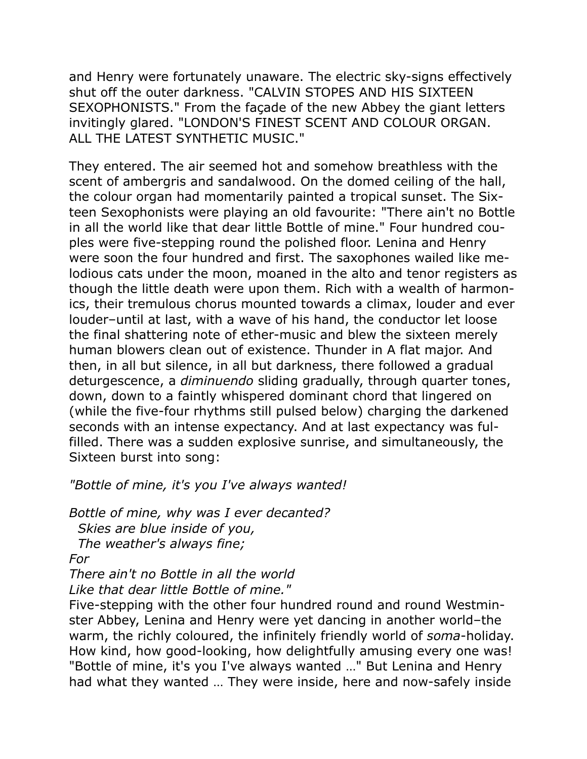and Henry were fortunately unaware. The electric sky-signs effectively shut off the outer darkness. "CALVIN STOPES AND HIS SIXTEEN SEXOPHONISTS." From the façade of the new Abbey the giant letters invitingly glared. "LONDON'S FINEST SCENT AND COLOUR ORGAN. ALL THE LATEST SYNTHETIC MUSIC."

They entered. The air seemed hot and somehow breathless with the scent of ambergris and sandalwood. On the domed ceiling of the hall, the colour organ had momentarily painted a tropical sunset. The Sixteen Sexophonists were playing an old favourite: "There ain't no Bottle in all the world like that dear little Bottle of mine." Four hundred couples were five-stepping round the polished floor. Lenina and Henry were soon the four hundred and first. The saxophones wailed like melodious cats under the moon, moaned in the alto and tenor registers as though the little death were upon them. Rich with a wealth of harmonics, their tremulous chorus mounted towards a climax, louder and ever louder–until at last, with a wave of his hand, the conductor let loose the final shattering note of ether-music and blew the sixteen merely human blowers clean out of existence. Thunder in A flat major. And then, in all but silence, in all but darkness, there followed a gradual deturgescence, a *diminuendo* sliding gradually, through quarter tones, down, down to a faintly whispered dominant chord that lingered on (while the five-four rhythms still pulsed below) charging the darkened seconds with an intense expectancy. And at last expectancy was fulfilled. There was a sudden explosive sunrise, and simultaneously, the Sixteen burst into song:

*"Bottle of mine, it's you I've always wanted!*

*Bottle of mine, why was I ever decanted?*
*Skies are blue inside of you,*
*The weather's always fine;*
*For*
*There ain't no Bottle in all the world*
*Like that dear little Bottle of mine."*

Five-stepping with the other four hundred round and round Westminster Abbey, Lenina and Henry were yet dancing in another world–the warm, the richly coloured, the infinitely friendly world of *soma*-holiday. How kind, how good-looking, how delightfully amusing every one was! "Bottle of mine, it's you I've always wanted …" But Lenina and Henry had what they wanted … They were inside, here and now-safely inside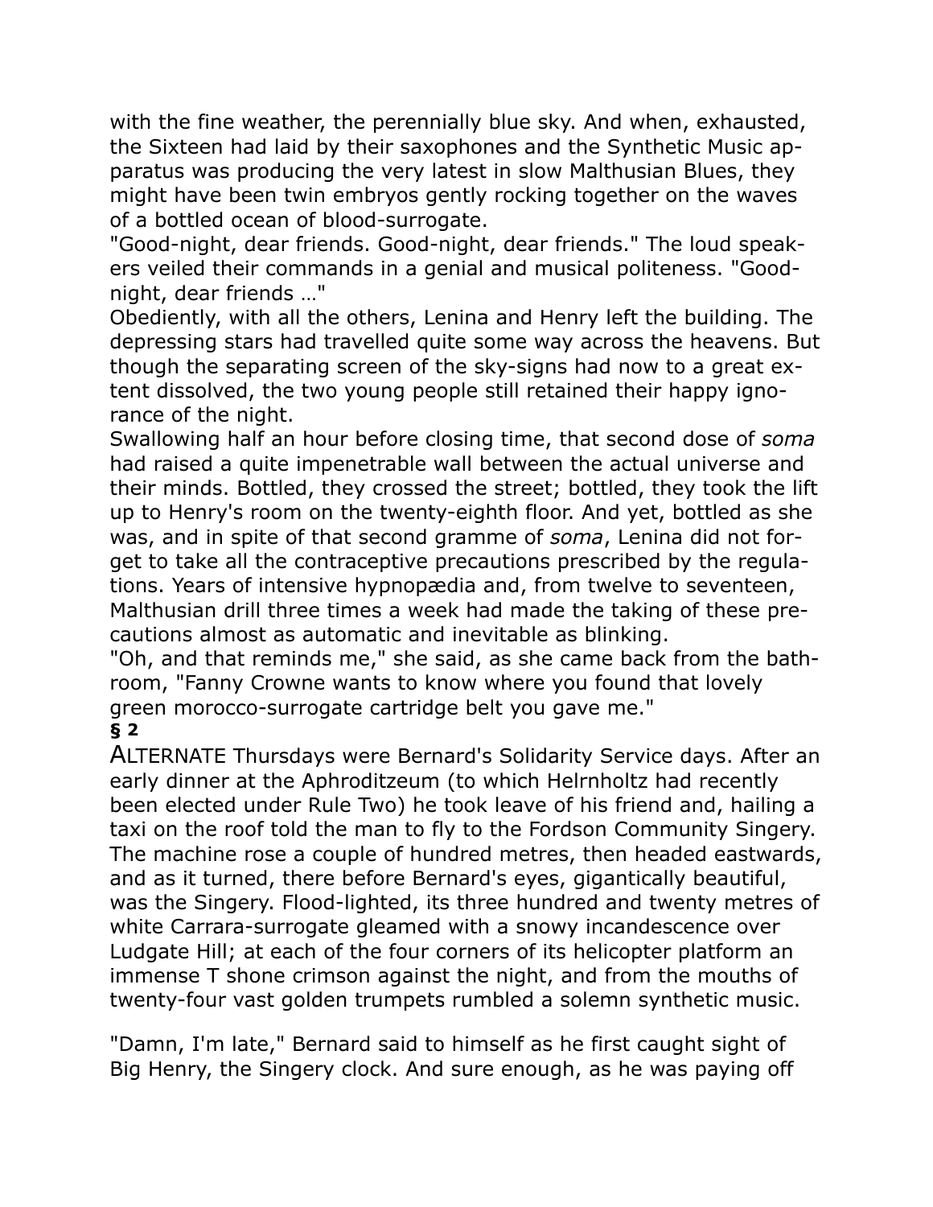with the fine weather, the perennially blue sky. And when, exhausted, the Sixteen had laid by their saxophones and the Synthetic Music apparatus was producing the very latest in slow Malthusian Blues, they might have been twin embryos gently rocking together on the waves of a bottled ocean of blood-surrogate.

"Good-night, dear friends. Good-night, dear friends." The loud speakers veiled their commands in a genial and musical politeness. "Good-night, dear friends …"

Obediently, with all the others, Lenina and Henry left the building. The depressing stars had travelled quite some way across the heavens. But though the separating screen of the sky-signs had now to a great extent dissolved, the two young people still retained their happy ignorance of the night.

Swallowing half an hour before closing time, that second dose of *soma* had raised a quite impenetrable wall between the actual universe and their minds. Bottled, they crossed the street; bottled, they took the lift up to Henry's room on the twenty-eighth floor. And yet, bottled as she was, and in spite of that second gramme of *soma*, Lenina did not forget to take all the contraceptive precautions prescribed by the regulations. Years of intensive hypnopædia and, from twelve to seventeen, Malthusian drill three times a week had made the taking of these precautions almost as automatic and inevitable as blinking.

"Oh, and that reminds me," she said, as she came back from the bathroom, "Fanny Crowne wants to know where you found that lovely green morocco-surrogate cartridge belt you gave me."

**§ 2**

ALTERNATE Thursdays were Bernard's Solidarity Service days. After an early dinner at the Aphroditzeum (to which Helrnholtz had recently been elected under Rule Two) he took leave of his friend and, hailing a taxi on the roof told the man to fly to the Fordson Community Singery. The machine rose a couple of hundred metres, then headed eastwards, and as it turned, there before Bernard's eyes, gigantically beautiful, was the Singery. Flood-lighted, its three hundred and twenty metres of white Carrara-surrogate gleamed with a snowy incandescence over Ludgate Hill; at each of the four corners of its helicopter platform an immense T shone crimson against the night, and from the mouths of twenty-four vast golden trumpets rumbled a solemn synthetic music.

"Damn, I'm late," Bernard said to himself as he first caught sight of Big Henry, the Singery clock. And sure enough, as he was paying off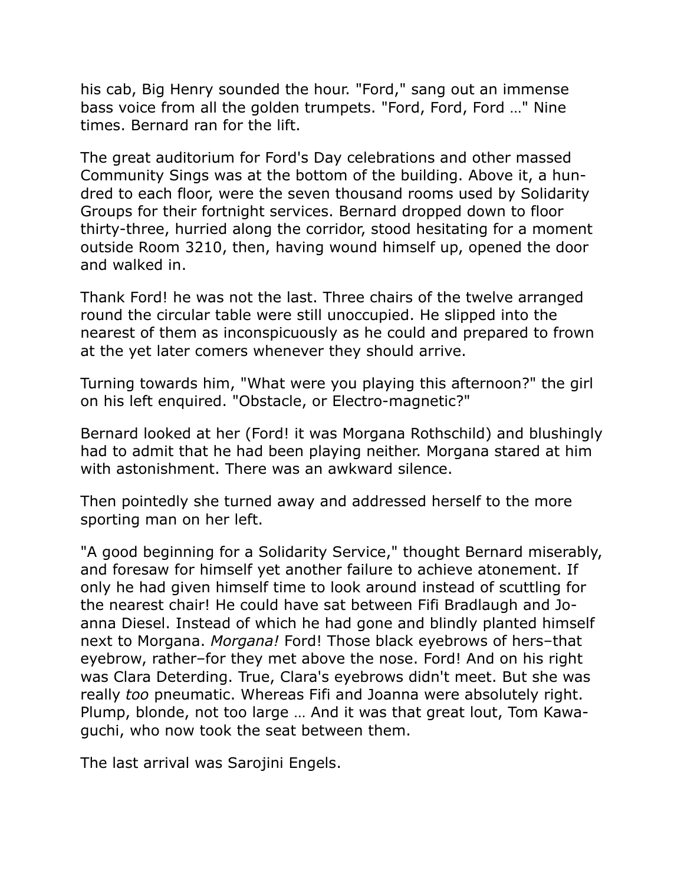his cab, Big Henry sounded the hour. "Ford," sang out an immense bass voice from all the golden trumpets. "Ford, Ford, Ford …" Nine times. Bernard ran for the lift.

The great auditorium for Ford's Day celebrations and other massed Community Sings was at the bottom of the building. Above it, a hundred to each floor, were the seven thousand rooms used by Solidarity Groups for their fortnight services. Bernard dropped down to floor thirty-three, hurried along the corridor, stood hesitating for a moment outside Room 3210, then, having wound himself up, opened the door and walked in.

Thank Ford! he was not the last. Three chairs of the twelve arranged round the circular table were still unoccupied. He slipped into the nearest of them as inconspicuously as he could and prepared to frown at the yet later comers whenever they should arrive.

Turning towards him, "What were you playing this afternoon?" the girl on his left enquired. "Obstacle, or Electro-magnetic?"

Bernard looked at her (Ford! it was Morgana Rothschild) and blushingly had to admit that he had been playing neither. Morgana stared at him with astonishment. There was an awkward silence.

Then pointedly she turned away and addressed herself to the more sporting man on her left.

"A good beginning for a Solidarity Service," thought Bernard miserably, and foresaw for himself yet another failure to achieve atonement. If only he had given himself time to look around instead of scuttling for the nearest chair! He could have sat between Fifi Bradlaugh and Joanna Diesel. Instead of which he had gone and blindly planted himself next to Morgana. *Morgana!* Ford! Those black eyebrows of hers–that eyebrow, rather–for they met above the nose. Ford! And on his right was Clara Deterding. True, Clara's eyebrows didn't meet. But she was really *too* pneumatic. Whereas Fifi and Joanna were absolutely right. Plump, blonde, not too large … And it was that great lout, Tom Kawaguchi, who now took the seat between them.

The last arrival was Sarojini Engels.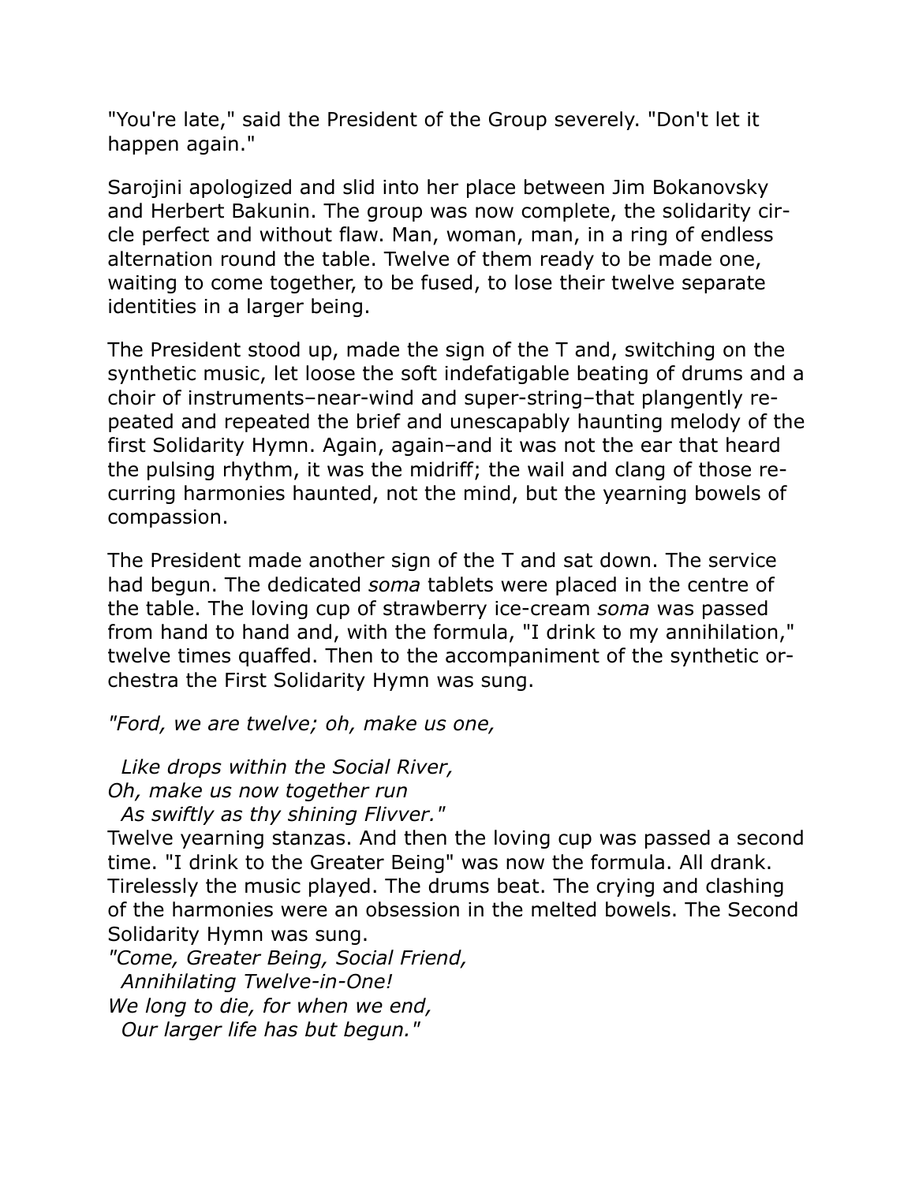"You're late," said the President of the Group severely. "Don't let it happen again."

Sarojini apologized and slid into her place between Jim Bokanovsky and Herbert Bakunin. The group was now complete, the solidarity circle perfect and without flaw. Man, woman, man, in a ring of endless alternation round the table. Twelve of them ready to be made one, waiting to come together, to be fused, to lose their twelve separate identities in a larger being.

The President stood up, made the sign of the T and, switching on the synthetic music, let loose the soft indefatigable beating of drums and a choir of instruments–near-wind and super-string–that plangently repeated and repeated the brief and unescapably haunting melody of the first Solidarity Hymn. Again, again–and it was not the ear that heard the pulsing rhythm, it was the midriff; the wail and clang of those recurring harmonies haunted, not the mind, but the yearning bowels of compassion.

The President made another sign of the T and sat down. The service had begun. The dedicated *soma* tablets were placed in the centre of the table. The loving cup of strawberry ice-cream *soma* was passed from hand to hand and, with the formula, "I drink to my annihilation," twelve times quaffed. Then to the accompaniment of the synthetic orchestra the First Solidarity Hymn was sung.

*"Ford, we are twelve; oh, make us one,*

*Like drops within the Social River,*
*Oh, make us now together run*
*As swiftly as thy shining Flivver."*

Twelve yearning stanzas. And then the loving cup was passed a second time. "I drink to the Greater Being" was now the formula. All drank. Tirelessly the music played. The drums beat. The crying and clashing of the harmonies were an obsession in the melted bowels. The Second Solidarity Hymn was sung.

*"Come, Greater Being, Social Friend,*
*Annihilating Twelve-in-One!*
*We long to die, for when we end,*
*Our larger life has but begun."*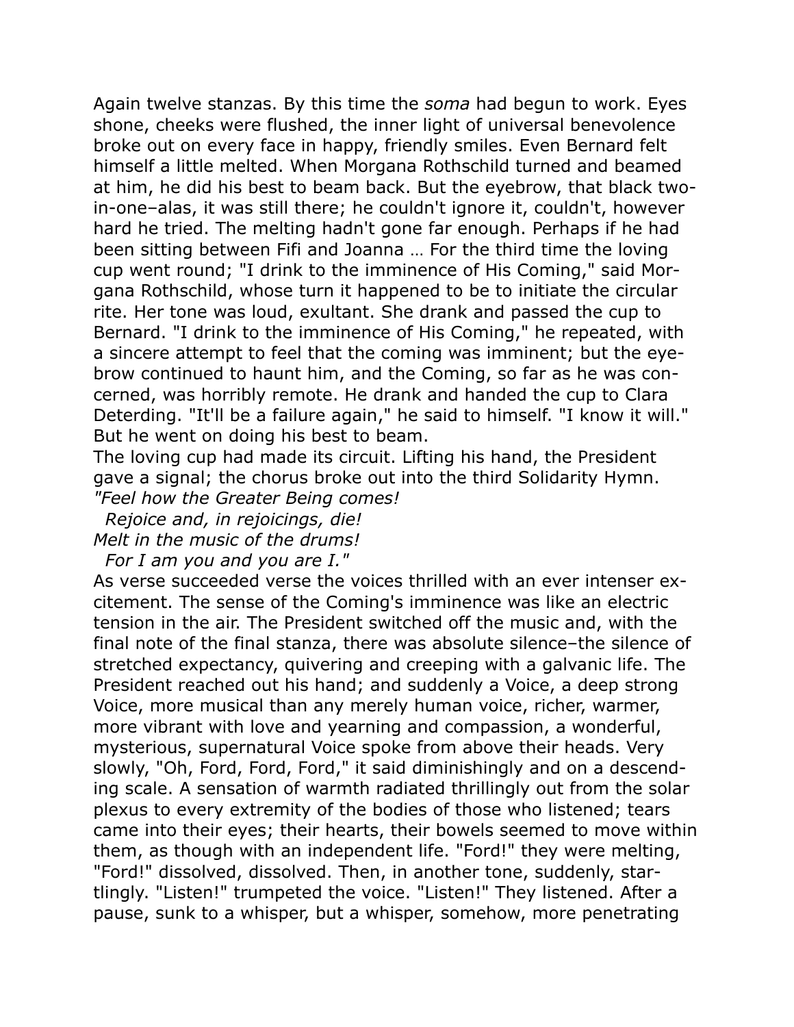Again twelve stanzas. By this time the *soma* had begun to work. Eyes shone, cheeks were flushed, the inner light of universal benevolence broke out on every face in happy, friendly smiles. Even Bernard felt himself a little melted. When Morgana Rothschild turned and beamed at him, he did his best to beam back. But the eyebrow, that black two-in-one–alas, it was still there; he couldn't ignore it, couldn't, however hard he tried. The melting hadn't gone far enough. Perhaps if he had been sitting between Fifi and Joanna … For the third time the loving cup went round; "I drink to the imminence of His Coming," said Morgana Rothschild, whose turn it happened to be to initiate the circular rite. Her tone was loud, exultant. She drank and passed the cup to Bernard. "I drink to the imminence of His Coming," he repeated, with a sincere attempt to feel that the coming was imminent; but the eyebrow continued to haunt him, and the Coming, so far as he was concerned, was horribly remote. He drank and handed the cup to Clara Deterding. "It'll be a failure again," he said to himself. "I know it will." But he went on doing his best to beam.

The loving cup had made its circuit. Lifting his hand, the President gave a signal; the chorus broke out into the third Solidarity Hymn.

*"Feel how the Greater Being comes!*
*Rejoice and, in rejoicings, die!*
*Melt in the music of the drums!*
*For I am you and you are I."*

As verse succeeded verse the voices thrilled with an ever intenser excitement. The sense of the Coming's imminence was like an electric tension in the air. The President switched off the music and, with the final note of the final stanza, there was absolute silence–the silence of stretched expectancy, quivering and creeping with a galvanic life. The President reached out his hand; and suddenly a Voice, a deep strong Voice, more musical than any merely human voice, richer, warmer, more vibrant with love and yearning and compassion, a wonderful, mysterious, supernatural Voice spoke from above their heads. Very slowly, "Oh, Ford, Ford, Ford," it said diminishingly and on a descending scale. A sensation of warmth radiated thrillingly out from the solar plexus to every extremity of the bodies of those who listened; tears came into their eyes; their hearts, their bowels seemed to move within them, as though with an independent life. "Ford!" they were melting, "Ford!" dissolved, dissolved. Then, in another tone, suddenly, startlingly. "Listen!" trumpeted the voice. "Listen!" They listened. After a pause, sunk to a whisper, but a whisper, somehow, more penetrating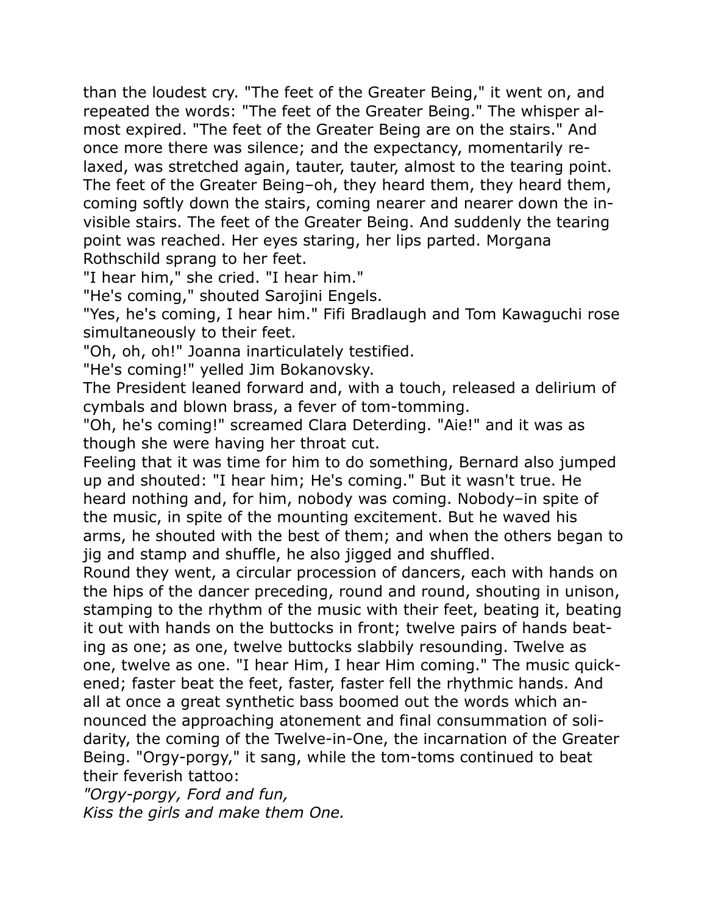than the loudest cry. "The feet of the Greater Being," it went on, and repeated the words: "The feet of the Greater Being." The whisper almost expired. "The feet of the Greater Being are on the stairs." And once more there was silence; and the expectancy, momentarily relaxed, was stretched again, tauter, tauter, almost to the tearing point. The feet of the Greater Being–oh, they heard them, they heard them, coming softly down the stairs, coming nearer and nearer down the invisible stairs. The feet of the Greater Being. And suddenly the tearing point was reached. Her eyes staring, her lips parted. Morgana Rothschild sprang to her feet.

"I hear him," she cried. "I hear him."

"He's coming," shouted Sarojini Engels.

"Yes, he's coming, I hear him." Fifi Bradlaugh and Tom Kawaguchi rose simultaneously to their feet.

"Oh, oh, oh!" Joanna inarticulately testified.

"He's coming!" yelled Jim Bokanovsky.

The President leaned forward and, with a touch, released a delirium of cymbals and blown brass, a fever of tom-tomming.

"Oh, he's coming!" screamed Clara Deterding. "Aie!" and it was as though she were having her throat cut.

Feeling that it was time for him to do something, Bernard also jumped up and shouted: "I hear him; He's coming." But it wasn't true. He heard nothing and, for him, nobody was coming. Nobody–in spite of the music, in spite of the mounting excitement. But he waved his arms, he shouted with the best of them; and when the others began to jig and stamp and shuffle, he also jigged and shuffled.

Round they went, a circular procession of dancers, each with hands on the hips of the dancer preceding, round and round, shouting in unison, stamping to the rhythm of the music with their feet, beating it, beating it out with hands on the buttocks in front; twelve pairs of hands beating as one; as one, twelve buttocks slabbily resounding. Twelve as one, twelve as one. "I hear Him, I hear Him coming." The music quickened; faster beat the feet, faster, faster fell the rhythmic hands. And all at once a great synthetic bass boomed out the words which announced the approaching atonement and final consummation of solidarity, the coming of the Twelve-in-One, the incarnation of the Greater Being. "Orgy-porgy," it sang, while the tom-toms continued to beat their feverish tattoo:

*"Orgy-porgy, Ford and fun,*
*Kiss the girls and make them One.*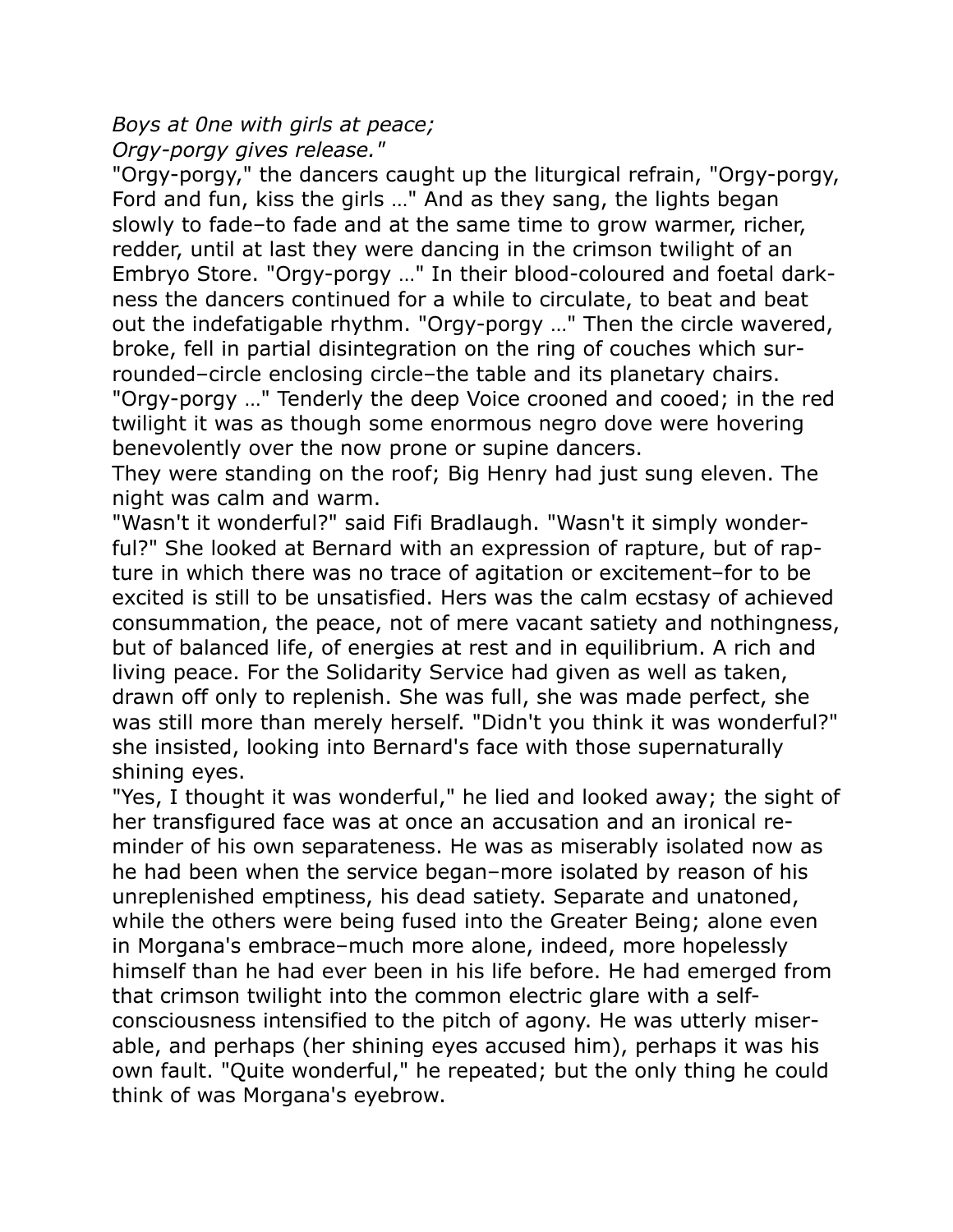*Boys at 0ne with girls at peace;*
*Orgy-porgy gives release."*

"Orgy-porgy," the dancers caught up the liturgical refrain, "Orgy-porgy, Ford and fun, kiss the girls …" And as they sang, the lights began slowly to fade–to fade and at the same time to grow warmer, richer, redder, until at last they were dancing in the crimson twilight of an Embryo Store. "Orgy-porgy …" In their blood-coloured and foetal darkness the dancers continued for a while to circulate, to beat and beat out the indefatigable rhythm. "Orgy-porgy …" Then the circle wavered, broke, fell in partial disintegration on the ring of couches which surrounded–circle enclosing circle–the table and its planetary chairs. "Orgy-porgy …" Tenderly the deep Voice crooned and cooed; in the red twilight it was as though some enormous negro dove were hovering benevolently over the now prone or supine dancers.

They were standing on the roof; Big Henry had just sung eleven. The night was calm and warm.

"Wasn't it wonderful?" said Fifi Bradlaugh. "Wasn't it simply wonderful?" She looked at Bernard with an expression of rapture, but of rapture in which there was no trace of agitation or excitement–for to be excited is still to be unsatisfied. Hers was the calm ecstasy of achieved consummation, the peace, not of mere vacant satiety and nothingness, but of balanced life, of energies at rest and in equilibrium. A rich and living peace. For the Solidarity Service had given as well as taken, drawn off only to replenish. She was full, she was made perfect, she was still more than merely herself. "Didn't you think it was wonderful?" she insisted, looking into Bernard's face with those supernaturally shining eyes.

"Yes, I thought it was wonderful," he lied and looked away; the sight of her transfigured face was at once an accusation and an ironical reminder of his own separateness. He was as miserably isolated now as he had been when the service began–more isolated by reason of his unreplenished emptiness, his dead satiety. Separate and unatoned, while the others were being fused into the Greater Being; alone even in Morgana's embrace–much more alone, indeed, more hopelessly himself than he had ever been in his life before. He had emerged from that crimson twilight into the common electric glare with a self-consciousness intensified to the pitch of agony. He was utterly miserable, and perhaps (her shining eyes accused him), perhaps it was his own fault. "Quite wonderful," he repeated; but the only thing he could think of was Morgana's eyebrow.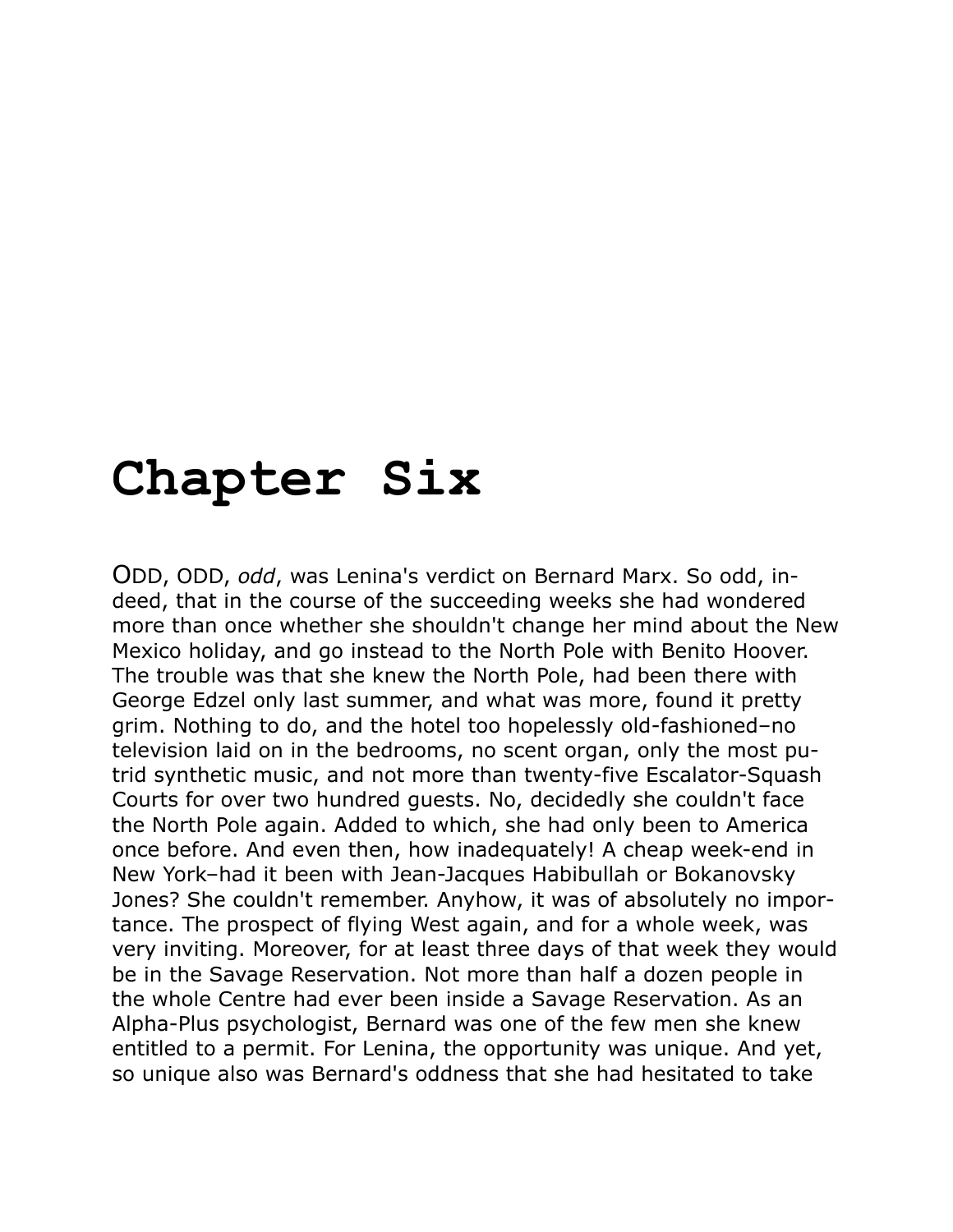# Chapter Six

ODD, ODD, *odd*, was Lenina's verdict on Bernard Marx. So odd, indeed, that in the course of the succeeding weeks she had wondered more than once whether she shouldn't change her mind about the New Mexico holiday, and go instead to the North Pole with Benito Hoover. The trouble was that she knew the North Pole, had been there with George Edzel only last summer, and what was more, found it pretty grim. Nothing to do, and the hotel too hopelessly old-fashioned–no television laid on in the bedrooms, no scent organ, only the most putrid synthetic music, and not more than twenty-five Escalator-Squash Courts for over two hundred guests. No, decidedly she couldn't face the North Pole again. Added to which, she had only been to America once before. And even then, how inadequately! A cheap week-end in New York–had it been with Jean-Jacques Habibullah or Bokanovsky Jones? She couldn't remember. Anyhow, it was of absolutely no importance. The prospect of flying West again, and for a whole week, was very inviting. Moreover, for at least three days of that week they would be in the Savage Reservation. Not more than half a dozen people in the whole Centre had ever been inside a Savage Reservation. As an Alpha-Plus psychologist, Bernard was one of the few men she knew entitled to a permit. For Lenina, the opportunity was unique. And yet, so unique also was Bernard's oddness that she had hesitated to take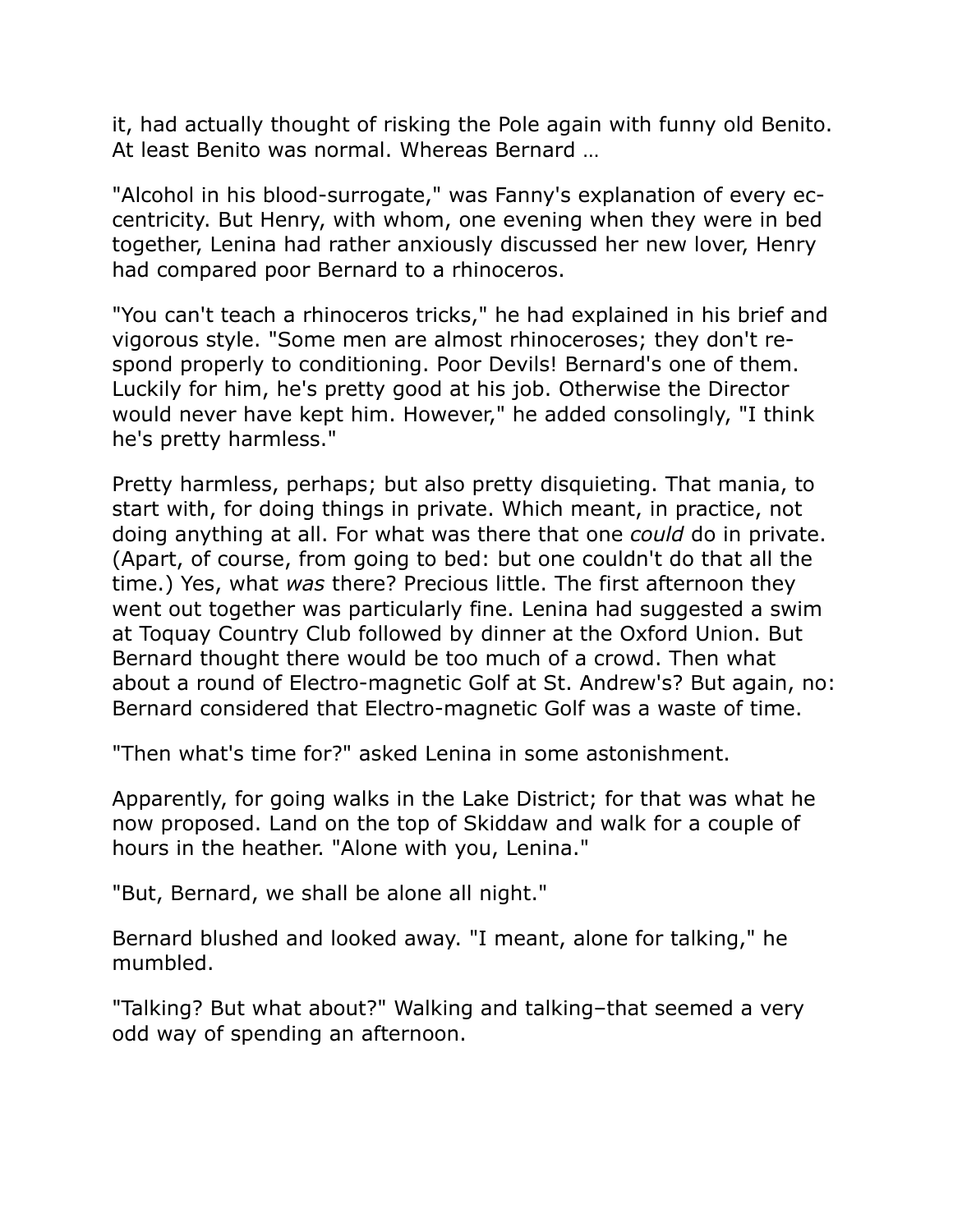it, had actually thought of risking the Pole again with funny old Benito. At least Benito was normal. Whereas Bernard …

"Alcohol in his blood-surrogate," was Fanny's explanation of every eccentricity. But Henry, with whom, one evening when they were in bed together, Lenina had rather anxiously discussed her new lover, Henry had compared poor Bernard to a rhinoceros.

"You can't teach a rhinoceros tricks," he had explained in his brief and vigorous style. "Some men are almost rhinoceroses; they don't respond properly to conditioning. Poor Devils! Bernard's one of them. Luckily for him, he's pretty good at his job. Otherwise the Director would never have kept him. However," he added consolingly, "I think he's pretty harmless."

Pretty harmless, perhaps; but also pretty disquieting. That mania, to start with, for doing things in private. Which meant, in practice, not doing anything at all. For what was there that one *could* do in private. (Apart, of course, from going to bed: but one couldn't do that all the time.) Yes, what *was* there? Precious little. The first afternoon they went out together was particularly fine. Lenina had suggested a swim at Toquay Country Club followed by dinner at the Oxford Union. But Bernard thought there would be too much of a crowd. Then what about a round of Electro-magnetic Golf at St. Andrew's? But again, no: Bernard considered that Electro-magnetic Golf was a waste of time.

"Then what's time for?" asked Lenina in some astonishment.

Apparently, for going walks in the Lake District; for that was what he now proposed. Land on the top of Skiddaw and walk for a couple of hours in the heather. "Alone with you, Lenina."

"But, Bernard, we shall be alone all night."

Bernard blushed and looked away. "I meant, alone for talking," he mumbled.

"Talking? But what about?" Walking and talking–that seemed a very odd way of spending an afternoon.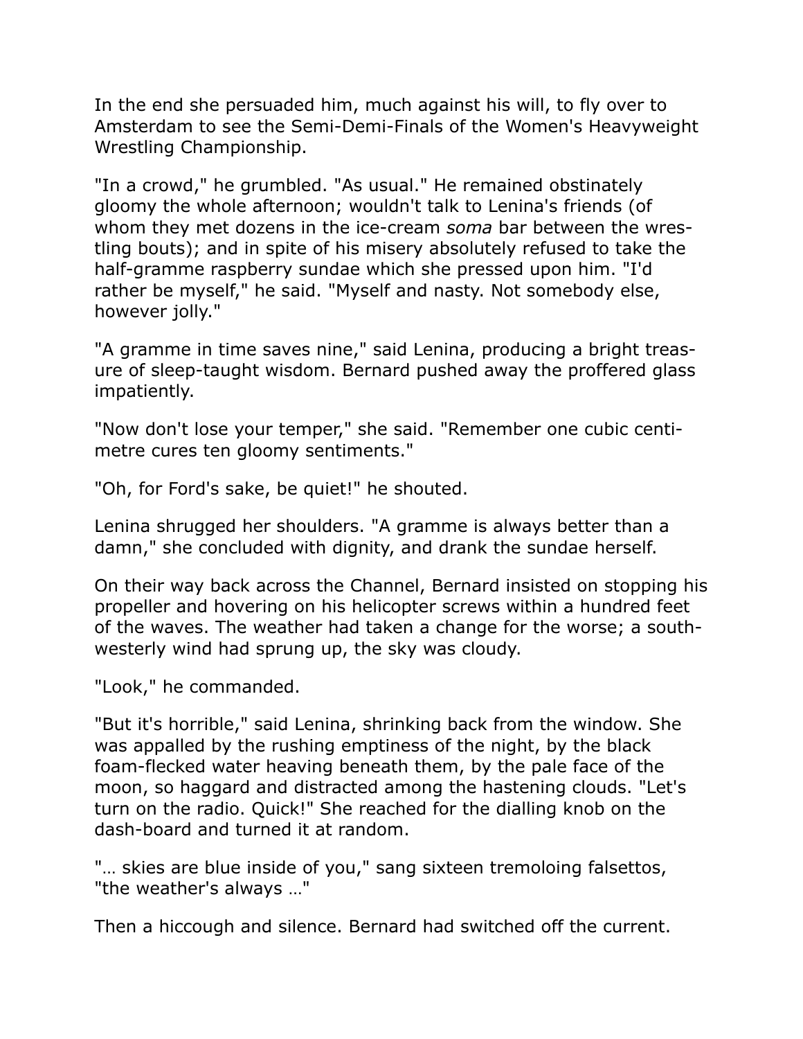In the end she persuaded him, much against his will, to fly over to Amsterdam to see the Semi-Demi-Finals of the Women's Heavyweight Wrestling Championship.

"In a crowd," he grumbled. "As usual." He remained obstinately gloomy the whole afternoon; wouldn't talk to Lenina's friends (of whom they met dozens in the ice-cream *soma* bar between the wrestling bouts); and in spite of his misery absolutely refused to take the half-gramme raspberry sundae which she pressed upon him. "I'd rather be myself," he said. "Myself and nasty. Not somebody else, however jolly."

"A gramme in time saves nine," said Lenina, producing a bright treasure of sleep-taught wisdom. Bernard pushed away the proffered glass impatiently.

"Now don't lose your temper," she said. "Remember one cubic centimetre cures ten gloomy sentiments."

"Oh, for Ford's sake, be quiet!" he shouted.

Lenina shrugged her shoulders. "A gramme is always better than a damn," she concluded with dignity, and drank the sundae herself.

On their way back across the Channel, Bernard insisted on stopping his propeller and hovering on his helicopter screws within a hundred feet of the waves. The weather had taken a change for the worse; a south-westerly wind had sprung up, the sky was cloudy.

"Look," he commanded.

"But it's horrible," said Lenina, shrinking back from the window. She was appalled by the rushing emptiness of the night, by the black foam-flecked water heaving beneath them, by the pale face of the moon, so haggard and distracted among the hastening clouds. "Let's turn on the radio. Quick!" She reached for the dialling knob on the dash-board and turned it at random.

"… skies are blue inside of you," sang sixteen tremoloing falsettos, "the weather's always …"

Then a hiccough and silence. Bernard had switched off the current.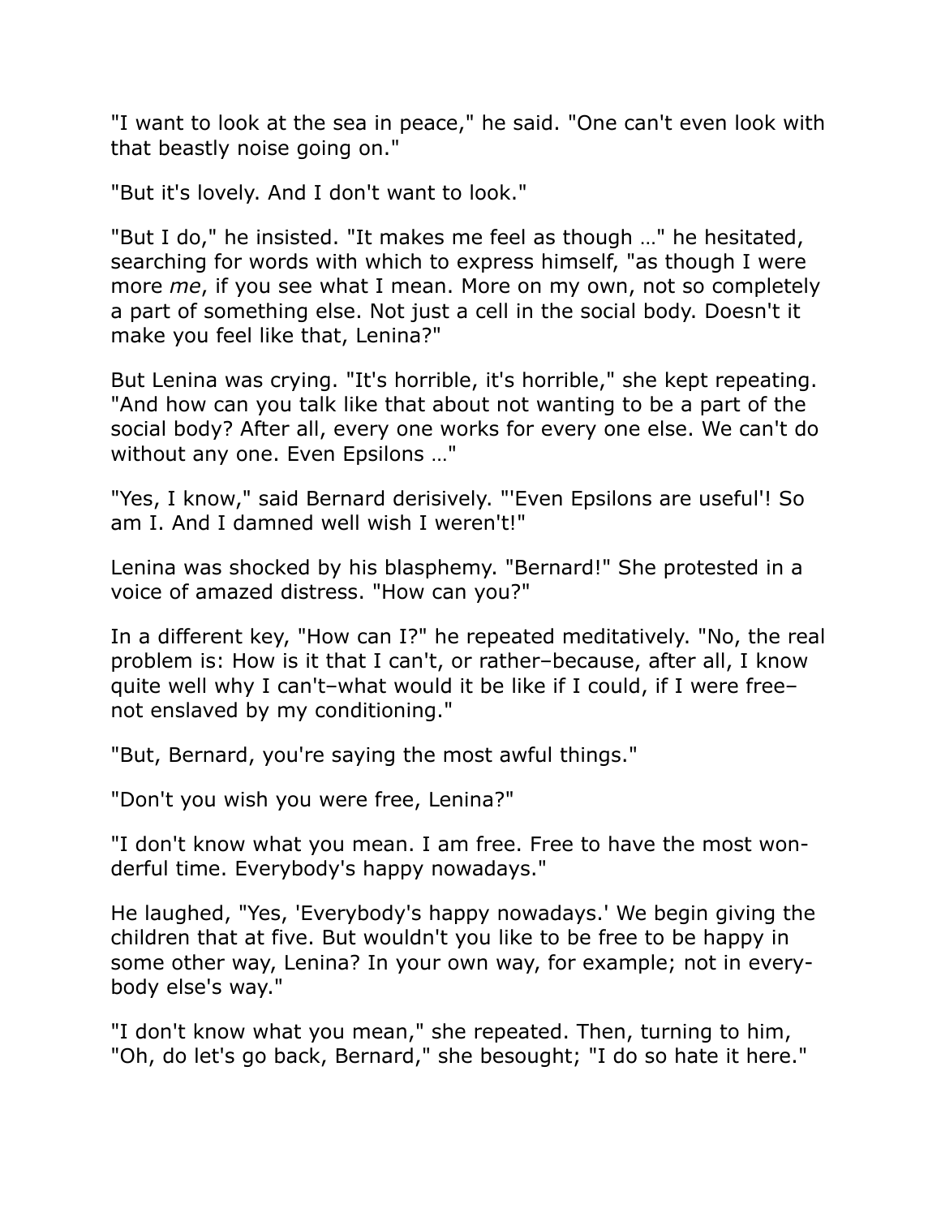"I want to look at the sea in peace," he said. "One can't even look with that beastly noise going on."

"But it's lovely. And I don't want to look."

"But I do," he insisted. "It makes me feel as though …" he hesitated, searching for words with which to express himself, "as though I were more *me*, if you see what I mean. More on my own, not so completely a part of something else. Not just a cell in the social body. Doesn't it make you feel like that, Lenina?"

But Lenina was crying. "It's horrible, it's horrible," she kept repeating. "And how can you talk like that about not wanting to be a part of the social body? After all, every one works for every one else. We can't do without any one. Even Epsilons …"

"Yes, I know," said Bernard derisively. "'Even Epsilons are useful'! So am I. And I damned well wish I weren't!"

Lenina was shocked by his blasphemy. "Bernard!" She protested in a voice of amazed distress. "How can you?"

In a different key, "How can I?" he repeated meditatively. "No, the real problem is: How is it that I can't, or rather–because, after all, I know quite well why I can't–what would it be like if I could, if I were free–not enslaved by my conditioning."

"But, Bernard, you're saying the most awful things."

"Don't you wish you were free, Lenina?"

"I don't know what you mean. I am free. Free to have the most wonderful time. Everybody's happy nowadays."

He laughed, "Yes, 'Everybody's happy nowadays.' We begin giving the children that at five. But wouldn't you like to be free to be happy in some other way, Lenina? In your own way, for example; not in everybody else's way."

"I don't know what you mean," she repeated. Then, turning to him, "Oh, do let's go back, Bernard," she besought; "I do so hate it here."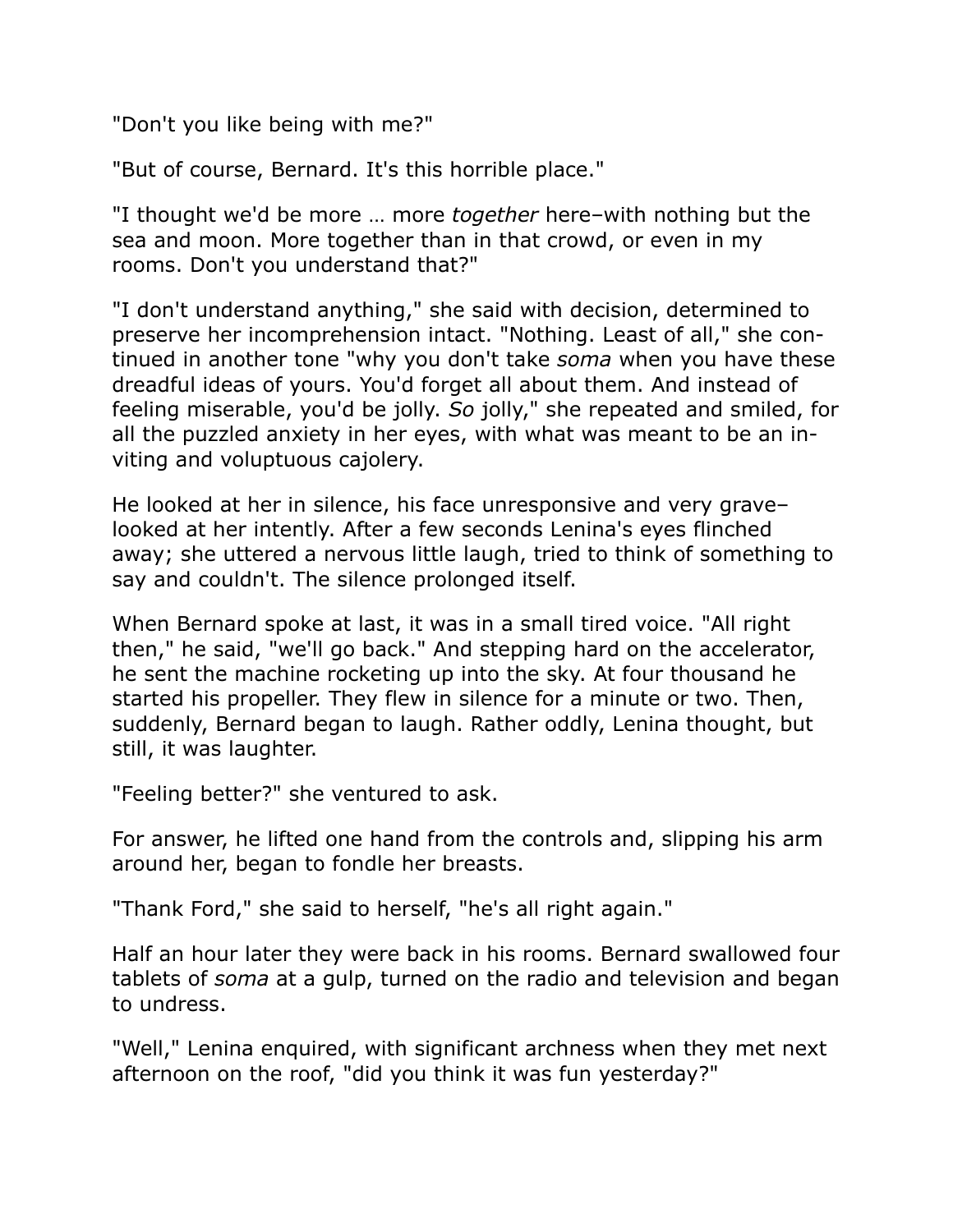"Don't you like being with me?"

"But of course, Bernard. It's this horrible place."

"I thought we'd be more … more *together* here–with nothing but the sea and moon. More together than in that crowd, or even in my rooms. Don't you understand that?"

"I don't understand anything," she said with decision, determined to preserve her incomprehension intact. "Nothing. Least of all," she continued in another tone "why you don't take *soma* when you have these dreadful ideas of yours. You'd forget all about them. And instead of feeling miserable, you'd be jolly. *So* jolly," she repeated and smiled, for all the puzzled anxiety in her eyes, with what was meant to be an inviting and voluptuous cajolery.

He looked at her in silence, his face unresponsive and very grave–looked at her intently. After a few seconds Lenina's eyes flinched away; she uttered a nervous little laugh, tried to think of something to say and couldn't. The silence prolonged itself.

When Bernard spoke at last, it was in a small tired voice. "All right then," he said, "we'll go back." And stepping hard on the accelerator, he sent the machine rocketing up into the sky. At four thousand he started his propeller. They flew in silence for a minute or two. Then, suddenly, Bernard began to laugh. Rather oddly, Lenina thought, but still, it was laughter.

"Feeling better?" she ventured to ask.

For answer, he lifted one hand from the controls and, slipping his arm around her, began to fondle her breasts.

"Thank Ford," she said to herself, "he's all right again."

Half an hour later they were back in his rooms. Bernard swallowed four tablets of *soma* at a gulp, turned on the radio and television and began to undress.

"Well," Lenina enquired, with significant archness when they met next afternoon on the roof, "did you think it was fun yesterday?"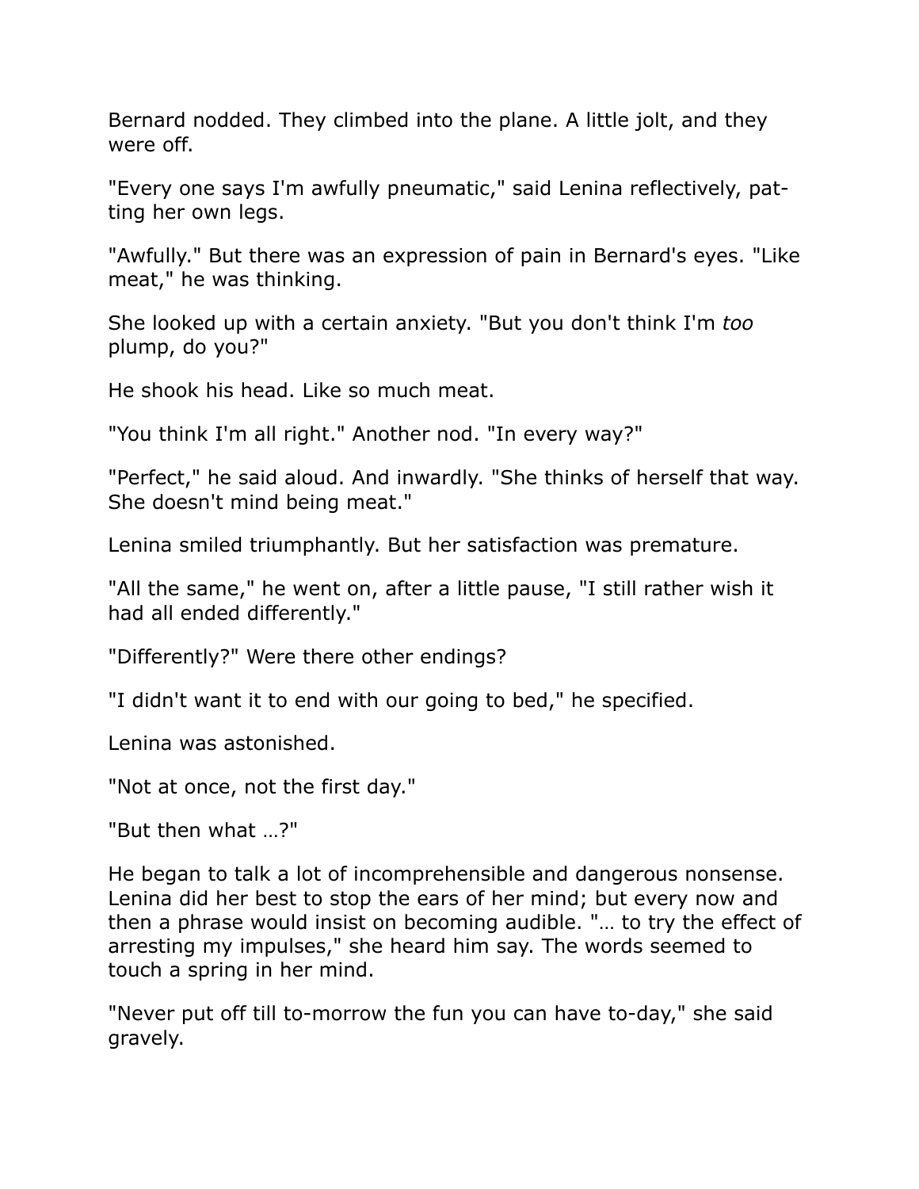Bernard nodded. They climbed into the plane. A little jolt, and they were off.

"Every one says I'm awfully pneumatic," said Lenina reflectively, patting her own legs.

"Awfully." But there was an expression of pain in Bernard's eyes. "Like meat," he was thinking.

She looked up with a certain anxiety. "But you don't think I'm *too* plump, do you?"

He shook his head. Like so much meat.

"You think I'm all right." Another nod. "In every way?"

"Perfect," he said aloud. And inwardly. "She thinks of herself that way. She doesn't mind being meat."

Lenina smiled triumphantly. But her satisfaction was premature.

"All the same," he went on, after a little pause, "I still rather wish it had all ended differently."

"Differently?" Were there other endings?

"I didn't want it to end with our going to bed," he specified.

Lenina was astonished.

"Not at once, not the first day."

"But then what …?"

He began to talk a lot of incomprehensible and dangerous nonsense. Lenina did her best to stop the ears of her mind; but every now and then a phrase would insist on becoming audible. "… to try the effect of arresting my impulses," she heard him say. The words seemed to touch a spring in her mind.

"Never put off till to-morrow the fun you can have to-day," she said gravely.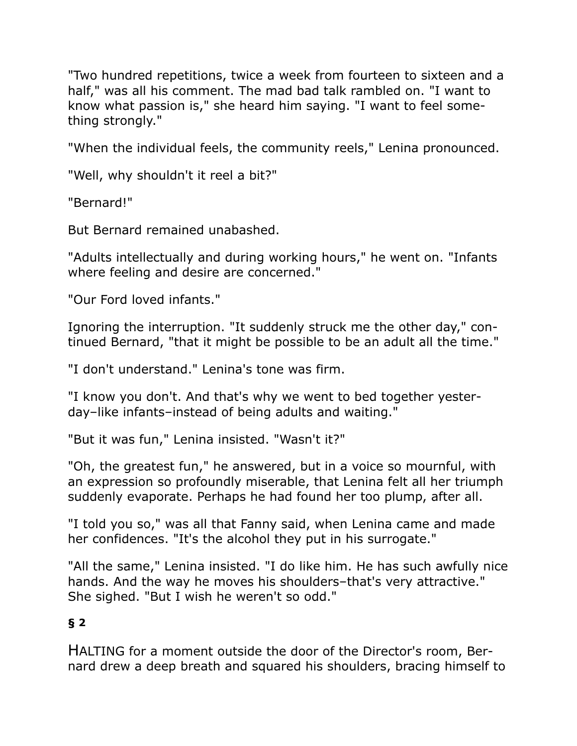"Two hundred repetitions, twice a week from fourteen to sixteen and a half," was all his comment. The mad bad talk rambled on. "I want to know what passion is," she heard him saying. "I want to feel something strongly."

"When the individual feels, the community reels," Lenina pronounced.

"Well, why shouldn't it reel a bit?"

"Bernard!"

But Bernard remained unabashed.

"Adults intellectually and during working hours," he went on. "Infants where feeling and desire are concerned."

"Our Ford loved infants."

Ignoring the interruption. "It suddenly struck me the other day," continued Bernard, "that it might be possible to be an adult all the time."

"I don't understand." Lenina's tone was firm.

"I know you don't. And that's why we went to bed together yesterday–like infants–instead of being adults and waiting."

"But it was fun," Lenina insisted. "Wasn't it?"

"Oh, the greatest fun," he answered, but in a voice so mournful, with an expression so profoundly miserable, that Lenina felt all her triumph suddenly evaporate. Perhaps he had found her too plump, after all.

"I told you so," was all that Fanny said, when Lenina came and made her confidences. "It's the alcohol they put in his surrogate."

"All the same," Lenina insisted. "I do like him. He has such awfully nice hands. And the way he moves his shoulders–that's very attractive." She sighed. "But I wish he weren't so odd."

**§ 2**

HALTING for a moment outside the door of the Director's room, Bernard drew a deep breath and squared his shoulders, bracing himself to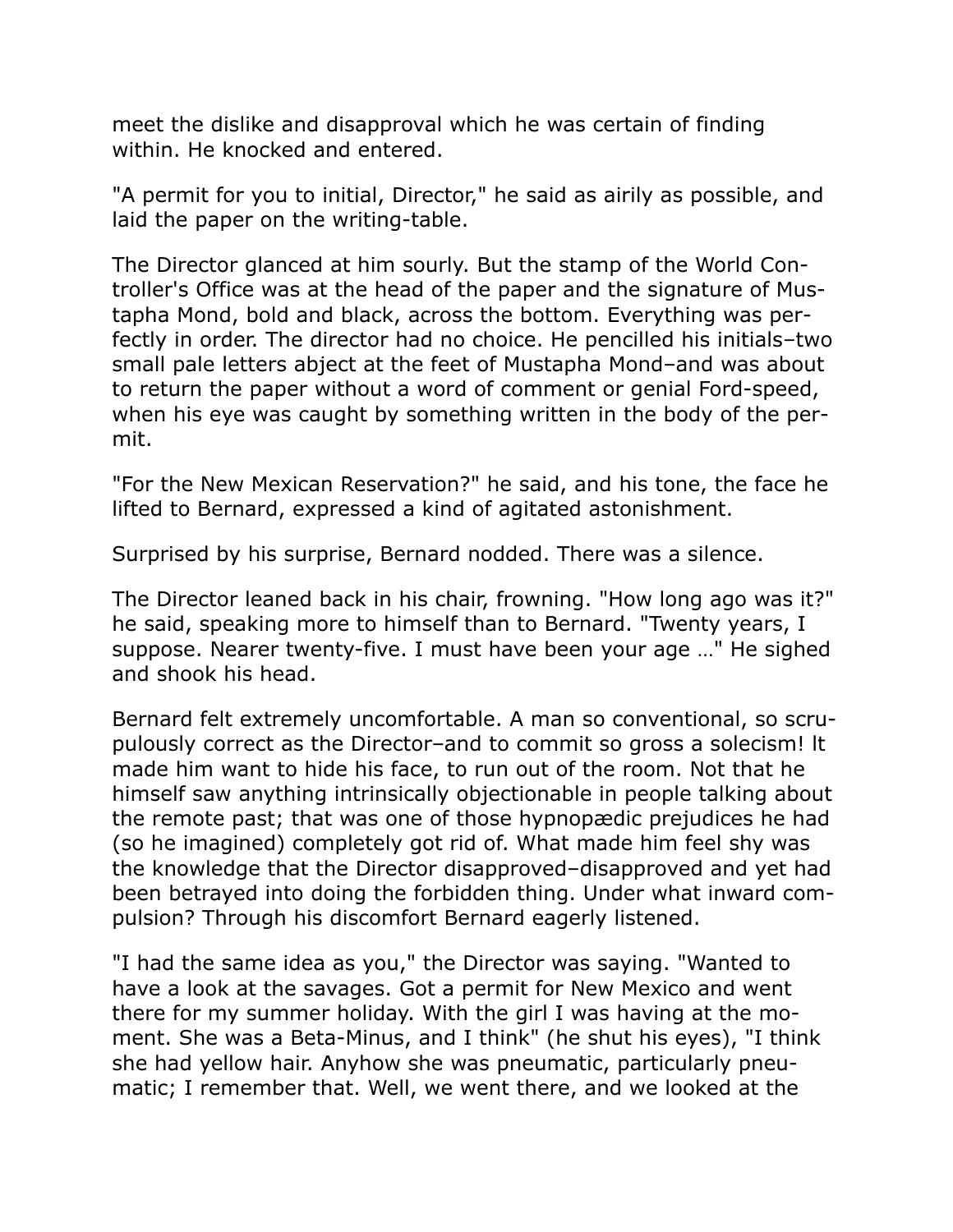meet the dislike and disapproval which he was certain of finding within. He knocked and entered.

"A permit for you to initial, Director," he said as airily as possible, and laid the paper on the writing-table.

The Director glanced at him sourly. But the stamp of the World Controller's Office was at the head of the paper and the signature of Mustapha Mond, bold and black, across the bottom. Everything was perfectly in order. The director had no choice. He pencilled his initials–two small pale letters abject at the feet of Mustapha Mond–and was about to return the paper without a word of comment or genial Ford-speed, when his eye was caught by something written in the body of the permit.

"For the New Mexican Reservation?" he said, and his tone, the face he lifted to Bernard, expressed a kind of agitated astonishment.

Surprised by his surprise, Bernard nodded. There was a silence.

The Director leaned back in his chair, frowning. "How long ago was it?" he said, speaking more to himself than to Bernard. "Twenty years, I suppose. Nearer twenty-five. I must have been your age …" He sighed and shook his head.

Bernard felt extremely uncomfortable. A man so conventional, so scrupulously correct as the Director–and to commit so gross a solecism! It made him want to hide his face, to run out of the room. Not that he himself saw anything intrinsically objectionable in people talking about the remote past; that was one of those hypnopædic prejudices he had (so he imagined) completely got rid of. What made him feel shy was the knowledge that the Director disapproved–disapproved and yet had been betrayed into doing the forbidden thing. Under what inward compulsion? Through his discomfort Bernard eagerly listened.

"I had the same idea as you," the Director was saying. "Wanted to have a look at the savages. Got a permit for New Mexico and went there for my summer holiday. With the girl I was having at the moment. She was a Beta-Minus, and I think" (he shut his eyes), "I think she had yellow hair. Anyhow she was pneumatic, particularly pneumatic; I remember that. Well, we went there, and we looked at the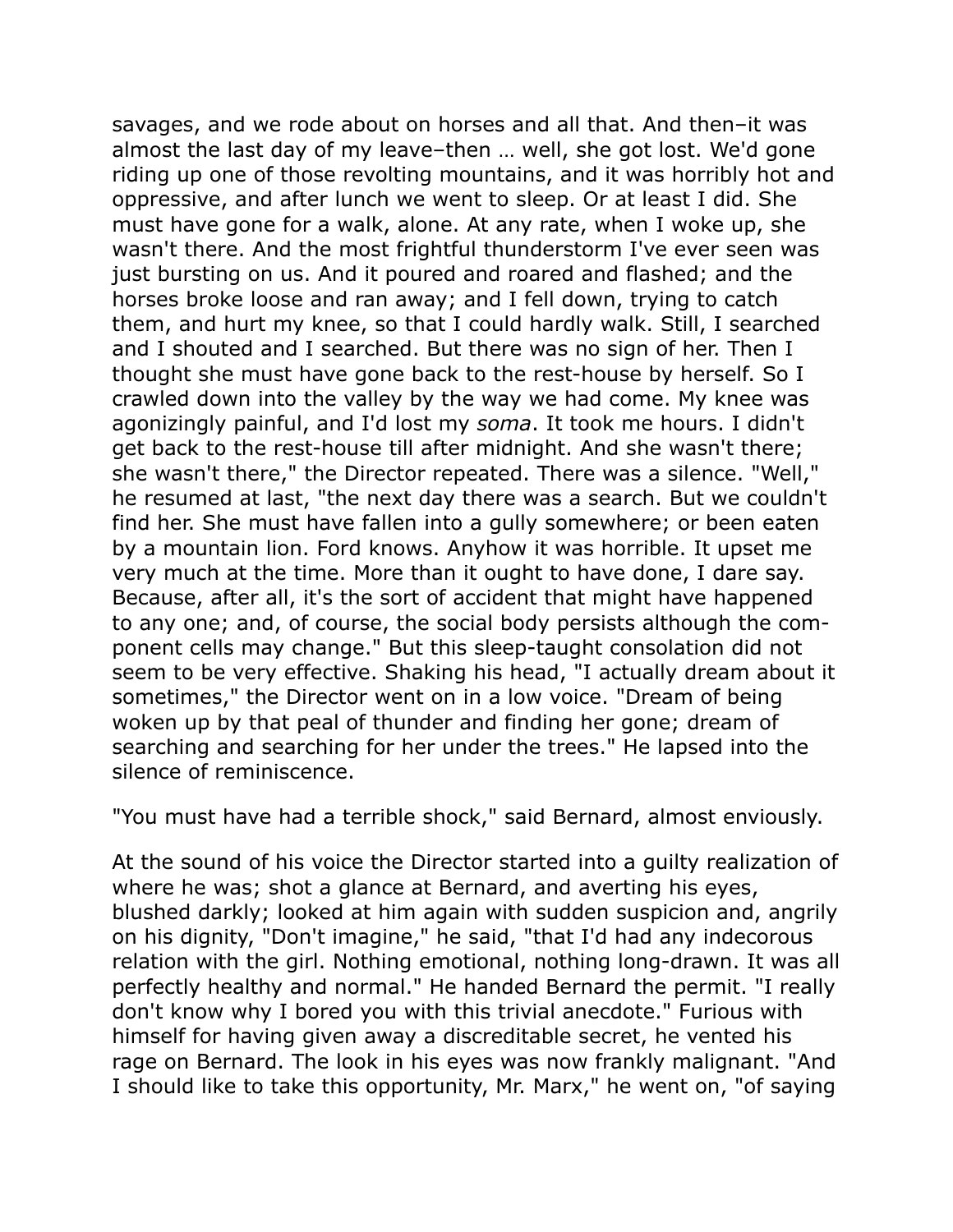savages, and we rode about on horses and all that. And then–it was almost the last day of my leave–then … well, she got lost. We'd gone riding up one of those revolting mountains, and it was horribly hot and oppressive, and after lunch we went to sleep. Or at least I did. She must have gone for a walk, alone. At any rate, when I woke up, she wasn't there. And the most frightful thunderstorm I've ever seen was just bursting on us. And it poured and roared and flashed; and the horses broke loose and ran away; and I fell down, trying to catch them, and hurt my knee, so that I could hardly walk. Still, I searched and I shouted and I searched. But there was no sign of her. Then I thought she must have gone back to the rest-house by herself. So I crawled down into the valley by the way we had come. My knee was agonizingly painful, and I'd lost my *soma*. It took me hours. I didn't get back to the rest-house till after midnight. And she wasn't there; she wasn't there," the Director repeated. There was a silence. "Well," he resumed at last, "the next day there was a search. But we couldn't find her. She must have fallen into a gully somewhere; or been eaten by a mountain lion. Ford knows. Anyhow it was horrible. It upset me very much at the time. More than it ought to have done, I dare say. Because, after all, it's the sort of accident that might have happened to any one; and, of course, the social body persists although the component cells may change." But this sleep-taught consolation did not seem to be very effective. Shaking his head, "I actually dream about it sometimes," the Director went on in a low voice. "Dream of being woken up by that peal of thunder and finding her gone; dream of searching and searching for her under the trees." He lapsed into the silence of reminiscence.

"You must have had a terrible shock," said Bernard, almost enviously.

At the sound of his voice the Director started into a guilty realization of where he was; shot a glance at Bernard, and averting his eyes, blushed darkly; looked at him again with sudden suspicion and, angrily on his dignity, "Don't imagine," he said, "that I'd had any indecorous relation with the girl. Nothing emotional, nothing long-drawn. It was all perfectly healthy and normal." He handed Bernard the permit. "I really don't know why I bored you with this trivial anecdote." Furious with himself for having given away a discreditable secret, he vented his rage on Bernard. The look in his eyes was now frankly malignant. "And I should like to take this opportunity, Mr. Marx," he went on, "of saying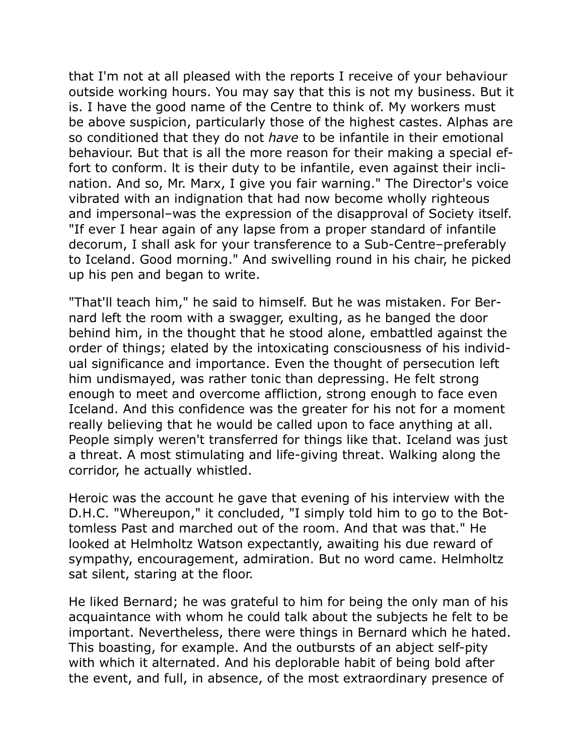that I'm not at all pleased with the reports I receive of your behaviour outside working hours. You may say that this is not my business. But it is. I have the good name of the Centre to think of. My workers must be above suspicion, particularly those of the highest castes. Alphas are so conditioned that they do not *have* to be infantile in their emotional behaviour. But that is all the more reason for their making a special effort to conform. It is their duty to be infantile, even against their inclination. And so, Mr. Marx, I give you fair warning." The Director's voice vibrated with an indignation that had now become wholly righteous and impersonal–was the expression of the disapproval of Society itself. "If ever I hear again of any lapse from a proper standard of infantile decorum, I shall ask for your transference to a Sub-Centre–preferably to Iceland. Good morning." And swivelling round in his chair, he picked up his pen and began to write.

"That'll teach him," he said to himself. But he was mistaken. For Bernard left the room with a swagger, exulting, as he banged the door behind him, in the thought that he stood alone, embattled against the order of things; elated by the intoxicating consciousness of his individual significance and importance. Even the thought of persecution left him undismayed, was rather tonic than depressing. He felt strong enough to meet and overcome affliction, strong enough to face even Iceland. And this confidence was the greater for his not for a moment really believing that he would be called upon to face anything at all. People simply weren't transferred for things like that. Iceland was just a threat. A most stimulating and life-giving threat. Walking along the corridor, he actually whistled.

Heroic was the account he gave that evening of his interview with the D.H.C. "Whereupon," it concluded, "I simply told him to go to the Bottomless Past and marched out of the room. And that was that." He looked at Helmholtz Watson expectantly, awaiting his due reward of sympathy, encouragement, admiration. But no word came. Helmholtz sat silent, staring at the floor.

He liked Bernard; he was grateful to him for being the only man of his acquaintance with whom he could talk about the subjects he felt to be important. Nevertheless, there were things in Bernard which he hated. This boasting, for example. And the outbursts of an abject self-pity with which it alternated. And his deplorable habit of being bold after the event, and full, in absence, of the most extraordinary presence of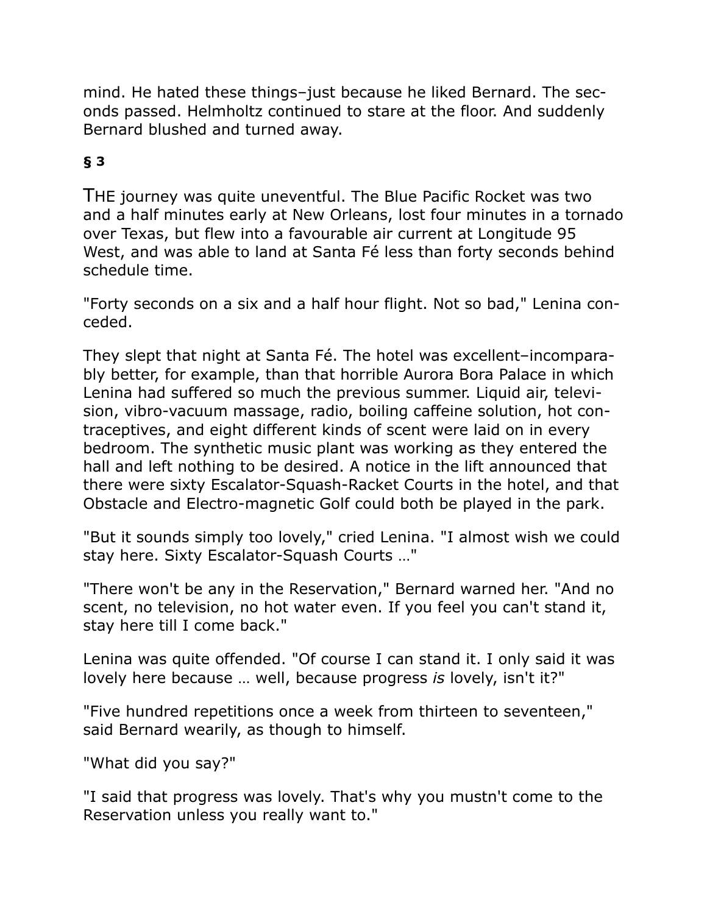mind. He hated these things–just because he liked Bernard. The seconds passed. Helmholtz continued to stare at the floor. And suddenly Bernard blushed and turned away.

**§ 3**

THE journey was quite uneventful. The Blue Pacific Rocket was two and a half minutes early at New Orleans, lost four minutes in a tornado over Texas, but flew into a favourable air current at Longitude 95 West, and was able to land at Santa Fé less than forty seconds behind schedule time.

"Forty seconds on a six and a half hour flight. Not so bad," Lenina conceded.

They slept that night at Santa Fé. The hotel was excellent–incomparably better, for example, than that horrible Aurora Bora Palace in which Lenina had suffered so much the previous summer. Liquid air, television, vibro-vacuum massage, radio, boiling caffeine solution, hot contraceptives, and eight different kinds of scent were laid on in every bedroom. The synthetic music plant was working as they entered the hall and left nothing to be desired. A notice in the lift announced that there were sixty Escalator-Squash-Racket Courts in the hotel, and that Obstacle and Electro-magnetic Golf could both be played in the park.

"But it sounds simply too lovely," cried Lenina. "I almost wish we could stay here. Sixty Escalator-Squash Courts …"

"There won't be any in the Reservation," Bernard warned her. "And no scent, no television, no hot water even. If you feel you can't stand it, stay here till I come back."

Lenina was quite offended. "Of course I can stand it. I only said it was lovely here because … well, because progress *is* lovely, isn't it?"

"Five hundred repetitions once a week from thirteen to seventeen," said Bernard wearily, as though to himself.

"What did you say?"

"I said that progress was lovely. That's why you mustn't come to the Reservation unless you really want to."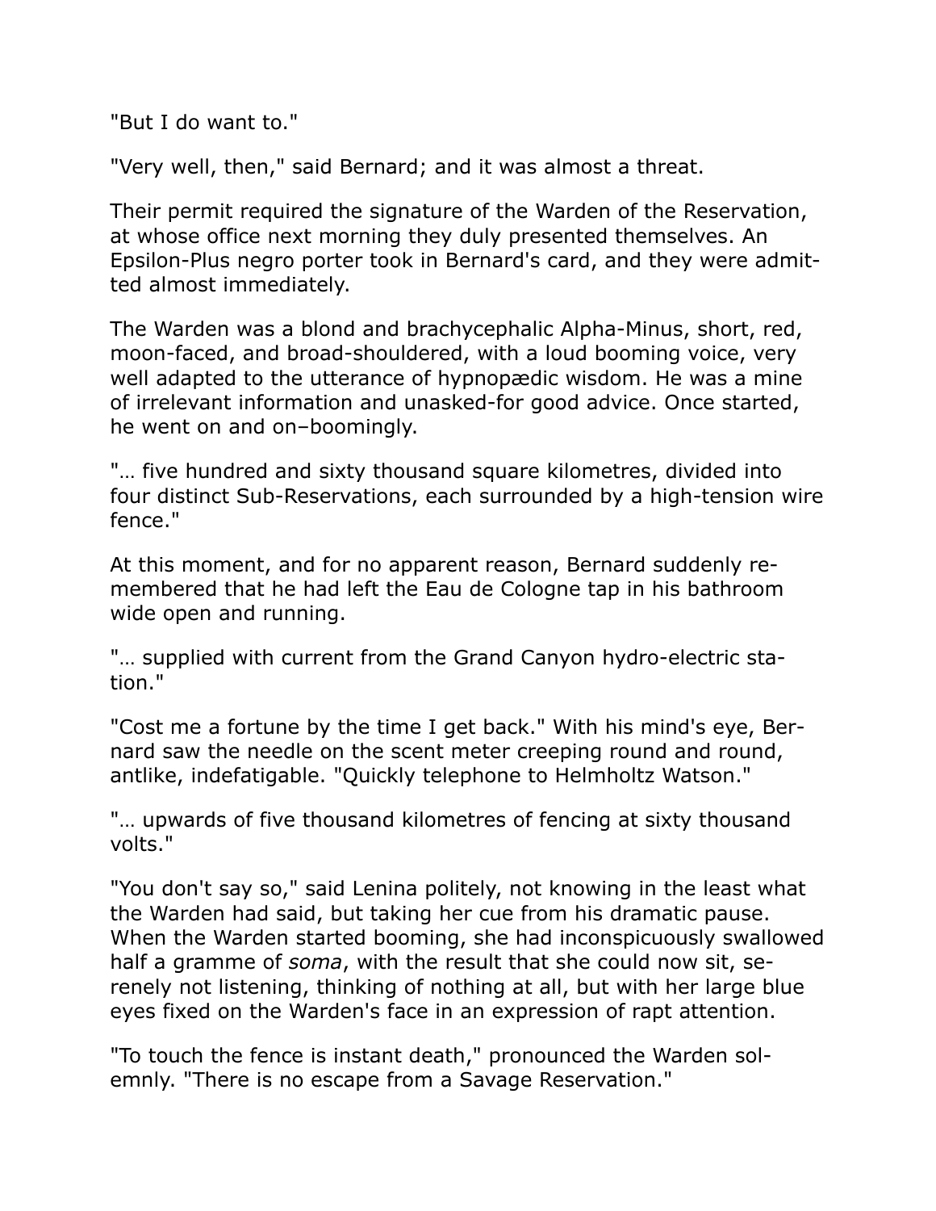"But I do want to."

"Very well, then," said Bernard; and it was almost a threat.

Their permit required the signature of the Warden of the Reservation, at whose office next morning they duly presented themselves. An Epsilon-Plus negro porter took in Bernard's card, and they were admitted almost immediately.

The Warden was a blond and brachycephalic Alpha-Minus, short, red, moon-faced, and broad-shouldered, with a loud booming voice, very well adapted to the utterance of hypnopædic wisdom. He was a mine of irrelevant information and unasked-for good advice. Once started, he went on and on–boomingly.

"… five hundred and sixty thousand square kilometres, divided into four distinct Sub-Reservations, each surrounded by a high-tension wire fence."

At this moment, and for no apparent reason, Bernard suddenly remembered that he had left the Eau de Cologne tap in his bathroom wide open and running.

"… supplied with current from the Grand Canyon hydro-electric station."

"Cost me a fortune by the time I get back." With his mind's eye, Bernard saw the needle on the scent meter creeping round and round, antlike, indefatigable. "Quickly telephone to Helmholtz Watson."

"… upwards of five thousand kilometres of fencing at sixty thousand volts."

"You don't say so," said Lenina politely, not knowing in the least what the Warden had said, but taking her cue from his dramatic pause. When the Warden started booming, she had inconspicuously swallowed half a gramme of *soma*, with the result that she could now sit, serenely not listening, thinking of nothing at all, but with her large blue eyes fixed on the Warden's face in an expression of rapt attention.

"To touch the fence is instant death," pronounced the Warden solemnly. "There is no escape from a Savage Reservation."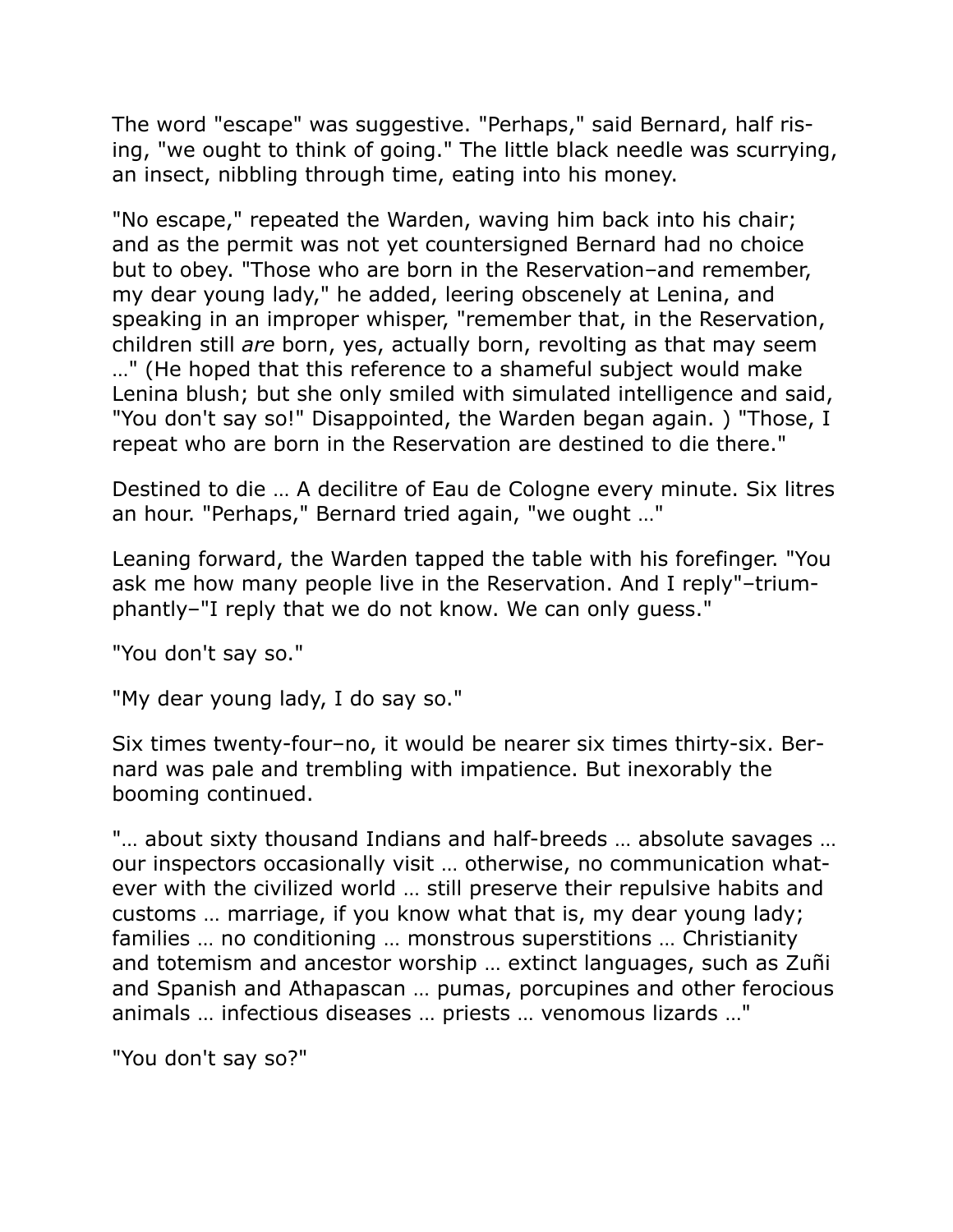The word "escape" was suggestive. "Perhaps," said Bernard, half rising, "we ought to think of going." The little black needle was scurrying, an insect, nibbling through time, eating into his money.

"No escape," repeated the Warden, waving him back into his chair; and as the permit was not yet countersigned Bernard had no choice but to obey. "Those who are born in the Reservation–and remember, my dear young lady," he added, leering obscenely at Lenina, and speaking in an improper whisper, "remember that, in the Reservation, children still *are* born, yes, actually born, revolting as that may seem …" (He hoped that this reference to a shameful subject would make Lenina blush; but she only smiled with simulated intelligence and said, "You don't say so!" Disappointed, the Warden began again. ) "Those, I repeat who are born in the Reservation are destined to die there."

Destined to die … A decilitre of Eau de Cologne every minute. Six litres an hour. "Perhaps," Bernard tried again, "we ought …"

Leaning forward, the Warden tapped the table with his forefinger. "You ask me how many people live in the Reservation. And I reply"–triumphantly–"I reply that we do not know. We can only guess."

"You don't say so."

"My dear young lady, I do say so."

Six times twenty-four–no, it would be nearer six times thirty-six. Bernard was pale and trembling with impatience. But inexorably the booming continued.

"… about sixty thousand Indians and half-breeds … absolute savages … our inspectors occasionally visit … otherwise, no communication whatever with the civilized world … still preserve their repulsive habits and customs … marriage, if you know what that is, my dear young lady; families … no conditioning … monstrous superstitions … Christianity and totemism and ancestor worship … extinct languages, such as Zuñi and Spanish and Athapascan … pumas, porcupines and other ferocious animals … infectious diseases … priests … venomous lizards …"

"You don't say so?"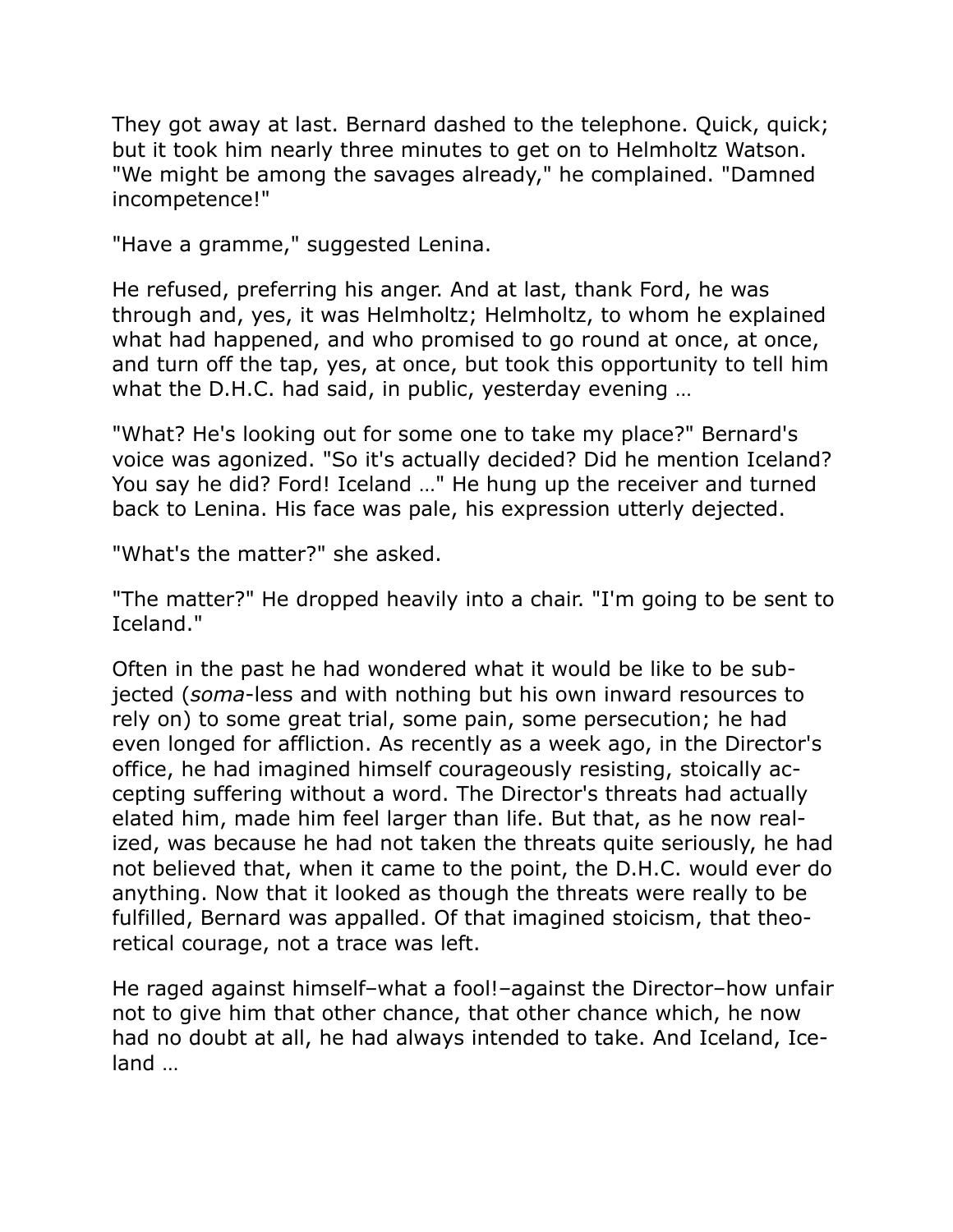They got away at last. Bernard dashed to the telephone. Quick, quick; but it took him nearly three minutes to get on to Helmholtz Watson. "We might be among the savages already," he complained. "Damned incompetence!"

"Have a gramme," suggested Lenina.

He refused, preferring his anger. And at last, thank Ford, he was through and, yes, it was Helmholtz; Helmholtz, to whom he explained what had happened, and who promised to go round at once, at once, and turn off the tap, yes, at once, but took this opportunity to tell him what the D.H.C. had said, in public, yesterday evening …

"What? He's looking out for some one to take my place?" Bernard's voice was agonized. "So it's actually decided? Did he mention Iceland? You say he did? Ford! Iceland …" He hung up the receiver and turned back to Lenina. His face was pale, his expression utterly dejected.

"What's the matter?" she asked.

"The matter?" He dropped heavily into a chair. "I'm going to be sent to Iceland."

Often in the past he had wondered what it would be like to be subjected (*soma*-less and with nothing but his own inward resources to rely on) to some great trial, some pain, some persecution; he had even longed for affliction. As recently as a week ago, in the Director's office, he had imagined himself courageously resisting, stoically accepting suffering without a word. The Director's threats had actually elated him, made him feel larger than life. But that, as he now realized, was because he had not taken the threats quite seriously, he had not believed that, when it came to the point, the D.H.C. would ever do anything. Now that it looked as though the threats were really to be fulfilled, Bernard was appalled. Of that imagined stoicism, that theoretical courage, not a trace was left.

He raged against himself–what a fool!–against the Director–how unfair not to give him that other chance, that other chance which, he now had no doubt at all, he had always intended to take. And Iceland, Iceland …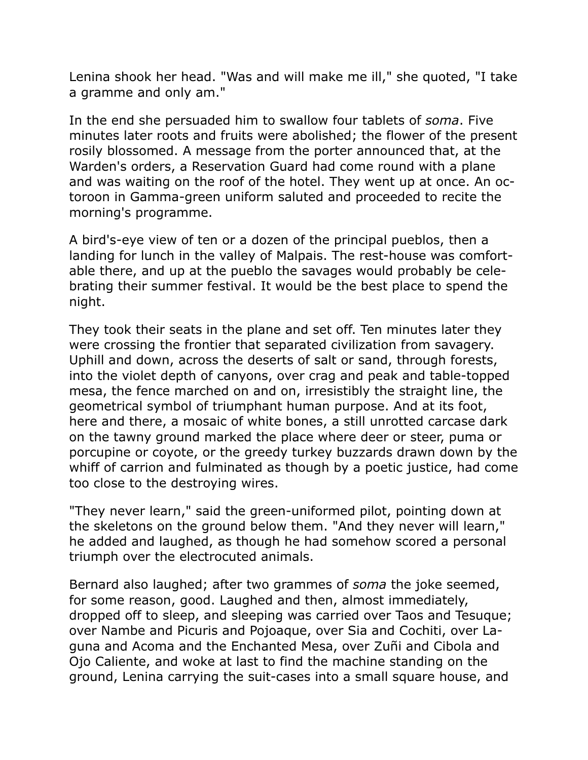Lenina shook her head. "Was and will make me ill," she quoted, "I take a gramme and only am."

In the end she persuaded him to swallow four tablets of *soma*. Five minutes later roots and fruits were abolished; the flower of the present rosily blossomed. A message from the porter announced that, at the Warden's orders, a Reservation Guard had come round with a plane and was waiting on the roof of the hotel. They went up at once. An octoroon in Gamma-green uniform saluted and proceeded to recite the morning's programme.

A bird's-eye view of ten or a dozen of the principal pueblos, then a landing for lunch in the valley of Malpais. The rest-house was comfortable there, and up at the pueblo the savages would probably be celebrating their summer festival. It would be the best place to spend the night.

They took their seats in the plane and set off. Ten minutes later they were crossing the frontier that separated civilization from savagery. Uphill and down, across the deserts of salt or sand, through forests, into the violet depth of canyons, over crag and peak and table-topped mesa, the fence marched on and on, irresistibly the straight line, the geometrical symbol of triumphant human purpose. And at its foot, here and there, a mosaic of white bones, a still unrotted carcase dark on the tawny ground marked the place where deer or steer, puma or porcupine or coyote, or the greedy turkey buzzards drawn down by the whiff of carrion and fulminated as though by a poetic justice, had come too close to the destroying wires.

"They never learn," said the green-uniformed pilot, pointing down at the skeletons on the ground below them. "And they never will learn," he added and laughed, as though he had somehow scored a personal triumph over the electrocuted animals.

Bernard also laughed; after two grammes of *soma* the joke seemed, for some reason, good. Laughed and then, almost immediately, dropped off to sleep, and sleeping was carried over Taos and Tesuque; over Nambe and Picuris and Pojoaque, over Sia and Cochiti, over Laguna and Acoma and the Enchanted Mesa, over Zuñi and Cibola and Ojo Caliente, and woke at last to find the machine standing on the ground, Lenina carrying the suit-cases into a small square house, and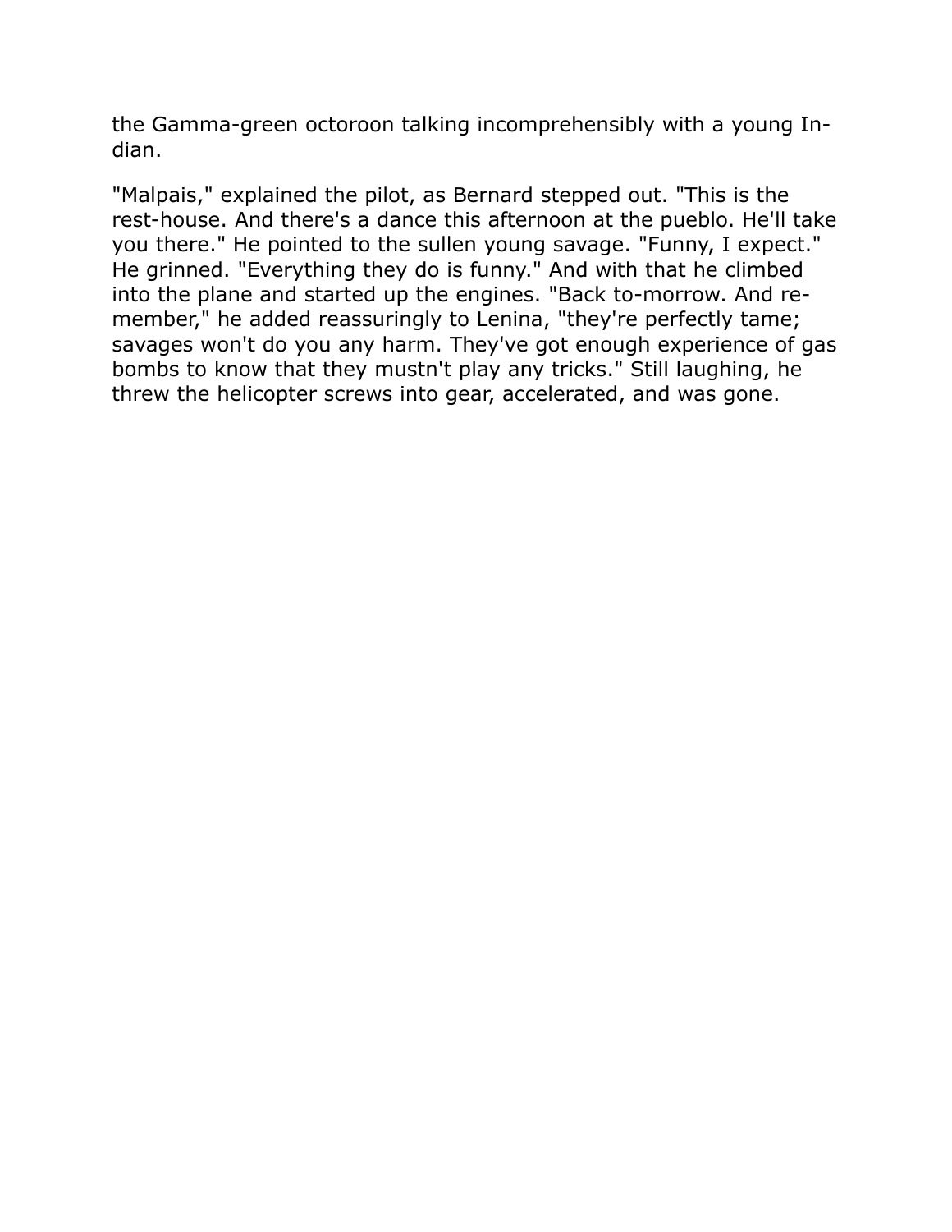the Gamma-green octoroon talking incomprehensibly with a young Indian.

"Malpais," explained the pilot, as Bernard stepped out. "This is the rest-house. And there's a dance this afternoon at the pueblo. He'll take you there." He pointed to the sullen young savage. "Funny, I expect." He grinned. "Everything they do is funny." And with that he climbed into the plane and started up the engines. "Back to-morrow. And remember," he added reassuringly to Lenina, "they're perfectly tame; savages won't do you any harm. They've got enough experience of gas bombs to know that they mustn't play any tricks." Still laughing, he threw the helicopter screws into gear, accelerated, and was gone.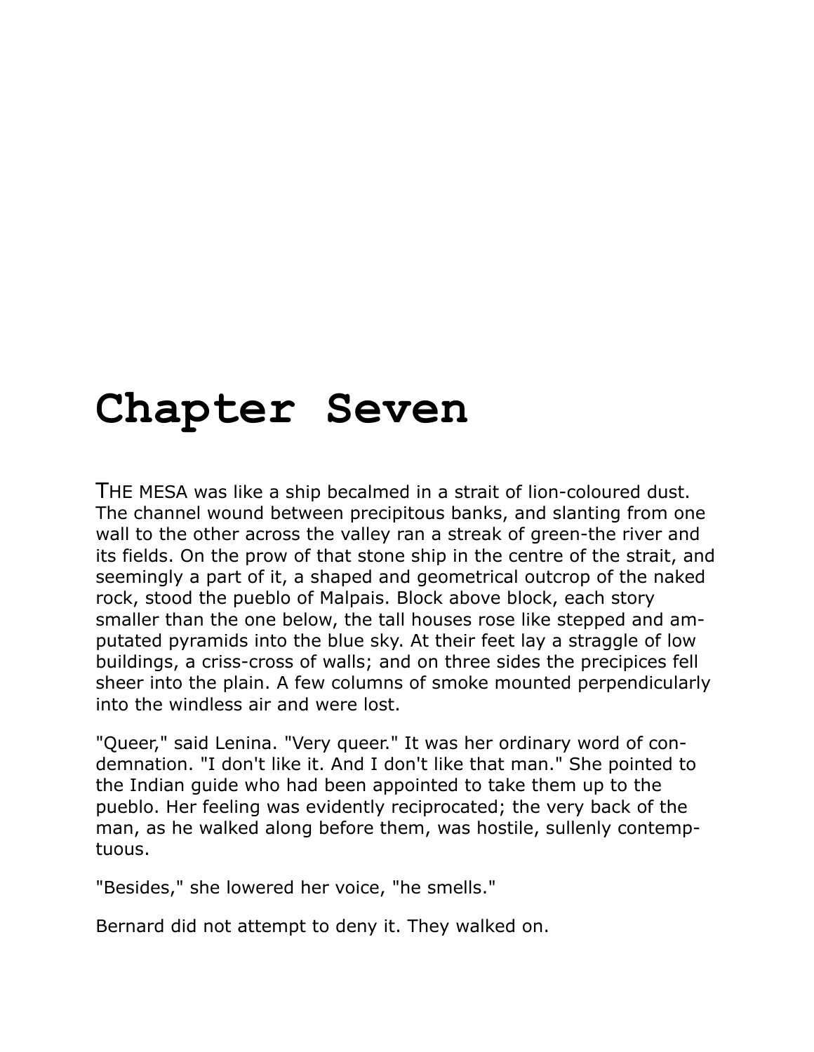# Chapter Seven

THE MESA was like a ship becalmed in a strait of lion-coloured dust. The channel wound between precipitous banks, and slanting from one wall to the other across the valley ran a streak of green-the river and its fields. On the prow of that stone ship in the centre of the strait, and seemingly a part of it, a shaped and geometrical outcrop of the naked rock, stood the pueblo of Malpais. Block above block, each story smaller than the one below, the tall houses rose like stepped and amputated pyramids into the blue sky. At their feet lay a straggle of low buildings, a criss-cross of walls; and on three sides the precipices fell sheer into the plain. A few columns of smoke mounted perpendicularly into the windless air and were lost.

"Queer," said Lenina. "Very queer." It was her ordinary word of condemnation. "I don't like it. And I don't like that man." She pointed to the Indian guide who had been appointed to take them up to the pueblo. Her feeling was evidently reciprocated; the very back of the man, as he walked along before them, was hostile, sullenly contemptuous.

"Besides," she lowered her voice, "he smells."

Bernard did not attempt to deny it. They walked on.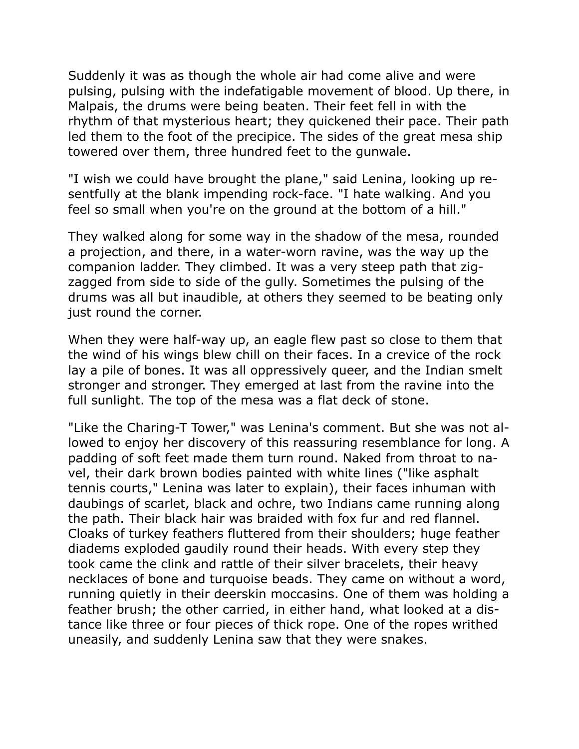Suddenly it was as though the whole air had come alive and were pulsing, pulsing with the indefatigable movement of blood. Up there, in Malpais, the drums were being beaten. Their feet fell in with the rhythm of that mysterious heart; they quickened their pace. Their path led them to the foot of the precipice. The sides of the great mesa ship towered over them, three hundred feet to the gunwale.

"I wish we could have brought the plane," said Lenina, looking up resentfully at the blank impending rock-face. "I hate walking. And you feel so small when you're on the ground at the bottom of a hill."

They walked along for some way in the shadow of the mesa, rounded a projection, and there, in a water-worn ravine, was the way up the companion ladder. They climbed. It was a very steep path that zigzagged from side to side of the gully. Sometimes the pulsing of the drums was all but inaudible, at others they seemed to be beating only just round the corner.

When they were half-way up, an eagle flew past so close to them that the wind of his wings blew chill on their faces. In a crevice of the rock lay a pile of bones. It was all oppressively queer, and the Indian smelt stronger and stronger. They emerged at last from the ravine into the full sunlight. The top of the mesa was a flat deck of stone.

"Like the Charing-T Tower," was Lenina's comment. But she was not allowed to enjoy her discovery of this reassuring resemblance for long. A padding of soft feet made them turn round. Naked from throat to navel, their dark brown bodies painted with white lines ("like asphalt tennis courts," Lenina was later to explain), their faces inhuman with daubings of scarlet, black and ochre, two Indians came running along the path. Their black hair was braided with fox fur and red flannel. Cloaks of turkey feathers fluttered from their shoulders; huge feather diadems exploded gaudily round their heads. With every step they took came the clink and rattle of their silver bracelets, their heavy necklaces of bone and turquoise beads. They came on without a word, running quietly in their deerskin moccasins. One of them was holding a feather brush; the other carried, in either hand, what looked at a distance like three or four pieces of thick rope. One of the ropes writhed uneasily, and suddenly Lenina saw that they were snakes.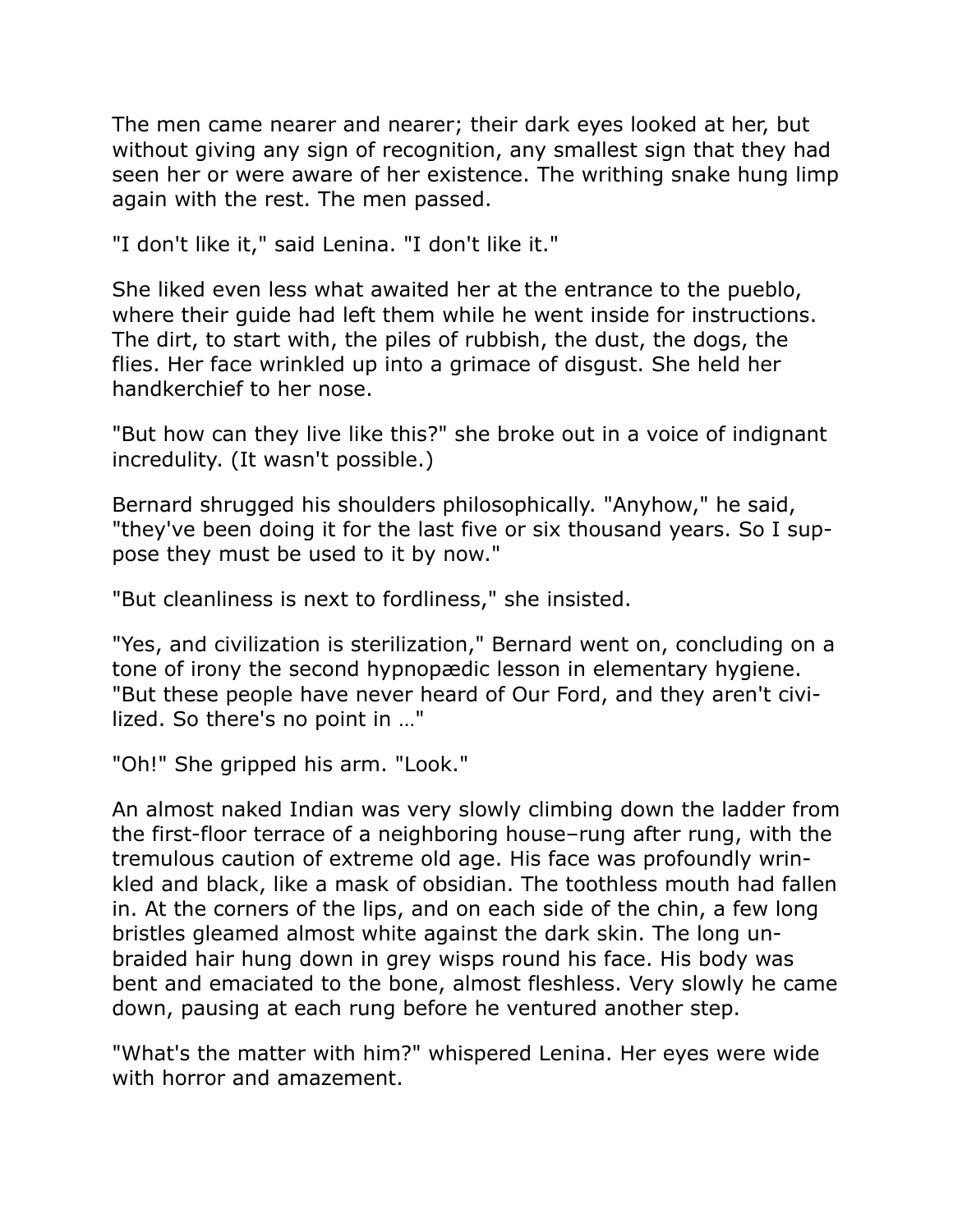The men came nearer and nearer; their dark eyes looked at her, but without giving any sign of recognition, any smallest sign that they had seen her or were aware of her existence. The writhing snake hung limp again with the rest. The men passed.

"I don't like it," said Lenina. "I don't like it."

She liked even less what awaited her at the entrance to the pueblo, where their guide had left them while he went inside for instructions. The dirt, to start with, the piles of rubbish, the dust, the dogs, the flies. Her face wrinkled up into a grimace of disgust. She held her handkerchief to her nose.

"But how can they live like this?" she broke out in a voice of indignant incredulity. (It wasn't possible.)

Bernard shrugged his shoulders philosophically. "Anyhow," he said, "they've been doing it for the last five or six thousand years. So I suppose they must be used to it by now."

"But cleanliness is next to fordliness," she insisted.

"Yes, and civilization is sterilization," Bernard went on, concluding on a tone of irony the second hypnopædic lesson in elementary hygiene. "But these people have never heard of Our Ford, and they aren't civilized. So there's no point in …"

"Oh!" She gripped his arm. "Look."

An almost naked Indian was very slowly climbing down the ladder from the first-floor terrace of a neighboring house–rung after rung, with the tremulous caution of extreme old age. His face was profoundly wrinkled and black, like a mask of obsidian. The toothless mouth had fallen in. At the corners of the lips, and on each side of the chin, a few long bristles gleamed almost white against the dark skin. The long unbraided hair hung down in grey wisps round his face. His body was bent and emaciated to the bone, almost fleshless. Very slowly he came down, pausing at each rung before he ventured another step.

"What's the matter with him?" whispered Lenina. Her eyes were wide with horror and amazement.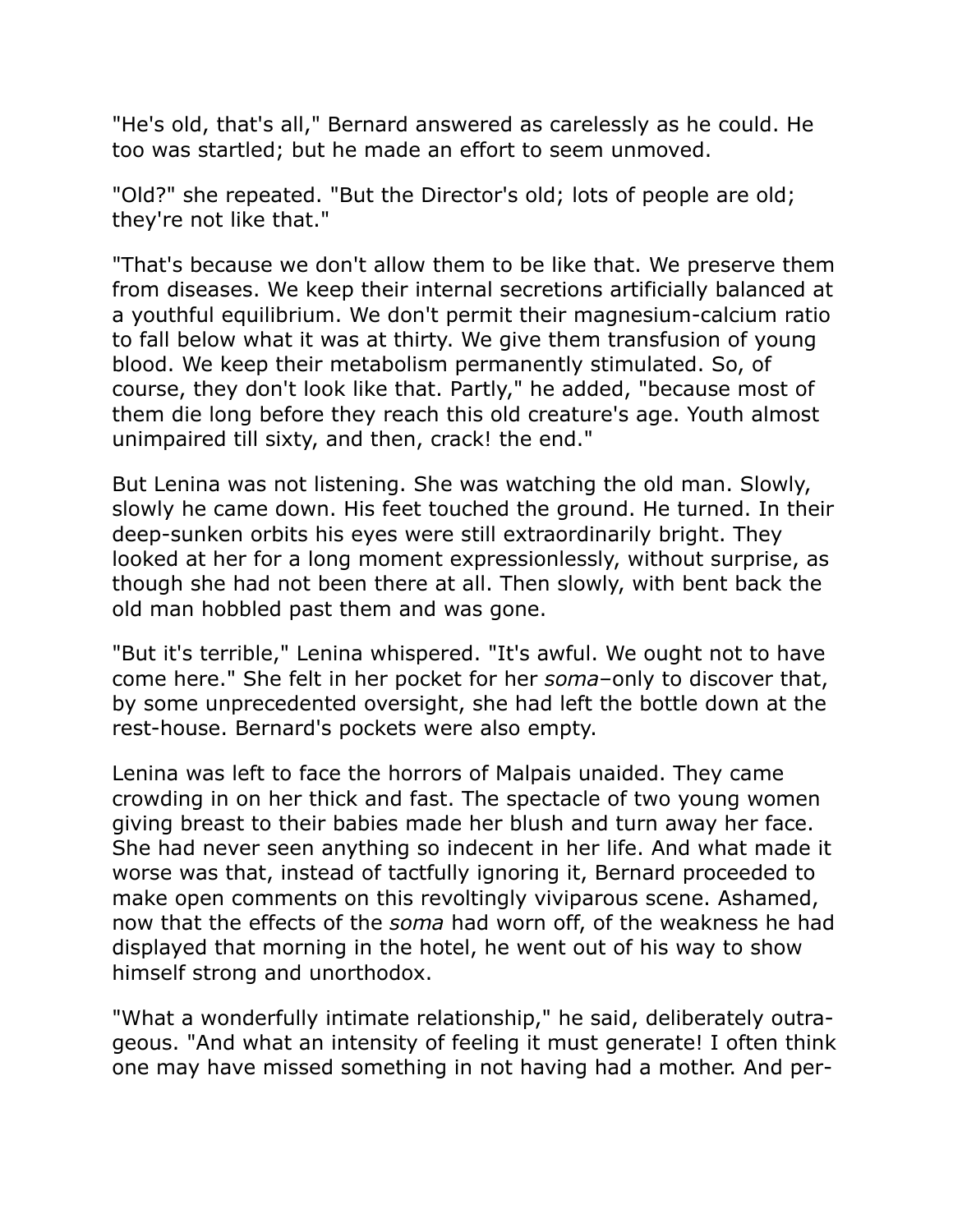"He's old, that's all," Bernard answered as carelessly as he could. He too was startled; but he made an effort to seem unmoved.

"Old?" she repeated. "But the Director's old; lots of people are old; they're not like that."

"That's because we don't allow them to be like that. We preserve them from diseases. We keep their internal secretions artificially balanced at a youthful equilibrium. We don't permit their magnesium-calcium ratio to fall below what it was at thirty. We give them transfusion of young blood. We keep their metabolism permanently stimulated. So, of course, they don't look like that. Partly," he added, "because most of them die long before they reach this old creature's age. Youth almost unimpaired till sixty, and then, crack! the end."

But Lenina was not listening. She was watching the old man. Slowly, slowly he came down. His feet touched the ground. He turned. In their deep-sunken orbits his eyes were still extraordinarily bright. They looked at her for a long moment expressionlessly, without surprise, as though she had not been there at all. Then slowly, with bent back the old man hobbled past them and was gone.

"But it's terrible," Lenina whispered. "It's awful. We ought not to have come here." She felt in her pocket for her *soma*–only to discover that, by some unprecedented oversight, she had left the bottle down at the rest-house. Bernard's pockets were also empty.

Lenina was left to face the horrors of Malpais unaided. They came crowding in on her thick and fast. The spectacle of two young women giving breast to their babies made her blush and turn away her face. She had never seen anything so indecent in her life. And what made it worse was that, instead of tactfully ignoring it, Bernard proceeded to make open comments on this revoltingly viviparous scene. Ashamed, now that the effects of the *soma* had worn off, of the weakness he had displayed that morning in the hotel, he went out of his way to show himself strong and unorthodox.

"What a wonderfully intimate relationship," he said, deliberately outrageous. "And what an intensity of feeling it must generate! I often think one may have missed something in not having had a mother. And per-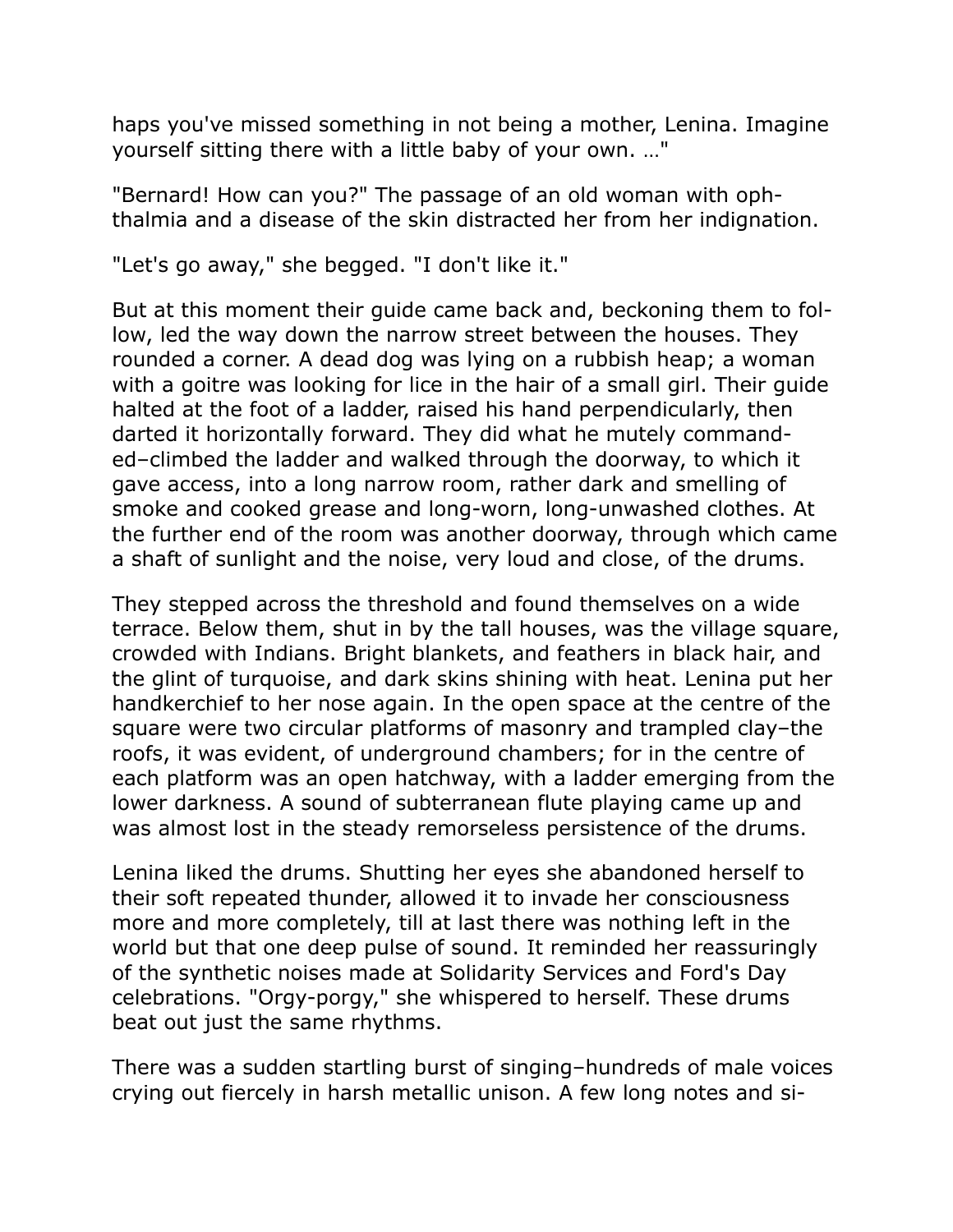haps you've missed something in not being a mother, Lenina. Imagine yourself sitting there with a little baby of your own. …"

"Bernard! How can you?" The passage of an old woman with ophthalmia and a disease of the skin distracted her from her indignation.

"Let's go away," she begged. "I don't like it."

But at this moment their guide came back and, beckoning them to follow, led the way down the narrow street between the houses. They rounded a corner. A dead dog was lying on a rubbish heap; a woman with a goitre was looking for lice in the hair of a small girl. Their guide halted at the foot of a ladder, raised his hand perpendicularly, then darted it horizontally forward. They did what he mutely commanded–climbed the ladder and walked through the doorway, to which it gave access, into a long narrow room, rather dark and smelling of smoke and cooked grease and long-worn, long-unwashed clothes. At the further end of the room was another doorway, through which came a shaft of sunlight and the noise, very loud and close, of the drums.

They stepped across the threshold and found themselves on a wide terrace. Below them, shut in by the tall houses, was the village square, crowded with Indians. Bright blankets, and feathers in black hair, and the glint of turquoise, and dark skins shining with heat. Lenina put her handkerchief to her nose again. In the open space at the centre of the square were two circular platforms of masonry and trampled clay–the roofs, it was evident, of underground chambers; for in the centre of each platform was an open hatchway, with a ladder emerging from the lower darkness. A sound of subterranean flute playing came up and was almost lost in the steady remorseless persistence of the drums.

Lenina liked the drums. Shutting her eyes she abandoned herself to their soft repeated thunder, allowed it to invade her consciousness more and more completely, till at last there was nothing left in the world but that one deep pulse of sound. It reminded her reassuringly of the synthetic noises made at Solidarity Services and Ford's Day celebrations. "Orgy-porgy," she whispered to herself. These drums beat out just the same rhythms.

There was a sudden startling burst of singing–hundreds of male voices crying out fiercely in harsh metallic unison. A few long notes and si-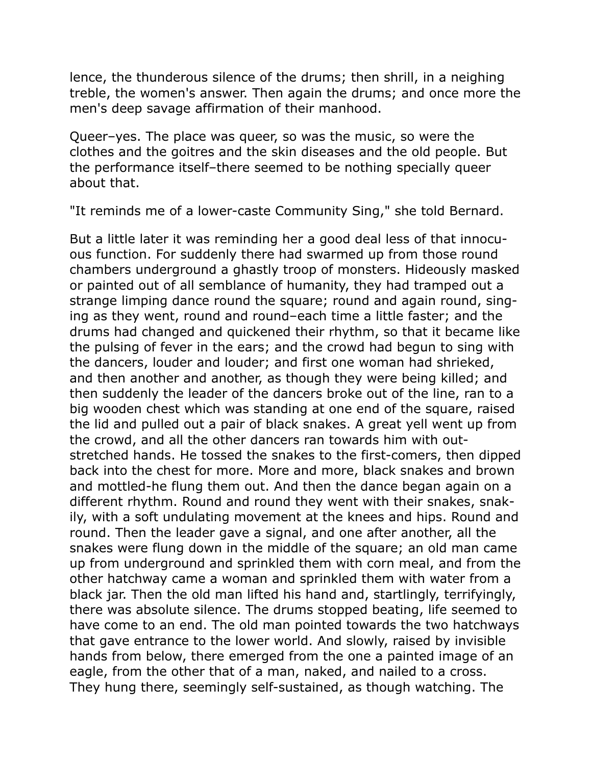lence, the thunderous silence of the drums; then shrill, in a neighing treble, the women's answer. Then again the drums; and once more the men's deep savage affirmation of their manhood.

Queer–yes. The place was queer, so was the music, so were the clothes and the goitres and the skin diseases and the old people. But the performance itself–there seemed to be nothing specially queer about that.

"It reminds me of a lower-caste Community Sing," she told Bernard.

But a little later it was reminding her a good deal less of that innocuous function. For suddenly there had swarmed up from those round chambers underground a ghastly troop of monsters. Hideously masked or painted out of all semblance of humanity, they had tramped out a strange limping dance round the square; round and again round, singing as they went, round and round–each time a little faster; and the drums had changed and quickened their rhythm, so that it became like the pulsing of fever in the ears; and the crowd had begun to sing with the dancers, louder and louder; and first one woman had shrieked, and then another and another, as though they were being killed; and then suddenly the leader of the dancers broke out of the line, ran to a big wooden chest which was standing at one end of the square, raised the lid and pulled out a pair of black snakes. A great yell went up from the crowd, and all the other dancers ran towards him with outstretched hands. He tossed the snakes to the first-comers, then dipped back into the chest for more. More and more, black snakes and brown and mottled-he flung them out. And then the dance began again on a different rhythm. Round and round they went with their snakes, snakily, with a soft undulating movement at the knees and hips. Round and round. Then the leader gave a signal, and one after another, all the snakes were flung down in the middle of the square; an old man came up from underground and sprinkled them with corn meal, and from the other hatchway came a woman and sprinkled them with water from a black jar. Then the old man lifted his hand and, startlingly, terrifyingly, there was absolute silence. The drums stopped beating, life seemed to have come to an end. The old man pointed towards the two hatchways that gave entrance to the lower world. And slowly, raised by invisible hands from below, there emerged from the one a painted image of an eagle, from the other that of a man, naked, and nailed to a cross. They hung there, seemingly self-sustained, as though watching. The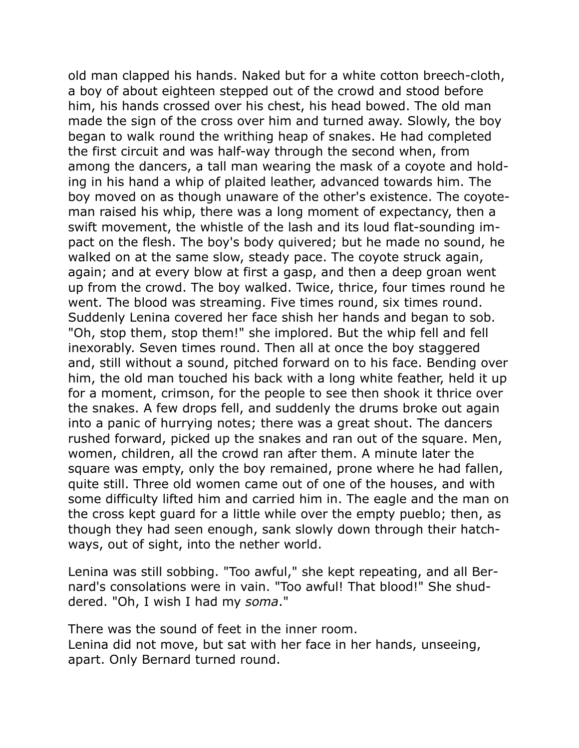old man clapped his hands. Naked but for a white cotton breech-cloth, a boy of about eighteen stepped out of the crowd and stood before him, his hands crossed over his chest, his head bowed. The old man made the sign of the cross over him and turned away. Slowly, the boy began to walk round the writhing heap of snakes. He had completed the first circuit and was half-way through the second when, from among the dancers, a tall man wearing the mask of a coyote and holding in his hand a whip of plaited leather, advanced towards him. The boy moved on as though unaware of the other's existence. The coyote-man raised his whip, there was a long moment of expectancy, then a swift movement, the whistle of the lash and its loud flat-sounding impact on the flesh. The boy's body quivered; but he made no sound, he walked on at the same slow, steady pace. The coyote struck again, again; and at every blow at first a gasp, and then a deep groan went up from the crowd. The boy walked. Twice, thrice, four times round he went. The blood was streaming. Five times round, six times round. Suddenly Lenina covered her face shish her hands and began to sob. "Oh, stop them, stop them!" she implored. But the whip fell and fell inexorably. Seven times round. Then all at once the boy staggered and, still without a sound, pitched forward on to his face. Bending over him, the old man touched his back with a long white feather, held it up for a moment, crimson, for the people to see then shook it thrice over the snakes. A few drops fell, and suddenly the drums broke out again into a panic of hurrying notes; there was a great shout. The dancers rushed forward, picked up the snakes and ran out of the square. Men, women, children, all the crowd ran after them. A minute later the square was empty, only the boy remained, prone where he had fallen, quite still. Three old women came out of one of the houses, and with some difficulty lifted him and carried him in. The eagle and the man on the cross kept guard for a little while over the empty pueblo; then, as though they had seen enough, sank slowly down through their hatchways, out of sight, into the nether world.

Lenina was still sobbing. "Too awful," she kept repeating, and all Bernard's consolations were in vain. "Too awful! That blood!" She shuddered. "Oh, I wish I had my *soma*."

There was the sound of feet in the inner room.
Lenina did not move, but sat with her face in her hands, unseeing, apart. Only Bernard turned round.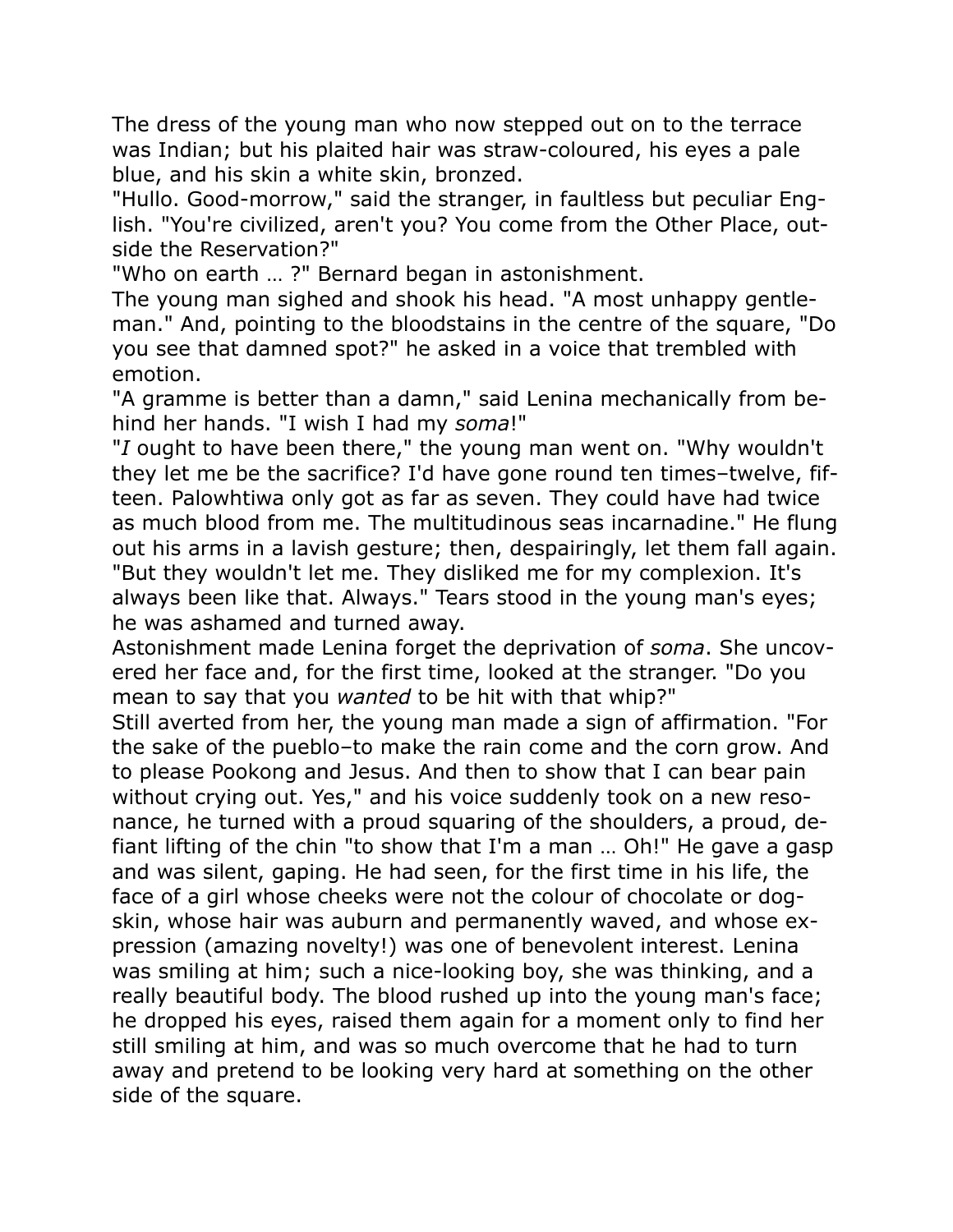The dress of the young man who now stepped out on to the terrace was Indian; but his plaited hair was straw-coloured, his eyes a pale blue, and his skin a white skin, bronzed.

"Hullo. Good-morrow," said the stranger, in faultless but peculiar English. "You're civilized, aren't you? You come from the Other Place, outside the Reservation?"

"Who on earth … ?" Bernard began in astonishment.

The young man sighed and shook his head. "A most unhappy gentleman." And, pointing to the bloodstains in the centre of the square, "Do you see that damned spot?" he asked in a voice that trembled with emotion.

"A gramme is better than a damn," said Lenina mechanically from behind her hands. "I wish I had my *soma*!"

"*I* ought to have been there," the young man went on. "Why wouldn't they let me be the sacrifice? I'd have gone round ten times–twelve, fifteen. Palowhtiwa only got as far as seven. They could have had twice as much blood from me. The multitudinous seas incarnadine." He flung out his arms in a lavish gesture; then, despairingly, let them fall again. "But they wouldn't let me. They disliked me for my complexion. It's always been like that. Always." Tears stood in the young man's eyes; he was ashamed and turned away.

Astonishment made Lenina forget the deprivation of *soma*. She uncovered her face and, for the first time, looked at the stranger. "Do you mean to say that you *wanted* to be hit with that whip?"

Still averted from her, the young man made a sign of affirmation. "For the sake of the pueblo–to make the rain come and the corn grow. And to please Pookong and Jesus. And then to show that I can bear pain without crying out. Yes," and his voice suddenly took on a new resonance, he turned with a proud squaring of the shoulders, a proud, defiant lifting of the chin "to show that I'm a man … Oh!" He gave a gasp and was silent, gaping. He had seen, for the first time in his life, the face of a girl whose cheeks were not the colour of chocolate or dogskin, whose hair was auburn and permanently waved, and whose expression (amazing novelty!) was one of benevolent interest. Lenina was smiling at him; such a nice-looking boy, she was thinking, and a really beautiful body. The blood rushed up into the young man's face; he dropped his eyes, raised them again for a moment only to find her still smiling at him, and was so much overcome that he had to turn away and pretend to be looking very hard at something on the other side of the square.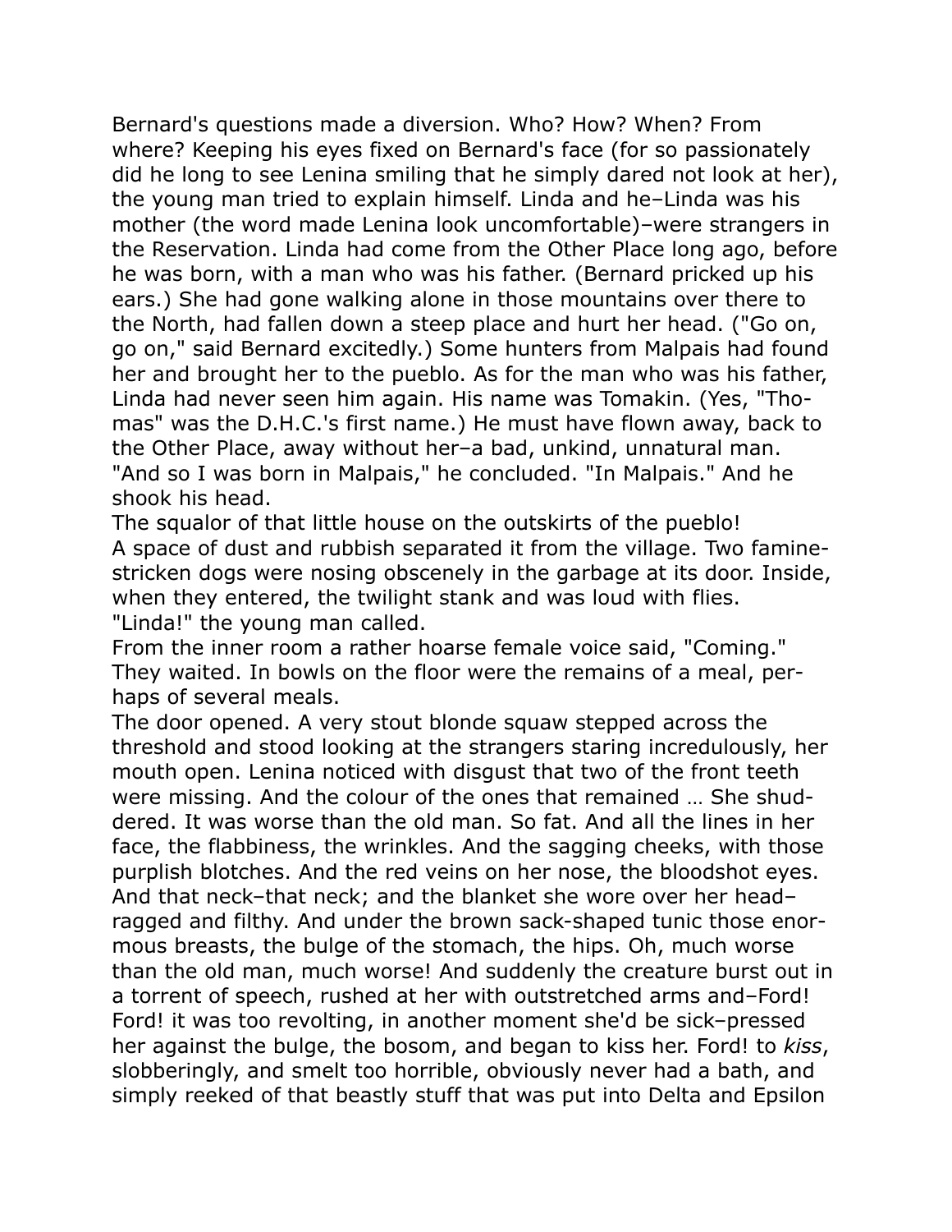Bernard's questions made a diversion. Who? How? When? From where? Keeping his eyes fixed on Bernard's face (for so passionately did he long to see Lenina smiling that he simply dared not look at her), the young man tried to explain himself. Linda and he–Linda was his mother (the word made Lenina look uncomfortable)–were strangers in the Reservation. Linda had come from the Other Place long ago, before he was born, with a man who was his father. (Bernard pricked up his ears.) She had gone walking alone in those mountains over there to the North, had fallen down a steep place and hurt her head. ("Go on, go on," said Bernard excitedly.) Some hunters from Malpais had found her and brought her to the pueblo. As for the man who was his father, Linda had never seen him again. His name was Tomakin. (Yes, "Thomas" was the D.H.C.'s first name.) He must have flown away, back to the Other Place, away without her–a bad, unkind, unnatural man. "And so I was born in Malpais," he concluded. "In Malpais." And he shook his head.

The squalor of that little house on the outskirts of the pueblo!

A space of dust and rubbish separated it from the village. Two famine-stricken dogs were nosing obscenely in the garbage at its door. Inside, when they entered, the twilight stank and was loud with flies.

"Linda!" the young man called.

From the inner room a rather hoarse female voice said, "Coming."

They waited. In bowls on the floor were the remains of a meal, perhaps of several meals.

The door opened. A very stout blonde squaw stepped across the threshold and stood looking at the strangers staring incredulously, her mouth open. Lenina noticed with disgust that two of the front teeth were missing. And the colour of the ones that remained … She shuddered. It was worse than the old man. So fat. And all the lines in her face, the flabbiness, the wrinkles. And the sagging cheeks, with those purplish blotches. And the red veins on her nose, the bloodshot eyes. And that neck–that neck; and the blanket she wore over her head–ragged and filthy. And under the brown sack-shaped tunic those enormous breasts, the bulge of the stomach, the hips. Oh, much worse than the old man, much worse! And suddenly the creature burst out in a torrent of speech, rushed at her with outstretched arms and–Ford! Ford! it was too revolting, in another moment she'd be sick–pressed her against the bulge, the bosom, and began to kiss her. Ford! to *kiss*, slobberingly, and smelt too horrible, obviously never had a bath, and simply reeked of that beastly stuff that was put into Delta and Epsilon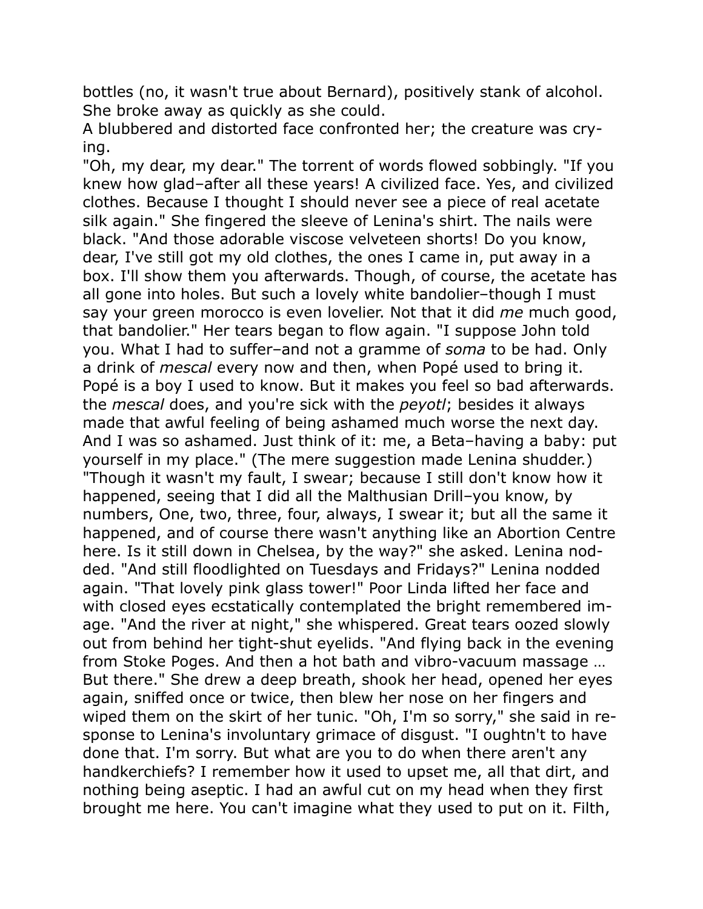bottles (no, it wasn't true about Bernard), positively stank of alcohol. She broke away as quickly as she could.

A blubbered and distorted face confronted her; the creature was crying.

"Oh, my dear, my dear." The torrent of words flowed sobbingly. "If you knew how glad–after all these years! A civilized face. Yes, and civilized clothes. Because I thought I should never see a piece of real acetate silk again." She fingered the sleeve of Lenina's shirt. The nails were black. "And those adorable viscose velveteen shorts! Do you know, dear, I've still got my old clothes, the ones I came in, put away in a box. I'll show them you afterwards. Though, of course, the acetate has all gone into holes. But such a lovely white bandolier–though I must say your green morocco is even lovelier. Not that it did *me* much good, that bandolier." Her tears began to flow again. "I suppose John told you. What I had to suffer–and not a gramme of *soma* to be had. Only a drink of *mescal* every now and then, when Popé used to bring it. Popé is a boy I used to know. But it makes you feel so bad afterwards. the *mescal* does, and you're sick with the *peyotl*; besides it always made that awful feeling of being ashamed much worse the next day. And I was so ashamed. Just think of it: me, a Beta–having a baby: put yourself in my place." (The mere suggestion made Lenina shudder.) "Though it wasn't my fault, I swear; because I still don't know how it happened, seeing that I did all the Malthusian Drill–you know, by numbers, One, two, three, four, always, I swear it; but all the same it happened, and of course there wasn't anything like an Abortion Centre here. Is it still down in Chelsea, by the way?" she asked. Lenina nodded. "And still floodlighted on Tuesdays and Fridays?" Lenina nodded again. "That lovely pink glass tower!" Poor Linda lifted her face and with closed eyes ecstatically contemplated the bright remembered image. "And the river at night," she whispered. Great tears oozed slowly out from behind her tight-shut eyelids. "And flying back in the evening from Stoke Poges. And then a hot bath and vibro-vacuum massage … But there." She drew a deep breath, shook her head, opened her eyes again, sniffed once or twice, then blew her nose on her fingers and wiped them on the skirt of her tunic. "Oh, I'm so sorry," she said in response to Lenina's involuntary grimace of disgust. "I oughtn't to have done that. I'm sorry. But what are you to do when there aren't any handkerchiefs? I remember how it used to upset me, all that dirt, and nothing being aseptic. I had an awful cut on my head when they first brought me here. You can't imagine what they used to put on it. Filth,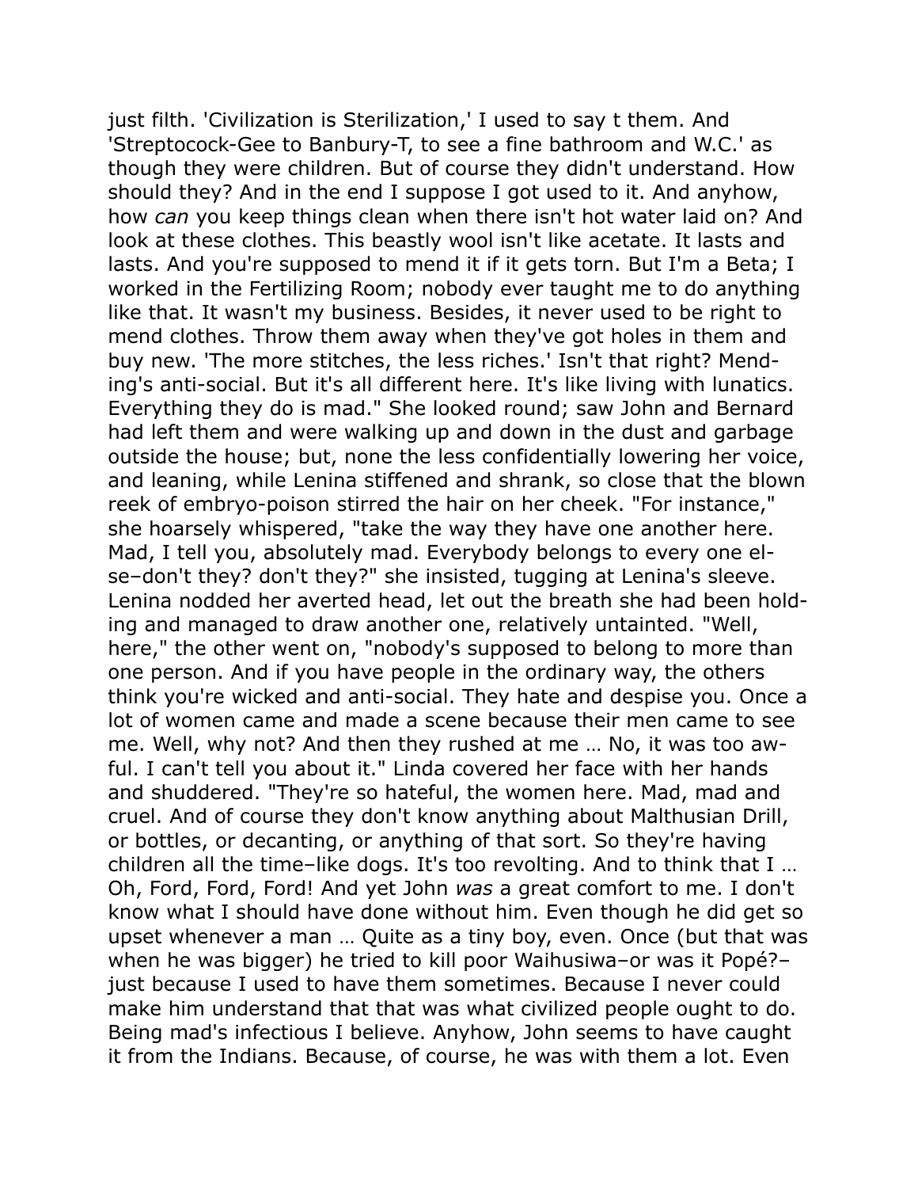just filth. 'Civilization is Sterilization,' I used to say t them. And 'Streptocock-Gee to Banbury-T, to see a fine bathroom and W.C.' as though they were children. But of course they didn't understand. How should they? And in the end I suppose I got used to it. And anyhow, how *can* you keep things clean when there isn't hot water laid on? And look at these clothes. This beastly wool isn't like acetate. It lasts and lasts. And you're supposed to mend it if it gets torn. But I'm a Beta; I worked in the Fertilizing Room; nobody ever taught me to do anything like that. It wasn't my business. Besides, it never used to be right to mend clothes. Throw them away when they've got holes in them and buy new. 'The more stitches, the less riches.' Isn't that right? Mending's anti-social. But it's all different here. It's like living with lunatics. Everything they do is mad." She looked round; saw John and Bernard had left them and were walking up and down in the dust and garbage outside the house; but, none the less confidentially lowering her voice, and leaning, while Lenina stiffened and shrank, so close that the blown reek of embryo-poison stirred the hair on her cheek. "For instance," she hoarsely whispered, "take the way they have one another here. Mad, I tell you, absolutely mad. Everybody belongs to every one else–don't they? don't they?" she insisted, tugging at Lenina's sleeve. Lenina nodded her averted head, let out the breath she had been holding and managed to draw another one, relatively untainted. "Well, here," the other went on, "nobody's supposed to belong to more than one person. And if you have people in the ordinary way, the others think you're wicked and anti-social. They hate and despise you. Once a lot of women came and made a scene because their men came to see me. Well, why not? And then they rushed at me … No, it was too awful. I can't tell you about it." Linda covered her face with her hands and shuddered. "They're so hateful, the women here. Mad, mad and cruel. And of course they don't know anything about Malthusian Drill, or bottles, or decanting, or anything of that sort. So they're having children all the time–like dogs. It's too revolting. And to think that I … Oh, Ford, Ford, Ford! And yet John *was* a great comfort to me. I don't know what I should have done without him. Even though he did get so upset whenever a man … Quite as a tiny boy, even. Once (but that was when he was bigger) he tried to kill poor Waihusiwa–or was it Popé?–just because I used to have them sometimes. Because I never could make him understand that that was what civilized people ought to do. Being mad's infectious I believe. Anyhow, John seems to have caught it from the Indians. Because, of course, he was with them a lot. Even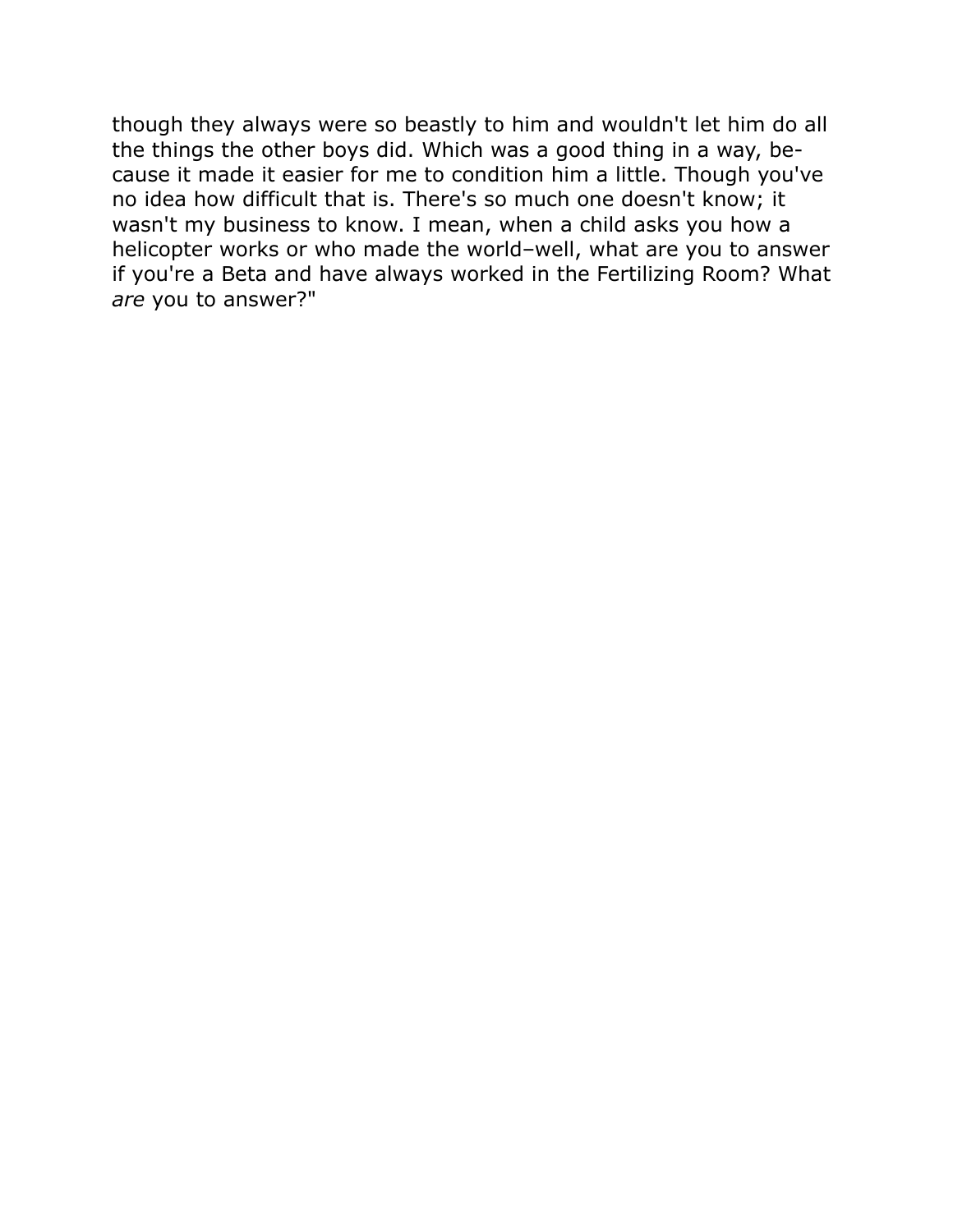though they always were so beastly to him and wouldn't let him do all the things the other boys did. Which was a good thing in a way, because it made it easier for me to condition him a little. Though you've no idea how difficult that is. There's so much one doesn't know; it wasn't my business to know. I mean, when a child asks you how a helicopter works or who made the world–well, what are you to answer if you're a Beta and have always worked in the Fertilizing Room? What *are* you to answer?"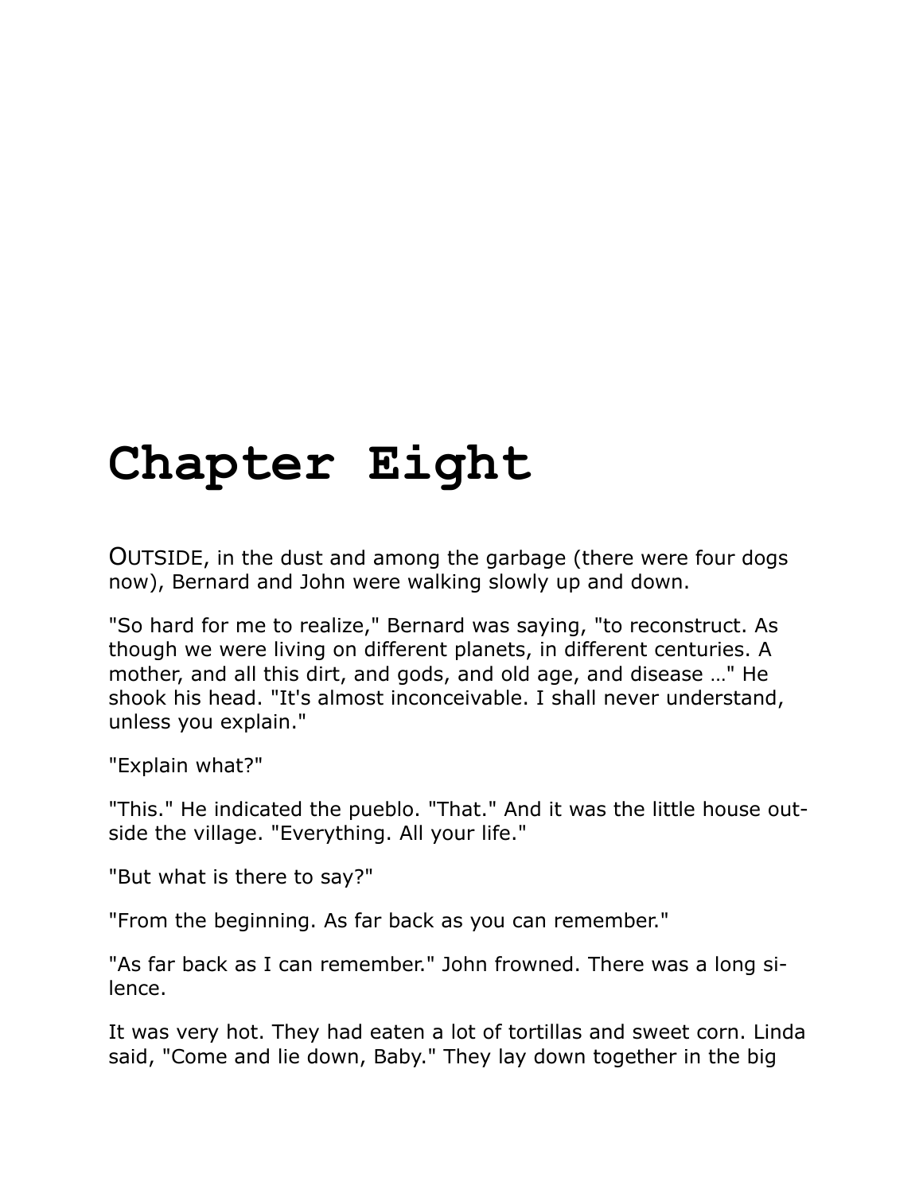# Chapter Eight

OUTSIDE, in the dust and among the garbage (there were four dogs now), Bernard and John were walking slowly up and down.

"So hard for me to realize," Bernard was saying, "to reconstruct. As though we were living on different planets, in different centuries. A mother, and all this dirt, and gods, and old age, and disease …" He shook his head. "It's almost inconceivable. I shall never understand, unless you explain."

"Explain what?"

"This." He indicated the pueblo. "That." And it was the little house outside the village. "Everything. All your life."

"But what is there to say?"

"From the beginning. As far back as you can remember."

"As far back as I can remember." John frowned. There was a long silence.

It was very hot. They had eaten a lot of tortillas and sweet corn. Linda said, "Come and lie down, Baby." They lay down together in the big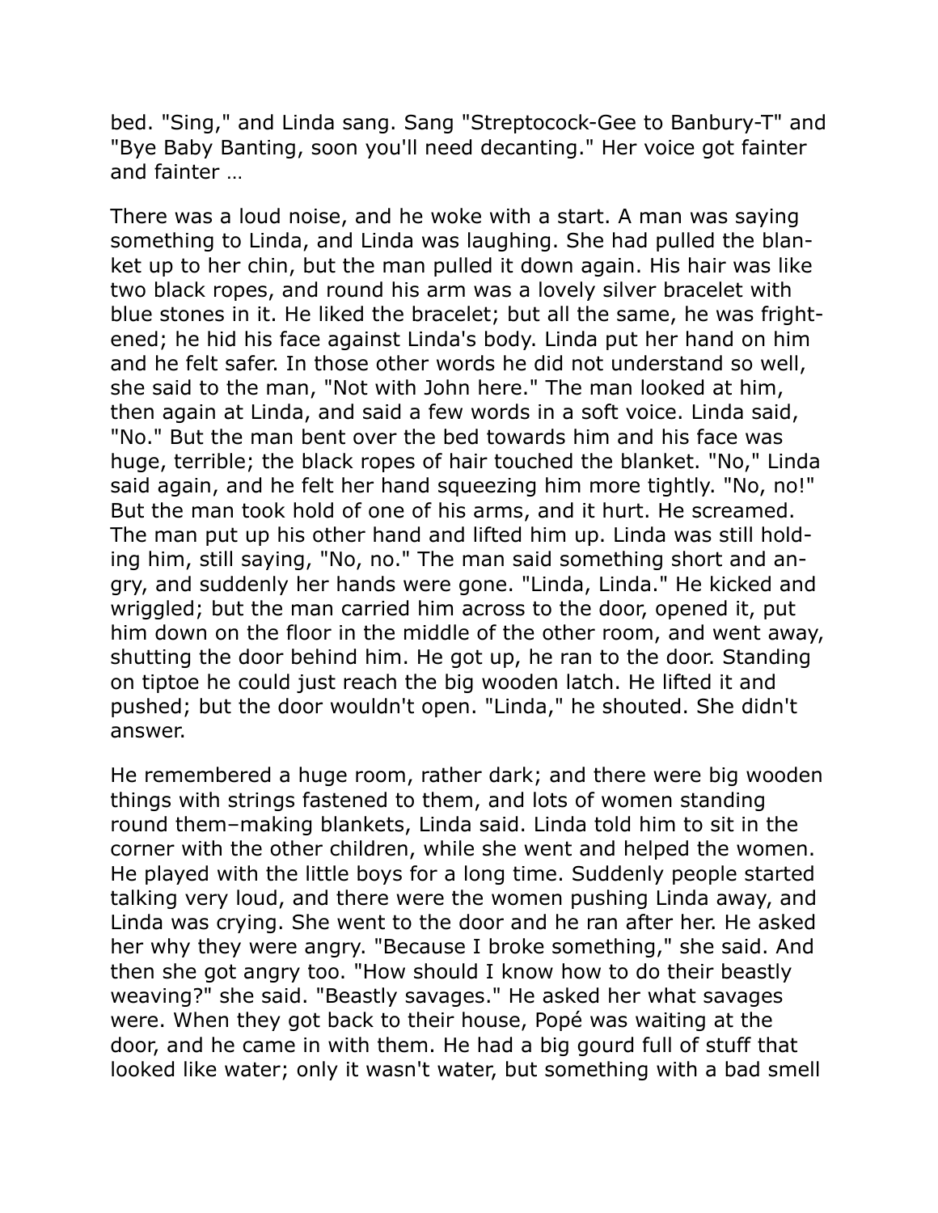bed. "Sing," and Linda sang. Sang "Streptocock-Gee to Banbury-T" and "Bye Baby Banting, soon you'll need decanting." Her voice got fainter and fainter …

There was a loud noise, and he woke with a start. A man was saying something to Linda, and Linda was laughing. She had pulled the blanket up to her chin, but the man pulled it down again. His hair was like two black ropes, and round his arm was a lovely silver bracelet with blue stones in it. He liked the bracelet; but all the same, he was frightened; he hid his face against Linda's body. Linda put her hand on him and he felt safer. In those other words he did not understand so well, she said to the man, "Not with John here." The man looked at him, then again at Linda, and said a few words in a soft voice. Linda said, "No." But the man bent over the bed towards him and his face was huge, terrible; the black ropes of hair touched the blanket. "No," Linda said again, and he felt her hand squeezing him more tightly. "No, no!" But the man took hold of one of his arms, and it hurt. He screamed. The man put up his other hand and lifted him up. Linda was still holding him, still saying, "No, no." The man said something short and angry, and suddenly her hands were gone. "Linda, Linda." He kicked and wriggled; but the man carried him across to the door, opened it, put him down on the floor in the middle of the other room, and went away, shutting the door behind him. He got up, he ran to the door. Standing on tiptoe he could just reach the big wooden latch. He lifted it and pushed; but the door wouldn't open. "Linda," he shouted. She didn't answer.

He remembered a huge room, rather dark; and there were big wooden things with strings fastened to them, and lots of women standing round them–making blankets, Linda said. Linda told him to sit in the corner with the other children, while she went and helped the women. He played with the little boys for a long time. Suddenly people started talking very loud, and there were the women pushing Linda away, and Linda was crying. She went to the door and he ran after her. He asked her why they were angry. "Because I broke something," she said. And then she got angry too. "How should I know how to do their beastly weaving?" she said. "Beastly savages." He asked her what savages were. When they got back to their house, Popé was waiting at the door, and he came in with them. He had a big gourd full of stuff that looked like water; only it wasn't water, but something with a bad smell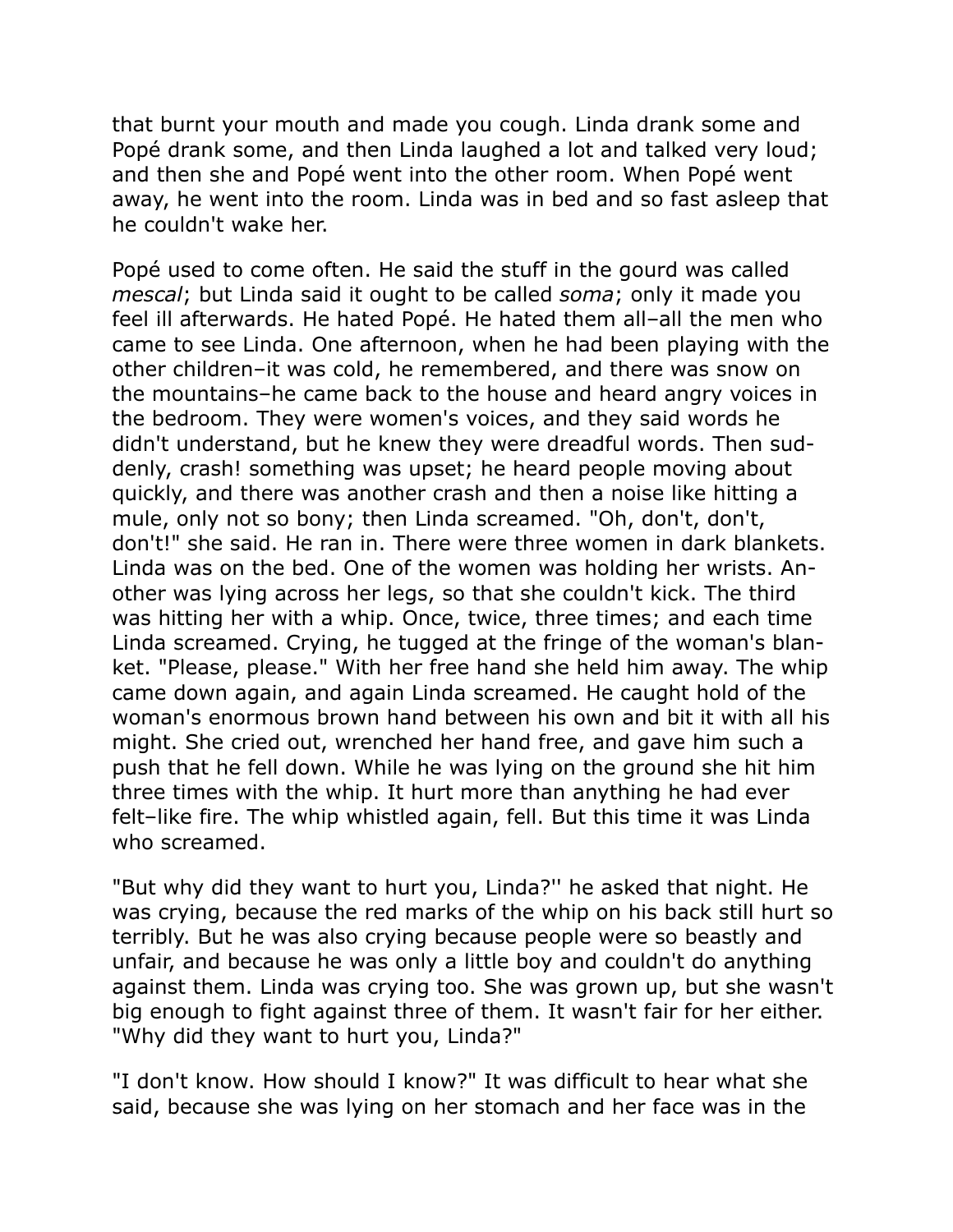that burnt your mouth and made you cough. Linda drank some and Popé drank some, and then Linda laughed a lot and talked very loud; and then she and Popé went into the other room. When Popé went away, he went into the room. Linda was in bed and so fast asleep that he couldn't wake her.

Popé used to come often. He said the stuff in the gourd was called *mescal*; but Linda said it ought to be called *soma*; only it made you feel ill afterwards. He hated Popé. He hated them all–all the men who came to see Linda. One afternoon, when he had been playing with the other children–it was cold, he remembered, and there was snow on the mountains–he came back to the house and heard angry voices in the bedroom. They were women's voices, and they said words he didn't understand, but he knew they were dreadful words. Then suddenly, crash! something was upset; he heard people moving about quickly, and there was another crash and then a noise like hitting a mule, only not so bony; then Linda screamed. "Oh, don't, don't, don't!" she said. He ran in. There were three women in dark blankets. Linda was on the bed. One of the women was holding her wrists. Another was lying across her legs, so that she couldn't kick. The third was hitting her with a whip. Once, twice, three times; and each time Linda screamed. Crying, he tugged at the fringe of the woman's blanket. "Please, please." With her free hand she held him away. The whip came down again, and again Linda screamed. He caught hold of the woman's enormous brown hand between his own and bit it with all his might. She cried out, wrenched her hand free, and gave him such a push that he fell down. While he was lying on the ground she hit him three times with the whip. It hurt more than anything he had ever felt–like fire. The whip whistled again, fell. But this time it was Linda who screamed.

"But why did they want to hurt you, Linda?'' he asked that night. He was crying, because the red marks of the whip on his back still hurt so terribly. But he was also crying because people were so beastly and unfair, and because he was only a little boy and couldn't do anything against them. Linda was crying too. She was grown up, but she wasn't big enough to fight against three of them. It wasn't fair for her either. "Why did they want to hurt you, Linda?"

"I don't know. How should I know?" It was difficult to hear what she said, because she was lying on her stomach and her face was in the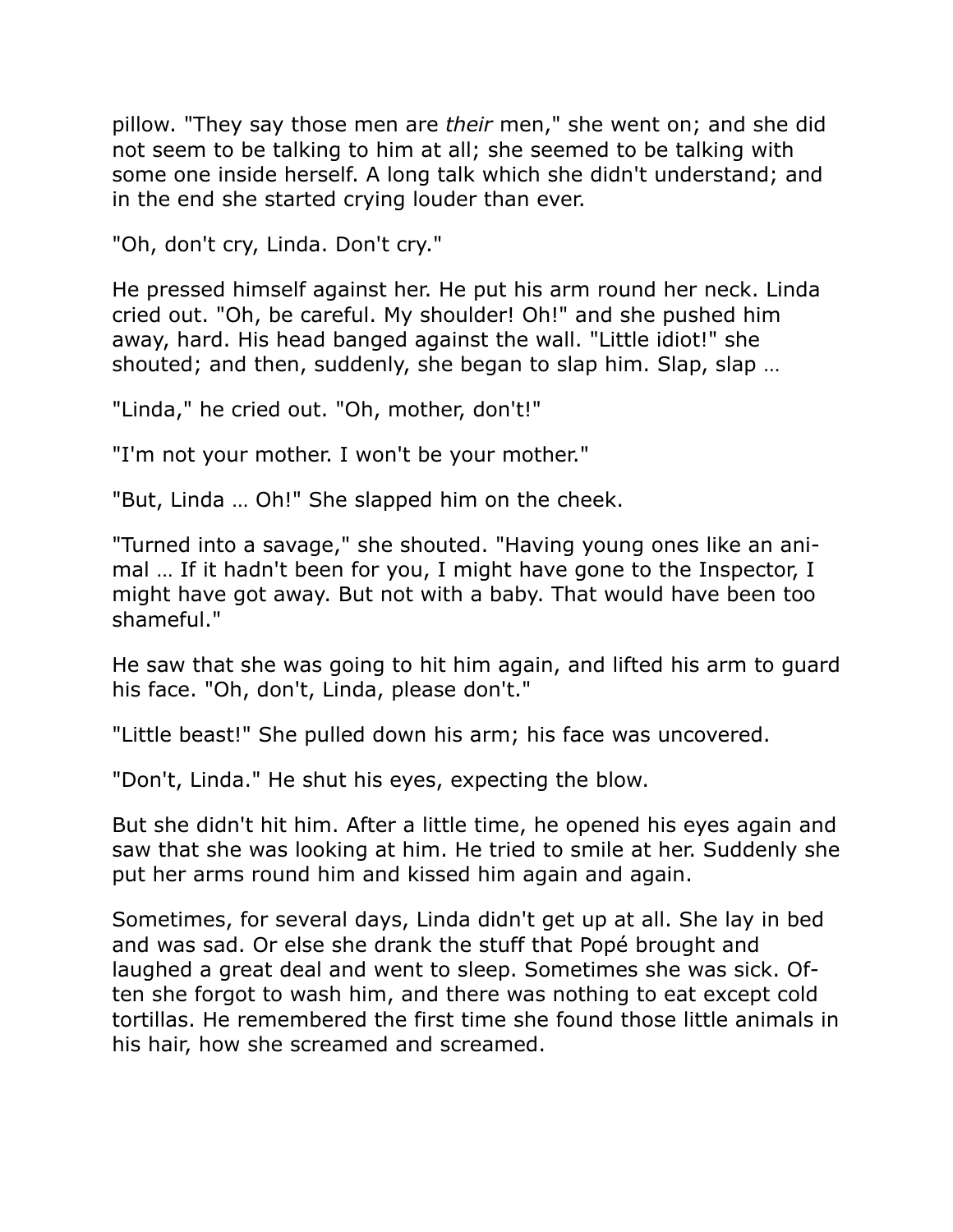pillow. "They say those men are *their* men," she went on; and she did not seem to be talking to him at all; she seemed to be talking with some one inside herself. A long talk which she didn't understand; and in the end she started crying louder than ever.

"Oh, don't cry, Linda. Don't cry."

He pressed himself against her. He put his arm round her neck. Linda cried out. "Oh, be careful. My shoulder! Oh!" and she pushed him away, hard. His head banged against the wall. "Little idiot!" she shouted; and then, suddenly, she began to slap him. Slap, slap …

"Linda," he cried out. "Oh, mother, don't!"

"I'm not your mother. I won't be your mother."

"But, Linda … Oh!" She slapped him on the cheek.

"Turned into a savage," she shouted. "Having young ones like an animal … If it hadn't been for you, I might have gone to the Inspector, I might have got away. But not with a baby. That would have been too shameful."

He saw that she was going to hit him again, and lifted his arm to guard his face. "Oh, don't, Linda, please don't."

"Little beast!" She pulled down his arm; his face was uncovered.

"Don't, Linda." He shut his eyes, expecting the blow.

But she didn't hit him. After a little time, he opened his eyes again and saw that she was looking at him. He tried to smile at her. Suddenly she put her arms round him and kissed him again and again.

Sometimes, for several days, Linda didn't get up at all. She lay in bed and was sad. Or else she drank the stuff that Popé brought and laughed a great deal and went to sleep. Sometimes she was sick. Often she forgot to wash him, and there was nothing to eat except cold tortillas. He remembered the first time she found those little animals in his hair, how she screamed and screamed.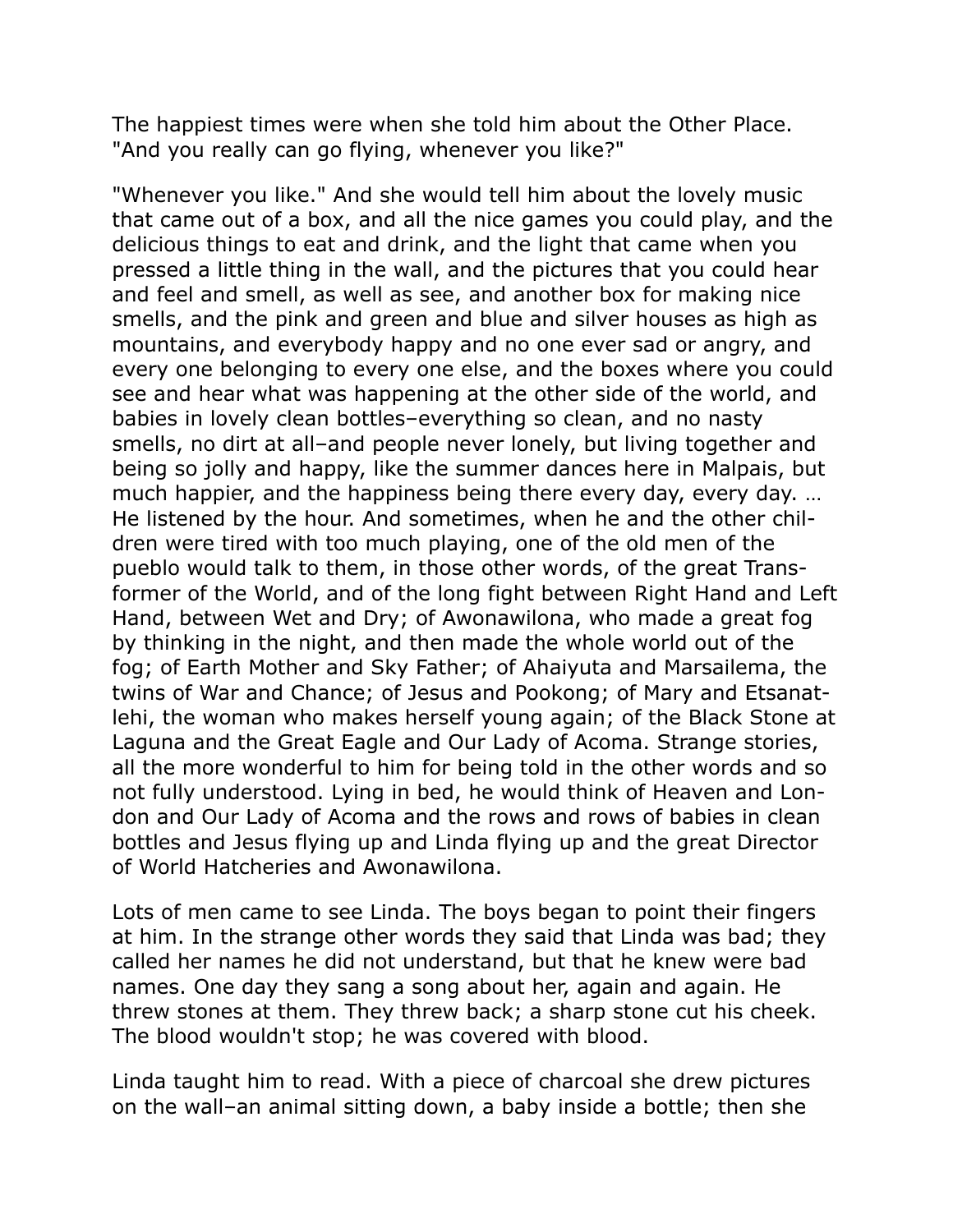The happiest times were when she told him about the Other Place. "And you really can go flying, whenever you like?"

"Whenever you like." And she would tell him about the lovely music that came out of a box, and all the nice games you could play, and the delicious things to eat and drink, and the light that came when you pressed a little thing in the wall, and the pictures that you could hear and feel and smell, as well as see, and another box for making nice smells, and the pink and green and blue and silver houses as high as mountains, and everybody happy and no one ever sad or angry, and every one belonging to every one else, and the boxes where you could see and hear what was happening at the other side of the world, and babies in lovely clean bottles–everything so clean, and no nasty smells, no dirt at all–and people never lonely, but living together and being so jolly and happy, like the summer dances here in Malpais, but much happier, and the happiness being there every day, every day. … He listened by the hour. And sometimes, when he and the other children were tired with too much playing, one of the old men of the pueblo would talk to them, in those other words, of the great Transformer of the World, and of the long fight between Right Hand and Left Hand, between Wet and Dry; of Awonawilona, who made a great fog by thinking in the night, and then made the whole world out of the fog; of Earth Mother and Sky Father; of Ahaiyuta and Marsailema, the twins of War and Chance; of Jesus and Pookong; of Mary and Etsanatlehi, the woman who makes herself young again; of the Black Stone at Laguna and the Great Eagle and Our Lady of Acoma. Strange stories, all the more wonderful to him for being told in the other words and so not fully understood. Lying in bed, he would think of Heaven and London and Our Lady of Acoma and the rows and rows of babies in clean bottles and Jesus flying up and Linda flying up and the great Director of World Hatcheries and Awonawilona.

Lots of men came to see Linda. The boys began to point their fingers at him. In the strange other words they said that Linda was bad; they called her names he did not understand, but that he knew were bad names. One day they sang a song about her, again and again. He threw stones at them. They threw back; a sharp stone cut his cheek. The blood wouldn't stop; he was covered with blood.

Linda taught him to read. With a piece of charcoal she drew pictures on the wall–an animal sitting down, a baby inside a bottle; then she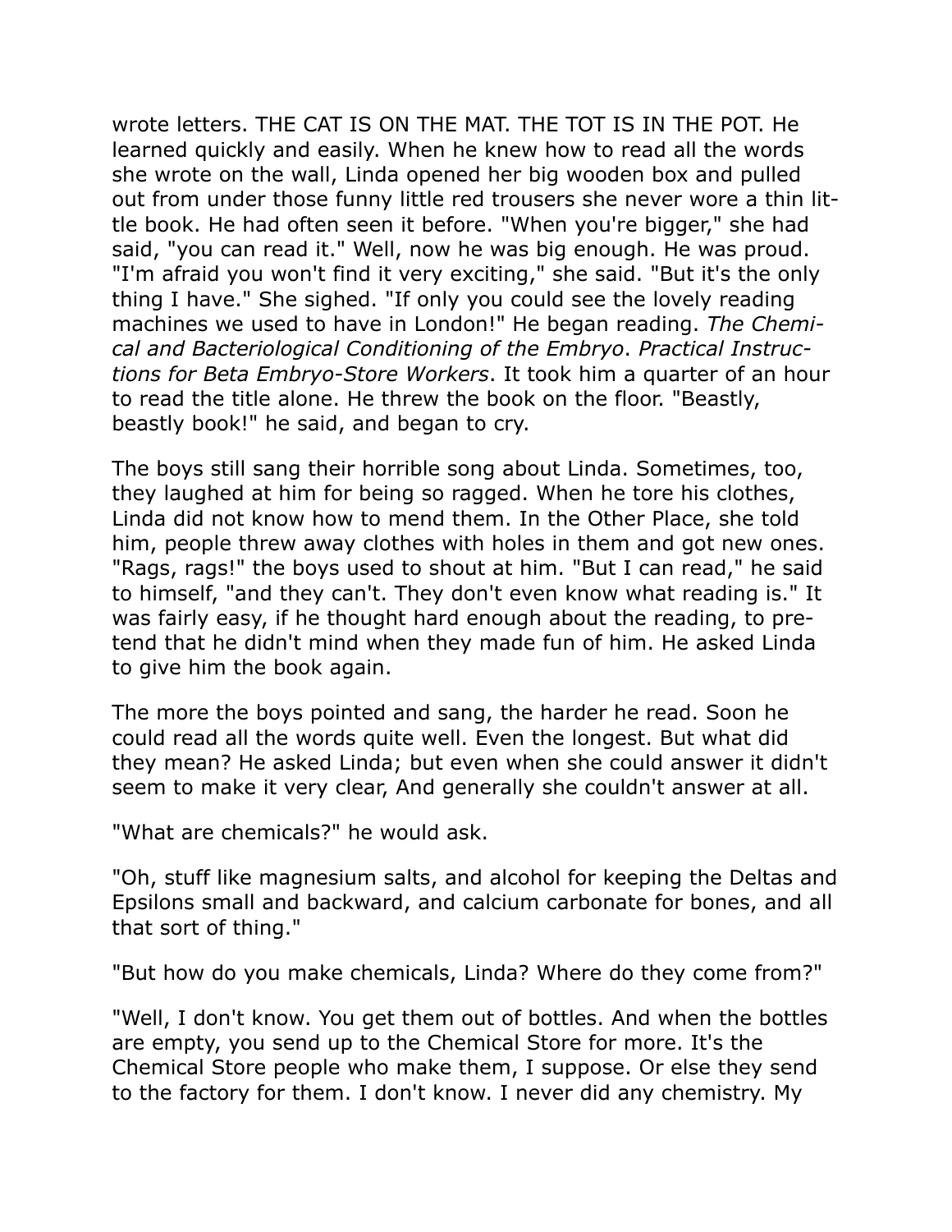wrote letters. THE CAT IS ON THE MAT. THE TOT IS IN THE POT. He learned quickly and easily. When he knew how to read all the words she wrote on the wall, Linda opened her big wooden box and pulled out from under those funny little red trousers she never wore a thin little book. He had often seen it before. "When you're bigger," she had said, "you can read it." Well, now he was big enough. He was proud. "I'm afraid you won't find it very exciting," she said. "But it's the only thing I have." She sighed. "If only you could see the lovely reading machines we used to have in London!" He began reading. *The Chemical and Bacteriological Conditioning of the Embryo*. *Practical Instructions for Beta Embryo-Store Workers*. It took him a quarter of an hour to read the title alone. He threw the book on the floor. "Beastly, beastly book!" he said, and began to cry.

The boys still sang their horrible song about Linda. Sometimes, too, they laughed at him for being so ragged. When he tore his clothes, Linda did not know how to mend them. In the Other Place, she told him, people threw away clothes with holes in them and got new ones. "Rags, rags!" the boys used to shout at him. "But I can read," he said to himself, "and they can't. They don't even know what reading is." It was fairly easy, if he thought hard enough about the reading, to pretend that he didn't mind when they made fun of him. He asked Linda to give him the book again.

The more the boys pointed and sang, the harder he read. Soon he could read all the words quite well. Even the longest. But what did they mean? He asked Linda; but even when she could answer it didn't seem to make it very clear, And generally she couldn't answer at all.

"What are chemicals?" he would ask.

"Oh, stuff like magnesium salts, and alcohol for keeping the Deltas and Epsilons small and backward, and calcium carbonate for bones, and all that sort of thing."

"But how do you make chemicals, Linda? Where do they come from?"

"Well, I don't know. You get them out of bottles. And when the bottles are empty, you send up to the Chemical Store for more. It's the Chemical Store people who make them, I suppose. Or else they send to the factory for them. I don't know. I never did any chemistry. My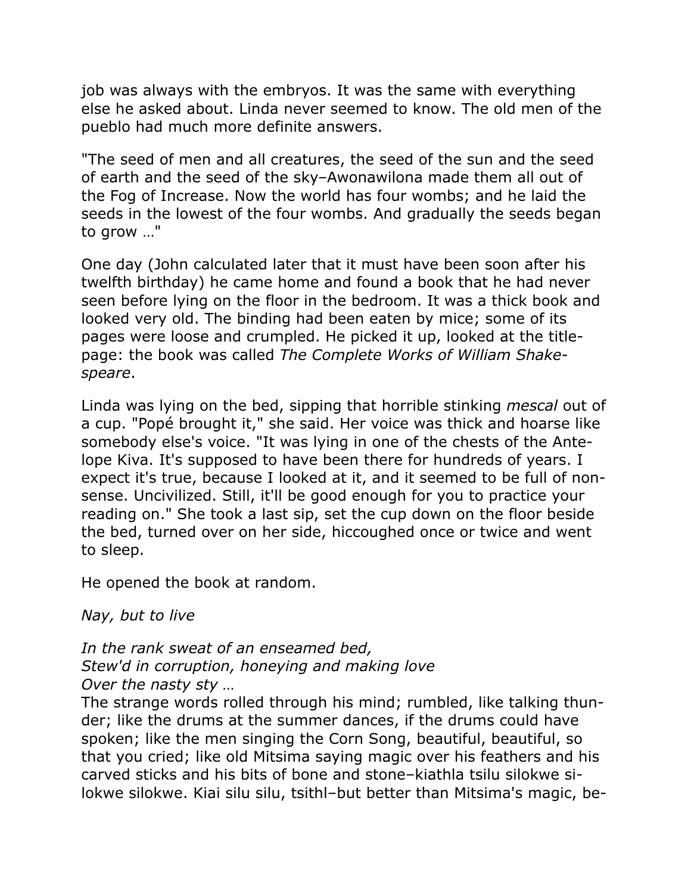job was always with the embryos. It was the same with everything else he asked about. Linda never seemed to know. The old men of the pueblo had much more definite answers.

"The seed of men and all creatures, the seed of the sun and the seed of earth and the seed of the sky–Awonawilona made them all out of the Fog of Increase. Now the world has four wombs; and he laid the seeds in the lowest of the four wombs. And gradually the seeds began to grow …"

One day (John calculated later that it must have been soon after his twelfth birthday) he came home and found a book that he had never seen before lying on the floor in the bedroom. It was a thick book and looked very old. The binding had been eaten by mice; some of its pages were loose and crumpled. He picked it up, looked at the title-page: the book was called *The Complete Works of William Shakespeare*.

Linda was lying on the bed, sipping that horrible stinking *mescal* out of a cup. "Popé brought it," she said. Her voice was thick and hoarse like somebody else's voice. "It was lying in one of the chests of the Antelope Kiva. It's supposed to have been there for hundreds of years. I expect it's true, because I looked at it, and it seemed to be full of nonsense. Uncivilized. Still, it'll be good enough for you to practice your reading on." She took a last sip, set the cup down on the floor beside the bed, turned over on her side, hiccoughed once or twice and went to sleep.

He opened the book at random.

*Nay, but to live*

*In the rank sweat of an enseamed bed,*
*Stew'd in corruption, honeying and making love*
*Over the nasty sty …*

The strange words rolled through his mind; rumbled, like talking thunder; like the drums at the summer dances, if the drums could have spoken; like the men singing the Corn Song, beautiful, beautiful, so that you cried; like old Mitsima saying magic over his feathers and his carved sticks and his bits of bone and stone–kiathla tsilu silokwe silokwe silokwe. Kiai silu silu, tsithl–but better than Mitsima's magic, be-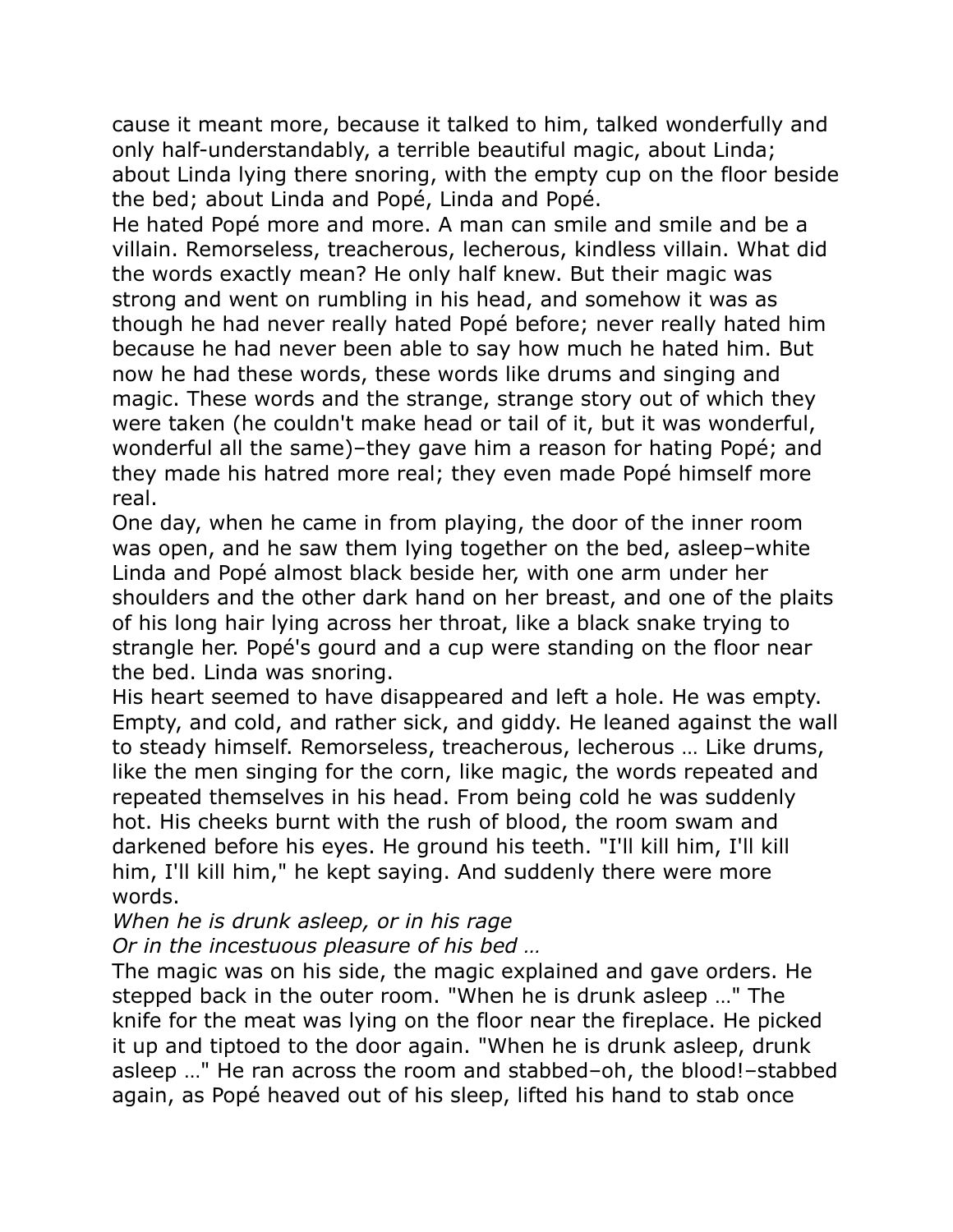cause it meant more, because it talked to him, talked wonderfully and only half-understandably, a terrible beautiful magic, about Linda; about Linda lying there snoring, with the empty cup on the floor beside the bed; about Linda and Popé, Linda and Popé.

He hated Popé more and more. A man can smile and smile and be a villain. Remorseless, treacherous, lecherous, kindless villain. What did the words exactly mean? He only half knew. But their magic was strong and went on rumbling in his head, and somehow it was as though he had never really hated Popé before; never really hated him because he had never been able to say how much he hated him. But now he had these words, these words like drums and singing and magic. These words and the strange, strange story out of which they were taken (he couldn't make head or tail of it, but it was wonderful, wonderful all the same)–they gave him a reason for hating Popé; and they made his hatred more real; they even made Popé himself more real.

One day, when he came in from playing, the door of the inner room was open, and he saw them lying together on the bed, asleep–white Linda and Popé almost black beside her, with one arm under her shoulders and the other dark hand on her breast, and one of the plaits of his long hair lying across her throat, like a black snake trying to strangle her. Popé's gourd and a cup were standing on the floor near the bed. Linda was snoring.

His heart seemed to have disappeared and left a hole. He was empty. Empty, and cold, and rather sick, and giddy. He leaned against the wall to steady himself. Remorseless, treacherous, lecherous … Like drums, like the men singing for the corn, like magic, the words repeated and repeated themselves in his head. From being cold he was suddenly hot. His cheeks burnt with the rush of blood, the room swam and darkened before his eyes. He ground his teeth. "I'll kill him, I'll kill him, I'll kill him," he kept saying. And suddenly there were more words.

*When he is drunk asleep, or in his rage*
*Or in the incestuous pleasure of his bed …*

The magic was on his side, the magic explained and gave orders. He stepped back in the outer room. "When he is drunk asleep …" The knife for the meat was lying on the floor near the fireplace. He picked it up and tiptoed to the door again. "When he is drunk asleep, drunk asleep …" He ran across the room and stabbed–oh, the blood!–stabbed again, as Popé heaved out of his sleep, lifted his hand to stab once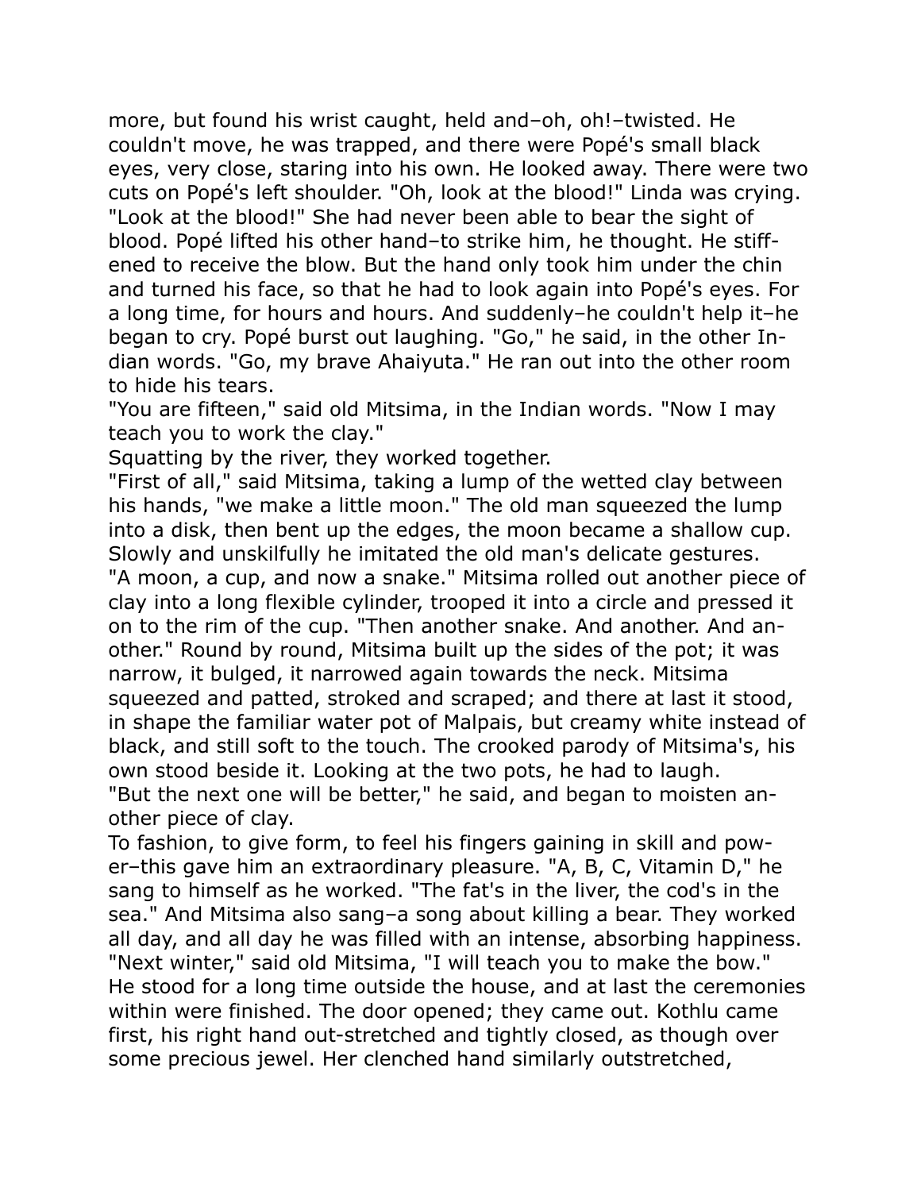more, but found his wrist caught, held and–oh, oh!–twisted. He couldn't move, he was trapped, and there were Popé's small black eyes, very close, staring into his own. He looked away. There were two cuts on Popé's left shoulder. "Oh, look at the blood!" Linda was crying. "Look at the blood!" She had never been able to bear the sight of blood. Popé lifted his other hand–to strike him, he thought. He stiffened to receive the blow. But the hand only took him under the chin and turned his face, so that he had to look again into Popé's eyes. For a long time, for hours and hours. And suddenly–he couldn't help it–he began to cry. Popé burst out laughing. "Go," he said, in the other Indian words. "Go, my brave Ahaiyuta." He ran out into the other room to hide his tears.

"You are fifteen," said old Mitsima, in the Indian words. "Now I may teach you to work the clay."

Squatting by the river, they worked together.

"First of all," said Mitsima, taking a lump of the wetted clay between his hands, "we make a little moon." The old man squeezed the lump into a disk, then bent up the edges, the moon became a shallow cup. Slowly and unskilfully he imitated the old man's delicate gestures.

"A moon, a cup, and now a snake." Mitsima rolled out another piece of clay into a long flexible cylinder, trooped it into a circle and pressed it on to the rim of the cup. "Then another snake. And another. And another." Round by round, Mitsima built up the sides of the pot; it was narrow, it bulged, it narrowed again towards the neck. Mitsima squeezed and patted, stroked and scraped; and there at last it stood, in shape the familiar water pot of Malpais, but creamy white instead of black, and still soft to the touch. The crooked parody of Mitsima's, his own stood beside it. Looking at the two pots, he had to laugh.

"But the next one will be better," he said, and began to moisten another piece of clay.

To fashion, to give form, to feel his fingers gaining in skill and power–this gave him an extraordinary pleasure. "A, B, C, Vitamin D," he sang to himself as he worked. "The fat's in the liver, the cod's in the sea." And Mitsima also sang–a song about killing a bear. They worked all day, and all day he was filled with an intense, absorbing happiness.

"Next winter," said old Mitsima, "I will teach you to make the bow."

He stood for a long time outside the house, and at last the ceremonies within were finished. The door opened; they came out. Kothlu came first, his right hand out-stretched and tightly closed, as though over some precious jewel. Her clenched hand similarly outstretched,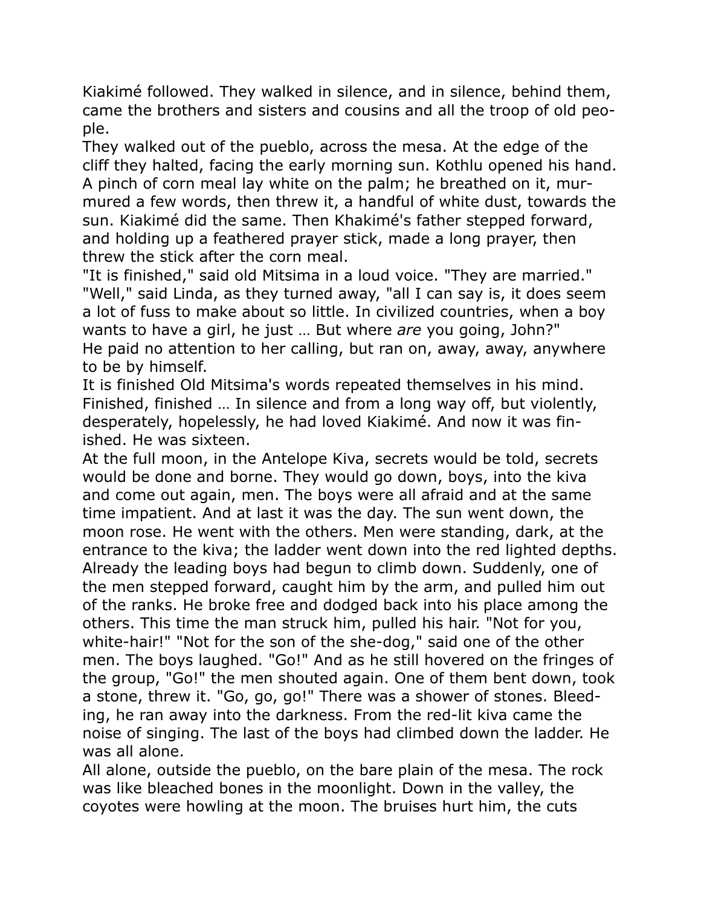Kiakimé followed. They walked in silence, and in silence, behind them, came the brothers and sisters and cousins and all the troop of old people.

They walked out of the pueblo, across the mesa. At the edge of the cliff they halted, facing the early morning sun. Kothlu opened his hand. A pinch of corn meal lay white on the palm; he breathed on it, murmured a few words, then threw it, a handful of white dust, towards the sun. Kiakimé did the same. Then Khakimé's father stepped forward, and holding up a feathered prayer stick, made a long prayer, then threw the stick after the corn meal.

"It is finished," said old Mitsima in a loud voice. "They are married."

"Well," said Linda, as they turned away, "all I can say is, it does seem a lot of fuss to make about so little. In civilized countries, when a boy wants to have a girl, he just … But where *are* you going, John?"

He paid no attention to her calling, but ran on, away, away, anywhere to be by himself.

It is finished Old Mitsima's words repeated themselves in his mind. Finished, finished … In silence and from a long way off, but violently, desperately, hopelessly, he had loved Kiakimé. And now it was finished. He was sixteen.

At the full moon, in the Antelope Kiva, secrets would be told, secrets would be done and borne. They would go down, boys, into the kiva and come out again, men. The boys were all afraid and at the same time impatient. And at last it was the day. The sun went down, the moon rose. He went with the others. Men were standing, dark, at the entrance to the kiva; the ladder went down into the red lighted depths. Already the leading boys had begun to climb down. Suddenly, one of the men stepped forward, caught him by the arm, and pulled him out of the ranks. He broke free and dodged back into his place among the others. This time the man struck him, pulled his hair. "Not for you, white-hair!" "Not for the son of the she-dog," said one of the other men. The boys laughed. "Go!" And as he still hovered on the fringes of the group, "Go!" the men shouted again. One of them bent down, took a stone, threw it. "Go, go, go!" There was a shower of stones. Bleeding, he ran away into the darkness. From the red-lit kiva came the noise of singing. The last of the boys had climbed down the ladder. He was all alone.

All alone, outside the pueblo, on the bare plain of the mesa. The rock was like bleached bones in the moonlight. Down in the valley, the coyotes were howling at the moon. The bruises hurt him, the cuts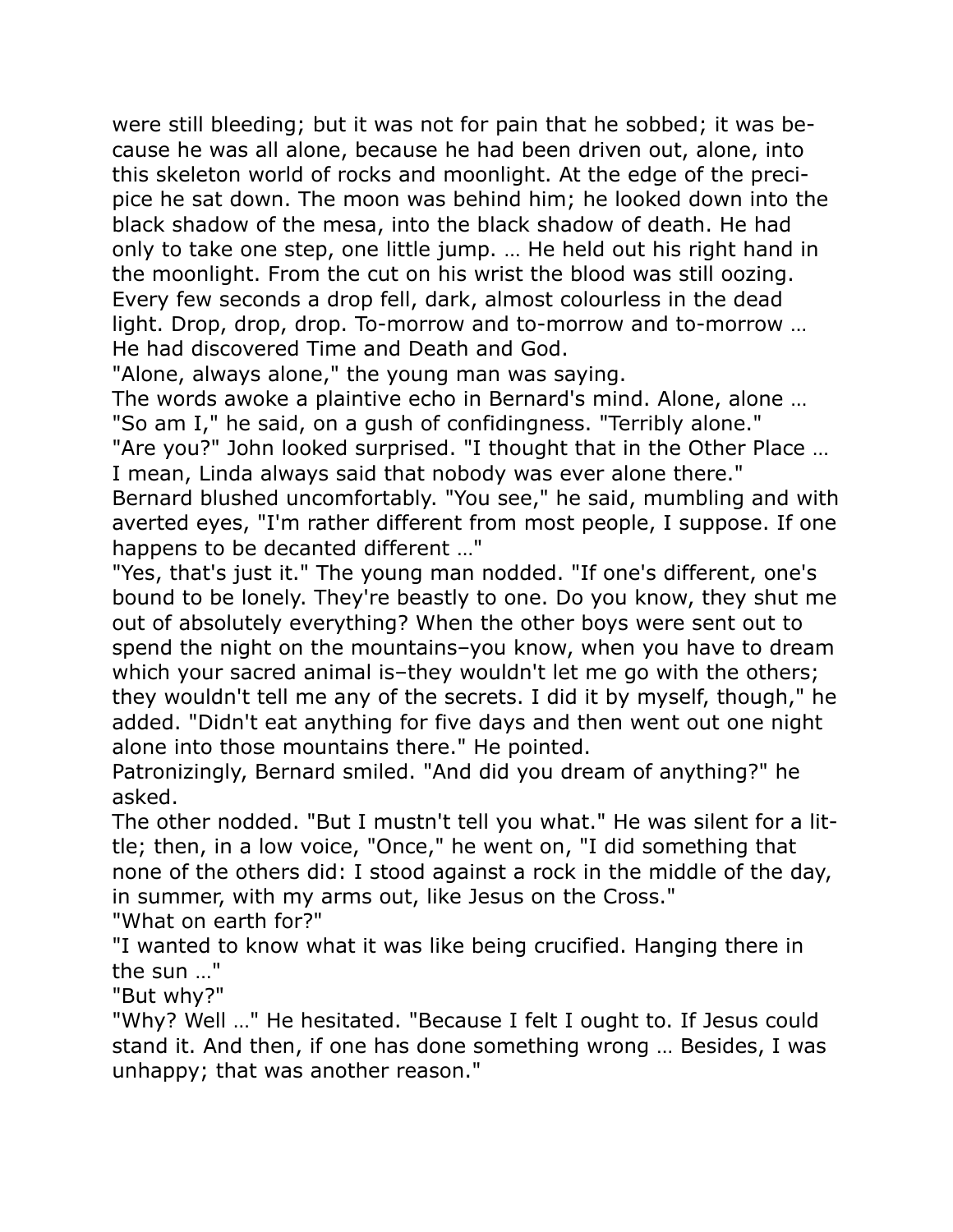were still bleeding; but it was not for pain that he sobbed; it was because he was all alone, because he had been driven out, alone, into this skeleton world of rocks and moonlight. At the edge of the precipice he sat down. The moon was behind him; he looked down into the black shadow of the mesa, into the black shadow of death. He had only to take one step, one little jump. … He held out his right hand in the moonlight. From the cut on his wrist the blood was still oozing. Every few seconds a drop fell, dark, almost colourless in the dead light. Drop, drop, drop. To-morrow and to-morrow and to-morrow … He had discovered Time and Death and God.

"Alone, always alone," the young man was saying.

The words awoke a plaintive echo in Bernard's mind. Alone, alone …

"So am I," he said, on a gush of confidingness. "Terribly alone."

"Are you?" John looked surprised. "I thought that in the Other Place … I mean, Linda always said that nobody was ever alone there."

Bernard blushed uncomfortably. "You see," he said, mumbling and with averted eyes, "I'm rather different from most people, I suppose. If one happens to be decanted different …"

"Yes, that's just it." The young man nodded. "If one's different, one's bound to be lonely. They're beastly to one. Do you know, they shut me out of absolutely everything? When the other boys were sent out to spend the night on the mountains–you know, when you have to dream which your sacred animal is–they wouldn't let me go with the others; they wouldn't tell me any of the secrets. I did it by myself, though," he added. "Didn't eat anything for five days and then went out one night alone into those mountains there." He pointed.

Patronizingly, Bernard smiled. "And did you dream of anything?" he asked.

The other nodded. "But I mustn't tell you what." He was silent for a little; then, in a low voice, "Once," he went on, "I did something that none of the others did: I stood against a rock in the middle of the day, in summer, with my arms out, like Jesus on the Cross."

"What on earth for?"

"I wanted to know what it was like being crucified. Hanging there in the sun …"

"But why?"

"Why? Well …" He hesitated. "Because I felt I ought to. If Jesus could stand it. And then, if one has done something wrong … Besides, I was unhappy; that was another reason."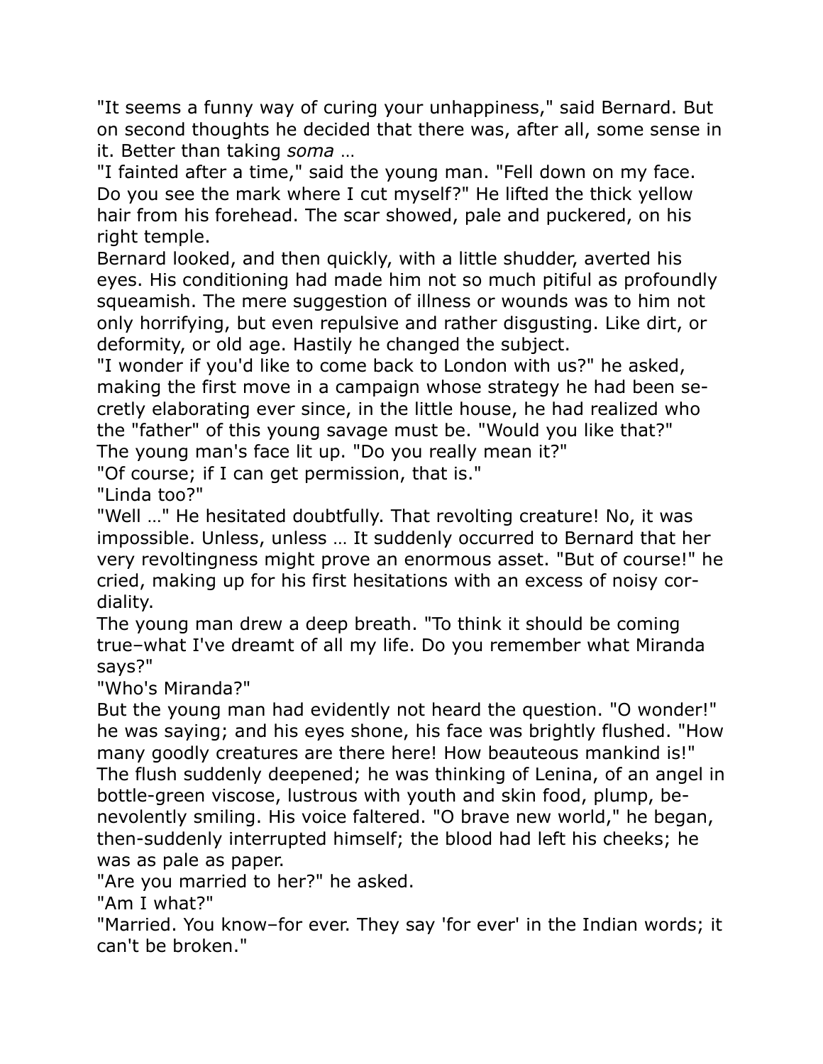"It seems a funny way of curing your unhappiness," said Bernard. But on second thoughts he decided that there was, after all, some sense in it. Better than taking *soma* …

"I fainted after a time," said the young man. "Fell down on my face. Do you see the mark where I cut myself?" He lifted the thick yellow hair from his forehead. The scar showed, pale and puckered, on his right temple.

Bernard looked, and then quickly, with a little shudder, averted his eyes. His conditioning had made him not so much pitiful as profoundly squeamish. The mere suggestion of illness or wounds was to him not only horrifying, but even repulsive and rather disgusting. Like dirt, or deformity, or old age. Hastily he changed the subject.

"I wonder if you'd like to come back to London with us?" he asked, making the first move in a campaign whose strategy he had been secretly elaborating ever since, in the little house, he had realized who the "father" of this young savage must be. "Would you like that?"

The young man's face lit up. "Do you really mean it?"

"Of course; if I can get permission, that is."

"Linda too?"

"Well …" He hesitated doubtfully. That revolting creature! No, it was impossible. Unless, unless … It suddenly occurred to Bernard that her very revoltingness might prove an enormous asset. "But of course!" he cried, making up for his first hesitations with an excess of noisy cordiality.

The young man drew a deep breath. "To think it should be coming true–what I've dreamt of all my life. Do you remember what Miranda says?"

"Who's Miranda?"

But the young man had evidently not heard the question. "O wonder!" he was saying; and his eyes shone, his face was brightly flushed. "How many goodly creatures are there here! How beauteous mankind is!" The flush suddenly deepened; he was thinking of Lenina, of an angel in bottle-green viscose, lustrous with youth and skin food, plump, benevolently smiling. His voice faltered. "O brave new world," he began, then-suddenly interrupted himself; the blood had left his cheeks; he was as pale as paper.

"Are you married to her?" he asked.

"Am I what?"

"Married. You know–for ever. They say 'for ever' in the Indian words; it can't be broken."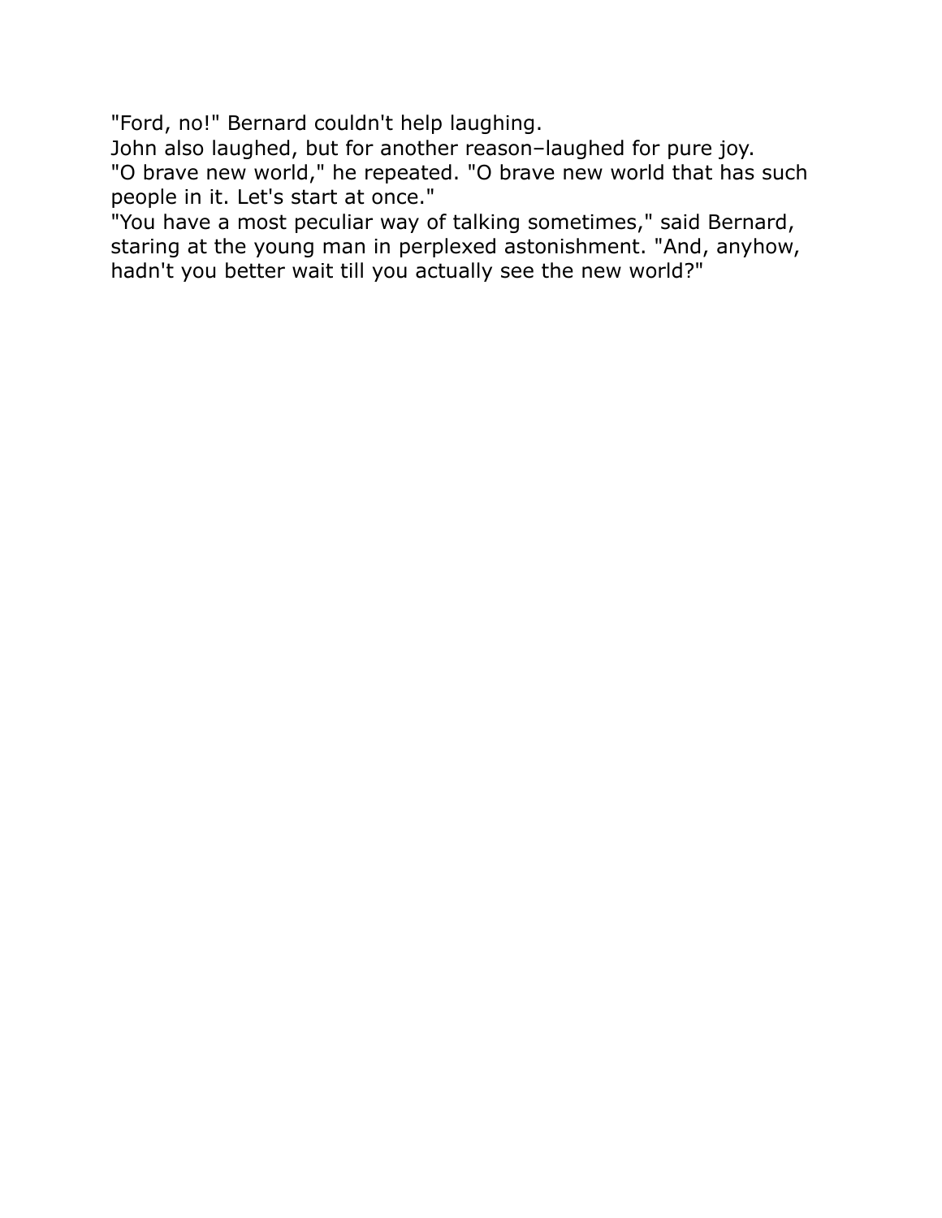"Ford, no!" Bernard couldn't help laughing.

John also laughed, but for another reason–laughed for pure joy.

"O brave new world," he repeated. "O brave new world that has such people in it. Let's start at once."

"You have a most peculiar way of talking sometimes," said Bernard, staring at the young man in perplexed astonishment. "And, anyhow, hadn't you better wait till you actually see the new world?"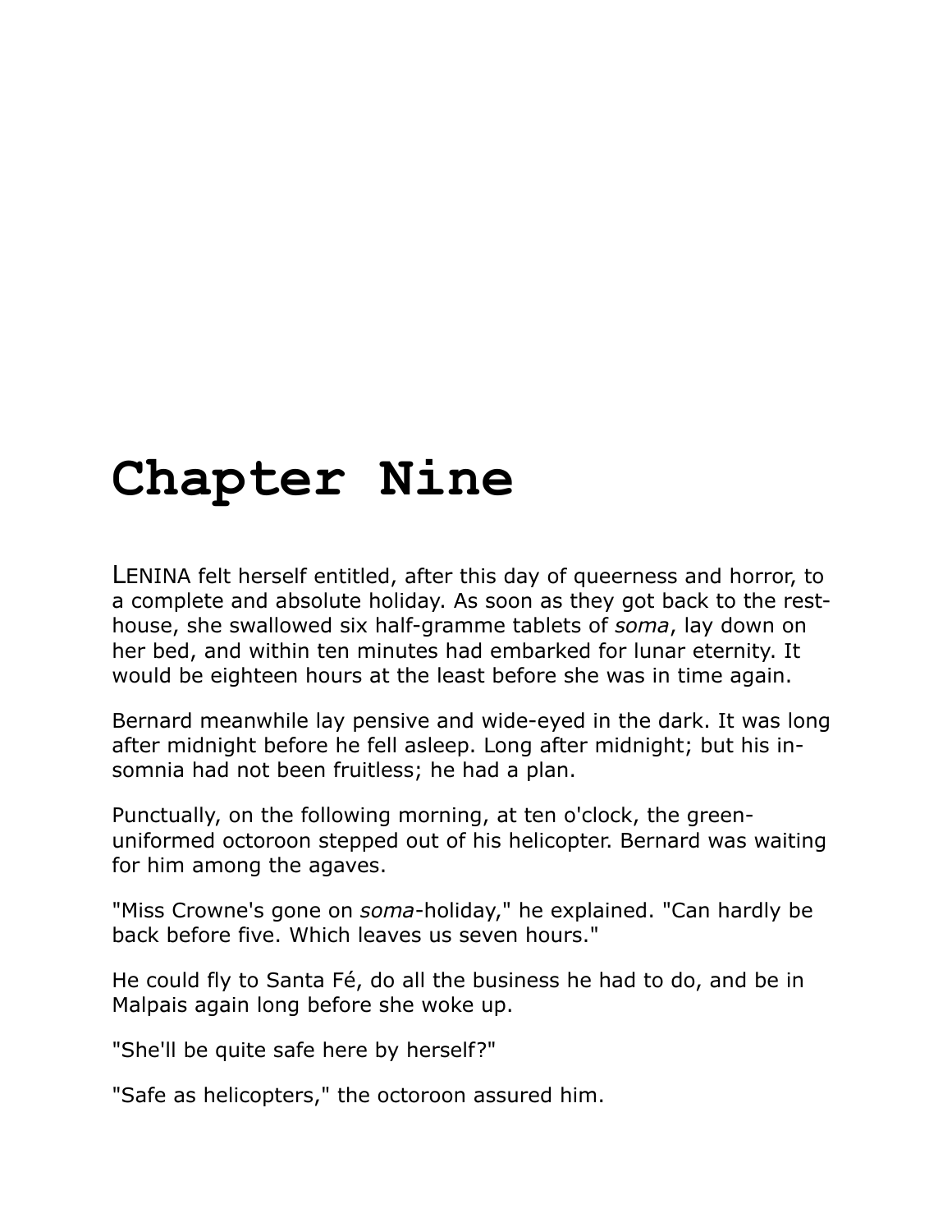# Chapter Nine

LENINA felt herself entitled, after this day of queerness and horror, to a complete and absolute holiday. As soon as they got back to the rest-house, she swallowed six half-gramme tablets of *soma*, lay down on her bed, and within ten minutes had embarked for lunar eternity. It would be eighteen hours at the least before she was in time again.

Bernard meanwhile lay pensive and wide-eyed in the dark. It was long after midnight before he fell asleep. Long after midnight; but his insomnia had not been fruitless; he had a plan.

Punctually, on the following morning, at ten o'clock, the green-uniformed octoroon stepped out of his helicopter. Bernard was waiting for him among the agaves.

"Miss Crowne's gone on *soma*-holiday," he explained. "Can hardly be back before five. Which leaves us seven hours."

He could fly to Santa Fé, do all the business he had to do, and be in Malpais again long before she woke up.

"She'll be quite safe here by herself?"

"Safe as helicopters," the octoroon assured him.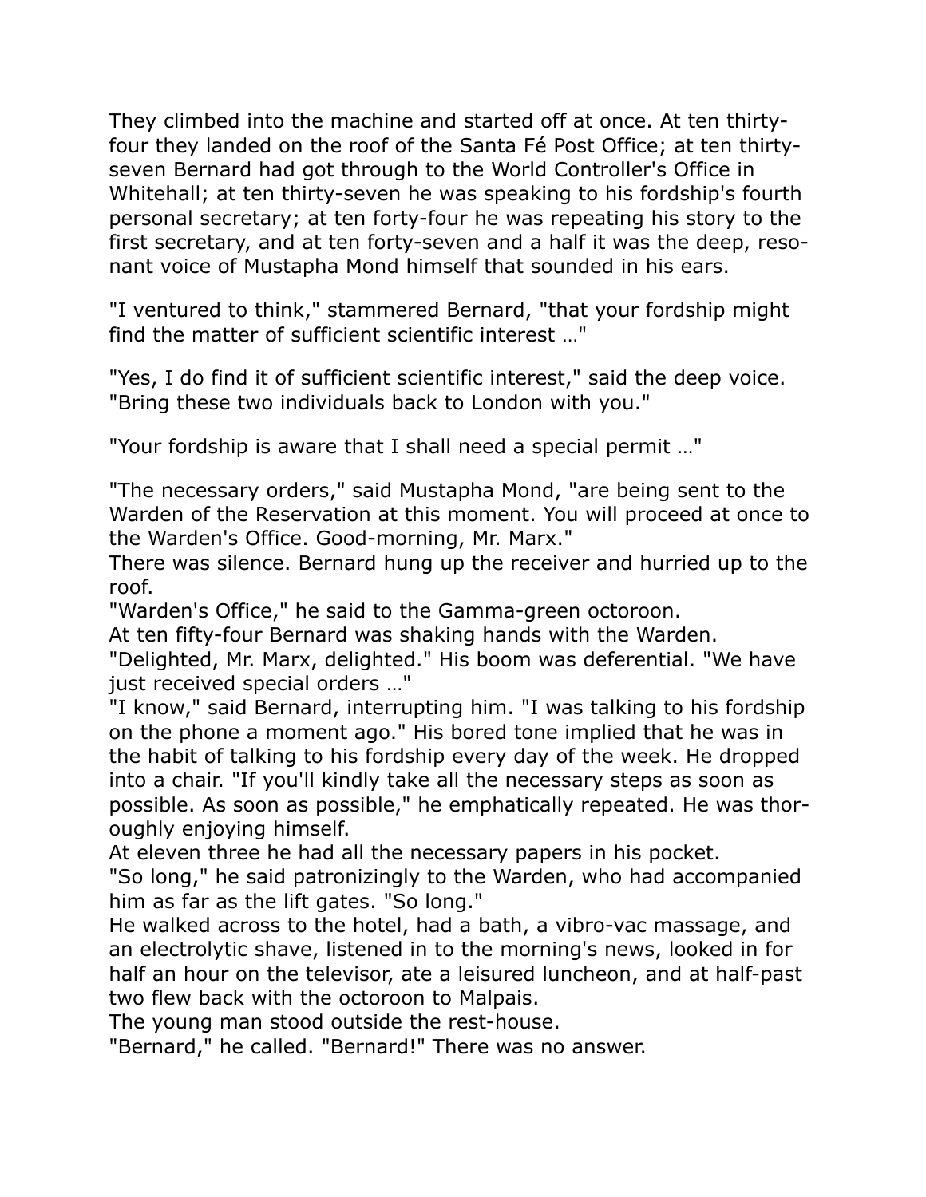They climbed into the machine and started off at once. At ten thirty-four they landed on the roof of the Santa Fé Post Office; at ten thirty-seven Bernard had got through to the World Controller's Office in Whitehall; at ten thirty-seven he was speaking to his fordship's fourth personal secretary; at ten forty-four he was repeating his story to the first secretary, and at ten forty-seven and a half it was the deep, resonant voice of Mustapha Mond himself that sounded in his ears.

"I ventured to think," stammered Bernard, "that your fordship might find the matter of sufficient scientific interest …"

"Yes, I do find it of sufficient scientific interest," said the deep voice. "Bring these two individuals back to London with you."

"Your fordship is aware that I shall need a special permit …"

"The necessary orders," said Mustapha Mond, "are being sent to the Warden of the Reservation at this moment. You will proceed at once to the Warden's Office. Good-morning, Mr. Marx."

There was silence. Bernard hung up the receiver and hurried up to the roof.

"Warden's Office," he said to the Gamma-green octoroon.

At ten fifty-four Bernard was shaking hands with the Warden.

"Delighted, Mr. Marx, delighted." His boom was deferential. "We have just received special orders …"

"I know," said Bernard, interrupting him. "I was talking to his fordship on the phone a moment ago." His bored tone implied that he was in the habit of talking to his fordship every day of the week. He dropped into a chair. "If you'll kindly take all the necessary steps as soon as possible. As soon as possible," he emphatically repeated. He was thoroughly enjoying himself.

At eleven three he had all the necessary papers in his pocket.

"So long," he said patronizingly to the Warden, who had accompanied him as far as the lift gates. "So long."

He walked across to the hotel, had a bath, a vibro-vac massage, and an electrolytic shave, listened in to the morning's news, looked in for half an hour on the televisor, ate a leisured luncheon, and at half-past two flew back with the octoroon to Malpais.

The young man stood outside the rest-house.

"Bernard," he called. "Bernard!" There was no answer.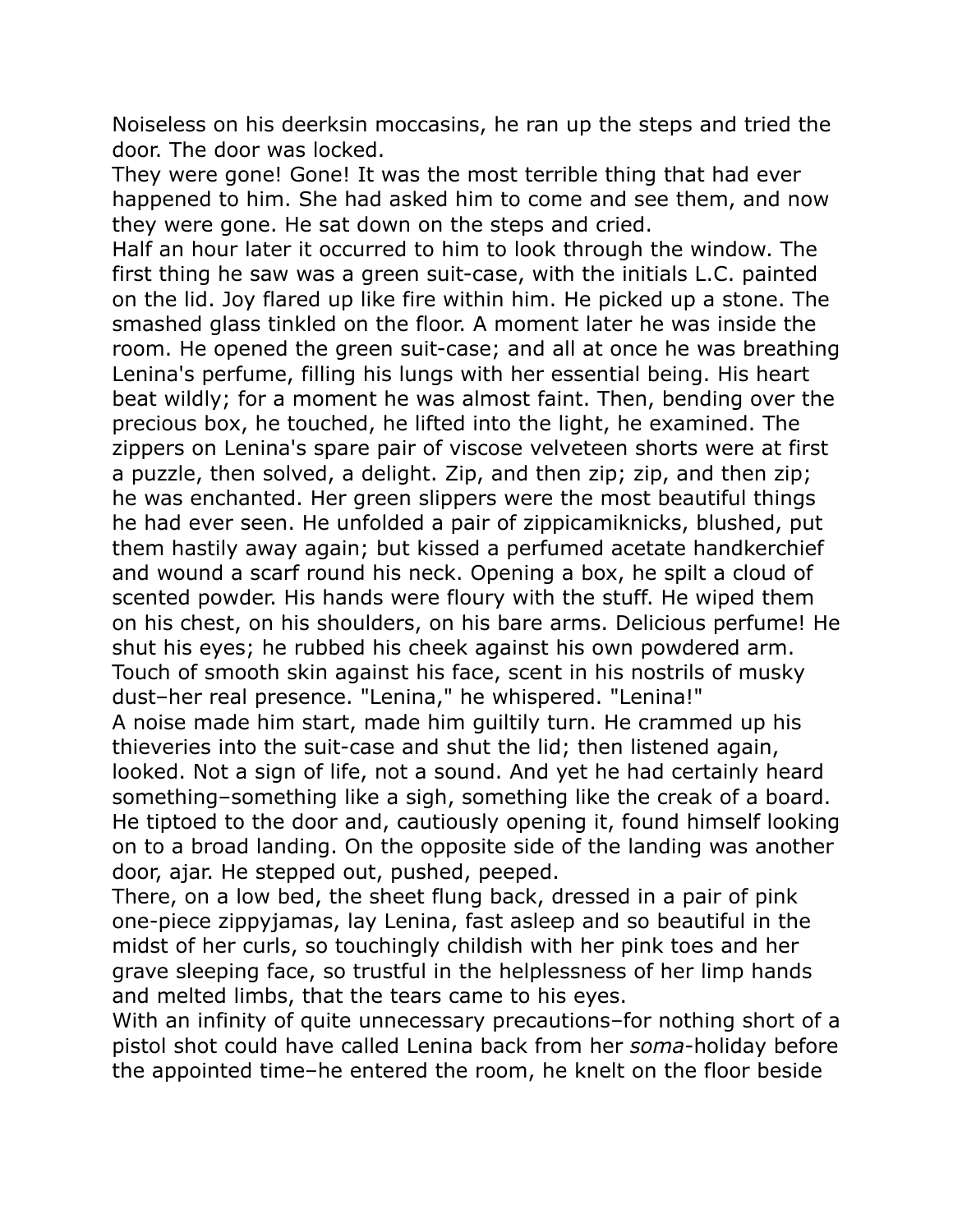Noiseless on his deerksin moccasins, he ran up the steps and tried the door. The door was locked.

They were gone! Gone! It was the most terrible thing that had ever happened to him. She had asked him to come and see them, and now they were gone. He sat down on the steps and cried.

Half an hour later it occurred to him to look through the window. The first thing he saw was a green suit-case, with the initials L.C. painted on the lid. Joy flared up like fire within him. He picked up a stone. The smashed glass tinkled on the floor. A moment later he was inside the room. He opened the green suit-case; and all at once he was breathing Lenina's perfume, filling his lungs with her essential being. His heart beat wildly; for a moment he was almost faint. Then, bending over the precious box, he touched, he lifted into the light, he examined. The zippers on Lenina's spare pair of viscose velveteen shorts were at first a puzzle, then solved, a delight. Zip, and then zip; zip, and then zip; he was enchanted. Her green slippers were the most beautiful things he had ever seen. He unfolded a pair of zippicamiknicks, blushed, put them hastily away again; but kissed a perfumed acetate handkerchief and wound a scarf round his neck. Opening a box, he spilt a cloud of scented powder. His hands were floury with the stuff. He wiped them on his chest, on his shoulders, on his bare arms. Delicious perfume! He shut his eyes; he rubbed his cheek against his own powdered arm. Touch of smooth skin against his face, scent in his nostrils of musky dust–her real presence. "Lenina," he whispered. "Lenina!"

A noise made him start, made him guiltily turn. He crammed up his thieveries into the suit-case and shut the lid; then listened again, looked. Not a sign of life, not a sound. And yet he had certainly heard something–something like a sigh, something like the creak of a board. He tiptoed to the door and, cautiously opening it, found himself looking on to a broad landing. On the opposite side of the landing was another door, ajar. He stepped out, pushed, peeped.

There, on a low bed, the sheet flung back, dressed in a pair of pink one-piece zippyjamas, lay Lenina, fast asleep and so beautiful in the midst of her curls, so touchingly childish with her pink toes and her grave sleeping face, so trustful in the helplessness of her limp hands and melted limbs, that the tears came to his eyes.

With an infinity of quite unnecessary precautions–for nothing short of a pistol shot could have called Lenina back from her *soma*-holiday before the appointed time–he entered the room, he knelt on the floor beside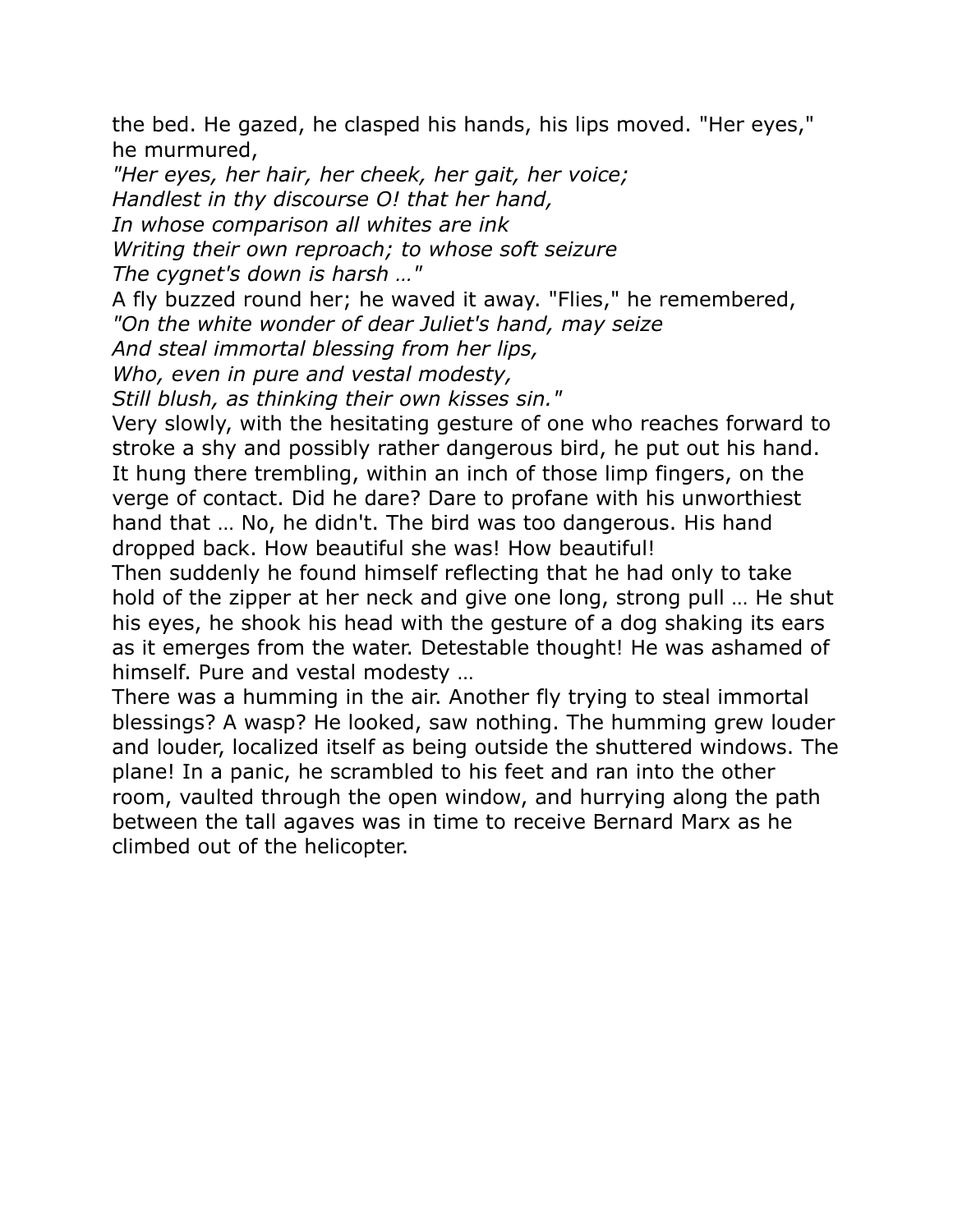the bed. He gazed, he clasped his hands, his lips moved. "Her eyes," he murmured,

*"Her eyes, her hair, her cheek, her gait, her voice;*
*Handlest in thy discourse O! that her hand,*
*In whose comparison all whites are ink*
*Writing their own reproach; to whose soft seizure*
*The cygnet's down is harsh …"*

A fly buzzed round her; he waved it away. "Flies," he remembered,

*"On the white wonder of dear Juliet's hand, may seize*
*And steal immortal blessing from her lips,*
*Who, even in pure and vestal modesty,*
*Still blush, as thinking their own kisses sin."*

Very slowly, with the hesitating gesture of one who reaches forward to stroke a shy and possibly rather dangerous bird, he put out his hand. It hung there trembling, within an inch of those limp fingers, on the verge of contact. Did he dare? Dare to profane with his unworthiest hand that … No, he didn't. The bird was too dangerous. His hand dropped back. How beautiful she was! How beautiful!

Then suddenly he found himself reflecting that he had only to take hold of the zipper at her neck and give one long, strong pull … He shut his eyes, he shook his head with the gesture of a dog shaking its ears as it emerges from the water. Detestable thought! He was ashamed of himself. Pure and vestal modesty …

There was a humming in the air. Another fly trying to steal immortal blessings? A wasp? He looked, saw nothing. The humming grew louder and louder, localized itself as being outside the shuttered windows. The plane! In a panic, he scrambled to his feet and ran into the other room, vaulted through the open window, and hurrying along the path between the tall agaves was in time to receive Bernard Marx as he climbed out of the helicopter.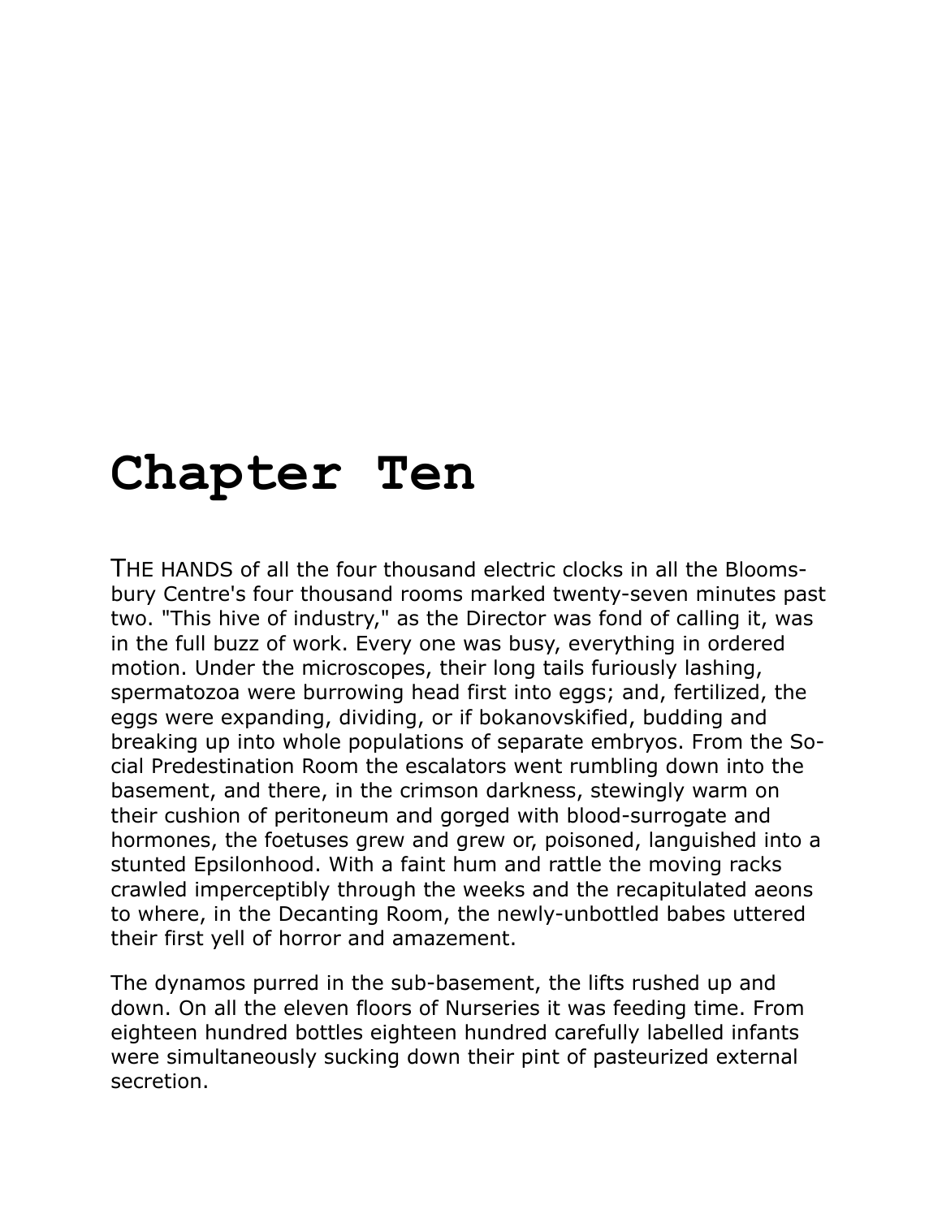# Chapter Ten

THE HANDS of all the four thousand electric clocks in all the Bloomsbury Centre's four thousand rooms marked twenty-seven minutes past two. "This hive of industry," as the Director was fond of calling it, was in the full buzz of work. Every one was busy, everything in ordered motion. Under the microscopes, their long tails furiously lashing, spermatozoa were burrowing head first into eggs; and, fertilized, the eggs were expanding, dividing, or if bokanovskified, budding and breaking up into whole populations of separate embryos. From the Social Predestination Room the escalators went rumbling down into the basement, and there, in the crimson darkness, stewingly warm on their cushion of peritoneum and gorged with blood-surrogate and hormones, the foetuses grew and grew or, poisoned, languished into a stunted Epsilonhood. With a faint hum and rattle the moving racks crawled imperceptibly through the weeks and the recapitulated aeons to where, in the Decanting Room, the newly-unbottled babes uttered their first yell of horror and amazement.

The dynamos purred in the sub-basement, the lifts rushed up and down. On all the eleven floors of Nurseries it was feeding time. From eighteen hundred bottles eighteen hundred carefully labelled infants were simultaneously sucking down their pint of pasteurized external secretion.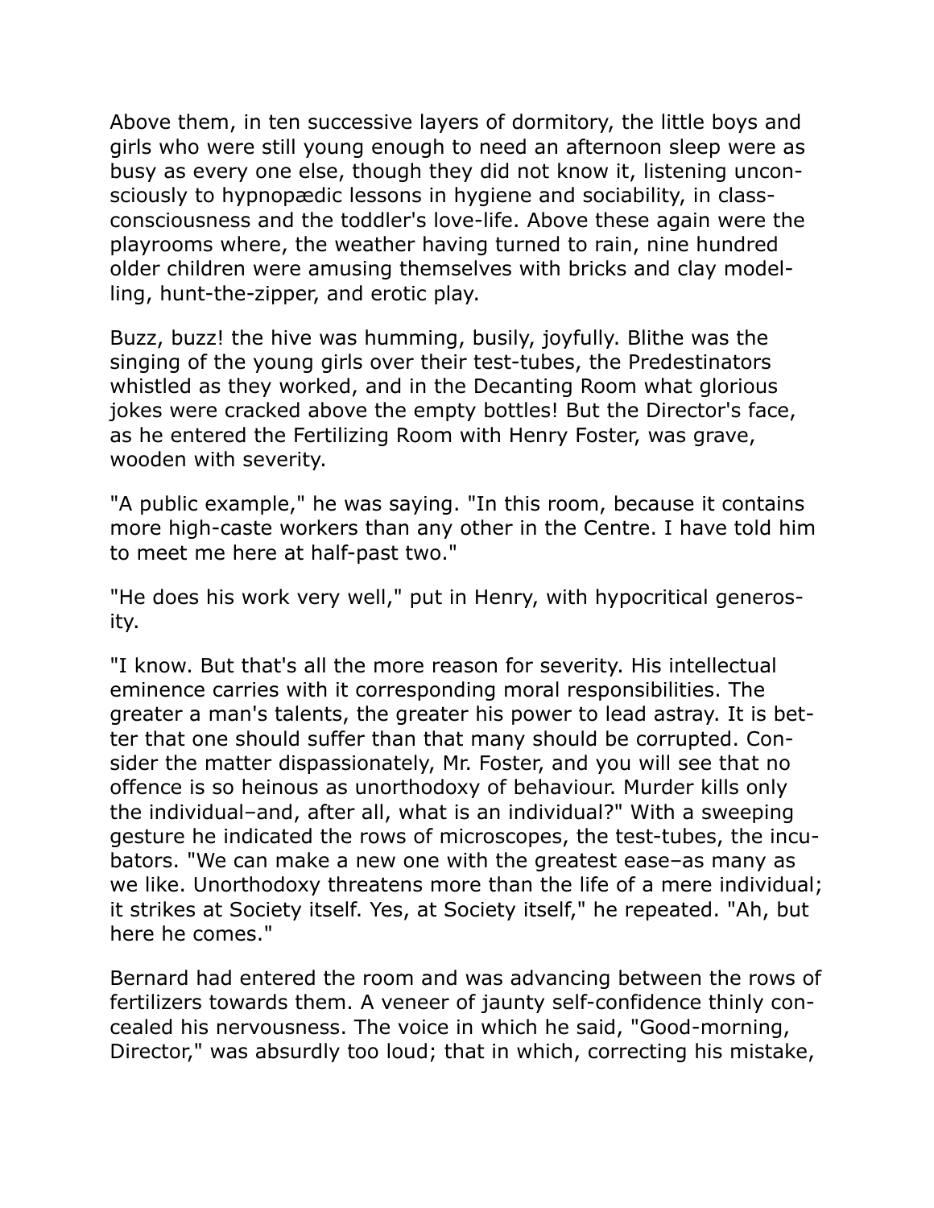Above them, in ten successive layers of dormitory, the little boys and girls who were still young enough to need an afternoon sleep were as busy as every one else, though they did not know it, listening unconsciously to hypnopædic lessons in hygiene and sociability, in class-consciousness and the toddler's love-life. Above these again were the playrooms where, the weather having turned to rain, nine hundred older children were amusing themselves with bricks and clay modelling, hunt-the-zipper, and erotic play.

Buzz, buzz! the hive was humming, busily, joyfully. Blithe was the singing of the young girls over their test-tubes, the Predestinators whistled as they worked, and in the Decanting Room what glorious jokes were cracked above the empty bottles! But the Director's face, as he entered the Fertilizing Room with Henry Foster, was grave, wooden with severity.

"A public example," he was saying. "In this room, because it contains more high-caste workers than any other in the Centre. I have told him to meet me here at half-past two."

"He does his work very well," put in Henry, with hypocritical generosity.

"I know. But that's all the more reason for severity. His intellectual eminence carries with it corresponding moral responsibilities. The greater a man's talents, the greater his power to lead astray. It is better that one should suffer than that many should be corrupted. Consider the matter dispassionately, Mr. Foster, and you will see that no offence is so heinous as unorthodoxy of behaviour. Murder kills only the individual–and, after all, what is an individual?" With a sweeping gesture he indicated the rows of microscopes, the test-tubes, the incubators. "We can make a new one with the greatest ease–as many as we like. Unorthodoxy threatens more than the life of a mere individual; it strikes at Society itself. Yes, at Society itself," he repeated. "Ah, but here he comes."

Bernard had entered the room and was advancing between the rows of fertilizers towards them. A veneer of jaunty self-confidence thinly concealed his nervousness. The voice in which he said, "Good-morning, Director," was absurdly too loud; that in which, correcting his mistake,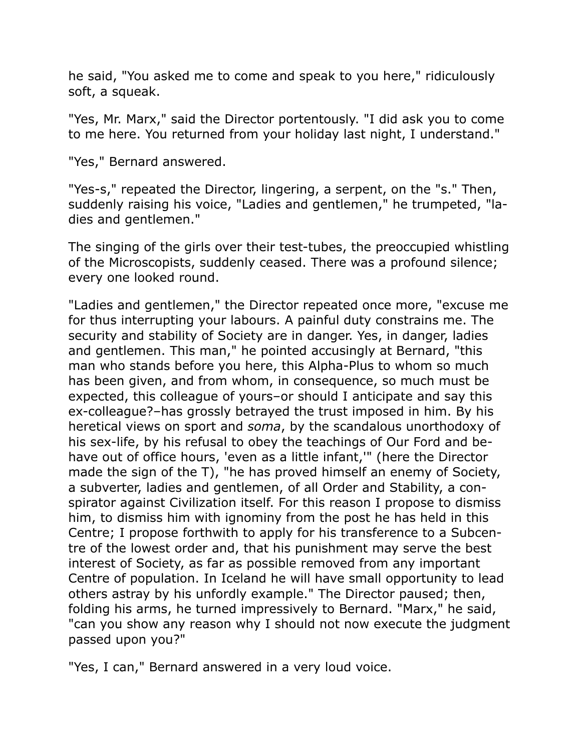he said, "You asked me to come and speak to you here," ridiculously soft, a squeak.

"Yes, Mr. Marx," said the Director portentously. "I did ask you to come to me here. You returned from your holiday last night, I understand."

"Yes," Bernard answered.

"Yes-s," repeated the Director, lingering, a serpent, on the "s." Then, suddenly raising his voice, "Ladies and gentlemen," he trumpeted, "ladies and gentlemen."

The singing of the girls over their test-tubes, the preoccupied whistling of the Microscopists, suddenly ceased. There was a profound silence; every one looked round.

"Ladies and gentlemen," the Director repeated once more, "excuse me for thus interrupting your labours. A painful duty constrains me. The security and stability of Society are in danger. Yes, in danger, ladies and gentlemen. This man," he pointed accusingly at Bernard, "this man who stands before you here, this Alpha-Plus to whom so much has been given, and from whom, in consequence, so much must be expected, this colleague of yours–or should I anticipate and say this ex-colleague?–has grossly betrayed the trust imposed in him. By his heretical views on sport and *soma*, by the scandalous unorthodoxy of his sex-life, by his refusal to obey the teachings of Our Ford and behave out of office hours, 'even as a little infant,'" (here the Director made the sign of the T), "he has proved himself an enemy of Society, a subverter, ladies and gentlemen, of all Order and Stability, a conspirator against Civilization itself. For this reason I propose to dismiss him, to dismiss him with ignominy from the post he has held in this Centre; I propose forthwith to apply for his transference to a Subcentre of the lowest order and, that his punishment may serve the best interest of Society, as far as possible removed from any important Centre of population. In Iceland he will have small opportunity to lead others astray by his unfordly example." The Director paused; then, folding his arms, he turned impressively to Bernard. "Marx," he said, "can you show any reason why I should not now execute the judgment passed upon you?"

"Yes, I can," Bernard answered in a very loud voice.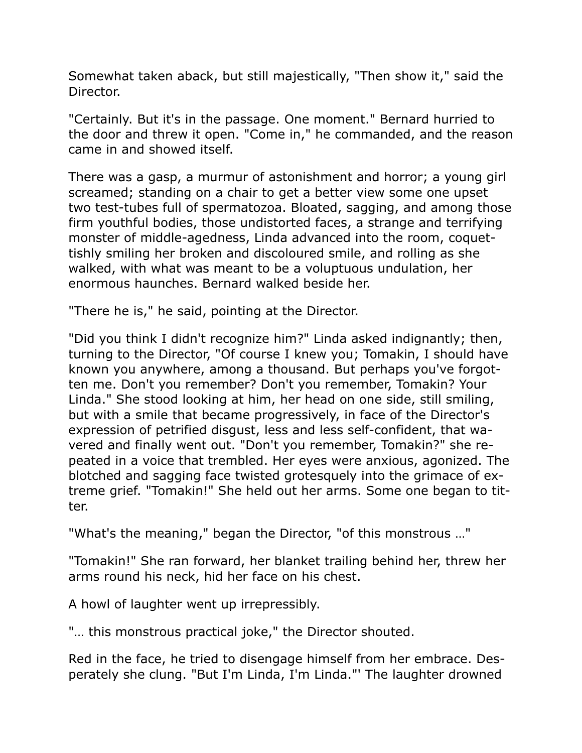Somewhat taken aback, but still majestically, "Then show it," said the Director.

"Certainly. But it's in the passage. One moment." Bernard hurried to the door and threw it open. "Come in," he commanded, and the reason came in and showed itself.

There was a gasp, a murmur of astonishment and horror; a young girl screamed; standing on a chair to get a better view some one upset two test-tubes full of spermatozoa. Bloated, sagging, and among those firm youthful bodies, those undistorted faces, a strange and terrifying monster of middle-agedness, Linda advanced into the room, coquettishly smiling her broken and discoloured smile, and rolling as she walked, with what was meant to be a voluptuous undulation, her enormous haunches. Bernard walked beside her.

"There he is," he said, pointing at the Director.

"Did you think I didn't recognize him?" Linda asked indignantly; then, turning to the Director, "Of course I knew you; Tomakin, I should have known you anywhere, among a thousand. But perhaps you've forgotten me. Don't you remember? Don't you remember, Tomakin? Your Linda." She stood looking at him, her head on one side, still smiling, but with a smile that became progressively, in face of the Director's expression of petrified disgust, less and less self-confident, that wavered and finally went out. "Don't you remember, Tomakin?" she repeated in a voice that trembled. Her eyes were anxious, agonized. The blotched and sagging face twisted grotesquely into the grimace of extreme grief. "Tomakin!" She held out her arms. Some one began to titter.

"What's the meaning," began the Director, "of this monstrous …"

"Tomakin!" She ran forward, her blanket trailing behind her, threw her arms round his neck, hid her face on his chest.

A howl of laughter went up irrepressibly.

"… this monstrous practical joke," the Director shouted.

Red in the face, he tried to disengage himself from her embrace. Desperately she clung. "But I'm Linda, I'm Linda."' The laughter drowned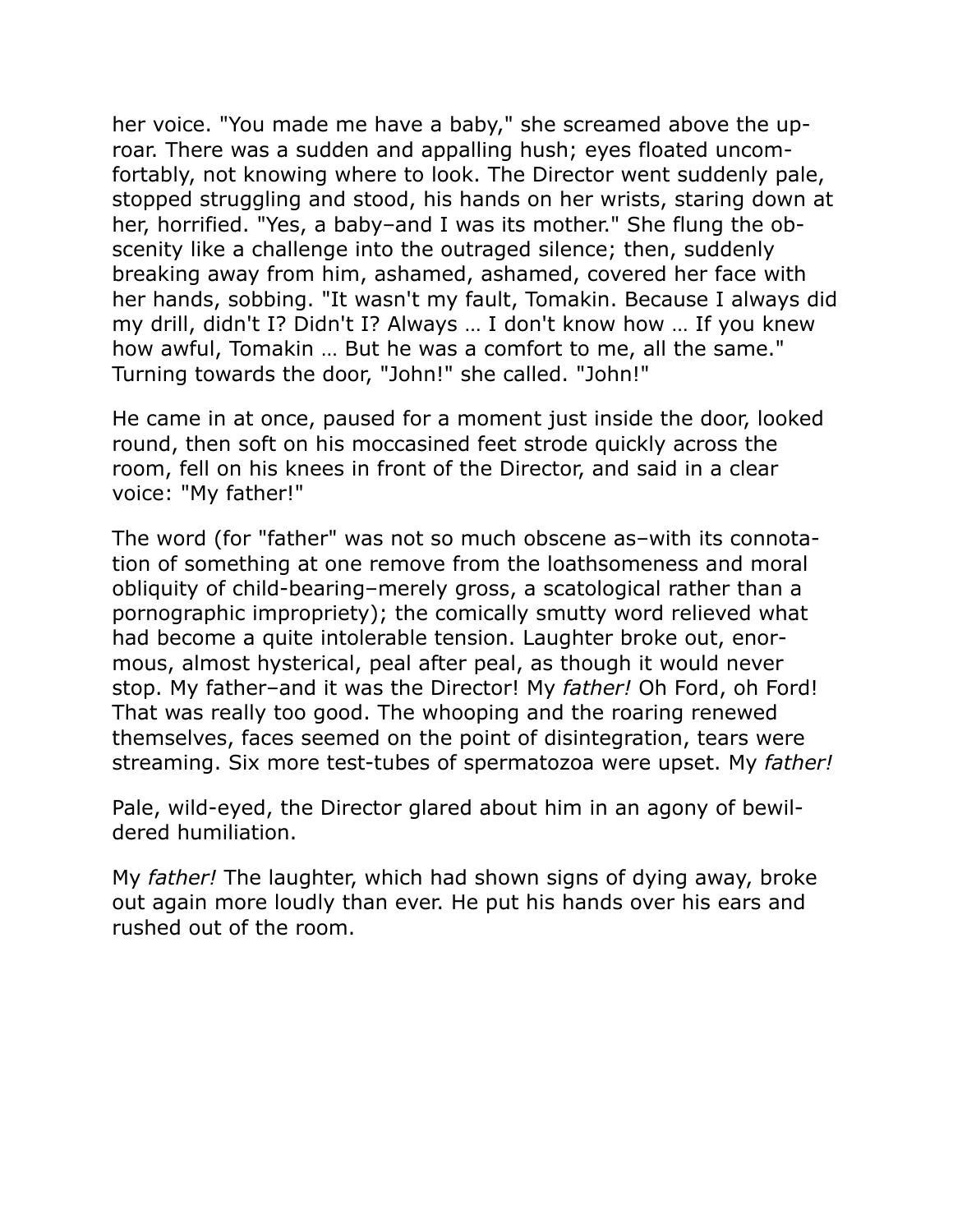her voice. "You made me have a baby," she screamed above the uproar. There was a sudden and appalling hush; eyes floated uncomfortably, not knowing where to look. The Director went suddenly pale, stopped struggling and stood, his hands on her wrists, staring down at her, horrified. "Yes, a baby–and I was its mother." She flung the obscenity like a challenge into the outraged silence; then, suddenly breaking away from him, ashamed, ashamed, covered her face with her hands, sobbing. "It wasn't my fault, Tomakin. Because I always did my drill, didn't I? Didn't I? Always … I don't know how … If you knew how awful, Tomakin … But he was a comfort to me, all the same." Turning towards the door, "John!" she called. "John!"

He came in at once, paused for a moment just inside the door, looked round, then soft on his moccasined feet strode quickly across the room, fell on his knees in front of the Director, and said in a clear voice: "My father!"

The word (for "father" was not so much obscene as–with its connotation of something at one remove from the loathsomeness and moral obliquity of child-bearing–merely gross, a scatological rather than a pornographic impropriety); the comically smutty word relieved what had become a quite intolerable tension. Laughter broke out, enormous, almost hysterical, peal after peal, as though it would never stop. My father–and it was the Director! My *father!* Oh Ford, oh Ford! That was really too good. The whooping and the roaring renewed themselves, faces seemed on the point of disintegration, tears were streaming. Six more test-tubes of spermatozoa were upset. My *father!*

Pale, wild-eyed, the Director glared about him in an agony of bewildered humiliation.

My *father!* The laughter, which had shown signs of dying away, broke out again more loudly than ever. He put his hands over his ears and rushed out of the room.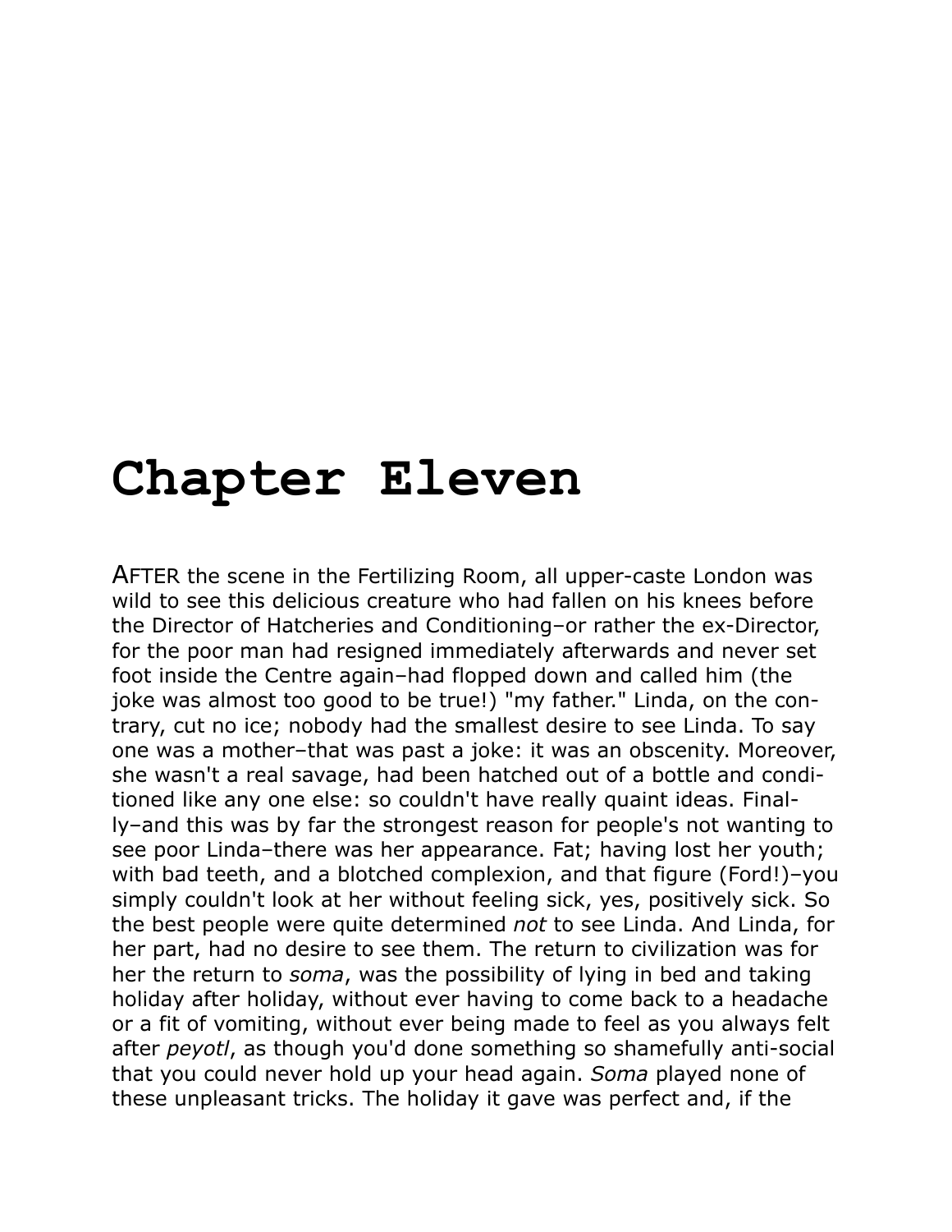# Chapter Eleven

AFTER the scene in the Fertilizing Room, all upper-caste London was wild to see this delicious creature who had fallen on his knees before the Director of Hatcheries and Conditioning–or rather the ex-Director, for the poor man had resigned immediately afterwards and never set foot inside the Centre again–had flopped down and called him (the joke was almost too good to be true!) "my father." Linda, on the contrary, cut no ice; nobody had the smallest desire to see Linda. To say one was a mother–that was past a joke: it was an obscenity. Moreover, she wasn't a real savage, had been hatched out of a bottle and conditioned like any one else: so couldn't have really quaint ideas. Finally–and this was by far the strongest reason for people's not wanting to see poor Linda–there was her appearance. Fat; having lost her youth; with bad teeth, and a blotched complexion, and that figure (Ford!)–you simply couldn't look at her without feeling sick, yes, positively sick. So the best people were quite determined *not* to see Linda. And Linda, for her part, had no desire to see them. The return to civilization was for her the return to *soma*, was the possibility of lying in bed and taking holiday after holiday, without ever having to come back to a headache or a fit of vomiting, without ever being made to feel as you always felt after *peyotl*, as though you'd done something so shamefully anti-social that you could never hold up your head again. *Soma* played none of these unpleasant tricks. The holiday it gave was perfect and, if the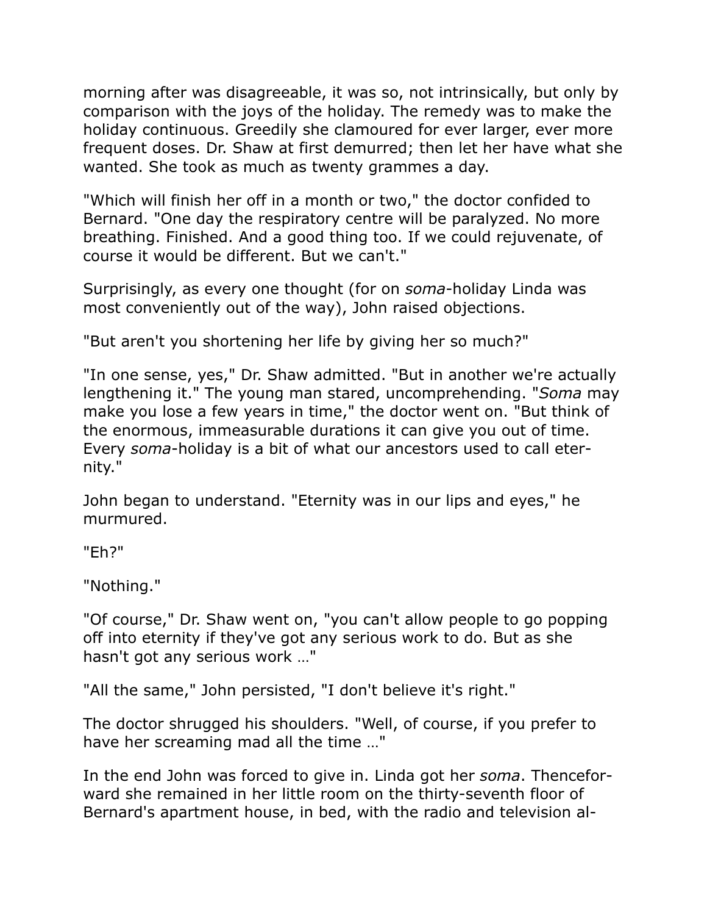morning after was disagreeable, it was so, not intrinsically, but only by comparison with the joys of the holiday. The remedy was to make the holiday continuous. Greedily she clamoured for ever larger, ever more frequent doses. Dr. Shaw at first demurred; then let her have what she wanted. She took as much as twenty grammes a day.

"Which will finish her off in a month or two," the doctor confided to Bernard. "One day the respiratory centre will be paralyzed. No more breathing. Finished. And a good thing too. If we could rejuvenate, of course it would be different. But we can't."

Surprisingly, as every one thought (for on *soma*-holiday Linda was most conveniently out of the way), John raised objections.

"But aren't you shortening her life by giving her so much?"

"In one sense, yes," Dr. Shaw admitted. "But in another we're actually lengthening it." The young man stared, uncomprehending. "*Soma* may make you lose a few years in time," the doctor went on. "But think of the enormous, immeasurable durations it can give you out of time. Every *soma*-holiday is a bit of what our ancestors used to call eternity."

John began to understand. "Eternity was in our lips and eyes," he murmured.

"Eh?"

"Nothing."

"Of course," Dr. Shaw went on, "you can't allow people to go popping off into eternity if they've got any serious work to do. But as she hasn't got any serious work …"

"All the same," John persisted, "I don't believe it's right."

The doctor shrugged his shoulders. "Well, of course, if you prefer to have her screaming mad all the time …"

In the end John was forced to give in. Linda got her *soma*. Thenceforward she remained in her little room on the thirty-seventh floor of Bernard's apartment house, in bed, with the radio and television al-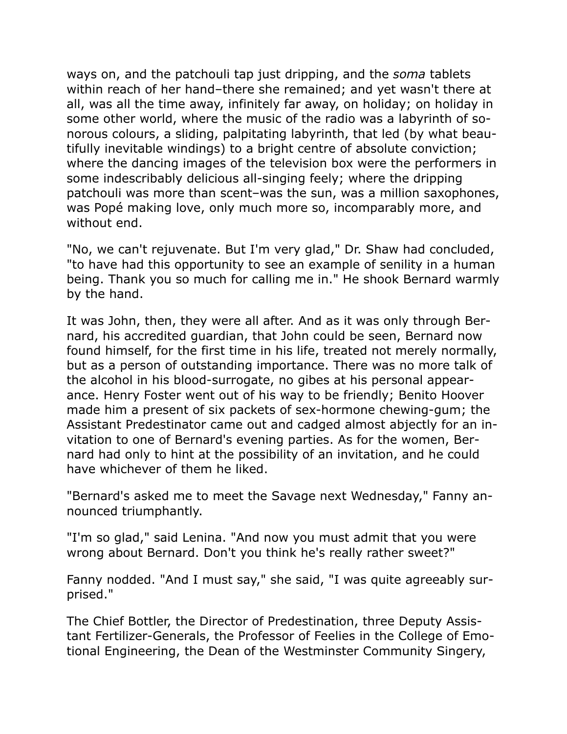ways on, and the patchouli tap just dripping, and the *soma* tablets within reach of her hand–there she remained; and yet wasn't there at all, was all the time away, infinitely far away, on holiday; on holiday in some other world, where the music of the radio was a labyrinth of sonorous colours, a sliding, palpitating labyrinth, that led (by what beautifully inevitable windings) to a bright centre of absolute conviction; where the dancing images of the television box were the performers in some indescribably delicious all-singing feely; where the dripping patchouli was more than scent–was the sun, was a million saxophones, was Popé making love, only much more so, incomparably more, and without end.

"No, we can't rejuvenate. But I'm very glad," Dr. Shaw had concluded, "to have had this opportunity to see an example of senility in a human being. Thank you so much for calling me in." He shook Bernard warmly by the hand.

It was John, then, they were all after. And as it was only through Bernard, his accredited guardian, that John could be seen, Bernard now found himself, for the first time in his life, treated not merely normally, but as a person of outstanding importance. There was no more talk of the alcohol in his blood-surrogate, no gibes at his personal appearance. Henry Foster went out of his way to be friendly; Benito Hoover made him a present of six packets of sex-hormone chewing-gum; the Assistant Predestinator came out and cadged almost abjectly for an invitation to one of Bernard's evening parties. As for the women, Bernard had only to hint at the possibility of an invitation, and he could have whichever of them he liked.

"Bernard's asked me to meet the Savage next Wednesday," Fanny announced triumphantly.

"I'm so glad," said Lenina. "And now you must admit that you were wrong about Bernard. Don't you think he's really rather sweet?"

Fanny nodded. "And I must say," she said, "I was quite agreeably surprised."

The Chief Bottler, the Director of Predestination, three Deputy Assistant Fertilizer-Generals, the Professor of Feelies in the College of Emotional Engineering, the Dean of the Westminster Community Singery,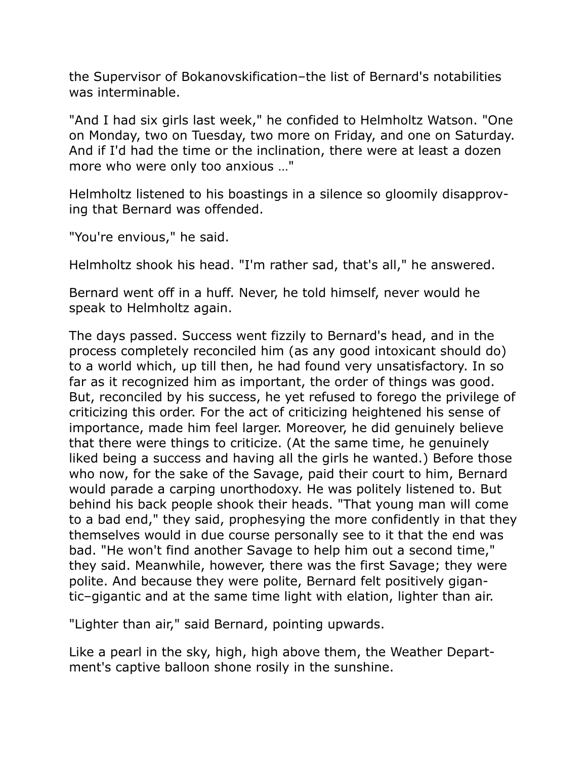the Supervisor of Bokanovskification–the list of Bernard's notabilities was interminable.

"And I had six girls last week," he confided to Helmholtz Watson. "One on Monday, two on Tuesday, two more on Friday, and one on Saturday. And if I'd had the time or the inclination, there were at least a dozen more who were only too anxious …"

Helmholtz listened to his boastings in a silence so gloomily disapproving that Bernard was offended.

"You're envious," he said.

Helmholtz shook his head. "I'm rather sad, that's all," he answered.

Bernard went off in a huff. Never, he told himself, never would he speak to Helmholtz again.

The days passed. Success went fizzily to Bernard's head, and in the process completely reconciled him (as any good intoxicant should do) to a world which, up till then, he had found very unsatisfactory. In so far as it recognized him as important, the order of things was good. But, reconciled by his success, he yet refused to forego the privilege of criticizing this order. For the act of criticizing heightened his sense of importance, made him feel larger. Moreover, he did genuinely believe that there were things to criticize. (At the same time, he genuinely liked being a success and having all the girls he wanted.) Before those who now, for the sake of the Savage, paid their court to him, Bernard would parade a carping unorthodoxy. He was politely listened to. But behind his back people shook their heads. "That young man will come to a bad end," they said, prophesying the more confidently in that they themselves would in due course personally see to it that the end was bad. "He won't find another Savage to help him out a second time," they said. Meanwhile, however, there was the first Savage; they were polite. And because they were polite, Bernard felt positively gigantic–gigantic and at the same time light with elation, lighter than air.

"Lighter than air," said Bernard, pointing upwards.

Like a pearl in the sky, high, high above them, the Weather Department's captive balloon shone rosily in the sunshine.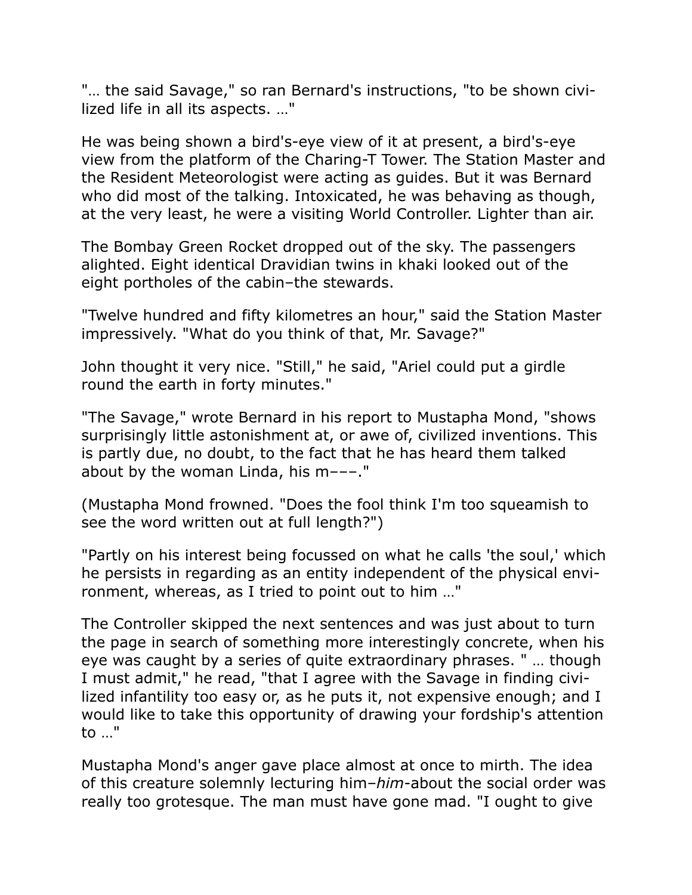"… the said Savage," so ran Bernard's instructions, "to be shown civilized life in all its aspects. …"

He was being shown a bird's-eye view of it at present, a bird's-eye view from the platform of the Charing-T Tower. The Station Master and the Resident Meteorologist were acting as guides. But it was Bernard who did most of the talking. Intoxicated, he was behaving as though, at the very least, he were a visiting World Controller. Lighter than air.

The Bombay Green Rocket dropped out of the sky. The passengers alighted. Eight identical Dravidian twins in khaki looked out of the eight portholes of the cabin–the stewards.

"Twelve hundred and fifty kilometres an hour," said the Station Master impressively. "What do you think of that, Mr. Savage?"

John thought it very nice. "Still," he said, "Ariel could put a girdle round the earth in forty minutes."

"The Savage," wrote Bernard in his report to Mustapha Mond, "shows surprisingly little astonishment at, or awe of, civilized inventions. This is partly due, no doubt, to the fact that he has heard them talked about by the woman Linda, his m–––."

(Mustapha Mond frowned. "Does the fool think I'm too squeamish to see the word written out at full length?")

"Partly on his interest being focussed on what he calls 'the soul,' which he persists in regarding as an entity independent of the physical environment, whereas, as I tried to point out to him …"

The Controller skipped the next sentences and was just about to turn the page in search of something more interestingly concrete, when his eye was caught by a series of quite extraordinary phrases. " … though I must admit," he read, "that I agree with the Savage in finding civilized infantility too easy or, as he puts it, not expensive enough; and I would like to take this opportunity of drawing your fordship's attention to …"

Mustapha Mond's anger gave place almost at once to mirth. The idea of this creature solemnly lecturing him–*him*-about the social order was really too grotesque. The man must have gone mad. "I ought to give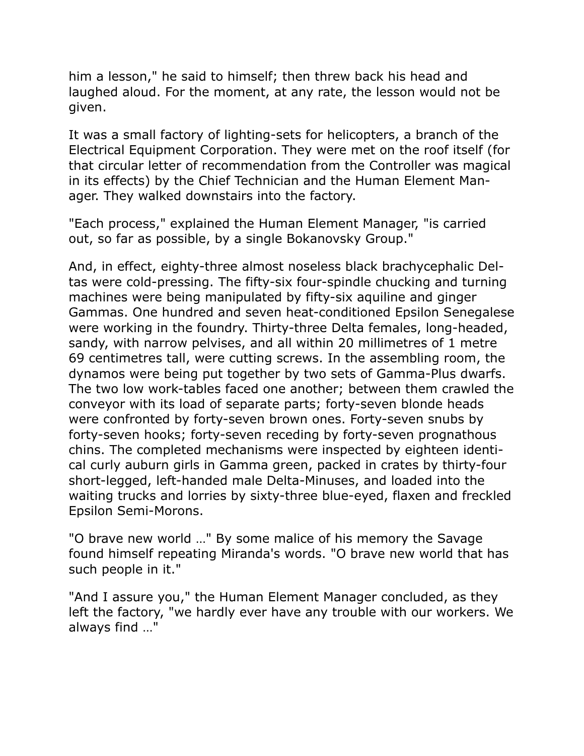him a lesson," he said to himself; then threw back his head and laughed aloud. For the moment, at any rate, the lesson would not be given.

It was a small factory of lighting-sets for helicopters, a branch of the Electrical Equipment Corporation. They were met on the roof itself (for that circular letter of recommendation from the Controller was magical in its effects) by the Chief Technician and the Human Element Manager. They walked downstairs into the factory.

"Each process," explained the Human Element Manager, "is carried out, so far as possible, by a single Bokanovsky Group."

And, in effect, eighty-three almost noseless black brachycephalic Deltas were cold-pressing. The fifty-six four-spindle chucking and turning machines were being manipulated by fifty-six aquiline and ginger Gammas. One hundred and seven heat-conditioned Epsilon Senegalese were working in the foundry. Thirty-three Delta females, long-headed, sandy, with narrow pelvises, and all within 20 millimetres of 1 metre 69 centimetres tall, were cutting screws. In the assembling room, the dynamos were being put together by two sets of Gamma-Plus dwarfs. The two low work-tables faced one another; between them crawled the conveyor with its load of separate parts; forty-seven blonde heads were confronted by forty-seven brown ones. Forty-seven snubs by forty-seven hooks; forty-seven receding by forty-seven prognathous chins. The completed mechanisms were inspected by eighteen identical curly auburn girls in Gamma green, packed in crates by thirty-four short-legged, left-handed male Delta-Minuses, and loaded into the waiting trucks and lorries by sixty-three blue-eyed, flaxen and freckled Epsilon Semi-Morons.

"O brave new world …" By some malice of his memory the Savage found himself repeating Miranda's words. "O brave new world that has such people in it."

"And I assure you," the Human Element Manager concluded, as they left the factory, "we hardly ever have any trouble with our workers. We always find …"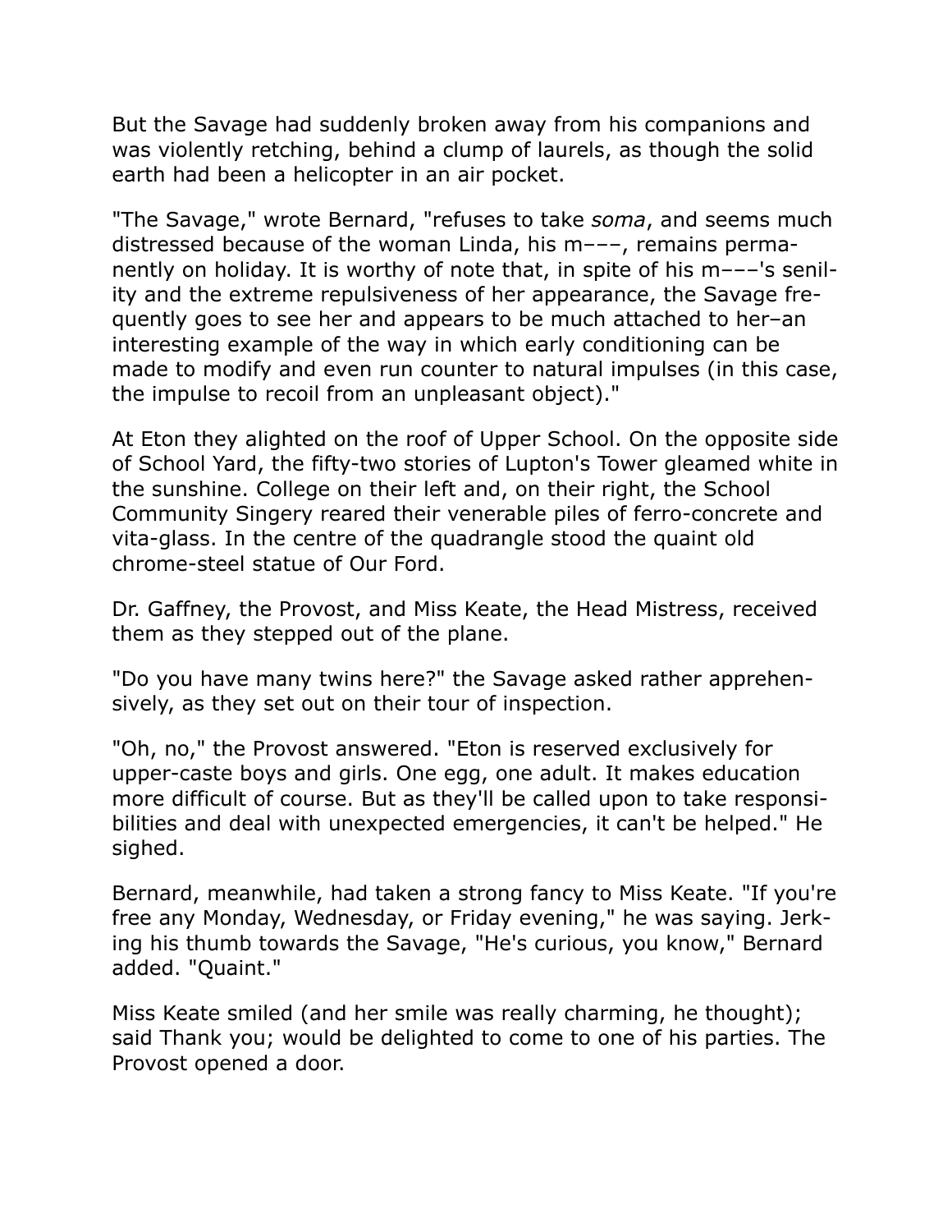But the Savage had suddenly broken away from his companions and was violently retching, behind a clump of laurels, as though the solid earth had been a helicopter in an air pocket.

"The Savage," wrote Bernard, "refuses to take *soma*, and seems much distressed because of the woman Linda, his m–––, remains permanently on holiday. It is worthy of note that, in spite of his m–––'s senility and the extreme repulsiveness of her appearance, the Savage frequently goes to see her and appears to be much attached to her–an interesting example of the way in which early conditioning can be made to modify and even run counter to natural impulses (in this case, the impulse to recoil from an unpleasant object)."

At Eton they alighted on the roof of Upper School. On the opposite side of School Yard, the fifty-two stories of Lupton's Tower gleamed white in the sunshine. College on their left and, on their right, the School Community Singery reared their venerable piles of ferro-concrete and vita-glass. In the centre of the quadrangle stood the quaint old chrome-steel statue of Our Ford.

Dr. Gaffney, the Provost, and Miss Keate, the Head Mistress, received them as they stepped out of the plane.

"Do you have many twins here?" the Savage asked rather apprehensively, as they set out on their tour of inspection.

"Oh, no," the Provost answered. "Eton is reserved exclusively for upper-caste boys and girls. One egg, one adult. It makes education more difficult of course. But as they'll be called upon to take responsibilities and deal with unexpected emergencies, it can't be helped." He sighed.

Bernard, meanwhile, had taken a strong fancy to Miss Keate. "If you're free any Monday, Wednesday, or Friday evening," he was saying. Jerking his thumb towards the Savage, "He's curious, you know," Bernard added. "Quaint."

Miss Keate smiled (and her smile was really charming, he thought); said Thank you; would be delighted to come to one of his parties. The Provost opened a door.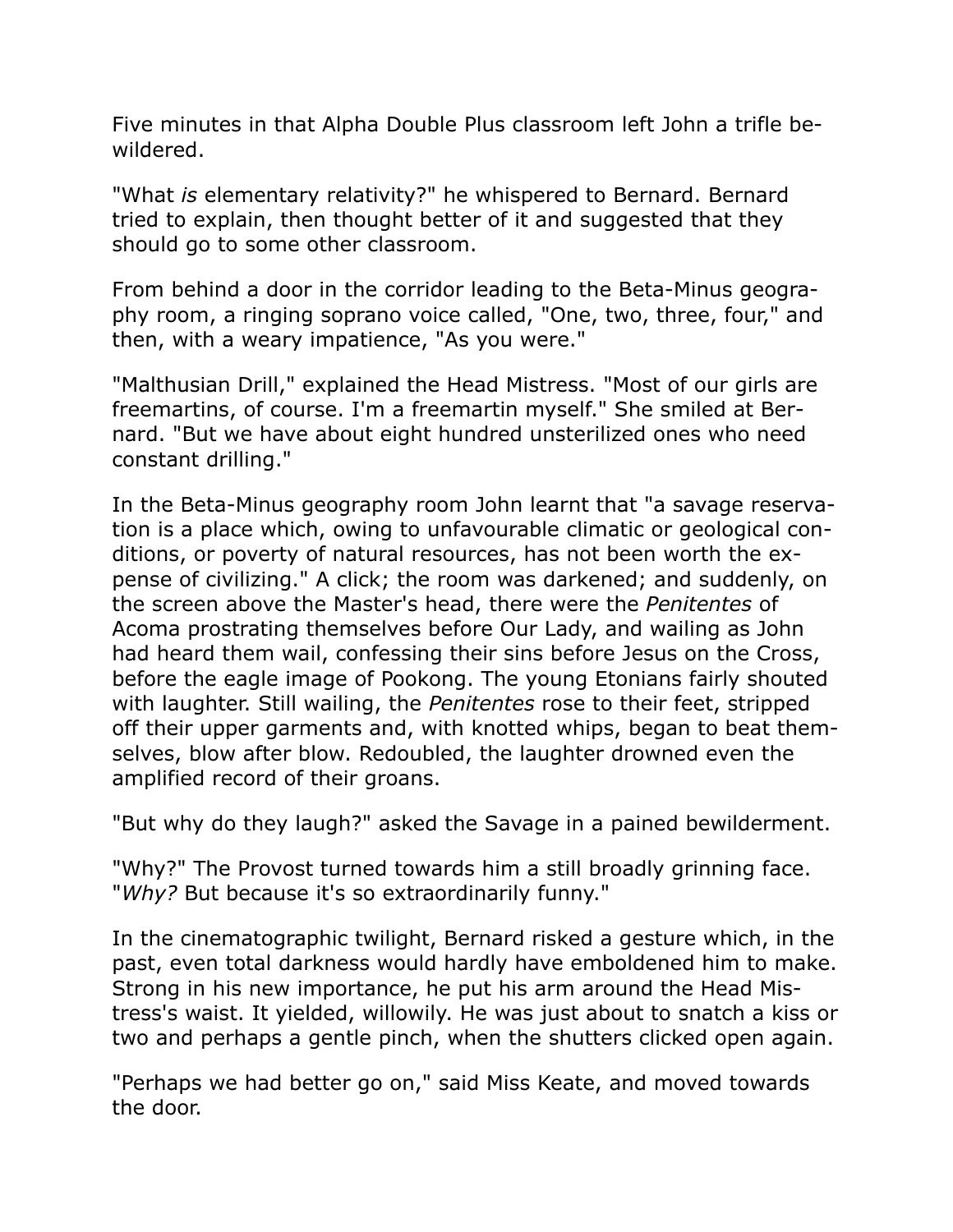Five minutes in that Alpha Double Plus classroom left John a trifle bewildered.

"What *is* elementary relativity?" he whispered to Bernard. Bernard tried to explain, then thought better of it and suggested that they should go to some other classroom.

From behind a door in the corridor leading to the Beta-Minus geography room, a ringing soprano voice called, "One, two, three, four," and then, with a weary impatience, "As you were."

"Malthusian Drill," explained the Head Mistress. "Most of our girls are freemartins, of course. I'm a freemartin myself." She smiled at Bernard. "But we have about eight hundred unsterilized ones who need constant drilling."

In the Beta-Minus geography room John learnt that "a savage reservation is a place which, owing to unfavourable climatic or geological conditions, or poverty of natural resources, has not been worth the expense of civilizing." A click; the room was darkened; and suddenly, on the screen above the Master's head, there were the *Penitentes* of Acoma prostrating themselves before Our Lady, and wailing as John had heard them wail, confessing their sins before Jesus on the Cross, before the eagle image of Pookong. The young Etonians fairly shouted with laughter. Still wailing, the *Penitentes* rose to their feet, stripped off their upper garments and, with knotted whips, began to beat themselves, blow after blow. Redoubled, the laughter drowned even the amplified record of their groans.

"But why do they laugh?" asked the Savage in a pained bewilderment.

"Why?" The Provost turned towards him a still broadly grinning face. "*Why?* But because it's so extraordinarily funny."

In the cinematographic twilight, Bernard risked a gesture which, in the past, even total darkness would hardly have emboldened him to make. Strong in his new importance, he put his arm around the Head Mistress's waist. It yielded, willowily. He was just about to snatch a kiss or two and perhaps a gentle pinch, when the shutters clicked open again.

"Perhaps we had better go on," said Miss Keate, and moved towards the door.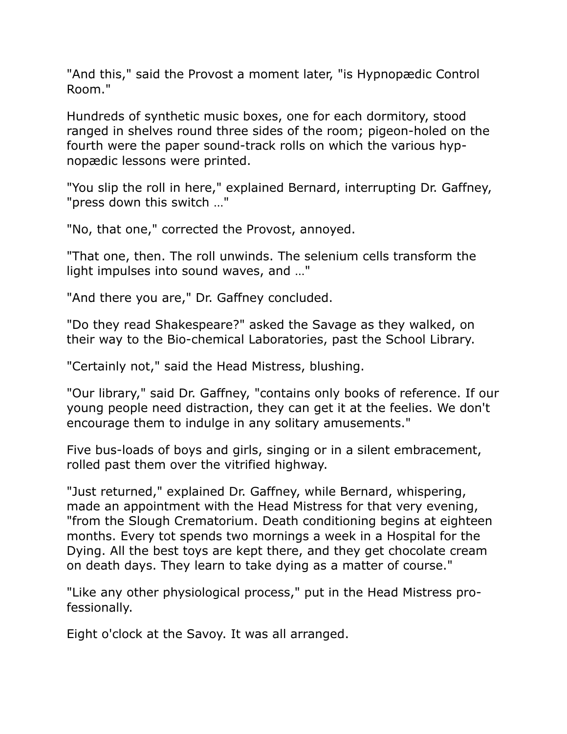"And this," said the Provost a moment later, "is Hypnopædic Control Room."

Hundreds of synthetic music boxes, one for each dormitory, stood ranged in shelves round three sides of the room; pigeon-holed on the fourth were the paper sound-track rolls on which the various hypnopædic lessons were printed.

"You slip the roll in here," explained Bernard, interrupting Dr. Gaffney, "press down this switch …"

"No, that one," corrected the Provost, annoyed.

"That one, then. The roll unwinds. The selenium cells transform the light impulses into sound waves, and …"

"And there you are," Dr. Gaffney concluded.

"Do they read Shakespeare?" asked the Savage as they walked, on their way to the Bio-chemical Laboratories, past the School Library.

"Certainly not," said the Head Mistress, blushing.

"Our library," said Dr. Gaffney, "contains only books of reference. If our young people need distraction, they can get it at the feelies. We don't encourage them to indulge in any solitary amusements."

Five bus-loads of boys and girls, singing or in a silent embracement, rolled past them over the vitrified highway.

"Just returned," explained Dr. Gaffney, while Bernard, whispering, made an appointment with the Head Mistress for that very evening, "from the Slough Crematorium. Death conditioning begins at eighteen months. Every tot spends two mornings a week in a Hospital for the Dying. All the best toys are kept there, and they get chocolate cream on death days. They learn to take dying as a matter of course."

"Like any other physiological process," put in the Head Mistress professionally.

Eight o'clock at the Savoy. It was all arranged.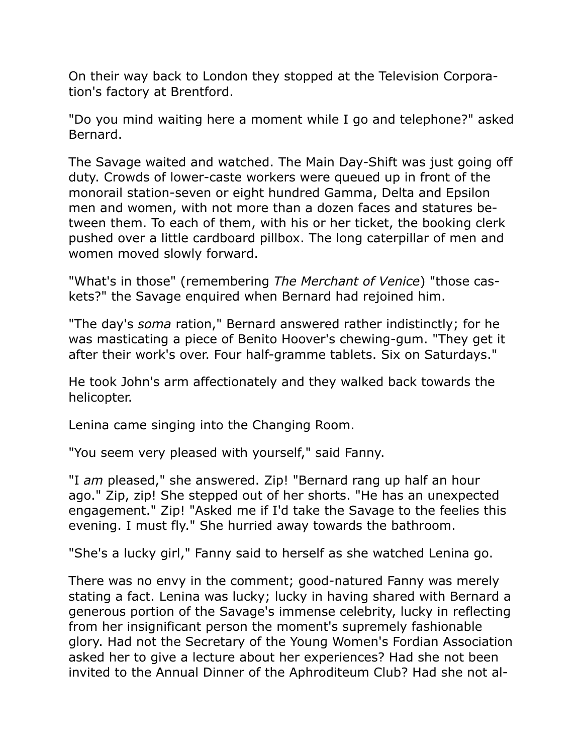On their way back to London they stopped at the Television Corporation's factory at Brentford.

"Do you mind waiting here a moment while I go and telephone?" asked Bernard.

The Savage waited and watched. The Main Day-Shift was just going off duty. Crowds of lower-caste workers were queued up in front of the monorail station-seven or eight hundred Gamma, Delta and Epsilon men and women, with not more than a dozen faces and statures between them. To each of them, with his or her ticket, the booking clerk pushed over a little cardboard pillbox. The long caterpillar of men and women moved slowly forward.

"What's in those" (remembering *The Merchant of Venice*) "those caskets?" the Savage enquired when Bernard had rejoined him.

"The day's *soma* ration," Bernard answered rather indistinctly; for he was masticating a piece of Benito Hoover's chewing-gum. "They get it after their work's over. Four half-gramme tablets. Six on Saturdays."

He took John's arm affectionately and they walked back towards the helicopter.

Lenina came singing into the Changing Room.

"You seem very pleased with yourself," said Fanny.

"I *am* pleased," she answered. Zip! "Bernard rang up half an hour ago." Zip, zip! She stepped out of her shorts. "He has an unexpected engagement." Zip! "Asked me if I'd take the Savage to the feelies this evening. I must fly." She hurried away towards the bathroom.

"She's a lucky girl," Fanny said to herself as she watched Lenina go.

There was no envy in the comment; good-natured Fanny was merely stating a fact. Lenina was lucky; lucky in having shared with Bernard a generous portion of the Savage's immense celebrity, lucky in reflecting from her insignificant person the moment's supremely fashionable glory. Had not the Secretary of the Young Women's Fordian Association asked her to give a lecture about her experiences? Had she not been invited to the Annual Dinner of the Aphroditeum Club? Had she not al-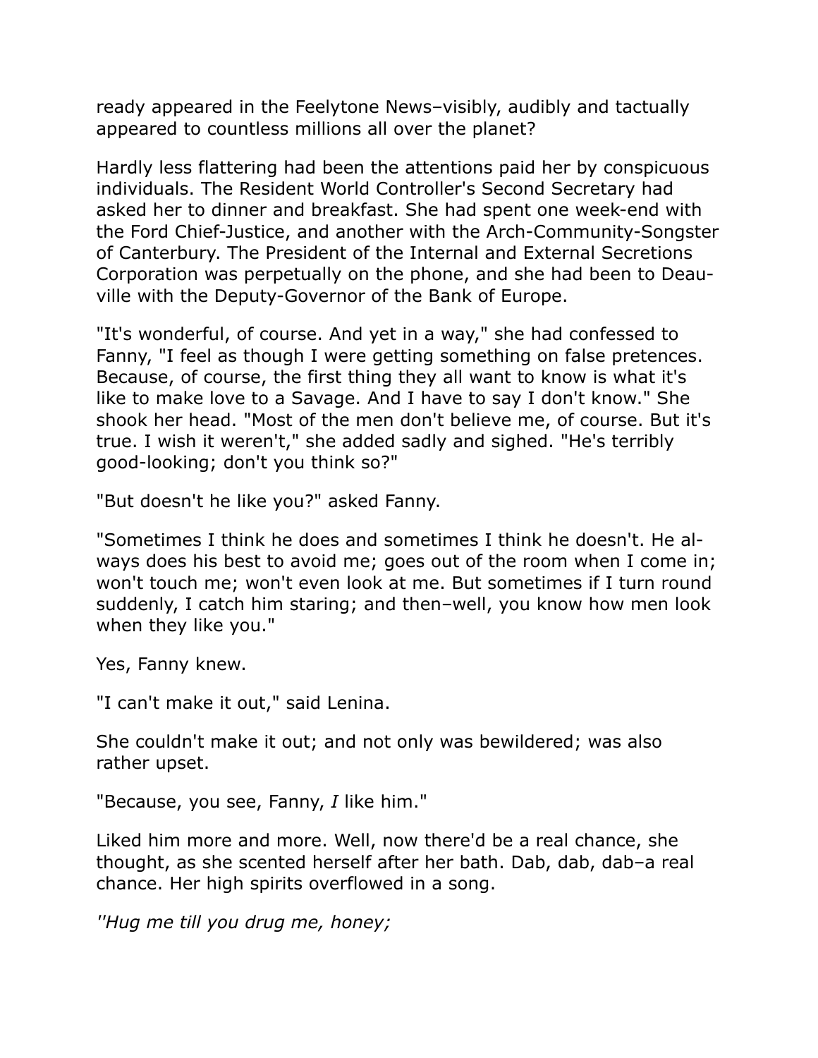ready appeared in the Feelytone News–visibly, audibly and tactually appeared to countless millions all over the planet?

Hardly less flattering had been the attentions paid her by conspicuous individuals. The Resident World Controller's Second Secretary had asked her to dinner and breakfast. She had spent one week-end with the Ford Chief-Justice, and another with the Arch-Community-Songster of Canterbury. The President of the Internal and External Secretions Corporation was perpetually on the phone, and she had been to Deauville with the Deputy-Governor of the Bank of Europe.

"It's wonderful, of course. And yet in a way," she had confessed to Fanny, "I feel as though I were getting something on false pretences. Because, of course, the first thing they all want to know is what it's like to make love to a Savage. And I have to say I don't know." She shook her head. "Most of the men don't believe me, of course. But it's true. I wish it weren't," she added sadly and sighed. "He's terribly good-looking; don't you think so?"

"But doesn't he like you?" asked Fanny.

"Sometimes I think he does and sometimes I think he doesn't. He always does his best to avoid me; goes out of the room when I come in; won't touch me; won't even look at me. But sometimes if I turn round suddenly, I catch him staring; and then–well, you know how men look when they like you."

Yes, Fanny knew.

"I can't make it out," said Lenina.

She couldn't make it out; and not only was bewildered; was also rather upset.

"Because, you see, Fanny, *I* like him."

Liked him more and more. Well, now there'd be a real chance, she thought, as she scented herself after her bath. Dab, dab, dab–a real chance. Her high spirits overflowed in a song.

*"Hug me till you drug me, honey;*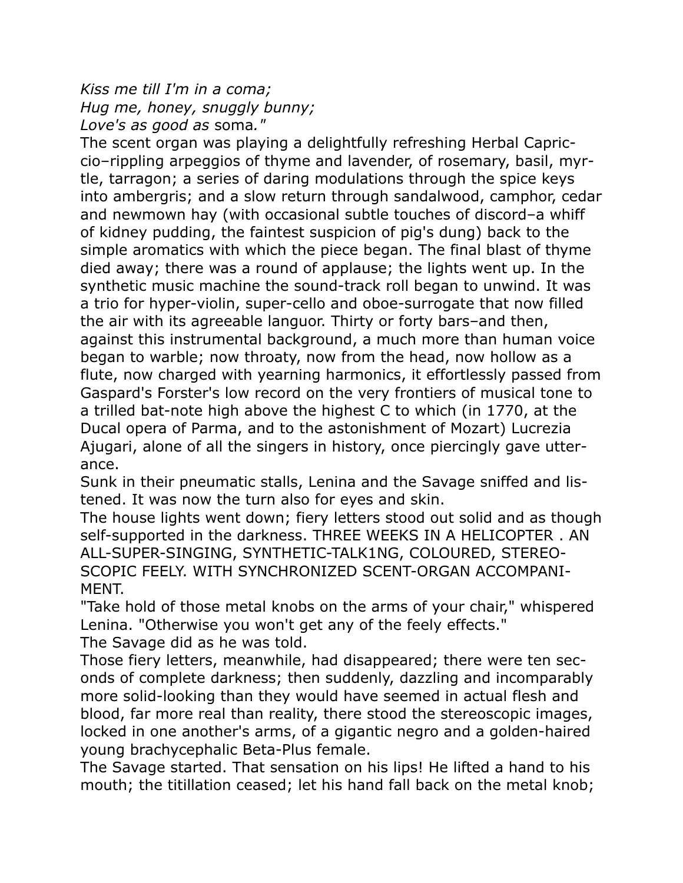*Kiss me till I'm in a coma;*
*Hug me, honey, snuggly bunny;*
*Love's as good as* soma."

The scent organ was playing a delightfully refreshing Herbal Capriccio–rippling arpeggios of thyme and lavender, of rosemary, basil, myrtle, tarragon; a series of daring modulations through the spice keys into ambergris; and a slow return through sandalwood, camphor, cedar and newmown hay (with occasional subtle touches of discord–a whiff of kidney pudding, the faintest suspicion of pig's dung) back to the simple aromatics with which the piece began. The final blast of thyme died away; there was a round of applause; the lights went up. In the synthetic music machine the sound-track roll began to unwind. It was a trio for hyper-violin, super-cello and oboe-surrogate that now filled the air with its agreeable languor. Thirty or forty bars–and then, against this instrumental background, a much more than human voice began to warble; now throaty, now from the head, now hollow as a flute, now charged with yearning harmonics, it effortlessly passed from Gaspard's Forster's low record on the very frontiers of musical tone to a trilled bat-note high above the highest C to which (in 1770, at the Ducal opera of Parma, and to the astonishment of Mozart) Lucrezia Ajugari, alone of all the singers in history, once piercingly gave utterance.

Sunk in their pneumatic stalls, Lenina and the Savage sniffed and listened. It was now the turn also for eyes and skin.

The house lights went down; fiery letters stood out solid and as though self-supported in the darkness. THREE WEEKS IN A HELICOPTER . AN ALL-SUPER-SINGING, SYNTHETIC-TALK1NG, COLOURED, STEREOSCOPIC FEELY. WITH SYNCHRONIZED SCENT-ORGAN ACCOMPANIMENT.

"Take hold of those metal knobs on the arms of your chair," whispered Lenina. "Otherwise you won't get any of the feely effects."

The Savage did as he was told.

Those fiery letters, meanwhile, had disappeared; there were ten seconds of complete darkness; then suddenly, dazzling and incomparably more solid-looking than they would have seemed in actual flesh and blood, far more real than reality, there stood the stereoscopic images, locked in one another's arms, of a gigantic negro and a golden-haired young brachycephalic Beta-Plus female.

The Savage started. That sensation on his lips! He lifted a hand to his mouth; the titillation ceased; let his hand fall back on the metal knob;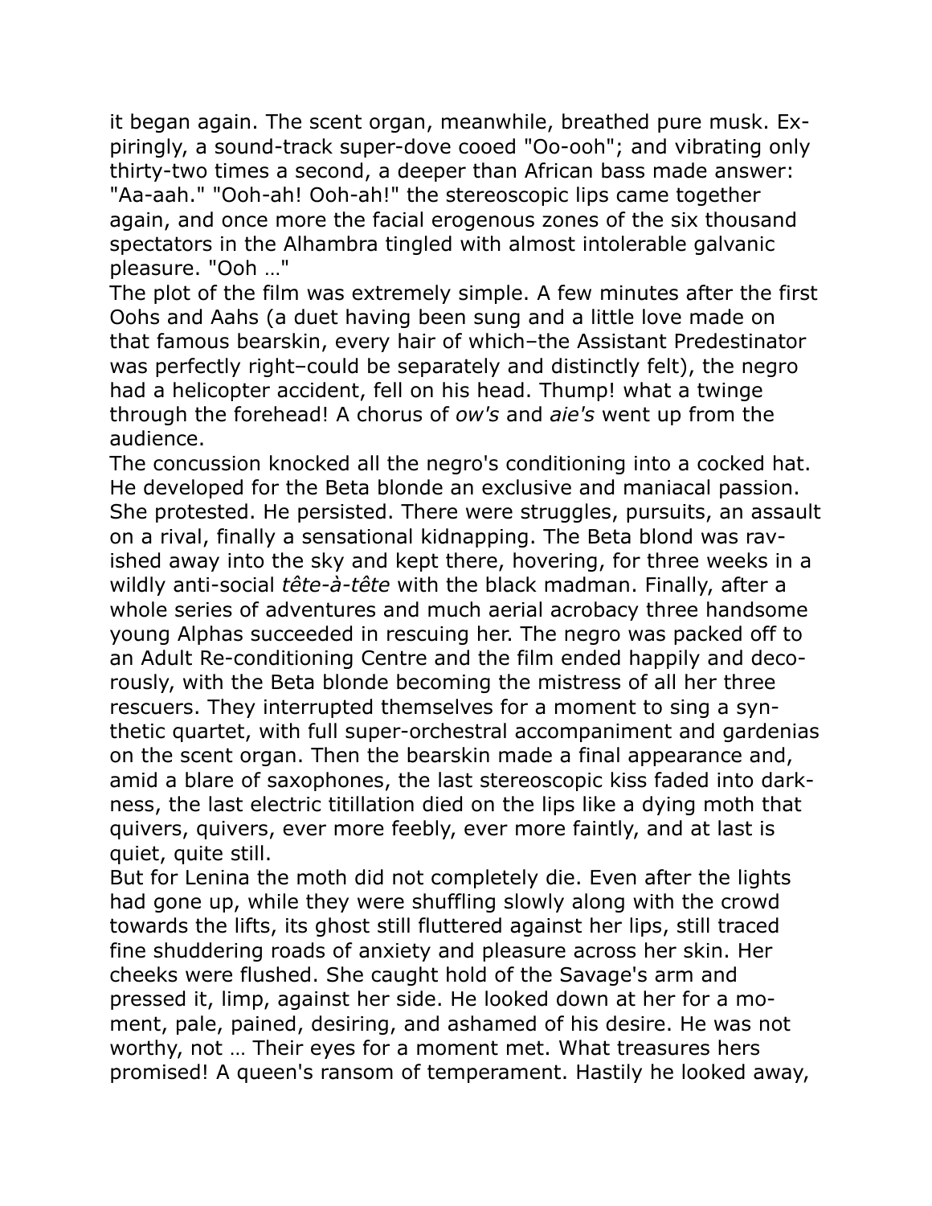it began again. The scent organ, meanwhile, breathed pure musk. Expiringly, a sound-track super-dove cooed "Oo-ooh"; and vibrating only thirty-two times a second, a deeper than African bass made answer: "Aa-aah." "Ooh-ah! Ooh-ah!" the stereoscopic lips came together again, and once more the facial erogenous zones of the six thousand spectators in the Alhambra tingled with almost intolerable galvanic pleasure. "Ooh …"

The plot of the film was extremely simple. A few minutes after the first Oohs and Aahs (a duet having been sung and a little love made on that famous bearskin, every hair of which–the Assistant Predestinator was perfectly right–could be separately and distinctly felt), the negro had a helicopter accident, fell on his head. Thump! what a twinge through the forehead! A chorus of *ow's* and *aie's* went up from the audience.

The concussion knocked all the negro's conditioning into a cocked hat. He developed for the Beta blonde an exclusive and maniacal passion. She protested. He persisted. There were struggles, pursuits, an assault on a rival, finally a sensational kidnapping. The Beta blond was ravished away into the sky and kept there, hovering, for three weeks in a wildly anti-social *tête-à-tête* with the black madman. Finally, after a whole series of adventures and much aerial acrobacy three handsome young Alphas succeeded in rescuing her. The negro was packed off to an Adult Re-conditioning Centre and the film ended happily and decorously, with the Beta blonde becoming the mistress of all her three rescuers. They interrupted themselves for a moment to sing a synthetic quartet, with full super-orchestral accompaniment and gardenias on the scent organ. Then the bearskin made a final appearance and, amid a blare of saxophones, the last stereoscopic kiss faded into darkness, the last electric titillation died on the lips like a dying moth that quivers, quivers, ever more feebly, ever more faintly, and at last is quiet, quite still.

But for Lenina the moth did not completely die. Even after the lights had gone up, while they were shuffling slowly along with the crowd towards the lifts, its ghost still fluttered against her lips, still traced fine shuddering roads of anxiety and pleasure across her skin. Her cheeks were flushed. She caught hold of the Savage's arm and pressed it, limp, against her side. He looked down at her for a moment, pale, pained, desiring, and ashamed of his desire. He was not worthy, not … Their eyes for a moment met. What treasures hers promised! A queen's ransom of temperament. Hastily he looked away,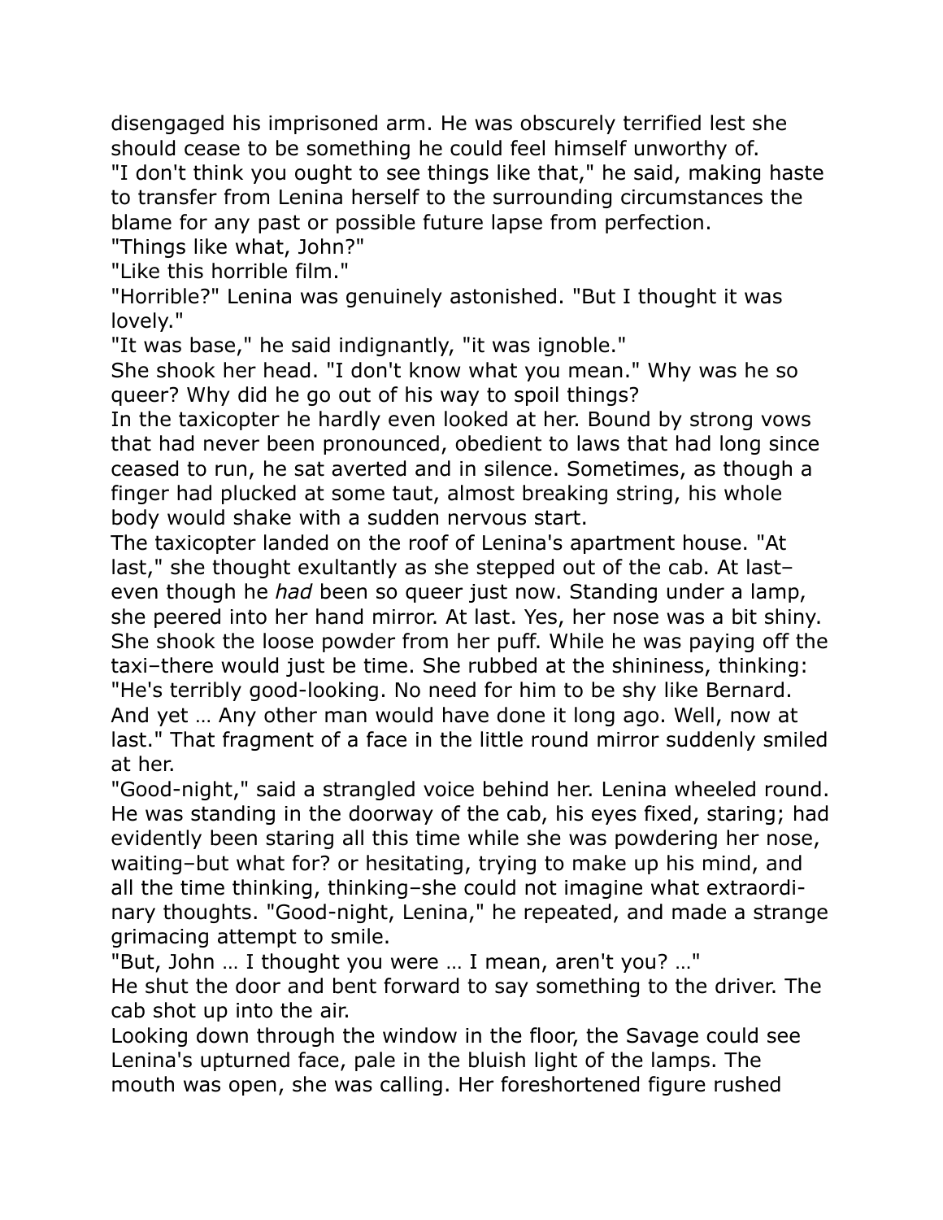disengaged his imprisoned arm. He was obscurely terrified lest she should cease to be something he could feel himself unworthy of.

"I don't think you ought to see things like that," he said, making haste to transfer from Lenina herself to the surrounding circumstances the blame for any past or possible future lapse from perfection.

"Things like what, John?"

"Like this horrible film."

"Horrible?" Lenina was genuinely astonished. "But I thought it was lovely."

"It was base," he said indignantly, "it was ignoble."

She shook her head. "I don't know what you mean." Why was he so queer? Why did he go out of his way to spoil things?

In the taxicopter he hardly even looked at her. Bound by strong vows that had never been pronounced, obedient to laws that had long since ceased to run, he sat averted and in silence. Sometimes, as though a finger had plucked at some taut, almost breaking string, his whole body would shake with a sudden nervous start.

The taxicopter landed on the roof of Lenina's apartment house. "At last," she thought exultantly as she stepped out of the cab. At last–even though he *had* been so queer just now. Standing under a lamp, she peered into her hand mirror. At last. Yes, her nose was a bit shiny. She shook the loose powder from her puff. While he was paying off the taxi–there would just be time. She rubbed at the shininess, thinking: "He's terribly good-looking. No need for him to be shy like Bernard. And yet … Any other man would have done it long ago. Well, now at last." That fragment of a face in the little round mirror suddenly smiled at her.

"Good-night," said a strangled voice behind her. Lenina wheeled round. He was standing in the doorway of the cab, his eyes fixed, staring; had evidently been staring all this time while she was powdering her nose, waiting–but what for? or hesitating, trying to make up his mind, and all the time thinking, thinking–she could not imagine what extraordinary thoughts. "Good-night, Lenina," he repeated, and made a strange grimacing attempt to smile.

"But, John … I thought you were … I mean, aren't you? …"

He shut the door and bent forward to say something to the driver. The cab shot up into the air.

Looking down through the window in the floor, the Savage could see Lenina's upturned face, pale in the bluish light of the lamps. The mouth was open, she was calling. Her foreshortened figure rushed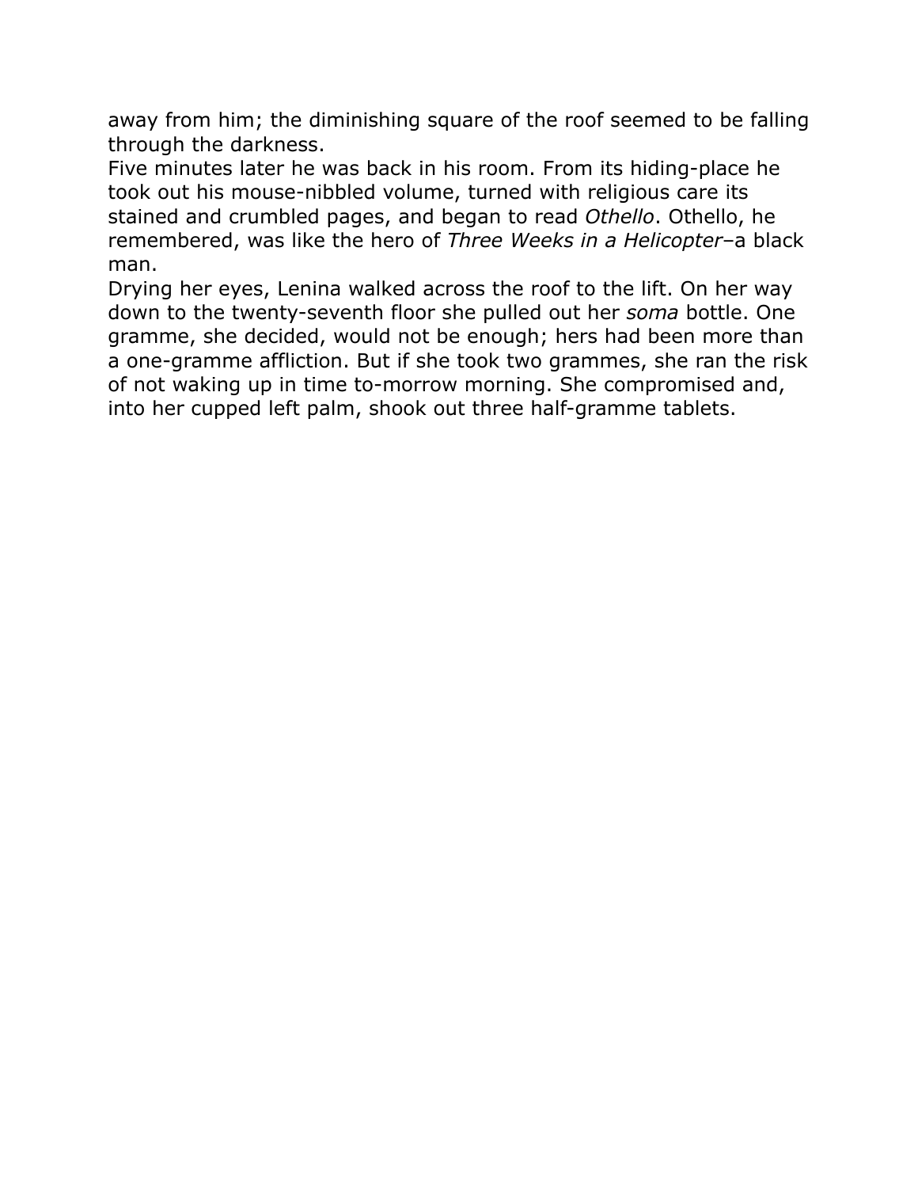away from him; the diminishing square of the roof seemed to be falling through the darkness.

Five minutes later he was back in his room. From its hiding-place he took out his mouse-nibbled volume, turned with religious care its stained and crumbled pages, and began to read *Othello*. Othello, he remembered, was like the hero of *Three Weeks in a Helicopter*–a black man.

Drying her eyes, Lenina walked across the roof to the lift. On her way down to the twenty-seventh floor she pulled out her *soma* bottle. One gramme, she decided, would not be enough; hers had been more than a one-gramme affliction. But if she took two grammes, she ran the risk of not waking up in time to-morrow morning. She compromised and, into her cupped left palm, shook out three half-gramme tablets.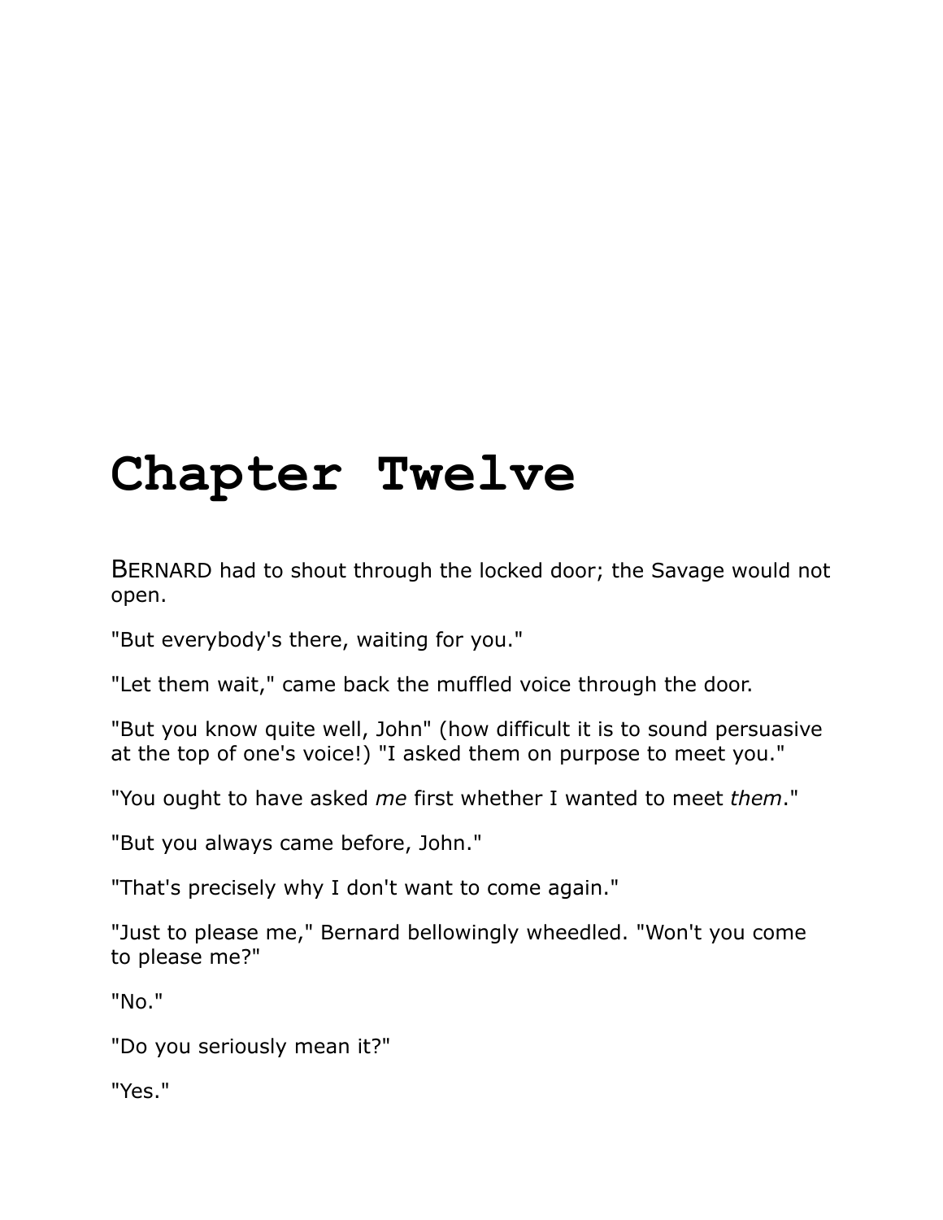# Chapter Twelve

BERNARD had to shout through the locked door; the Savage would not open.

"But everybody's there, waiting for you."

"Let them wait," came back the muffled voice through the door.

"But you know quite well, John" (how difficult it is to sound persuasive at the top of one's voice!) "I asked them on purpose to meet you."

"You ought to have asked *me* first whether I wanted to meet *them*."

"But you always came before, John."

"That's precisely why I don't want to come again."

"Just to please me," Bernard bellowingly wheedled. "Won't you come to please me?"

"No."

"Do you seriously mean it?"

"Yes."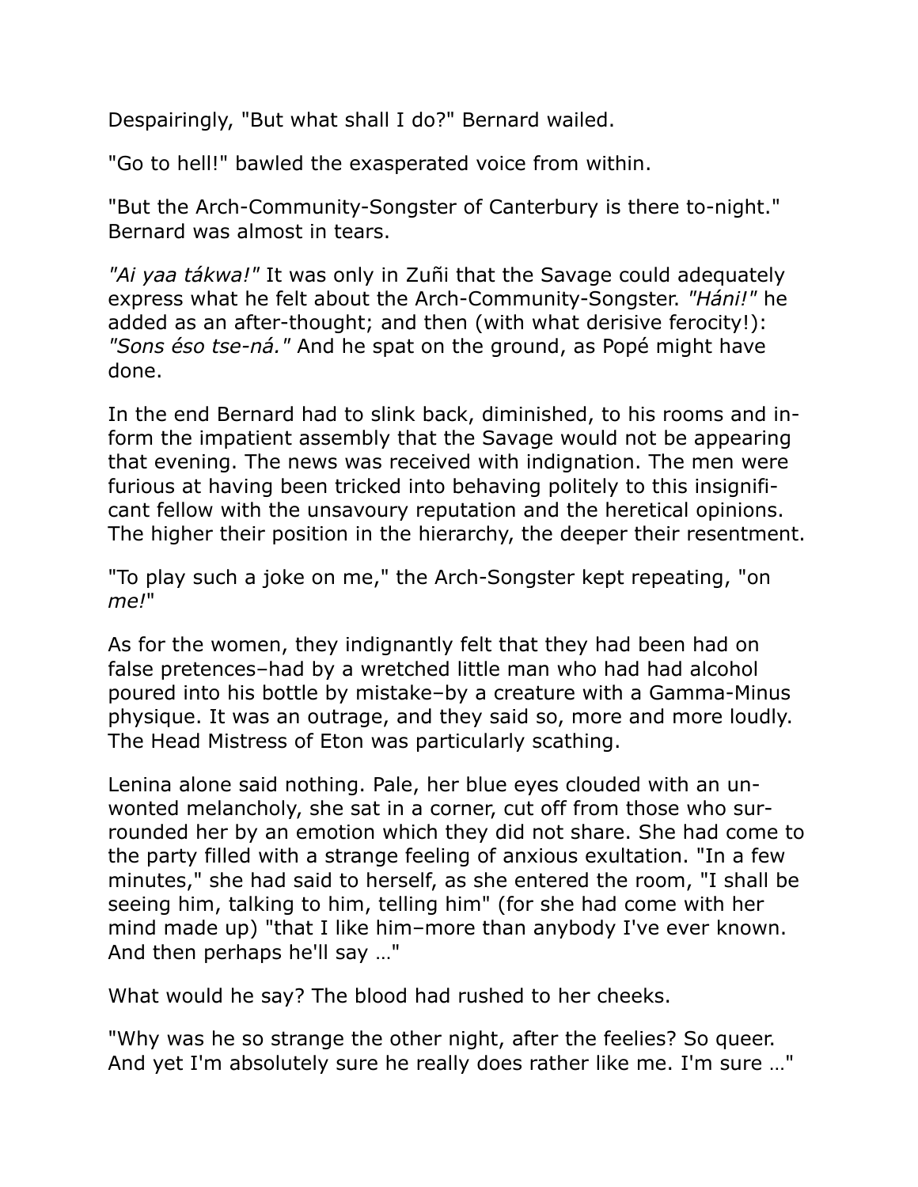Despairingly, "But what shall I do?" Bernard wailed.

"Go to hell!" bawled the exasperated voice from within.

"But the Arch-Community-Songster of Canterbury is there to-night." Bernard was almost in tears.

*"Ai yaa tákwa!"* It was only in Zuñi that the Savage could adequately express what he felt about the Arch-Community-Songster. *"Háni!"* he added as an after-thought; and then (with what derisive ferocity!): *"Sons éso tse-ná."* And he spat on the ground, as Popé might have done.

In the end Bernard had to slink back, diminished, to his rooms and inform the impatient assembly that the Savage would not be appearing that evening. The news was received with indignation. The men were furious at having been tricked into behaving politely to this insignificant fellow with the unsavoury reputation and the heretical opinions. The higher their position in the hierarchy, the deeper their resentment.

"To play such a joke on me," the Arch-Songster kept repeating, "on *me!*"

As for the women, they indignantly felt that they had been had on false pretences–had by a wretched little man who had had alcohol poured into his bottle by mistake–by a creature with a Gamma-Minus physique. It was an outrage, and they said so, more and more loudly. The Head Mistress of Eton was particularly scathing.

Lenina alone said nothing. Pale, her blue eyes clouded with an unwonted melancholy, she sat in a corner, cut off from those who surrounded her by an emotion which they did not share. She had come to the party filled with a strange feeling of anxious exultation. "In a few minutes," she had said to herself, as she entered the room, "I shall be seeing him, talking to him, telling him" (for she had come with her mind made up) "that I like him–more than anybody I've ever known. And then perhaps he'll say …"

What would he say? The blood had rushed to her cheeks.

"Why was he so strange the other night, after the feelies? So queer. And yet I'm absolutely sure he really does rather like me. I'm sure …"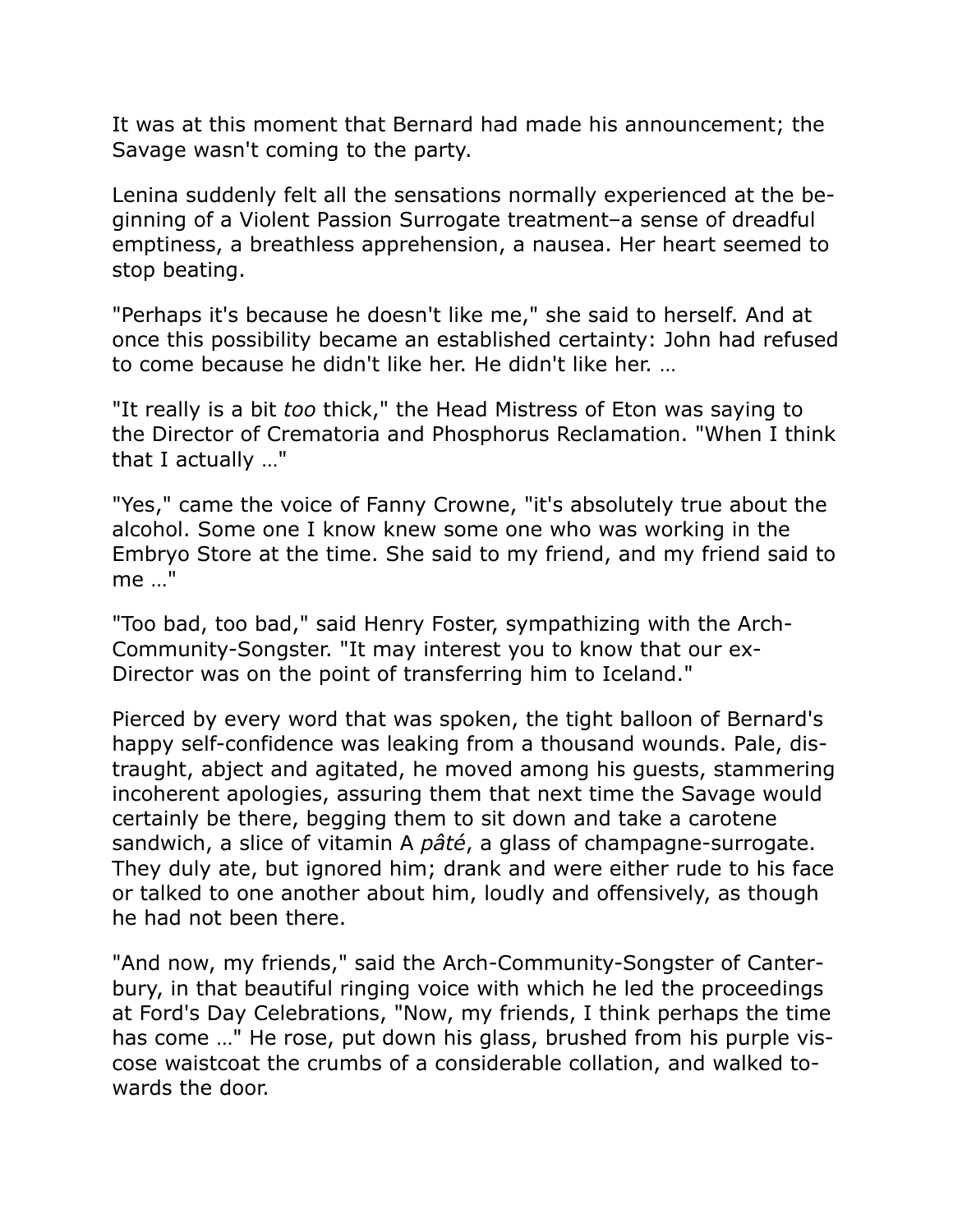It was at this moment that Bernard had made his announcement; the Savage wasn't coming to the party.

Lenina suddenly felt all the sensations normally experienced at the beginning of a Violent Passion Surrogate treatment–a sense of dreadful emptiness, a breathless apprehension, a nausea. Her heart seemed to stop beating.

"Perhaps it's because he doesn't like me," she said to herself. And at once this possibility became an established certainty: John had refused to come because he didn't like her. He didn't like her. …

"It really is a bit *too* thick," the Head Mistress of Eton was saying to the Director of Crematoria and Phosphorus Reclamation. "When I think that I actually …"

"Yes," came the voice of Fanny Crowne, "it's absolutely true about the alcohol. Some one I know knew some one who was working in the Embryo Store at the time. She said to my friend, and my friend said to me …"

"Too bad, too bad," said Henry Foster, sympathizing with the Arch-Community-Songster. "It may interest you to know that our ex-Director was on the point of transferring him to Iceland."

Pierced by every word that was spoken, the tight balloon of Bernard's happy self-confidence was leaking from a thousand wounds. Pale, distraught, abject and agitated, he moved among his guests, stammering incoherent apologies, assuring them that next time the Savage would certainly be there, begging them to sit down and take a carotene sandwich, a slice of vitamin A *pâté*, a glass of champagne-surrogate. They duly ate, but ignored him; drank and were either rude to his face or talked to one another about him, loudly and offensively, as though he had not been there.

"And now, my friends," said the Arch-Community-Songster of Canterbury, in that beautiful ringing voice with which he led the proceedings at Ford's Day Celebrations, "Now, my friends, I think perhaps the time has come …" He rose, put down his glass, brushed from his purple viscose waistcoat the crumbs of a considerable collation, and walked towards the door.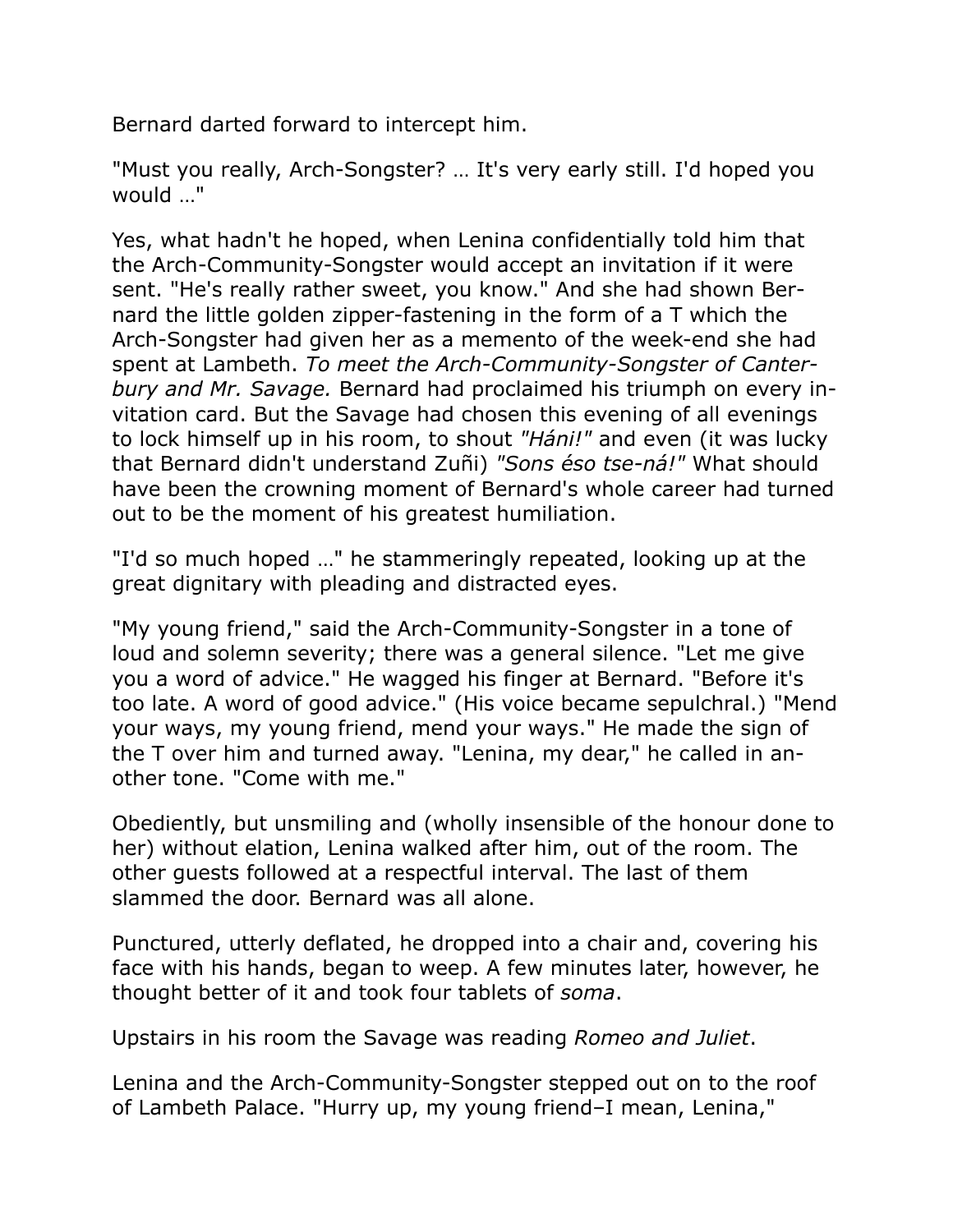Bernard darted forward to intercept him.

"Must you really, Arch-Songster? … It's very early still. I'd hoped you would …"

Yes, what hadn't he hoped, when Lenina confidentially told him that the Arch-Community-Songster would accept an invitation if it were sent. "He's really rather sweet, you know." And she had shown Bernard the little golden zipper-fastening in the form of a T which the Arch-Songster had given her as a memento of the week-end she had spent at Lambeth. *To meet the Arch-Community-Songster of Canterbury and Mr. Savage.* Bernard had proclaimed his triumph on every invitation card. But the Savage had chosen this evening of all evenings to lock himself up in his room, to shout *"Háni!"* and even (it was lucky that Bernard didn't understand Zuñi) *"Sons éso tse-ná!"* What should have been the crowning moment of Bernard's whole career had turned out to be the moment of his greatest humiliation.

"I'd so much hoped …" he stammeringly repeated, looking up at the great dignitary with pleading and distracted eyes.

"My young friend," said the Arch-Community-Songster in a tone of loud and solemn severity; there was a general silence. "Let me give you a word of advice." He wagged his finger at Bernard. "Before it's too late. A word of good advice." (His voice became sepulchral.) "Mend your ways, my young friend, mend your ways." He made the sign of the T over him and turned away. "Lenina, my dear," he called in another tone. "Come with me."

Obediently, but unsmiling and (wholly insensible of the honour done to her) without elation, Lenina walked after him, out of the room. The other guests followed at a respectful interval. The last of them slammed the door. Bernard was all alone.

Punctured, utterly deflated, he dropped into a chair and, covering his face with his hands, began to weep. A few minutes later, however, he thought better of it and took four tablets of *soma*.

Upstairs in his room the Savage was reading *Romeo and Juliet*.

Lenina and the Arch-Community-Songster stepped out on to the roof of Lambeth Palace. "Hurry up, my young friend–I mean, Lenina,"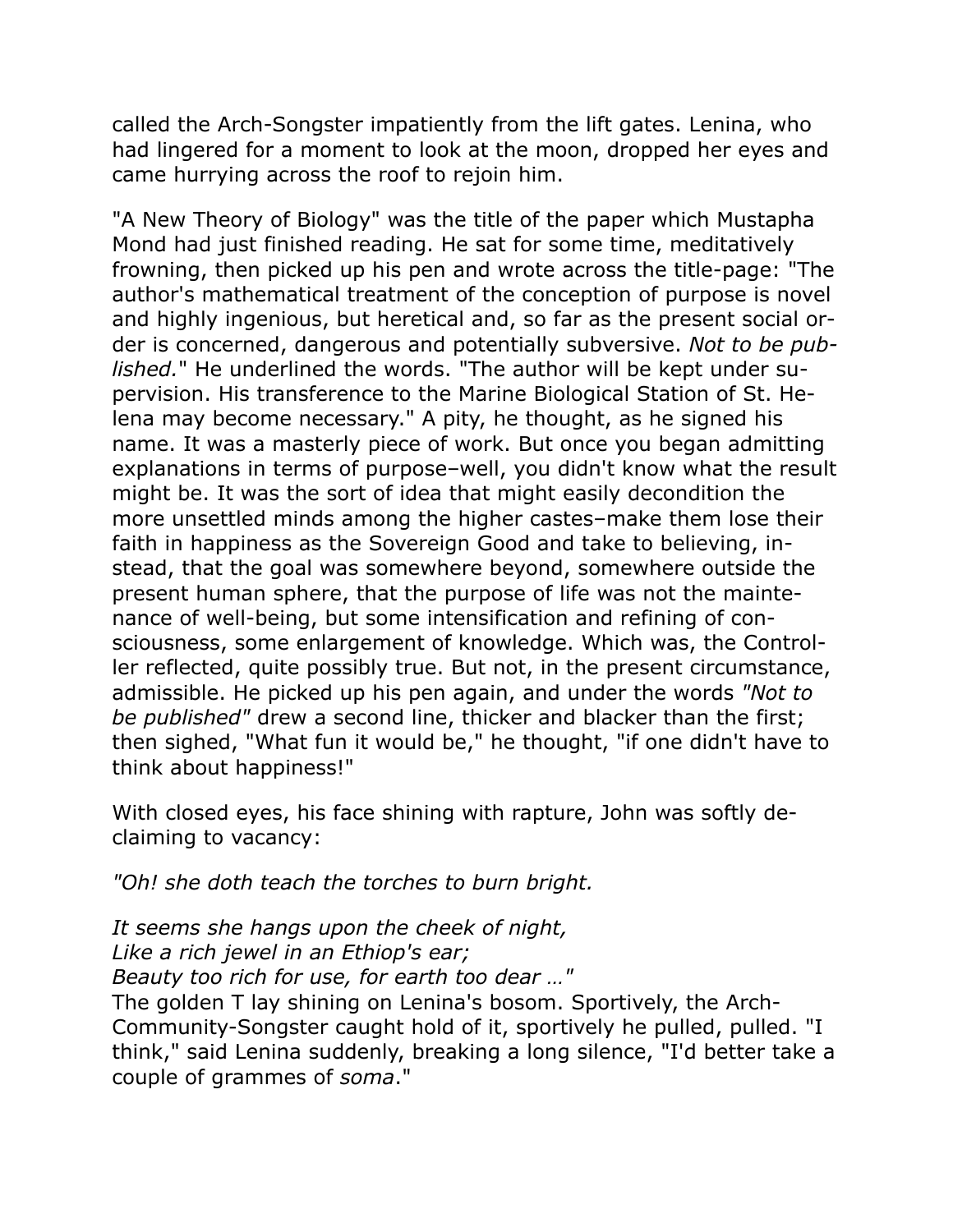called the Arch-Songster impatiently from the lift gates. Lenina, who had lingered for a moment to look at the moon, dropped her eyes and came hurrying across the roof to rejoin him.

"A New Theory of Biology" was the title of the paper which Mustapha Mond had just finished reading. He sat for some time, meditatively frowning, then picked up his pen and wrote across the title-page: "The author's mathematical treatment of the conception of purpose is novel and highly ingenious, but heretical and, so far as the present social order is concerned, dangerous and potentially subversive. *Not to be published.*" He underlined the words. "The author will be kept under supervision. His transference to the Marine Biological Station of St. Helena may become necessary." A pity, he thought, as he signed his name. It was a masterly piece of work. But once you began admitting explanations in terms of purpose–well, you didn't know what the result might be. It was the sort of idea that might easily decondition the more unsettled minds among the higher castes–make them lose their faith in happiness as the Sovereign Good and take to believing, instead, that the goal was somewhere beyond, somewhere outside the present human sphere, that the purpose of life was not the maintenance of well-being, but some intensification and refining of consciousness, some enlargement of knowledge. Which was, the Controller reflected, quite possibly true. But not, in the present circumstance, admissible. He picked up his pen again, and under the words *"Not to be published"* drew a second line, thicker and blacker than the first; then sighed, "What fun it would be," he thought, "if one didn't have to think about happiness!"

With closed eyes, his face shining with rapture, John was softly declaiming to vacancy:

*"Oh! she doth teach the torches to burn bright.*

*It seems she hangs upon the cheek of night,*
*Like a rich jewel in an Ethiop's ear;*
*Beauty too rich for use, for earth too dear …"*

The golden T lay shining on Lenina's bosom. Sportively, the Arch-Community-Songster caught hold of it, sportively he pulled, pulled. "I think," said Lenina suddenly, breaking a long silence, "I'd better take a couple of grammes of *soma*."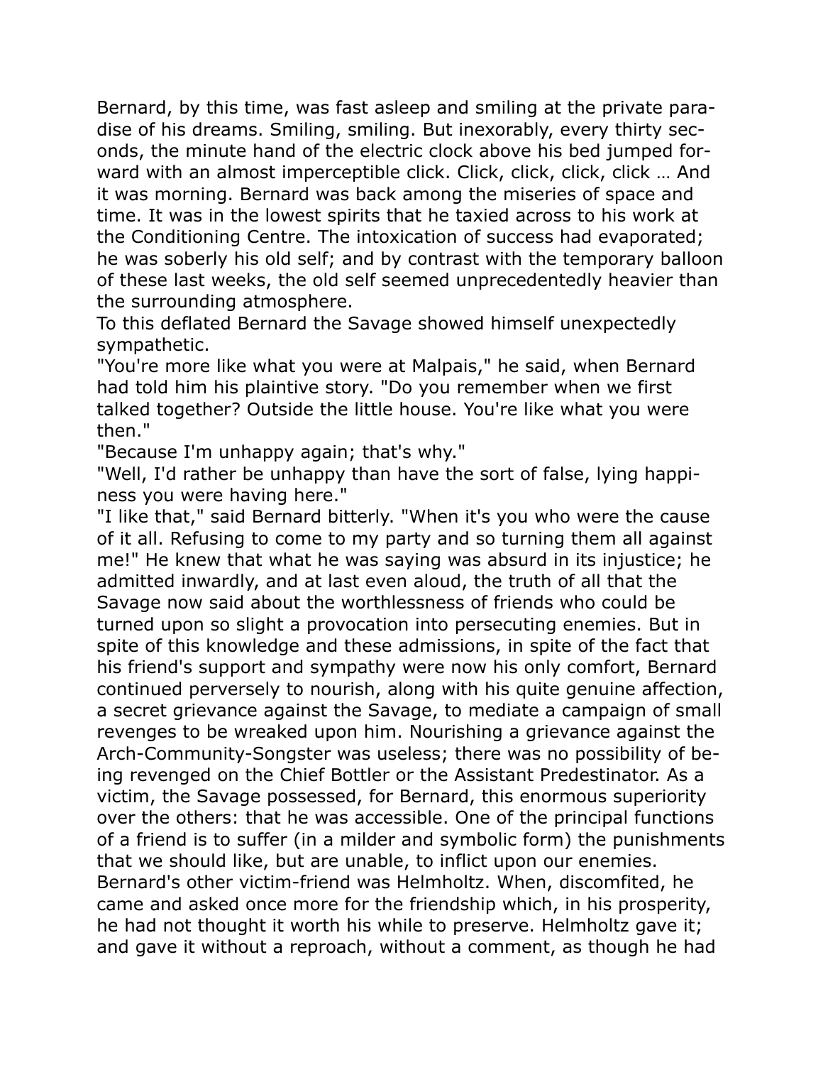Bernard, by this time, was fast asleep and smiling at the private paradise of his dreams. Smiling, smiling. But inexorably, every thirty seconds, the minute hand of the electric clock above his bed jumped forward with an almost imperceptible click. Click, click, click, click … And it was morning. Bernard was back among the miseries of space and time. It was in the lowest spirits that he taxied across to his work at the Conditioning Centre. The intoxication of success had evaporated; he was soberly his old self; and by contrast with the temporary balloon of these last weeks, the old self seemed unprecedentedly heavier than the surrounding atmosphere.

To this deflated Bernard the Savage showed himself unexpectedly sympathetic.

"You're more like what you were at Malpais," he said, when Bernard had told him his plaintive story. "Do you remember when we first talked together? Outside the little house. You're like what you were then."

"Because I'm unhappy again; that's why."

"Well, I'd rather be unhappy than have the sort of false, lying happiness you were having here."

"I like that," said Bernard bitterly. "When it's you who were the cause of it all. Refusing to come to my party and so turning them all against me!" He knew that what he was saying was absurd in its injustice; he admitted inwardly, and at last even aloud, the truth of all that the Savage now said about the worthlessness of friends who could be turned upon so slight a provocation into persecuting enemies. But in spite of this knowledge and these admissions, in spite of the fact that his friend's support and sympathy were now his only comfort, Bernard continued perversely to nourish, along with his quite genuine affection, a secret grievance against the Savage, to mediate a campaign of small revenges to be wreaked upon him. Nourishing a grievance against the Arch-Community-Songster was useless; there was no possibility of being revenged on the Chief Bottler or the Assistant Predestinator. As a victim, the Savage possessed, for Bernard, this enormous superiority over the others: that he was accessible. One of the principal functions of a friend is to suffer (in a milder and symbolic form) the punishments that we should like, but are unable, to inflict upon our enemies. Bernard's other victim-friend was Helmholtz. When, discomfited, he came and asked once more for the friendship which, in his prosperity, he had not thought it worth his while to preserve. Helmholtz gave it; and gave it without a reproach, without a comment, as though he had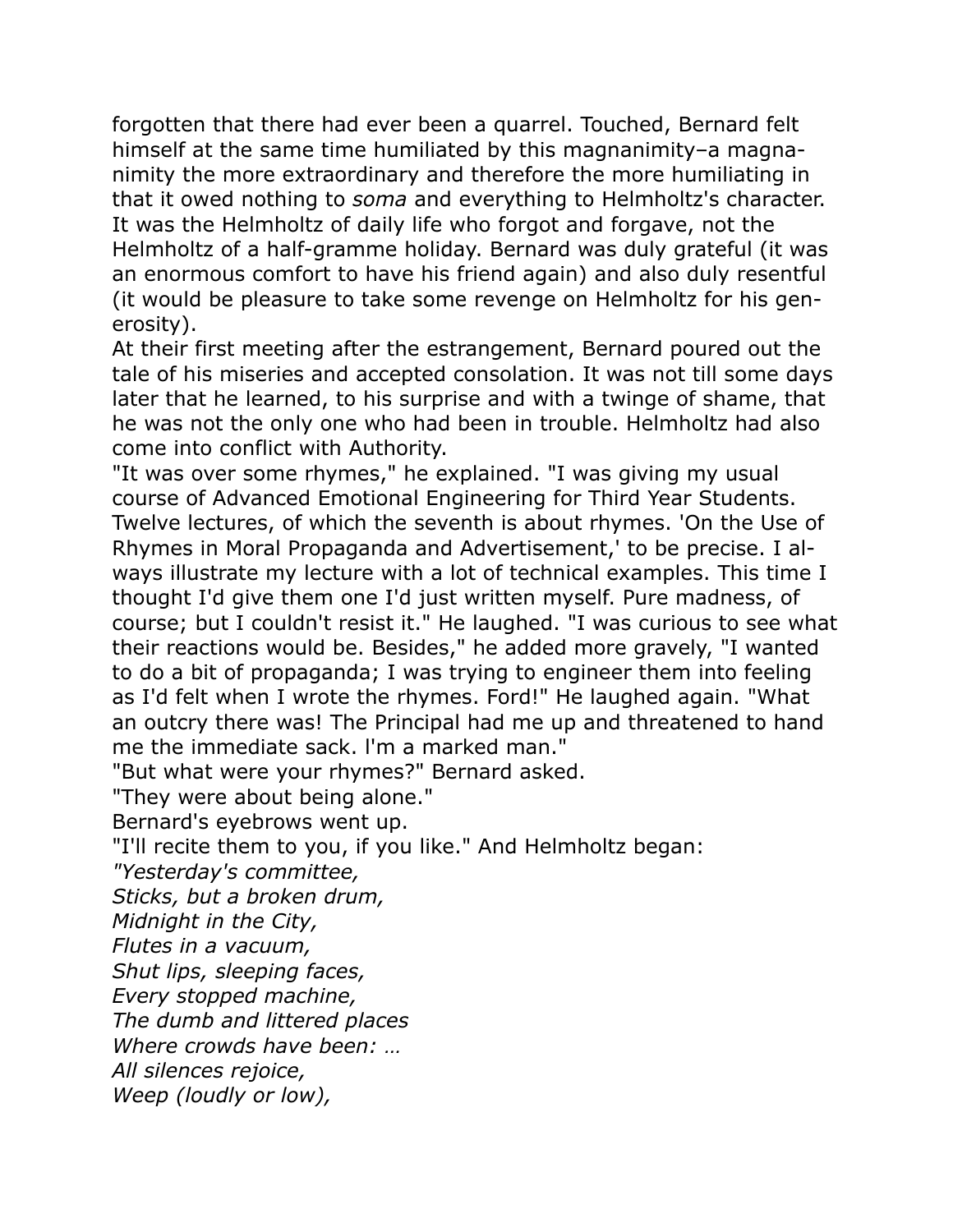forgotten that there had ever been a quarrel. Touched, Bernard felt himself at the same time humiliated by this magnanimity–a magnanimity the more extraordinary and therefore the more humiliating in that it owed nothing to *soma* and everything to Helmholtz's character. It was the Helmholtz of daily life who forgot and forgave, not the Helmholtz of a half-gramme holiday. Bernard was duly grateful (it was an enormous comfort to have his friend again) and also duly resentful (it would be pleasure to take some revenge on Helmholtz for his generosity).

At their first meeting after the estrangement, Bernard poured out the tale of his miseries and accepted consolation. It was not till some days later that he learned, to his surprise and with a twinge of shame, that he was not the only one who had been in trouble. Helmholtz had also come into conflict with Authority.

"It was over some rhymes," he explained. "I was giving my usual course of Advanced Emotional Engineering for Third Year Students. Twelve lectures, of which the seventh is about rhymes. 'On the Use of Rhymes in Moral Propaganda and Advertisement,' to be precise. I always illustrate my lecture with a lot of technical examples. This time I thought I'd give them one I'd just written myself. Pure madness, of course; but I couldn't resist it." He laughed. "I was curious to see what their reactions would be. Besides," he added more gravely, "I wanted to do a bit of propaganda; I was trying to engineer them into feeling as I'd felt when I wrote the rhymes. Ford!" He laughed again. "What an outcry there was! The Principal had me up and threatened to hand me the immediate sack. I'm a marked man."

"But what were your rhymes?" Bernard asked.

"They were about being alone."

Bernard's eyebrows went up.

"I'll recite them to you, if you like." And Helmholtz began:

*"Yesterday's committee,*  
*Sticks, but a broken drum,*  
*Midnight in the City,*  
*Flutes in a vacuum,*  
*Shut lips, sleeping faces,*  
*Every stopped machine,*  
*The dumb and littered places*  
*Where crowds have been: …*  
*All silences rejoice,*  
*Weep (loudly or low),*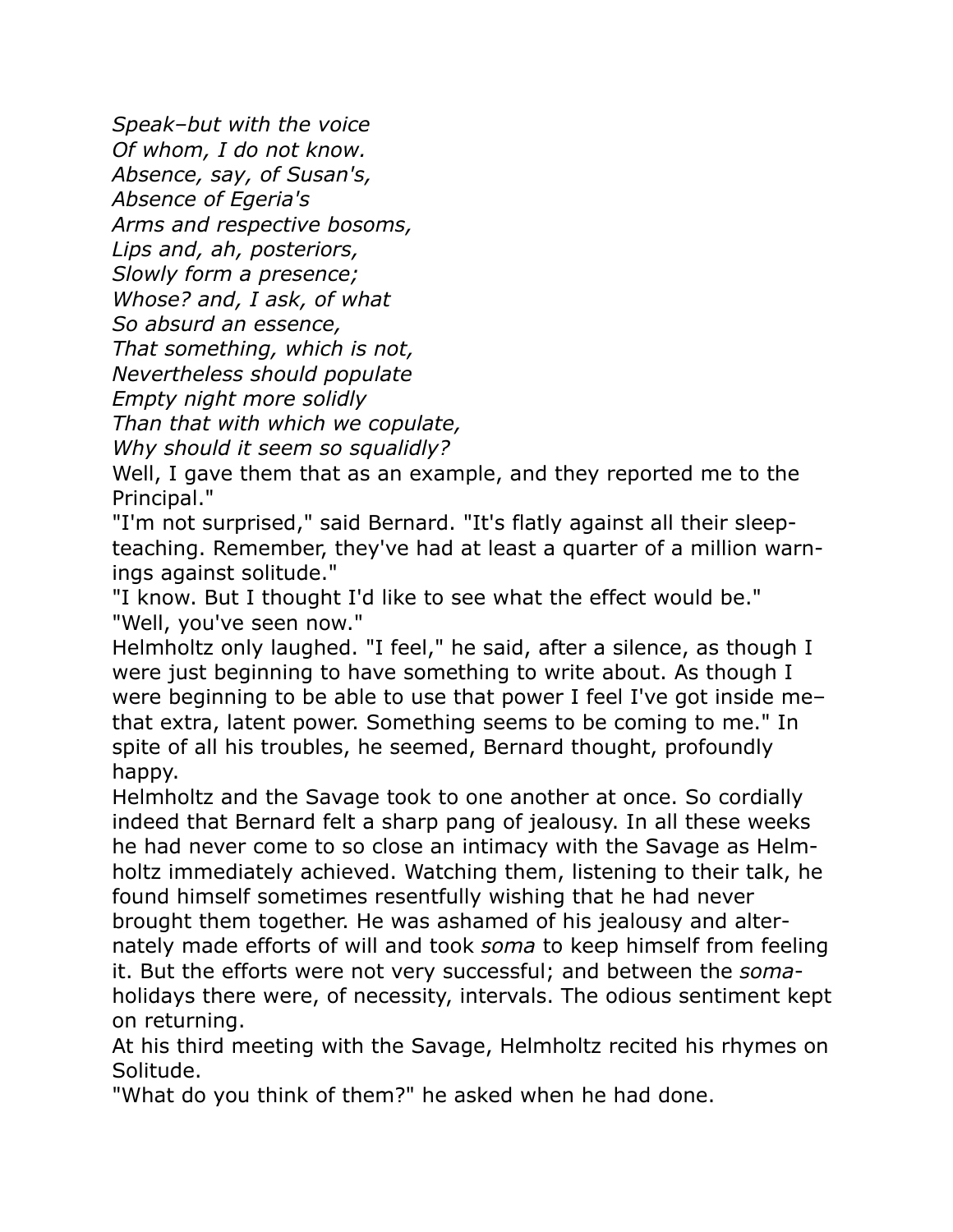*Speak–but with the voice*
*Of whom, I do not know.*
*Absence, say, of Susan's,*
*Absence of Egeria's*
*Arms and respective bosoms,*
*Lips and, ah, posteriors,*
*Slowly form a presence;*
*Whose? and, I ask, of what*
*So absurd an essence,*
*That something, which is not,*
*Nevertheless should populate*
*Empty night more solidly*
*Than that with which we copulate,*
*Why should it seem so squalidly?*

Well, I gave them that as an example, and they reported me to the Principal."

"I'm not surprised," said Bernard. "It's flatly against all their sleep-teaching. Remember, they've had at least a quarter of a million warnings against solitude."

"I know. But I thought I'd like to see what the effect would be."

"Well, you've seen now."

Helmholtz only laughed. "I feel," he said, after a silence, as though I were just beginning to have something to write about. As though I were beginning to be able to use that power I feel I've got inside me–that extra, latent power. Something seems to be coming to me." In spite of all his troubles, he seemed, Bernard thought, profoundly happy.

Helmholtz and the Savage took to one another at once. So cordially indeed that Bernard felt a sharp pang of jealousy. In all these weeks he had never come to so close an intimacy with the Savage as Helmholtz immediately achieved. Watching them, listening to their talk, he found himself sometimes resentfully wishing that he had never brought them together. He was ashamed of his jealousy and alternately made efforts of will and took *soma* to keep himself from feeling it. But the efforts were not very successful; and between the *soma*-holidays there were, of necessity, intervals. The odious sentiment kept on returning.

At his third meeting with the Savage, Helmholtz recited his rhymes on Solitude.

"What do you think of them?" he asked when he had done.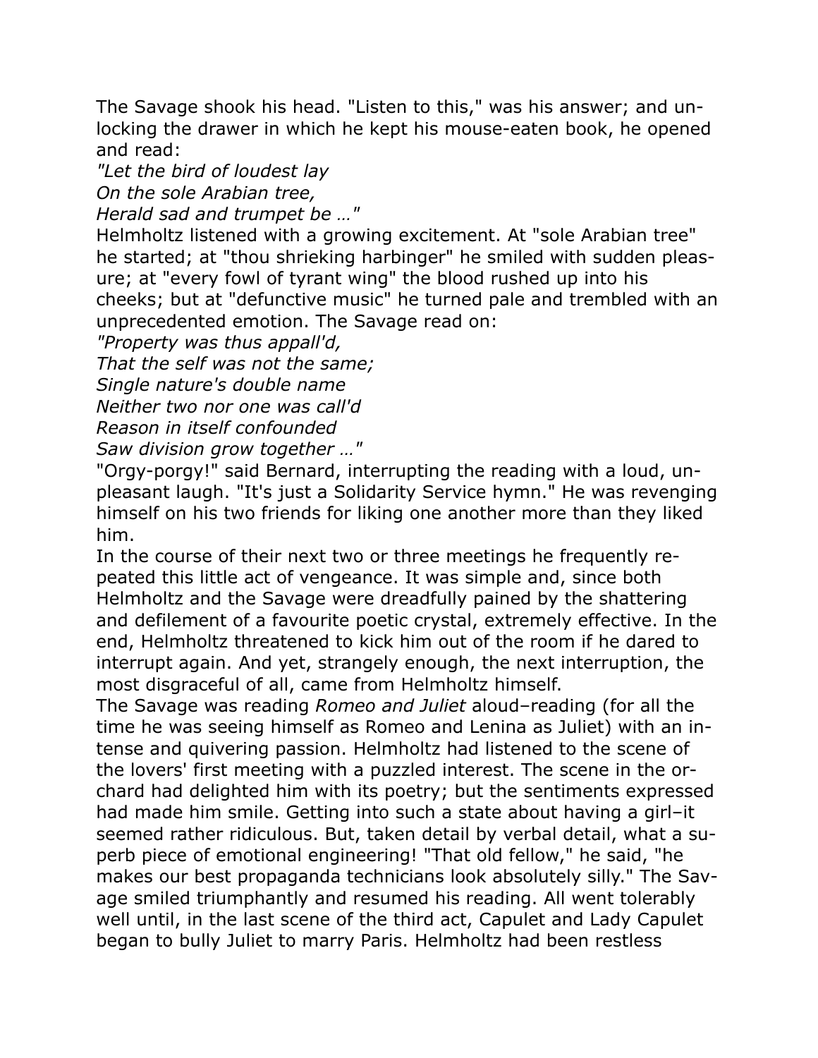The Savage shook his head. "Listen to this," was his answer; and unlocking the drawer in which he kept his mouse-eaten book, he opened and read:

*"Let the bird of loudest lay*  
*On the sole Arabian tree,*  
*Herald sad and trumpet be …"*

Helmholtz listened with a growing excitement. At "sole Arabian tree" he started; at "thou shrieking harbinger" he smiled with sudden pleasure; at "every fowl of tyrant wing" the blood rushed up into his cheeks; but at "defunctive music" he turned pale and trembled with an unprecedented emotion. The Savage read on:

*"Property was thus appall'd,*  
*That the self was not the same;*  
*Single nature's double name*  
*Neither two nor one was call'd*  
*Reason in itself confounded*  
*Saw division grow together …"*

"Orgy-porgy!" said Bernard, interrupting the reading with a loud, unpleasant laugh. "It's just a Solidarity Service hymn." He was revenging himself on his two friends for liking one another more than they liked him.

In the course of their next two or three meetings he frequently repeated this little act of vengeance. It was simple and, since both Helmholtz and the Savage were dreadfully pained by the shattering and defilement of a favourite poetic crystal, extremely effective. In the end, Helmholtz threatened to kick him out of the room if he dared to interrupt again. And yet, strangely enough, the next interruption, the most disgraceful of all, came from Helmholtz himself.

The Savage was reading *Romeo and Juliet* aloud–reading (for all the time he was seeing himself as Romeo and Lenina as Juliet) with an intense and quivering passion. Helmholtz had listened to the scene of the lovers' first meeting with a puzzled interest. The scene in the orchard had delighted him with its poetry; but the sentiments expressed had made him smile. Getting into such a state about having a girl–it seemed rather ridiculous. But, taken detail by verbal detail, what a superb piece of emotional engineering! "That old fellow," he said, "he makes our best propaganda technicians look absolutely silly." The Savage smiled triumphantly and resumed his reading. All went tolerably well until, in the last scene of the third act, Capulet and Lady Capulet began to bully Juliet to marry Paris. Helmholtz had been restless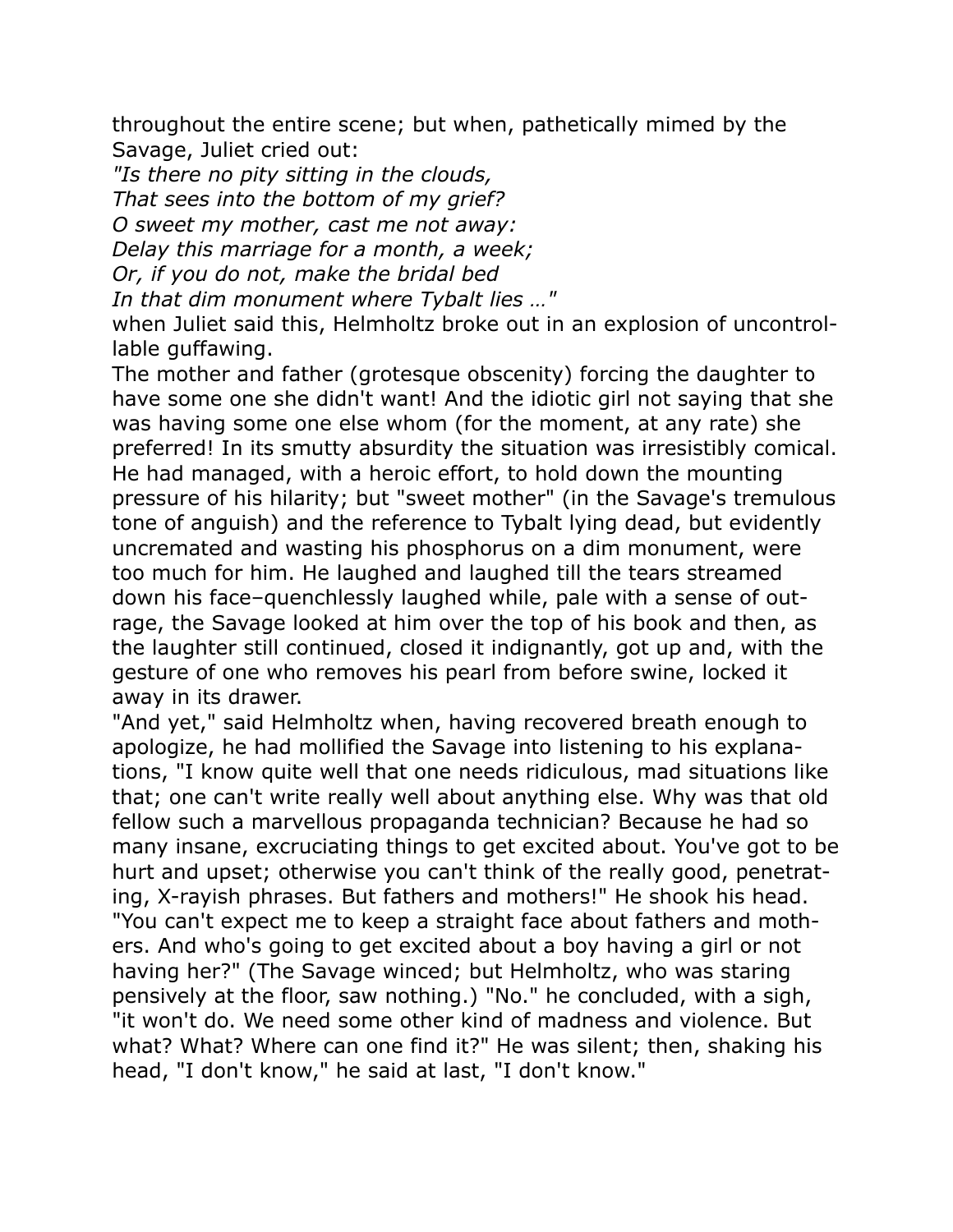throughout the entire scene; but when, pathetically mimed by the Savage, Juliet cried out:

*"Is there no pity sitting in the clouds,*
*That sees into the bottom of my grief?*
*O sweet my mother, cast me not away:*
*Delay this marriage for a month, a week;*
*Or, if you do not, make the bridal bed*
*In that dim monument where Tybalt lies …"*

when Juliet said this, Helmholtz broke out in an explosion of uncontrollable guffawing.

The mother and father (grotesque obscenity) forcing the daughter to have some one she didn't want! And the idiotic girl not saying that she was having some one else whom (for the moment, at any rate) she preferred! In its smutty absurdity the situation was irresistibly comical. He had managed, with a heroic effort, to hold down the mounting pressure of his hilarity; but "sweet mother" (in the Savage's tremulous tone of anguish) and the reference to Tybalt lying dead, but evidently uncremated and wasting his phosphorus on a dim monument, were too much for him. He laughed and laughed till the tears streamed down his face–quenchlessly laughed while, pale with a sense of outrage, the Savage looked at him over the top of his book and then, as the laughter still continued, closed it indignantly, got up and, with the gesture of one who removes his pearl from before swine, locked it away in its drawer.

"And yet," said Helmholtz when, having recovered breath enough to apologize, he had mollified the Savage into listening to his explanations, "I know quite well that one needs ridiculous, mad situations like that; one can't write really well about anything else. Why was that old fellow such a marvellous propaganda technician? Because he had so many insane, excruciating things to get excited about. You've got to be hurt and upset; otherwise you can't think of the really good, penetrating, X-rayish phrases. But fathers and mothers!" He shook his head. "You can't expect me to keep a straight face about fathers and mothers. And who's going to get excited about a boy having a girl or not having her?" (The Savage winced; but Helmholtz, who was staring pensively at the floor, saw nothing.) "No." he concluded, with a sigh, "it won't do. We need some other kind of madness and violence. But what? What? Where can one find it?" He was silent; then, shaking his head, "I don't know," he said at last, "I don't know."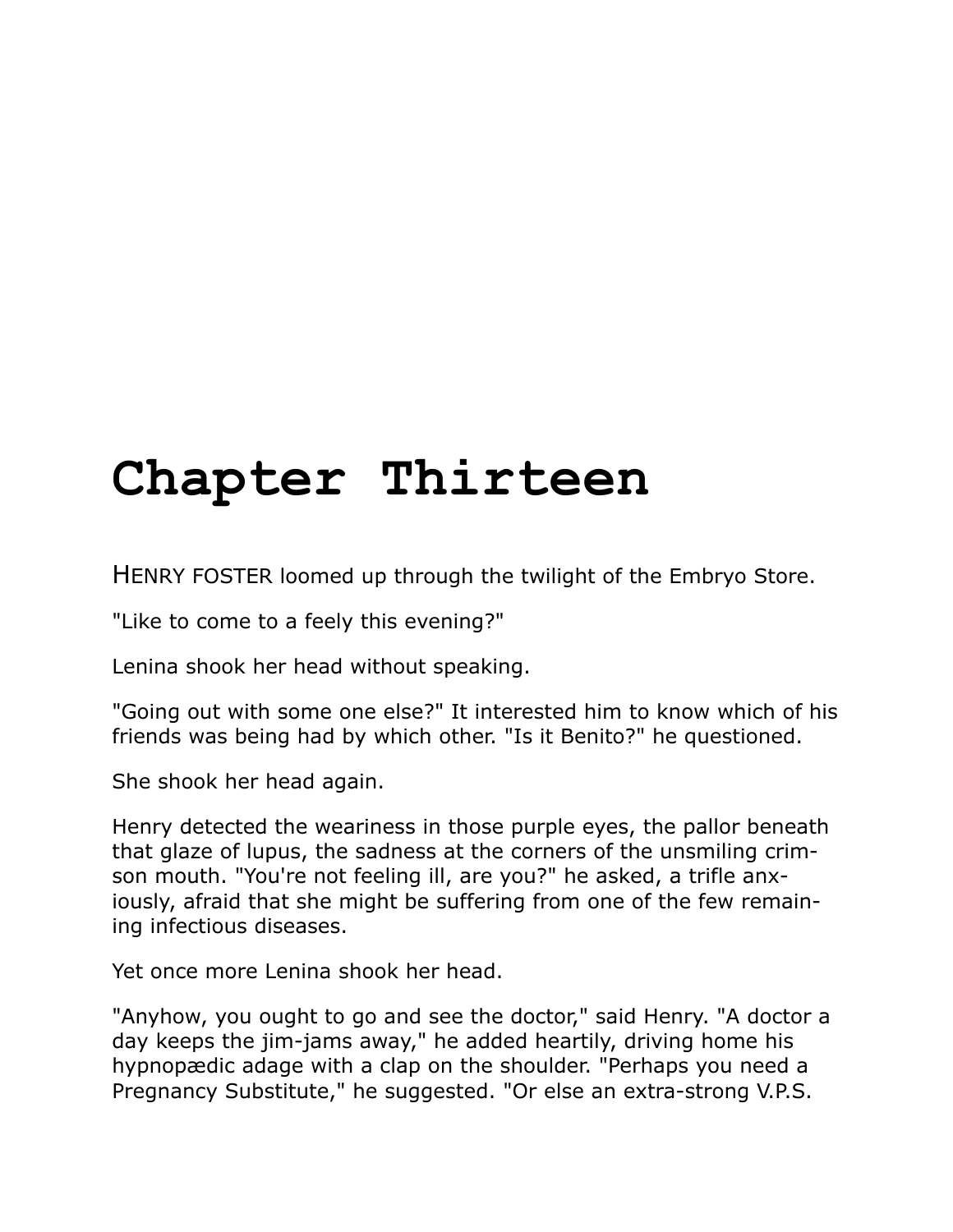# Chapter Thirteen

HENRY FOSTER loomed up through the twilight of the Embryo Store.

"Like to come to a feely this evening?"

Lenina shook her head without speaking.

"Going out with some one else?" It interested him to know which of his friends was being had by which other. "Is it Benito?" he questioned.

She shook her head again.

Henry detected the weariness in those purple eyes, the pallor beneath that glaze of lupus, the sadness at the corners of the unsmiling crimson mouth. "You're not feeling ill, are you?" he asked, a trifle anxiously, afraid that she might be suffering from one of the few remaining infectious diseases.

Yet once more Lenina shook her head.

"Anyhow, you ought to go and see the doctor," said Henry. "A doctor a day keeps the jim-jams away," he added heartily, driving home his hypnopædic adage with a clap on the shoulder. "Perhaps you need a Pregnancy Substitute," he suggested. "Or else an extra-strong V.P.S.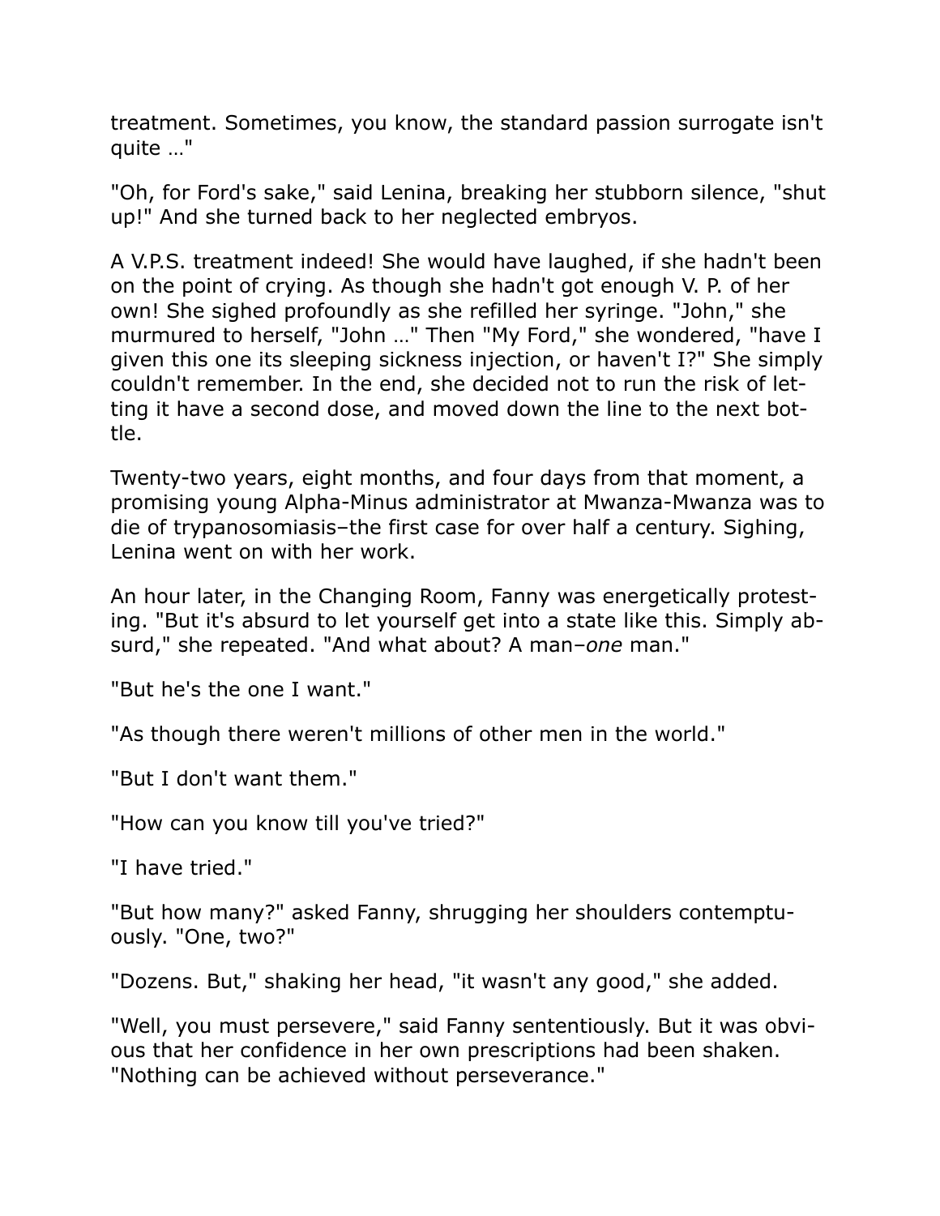treatment. Sometimes, you know, the standard passion surrogate isn't quite …"

"Oh, for Ford's sake," said Lenina, breaking her stubborn silence, "shut up!" And she turned back to her neglected embryos.

A V.P.S. treatment indeed! She would have laughed, if she hadn't been on the point of crying. As though she hadn't got enough V. P. of her own! She sighed profoundly as she refilled her syringe. "John," she murmured to herself, "John …" Then "My Ford," she wondered, "have I given this one its sleeping sickness injection, or haven't I?" She simply couldn't remember. In the end, she decided not to run the risk of letting it have a second dose, and moved down the line to the next bottle.

Twenty-two years, eight months, and four days from that moment, a promising young Alpha-Minus administrator at Mwanza-Mwanza was to die of trypanosomiasis–the first case for over half a century. Sighing, Lenina went on with her work.

An hour later, in the Changing Room, Fanny was energetically protesting. "But it's absurd to let yourself get into a state like this. Simply absurd," she repeated. "And what about? A man–*one* man."

"But he's the one I want."

"As though there weren't millions of other men in the world."

"But I don't want them."

"How can you know till you've tried?"

"I have tried."

"But how many?" asked Fanny, shrugging her shoulders contemptuously. "One, two?"

"Dozens. But," shaking her head, "it wasn't any good," she added.

"Well, you must persevere," said Fanny sententiously. But it was obvious that her confidence in her own prescriptions had been shaken. "Nothing can be achieved without perseverance."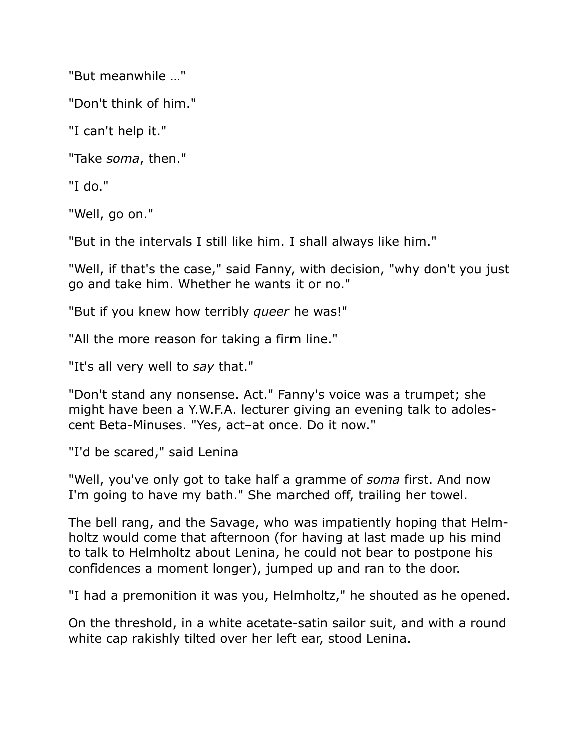"But meanwhile …"

"Don't think of him."

"I can't help it."

"Take *soma*, then."

"I do."

"Well, go on."

"But in the intervals I still like him. I shall always like him."

"Well, if that's the case," said Fanny, with decision, "why don't you just go and take him. Whether he wants it or no."

"But if you knew how terribly *queer* he was!"

"All the more reason for taking a firm line."

"It's all very well to *say* that."

"Don't stand any nonsense. Act." Fanny's voice was a trumpet; she might have been a Y.W.F.A. lecturer giving an evening talk to adolescent Beta-Minuses. "Yes, act–at once. Do it now."

"I'd be scared," said Lenina

"Well, you've only got to take half a gramme of *soma* first. And now I'm going to have my bath." She marched off, trailing her towel.

The bell rang, and the Savage, who was impatiently hoping that Helmholtz would come that afternoon (for having at last made up his mind to talk to Helmholtz about Lenina, he could not bear to postpone his confidences a moment longer), jumped up and ran to the door.

"I had a premonition it was you, Helmholtz," he shouted as he opened.

On the threshold, in a white acetate-satin sailor suit, and with a round white cap rakishly tilted over her left ear, stood Lenina.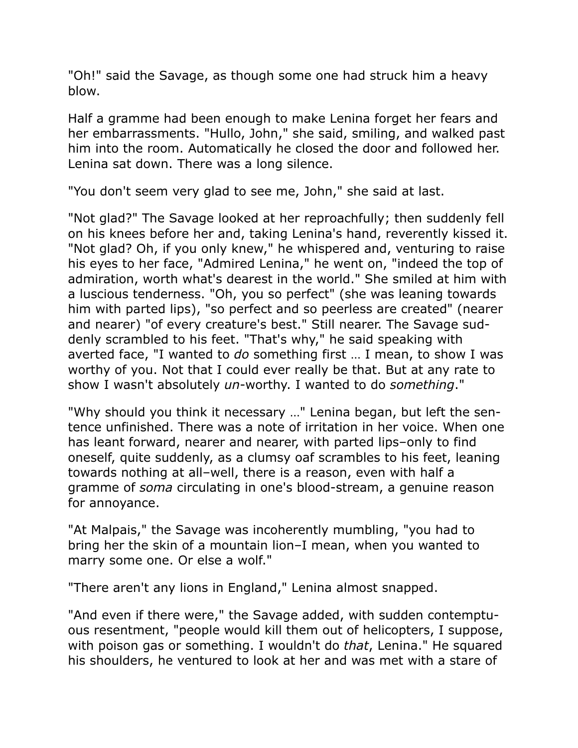"Oh!" said the Savage, as though some one had struck him a heavy blow.

Half a gramme had been enough to make Lenina forget her fears and her embarrassments. "Hullo, John," she said, smiling, and walked past him into the room. Automatically he closed the door and followed her. Lenina sat down. There was a long silence.

"You don't seem very glad to see me, John," she said at last.

"Not glad?" The Savage looked at her reproachfully; then suddenly fell on his knees before her and, taking Lenina's hand, reverently kissed it. "Not glad? Oh, if you only knew," he whispered and, venturing to raise his eyes to her face, "Admired Lenina," he went on, "indeed the top of admiration, worth what's dearest in the world." She smiled at him with a luscious tenderness. "Oh, you so perfect" (she was leaning towards him with parted lips), "so perfect and so peerless are created" (nearer and nearer) "of every creature's best." Still nearer. The Savage suddenly scrambled to his feet. "That's why," he said speaking with averted face, "I wanted to *do* something first … I mean, to show I was worthy of you. Not that I could ever really be that. But at any rate to show I wasn't absolutely *un*-worthy. I wanted to do *something*."

"Why should you think it necessary …" Lenina began, but left the sentence unfinished. There was a note of irritation in her voice. When one has leant forward, nearer and nearer, with parted lips–only to find oneself, quite suddenly, as a clumsy oaf scrambles to his feet, leaning towards nothing at all–well, there is a reason, even with half a gramme of *soma* circulating in one's blood-stream, a genuine reason for annoyance.

"At Malpais," the Savage was incoherently mumbling, "you had to bring her the skin of a mountain lion–I mean, when you wanted to marry some one. Or else a wolf."

"There aren't any lions in England," Lenina almost snapped.

"And even if there were," the Savage added, with sudden contemptuous resentment, "people would kill them out of helicopters, I suppose, with poison gas or something. I wouldn't do *that*, Lenina." He squared his shoulders, he ventured to look at her and was met with a stare of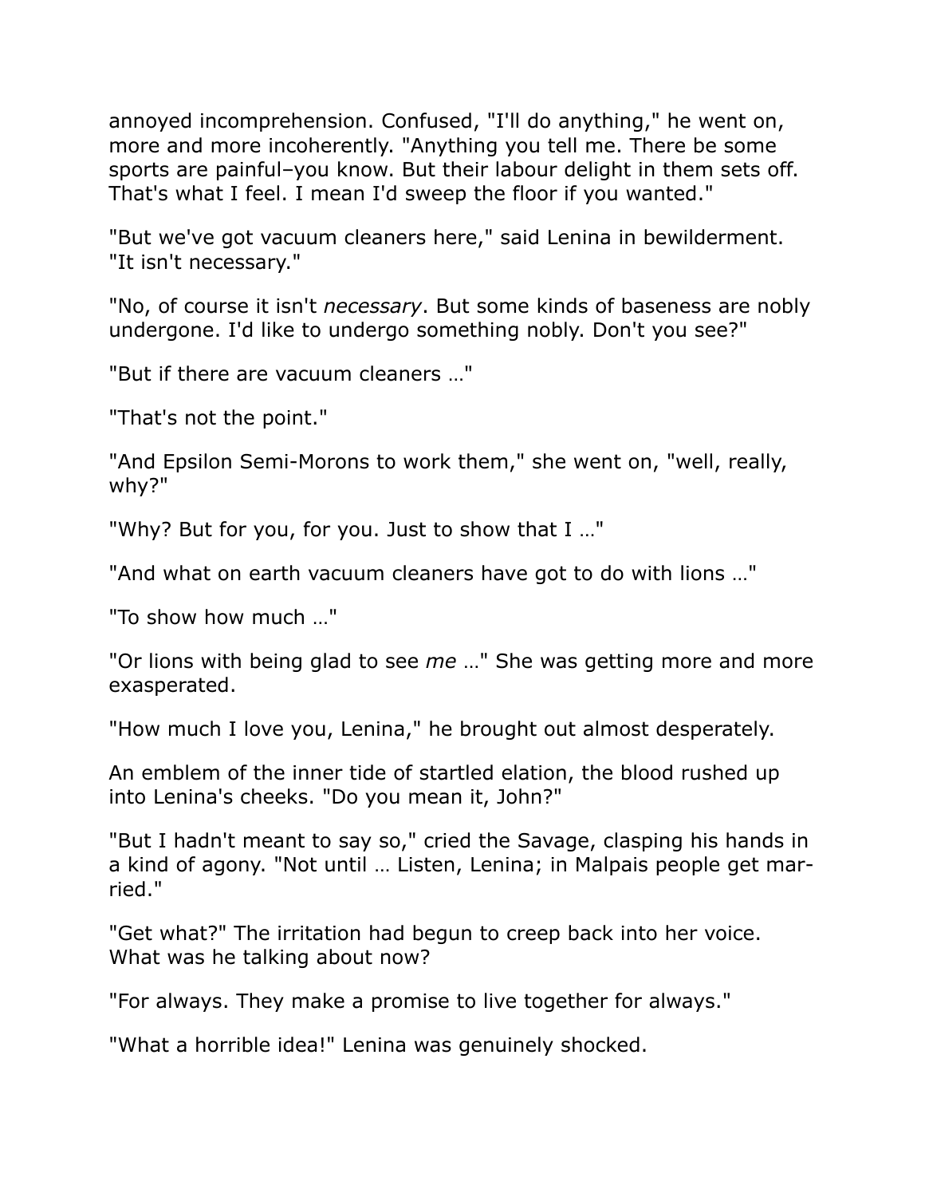annoyed incomprehension. Confused, "I'll do anything," he went on, more and more incoherently. "Anything you tell me. There be some sports are painful–you know. But their labour delight in them sets off. That's what I feel. I mean I'd sweep the floor if you wanted."

"But we've got vacuum cleaners here," said Lenina in bewilderment. "It isn't necessary."

"No, of course it isn't *necessary*. But some kinds of baseness are nobly undergone. I'd like to undergo something nobly. Don't you see?"

"But if there are vacuum cleaners …"

"That's not the point."

"And Epsilon Semi-Morons to work them," she went on, "well, really, why?"

"Why? But for you, for you. Just to show that I …"

"And what on earth vacuum cleaners have got to do with lions …"

"To show how much …"

"Or lions with being glad to see *me* …" She was getting more and more exasperated.

"How much I love you, Lenina," he brought out almost desperately.

An emblem of the inner tide of startled elation, the blood rushed up into Lenina's cheeks. "Do you mean it, John?"

"But I hadn't meant to say so," cried the Savage, clasping his hands in a kind of agony. "Not until … Listen, Lenina; in Malpais people get married."

"Get what?" The irritation had begun to creep back into her voice. What was he talking about now?

"For always. They make a promise to live together for always."

"What a horrible idea!" Lenina was genuinely shocked.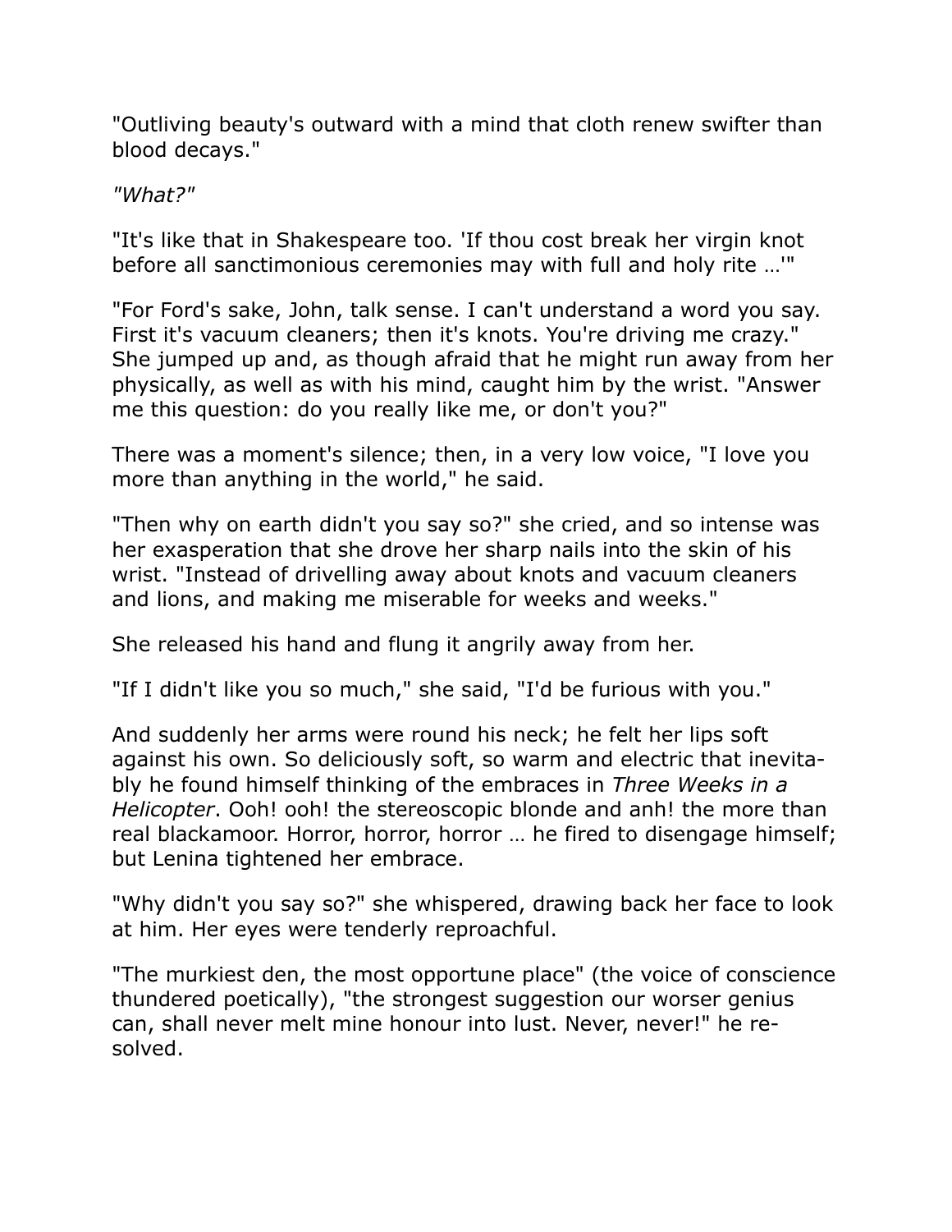"Outliving beauty's outward with a mind that cloth renew swifter than blood decays."

*"What?"*

"It's like that in Shakespeare too. 'If thou cost break her virgin knot before all sanctimonious ceremonies may with full and holy rite …'"

"For Ford's sake, John, talk sense. I can't understand a word you say. First it's vacuum cleaners; then it's knots. You're driving me crazy." She jumped up and, as though afraid that he might run away from her physically, as well as with his mind, caught him by the wrist. "Answer me this question: do you really like me, or don't you?"

There was a moment's silence; then, in a very low voice, "I love you more than anything in the world," he said.

"Then why on earth didn't you say so?" she cried, and so intense was her exasperation that she drove her sharp nails into the skin of his wrist. "Instead of drivelling away about knots and vacuum cleaners and lions, and making me miserable for weeks and weeks."

She released his hand and flung it angrily away from her.

"If I didn't like you so much," she said, "I'd be furious with you."

And suddenly her arms were round his neck; he felt her lips soft against his own. So deliciously soft, so warm and electric that inevitably he found himself thinking of the embraces in *Three Weeks in a Helicopter*. Ooh! ooh! the stereoscopic blonde and anh! the more than real blackamoor. Horror, horror, horror … he fired to disengage himself; but Lenina tightened her embrace.

"Why didn't you say so?" she whispered, drawing back her face to look at him. Her eyes were tenderly reproachful.

"The murkiest den, the most opportune place" (the voice of conscience thundered poetically), "the strongest suggestion our worser genius can, shall never melt mine honour into lust. Never, never!" he resolved.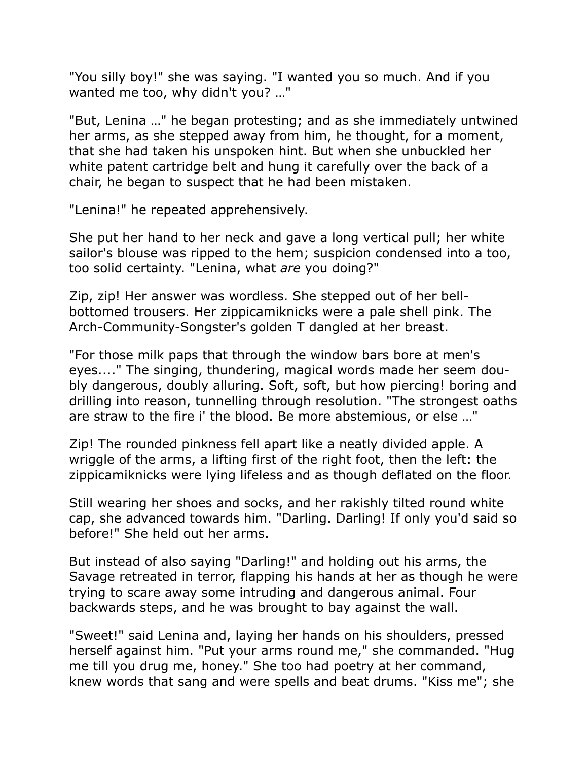"You silly boy!" she was saying. "I wanted you so much. And if you wanted me too, why didn't you? …"

"But, Lenina …" he began protesting; and as she immediately untwined her arms, as she stepped away from him, he thought, for a moment, that she had taken his unspoken hint. But when she unbuckled her white patent cartridge belt and hung it carefully over the back of a chair, he began to suspect that he had been mistaken.

"Lenina!" he repeated apprehensively.

She put her hand to her neck and gave a long vertical pull; her white sailor's blouse was ripped to the hem; suspicion condensed into a too, too solid certainty. "Lenina, what *are* you doing?"

Zip, zip! Her answer was wordless. She stepped out of her bell-bottomed trousers. Her zippicamiknicks were a pale shell pink. The Arch-Community-Songster's golden T dangled at her breast.

"For those milk paps that through the window bars bore at men's eyes...." The singing, thundering, magical words made her seem doubly dangerous, doubly alluring. Soft, soft, but how piercing! boring and drilling into reason, tunnelling through resolution. "The strongest oaths are straw to the fire i' the blood. Be more abstemious, or else …"

Zip! The rounded pinkness fell apart like a neatly divided apple. A wriggle of the arms, a lifting first of the right foot, then the left: the zippicamiknicks were lying lifeless and as though deflated on the floor.

Still wearing her shoes and socks, and her rakishly tilted round white cap, she advanced towards him. "Darling. Darling! If only you'd said so before!" She held out her arms.

But instead of also saying "Darling!" and holding out his arms, the Savage retreated in terror, flapping his hands at her as though he were trying to scare away some intruding and dangerous animal. Four backwards steps, and he was brought to bay against the wall.

"Sweet!" said Lenina and, laying her hands on his shoulders, pressed herself against him. "Put your arms round me," she commanded. "Hug me till you drug me, honey." She too had poetry at her command, knew words that sang and were spells and beat drums. "Kiss me"; she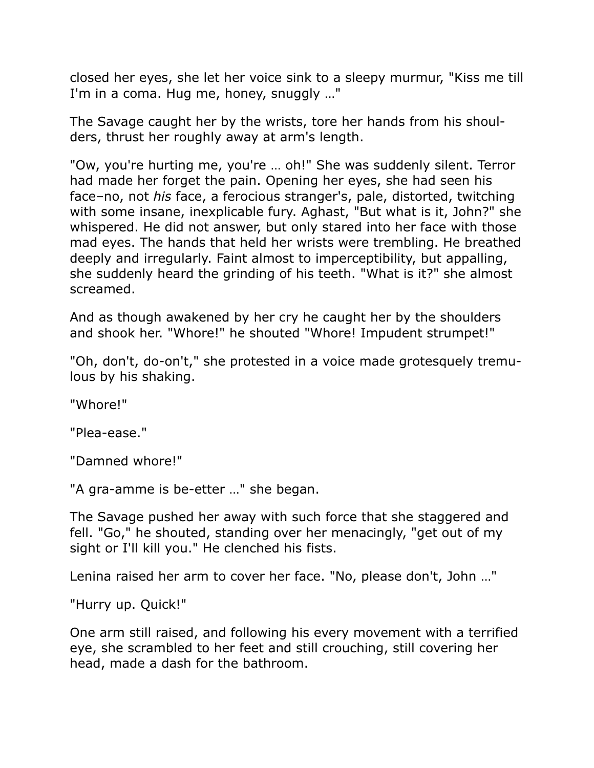closed her eyes, she let her voice sink to a sleepy murmur, "Kiss me till I'm in a coma. Hug me, honey, snuggly …"

The Savage caught her by the wrists, tore her hands from his shoulders, thrust her roughly away at arm's length.

"Ow, you're hurting me, you're … oh!" She was suddenly silent. Terror had made her forget the pain. Opening her eyes, she had seen his face–no, not *his* face, a ferocious stranger's, pale, distorted, twitching with some insane, inexplicable fury. Aghast, "But what is it, John?" she whispered. He did not answer, but only stared into her face with those mad eyes. The hands that held her wrists were trembling. He breathed deeply and irregularly. Faint almost to imperceptibility, but appalling, she suddenly heard the grinding of his teeth. "What is it?" she almost screamed.

And as though awakened by her cry he caught her by the shoulders and shook her. "Whore!" he shouted "Whore! Impudent strumpet!"

"Oh, don't, do-on't," she protested in a voice made grotesquely tremulous by his shaking.

"Whore!"

"Plea-ease."

"Damned whore!"

"A gra-amme is be-etter …" she began.

The Savage pushed her away with such force that she staggered and fell. "Go," he shouted, standing over her menacingly, "get out of my sight or I'll kill you." He clenched his fists.

Lenina raised her arm to cover her face. "No, please don't, John …"

"Hurry up. Quick!"

One arm still raised, and following his every movement with a terrified eye, she scrambled to her feet and still crouching, still covering her head, made a dash for the bathroom.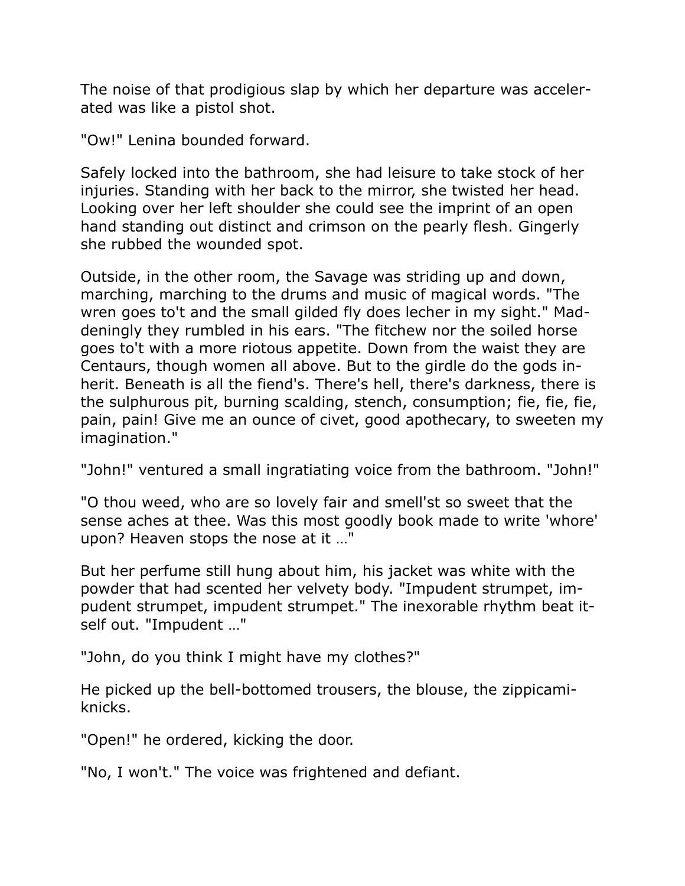The noise of that prodigious slap by which her departure was accelerated was like a pistol shot.

"Ow!" Lenina bounded forward.

Safely locked into the bathroom, she had leisure to take stock of her injuries. Standing with her back to the mirror, she twisted her head. Looking over her left shoulder she could see the imprint of an open hand standing out distinct and crimson on the pearly flesh. Gingerly she rubbed the wounded spot.

Outside, in the other room, the Savage was striding up and down, marching, marching to the drums and music of magical words. "The wren goes to't and the small gilded fly does lecher in my sight." Maddeningly they rumbled in his ears. "The fitchew nor the soiled horse goes to't with a more riotous appetite. Down from the waist they are Centaurs, though women all above. But to the girdle do the gods inherit. Beneath is all the fiend's. There's hell, there's darkness, there is the sulphurous pit, burning scalding, stench, consumption; fie, fie, fie, pain, pain! Give me an ounce of civet, good apothecary, to sweeten my imagination."

"John!" ventured a small ingratiating voice from the bathroom. "John!"

"O thou weed, who are so lovely fair and smell'st so sweet that the sense aches at thee. Was this most goodly book made to write 'whore' upon? Heaven stops the nose at it …"

But her perfume still hung about him, his jacket was white with the powder that had scented her velvety body. "Impudent strumpet, impudent strumpet, impudent strumpet." The inexorable rhythm beat itself out. "Impudent …"

"John, do you think I might have my clothes?"

He picked up the bell-bottomed trousers, the blouse, the zippicamiknicks.

"Open!" he ordered, kicking the door.

"No, I won't." The voice was frightened and defiant.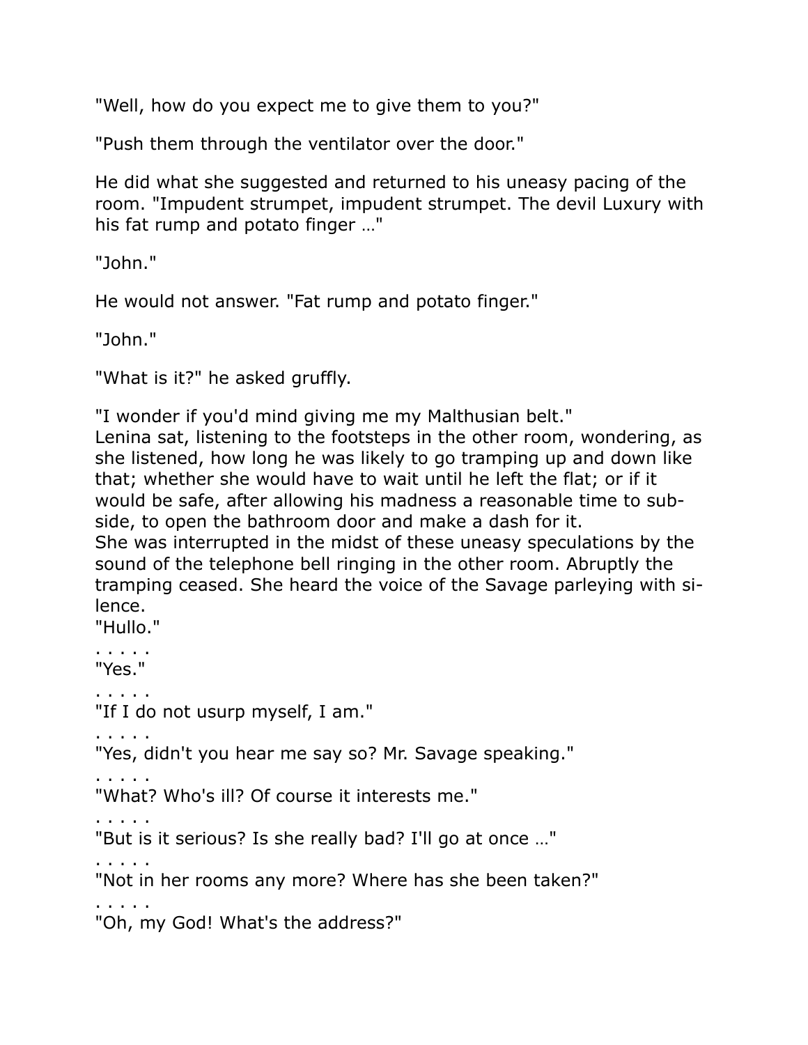"Well, how do you expect me to give them to you?"

"Push them through the ventilator over the door."

He did what she suggested and returned to his uneasy pacing of the room. "Impudent strumpet, impudent strumpet. The devil Luxury with his fat rump and potato finger …"

"John."

He would not answer. "Fat rump and potato finger."

"John."

"What is it?" he asked gruffly.

"I wonder if you'd mind giving me my Malthusian belt."

Lenina sat, listening to the footsteps in the other room, wondering, as she listened, how long he was likely to go tramping up and down like that; whether she would have to wait until he left the flat; or if it would be safe, after allowing his madness a reasonable time to subside, to open the bathroom door and make a dash for it.

She was interrupted in the midst of these uneasy speculations by the sound of the telephone bell ringing in the other room. Abruptly the tramping ceased. She heard the voice of the Savage parleying with silence.

"Hullo."

. . . . .

"Yes."

. . . . .

"If I do not usurp myself, I am."

. . . . .

"Yes, didn't you hear me say so? Mr. Savage speaking."

. . . . .

"What? Who's ill? Of course it interests me."

. . . . .

"But is it serious? Is she really bad? I'll go at once …"

. . . . .

"Not in her rooms any more? Where has she been taken?"

. . . . .

"Oh, my God! What's the address?"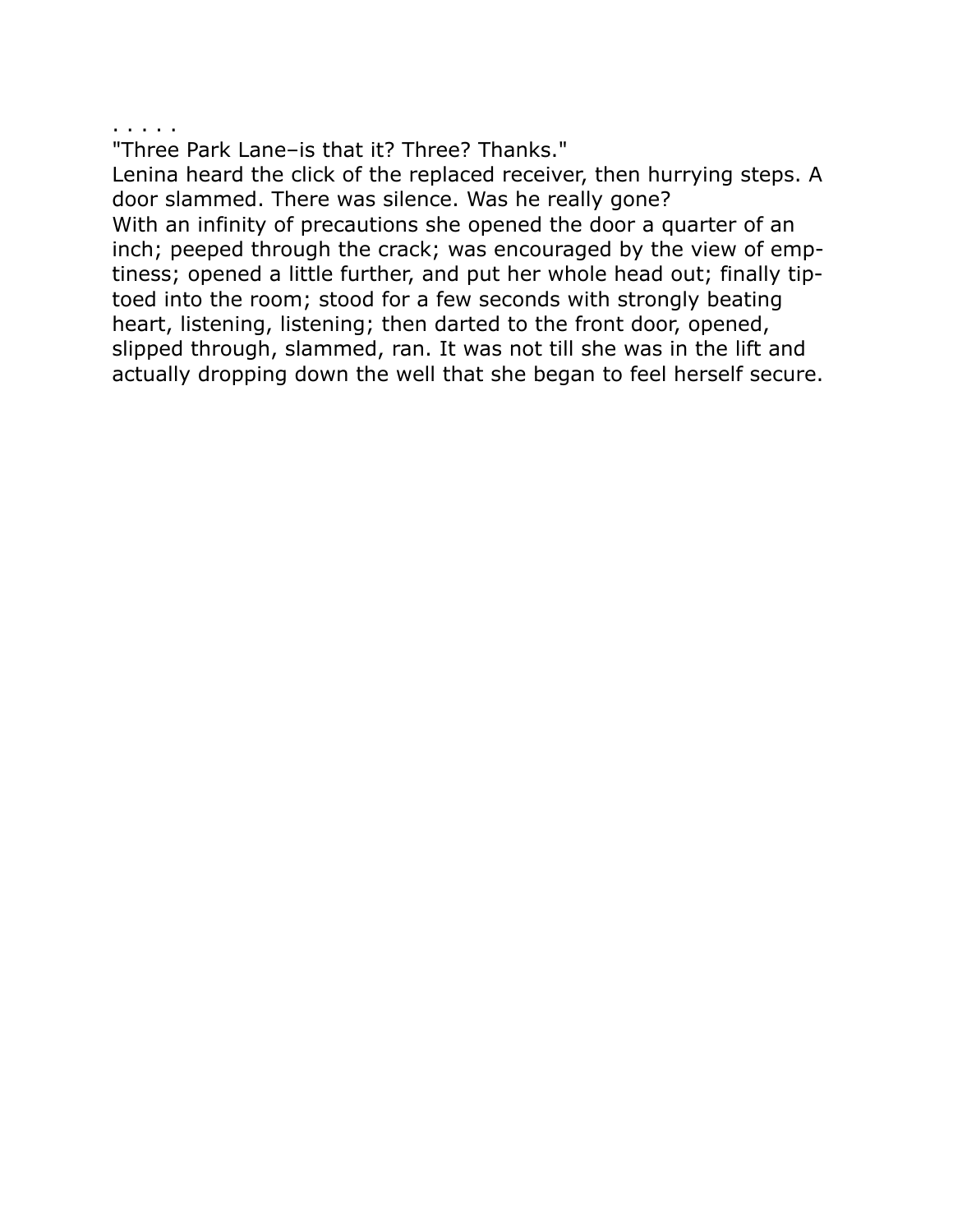. . . . .

"Three Park Lane–is that it? Three? Thanks."

Lenina heard the click of the replaced receiver, then hurrying steps. A door slammed. There was silence. Was he really gone?

With an infinity of precautions she opened the door a quarter of an inch; peeped through the crack; was encouraged by the view of emptiness; opened a little further, and put her whole head out; finally tiptoed into the room; stood for a few seconds with strongly beating heart, listening, listening; then darted to the front door, opened, slipped through, slammed, ran. It was not till she was in the lift and actually dropping down the well that she began to feel herself secure.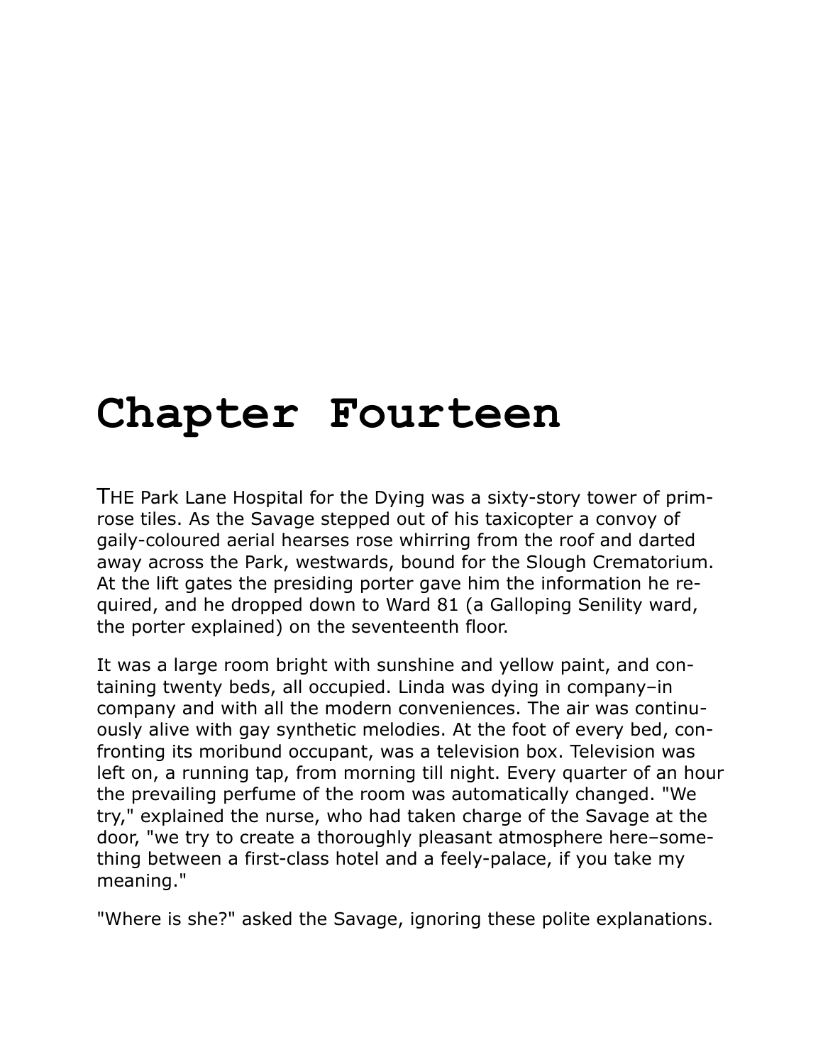# Chapter Fourteen

THE Park Lane Hospital for the Dying was a sixty-story tower of primrose tiles. As the Savage stepped out of his taxicopter a convoy of gaily-coloured aerial hearses rose whirring from the roof and darted away across the Park, westwards, bound for the Slough Crematorium. At the lift gates the presiding porter gave him the information he required, and he dropped down to Ward 81 (a Galloping Senility ward, the porter explained) on the seventeenth floor.

It was a large room bright with sunshine and yellow paint, and containing twenty beds, all occupied. Linda was dying in company–in company and with all the modern conveniences. The air was continuously alive with gay synthetic melodies. At the foot of every bed, confronting its moribund occupant, was a television box. Television was left on, a running tap, from morning till night. Every quarter of an hour the prevailing perfume of the room was automatically changed. "We try," explained the nurse, who had taken charge of the Savage at the door, "we try to create a thoroughly pleasant atmosphere here–something between a first-class hotel and a feely-palace, if you take my meaning."

"Where is she?" asked the Savage, ignoring these polite explanations.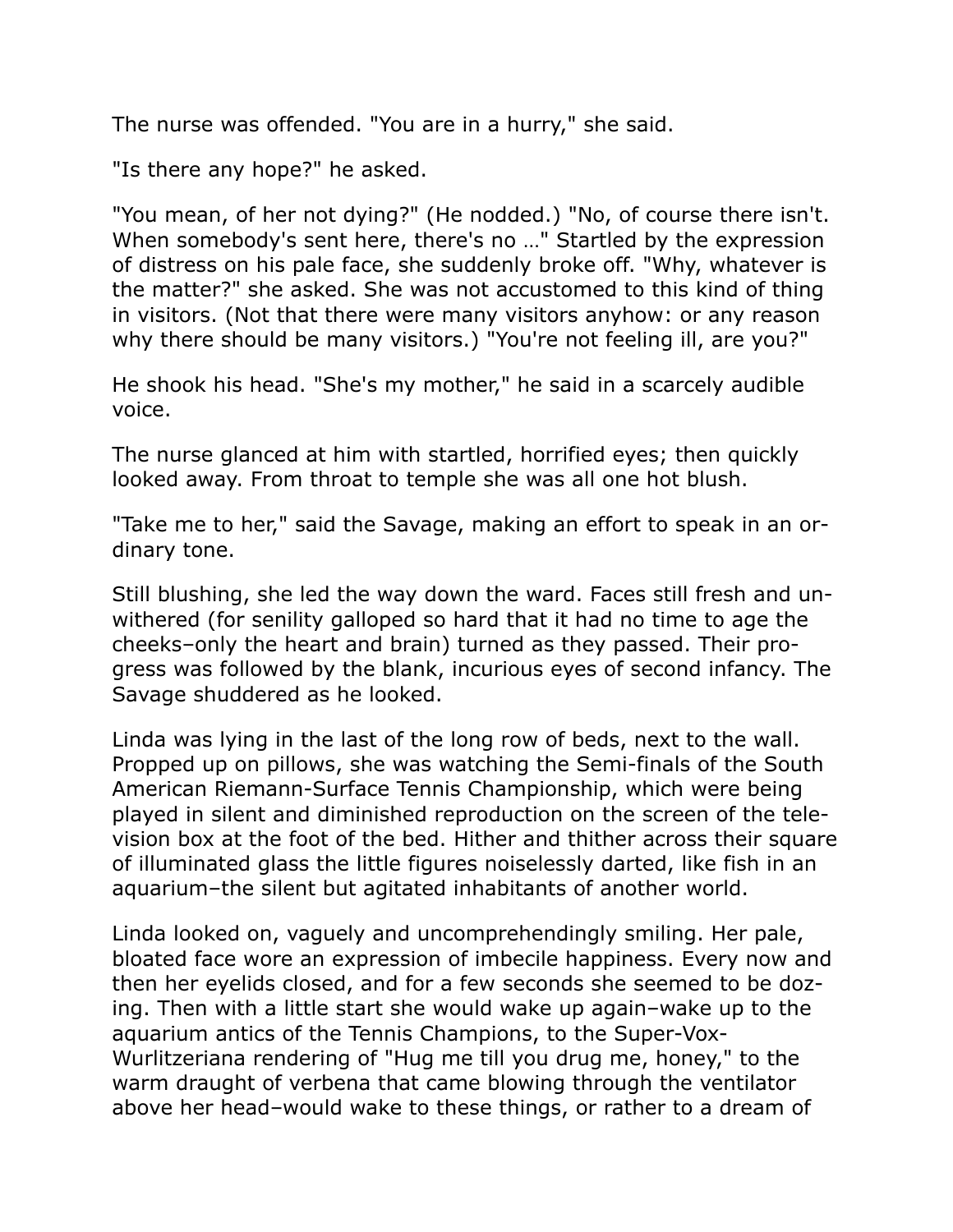The nurse was offended. "You are in a hurry," she said.

"Is there any hope?" he asked.

"You mean, of her not dying?" (He nodded.) "No, of course there isn't. When somebody's sent here, there's no …" Startled by the expression of distress on his pale face, she suddenly broke off. "Why, whatever is the matter?" she asked. She was not accustomed to this kind of thing in visitors. (Not that there were many visitors anyhow: or any reason why there should be many visitors.) "You're not feeling ill, are you?"

He shook his head. "She's my mother," he said in a scarcely audible voice.

The nurse glanced at him with startled, horrified eyes; then quickly looked away. From throat to temple she was all one hot blush.

"Take me to her," said the Savage, making an effort to speak in an ordinary tone.

Still blushing, she led the way down the ward. Faces still fresh and unwithered (for senility galloped so hard that it had no time to age the cheeks–only the heart and brain) turned as they passed. Their progress was followed by the blank, incurious eyes of second infancy. The Savage shuddered as he looked.

Linda was lying in the last of the long row of beds, next to the wall. Propped up on pillows, she was watching the Semi-finals of the South American Riemann-Surface Tennis Championship, which were being played in silent and diminished reproduction on the screen of the television box at the foot of the bed. Hither and thither across their square of illuminated glass the little figures noiselessly darted, like fish in an aquarium–the silent but agitated inhabitants of another world.

Linda looked on, vaguely and uncomprehendingly smiling. Her pale, bloated face wore an expression of imbecile happiness. Every now and then her eyelids closed, and for a few seconds she seemed to be dozing. Then with a little start she would wake up again–wake up to the aquarium antics of the Tennis Champions, to the Super-Vox-Wurlitzeriana rendering of "Hug me till you drug me, honey," to the warm draught of verbena that came blowing through the ventilator above her head–would wake to these things, or rather to a dream of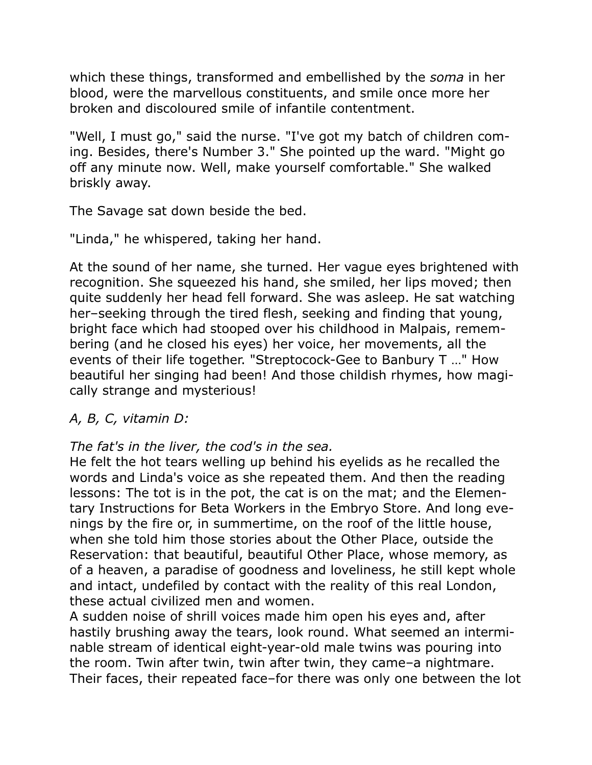which these things, transformed and embellished by the *soma* in her blood, were the marvellous constituents, and smile once more her broken and discoloured smile of infantile contentment.

"Well, I must go," said the nurse. "I've got my batch of children coming. Besides, there's Number 3." She pointed up the ward. "Might go off any minute now. Well, make yourself comfortable." She walked briskly away.

The Savage sat down beside the bed.

"Linda," he whispered, taking her hand.

At the sound of her name, she turned. Her vague eyes brightened with recognition. She squeezed his hand, she smiled, her lips moved; then quite suddenly her head fell forward. She was asleep. He sat watching her–seeking through the tired flesh, seeking and finding that young, bright face which had stooped over his childhood in Malpais, remembering (and he closed his eyes) her voice, her movements, all the events of their life together. "Streptocock-Gee to Banbury T …" How beautiful her singing had been! And those childish rhymes, how magically strange and mysterious!

*A, B, C, vitamin D:*

*The fat's in the liver, the cod's in the sea.*
He felt the hot tears welling up behind his eyelids as he recalled the words and Linda's voice as she repeated them. And then the reading lessons: The tot is in the pot, the cat is on the mat; and the Elementary Instructions for Beta Workers in the Embryo Store. And long evenings by the fire or, in summertime, on the roof of the little house, when she told him those stories about the Other Place, outside the Reservation: that beautiful, beautiful Other Place, whose memory, as of a heaven, a paradise of goodness and loveliness, he still kept whole and intact, undefiled by contact with the reality of this real London, these actual civilized men and women.
A sudden noise of shrill voices made him open his eyes and, after hastily brushing away the tears, look round. What seemed an interminable stream of identical eight-year-old male twins was pouring into the room. Twin after twin, twin after twin, they came–a nightmare. Their faces, their repeated face–for there was only one between the lot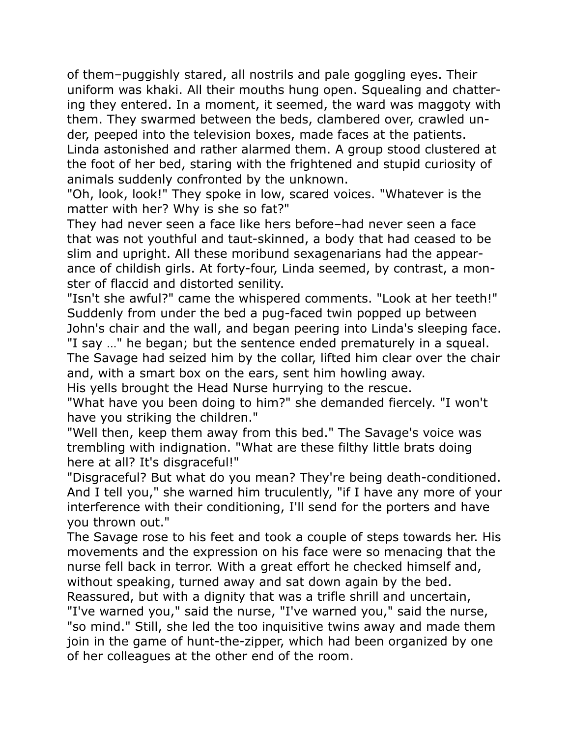of them–puggishly stared, all nostrils and pale goggling eyes. Their uniform was khaki. All their mouths hung open. Squealing and chattering they entered. In a moment, it seemed, the ward was maggoty with them. They swarmed between the beds, clambered over, crawled under, peeped into the television boxes, made faces at the patients. Linda astonished and rather alarmed them. A group stood clustered at the foot of her bed, staring with the frightened and stupid curiosity of animals suddenly confronted by the unknown.

"Oh, look, look!" They spoke in low, scared voices. "Whatever is the matter with her? Why is she so fat?"

They had never seen a face like hers before–had never seen a face that was not youthful and taut-skinned, a body that had ceased to be slim and upright. All these moribund sexagenarians had the appearance of childish girls. At forty-four, Linda seemed, by contrast, a monster of flaccid and distorted senility.

"Isn't she awful?" came the whispered comments. "Look at her teeth!"

Suddenly from under the bed a pug-faced twin popped up between John's chair and the wall, and began peering into Linda's sleeping face.

"I say …" he began; but the sentence ended prematurely in a squeal. The Savage had seized him by the collar, lifted him clear over the chair and, with a smart box on the ears, sent him howling away.

His yells brought the Head Nurse hurrying to the rescue.

"What have you been doing to him?" she demanded fiercely. "I won't have you striking the children."

"Well then, keep them away from this bed." The Savage's voice was trembling with indignation. "What are these filthy little brats doing here at all? It's disgraceful!"

"Disgraceful? But what do you mean? They're being death-conditioned. And I tell you," she warned him truculently, "if I have any more of your interference with their conditioning, I'll send for the porters and have you thrown out."

The Savage rose to his feet and took a couple of steps towards her. His movements and the expression on his face were so menacing that the nurse fell back in terror. With a great effort he checked himself and, without speaking, turned away and sat down again by the bed.

Reassured, but with a dignity that was a trifle shrill and uncertain, "I've warned you," said the nurse, "I've warned you," said the nurse, "so mind." Still, she led the too inquisitive twins away and made them join in the game of hunt-the-zipper, which had been organized by one of her colleagues at the other end of the room.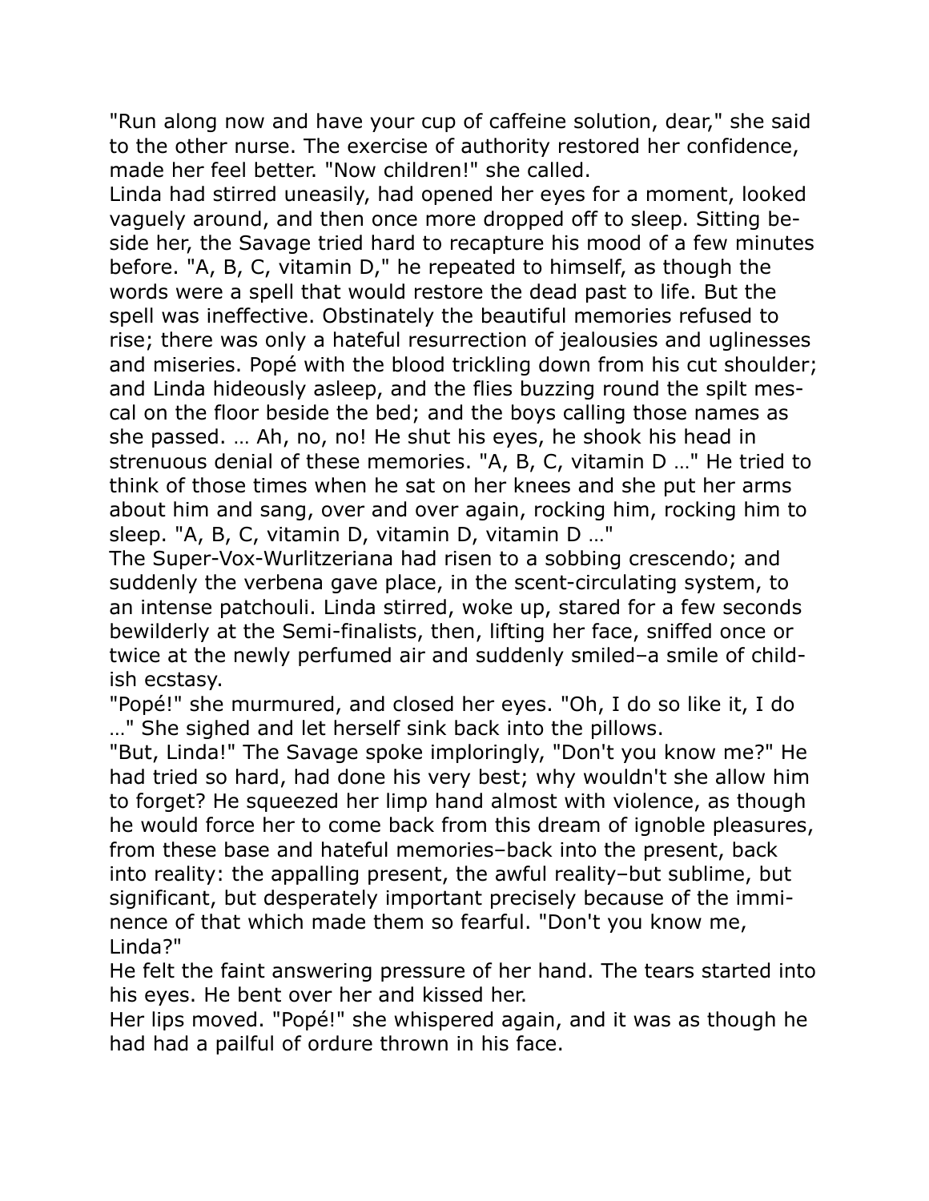"Run along now and have your cup of caffeine solution, dear," she said to the other nurse. The exercise of authority restored her confidence, made her feel better. "Now children!" she called.

Linda had stirred uneasily, had opened her eyes for a moment, looked vaguely around, and then once more dropped off to sleep. Sitting beside her, the Savage tried hard to recapture his mood of a few minutes before. "A, B, C, vitamin D," he repeated to himself, as though the words were a spell that would restore the dead past to life. But the spell was ineffective. Obstinately the beautiful memories refused to rise; there was only a hateful resurrection of jealousies and uglinesses and miseries. Popé with the blood trickling down from his cut shoulder; and Linda hideously asleep, and the flies buzzing round the spilt mescal on the floor beside the bed; and the boys calling those names as she passed. … Ah, no, no! He shut his eyes, he shook his head in strenuous denial of these memories. "A, B, C, vitamin D …" He tried to think of those times when he sat on her knees and she put her arms about him and sang, over and over again, rocking him, rocking him to sleep. "A, B, C, vitamin D, vitamin D, vitamin D …"

The Super-Vox-Wurlitzeriana had risen to a sobbing crescendo; and suddenly the verbena gave place, in the scent-circulating system, to an intense patchouli. Linda stirred, woke up, stared for a few seconds bewilderly at the Semi-finalists, then, lifting her face, sniffed once or twice at the newly perfumed air and suddenly smiled–a smile of childish ecstasy.

"Popé!" she murmured, and closed her eyes. "Oh, I do so like it, I do …" She sighed and let herself sink back into the pillows.

"But, Linda!" The Savage spoke imploringly, "Don't you know me?" He had tried so hard, had done his very best; why wouldn't she allow him to forget? He squeezed her limp hand almost with violence, as though he would force her to come back from this dream of ignoble pleasures, from these base and hateful memories–back into the present, back into reality: the appalling present, the awful reality–but sublime, but significant, but desperately important precisely because of the imminence of that which made them so fearful. "Don't you know me, Linda?"

He felt the faint answering pressure of her hand. The tears started into his eyes. He bent over her and kissed her.

Her lips moved. "Popé!" she whispered again, and it was as though he had had a pailful of ordure thrown in his face.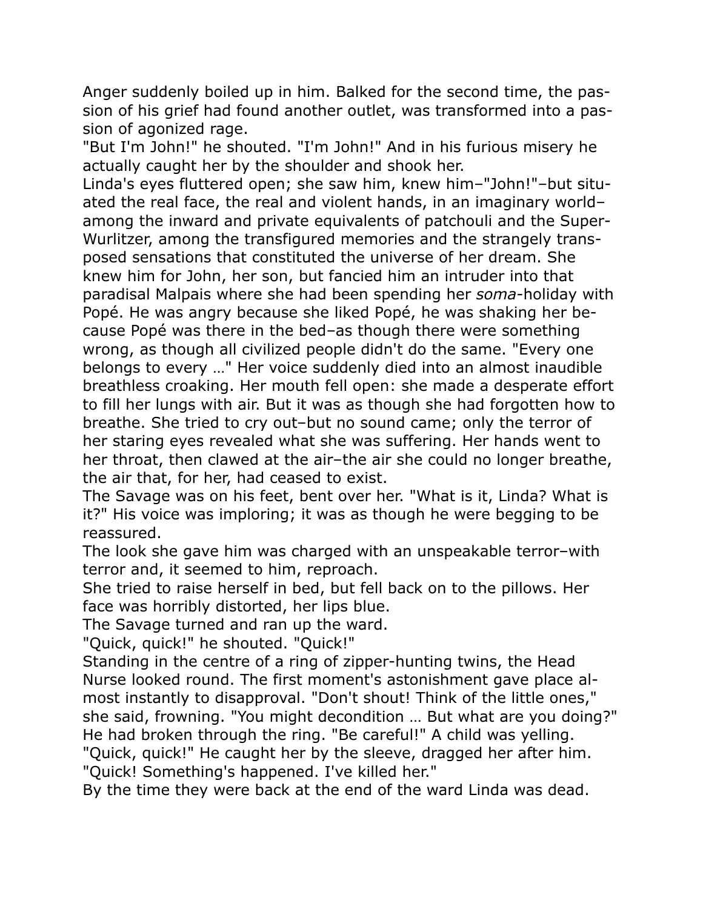Anger suddenly boiled up in him. Balked for the second time, the passion of his grief had found another outlet, was transformed into a passion of agonized rage.

"But I'm John!" he shouted. "I'm John!" And in his furious misery he actually caught her by the shoulder and shook her.

Linda's eyes fluttered open; she saw him, knew him–"John!"–but situated the real face, the real and violent hands, in an imaginary world–among the inward and private equivalents of patchouli and the Super-Wurlitzer, among the transfigured memories and the strangely transposed sensations that constituted the universe of her dream. She knew him for John, her son, but fancied him an intruder into that paradisal Malpais where she had been spending her *soma*-holiday with Popé. He was angry because she liked Popé, he was shaking her because Popé was there in the bed–as though there were something wrong, as though all civilized people didn't do the same. "Every one belongs to every …" Her voice suddenly died into an almost inaudible breathless croaking. Her mouth fell open: she made a desperate effort to fill her lungs with air. But it was as though she had forgotten how to breathe. She tried to cry out–but no sound came; only the terror of her staring eyes revealed what she was suffering. Her hands went to her throat, then clawed at the air–the air she could no longer breathe, the air that, for her, had ceased to exist.

The Savage was on his feet, bent over her. "What is it, Linda? What is it?" His voice was imploring; it was as though he were begging to be reassured.

The look she gave him was charged with an unspeakable terror–with terror and, it seemed to him, reproach.

She tried to raise herself in bed, but fell back on to the pillows. Her face was horribly distorted, her lips blue.

The Savage turned and ran up the ward.

"Quick, quick!" he shouted. "Quick!"

Standing in the centre of a ring of zipper-hunting twins, the Head Nurse looked round. The first moment's astonishment gave place almost instantly to disapproval. "Don't shout! Think of the little ones," she said, frowning. "You might decondition … But what are you doing?" He had broken through the ring. "Be careful!" A child was yelling.

"Quick, quick!" He caught her by the sleeve, dragged her after him. "Quick! Something's happened. I've killed her."

By the time they were back at the end of the ward Linda was dead.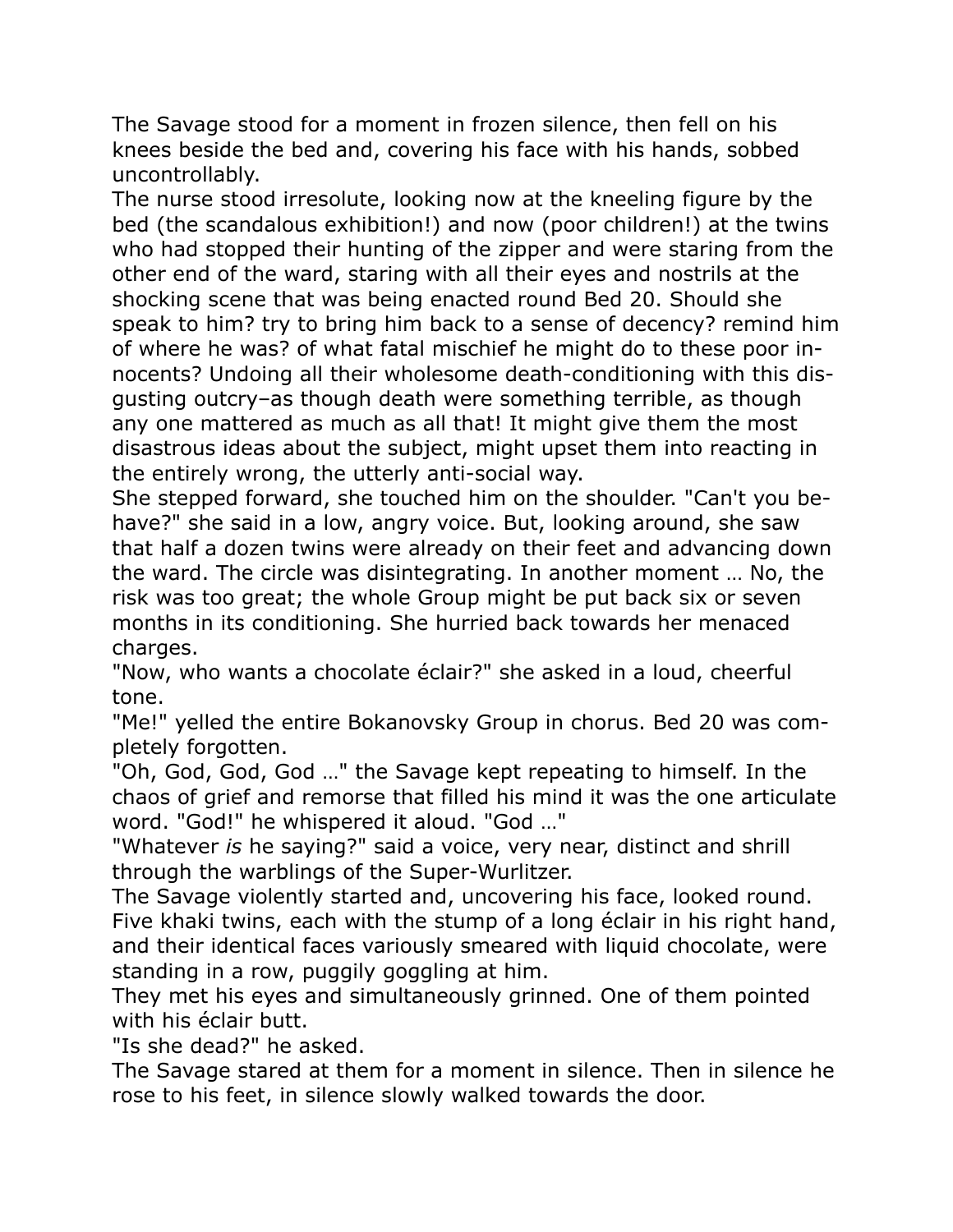The Savage stood for a moment in frozen silence, then fell on his knees beside the bed and, covering his face with his hands, sobbed uncontrollably.

The nurse stood irresolute, looking now at the kneeling figure by the bed (the scandalous exhibition!) and now (poor children!) at the twins who had stopped their hunting of the zipper and were staring from the other end of the ward, staring with all their eyes and nostrils at the shocking scene that was being enacted round Bed 20. Should she speak to him? try to bring him back to a sense of decency? remind him of where he was? of what fatal mischief he might do to these poor innocents? Undoing all their wholesome death-conditioning with this disgusting outcry–as though death were something terrible, as though any one mattered as much as all that! It might give them the most disastrous ideas about the subject, might upset them into reacting in the entirely wrong, the utterly anti-social way.

She stepped forward, she touched him on the shoulder. "Can't you behave?" she said in a low, angry voice. But, looking around, she saw that half a dozen twins were already on their feet and advancing down the ward. The circle was disintegrating. In another moment … No, the risk was too great; the whole Group might be put back six or seven months in its conditioning. She hurried back towards her menaced charges.

"Now, who wants a chocolate éclair?" she asked in a loud, cheerful tone.

"Me!" yelled the entire Bokanovsky Group in chorus. Bed 20 was completely forgotten.

"Oh, God, God, God …" the Savage kept repeating to himself. In the chaos of grief and remorse that filled his mind it was the one articulate word. "God!" he whispered it aloud. "God …"

"Whatever *is* he saying?" said a voice, very near, distinct and shrill through the warblings of the Super-Wurlitzer.

The Savage violently started and, uncovering his face, looked round. Five khaki twins, each with the stump of a long éclair in his right hand, and their identical faces variously smeared with liquid chocolate, were standing in a row, puggily goggling at him.

They met his eyes and simultaneously grinned. One of them pointed with his éclair butt.

"Is she dead?" he asked.

The Savage stared at them for a moment in silence. Then in silence he rose to his feet, in silence slowly walked towards the door.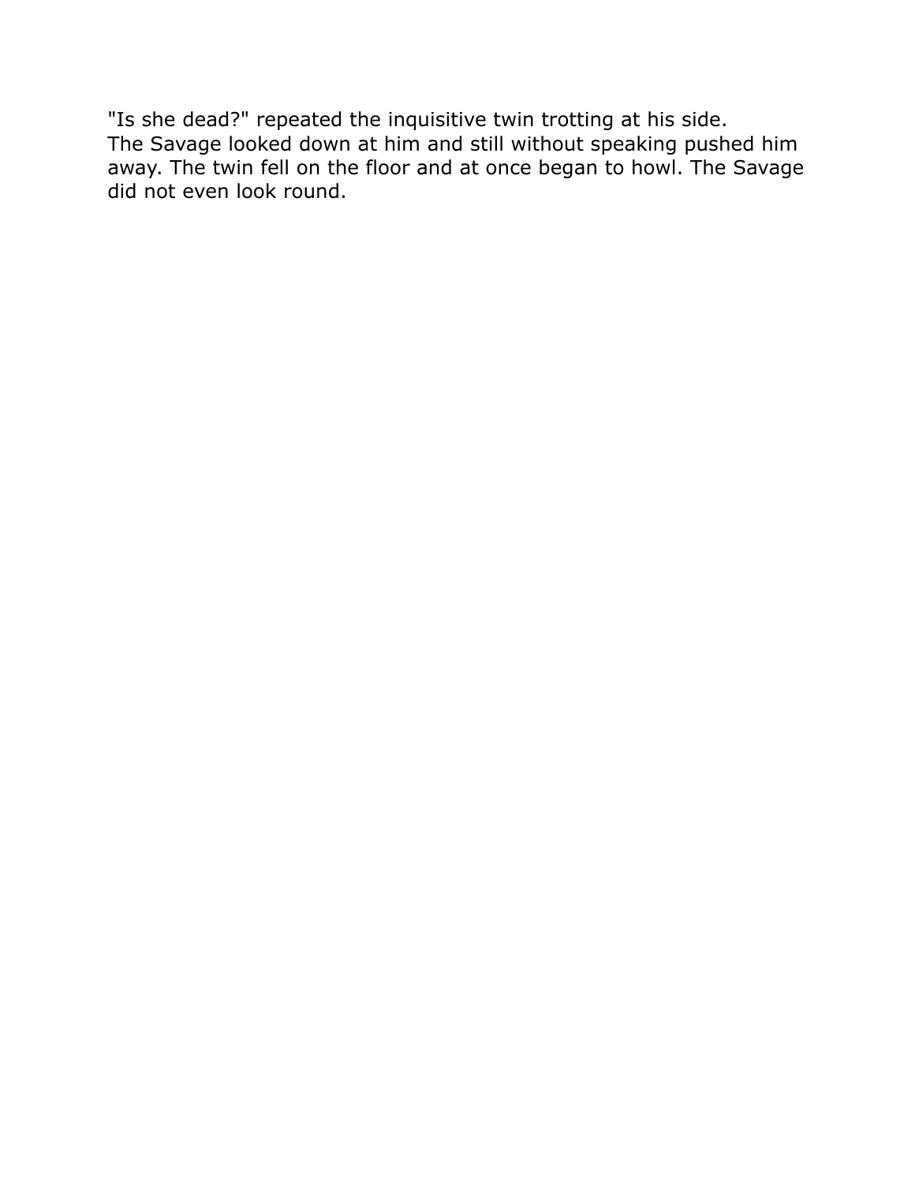"Is she dead?" repeated the inquisitive twin trotting at his side.

The Savage looked down at him and still without speaking pushed him away. The twin fell on the floor and at once began to howl. The Savage did not even look round.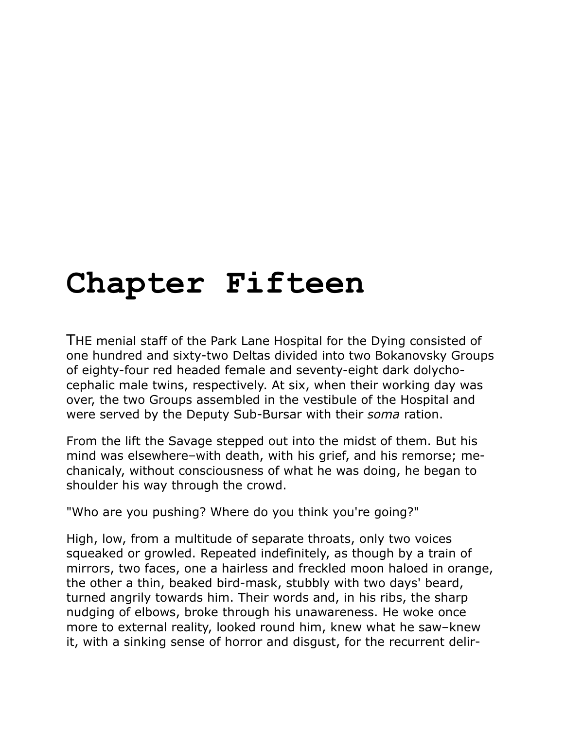# Chapter Fifteen

THE menial staff of the Park Lane Hospital for the Dying consisted of one hundred and sixty-two Deltas divided into two Bokanovsky Groups of eighty-four red headed female and seventy-eight dark dolychocephalic male twins, respectively. At six, when their working day was over, the two Groups assembled in the vestibule of the Hospital and were served by the Deputy Sub-Bursar with their *soma* ration.

From the lift the Savage stepped out into the midst of them. But his mind was elsewhere–with death, with his grief, and his remorse; mechanicaly, without consciousness of what he was doing, he began to shoulder his way through the crowd.

"Who are you pushing? Where do you think you're going?"

High, low, from a multitude of separate throats, only two voices squeaked or growled. Repeated indefinitely, as though by a train of mirrors, two faces, one a hairless and freckled moon haloed in orange, the other a thin, beaked bird-mask, stubbly with two days' beard, turned angrily towards him. Their words and, in his ribs, the sharp nudging of elbows, broke through his unawareness. He woke once more to external reality, looked round him, knew what he saw–knew it, with a sinking sense of horror and disgust, for the recurrent delir-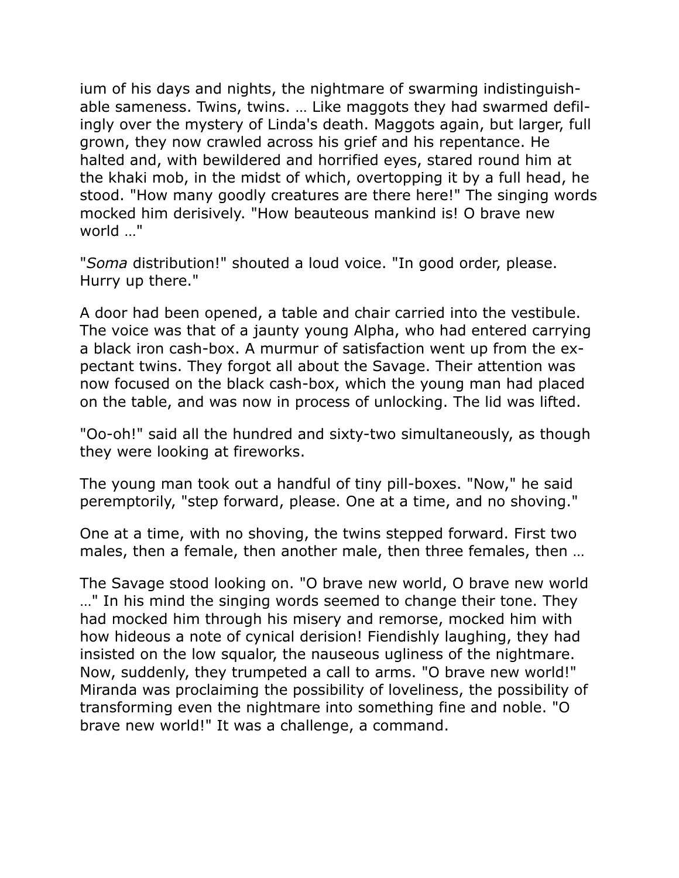ium of his days and nights, the nightmare of swarming indistinguishable sameness. Twins, twins. … Like maggots they had swarmed defilingly over the mystery of Linda's death. Maggots again, but larger, full grown, they now crawled across his grief and his repentance. He halted and, with bewildered and horrified eyes, stared round him at the khaki mob, in the midst of which, overtopping it by a full head, he stood. "How many goodly creatures are there here!" The singing words mocked him derisively. "How beauteous mankind is! O brave new world …"

"*Soma* distribution!" shouted a loud voice. "In good order, please. Hurry up there."

A door had been opened, a table and chair carried into the vestibule. The voice was that of a jaunty young Alpha, who had entered carrying a black iron cash-box. A murmur of satisfaction went up from the expectant twins. They forgot all about the Savage. Their attention was now focused on the black cash-box, which the young man had placed on the table, and was now in process of unlocking. The lid was lifted.

"Oo-oh!" said all the hundred and sixty-two simultaneously, as though they were looking at fireworks.

The young man took out a handful of tiny pill-boxes. "Now," he said peremptorily, "step forward, please. One at a time, and no shoving."

One at a time, with no shoving, the twins stepped forward. First two males, then a female, then another male, then three females, then …

The Savage stood looking on. "O brave new world, O brave new world …" In his mind the singing words seemed to change their tone. They had mocked him through his misery and remorse, mocked him with how hideous a note of cynical derision! Fiendishly laughing, they had insisted on the low squalor, the nauseous ugliness of the nightmare. Now, suddenly, they trumpeted a call to arms. "O brave new world!" Miranda was proclaiming the possibility of loveliness, the possibility of transforming even the nightmare into something fine and noble. "O brave new world!" It was a challenge, a command.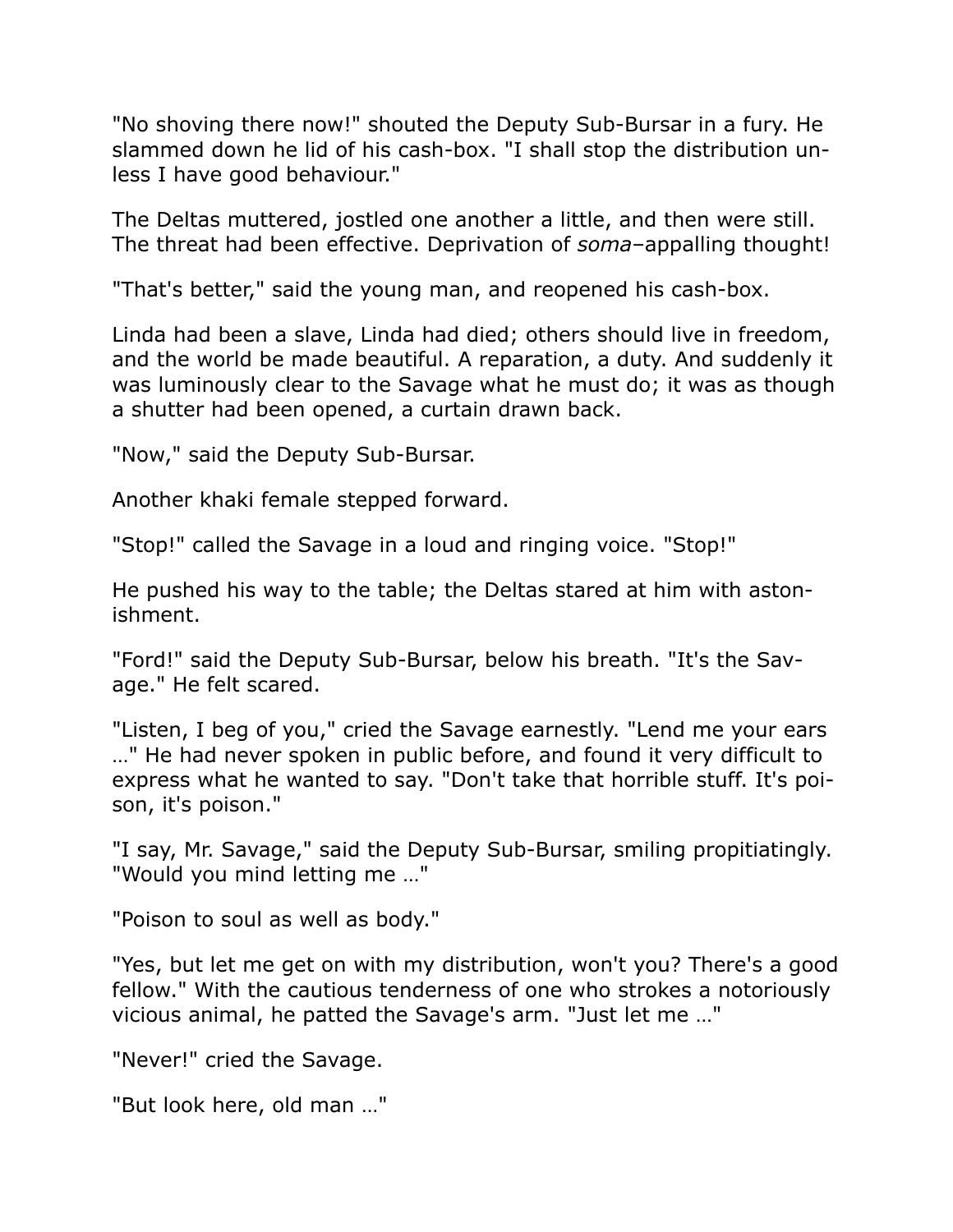"No shoving there now!" shouted the Deputy Sub-Bursar in a fury. He slammed down he lid of his cash-box. "I shall stop the distribution unless I have good behaviour."

The Deltas muttered, jostled one another a little, and then were still. The threat had been effective. Deprivation of *soma*–appalling thought!

"That's better," said the young man, and reopened his cash-box.

Linda had been a slave, Linda had died; others should live in freedom, and the world be made beautiful. A reparation, a duty. And suddenly it was luminously clear to the Savage what he must do; it was as though a shutter had been opened, a curtain drawn back.

"Now," said the Deputy Sub-Bursar.

Another khaki female stepped forward.

"Stop!" called the Savage in a loud and ringing voice. "Stop!"

He pushed his way to the table; the Deltas stared at him with astonishment.

"Ford!" said the Deputy Sub-Bursar, below his breath. "It's the Savage." He felt scared.

"Listen, I beg of you," cried the Savage earnestly. "Lend me your ears …" He had never spoken in public before, and found it very difficult to express what he wanted to say. "Don't take that horrible stuff. It's poison, it's poison."

"I say, Mr. Savage," said the Deputy Sub-Bursar, smiling propitiatingly. "Would you mind letting me …"

"Poison to soul as well as body."

"Yes, but let me get on with my distribution, won't you? There's a good fellow." With the cautious tenderness of one who strokes a notoriously vicious animal, he patted the Savage's arm. "Just let me …"

"Never!" cried the Savage.

"But look here, old man …"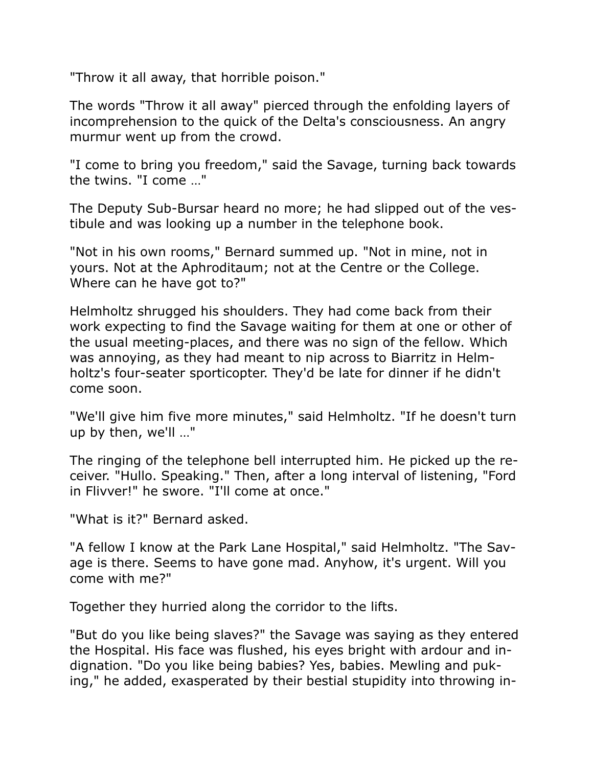"Throw it all away, that horrible poison."

The words "Throw it all away" pierced through the enfolding layers of incomprehension to the quick of the Delta's consciousness. An angry murmur went up from the crowd.

"I come to bring you freedom," said the Savage, turning back towards the twins. "I come …"

The Deputy Sub-Bursar heard no more; he had slipped out of the vestibule and was looking up a number in the telephone book.

"Not in his own rooms," Bernard summed up. "Not in mine, not in yours. Not at the Aphroditaum; not at the Centre or the College. Where can he have got to?"

Helmholtz shrugged his shoulders. They had come back from their work expecting to find the Savage waiting for them at one or other of the usual meeting-places, and there was no sign of the fellow. Which was annoying, as they had meant to nip across to Biarritz in Helmholtz's four-seater sporticopter. They'd be late for dinner if he didn't come soon.

"We'll give him five more minutes," said Helmholtz. "If he doesn't turn up by then, we'll …"

The ringing of the telephone bell interrupted him. He picked up the receiver. "Hullo. Speaking." Then, after a long interval of listening, "Ford in Flivver!" he swore. "I'll come at once."

"What is it?" Bernard asked.

"A fellow I know at the Park Lane Hospital," said Helmholtz. "The Savage is there. Seems to have gone mad. Anyhow, it's urgent. Will you come with me?"

Together they hurried along the corridor to the lifts.

"But do you like being slaves?" the Savage was saying as they entered the Hospital. His face was flushed, his eyes bright with ardour and indignation. "Do you like being babies? Yes, babies. Mewling and puking," he added, exasperated by their bestial stupidity into throwing in-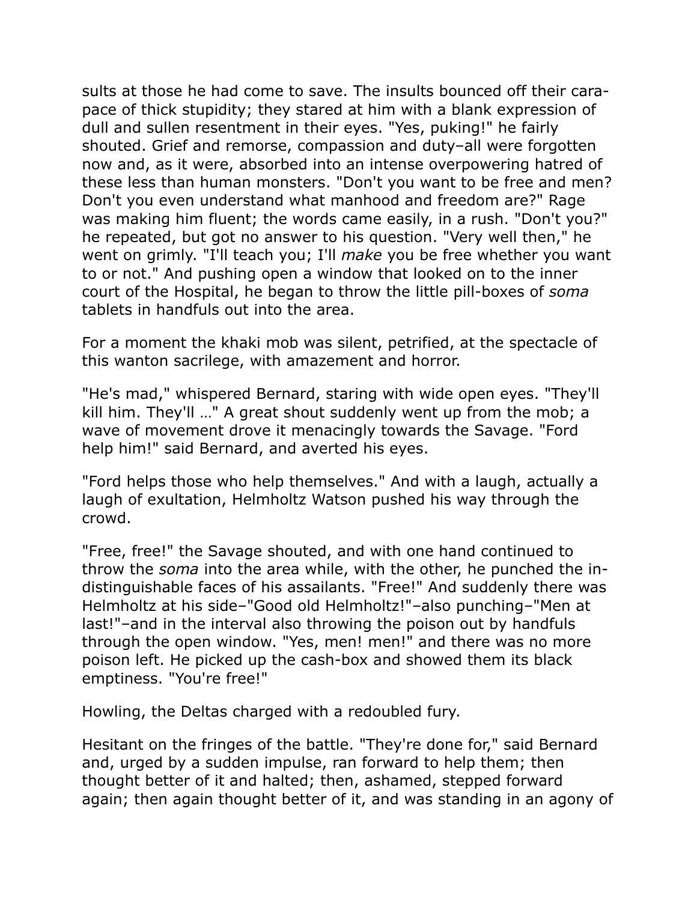sults at those he had come to save. The insults bounced off their carapace of thick stupidity; they stared at him with a blank expression of dull and sullen resentment in their eyes. "Yes, puking!" he fairly shouted. Grief and remorse, compassion and duty–all were forgotten now and, as it were, absorbed into an intense overpowering hatred of these less than human monsters. "Don't you want to be free and men? Don't you even understand what manhood and freedom are?" Rage was making him fluent; the words came easily, in a rush. "Don't you?" he repeated, but got no answer to his question. "Very well then," he went on grimly. "I'll teach you; I'll *make* you be free whether you want to or not." And pushing open a window that looked on to the inner court of the Hospital, he began to throw the little pill-boxes of *soma* tablets in handfuls out into the area.

For a moment the khaki mob was silent, petrified, at the spectacle of this wanton sacrilege, with amazement and horror.

"He's mad," whispered Bernard, staring with wide open eyes. "They'll kill him. They'll …" A great shout suddenly went up from the mob; a wave of movement drove it menacingly towards the Savage. "Ford help him!" said Bernard, and averted his eyes.

"Ford helps those who help themselves." And with a laugh, actually a laugh of exultation, Helmholtz Watson pushed his way through the crowd.

"Free, free!" the Savage shouted, and with one hand continued to throw the *soma* into the area while, with the other, he punched the indistinguishable faces of his assailants. "Free!" And suddenly there was Helmholtz at his side–"Good old Helmholtz!"–also punching–"Men at last!"–and in the interval also throwing the poison out by handfuls through the open window. "Yes, men! men!" and there was no more poison left. He picked up the cash-box and showed them its black emptiness. "You're free!"

Howling, the Deltas charged with a redoubled fury.

Hesitant on the fringes of the battle. "They're done for," said Bernard and, urged by a sudden impulse, ran forward to help them; then thought better of it and halted; then, ashamed, stepped forward again; then again thought better of it, and was standing in an agony of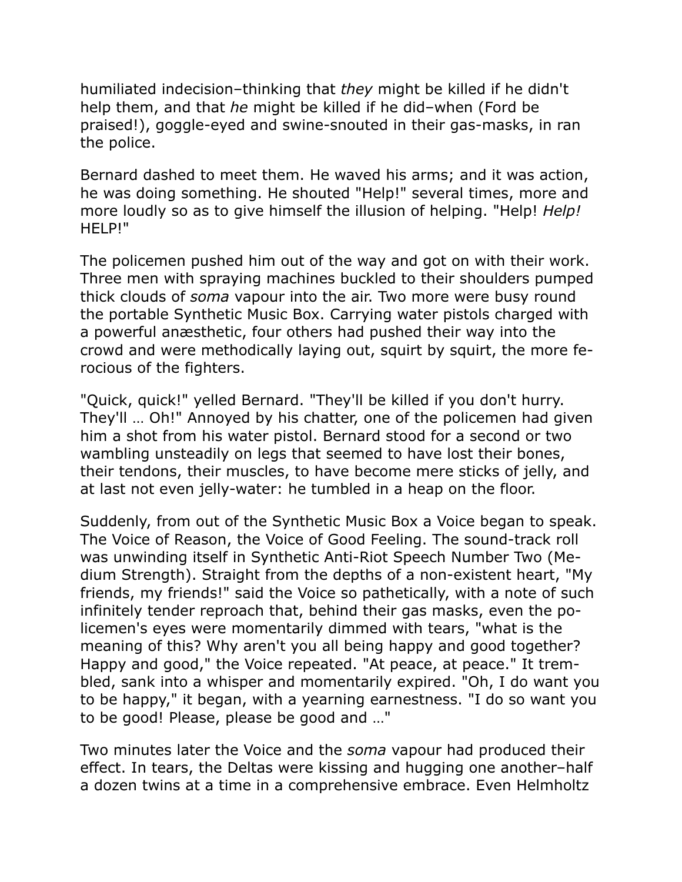humiliated indecision–thinking that *they* might be killed if he didn't help them, and that *he* might be killed if he did–when (Ford be praised!), goggle-eyed and swine-snouted in their gas-masks, in ran the police.

Bernard dashed to meet them. He waved his arms; and it was action, he was doing something. He shouted "Help!" several times, more and more loudly so as to give himself the illusion of helping. "Help! *Help!* HELP!"

The policemen pushed him out of the way and got on with their work. Three men with spraying machines buckled to their shoulders pumped thick clouds of *soma* vapour into the air. Two more were busy round the portable Synthetic Music Box. Carrying water pistols charged with a powerful anæsthetic, four others had pushed their way into the crowd and were methodically laying out, squirt by squirt, the more ferocious of the fighters.

"Quick, quick!" yelled Bernard. "They'll be killed if you don't hurry. They'll … Oh!" Annoyed by his chatter, one of the policemen had given him a shot from his water pistol. Bernard stood for a second or two wambling unsteadily on legs that seemed to have lost their bones, their tendons, their muscles, to have become mere sticks of jelly, and at last not even jelly-water: he tumbled in a heap on the floor.

Suddenly, from out of the Synthetic Music Box a Voice began to speak. The Voice of Reason, the Voice of Good Feeling. The sound-track roll was unwinding itself in Synthetic Anti-Riot Speech Number Two (Medium Strength). Straight from the depths of a non-existent heart, "My friends, my friends!" said the Voice so pathetically, with a note of such infinitely tender reproach that, behind their gas masks, even the policemen's eyes were momentarily dimmed with tears, "what is the meaning of this? Why aren't you all being happy and good together? Happy and good," the Voice repeated. "At peace, at peace." It trembled, sank into a whisper and momentarily expired. "Oh, I do want you to be happy," it began, with a yearning earnestness. "I do so want you to be good! Please, please be good and …"

Two minutes later the Voice and the *soma* vapour had produced their effect. In tears, the Deltas were kissing and hugging one another–half a dozen twins at a time in a comprehensive embrace. Even Helmholtz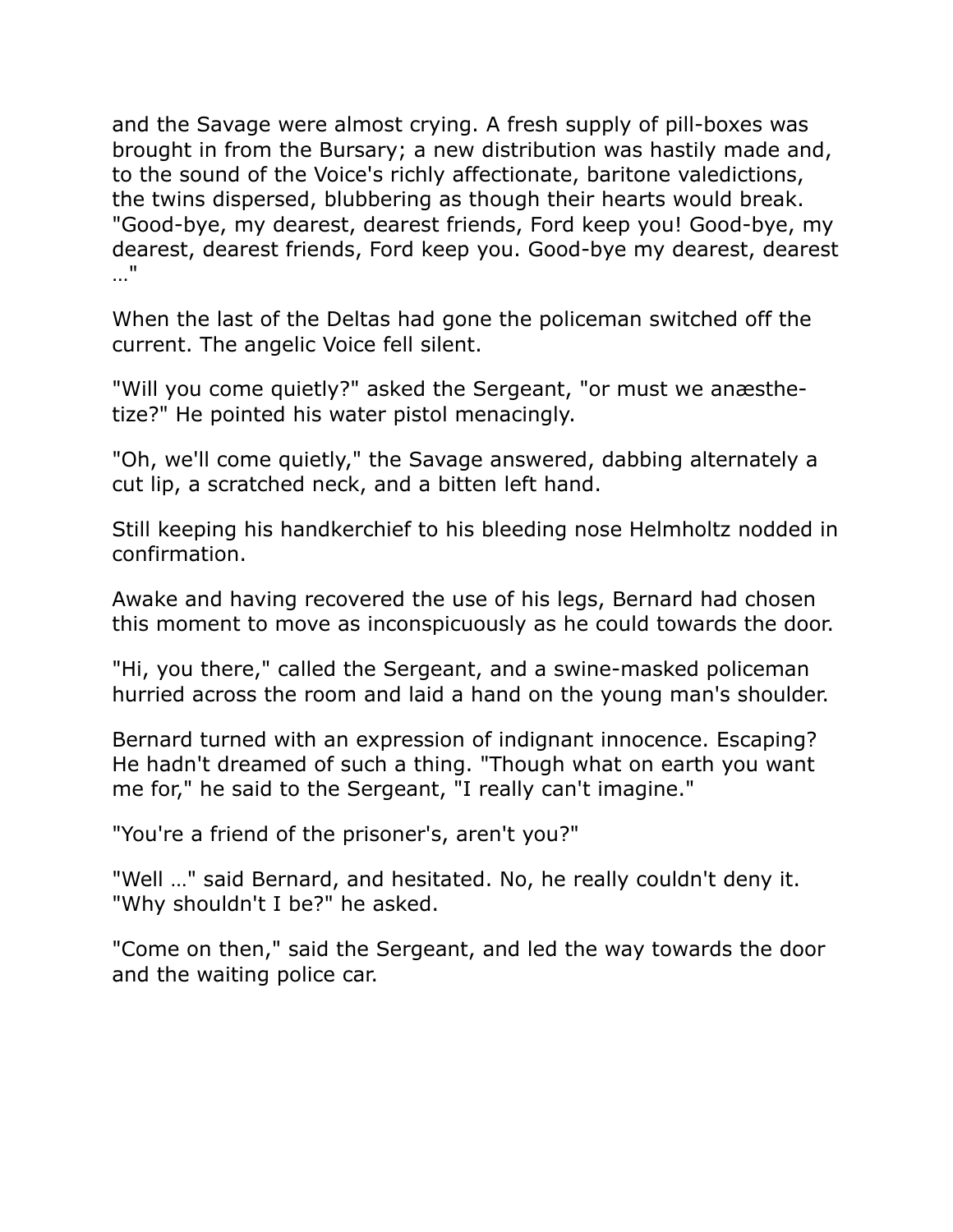and the Savage were almost crying. A fresh supply of pill-boxes was brought in from the Bursary; a new distribution was hastily made and, to the sound of the Voice's richly affectionate, baritone valedictions, the twins dispersed, blubbering as though their hearts would break. "Good-bye, my dearest, dearest friends, Ford keep you! Good-bye, my dearest, dearest friends, Ford keep you. Good-bye my dearest, dearest …"

When the last of the Deltas had gone the policeman switched off the current. The angelic Voice fell silent.

"Will you come quietly?" asked the Sergeant, "or must we anæsthetize?" He pointed his water pistol menacingly.

"Oh, we'll come quietly," the Savage answered, dabbing alternately a cut lip, a scratched neck, and a bitten left hand.

Still keeping his handkerchief to his bleeding nose Helmholtz nodded in confirmation.

Awake and having recovered the use of his legs, Bernard had chosen this moment to move as inconspicuously as he could towards the door.

"Hi, you there," called the Sergeant, and a swine-masked policeman hurried across the room and laid a hand on the young man's shoulder.

Bernard turned with an expression of indignant innocence. Escaping? He hadn't dreamed of such a thing. "Though what on earth you want me for," he said to the Sergeant, "I really can't imagine."

"You're a friend of the prisoner's, aren't you?"

"Well …" said Bernard, and hesitated. No, he really couldn't deny it. "Why shouldn't I be?" he asked.

"Come on then," said the Sergeant, and led the way towards the door and the waiting police car.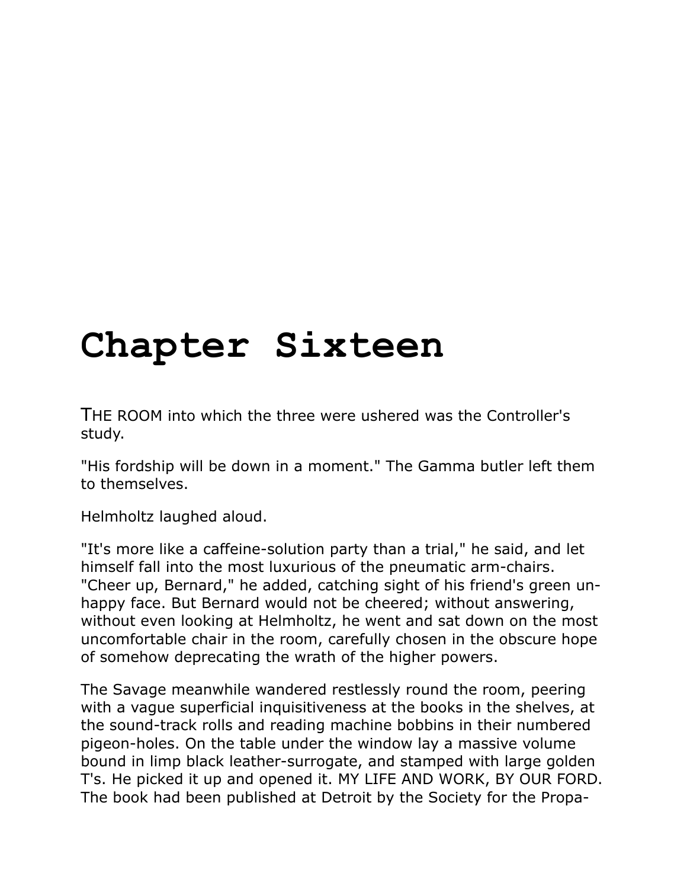# Chapter Sixteen

THE ROOM into which the three were ushered was the Controller's study.

"His fordship will be down in a moment." The Gamma butler left them to themselves.

Helmholtz laughed aloud.

"It's more like a caffeine-solution party than a trial," he said, and let himself fall into the most luxurious of the pneumatic arm-chairs. "Cheer up, Bernard," he added, catching sight of his friend's green unhappy face. But Bernard would not be cheered; without answering, without even looking at Helmholtz, he went and sat down on the most uncomfortable chair in the room, carefully chosen in the obscure hope of somehow deprecating the wrath of the higher powers.

The Savage meanwhile wandered restlessly round the room, peering with a vague superficial inquisitiveness at the books in the shelves, at the sound-track rolls and reading machine bobbins in their numbered pigeon-holes. On the table under the window lay a massive volume bound in limp black leather-surrogate, and stamped with large golden T's. He picked it up and opened it. MY LIFE AND WORK, BY OUR FORD. The book had been published at Detroit by the Society for the Propa-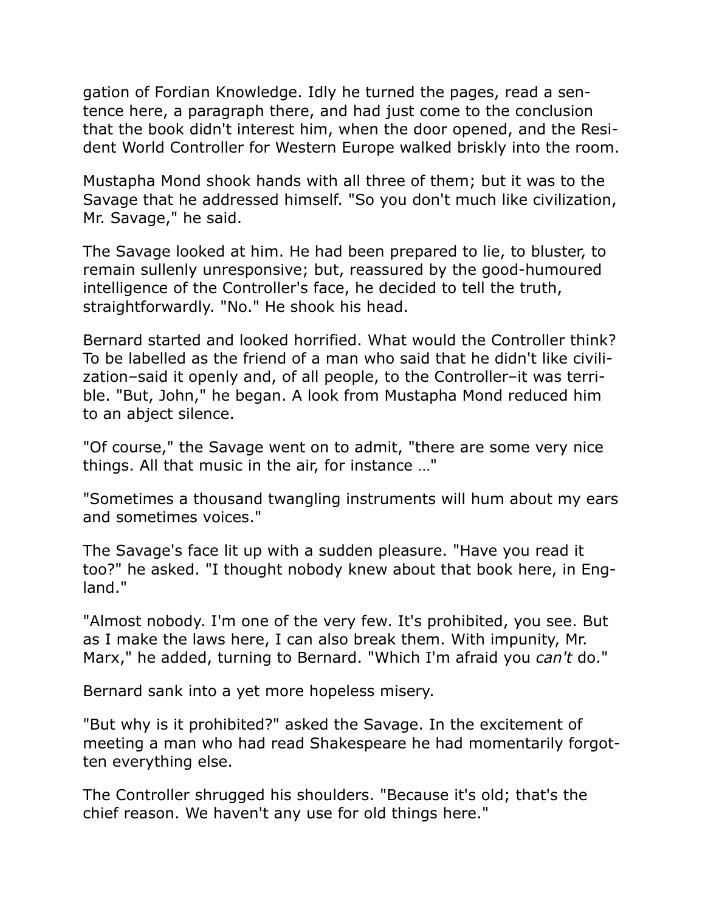gation of Fordian Knowledge. Idly he turned the pages, read a sentence here, a paragraph there, and had just come to the conclusion that the book didn't interest him, when the door opened, and the Resident World Controller for Western Europe walked briskly into the room.

Mustapha Mond shook hands with all three of them; but it was to the Savage that he addressed himself. "So you don't much like civilization, Mr. Savage," he said.

The Savage looked at him. He had been prepared to lie, to bluster, to remain sullenly unresponsive; but, reassured by the good-humoured intelligence of the Controller's face, he decided to tell the truth, straightforwardly. "No." He shook his head.

Bernard started and looked horrified. What would the Controller think? To be labelled as the friend of a man who said that he didn't like civilization–said it openly and, of all people, to the Controller–it was terrible. "But, John," he began. A look from Mustapha Mond reduced him to an abject silence.

"Of course," the Savage went on to admit, "there are some very nice things. All that music in the air, for instance …"

"Sometimes a thousand twangling instruments will hum about my ears and sometimes voices."

The Savage's face lit up with a sudden pleasure. "Have you read it too?" he asked. "I thought nobody knew about that book here, in England."

"Almost nobody. I'm one of the very few. It's prohibited, you see. But as I make the laws here, I can also break them. With impunity, Mr. Marx," he added, turning to Bernard. "Which I'm afraid you *can't* do."

Bernard sank into a yet more hopeless misery.

"But why is it prohibited?" asked the Savage. In the excitement of meeting a man who had read Shakespeare he had momentarily forgotten everything else.

The Controller shrugged his shoulders. "Because it's old; that's the chief reason. We haven't any use for old things here."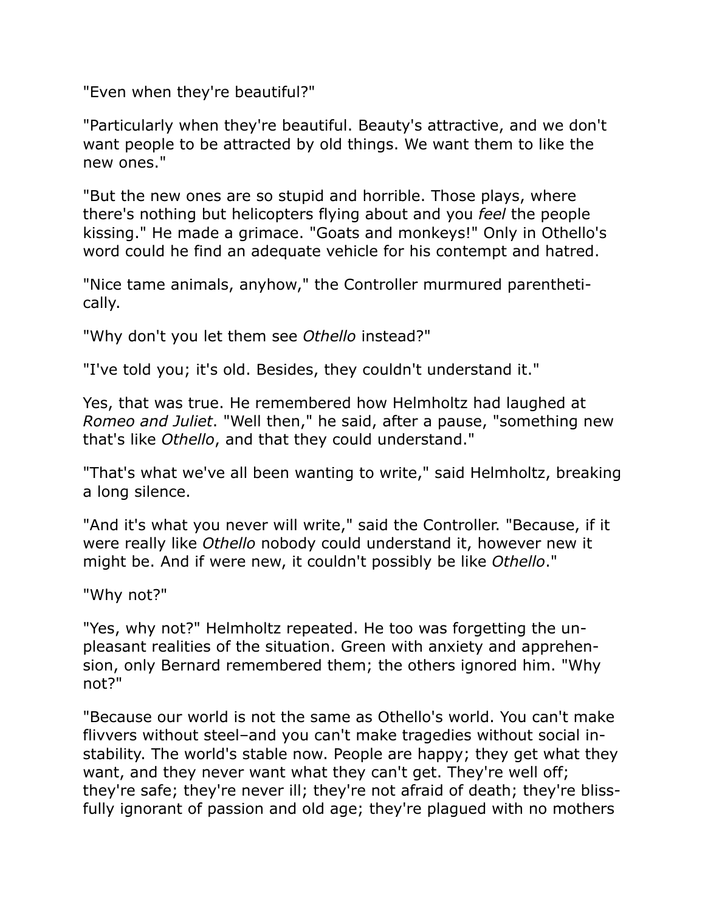"Even when they're beautiful?"

"Particularly when they're beautiful. Beauty's attractive, and we don't want people to be attracted by old things. We want them to like the new ones."

"But the new ones are so stupid and horrible. Those plays, where there's nothing but helicopters flying about and you *feel* the people kissing." He made a grimace. "Goats and monkeys!" Only in Othello's word could he find an adequate vehicle for his contempt and hatred.

"Nice tame animals, anyhow," the Controller murmured parenthetically.

"Why don't you let them see *Othello* instead?"

"I've told you; it's old. Besides, they couldn't understand it."

Yes, that was true. He remembered how Helmholtz had laughed at *Romeo and Juliet*. "Well then," he said, after a pause, "something new that's like *Othello*, and that they could understand."

"That's what we've all been wanting to write," said Helmholtz, breaking a long silence.

"And it's what you never will write," said the Controller. "Because, if it were really like *Othello* nobody could understand it, however new it might be. And if were new, it couldn't possibly be like *Othello*."

"Why not?"

"Yes, why not?" Helmholtz repeated. He too was forgetting the unpleasant realities of the situation. Green with anxiety and apprehension, only Bernard remembered them; the others ignored him. "Why not?"

"Because our world is not the same as Othello's world. You can't make flivvers without steel–and you can't make tragedies without social instability. The world's stable now. People are happy; they get what they want, and they never want what they can't get. They're well off; they're safe; they're never ill; they're not afraid of death; they're blissfully ignorant of passion and old age; they're plagued with no mothers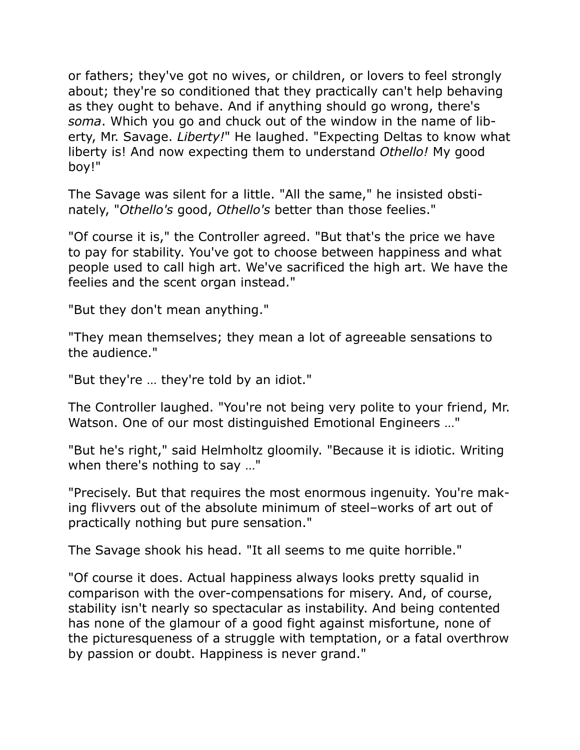or fathers; they've got no wives, or children, or lovers to feel strongly about; they're so conditioned that they practically can't help behaving as they ought to behave. And if anything should go wrong, there's *soma*. Which you go and chuck out of the window in the name of liberty, Mr. Savage. *Liberty!*" He laughed. "Expecting Deltas to know what liberty is! And now expecting them to understand *Othello!* My good boy!"

The Savage was silent for a little. "All the same," he insisted obstinately, "*Othello's* good, *Othello's* better than those feelies."

"Of course it is," the Controller agreed. "But that's the price we have to pay for stability. You've got to choose between happiness and what people used to call high art. We've sacrificed the high art. We have the feelies and the scent organ instead."

"But they don't mean anything."

"They mean themselves; they mean a lot of agreeable sensations to the audience."

"But they're … they're told by an idiot."

The Controller laughed. "You're not being very polite to your friend, Mr. Watson. One of our most distinguished Emotional Engineers …"

"But he's right," said Helmholtz gloomily. "Because it is idiotic. Writing when there's nothing to say …"

"Precisely. But that requires the most enormous ingenuity. You're making flivvers out of the absolute minimum of steel–works of art out of practically nothing but pure sensation."

The Savage shook his head. "It all seems to me quite horrible."

"Of course it does. Actual happiness always looks pretty squalid in comparison with the over-compensations for misery. And, of course, stability isn't nearly so spectacular as instability. And being contented has none of the glamour of a good fight against misfortune, none of the picturesqueness of a struggle with temptation, or a fatal overthrow by passion or doubt. Happiness is never grand."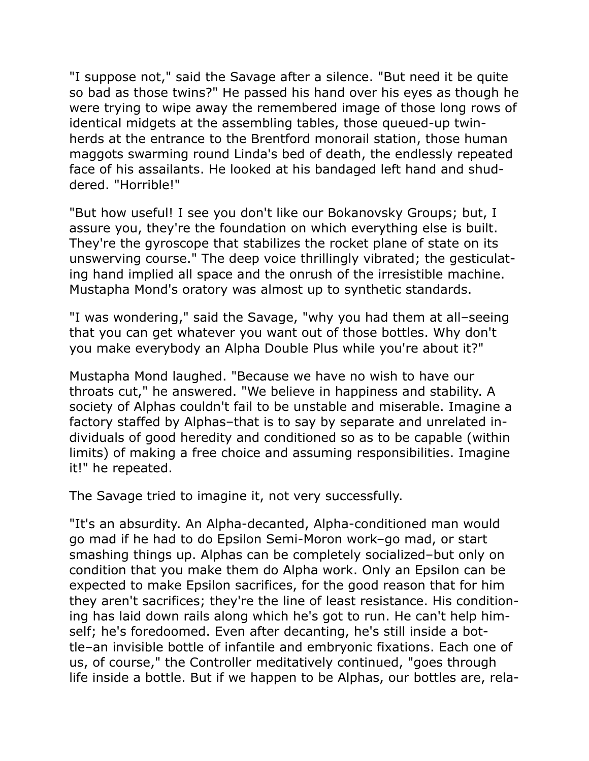"I suppose not," said the Savage after a silence. "But need it be quite so bad as those twins?" He passed his hand over his eyes as though he were trying to wipe away the remembered image of those long rows of identical midgets at the assembling tables, those queued-up twin-herds at the entrance to the Brentford monorail station, those human maggots swarming round Linda's bed of death, the endlessly repeated face of his assailants. He looked at his bandaged left hand and shuddered. "Horrible!"

"But how useful! I see you don't like our Bokanovsky Groups; but, I assure you, they're the foundation on which everything else is built. They're the gyroscope that stabilizes the rocket plane of state on its unswerving course." The deep voice thrillingly vibrated; the gesticulating hand implied all space and the onrush of the irresistible machine. Mustapha Mond's oratory was almost up to synthetic standards.

"I was wondering," said the Savage, "why you had them at all–seeing that you can get whatever you want out of those bottles. Why don't you make everybody an Alpha Double Plus while you're about it?"

Mustapha Mond laughed. "Because we have no wish to have our throats cut," he answered. "We believe in happiness and stability. A society of Alphas couldn't fail to be unstable and miserable. Imagine a factory staffed by Alphas–that is to say by separate and unrelated individuals of good heredity and conditioned so as to be capable (within limits) of making a free choice and assuming responsibilities. Imagine it!" he repeated.

The Savage tried to imagine it, not very successfully.

"It's an absurdity. An Alpha-decanted, Alpha-conditioned man would go mad if he had to do Epsilon Semi-Moron work–go mad, or start smashing things up. Alphas can be completely socialized–but only on condition that you make them do Alpha work. Only an Epsilon can be expected to make Epsilon sacrifices, for the good reason that for him they aren't sacrifices; they're the line of least resistance. His conditioning has laid down rails along which he's got to run. He can't help himself; he's foredoomed. Even after decanting, he's still inside a bottle–an invisible bottle of infantile and embryonic fixations. Each one of us, of course," the Controller meditatively continued, "goes through life inside a bottle. But if we happen to be Alphas, our bottles are, rela-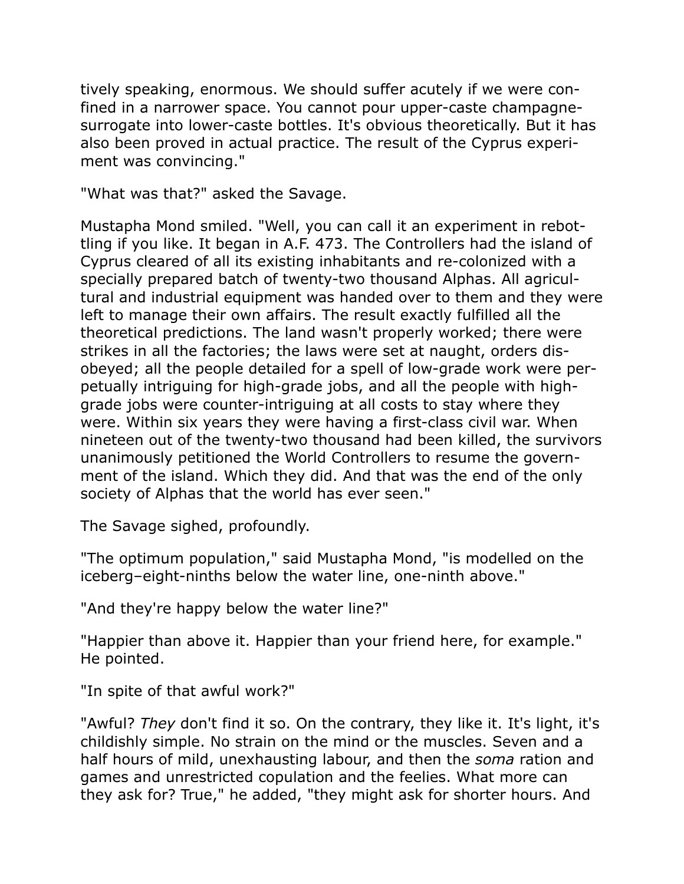tively speaking, enormous. We should suffer acutely if we were confined in a narrower space. You cannot pour upper-caste champagne-surrogate into lower-caste bottles. It's obvious theoretically. But it has also been proved in actual practice. The result of the Cyprus experiment was convincing."

"What was that?" asked the Savage.

Mustapha Mond smiled. "Well, you can call it an experiment in rebottling if you like. It began in A.F. 473. The Controllers had the island of Cyprus cleared of all its existing inhabitants and re-colonized with a specially prepared batch of twenty-two thousand Alphas. All agricultural and industrial equipment was handed over to them and they were left to manage their own affairs. The result exactly fulfilled all the theoretical predictions. The land wasn't properly worked; there were strikes in all the factories; the laws were set at naught, orders disobeyed; all the people detailed for a spell of low-grade work were perpetually intriguing for high-grade jobs, and all the people with high-grade jobs were counter-intriguing at all costs to stay where they were. Within six years they were having a first-class civil war. When nineteen out of the twenty-two thousand had been killed, the survivors unanimously petitioned the World Controllers to resume the government of the island. Which they did. And that was the end of the only society of Alphas that the world has ever seen."

The Savage sighed, profoundly.

"The optimum population," said Mustapha Mond, "is modelled on the iceberg–eight-ninths below the water line, one-ninth above."

"And they're happy below the water line?"

"Happier than above it. Happier than your friend here, for example." He pointed.

"In spite of that awful work?"

"Awful? *They* don't find it so. On the contrary, they like it. It's light, it's childishly simple. No strain on the mind or the muscles. Seven and a half hours of mild, unexhausting labour, and then the *soma* ration and games and unrestricted copulation and the feelies. What more can they ask for? True," he added, "they might ask for shorter hours. And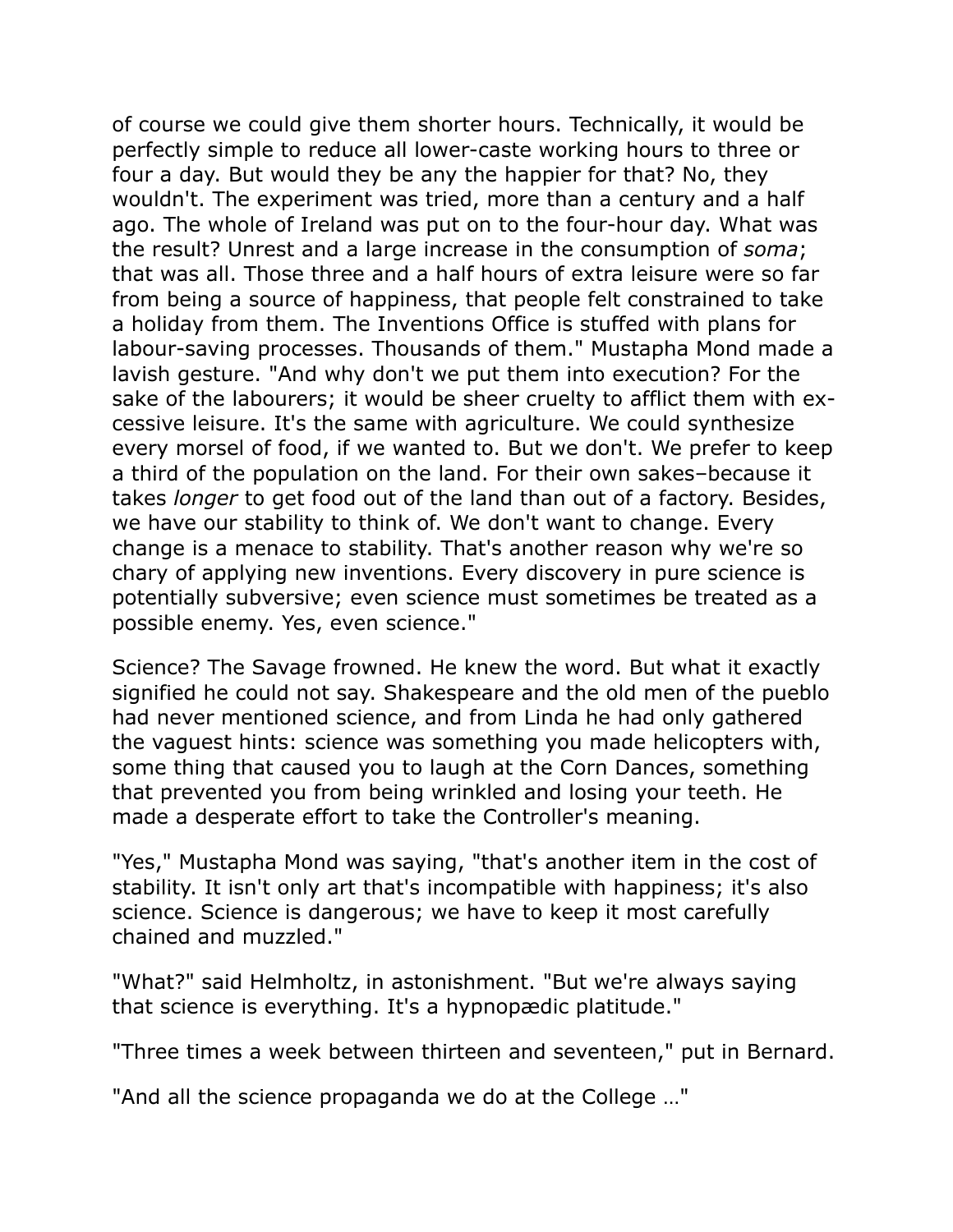of course we could give them shorter hours. Technically, it would be perfectly simple to reduce all lower-caste working hours to three or four a day. But would they be any the happier for that? No, they wouldn't. The experiment was tried, more than a century and a half ago. The whole of Ireland was put on to the four-hour day. What was the result? Unrest and a large increase in the consumption of *soma*; that was all. Those three and a half hours of extra leisure were so far from being a source of happiness, that people felt constrained to take a holiday from them. The Inventions Office is stuffed with plans for labour-saving processes. Thousands of them." Mustapha Mond made a lavish gesture. "And why don't we put them into execution? For the sake of the labourers; it would be sheer cruelty to afflict them with excessive leisure. It's the same with agriculture. We could synthesize every morsel of food, if we wanted to. But we don't. We prefer to keep a third of the population on the land. For their own sakes–because it takes *longer* to get food out of the land than out of a factory. Besides, we have our stability to think of. We don't want to change. Every change is a menace to stability. That's another reason why we're so chary of applying new inventions. Every discovery in pure science is potentially subversive; even science must sometimes be treated as a possible enemy. Yes, even science."

Science? The Savage frowned. He knew the word. But what it exactly signified he could not say. Shakespeare and the old men of the pueblo had never mentioned science, and from Linda he had only gathered the vaguest hints: science was something you made helicopters with, some thing that caused you to laugh at the Corn Dances, something that prevented you from being wrinkled and losing your teeth. He made a desperate effort to take the Controller's meaning.

"Yes," Mustapha Mond was saying, "that's another item in the cost of stability. It isn't only art that's incompatible with happiness; it's also science. Science is dangerous; we have to keep it most carefully chained and muzzled."

"What?" said Helmholtz, in astonishment. "But we're always saying that science is everything. It's a hypnopædic platitude."

"Three times a week between thirteen and seventeen," put in Bernard.

"And all the science propaganda we do at the College …"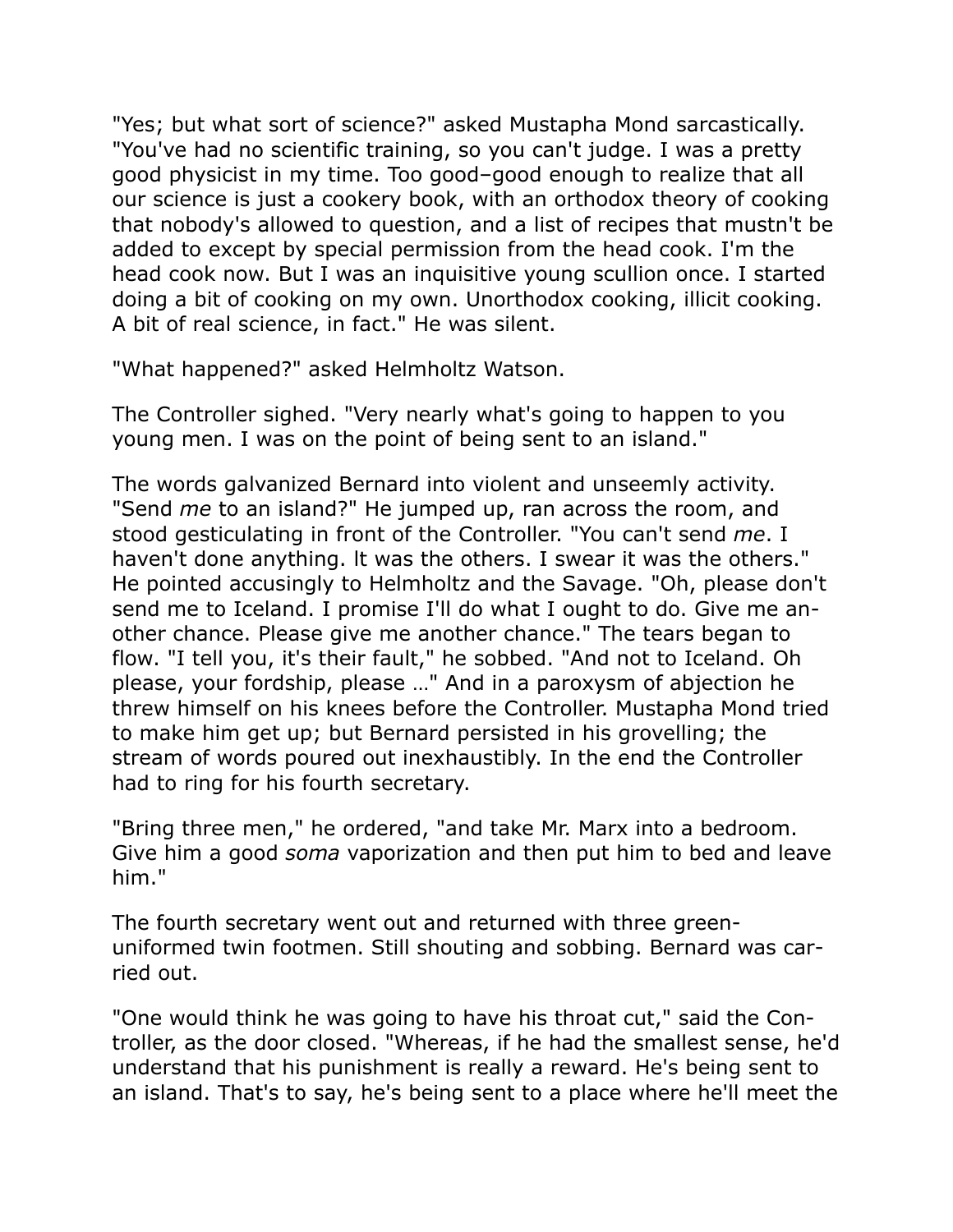"Yes; but what sort of science?" asked Mustapha Mond sarcastically. "You've had no scientific training, so you can't judge. I was a pretty good physicist in my time. Too good–good enough to realize that all our science is just a cookery book, with an orthodox theory of cooking that nobody's allowed to question, and a list of recipes that mustn't be added to except by special permission from the head cook. I'm the head cook now. But I was an inquisitive young scullion once. I started doing a bit of cooking on my own. Unorthodox cooking, illicit cooking. A bit of real science, in fact." He was silent.

"What happened?" asked Helmholtz Watson.

The Controller sighed. "Very nearly what's going to happen to you young men. I was on the point of being sent to an island."

The words galvanized Bernard into violent and unseemly activity. "Send *me* to an island?" He jumped up, ran across the room, and stood gesticulating in front of the Controller. "You can't send *me*. I haven't done anything. It was the others. I swear it was the others." He pointed accusingly to Helmholtz and the Savage. "Oh, please don't send me to Iceland. I promise I'll do what I ought to do. Give me another chance. Please give me another chance." The tears began to flow. "I tell you, it's their fault," he sobbed. "And not to Iceland. Oh please, your fordship, please …" And in a paroxysm of abjection he threw himself on his knees before the Controller. Mustapha Mond tried to make him get up; but Bernard persisted in his grovelling; the stream of words poured out inexhaustibly. In the end the Controller had to ring for his fourth secretary.

"Bring three men," he ordered, "and take Mr. Marx into a bedroom. Give him a good *soma* vaporization and then put him to bed and leave him."

The fourth secretary went out and returned with three green-uniformed twin footmen. Still shouting and sobbing. Bernard was carried out.

"One would think he was going to have his throat cut," said the Controller, as the door closed. "Whereas, if he had the smallest sense, he'd understand that his punishment is really a reward. He's being sent to an island. That's to say, he's being sent to a place where he'll meet the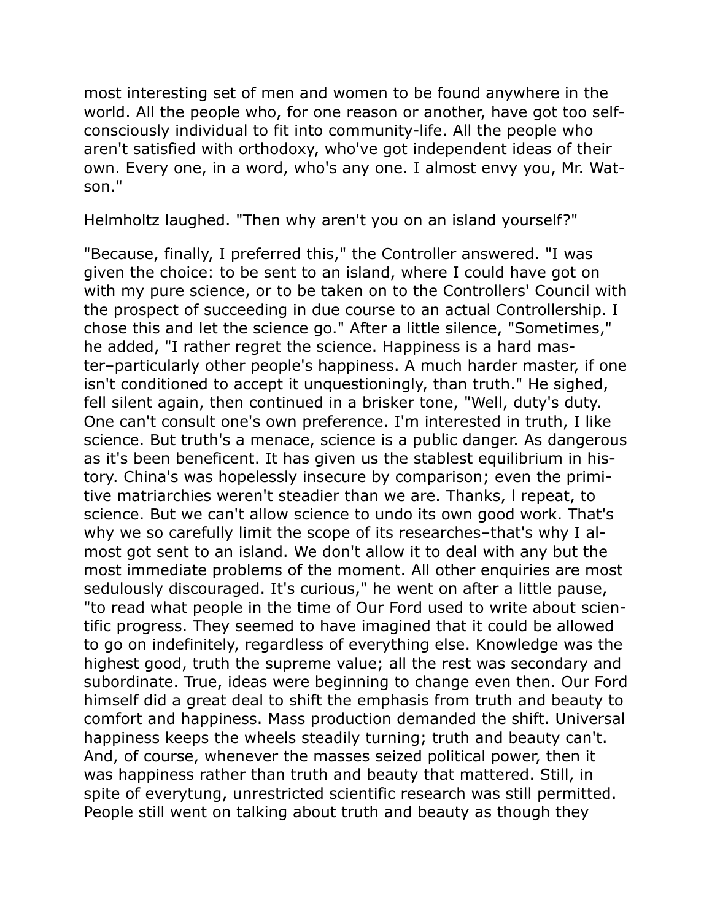most interesting set of men and women to be found anywhere in the world. All the people who, for one reason or another, have got too self-consciously individual to fit into community-life. All the people who aren't satisfied with orthodoxy, who've got independent ideas of their own. Every one, in a word, who's any one. I almost envy you, Mr. Watson."

Helmholtz laughed. "Then why aren't you on an island yourself?"

"Because, finally, I preferred this," the Controller answered. "I was given the choice: to be sent to an island, where I could have got on with my pure science, or to be taken on to the Controllers' Council with the prospect of succeeding in due course to an actual Controllership. I chose this and let the science go." After a little silence, "Sometimes," he added, "I rather regret the science. Happiness is a hard master–particularly other people's happiness. A much harder master, if one isn't conditioned to accept it unquestioningly, than truth." He sighed, fell silent again, then continued in a brisker tone, "Well, duty's duty. One can't consult one's own preference. I'm interested in truth, I like science. But truth's a menace, science is a public danger. As dangerous as it's been beneficent. It has given us the stablest equilibrium in history. China's was hopelessly insecure by comparison; even the primitive matriarchies weren't steadier than we are. Thanks, l repeat, to science. But we can't allow science to undo its own good work. That's why we so carefully limit the scope of its researches–that's why I almost got sent to an island. We don't allow it to deal with any but the most immediate problems of the moment. All other enquiries are most sedulously discouraged. It's curious," he went on after a little pause, "to read what people in the time of Our Ford used to write about scientific progress. They seemed to have imagined that it could be allowed to go on indefinitely, regardless of everything else. Knowledge was the highest good, truth the supreme value; all the rest was secondary and subordinate. True, ideas were beginning to change even then. Our Ford himself did a great deal to shift the emphasis from truth and beauty to comfort and happiness. Mass production demanded the shift. Universal happiness keeps the wheels steadily turning; truth and beauty can't. And, of course, whenever the masses seized political power, then it was happiness rather than truth and beauty that mattered. Still, in spite of everytung, unrestricted scientific research was still permitted. People still went on talking about truth and beauty as though they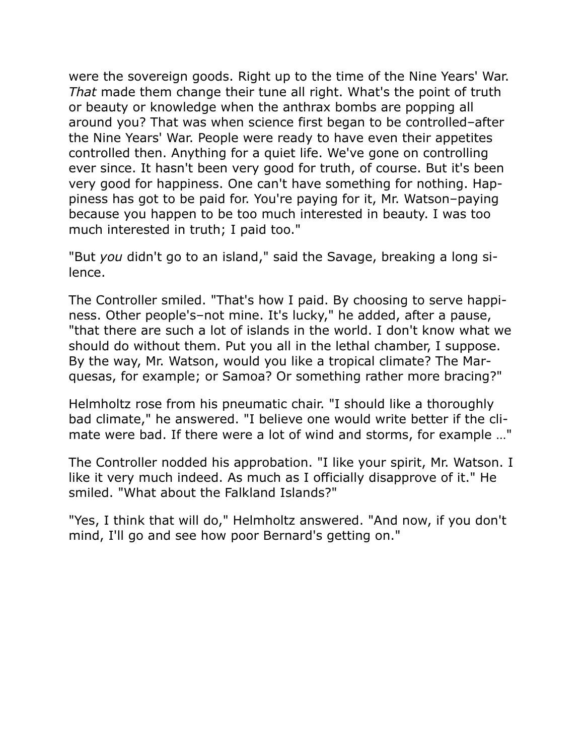were the sovereign goods. Right up to the time of the Nine Years' War. *That* made them change their tune all right. What's the point of truth or beauty or knowledge when the anthrax bombs are popping all around you? That was when science first began to be controlled–after the Nine Years' War. People were ready to have even their appetites controlled then. Anything for a quiet life. We've gone on controlling ever since. It hasn't been very good for truth, of course. But it's been very good for happiness. One can't have something for nothing. Happiness has got to be paid for. You're paying for it, Mr. Watson–paying because you happen to be too much interested in beauty. I was too much interested in truth; I paid too."

"But *you* didn't go to an island," said the Savage, breaking a long silence.

The Controller smiled. "That's how I paid. By choosing to serve happiness. Other people's–not mine. It's lucky," he added, after a pause, "that there are such a lot of islands in the world. I don't know what we should do without them. Put you all in the lethal chamber, I suppose. By the way, Mr. Watson, would you like a tropical climate? The Marquesas, for example; or Samoa? Or something rather more bracing?"

Helmholtz rose from his pneumatic chair. "I should like a thoroughly bad climate," he answered. "I believe one would write better if the climate were bad. If there were a lot of wind and storms, for example …"

The Controller nodded his approbation. "I like your spirit, Mr. Watson. I like it very much indeed. As much as I officially disapprove of it." He smiled. "What about the Falkland Islands?"

"Yes, I think that will do," Helmholtz answered. "And now, if you don't mind, I'll go and see how poor Bernard's getting on."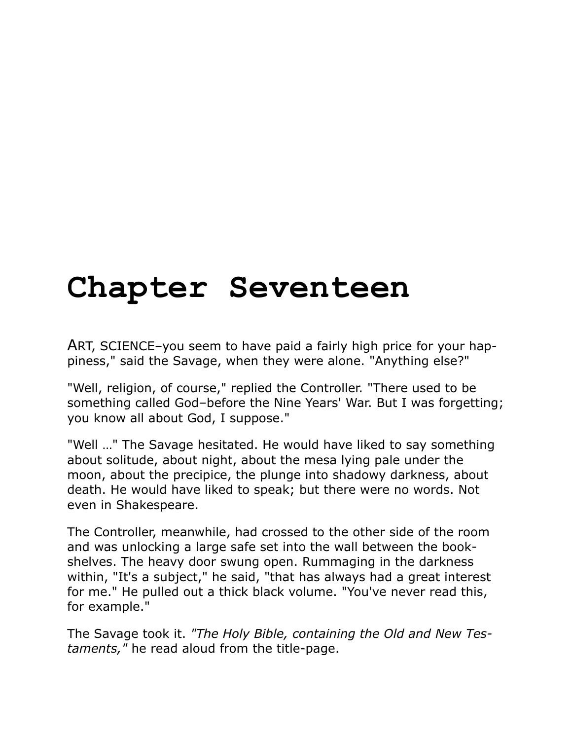# Chapter Seventeen

ART, SCIENCE–you seem to have paid a fairly high price for your happiness," said the Savage, when they were alone. "Anything else?"

"Well, religion, of course," replied the Controller. "There used to be something called God–before the Nine Years' War. But I was forgetting; you know all about God, I suppose."

"Well …" The Savage hesitated. He would have liked to say something about solitude, about night, about the mesa lying pale under the moon, about the precipice, the plunge into shadowy darkness, about death. He would have liked to speak; but there were no words. Not even in Shakespeare.

The Controller, meanwhile, had crossed to the other side of the room and was unlocking a large safe set into the wall between the bookshelves. The heavy door swung open. Rummaging in the darkness within, "It's a subject," he said, "that has always had a great interest for me." He pulled out a thick black volume. "You've never read this, for example."

The Savage took it. *"The Holy Bible, containing the Old and New Testaments,"* he read aloud from the title-page.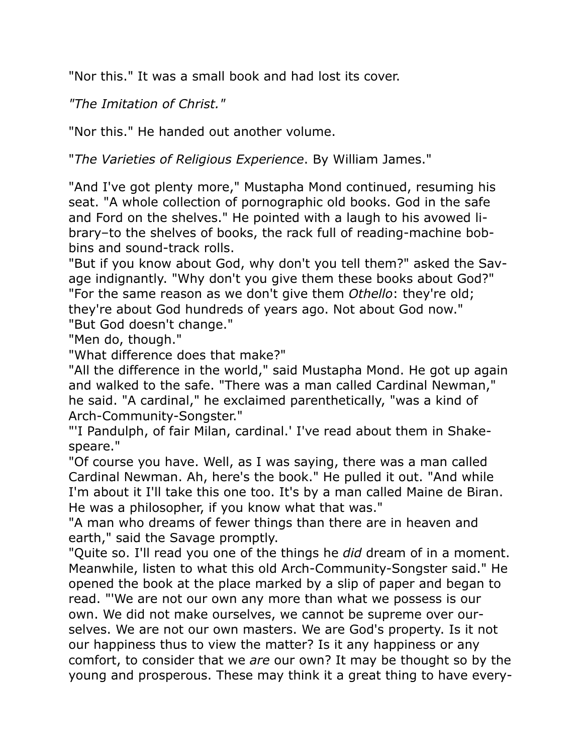"Nor this." It was a small book and had lost its cover.

*"The Imitation of Christ."*

"Nor this." He handed out another volume.

"*The Varieties of Religious Experience*. By William James."

"And I've got plenty more," Mustapha Mond continued, resuming his seat. "A whole collection of pornographic old books. God in the safe and Ford on the shelves." He pointed with a laugh to his avowed library–to the shelves of books, the rack full of reading-machine bobbins and sound-track rolls.
"But if you know about God, why don't you tell them?" asked the Savage indignantly. "Why don't you give them these books about God?"
"For the same reason as we don't give them *Othello*: they're old; they're about God hundreds of years ago. Not about God now."
"But God doesn't change."
"Men do, though."
"What difference does that make?"
"All the difference in the world," said Mustapha Mond. He got up again and walked to the safe. "There was a man called Cardinal Newman," he said. "A cardinal," he exclaimed parenthetically, "was a kind of Arch-Community-Songster."
"'I Pandulph, of fair Milan, cardinal.' I've read about them in Shakespeare."
"Of course you have. Well, as I was saying, there was a man called Cardinal Newman. Ah, here's the book." He pulled it out. "And while I'm about it I'll take this one too. It's by a man called Maine de Biran. He was a philosopher, if you know what that was."
"A man who dreams of fewer things than there are in heaven and earth," said the Savage promptly.
"Quite so. I'll read you one of the things he *did* dream of in a moment. Meanwhile, listen to what this old Arch-Community-Songster said." He opened the book at the place marked by a slip of paper and began to read. "'We are not our own any more than what we possess is our own. We did not make ourselves, we cannot be supreme over ourselves. We are not our own masters. We are God's property. Is it not our happiness thus to view the matter? Is it any happiness or any comfort, to consider that we *are* our own? It may be thought so by the young and prosperous. These may think it a great thing to have every-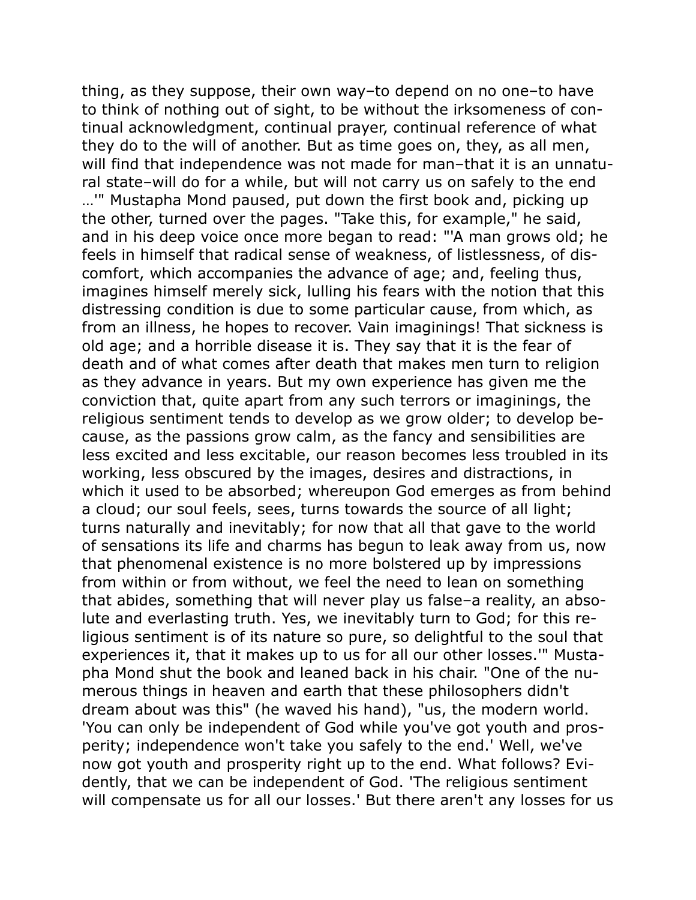thing, as they suppose, their own way–to depend on no one–to have to think of nothing out of sight, to be without the irksomeness of continual acknowledgment, continual prayer, continual reference of what they do to the will of another. But as time goes on, they, as all men, will find that independence was not made for man–that it is an unnatural state–will do for a while, but will not carry us on safely to the end …'" Mustapha Mond paused, put down the first book and, picking up the other, turned over the pages. "Take this, for example," he said, and in his deep voice once more began to read: "'A man grows old; he feels in himself that radical sense of weakness, of listlessness, of discomfort, which accompanies the advance of age; and, feeling thus, imagines himself merely sick, lulling his fears with the notion that this distressing condition is due to some particular cause, from which, as from an illness, he hopes to recover. Vain imaginings! That sickness is old age; and a horrible disease it is. They say that it is the fear of death and of what comes after death that makes men turn to religion as they advance in years. But my own experience has given me the conviction that, quite apart from any such terrors or imaginings, the religious sentiment tends to develop as we grow older; to develop because, as the passions grow calm, as the fancy and sensibilities are less excited and less excitable, our reason becomes less troubled in its working, less obscured by the images, desires and distractions, in which it used to be absorbed; whereupon God emerges as from behind a cloud; our soul feels, sees, turns towards the source of all light; turns naturally and inevitably; for now that all that gave to the world of sensations its life and charms has begun to leak away from us, now that phenomenal existence is no more bolstered up by impressions from within or from without, we feel the need to lean on something that abides, something that will never play us false–a reality, an absolute and everlasting truth. Yes, we inevitably turn to God; for this religious sentiment is of its nature so pure, so delightful to the soul that experiences it, that it makes up to us for all our other losses.'" Mustapha Mond shut the book and leaned back in his chair. "One of the numerous things in heaven and earth that these philosophers didn't dream about was this" (he waved his hand), "us, the modern world. 'You can only be independent of God while you've got youth and prosperity; independence won't take you safely to the end.' Well, we've now got youth and prosperity right up to the end. What follows? Evidently, that we can be independent of God. 'The religious sentiment will compensate us for all our losses.' But there aren't any losses for us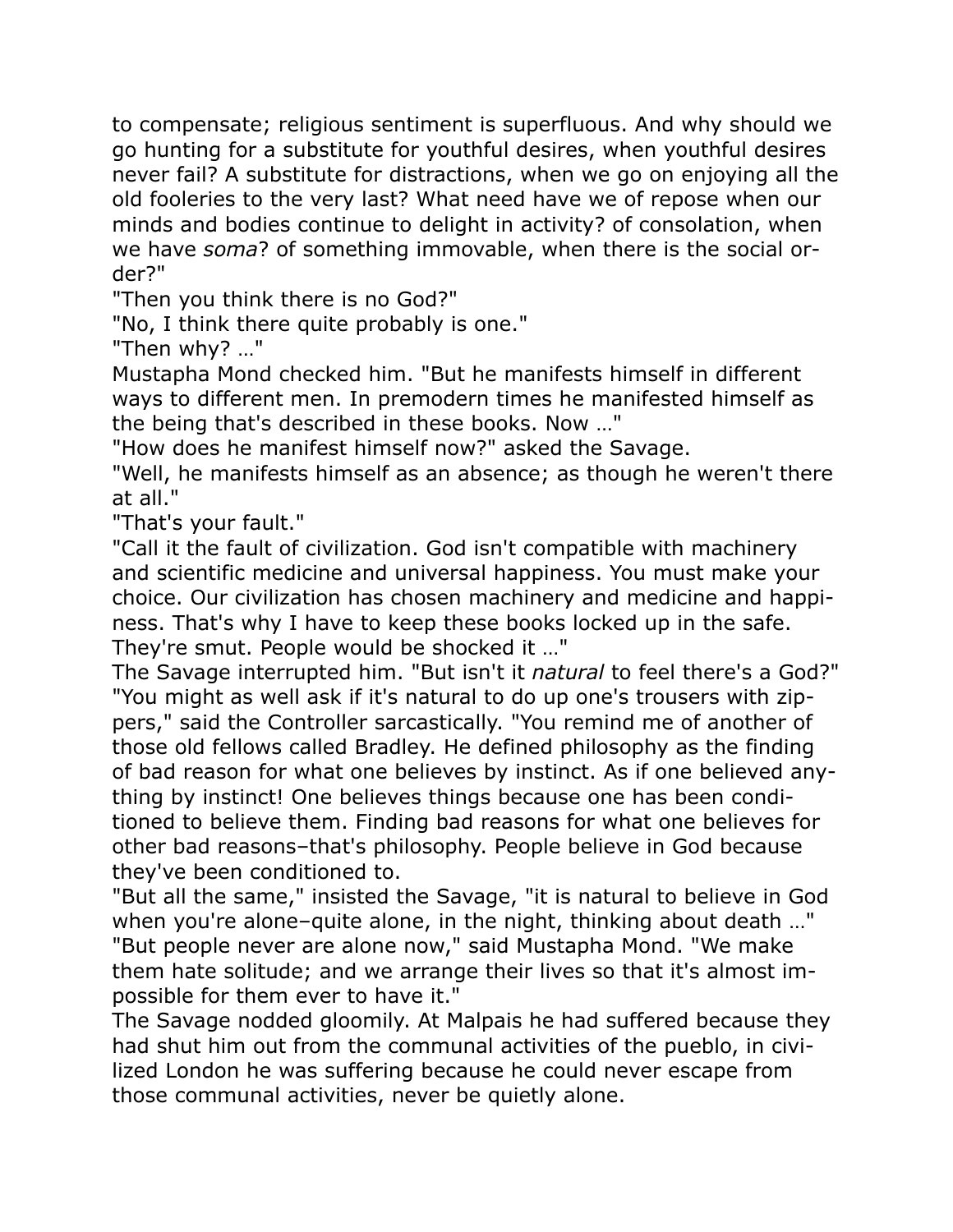to compensate; religious sentiment is superfluous. And why should we go hunting for a substitute for youthful desires, when youthful desires never fail? A substitute for distractions, when we go on enjoying all the old fooleries to the very last? What need have we of repose when our minds and bodies continue to delight in activity? of consolation, when we have *soma*? of something immovable, when there is the social order?"

"Then you think there is no God?"

"No, I think there quite probably is one."

"Then why? …"

Mustapha Mond checked him. "But he manifests himself in different ways to different men. In premodern times he manifested himself as the being that's described in these books. Now …"

"How does he manifest himself now?" asked the Savage.

"Well, he manifests himself as an absence; as though he weren't there at all."

"That's your fault."

"Call it the fault of civilization. God isn't compatible with machinery and scientific medicine and universal happiness. You must make your choice. Our civilization has chosen machinery and medicine and happiness. That's why I have to keep these books locked up in the safe. They're smut. People would be shocked it …"

The Savage interrupted him. "But isn't it *natural* to feel there's a God?"

"You might as well ask if it's natural to do up one's trousers with zippers," said the Controller sarcastically. "You remind me of another of those old fellows called Bradley. He defined philosophy as the finding of bad reason for what one believes by instinct. As if one believed anything by instinct! One believes things because one has been conditioned to believe them. Finding bad reasons for what one believes for other bad reasons–that's philosophy. People believe in God because they've been conditioned to.

"But all the same," insisted the Savage, "it is natural to believe in God when you're alone–quite alone, in the night, thinking about death …"

"But people never are alone now," said Mustapha Mond. "We make them hate solitude; and we arrange their lives so that it's almost impossible for them ever to have it."

The Savage nodded gloomily. At Malpais he had suffered because they had shut him out from the communal activities of the pueblo, in civilized London he was suffering because he could never escape from those communal activities, never be quietly alone.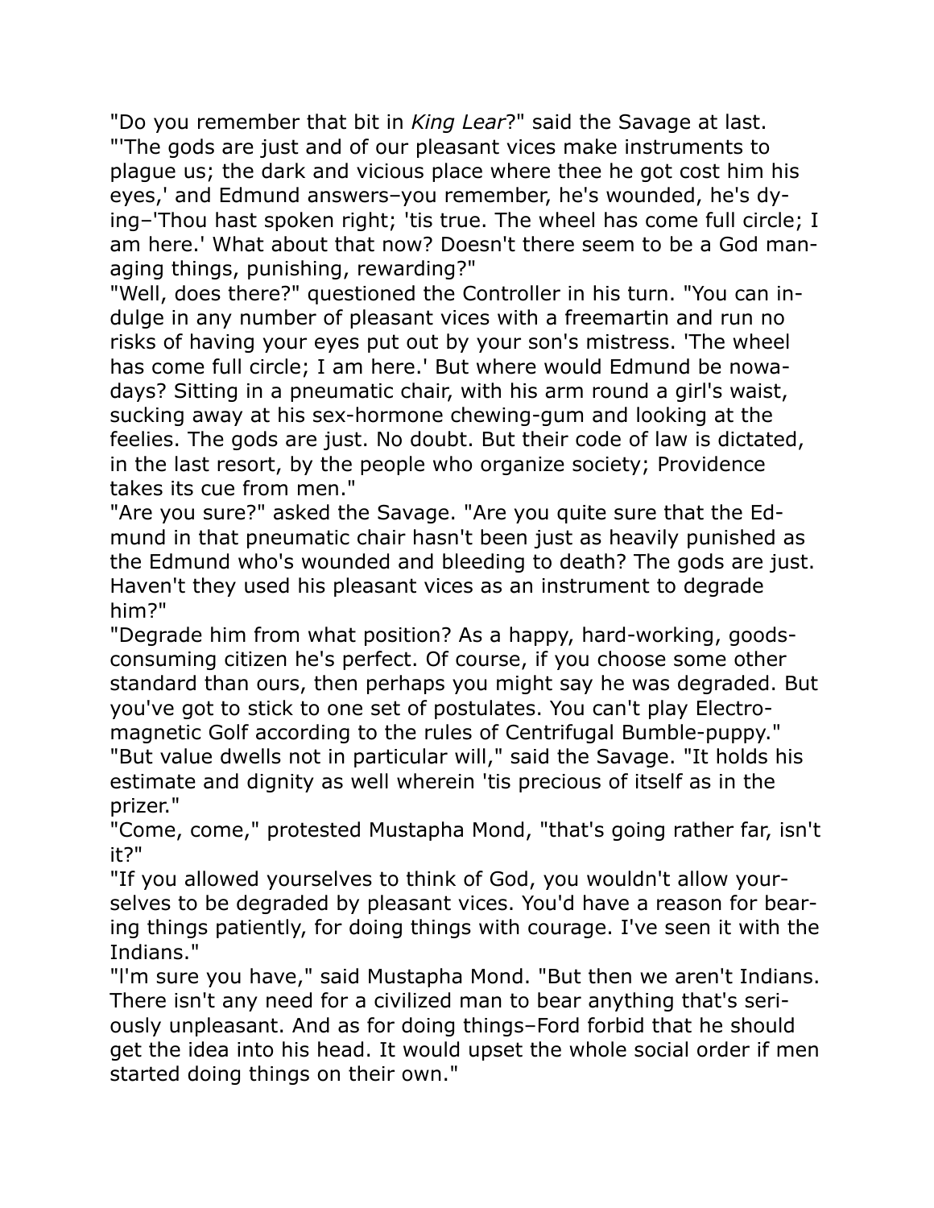"Do you remember that bit in *King Lear*?" said the Savage at last. "'The gods are just and of our pleasant vices make instruments to plague us; the dark and vicious place where thee he got cost him his eyes,' and Edmund answers–you remember, he's wounded, he's dying–'Thou hast spoken right; 'tis true. The wheel has come full circle; I am here.' What about that now? Doesn't there seem to be a God managing things, punishing, rewarding?"

"Well, does there?" questioned the Controller in his turn. "You can indulge in any number of pleasant vices with a freemartin and run no risks of having your eyes put out by your son's mistress. 'The wheel has come full circle; I am here.' But where would Edmund be nowadays? Sitting in a pneumatic chair, with his arm round a girl's waist, sucking away at his sex-hormone chewing-gum and looking at the feelies. The gods are just. No doubt. But their code of law is dictated, in the last resort, by the people who organize society; Providence takes its cue from men."

"Are you sure?" asked the Savage. "Are you quite sure that the Edmund in that pneumatic chair hasn't been just as heavily punished as the Edmund who's wounded and bleeding to death? The gods are just. Haven't they used his pleasant vices as an instrument to degrade him?"

"Degrade him from what position? As a happy, hard-working, goods-consuming citizen he's perfect. Of course, if you choose some other standard than ours, then perhaps you might say he was degraded. But you've got to stick to one set of postulates. You can't play Electro-magnetic Golf according to the rules of Centrifugal Bumble-puppy."

"But value dwells not in particular will," said the Savage. "It holds his estimate and dignity as well wherein 'tis precious of itself as in the prizer."

"Come, come," protested Mustapha Mond, "that's going rather far, isn't it?"

"If you allowed yourselves to think of God, you wouldn't allow yourselves to be degraded by pleasant vices. You'd have a reason for bearing things patiently, for doing things with courage. I've seen it with the Indians."

"I'm sure you have," said Mustapha Mond. "But then we aren't Indians. There isn't any need for a civilized man to bear anything that's seriously unpleasant. And as for doing things–Ford forbid that he should get the idea into his head. It would upset the whole social order if men started doing things on their own."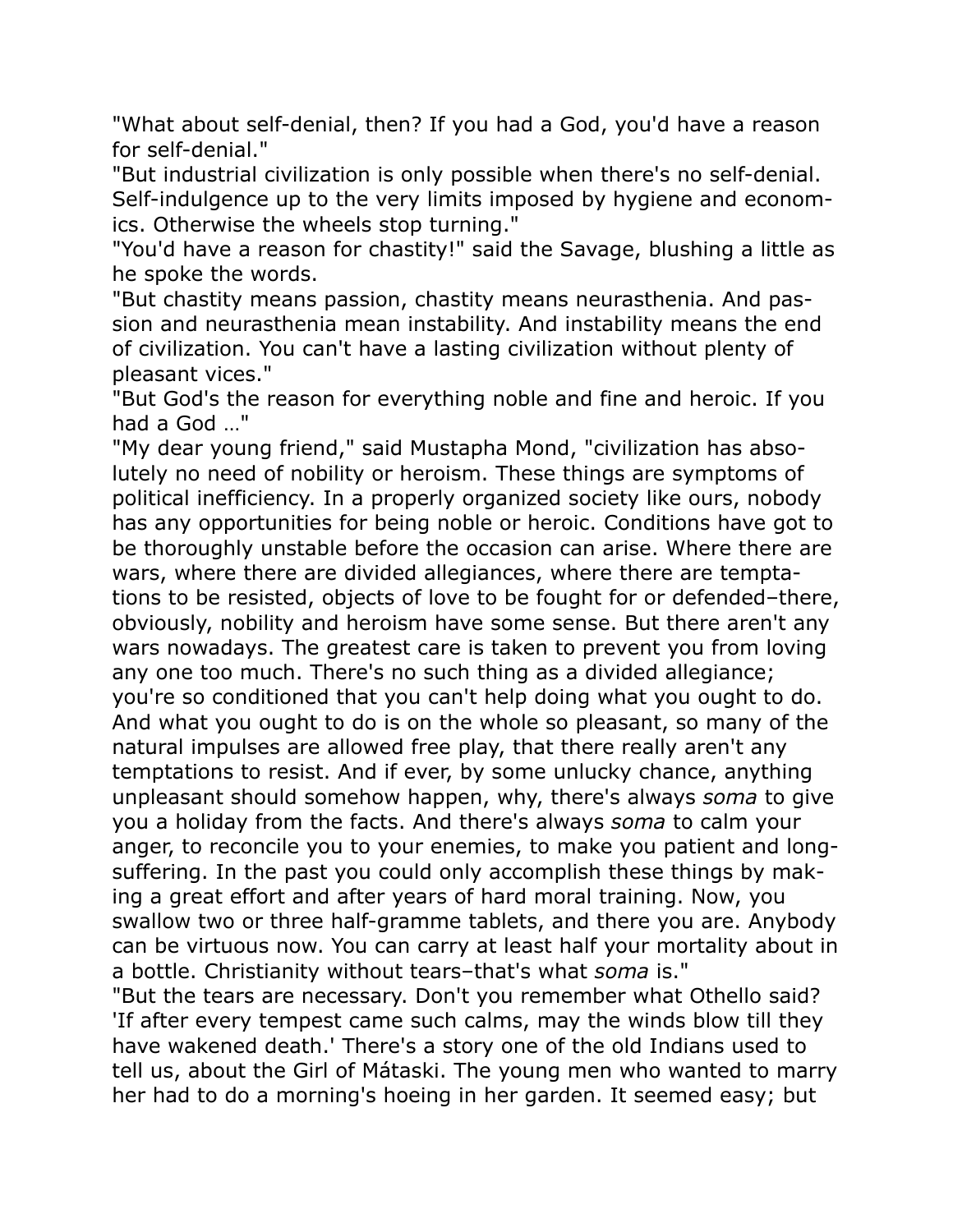"What about self-denial, then? If you had a God, you'd have a reason for self-denial."

"But industrial civilization is only possible when there's no self-denial. Self-indulgence up to the very limits imposed by hygiene and economics. Otherwise the wheels stop turning."

"You'd have a reason for chastity!" said the Savage, blushing a little as he spoke the words.

"But chastity means passion, chastity means neurasthenia. And passion and neurasthenia mean instability. And instability means the end of civilization. You can't have a lasting civilization without plenty of pleasant vices."

"But God's the reason for everything noble and fine and heroic. If you had a God …"

"My dear young friend," said Mustapha Mond, "civilization has absolutely no need of nobility or heroism. These things are symptoms of political inefficiency. In a properly organized society like ours, nobody has any opportunities for being noble or heroic. Conditions have got to be thoroughly unstable before the occasion can arise. Where there are wars, where there are divided allegiances, where there are temptations to be resisted, objects of love to be fought for or defended–there, obviously, nobility and heroism have some sense. But there aren't any wars nowadays. The greatest care is taken to prevent you from loving any one too much. There's no such thing as a divided allegiance; you're so conditioned that you can't help doing what you ought to do. And what you ought to do is on the whole so pleasant, so many of the natural impulses are allowed free play, that there really aren't any temptations to resist. And if ever, by some unlucky chance, anything unpleasant should somehow happen, why, there's always *soma* to give you a holiday from the facts. And there's always *soma* to calm your anger, to reconcile you to your enemies, to make you patient and long-suffering. In the past you could only accomplish these things by making a great effort and after years of hard moral training. Now, you swallow two or three half-gramme tablets, and there you are. Anybody can be virtuous now. You can carry at least half your mortality about in a bottle. Christianity without tears–that's what *soma* is."

"But the tears are necessary. Don't you remember what Othello said? 'If after every tempest came such calms, may the winds blow till they have wakened death.' There's a story one of the old Indians used to tell us, about the Girl of Mátaski. The young men who wanted to marry her had to do a morning's hoeing in her garden. It seemed easy; but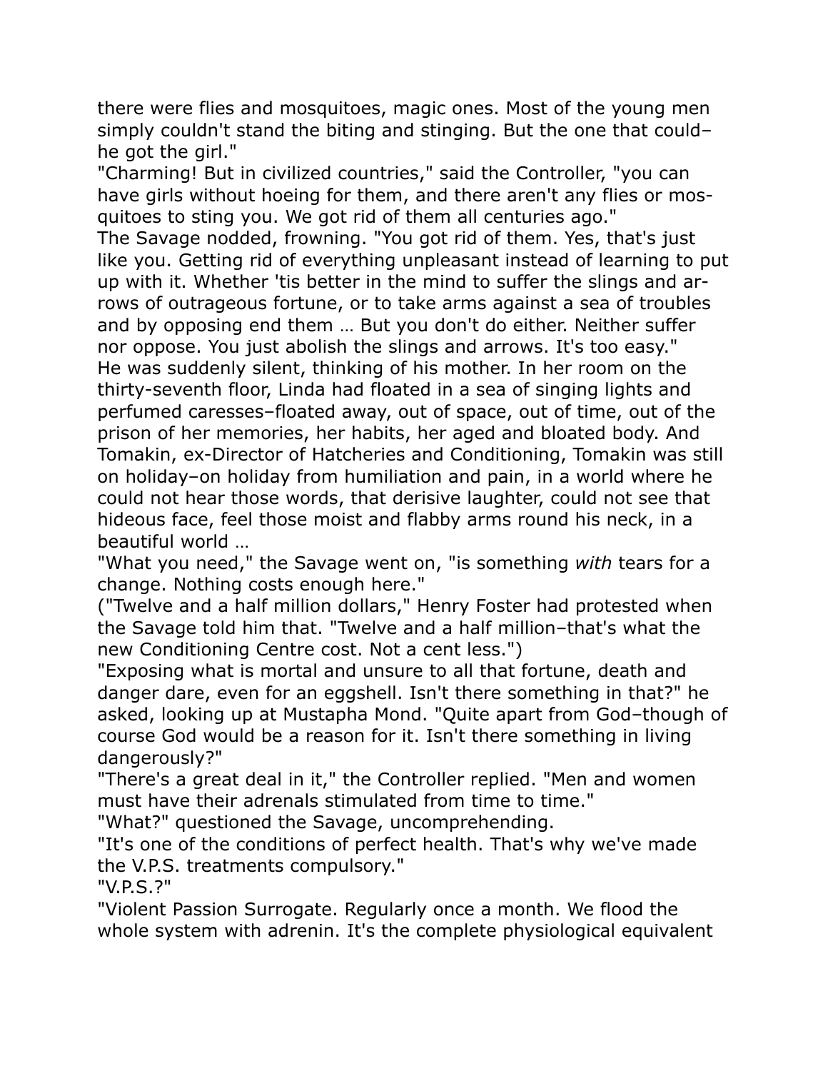there were flies and mosquitoes, magic ones. Most of the young men simply couldn't stand the biting and stinging. But the one that could–he got the girl."

"Charming! But in civilized countries," said the Controller, "you can have girls without hoeing for them, and there aren't any flies or mosquitoes to sting you. We got rid of them all centuries ago."

The Savage nodded, frowning. "You got rid of them. Yes, that's just like you. Getting rid of everything unpleasant instead of learning to put up with it. Whether 'tis better in the mind to suffer the slings and arrows of outrageous fortune, or to take arms against a sea of troubles and by opposing end them … But you don't do either. Neither suffer nor oppose. You just abolish the slings and arrows. It's too easy."

He was suddenly silent, thinking of his mother. In her room on the thirty-seventh floor, Linda had floated in a sea of singing lights and perfumed caresses–floated away, out of space, out of time, out of the prison of her memories, her habits, her aged and bloated body. And Tomakin, ex-Director of Hatcheries and Conditioning, Tomakin was still on holiday–on holiday from humiliation and pain, in a world where he could not hear those words, that derisive laughter, could not see that hideous face, feel those moist and flabby arms round his neck, in a beautiful world …

"What you need," the Savage went on, "is something *with* tears for a change. Nothing costs enough here."

("Twelve and a half million dollars," Henry Foster had protested when the Savage told him that. "Twelve and a half million–that's what the new Conditioning Centre cost. Not a cent less.")

"Exposing what is mortal and unsure to all that fortune, death and danger dare, even for an eggshell. Isn't there something in that?" he asked, looking up at Mustapha Mond. "Quite apart from God–though of course God would be a reason for it. Isn't there something in living dangerously?"

"There's a great deal in it," the Controller replied. "Men and women must have their adrenals stimulated from time to time."

"What?" questioned the Savage, uncomprehending.

"It's one of the conditions of perfect health. That's why we've made the V.P.S. treatments compulsory."

"V.P.S.?"

"Violent Passion Surrogate. Regularly once a month. We flood the whole system with adrenin. It's the complete physiological equivalent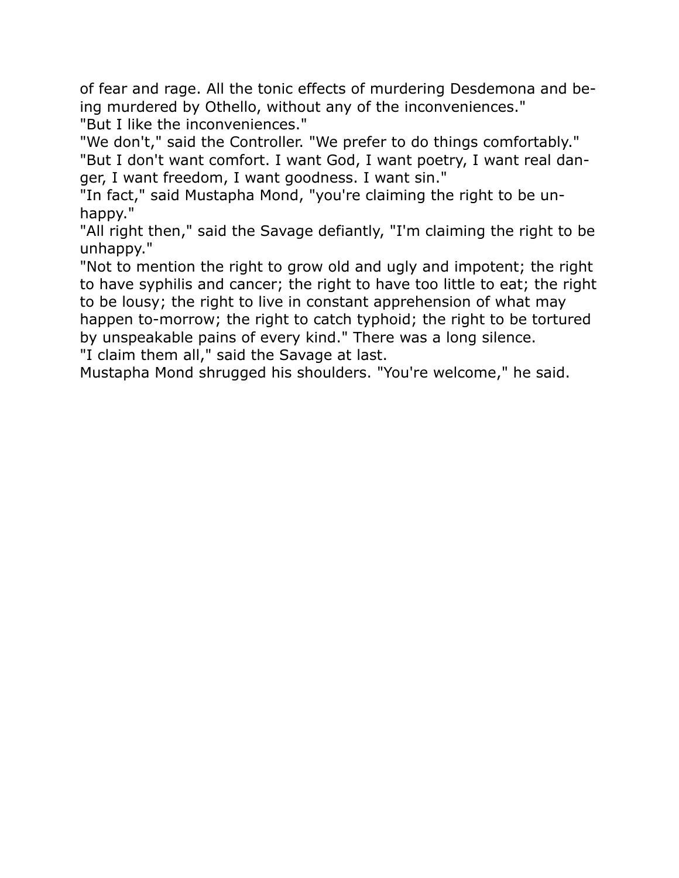of fear and rage. All the tonic effects of murdering Desdemona and being murdered by Othello, without any of the inconveniences."

"But I like the inconveniences."

"We don't," said the Controller. "We prefer to do things comfortably."

"But I don't want comfort. I want God, I want poetry, I want real danger, I want freedom, I want goodness. I want sin."

"In fact," said Mustapha Mond, "you're claiming the right to be unhappy."

"All right then," said the Savage defiantly, "I'm claiming the right to be unhappy."

"Not to mention the right to grow old and ugly and impotent; the right to have syphilis and cancer; the right to have too little to eat; the right to be lousy; the right to live in constant apprehension of what may happen to-morrow; the right to catch typhoid; the right to be tortured by unspeakable pains of every kind." There was a long silence.

"I claim them all," said the Savage at last.

Mustapha Mond shrugged his shoulders. "You're welcome," he said.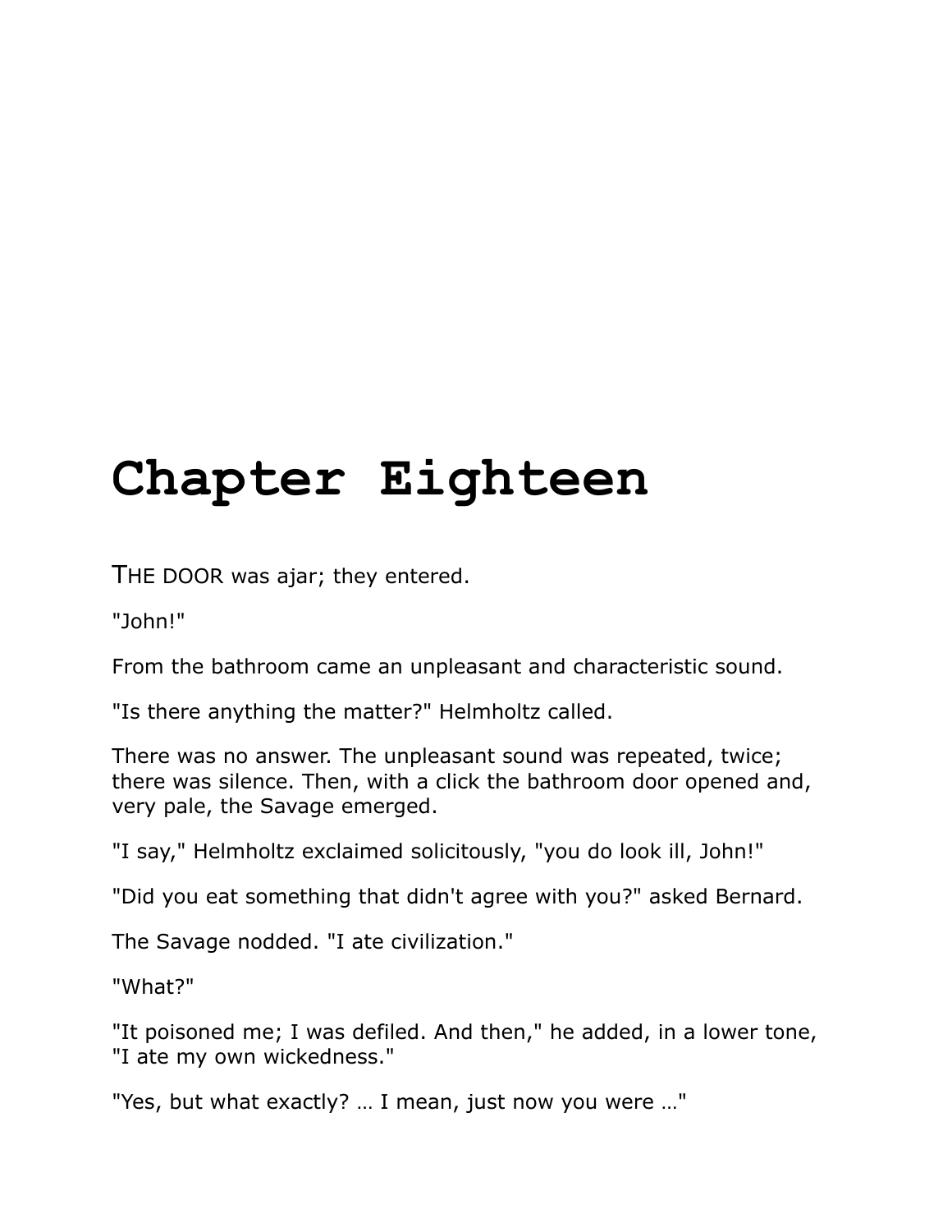# Chapter Eighteen

THE DOOR was ajar; they entered.

"John!"

From the bathroom came an unpleasant and characteristic sound.

"Is there anything the matter?" Helmholtz called.

There was no answer. The unpleasant sound was repeated, twice; there was silence. Then, with a click the bathroom door opened and, very pale, the Savage emerged.

"I say," Helmholtz exclaimed solicitously, "you do look ill, John!"

"Did you eat something that didn't agree with you?" asked Bernard.

The Savage nodded. "I ate civilization."

"What?"

"It poisoned me; I was defiled. And then," he added, in a lower tone, "I ate my own wickedness."

"Yes, but what exactly? … I mean, just now you were …"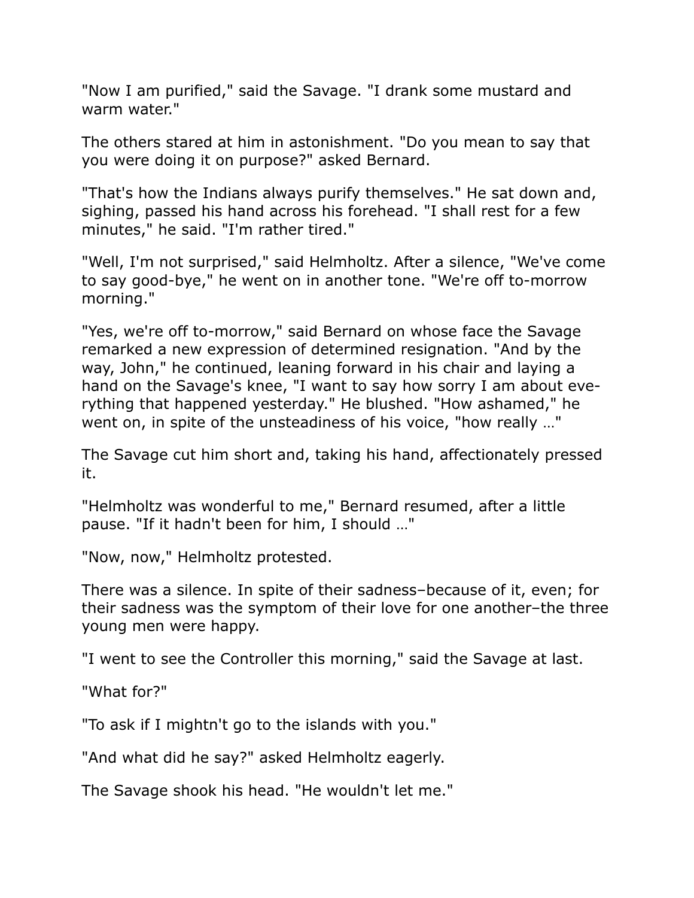"Now I am purified," said the Savage. "I drank some mustard and warm water."

The others stared at him in astonishment. "Do you mean to say that you were doing it on purpose?" asked Bernard.

"That's how the Indians always purify themselves." He sat down and, sighing, passed his hand across his forehead. "I shall rest for a few minutes," he said. "I'm rather tired."

"Well, I'm not surprised," said Helmholtz. After a silence, "We've come to say good-bye," he went on in another tone. "We're off to-morrow morning."

"Yes, we're off to-morrow," said Bernard on whose face the Savage remarked a new expression of determined resignation. "And by the way, John," he continued, leaning forward in his chair and laying a hand on the Savage's knee, "I want to say how sorry I am about everything that happened yesterday." He blushed. "How ashamed," he went on, in spite of the unsteadiness of his voice, "how really …"

The Savage cut him short and, taking his hand, affectionately pressed it.

"Helmholtz was wonderful to me," Bernard resumed, after a little pause. "If it hadn't been for him, I should …"

"Now, now," Helmholtz protested.

There was a silence. In spite of their sadness–because of it, even; for their sadness was the symptom of their love for one another–the three young men were happy.

"I went to see the Controller this morning," said the Savage at last.

"What for?"

"To ask if I mightn't go to the islands with you."

"And what did he say?" asked Helmholtz eagerly.

The Savage shook his head. "He wouldn't let me."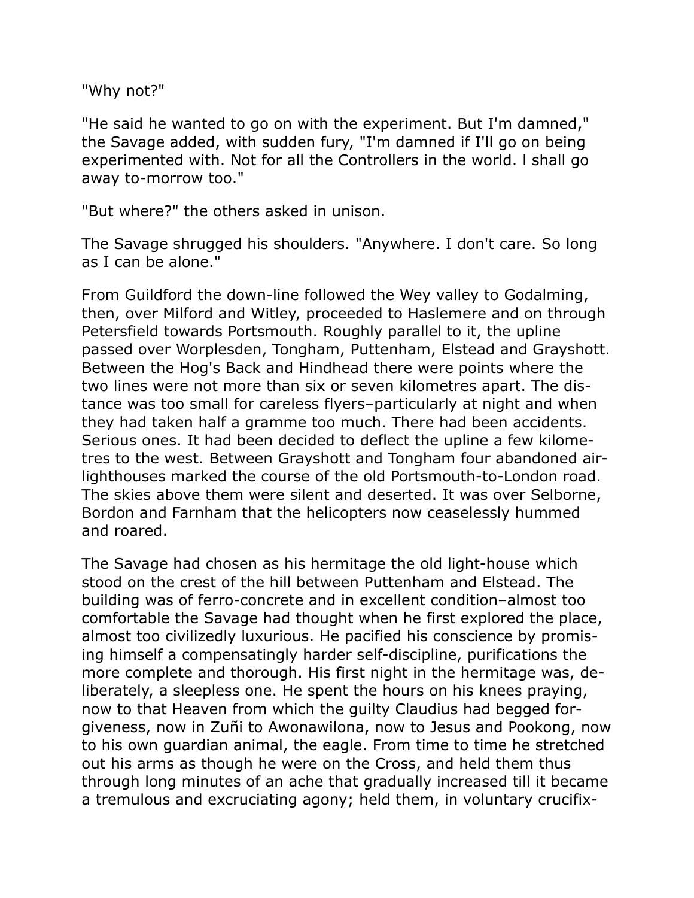"Why not?"

"He said he wanted to go on with the experiment. But I'm damned," the Savage added, with sudden fury, "I'm damned if I'll go on being experimented with. Not for all the Controllers in the world. I shall go away to-morrow too."

"But where?" the others asked in unison.

The Savage shrugged his shoulders. "Anywhere. I don't care. So long as I can be alone."

From Guildford the down-line followed the Wey valley to Godalming, then, over Milford and Witley, proceeded to Haslemere and on through Petersfield towards Portsmouth. Roughly parallel to it, the upline passed over Worplesden, Tongham, Puttenham, Elstead and Grayshott. Between the Hog's Back and Hindhead there were points where the two lines were not more than six or seven kilometres apart. The distance was too small for careless flyers–particularly at night and when they had taken half a gramme too much. There had been accidents. Serious ones. It had been decided to deflect the upline a few kilometres to the west. Between Grayshott and Tongham four abandoned air-lighthouses marked the course of the old Portsmouth-to-London road. The skies above them were silent and deserted. It was over Selborne, Bordon and Farnham that the helicopters now ceaselessly hummed and roared.

The Savage had chosen as his hermitage the old light-house which stood on the crest of the hill between Puttenham and Elstead. The building was of ferro-concrete and in excellent condition–almost too comfortable the Savage had thought when he first explored the place, almost too civilizedly luxurious. He pacified his conscience by promising himself a compensatingly harder self-discipline, purifications the more complete and thorough. His first night in the hermitage was, deliberately, a sleepless one. He spent the hours on his knees praying, now to that Heaven from which the guilty Claudius had begged forgiveness, now in Zuñi to Awonawilona, now to Jesus and Pookong, now to his own guardian animal, the eagle. From time to time he stretched out his arms as though he were on the Cross, and held them thus through long minutes of an ache that gradually increased till it became a tremulous and excruciating agony; held them, in voluntary crucifix-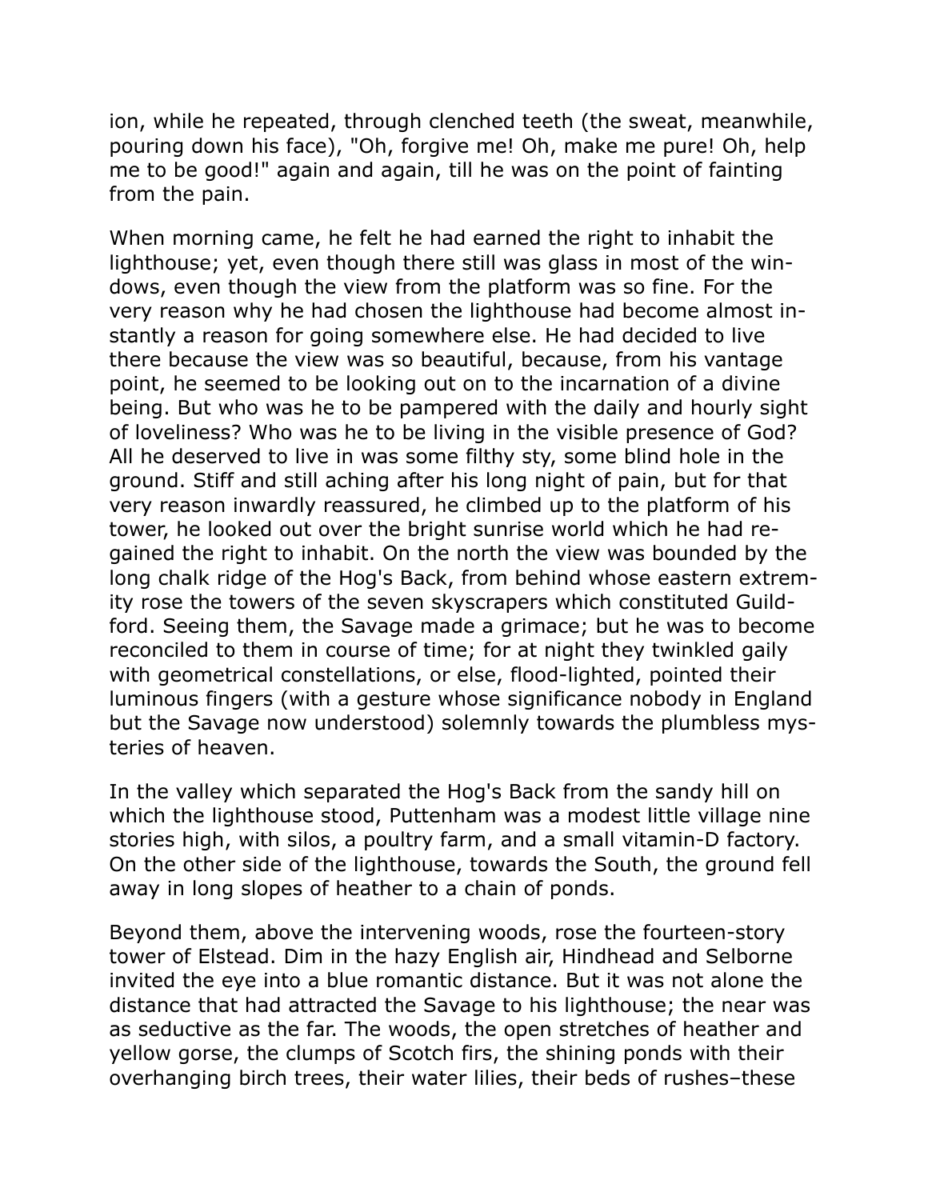ion, while he repeated, through clenched teeth (the sweat, meanwhile, pouring down his face), "Oh, forgive me! Oh, make me pure! Oh, help me to be good!" again and again, till he was on the point of fainting from the pain.

When morning came, he felt he had earned the right to inhabit the lighthouse; yet, even though there still was glass in most of the windows, even though the view from the platform was so fine. For the very reason why he had chosen the lighthouse had become almost instantly a reason for going somewhere else. He had decided to live there because the view was so beautiful, because, from his vantage point, he seemed to be looking out on to the incarnation of a divine being. But who was he to be pampered with the daily and hourly sight of loveliness? Who was he to be living in the visible presence of God? All he deserved to live in was some filthy sty, some blind hole in the ground. Stiff and still aching after his long night of pain, but for that very reason inwardly reassured, he climbed up to the platform of his tower, he looked out over the bright sunrise world which he had regained the right to inhabit. On the north the view was bounded by the long chalk ridge of the Hog's Back, from behind whose eastern extremity rose the towers of the seven skyscrapers which constituted Guildford. Seeing them, the Savage made a grimace; but he was to become reconciled to them in course of time; for at night they twinkled gaily with geometrical constellations, or else, flood-lighted, pointed their luminous fingers (with a gesture whose significance nobody in England but the Savage now understood) solemnly towards the plumbless mysteries of heaven.

In the valley which separated the Hog's Back from the sandy hill on which the lighthouse stood, Puttenham was a modest little village nine stories high, with silos, a poultry farm, and a small vitamin-D factory. On the other side of the lighthouse, towards the South, the ground fell away in long slopes of heather to a chain of ponds.

Beyond them, above the intervening woods, rose the fourteen-story tower of Elstead. Dim in the hazy English air, Hindhead and Selborne invited the eye into a blue romantic distance. But it was not alone the distance that had attracted the Savage to his lighthouse; the near was as seductive as the far. The woods, the open stretches of heather and yellow gorse, the clumps of Scotch firs, the shining ponds with their overhanging birch trees, their water lilies, their beds of rushes–these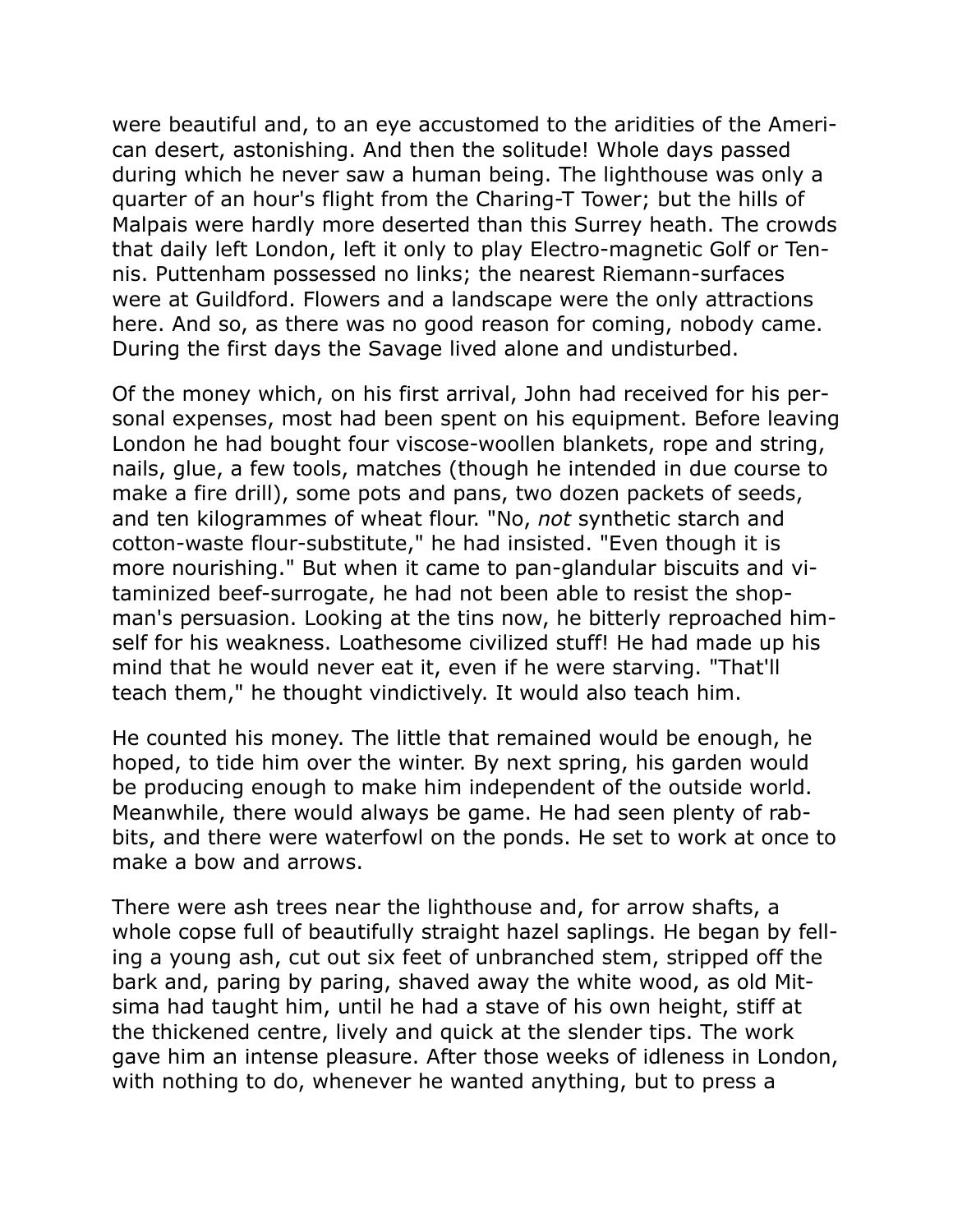were beautiful and, to an eye accustomed to the aridities of the American desert, astonishing. And then the solitude! Whole days passed during which he never saw a human being. The lighthouse was only a quarter of an hour's flight from the Charing-T Tower; but the hills of Malpais were hardly more deserted than this Surrey heath. The crowds that daily left London, left it only to play Electro-magnetic Golf or Tennis. Puttenham possessed no links; the nearest Riemann-surfaces were at Guildford. Flowers and a landscape were the only attractions here. And so, as there was no good reason for coming, nobody came. During the first days the Savage lived alone and undisturbed.

Of the money which, on his first arrival, John had received for his personal expenses, most had been spent on his equipment. Before leaving London he had bought four viscose-woollen blankets, rope and string, nails, glue, a few tools, matches (though he intended in due course to make a fire drill), some pots and pans, two dozen packets of seeds, and ten kilogrammes of wheat flour. "No, *not* synthetic starch and cotton-waste flour-substitute," he had insisted. "Even though it is more nourishing." But when it came to pan-glandular biscuits and vitaminized beef-surrogate, he had not been able to resist the shopman's persuasion. Looking at the tins now, he bitterly reproached himself for his weakness. Loathesome civilized stuff! He had made up his mind that he would never eat it, even if he were starving. "That'll teach them," he thought vindictively. It would also teach him.

He counted his money. The little that remained would be enough, he hoped, to tide him over the winter. By next spring, his garden would be producing enough to make him independent of the outside world. Meanwhile, there would always be game. He had seen plenty of rabbits, and there were waterfowl on the ponds. He set to work at once to make a bow and arrows.

There were ash trees near the lighthouse and, for arrow shafts, a whole copse full of beautifully straight hazel saplings. He began by felling a young ash, cut out six feet of unbranched stem, stripped off the bark and, paring by paring, shaved away the white wood, as old Mitsima had taught him, until he had a stave of his own height, stiff at the thickened centre, lively and quick at the slender tips. The work gave him an intense pleasure. After those weeks of idleness in London, with nothing to do, whenever he wanted anything, but to press a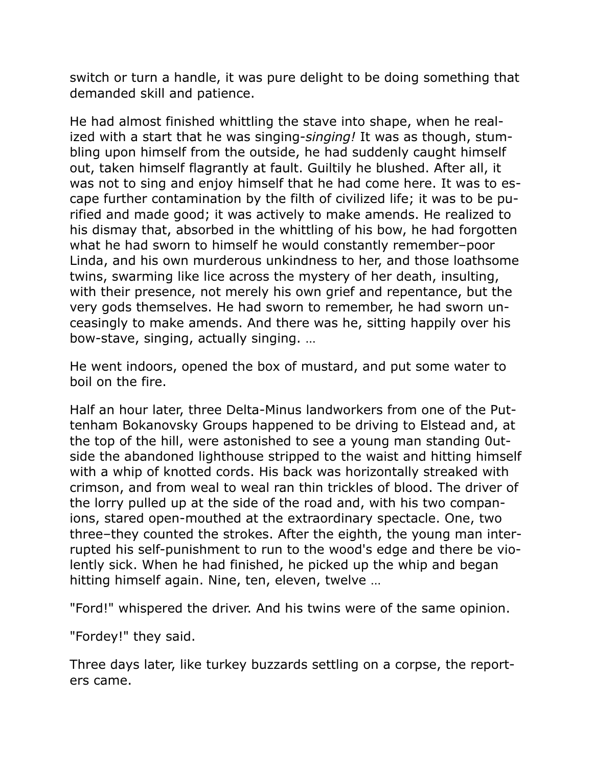switch or turn a handle, it was pure delight to be doing something that demanded skill and patience.

He had almost finished whittling the stave into shape, when he realized with a start that he was singing-*singing!* It was as though, stumbling upon himself from the outside, he had suddenly caught himself out, taken himself flagrantly at fault. Guiltily he blushed. After all, it was not to sing and enjoy himself that he had come here. It was to escape further contamination by the filth of civilized life; it was to be purified and made good; it was actively to make amends. He realized to his dismay that, absorbed in the whittling of his bow, he had forgotten what he had sworn to himself he would constantly remember–poor Linda, and his own murderous unkindness to her, and those loathsome twins, swarming like lice across the mystery of her death, insulting, with their presence, not merely his own grief and repentance, but the very gods themselves. He had sworn to remember, he had sworn unceasingly to make amends. And there was he, sitting happily over his bow-stave, singing, actually singing. …

He went indoors, opened the box of mustard, and put some water to boil on the fire.

Half an hour later, three Delta-Minus landworkers from one of the Puttenham Bokanovsky Groups happened to be driving to Elstead and, at the top of the hill, were astonished to see a young man standing 0utside the abandoned lighthouse stripped to the waist and hitting himself with a whip of knotted cords. His back was horizontally streaked with crimson, and from weal to weal ran thin trickles of blood. The driver of the lorry pulled up at the side of the road and, with his two companions, stared open-mouthed at the extraordinary spectacle. One, two three–they counted the strokes. After the eighth, the young man interrupted his self-punishment to run to the wood's edge and there be violently sick. When he had finished, he picked up the whip and began hitting himself again. Nine, ten, eleven, twelve …

"Ford!" whispered the driver. And his twins were of the same opinion.

"Fordey!" they said.

Three days later, like turkey buzzards settling on a corpse, the reporters came.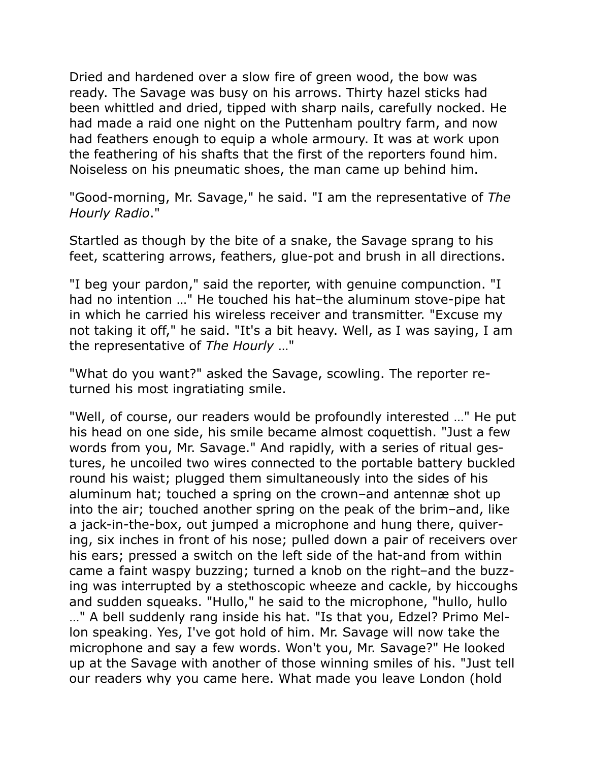Dried and hardened over a slow fire of green wood, the bow was ready. The Savage was busy on his arrows. Thirty hazel sticks had been whittled and dried, tipped with sharp nails, carefully nocked. He had made a raid one night on the Puttenham poultry farm, and now had feathers enough to equip a whole armoury. It was at work upon the feathering of his shafts that the first of the reporters found him. Noiseless on his pneumatic shoes, the man came up behind him.

"Good-morning, Mr. Savage," he said. "I am the representative of *The Hourly Radio*."

Startled as though by the bite of a snake, the Savage sprang to his feet, scattering arrows, feathers, glue-pot and brush in all directions.

"I beg your pardon," said the reporter, with genuine compunction. "I had no intention …" He touched his hat–the aluminum stove-pipe hat in which he carried his wireless receiver and transmitter. "Excuse my not taking it off," he said. "It's a bit heavy. Well, as I was saying, I am the representative of *The Hourly* …"

"What do you want?" asked the Savage, scowling. The reporter returned his most ingratiating smile.

"Well, of course, our readers would be profoundly interested …" He put his head on one side, his smile became almost coquettish. "Just a few words from you, Mr. Savage." And rapidly, with a series of ritual gestures, he uncoiled two wires connected to the portable battery buckled round his waist; plugged them simultaneously into the sides of his aluminum hat; touched a spring on the crown–and antennæ shot up into the air; touched another spring on the peak of the brim–and, like a jack-in-the-box, out jumped a microphone and hung there, quivering, six inches in front of his nose; pulled down a pair of receivers over his ears; pressed a switch on the left side of the hat-and from within came a faint waspy buzzing; turned a knob on the right–and the buzzing was interrupted by a stethoscopic wheeze and cackle, by hiccoughs and sudden squeaks. "Hullo," he said to the microphone, "hullo, hullo …" A bell suddenly rang inside his hat. "Is that you, Edzel? Primo Mellon speaking. Yes, I've got hold of him. Mr. Savage will now take the microphone and say a few words. Won't you, Mr. Savage?" He looked up at the Savage with another of those winning smiles of his. "Just tell our readers why you came here. What made you leave London (hold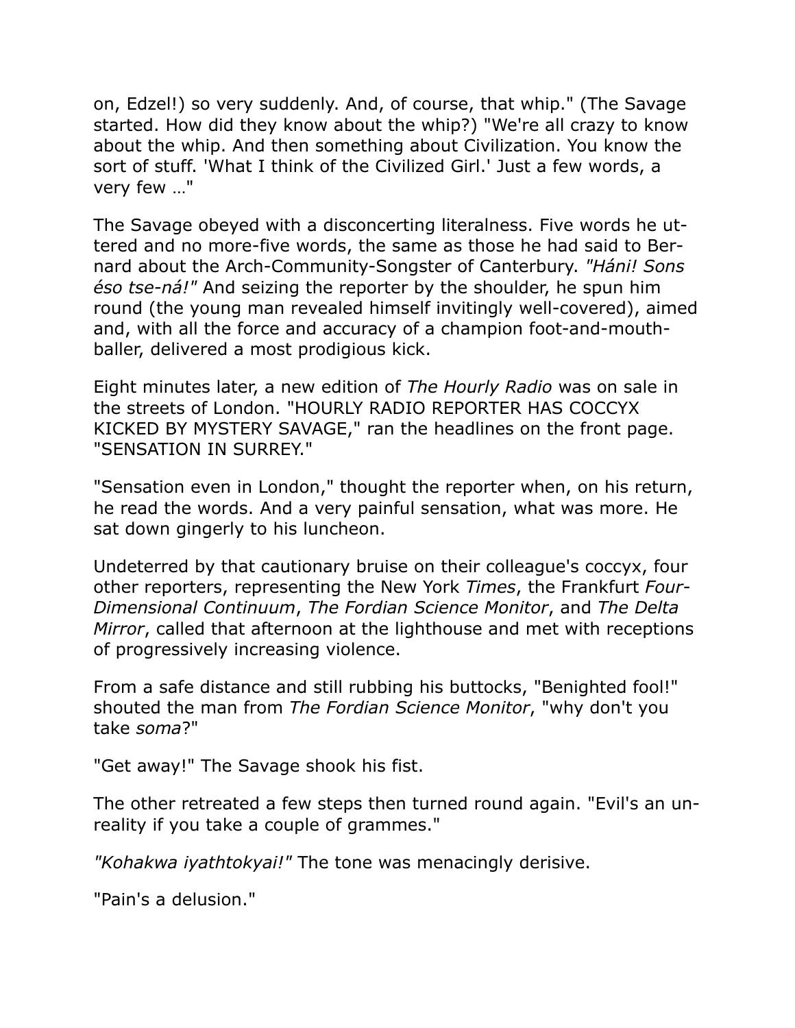on, Edzel!) so very suddenly. And, of course, that whip." (The Savage started. How did they know about the whip?) "We're all crazy to know about the whip. And then something about Civilization. You know the sort of stuff. 'What I think of the Civilized Girl.' Just a few words, a very few …"

The Savage obeyed with a disconcerting literalness. Five words he uttered and no more-five words, the same as those he had said to Bernard about the Arch-Community-Songster of Canterbury. *"Háni! Sons éso tse-ná!"* And seizing the reporter by the shoulder, he spun him round (the young man revealed himself invitingly well-covered), aimed and, with all the force and accuracy of a champion foot-and-mouth-baller, delivered a most prodigious kick.

Eight minutes later, a new edition of *The Hourly Radio* was on sale in the streets of London. "HOURLY RADIO REPORTER HAS COCCYX KICKED BY MYSTERY SAVAGE," ran the headlines on the front page. "SENSATION IN SURREY."

"Sensation even in London," thought the reporter when, on his return, he read the words. And a very painful sensation, what was more. He sat down gingerly to his luncheon.

Undeterred by that cautionary bruise on their colleague's coccyx, four other reporters, representing the New York *Times*, the Frankfurt *Four-Dimensional Continuum*, *The Fordian Science Monitor*, and *The Delta Mirror*, called that afternoon at the lighthouse and met with receptions of progressively increasing violence.

From a safe distance and still rubbing his buttocks, "Benighted fool!" shouted the man from *The Fordian Science Monitor*, "why don't you take *soma*?"

"Get away!" The Savage shook his fist.

The other retreated a few steps then turned round again. "Evil's an unreality if you take a couple of grammes."

*"Kohakwa iyathtokyai!"* The tone was menacingly derisive.

"Pain's a delusion."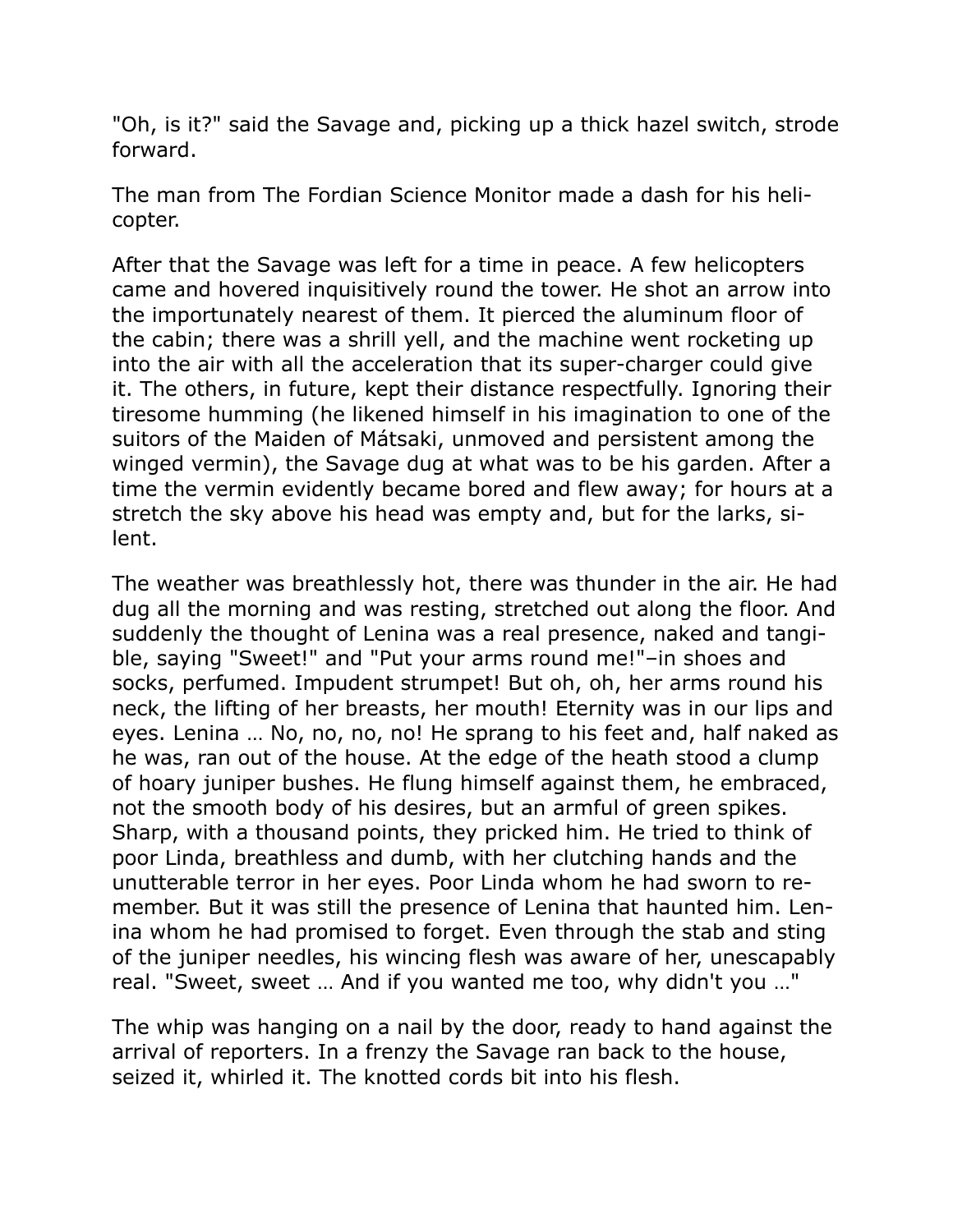"Oh, is it?" said the Savage and, picking up a thick hazel switch, strode forward.

The man from The Fordian Science Monitor made a dash for his helicopter.

After that the Savage was left for a time in peace. A few helicopters came and hovered inquisitively round the tower. He shot an arrow into the importunately nearest of them. It pierced the aluminum floor of the cabin; there was a shrill yell, and the machine went rocketing up into the air with all the acceleration that its super-charger could give it. The others, in future, kept their distance respectfully. Ignoring their tiresome humming (he likened himself in his imagination to one of the suitors of the Maiden of Mátsaki, unmoved and persistent among the winged vermin), the Savage dug at what was to be his garden. After a time the vermin evidently became bored and flew away; for hours at a stretch the sky above his head was empty and, but for the larks, silent.

The weather was breathlessly hot, there was thunder in the air. He had dug all the morning and was resting, stretched out along the floor. And suddenly the thought of Lenina was a real presence, naked and tangible, saying "Sweet!" and "Put your arms round me!"–in shoes and socks, perfumed. Impudent strumpet! But oh, oh, her arms round his neck, the lifting of her breasts, her mouth! Eternity was in our lips and eyes. Lenina … No, no, no, no! He sprang to his feet and, half naked as he was, ran out of the house. At the edge of the heath stood a clump of hoary juniper bushes. He flung himself against them, he embraced, not the smooth body of his desires, but an armful of green spikes. Sharp, with a thousand points, they pricked him. He tried to think of poor Linda, breathless and dumb, with her clutching hands and the unutterable terror in her eyes. Poor Linda whom he had sworn to remember. But it was still the presence of Lenina that haunted him. Lenina whom he had promised to forget. Even through the stab and sting of the juniper needles, his wincing flesh was aware of her, unescapably real. "Sweet, sweet … And if you wanted me too, why didn't you …"

The whip was hanging on a nail by the door, ready to hand against the arrival of reporters. In a frenzy the Savage ran back to the house, seized it, whirled it. The knotted cords bit into his flesh.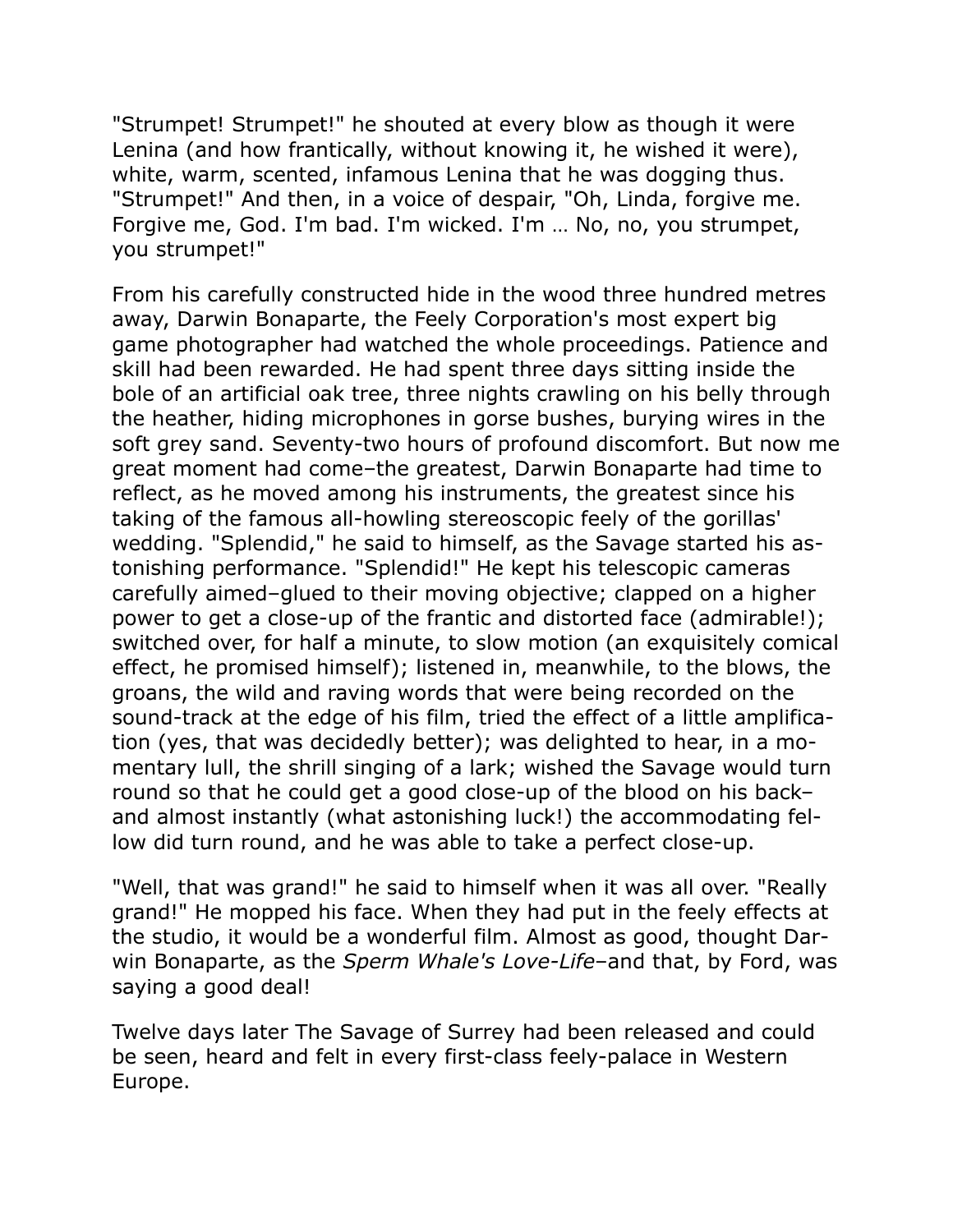"Strumpet! Strumpet!" he shouted at every blow as though it were Lenina (and how frantically, without knowing it, he wished it were), white, warm, scented, infamous Lenina that he was dogging thus. "Strumpet!" And then, in a voice of despair, "Oh, Linda, forgive me. Forgive me, God. I'm bad. I'm wicked. I'm … No, no, you strumpet, you strumpet!"

From his carefully constructed hide in the wood three hundred metres away, Darwin Bonaparte, the Feely Corporation's most expert big game photographer had watched the whole proceedings. Patience and skill had been rewarded. He had spent three days sitting inside the bole of an artificial oak tree, three nights crawling on his belly through the heather, hiding microphones in gorse bushes, burying wires in the soft grey sand. Seventy-two hours of profound discomfort. But now me great moment had come–the greatest, Darwin Bonaparte had time to reflect, as he moved among his instruments, the greatest since his taking of the famous all-howling stereoscopic feely of the gorillas' wedding. "Splendid," he said to himself, as the Savage started his astonishing performance. "Splendid!" He kept his telescopic cameras carefully aimed–glued to their moving objective; clapped on a higher power to get a close-up of the frantic and distorted face (admirable!); switched over, for half a minute, to slow motion (an exquisitely comical effect, he promised himself); listened in, meanwhile, to the blows, the groans, the wild and raving words that were being recorded on the sound-track at the edge of his film, tried the effect of a little amplification (yes, that was decidedly better); was delighted to hear, in a momentary lull, the shrill singing of a lark; wished the Savage would turn round so that he could get a good close-up of the blood on his back–and almost instantly (what astonishing luck!) the accommodating fellow did turn round, and he was able to take a perfect close-up.

"Well, that was grand!" he said to himself when it was all over. "Really grand!" He mopped his face. When they had put in the feely effects at the studio, it would be a wonderful film. Almost as good, thought Darwin Bonaparte, as the *Sperm Whale's Love-Life*–and that, by Ford, was saying a good deal!

Twelve days later The Savage of Surrey had been released and could be seen, heard and felt in every first-class feely-palace in Western Europe.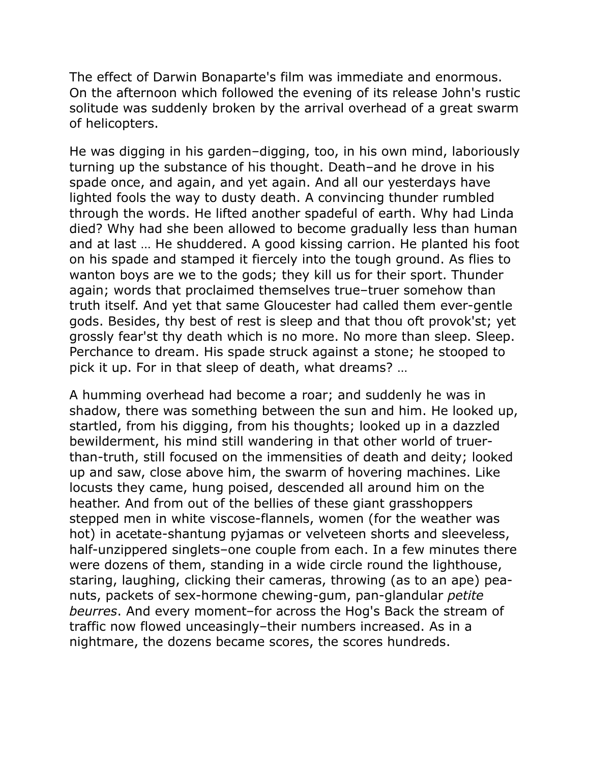The effect of Darwin Bonaparte's film was immediate and enormous. On the afternoon which followed the evening of its release John's rustic solitude was suddenly broken by the arrival overhead of a great swarm of helicopters.

He was digging in his garden–digging, too, in his own mind, laboriously turning up the substance of his thought. Death–and he drove in his spade once, and again, and yet again. And all our yesterdays have lighted fools the way to dusty death. A convincing thunder rumbled through the words. He lifted another spadeful of earth. Why had Linda died? Why had she been allowed to become gradually less than human and at last … He shuddered. A good kissing carrion. He planted his foot on his spade and stamped it fiercely into the tough ground. As flies to wanton boys are we to the gods; they kill us for their sport. Thunder again; words that proclaimed themselves true–truer somehow than truth itself. And yet that same Gloucester had called them ever-gentle gods. Besides, thy best of rest is sleep and that thou oft provok'st; yet grossly fear'st thy death which is no more. No more than sleep. Sleep. Perchance to dream. His spade struck against a stone; he stooped to pick it up. For in that sleep of death, what dreams? …

A humming overhead had become a roar; and suddenly he was in shadow, there was something between the sun and him. He looked up, startled, from his digging, from his thoughts; looked up in a dazzled bewilderment, his mind still wandering in that other world of truer-than-truth, still focused on the immensities of death and deity; looked up and saw, close above him, the swarm of hovering machines. Like locusts they came, hung poised, descended all around him on the heather. And from out of the bellies of these giant grasshoppers stepped men in white viscose-flannels, women (for the weather was hot) in acetate-shantung pyjamas or velveteen shorts and sleeveless, half-unzippered singlets–one couple from each. In a few minutes there were dozens of them, standing in a wide circle round the lighthouse, staring, laughing, clicking their cameras, throwing (as to an ape) pea-nuts, packets of sex-hormone chewing-gum, pan-glandular *petite beurres*. And every moment–for across the Hog's Back the stream of traffic now flowed unceasingly–their numbers increased. As in a nightmare, the dozens became scores, the scores hundreds.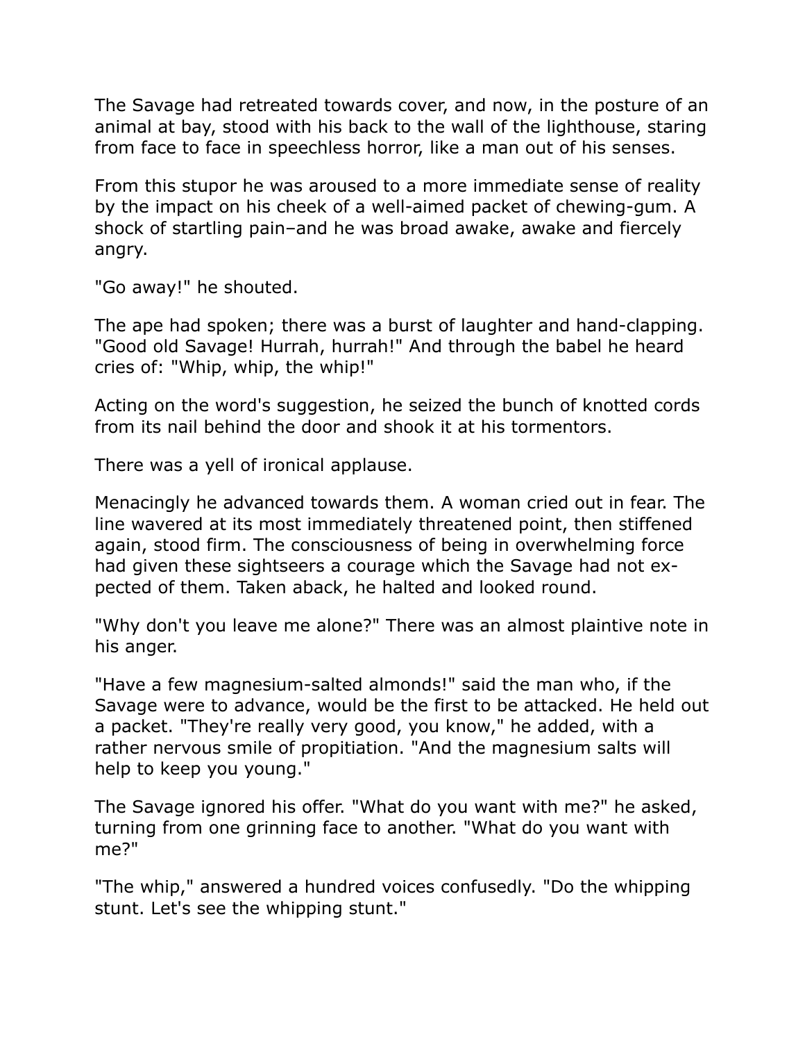The Savage had retreated towards cover, and now, in the posture of an animal at bay, stood with his back to the wall of the lighthouse, staring from face to face in speechless horror, like a man out of his senses.

From this stupor he was aroused to a more immediate sense of reality by the impact on his cheek of a well-aimed packet of chewing-gum. A shock of startling pain–and he was broad awake, awake and fiercely angry.

"Go away!" he shouted.

The ape had spoken; there was a burst of laughter and hand-clapping. "Good old Savage! Hurrah, hurrah!" And through the babel he heard cries of: "Whip, whip, the whip!"

Acting on the word's suggestion, he seized the bunch of knotted cords from its nail behind the door and shook it at his tormentors.

There was a yell of ironical applause.

Menacingly he advanced towards them. A woman cried out in fear. The line wavered at its most immediately threatened point, then stiffened again, stood firm. The consciousness of being in overwhelming force had given these sightseers a courage which the Savage had not expected of them. Taken aback, he halted and looked round.

"Why don't you leave me alone?" There was an almost plaintive note in his anger.

"Have a few magnesium-salted almonds!" said the man who, if the Savage were to advance, would be the first to be attacked. He held out a packet. "They're really very good, you know," he added, with a rather nervous smile of propitiation. "And the magnesium salts will help to keep you young."

The Savage ignored his offer. "What do you want with me?" he asked, turning from one grinning face to another. "What do you want with me?"

"The whip," answered a hundred voices confusedly. "Do the whipping stunt. Let's see the whipping stunt."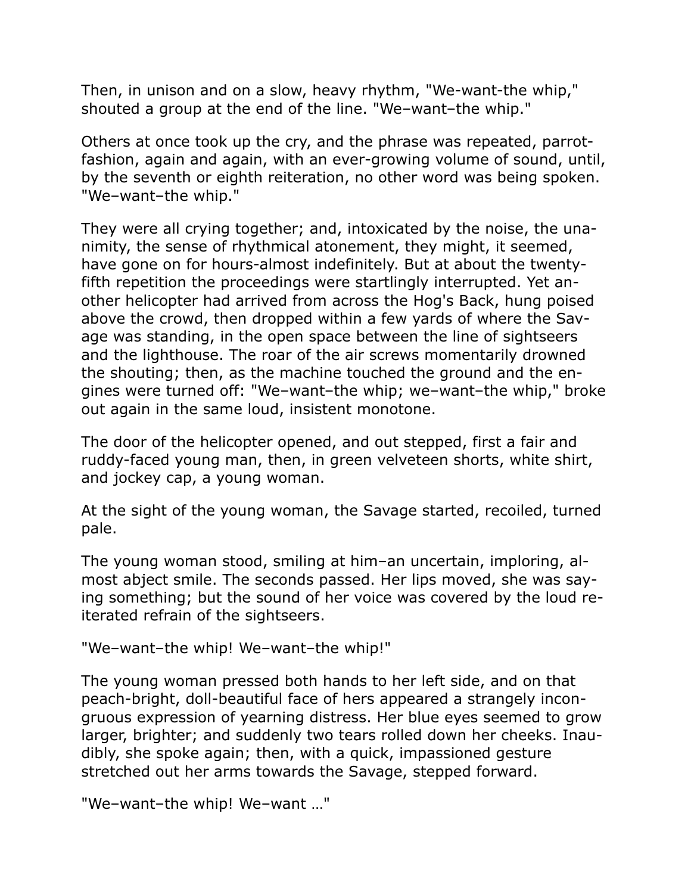Then, in unison and on a slow, heavy rhythm, "We-want-the whip," shouted a group at the end of the line. "We–want–the whip."

Others at once took up the cry, and the phrase was repeated, parrot-fashion, again and again, with an ever-growing volume of sound, until, by the seventh or eighth reiteration, no other word was being spoken. "We–want–the whip."

They were all crying together; and, intoxicated by the noise, the unanimity, the sense of rhythmical atonement, they might, it seemed, have gone on for hours-almost indefinitely. But at about the twenty-fifth repetition the proceedings were startlingly interrupted. Yet another helicopter had arrived from across the Hog's Back, hung poised above the crowd, then dropped within a few yards of where the Savage was standing, in the open space between the line of sightseers and the lighthouse. The roar of the air screws momentarily drowned the shouting; then, as the machine touched the ground and the engines were turned off: "We–want–the whip; we–want–the whip," broke out again in the same loud, insistent monotone.

The door of the helicopter opened, and out stepped, first a fair and ruddy-faced young man, then, in green velveteen shorts, white shirt, and jockey cap, a young woman.

At the sight of the young woman, the Savage started, recoiled, turned pale.

The young woman stood, smiling at him–an uncertain, imploring, almost abject smile. The seconds passed. Her lips moved, she was saying something; but the sound of her voice was covered by the loud reiterated refrain of the sightseers.

"We–want–the whip! We–want–the whip!"

The young woman pressed both hands to her left side, and on that peach-bright, doll-beautiful face of hers appeared a strangely incongruous expression of yearning distress. Her blue eyes seemed to grow larger, brighter; and suddenly two tears rolled down her cheeks. Inaudibly, she spoke again; then, with a quick, impassioned gesture stretched out her arms towards the Savage, stepped forward.

"We–want–the whip! We–want …"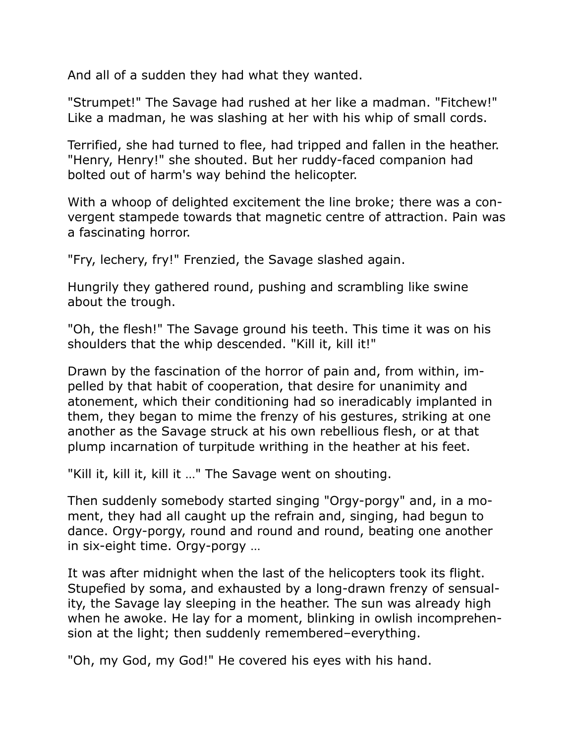And all of a sudden they had what they wanted.

"Strumpet!" The Savage had rushed at her like a madman. "Fitchew!" Like a madman, he was slashing at her with his whip of small cords.

Terrified, she had turned to flee, had tripped and fallen in the heather. "Henry, Henry!" she shouted. But her ruddy-faced companion had bolted out of harm's way behind the helicopter.

With a whoop of delighted excitement the line broke; there was a convergent stampede towards that magnetic centre of attraction. Pain was a fascinating horror.

"Fry, lechery, fry!" Frenzied, the Savage slashed again.

Hungrily they gathered round, pushing and scrambling like swine about the trough.

"Oh, the flesh!" The Savage ground his teeth. This time it was on his shoulders that the whip descended. "Kill it, kill it!"

Drawn by the fascination of the horror of pain and, from within, impelled by that habit of cooperation, that desire for unanimity and atonement, which their conditioning had so ineradicably implanted in them, they began to mime the frenzy of his gestures, striking at one another as the Savage struck at his own rebellious flesh, or at that plump incarnation of turpitude writhing in the heather at his feet.

"Kill it, kill it, kill it …" The Savage went on shouting.

Then suddenly somebody started singing "Orgy-porgy" and, in a moment, they had all caught up the refrain and, singing, had begun to dance. Orgy-porgy, round and round and round, beating one another in six-eight time. Orgy-porgy …

It was after midnight when the last of the helicopters took its flight. Stupefied by soma, and exhausted by a long-drawn frenzy of sensuality, the Savage lay sleeping in the heather. The sun was already high when he awoke. He lay for a moment, blinking in owlish incomprehension at the light; then suddenly remembered–everything.

"Oh, my God, my God!" He covered his eyes with his hand.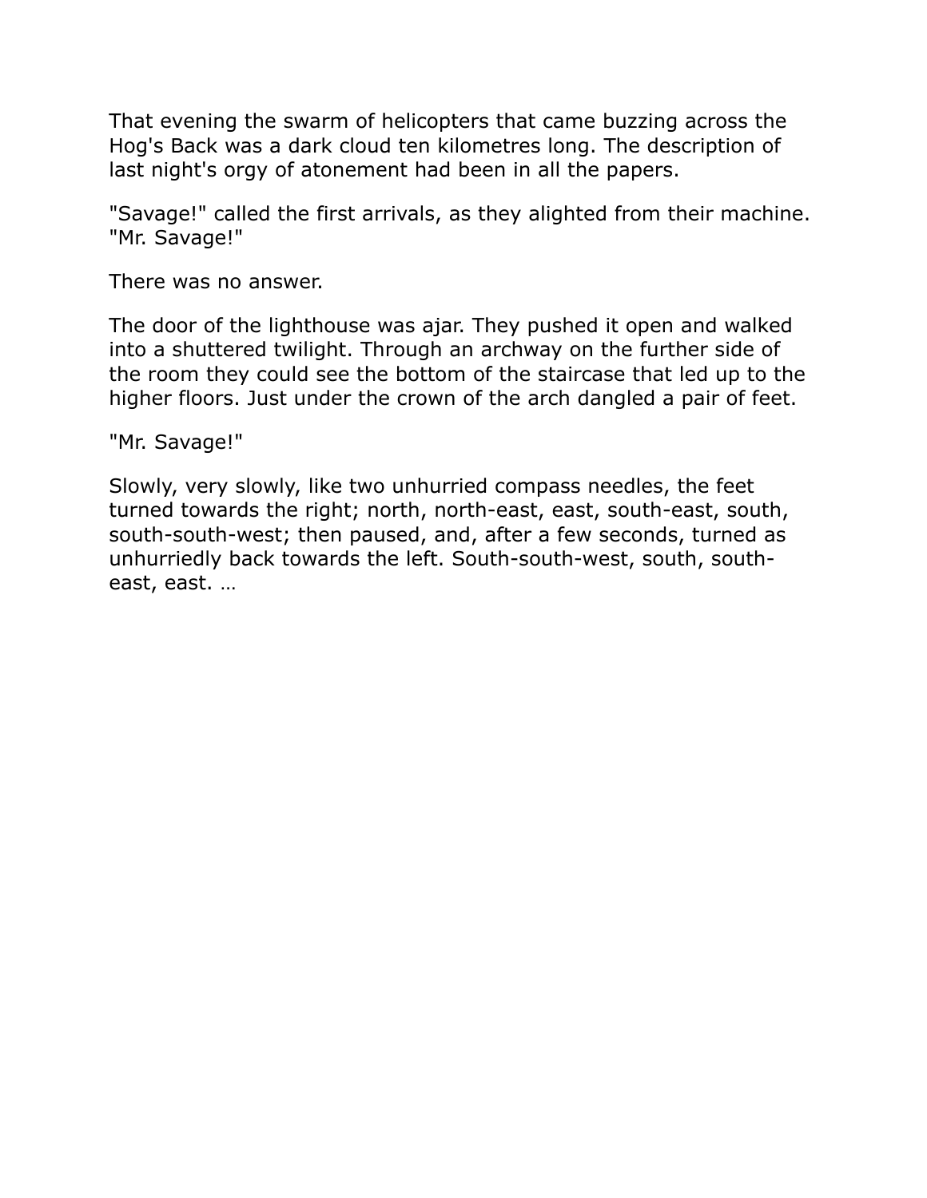That evening the swarm of helicopters that came buzzing across the Hog's Back was a dark cloud ten kilometres long. The description of last night's orgy of atonement had been in all the papers.

"Savage!" called the first arrivals, as they alighted from their machine. "Mr. Savage!"

There was no answer.

The door of the lighthouse was ajar. They pushed it open and walked into a shuttered twilight. Through an archway on the further side of the room they could see the bottom of the staircase that led up to the higher floors. Just under the crown of the arch dangled a pair of feet.

"Mr. Savage!"

Slowly, very slowly, like two unhurried compass needles, the feet turned towards the right; north, north-east, east, south-east, south, south-south-west; then paused, and, after a few seconds, turned as unhurriedly back towards the left. South-south-west, south, south-east, east. …